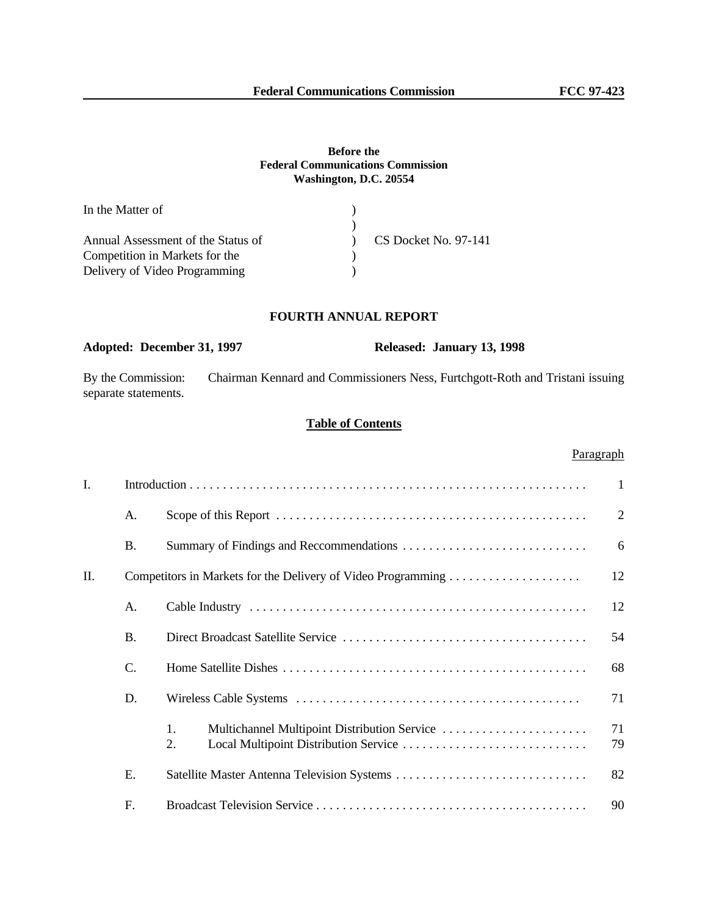**Before the**
**Federal Communications Commission**
**Washington, D.C. 20554**

| | | |
|---|---|---|
| In the Matter of | ) | |
| | ) | |
| Annual Assessment of the Status of | ) | CS Docket No. 97-141 |
| Competition in Markets for the | ) | |
| Delivery of Video Programming | ) | |

## FOURTH ANNUAL REPORT

**Adopted: December 31, 1997** **Released: January 13, 1998**

By the Commission: Chairman Kennard and Commissioners Ness, Furtchgott-Roth and Tristani issuing separate statements.

## Table of Contents

| | | | Paragraph |
|---|---|---|---|
| I. | Introduction | | 1 |
| | A. | Scope of this Report | 2 |
| | B. | Summary of Findings and Reccommendations | 6 |
| II. | Competitors in Markets for the Delivery of Video Programming | | 12 |
| | A. | Cable Industry | 12 |
| | B. | Direct Broadcast Satellite Service | 54 |
| | C. | Home Satellite Dishes | 68 |
| | D. | Wireless Cable Systems | 71 |
| | | 1. Multichannel Multipoint Distribution Service | 71 |
| | | 2. Local Multipoint Distribution Service | 79 |
| | E. | Satellite Master Antenna Television Systems | 82 |
| | F. | Broadcast Television Service | 90 |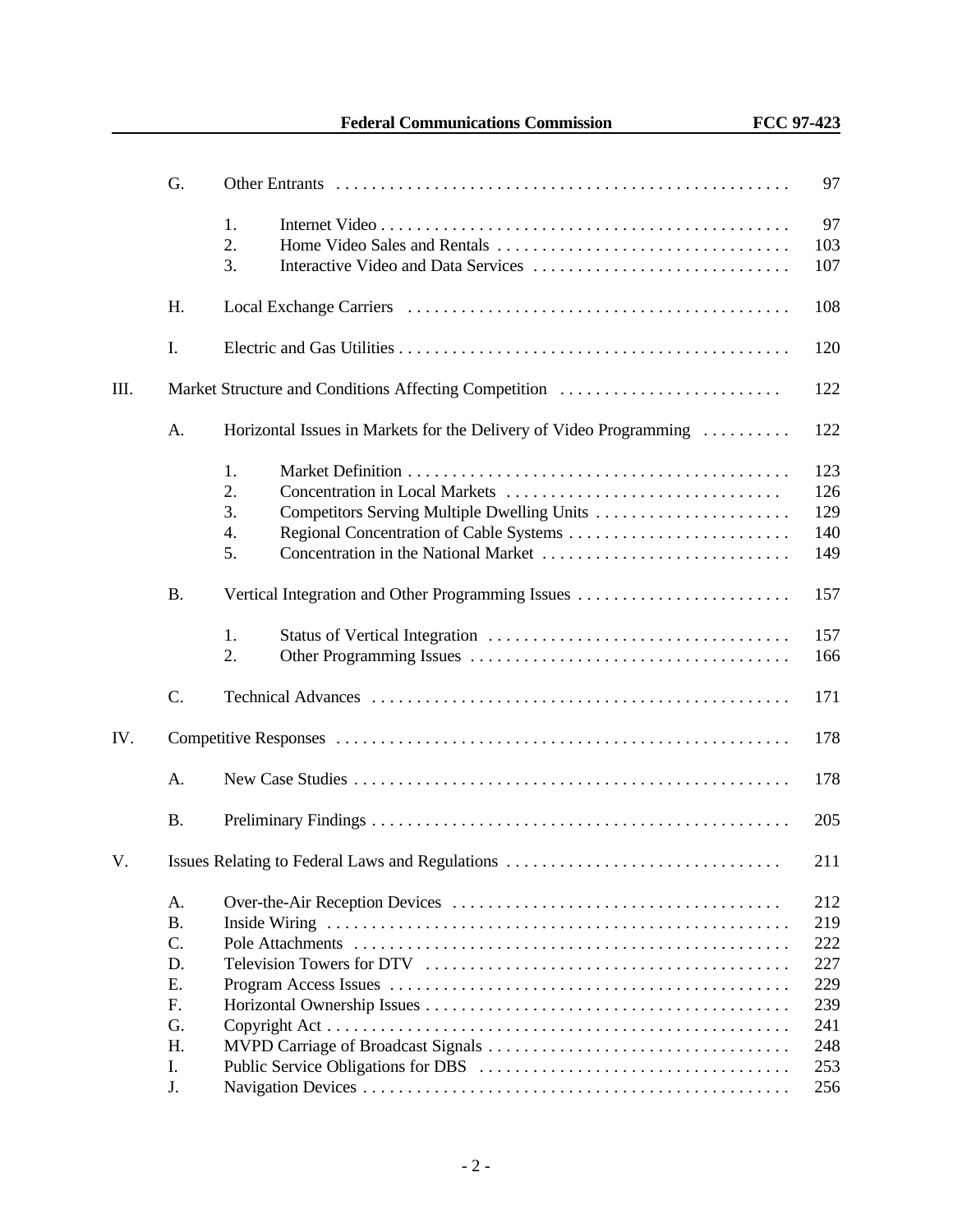| | | | |
|---|---|---|---|
| | G. | Other Entrants | 97 |
| | | 1. Internet Video | 97 |
| | | 2. Home Video Sales and Rentals | 103 |
| | | 3. Interactive Video and Data Services | 107 |
| | H. | Local Exchange Carriers | 108 |
| | I. | Electric and Gas Utilities | 120 |
| III. | | Market Structure and Conditions Affecting Competition | 122 |
| | A. | Horizontal Issues in Markets for the Delivery of Video Programming | 122 |
| | | 1. Market Definition | 123 |
| | | 2. Concentration in Local Markets | 126 |
| | | 3. Competitors Serving Multiple Dwelling Units | 129 |
| | | 4. Regional Concentration of Cable Systems | 140 |
| | | 5. Concentration in the National Market | 149 |
| | B. | Vertical Integration and Other Programming Issues | 157 |
| | | 1. Status of Vertical Integration | 157 |
| | | 2. Other Programming Issues | 166 |
| | C. | Technical Advances | 171 |
| IV. | | Competitive Responses | 178 |
| | A. | New Case Studies | 178 |
| | B. | Preliminary Findings | 205 |
| V. | | Issues Relating to Federal Laws and Regulations | 211 |
| | A. | Over-the-Air Reception Devices | 212 |
| | B. | Inside Wiring | 219 |
| | C. | Pole Attachments | 222 |
| | D. | Television Towers for DTV | 227 |
| | E. | Program Access Issues | 229 |
| | F. | Horizontal Ownership Issues | 239 |
| | G. | Copyright Act | 241 |
| | H. | MVPD Carriage of Broadcast Signals | 248 |
| | I. | Public Service Obligations for DBS | 253 |
| | J. | Navigation Devices | 256 |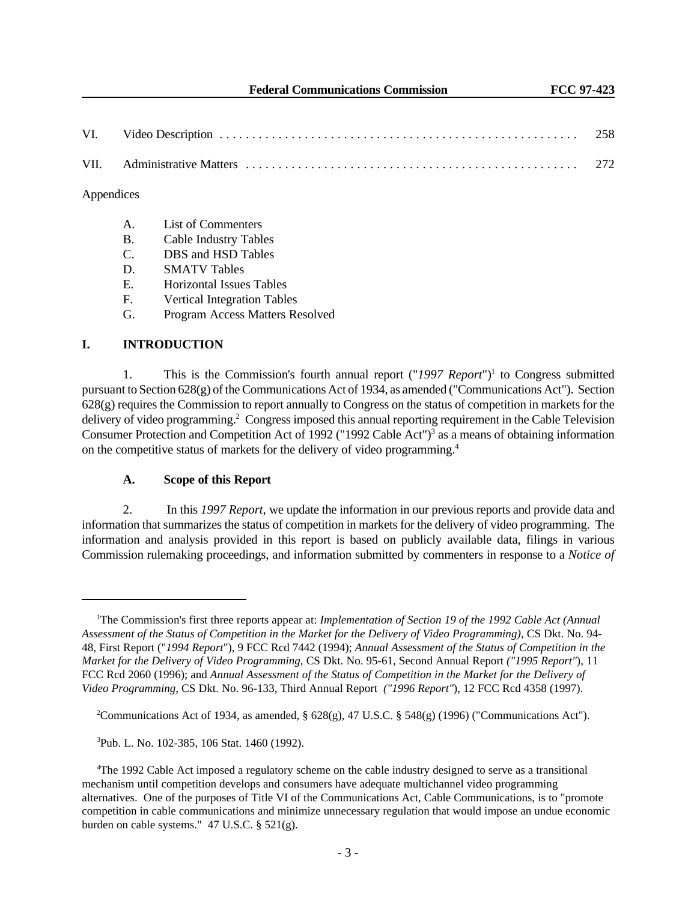| | | |
|---|---|---|
| VI. | Video Description | 258 |
| VII. | Administrative Matters | 272 |

Appendices

- A. List of Commenters
- B. Cable Industry Tables
- C. DBS and HSD Tables
- D. SMATV Tables
- E. Horizontal Issues Tables
- F. Vertical Integration Tables
- G. Program Access Matters Resolved

## I. INTRODUCTION

1. This is the Commission's fourth annual report ("*1997 Report*")[1] to Congress submitted pursuant to Section 628(g) of the Communications Act of 1934, as amended ("Communications Act"). Section 628(g) requires the Commission to report annually to Congress on the status of competition in markets for the delivery of video programming.[2] Congress imposed this annual reporting requirement in the Cable Television Consumer Protection and Competition Act of 1992 ("1992 Cable Act")[3] as a means of obtaining information on the competitive status of markets for the delivery of video programming.[4]

### A. Scope of this Report

2. In this *1997 Report*, we update the information in our previous reports and provide data and information that summarizes the status of competition in markets for the delivery of video programming. The information and analysis provided in this report is based on publicly available data, filings in various Commission rulemaking proceedings, and information submitted by commenters in response to a *Notice of*

---

[1]The Commission's first three reports appear at: *Implementation of Section 19 of the 1992 Cable Act (Annual Assessment of the Status of Competition in the Market for the Delivery of Video Programming)*, CS Dkt. No. 94-48, First Report ("*1994 Report*"), 9 FCC Rcd 7442 (1994); *Annual Assessment of the Status of Competition in the Market for the Delivery of Video Programming*, CS Dkt. No. 95-61, Second Annual Report *("1995 Report"*), 11 FCC Rcd 2060 (1996); and *Annual Assessment of the Status of Competition in the Market for the Delivery of Video Programming*, CS Dkt. No. 96-133, Third Annual Report *("1996 Report"*), 12 FCC Rcd 4358 (1997).

[2]Communications Act of 1934, as amended, § 628(g), 47 U.S.C. § 548(g) (1996) ("Communications Act").

[3]Pub. L. No. 102-385, 106 Stat. 1460 (1992).

[4]The 1992 Cable Act imposed a regulatory scheme on the cable industry designed to serve as a transitional mechanism until competition develops and consumers have adequate multichannel video programming alternatives. One of the purposes of Title VI of the Communications Act, Cable Communications, is to "promote competition in cable communications and minimize unnecessary regulation that would impose an undue economic burden on cable systems." 47 U.S.C. § 521(g).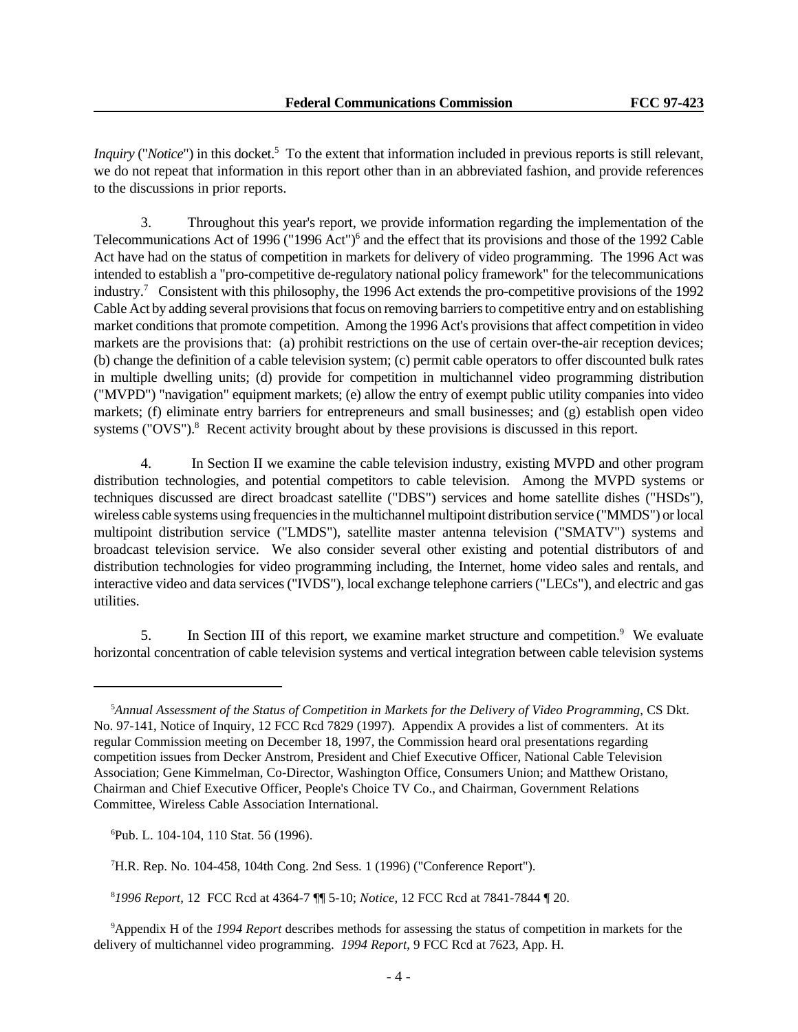*Inquiry* ("*Notice*") in this docket.[5] To the extent that information included in previous reports is still relevant, we do not repeat that information in this report other than in an abbreviated fashion, and provide references to the discussions in prior reports.

3. Throughout this year's report, we provide information regarding the implementation of the Telecommunications Act of 1996 ("1996 Act")[6] and the effect that its provisions and those of the 1992 Cable Act have had on the status of competition in markets for delivery of video programming. The 1996 Act was intended to establish a "pro-competitive de-regulatory national policy framework" for the telecommunications industry.[7] Consistent with this philosophy, the 1996 Act extends the pro-competitive provisions of the 1992 Cable Act by adding several provisions that focus on removing barriers to competitive entry and on establishing market conditions that promote competition. Among the 1996 Act's provisions that affect competition in video markets are the provisions that: (a) prohibit restrictions on the use of certain over-the-air reception devices; (b) change the definition of a cable television system; (c) permit cable operators to offer discounted bulk rates in multiple dwelling units; (d) provide for competition in multichannel video programming distribution ("MVPD") "navigation" equipment markets; (e) allow the entry of exempt public utility companies into video markets; (f) eliminate entry barriers for entrepreneurs and small businesses; and (g) establish open video systems ("OVS").[8] Recent activity brought about by these provisions is discussed in this report.

4. In Section II we examine the cable television industry, existing MVPD and other program distribution technologies, and potential competitors to cable television. Among the MVPD systems or techniques discussed are direct broadcast satellite ("DBS") services and home satellite dishes ("HSDs"), wireless cable systems using frequencies in the multichannel multipoint distribution service ("MMDS") or local multipoint distribution service ("LMDS"), satellite master antenna television ("SMATV") systems and broadcast television service. We also consider several other existing and potential distributors of and distribution technologies for video programming including, the Internet, home video sales and rentals, and interactive video and data services ("IVDS"), local exchange telephone carriers ("LECs"), and electric and gas utilities.

5. In Section III of this report, we examine market structure and competition.[9] We evaluate horizontal concentration of cable television systems and vertical integration between cable television systems

---

[5] *Annual Assessment of the Status of Competition in Markets for the Delivery of Video Programming*, CS Dkt. No. 97-141, Notice of Inquiry, 12 FCC Rcd 7829 (1997). Appendix A provides a list of commenters. At its regular Commission meeting on December 18, 1997, the Commission heard oral presentations regarding competition issues from Decker Anstrom, President and Chief Executive Officer, National Cable Television Association; Gene Kimmelman, Co-Director, Washington Office, Consumers Union; and Matthew Oristano, Chairman and Chief Executive Officer, People's Choice TV Co., and Chairman, Government Relations Committee, Wireless Cable Association International.

[6] Pub. L. 104-104, 110 Stat. 56 (1996).

[7] H.R. Rep. No. 104-458, 104th Cong. 2nd Sess. 1 (1996) ("Conference Report").

[8] *1996 Report*, 12 FCC Rcd at 4364-7 ¶¶ 5-10; *Notice*, 12 FCC Rcd at 7841-7844 ¶ 20.

[9] Appendix H of the *1994 Report* describes methods for assessing the status of competition in markets for the delivery of multichannel video programming. *1994 Report*, 9 FCC Rcd at 7623, App. H.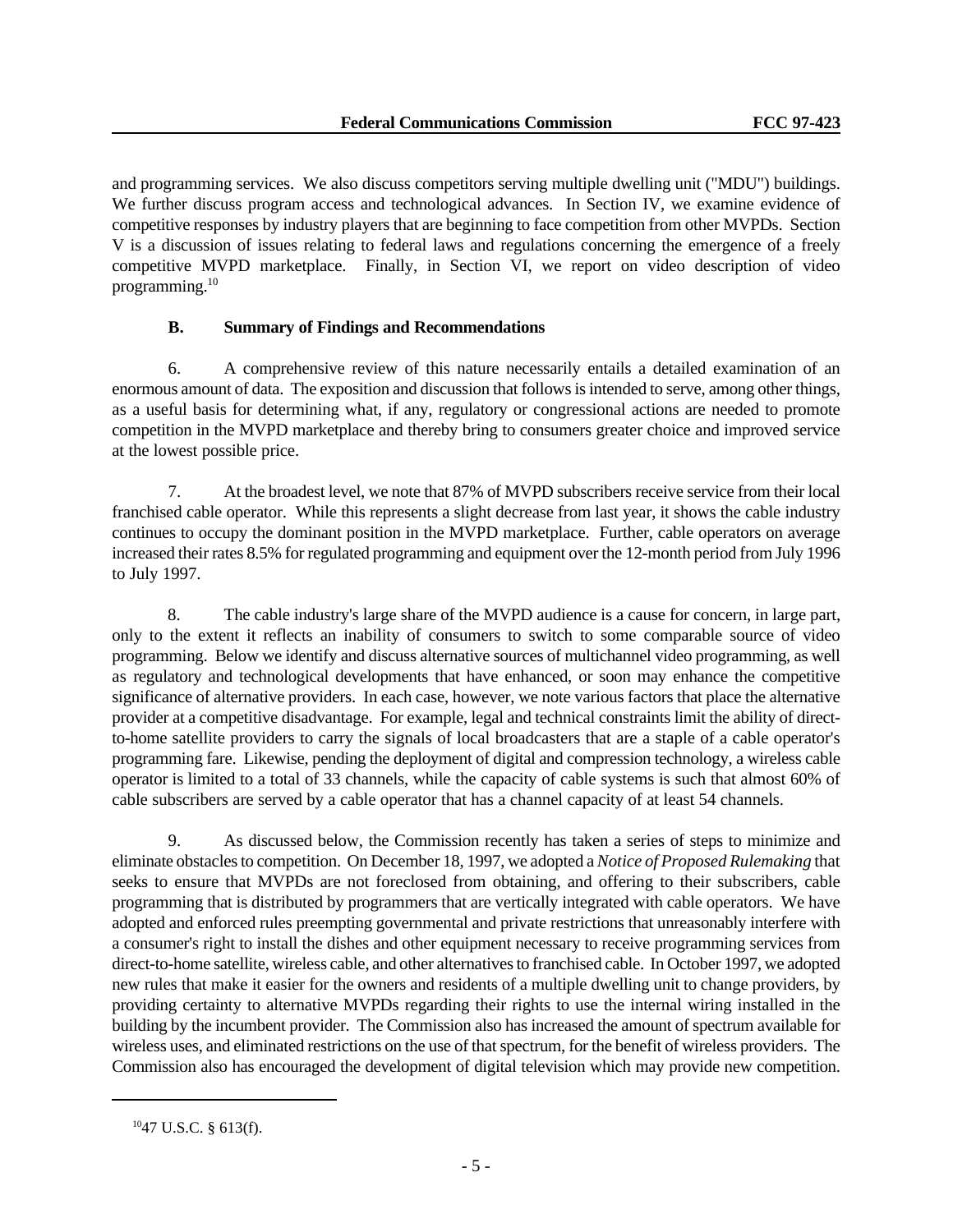and programming services. We also discuss competitors serving multiple dwelling unit ("MDU") buildings. We further discuss program access and technological advances. In Section IV, we examine evidence of competitive responses by industry players that are beginning to face competition from other MVPDs. Section V is a discussion of issues relating to federal laws and regulations concerning the emergence of a freely competitive MVPD marketplace. Finally, in Section VI, we report on video description of video programming.[10]

### B. Summary of Findings and Recommendations

6. A comprehensive review of this nature necessarily entails a detailed examination of an enormous amount of data. The exposition and discussion that follows is intended to serve, among other things, as a useful basis for determining what, if any, regulatory or congressional actions are needed to promote competition in the MVPD marketplace and thereby bring to consumers greater choice and improved service at the lowest possible price.

7. At the broadest level, we note that 87% of MVPD subscribers receive service from their local franchised cable operator. While this represents a slight decrease from last year, it shows the cable industry continues to occupy the dominant position in the MVPD marketplace. Further, cable operators on average increased their rates 8.5% for regulated programming and equipment over the 12-month period from July 1996 to July 1997.

8. The cable industry's large share of the MVPD audience is a cause for concern, in large part, only to the extent it reflects an inability of consumers to switch to some comparable source of video programming. Below we identify and discuss alternative sources of multichannel video programming, as well as regulatory and technological developments that have enhanced, or soon may enhance the competitive significance of alternative providers. In each case, however, we note various factors that place the alternative provider at a competitive disadvantage. For example, legal and technical constraints limit the ability of direct-to-home satellite providers to carry the signals of local broadcasters that are a staple of a cable operator's programming fare. Likewise, pending the deployment of digital and compression technology, a wireless cable operator is limited to a total of 33 channels, while the capacity of cable systems is such that almost 60% of cable subscribers are served by a cable operator that has a channel capacity of at least 54 channels.

9. As discussed below, the Commission recently has taken a series of steps to minimize and eliminate obstacles to competition. On December 18, 1997, we adopted a *Notice of Proposed Rulemaking* that seeks to ensure that MVPDs are not foreclosed from obtaining, and offering to their subscribers, cable programming that is distributed by programmers that are vertically integrated with cable operators. We have adopted and enforced rules preempting governmental and private restrictions that unreasonably interfere with a consumer's right to install the dishes and other equipment necessary to receive programming services from direct-to-home satellite, wireless cable, and other alternatives to franchised cable. In October 1997, we adopted new rules that make it easier for the owners and residents of a multiple dwelling unit to change providers, by providing certainty to alternative MVPDs regarding their rights to use the internal wiring installed in the building by the incumbent provider. The Commission also has increased the amount of spectrum available for wireless uses, and eliminated restrictions on the use of that spectrum, for the benefit of wireless providers. The Commission also has encouraged the development of digital television which may provide new competition.

[10] 47 U.S.C. § 613(f).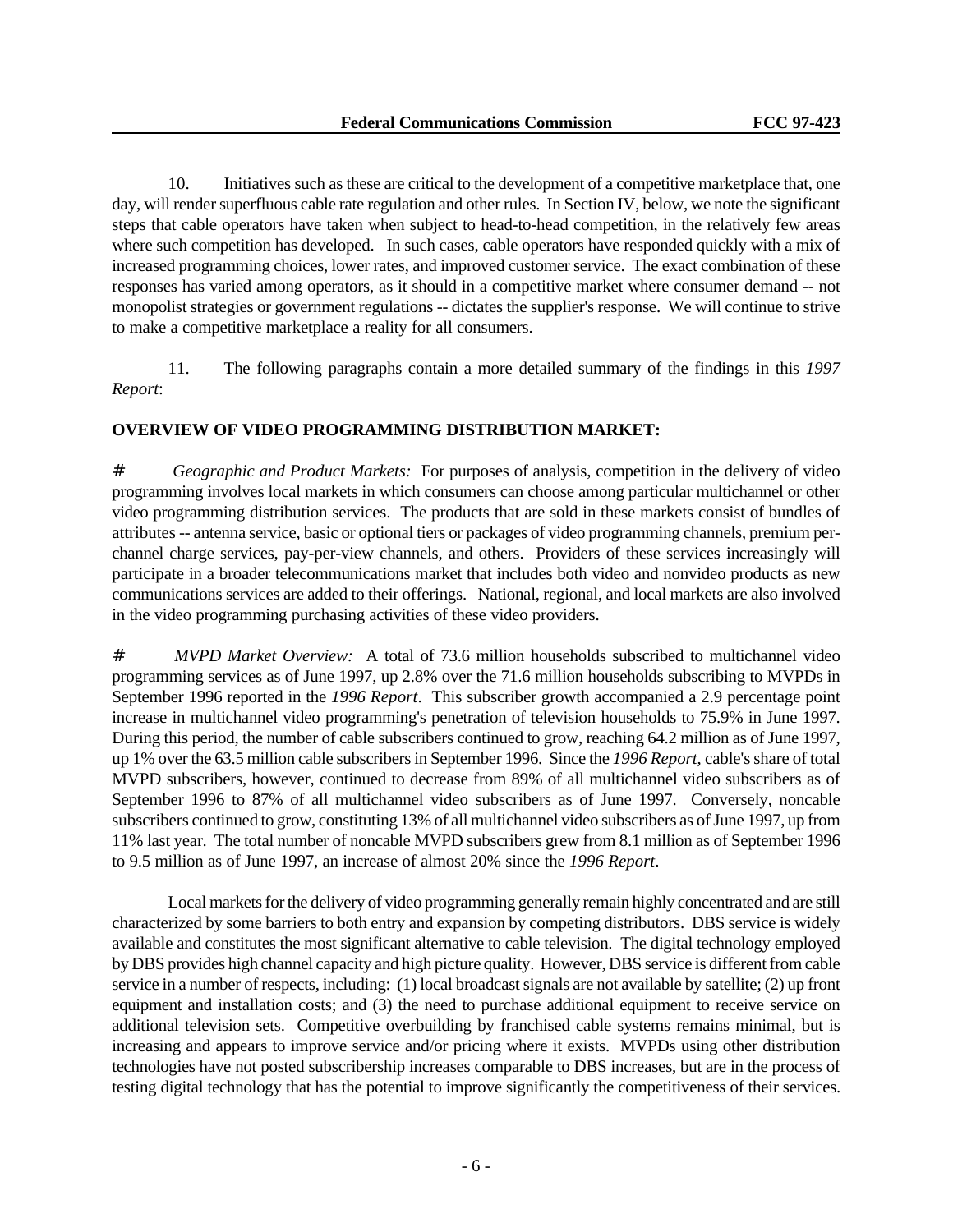10. Initiatives such as these are critical to the development of a competitive marketplace that, one day, will render superfluous cable rate regulation and other rules. In Section IV, below, we note the significant steps that cable operators have taken when subject to head-to-head competition, in the relatively few areas where such competition has developed. In such cases, cable operators have responded quickly with a mix of increased programming choices, lower rates, and improved customer service. The exact combination of these responses has varied among operators, as it should in a competitive market where consumer demand -- not monopolist strategies or government regulations -- dictates the supplier's response. We will continue to strive to make a competitive marketplace a reality for all consumers.

11. The following paragraphs contain a more detailed summary of the findings in this *1997 Report*:

**OVERVIEW OF VIDEO PROGRAMMING DISTRIBUTION MARKET:**

# *Geographic and Product Markets:* For purposes of analysis, competition in the delivery of video programming involves local markets in which consumers can choose among particular multichannel or other video programming distribution services. The products that are sold in these markets consist of bundles of attributes -- antenna service, basic or optional tiers or packages of video programming channels, premium per-channel charge services, pay-per-view channels, and others. Providers of these services increasingly will participate in a broader telecommunications market that includes both video and nonvideo products as new communications services are added to their offerings. National, regional, and local markets are also involved in the video programming purchasing activities of these video providers.

# *MVPD Market Overview:* A total of 73.6 million households subscribed to multichannel video programming services as of June 1997, up 2.8% over the 71.6 million households subscribing to MVPDs in September 1996 reported in the *1996 Report*. This subscriber growth accompanied a 2.9 percentage point increase in multichannel video programming's penetration of television households to 75.9% in June 1997. During this period, the number of cable subscribers continued to grow, reaching 64.2 million as of June 1997, up 1% over the 63.5 million cable subscribers in September 1996. Since the *1996 Report*, cable's share of total MVPD subscribers, however, continued to decrease from 89% of all multichannel video subscribers as of September 1996 to 87% of all multichannel video subscribers as of June 1997. Conversely, noncable subscribers continued to grow, constituting 13% of all multichannel video subscribers as of June 1997, up from 11% last year. The total number of noncable MVPD subscribers grew from 8.1 million as of September 1996 to 9.5 million as of June 1997, an increase of almost 20% since the *1996 Report*.

Local markets for the delivery of video programming generally remain highly concentrated and are still characterized by some barriers to both entry and expansion by competing distributors. DBS service is widely available and constitutes the most significant alternative to cable television. The digital technology employed by DBS provides high channel capacity and high picture quality. However, DBS service is different from cable service in a number of respects, including: (1) local broadcast signals are not available by satellite; (2) up front equipment and installation costs; and (3) the need to purchase additional equipment to receive service on additional television sets. Competitive overbuilding by franchised cable systems remains minimal, but is increasing and appears to improve service and/or pricing where it exists. MVPDs using other distribution technologies have not posted subscribership increases comparable to DBS increases, but are in the process of testing digital technology that has the potential to improve significantly the competitiveness of their services.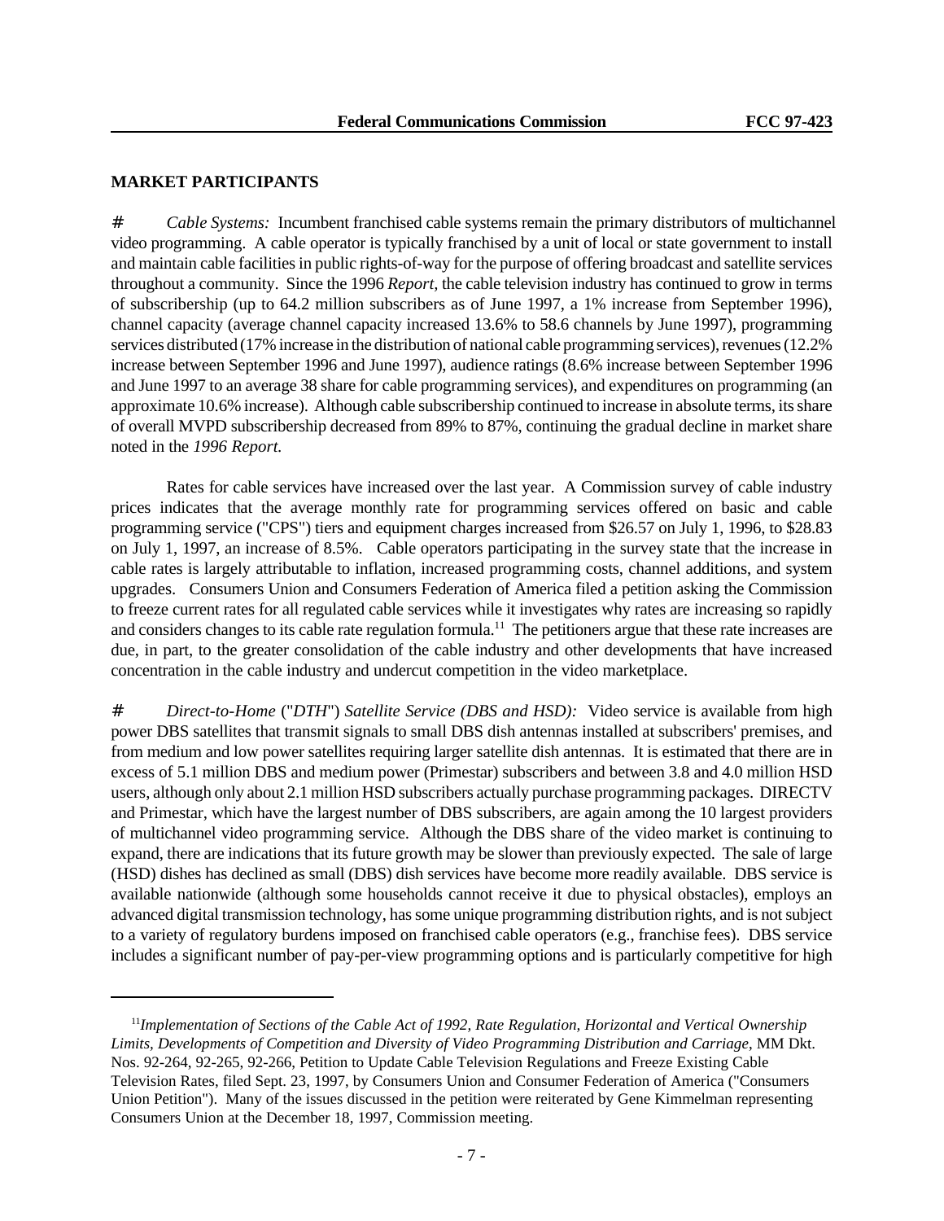**MARKET PARTICIPANTS**

# *Cable Systems:* Incumbent franchised cable systems remain the primary distributors of multichannel video programming. A cable operator is typically franchised by a unit of local or state government to install and maintain cable facilities in public rights-of-way for the purpose of offering broadcast and satellite services throughout a community. Since the 1996 *Report,* the cable television industry has continued to grow in terms of subscribership (up to 64.2 million subscribers as of June 1997, a 1% increase from September 1996), channel capacity (average channel capacity increased 13.6% to 58.6 channels by June 1997), programming services distributed (17% increase in the distribution of national cable programming services), revenues (12.2% increase between September 1996 and June 1997), audience ratings (8.6% increase between September 1996 and June 1997 to an average 38 share for cable programming services), and expenditures on programming (an approximate 10.6% increase). Although cable subscribership continued to increase in absolute terms, its share of overall MVPD subscribership decreased from 89% to 87%, continuing the gradual decline in market share noted in the *1996 Report.*

Rates for cable services have increased over the last year. A Commission survey of cable industry prices indicates that the average monthly rate for programming services offered on basic and cable programming service ("CPS") tiers and equipment charges increased from $26.57 on July 1, 1996, to $28.83 on July 1, 1997, an increase of 8.5%. Cable operators participating in the survey state that the increase in cable rates is largely attributable to inflation, increased programming costs, channel additions, and system upgrades. Consumers Union and Consumers Federation of America filed a petition asking the Commission to freeze current rates for all regulated cable services while it investigates why rates are increasing so rapidly and considers changes to its cable rate regulation formula.[11] The petitioners argue that these rate increases are due, in part, to the greater consolidation of the cable industry and other developments that have increased concentration in the cable industry and undercut competition in the video marketplace.

# *Direct-to-Home* ("*DTH*") *Satellite Service (DBS and HSD):* Video service is available from high power DBS satellites that transmit signals to small DBS dish antennas installed at subscribers' premises, and from medium and low power satellites requiring larger satellite dish antennas. It is estimated that there are in excess of 5.1 million DBS and medium power (Primestar) subscribers and between 3.8 and 4.0 million HSD users, although only about 2.1 million HSD subscribers actually purchase programming packages. DIRECTV and Primestar, which have the largest number of DBS subscribers, are again among the 10 largest providers of multichannel video programming service. Although the DBS share of the video market is continuing to expand, there are indications that its future growth may be slower than previously expected. The sale of large (HSD) dishes has declined as small (DBS) dish services have become more readily available. DBS service is available nationwide (although some households cannot receive it due to physical obstacles), employs an advanced digital transmission technology, has some unique programming distribution rights, and is not subject to a variety of regulatory burdens imposed on franchised cable operators (e.g., franchise fees). DBS service includes a significant number of pay-per-view programming options and is particularly competitive for high

---

[11] *Implementation of Sections of the Cable Act of 1992, Rate Regulation, Horizontal and Vertical Ownership Limits, Developments of Competition and Diversity of Video Programming Distribution and Carriage*, MM Dkt. Nos. 92-264, 92-265, 92-266, Petition to Update Cable Television Regulations and Freeze Existing Cable Television Rates, filed Sept. 23, 1997, by Consumers Union and Consumer Federation of America ("Consumers Union Petition"). Many of the issues discussed in the petition were reiterated by Gene Kimmelman representing Consumers Union at the December 18, 1997, Commission meeting.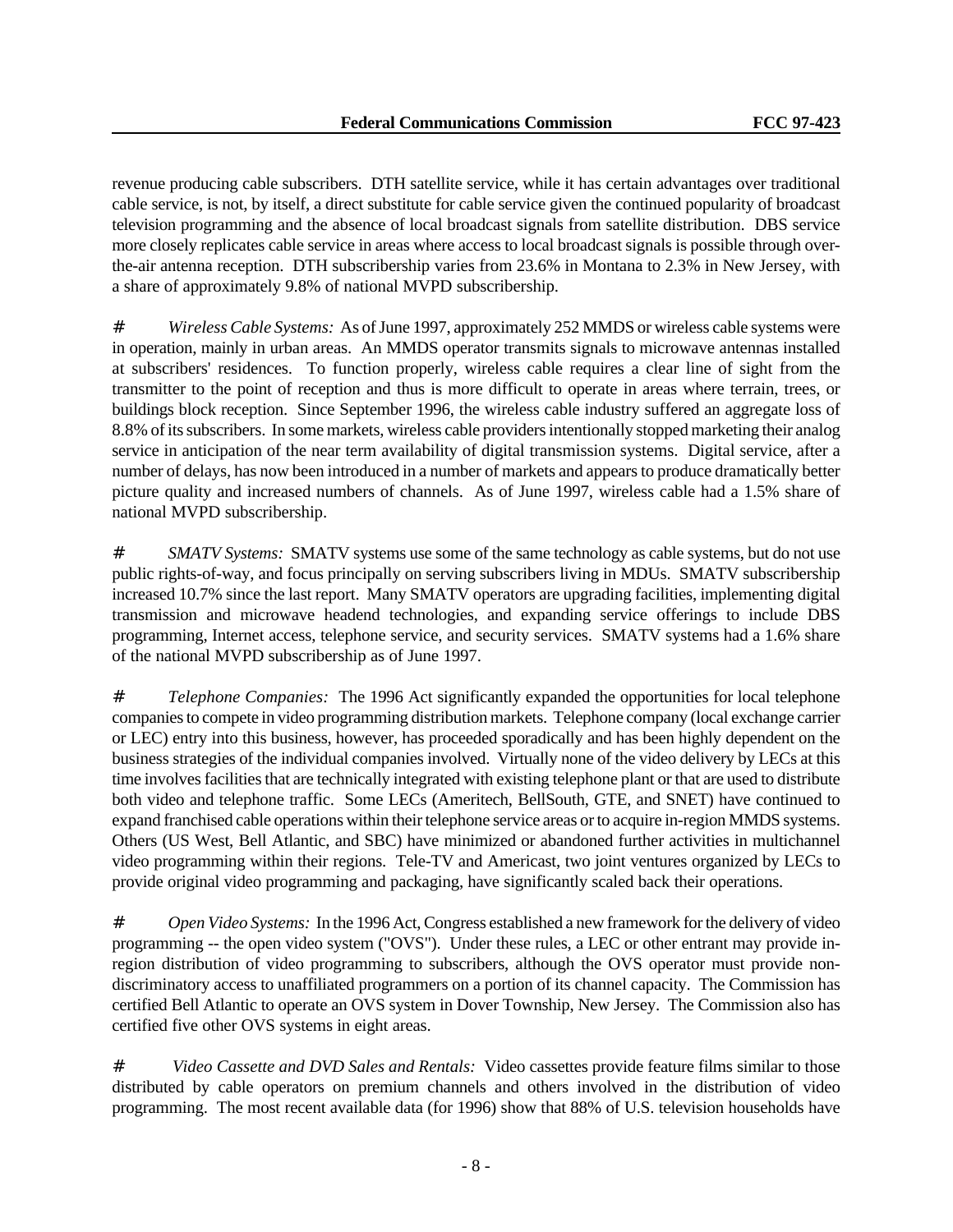revenue producing cable subscribers. DTH satellite service, while it has certain advantages over traditional cable service, is not, by itself, a direct substitute for cable service given the continued popularity of broadcast television programming and the absence of local broadcast signals from satellite distribution. DBS service more closely replicates cable service in areas where access to local broadcast signals is possible through over-the-air antenna reception. DTH subscribership varies from 23.6% in Montana to 2.3% in New Jersey, with a share of approximately 9.8% of national MVPD subscribership.

- *Wireless Cable Systems:* As of June 1997, approximately 252 MMDS or wireless cable systems were in operation, mainly in urban areas. An MMDS operator transmits signals to microwave antennas installed at subscribers' residences. To function properly, wireless cable requires a clear line of sight from the transmitter to the point of reception and thus is more difficult to operate in areas where terrain, trees, or buildings block reception. Since September 1996, the wireless cable industry suffered an aggregate loss of 8.8% of its subscribers. In some markets, wireless cable providers intentionally stopped marketing their analog service in anticipation of the near term availability of digital transmission systems. Digital service, after a number of delays, has now been introduced in a number of markets and appears to produce dramatically better picture quality and increased numbers of channels. As of June 1997, wireless cable had a 1.5% share of national MVPD subscribership.

- *SMATV Systems:* SMATV systems use some of the same technology as cable systems, but do not use public rights-of-way, and focus principally on serving subscribers living in MDUs. SMATV subscribership increased 10.7% since the last report. Many SMATV operators are upgrading facilities, implementing digital transmission and microwave headend technologies, and expanding service offerings to include DBS programming, Internet access, telephone service, and security services. SMATV systems had a 1.6% share of the national MVPD subscribership as of June 1997.

- *Telephone Companies:* The 1996 Act significantly expanded the opportunities for local telephone companies to compete in video programming distribution markets. Telephone company (local exchange carrier or LEC) entry into this business, however, has proceeded sporadically and has been highly dependent on the business strategies of the individual companies involved. Virtually none of the video delivery by LECs at this time involves facilities that are technically integrated with existing telephone plant or that are used to distribute both video and telephone traffic. Some LECs (Ameritech, BellSouth, GTE, and SNET) have continued to expand franchised cable operations within their telephone service areas or to acquire in-region MMDS systems. Others (US West, Bell Atlantic, and SBC) have minimized or abandoned further activities in multichannel video programming within their regions. Tele-TV and Americast, two joint ventures organized by LECs to provide original video programming and packaging, have significantly scaled back their operations.

- *Open Video Systems:* In the 1996 Act, Congress established a new framework for the delivery of video programming -- the open video system ("OVS"). Under these rules, a LEC or other entrant may provide in-region distribution of video programming to subscribers, although the OVS operator must provide non-discriminatory access to unaffiliated programmers on a portion of its channel capacity. The Commission has certified Bell Atlantic to operate an OVS system in Dover Township, New Jersey. The Commission also has certified five other OVS systems in eight areas.

- *Video Cassette and DVD Sales and Rentals:* Video cassettes provide feature films similar to those distributed by cable operators on premium channels and others involved in the distribution of video programming. The most recent available data (for 1996) show that 88% of U.S. television households have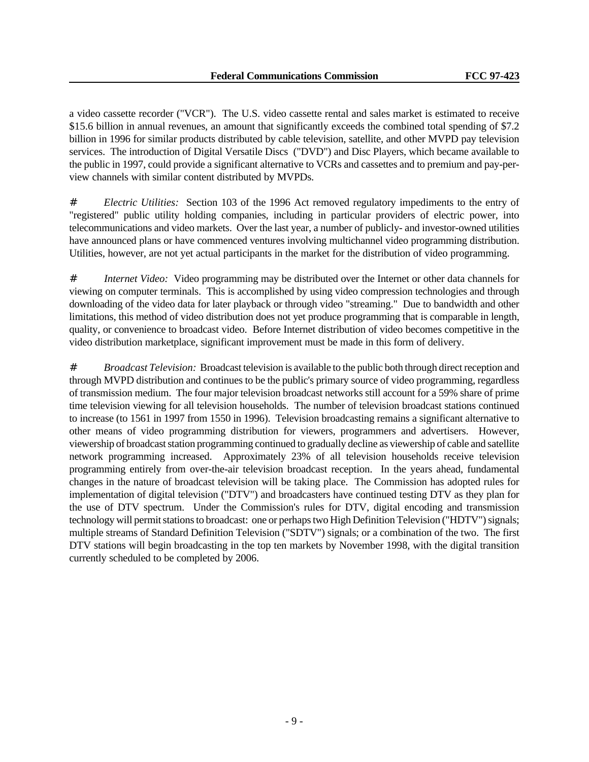a video cassette recorder ("VCR"). The U.S. video cassette rental and sales market is estimated to receive \$15.6 billion in annual revenues, an amount that significantly exceeds the combined total spending of \$7.2 billion in 1996 for similar products distributed by cable television, satellite, and other MVPD pay television services. The introduction of Digital Versatile Discs ("DVD") and Disc Players, which became available to the public in 1997, could provide a significant alternative to VCRs and cassettes and to premium and pay-per-view channels with similar content distributed by MVPDs.

- *Electric Utilities:* Section 103 of the 1996 Act removed regulatory impediments to the entry of "registered" public utility holding companies, including in particular providers of electric power, into telecommunications and video markets. Over the last year, a number of publicly- and investor-owned utilities have announced plans or have commenced ventures involving multichannel video programming distribution. Utilities, however, are not yet actual participants in the market for the distribution of video programming.

- *Internet Video:* Video programming may be distributed over the Internet or other data channels for viewing on computer terminals. This is accomplished by using video compression technologies and through downloading of the video data for later playback or through video "streaming." Due to bandwidth and other limitations, this method of video distribution does not yet produce programming that is comparable in length, quality, or convenience to broadcast video. Before Internet distribution of video becomes competitive in the video distribution marketplace, significant improvement must be made in this form of delivery.

- *Broadcast Television:* Broadcast television is available to the public both through direct reception and through MVPD distribution and continues to be the public's primary source of video programming, regardless of transmission medium. The four major television broadcast networks still account for a 59% share of prime time television viewing for all television households. The number of television broadcast stations continued to increase (to 1561 in 1997 from 1550 in 1996). Television broadcasting remains a significant alternative to other means of video programming distribution for viewers, programmers and advertisers. However, viewership of broadcast station programming continued to gradually decline as viewership of cable and satellite network programming increased. Approximately 23% of all television households receive television programming entirely from over-the-air television broadcast reception. In the years ahead, fundamental changes in the nature of broadcast television will be taking place. The Commission has adopted rules for implementation of digital television ("DTV") and broadcasters have continued testing DTV as they plan for the use of DTV spectrum. Under the Commission's rules for DTV, digital encoding and transmission technology will permit stations to broadcast: one or perhaps two High Definition Television ("HDTV") signals; multiple streams of Standard Definition Television ("SDTV") signals; or a combination of the two. The first DTV stations will begin broadcasting in the top ten markets by November 1998, with the digital transition currently scheduled to be completed by 2006.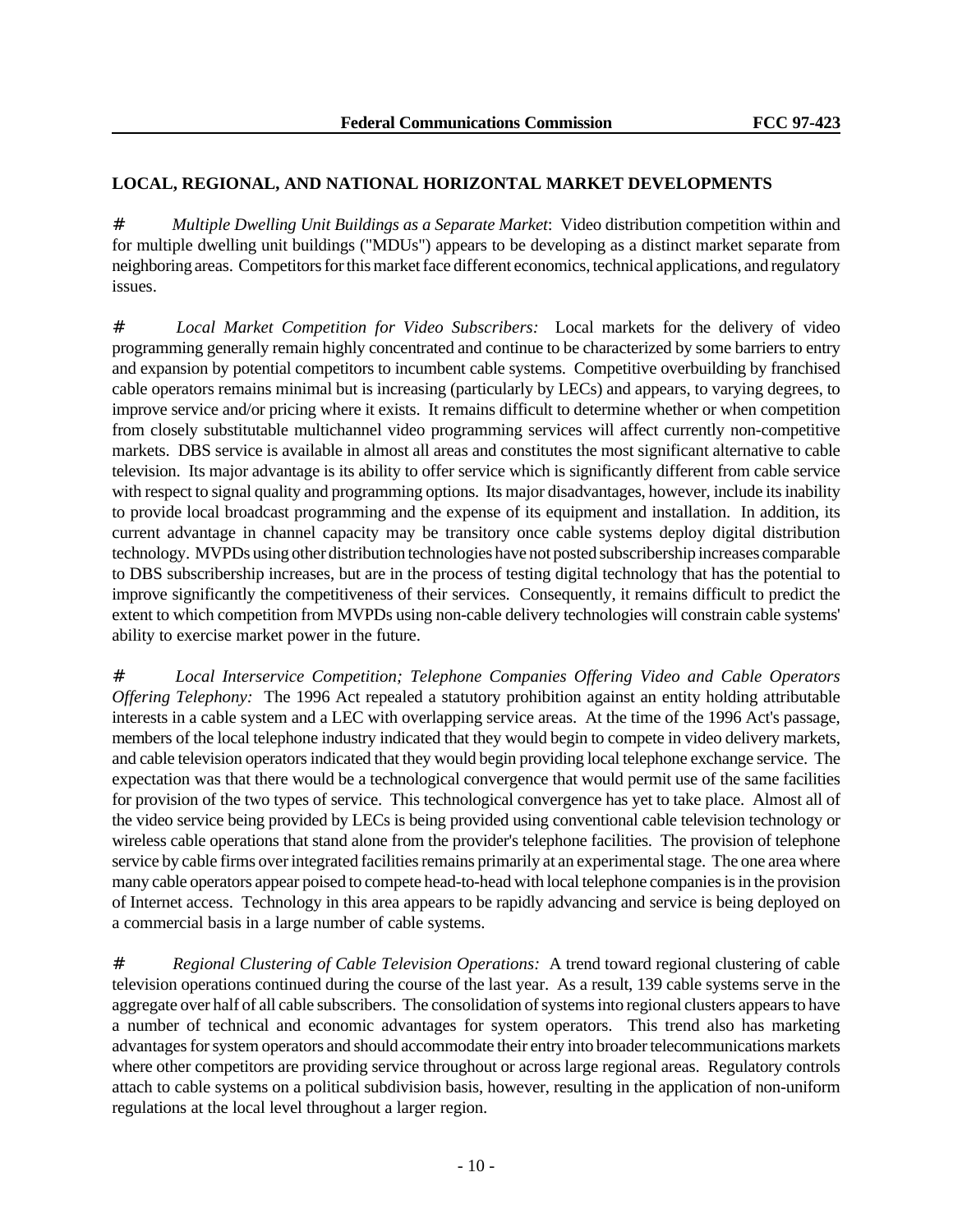**LOCAL, REGIONAL, AND NATIONAL HORIZONTAL MARKET DEVELOPMENTS**

- *Multiple Dwelling Unit Buildings as a Separate Market*: Video distribution competition within and for multiple dwelling unit buildings ("MDUs") appears to be developing as a distinct market separate from neighboring areas. Competitors for this market face different economics, technical applications, and regulatory issues.

- *Local Market Competition for Video Subscribers:* Local markets for the delivery of video programming generally remain highly concentrated and continue to be characterized by some barriers to entry and expansion by potential competitors to incumbent cable systems. Competitive overbuilding by franchised cable operators remains minimal but is increasing (particularly by LECs) and appears, to varying degrees, to improve service and/or pricing where it exists. It remains difficult to determine whether or when competition from closely substitutable multichannel video programming services will affect currently non-competitive markets. DBS service is available in almost all areas and constitutes the most significant alternative to cable television. Its major advantage is its ability to offer service which is significantly different from cable service with respect to signal quality and programming options. Its major disadvantages, however, include its inability to provide local broadcast programming and the expense of its equipment and installation. In addition, its current advantage in channel capacity may be transitory once cable systems deploy digital distribution technology. MVPDs using other distribution technologies have not posted subscribership increases comparable to DBS subscribership increases, but are in the process of testing digital technology that has the potential to improve significantly the competitiveness of their services. Consequently, it remains difficult to predict the extent to which competition from MVPDs using non-cable delivery technologies will constrain cable systems' ability to exercise market power in the future.

- *Local Interservice Competition; Telephone Companies Offering Video and Cable Operators Offering Telephony:* The 1996 Act repealed a statutory prohibition against an entity holding attributable interests in a cable system and a LEC with overlapping service areas. At the time of the 1996 Act's passage, members of the local telephone industry indicated that they would begin to compete in video delivery markets, and cable television operators indicated that they would begin providing local telephone exchange service. The expectation was that there would be a technological convergence that would permit use of the same facilities for provision of the two types of service. This technological convergence has yet to take place. Almost all of the video service being provided by LECs is being provided using conventional cable television technology or wireless cable operations that stand alone from the provider's telephone facilities. The provision of telephone service by cable firms over integrated facilities remains primarily at an experimental stage. The one area where many cable operators appear poised to compete head-to-head with local telephone companies is in the provision of Internet access. Technology in this area appears to be rapidly advancing and service is being deployed on a commercial basis in a large number of cable systems.

- *Regional Clustering of Cable Television Operations:* A trend toward regional clustering of cable television operations continued during the course of the last year. As a result, 139 cable systems serve in the aggregate over half of all cable subscribers. The consolidation of systems into regional clusters appears to have a number of technical and economic advantages for system operators. This trend also has marketing advantages for system operators and should accommodate their entry into broader telecommunications markets where other competitors are providing service throughout or across large regional areas. Regulatory controls attach to cable systems on a political subdivision basis, however, resulting in the application of non-uniform regulations at the local level throughout a larger region.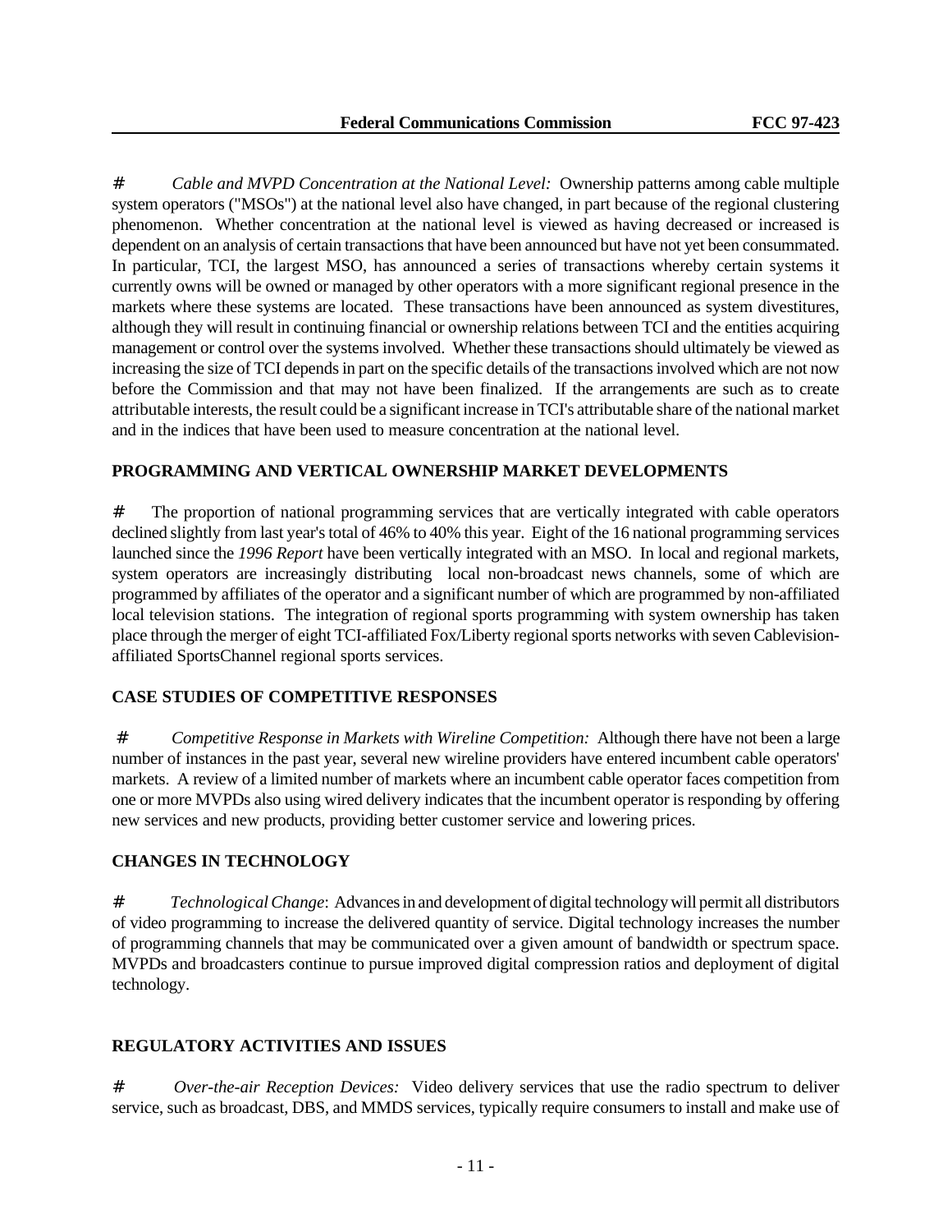# *Cable and MVPD Concentration at the National Level:* Ownership patterns among cable multiple system operators ("MSOs") at the national level also have changed, in part because of the regional clustering phenomenon. Whether concentration at the national level is viewed as having decreased or increased is dependent on an analysis of certain transactions that have been announced but have not yet been consummated. In particular, TCI, the largest MSO, has announced a series of transactions whereby certain systems it currently owns will be owned or managed by other operators with a more significant regional presence in the markets where these systems are located. These transactions have been announced as system divestitures, although they will result in continuing financial or ownership relations between TCI and the entities acquiring management or control over the systems involved. Whether these transactions should ultimately be viewed as increasing the size of TCI depends in part on the specific details of the transactions involved which are not now before the Commission and that may not have been finalized. If the arrangements are such as to create attributable interests, the result could be a significant increase in TCI's attributable share of the national market and in the indices that have been used to measure concentration at the national level.

**PROGRAMMING AND VERTICAL OWNERSHIP MARKET DEVELOPMENTS**

# The proportion of national programming services that are vertically integrated with cable operators declined slightly from last year's total of 46% to 40% this year. Eight of the 16 national programming services launched since the *1996 Report* have been vertically integrated with an MSO. In local and regional markets, system operators are increasingly distributing local non-broadcast news channels, some of which are programmed by affiliates of the operator and a significant number of which are programmed by non-affiliated local television stations. The integration of regional sports programming with system ownership has taken place through the merger of eight TCI-affiliated Fox/Liberty regional sports networks with seven Cablevision-affiliated SportsChannel regional sports services.

**CASE STUDIES OF COMPETITIVE RESPONSES**

# *Competitive Response in Markets with Wireline Competition:* Although there have not been a large number of instances in the past year, several new wireline providers have entered incumbent cable operators' markets. A review of a limited number of markets where an incumbent cable operator faces competition from one or more MVPDs also using wired delivery indicates that the incumbent operator is responding by offering new services and new products, providing better customer service and lowering prices.

**CHANGES IN TECHNOLOGY**

# *Technological Change*: Advances in and development of digital technology will permit all distributors of video programming to increase the delivered quantity of service. Digital technology increases the number of programming channels that may be communicated over a given amount of bandwidth or spectrum space. MVPDs and broadcasters continue to pursue improved digital compression ratios and deployment of digital technology.

**REGULATORY ACTIVITIES AND ISSUES**

# *Over-the-air Reception Devices:* Video delivery services that use the radio spectrum to deliver service, such as broadcast, DBS, and MMDS services, typically require consumers to install and make use of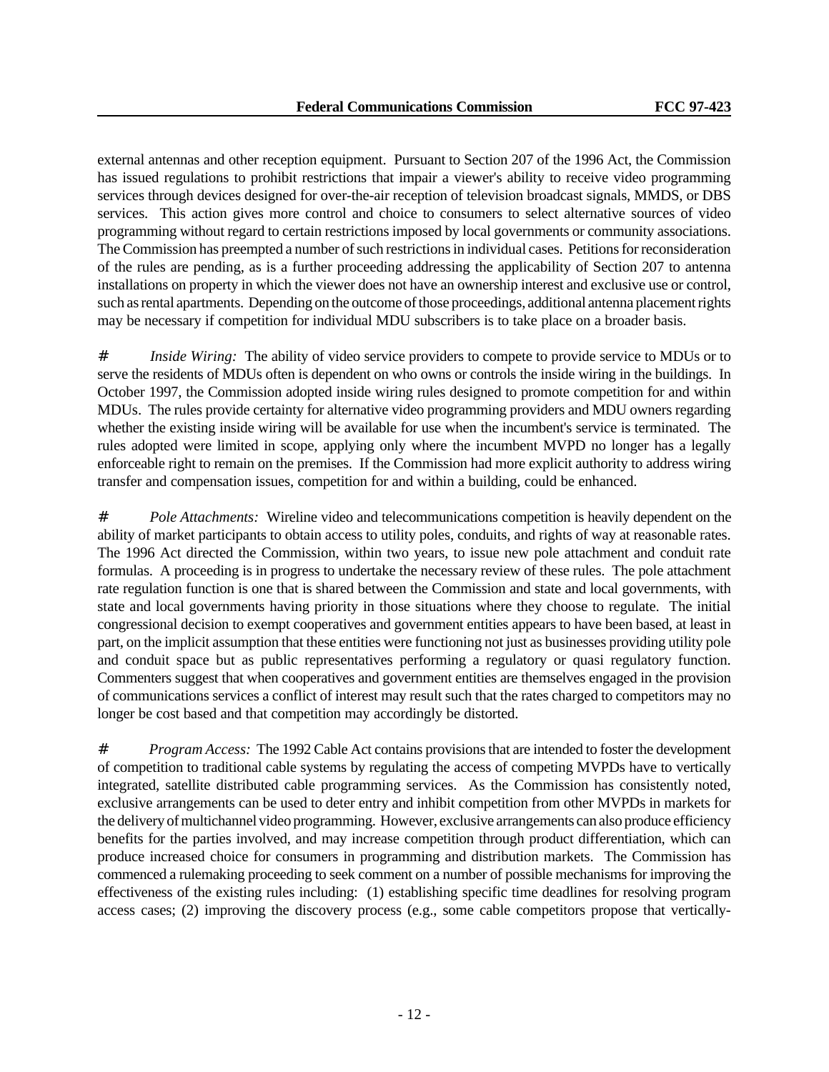external antennas and other reception equipment. Pursuant to Section 207 of the 1996 Act, the Commission has issued regulations to prohibit restrictions that impair a viewer's ability to receive video programming services through devices designed for over-the-air reception of television broadcast signals, MMDS, or DBS services. This action gives more control and choice to consumers to select alternative sources of video programming without regard to certain restrictions imposed by local governments or community associations. The Commission has preempted a number of such restrictions in individual cases. Petitions for reconsideration of the rules are pending, as is a further proceeding addressing the applicability of Section 207 to antenna installations on property in which the viewer does not have an ownership interest and exclusive use or control, such as rental apartments. Depending on the outcome of those proceedings, additional antenna placement rights may be necessary if competition for individual MDU subscribers is to take place on a broader basis.

- *Inside Wiring:* The ability of video service providers to compete to provide service to MDUs or to serve the residents of MDUs often is dependent on who owns or controls the inside wiring in the buildings. In October 1997, the Commission adopted inside wiring rules designed to promote competition for and within MDUs. The rules provide certainty for alternative video programming providers and MDU owners regarding whether the existing inside wiring will be available for use when the incumbent's service is terminated. The rules adopted were limited in scope, applying only where the incumbent MVPD no longer has a legally enforceable right to remain on the premises. If the Commission had more explicit authority to address wiring transfer and compensation issues, competition for and within a building, could be enhanced.

- *Pole Attachments:* Wireline video and telecommunications competition is heavily dependent on the ability of market participants to obtain access to utility poles, conduits, and rights of way at reasonable rates. The 1996 Act directed the Commission, within two years, to issue new pole attachment and conduit rate formulas. A proceeding is in progress to undertake the necessary review of these rules. The pole attachment rate regulation function is one that is shared between the Commission and state and local governments, with state and local governments having priority in those situations where they choose to regulate. The initial congressional decision to exempt cooperatives and government entities appears to have been based, at least in part, on the implicit assumption that these entities were functioning not just as businesses providing utility pole and conduit space but as public representatives performing a regulatory or quasi regulatory function. Commenters suggest that when cooperatives and government entities are themselves engaged in the provision of communications services a conflict of interest may result such that the rates charged to competitors may no longer be cost based and that competition may accordingly be distorted.

- *Program Access:* The 1992 Cable Act contains provisions that are intended to foster the development of competition to traditional cable systems by regulating the access of competing MVPDs have to vertically integrated, satellite distributed cable programming services. As the Commission has consistently noted, exclusive arrangements can be used to deter entry and inhibit competition from other MVPDs in markets for the delivery of multichannel video programming. However, exclusive arrangements can also produce efficiency benefits for the parties involved, and may increase competition through product differentiation, which can produce increased choice for consumers in programming and distribution markets. The Commission has commenced a rulemaking proceeding to seek comment on a number of possible mechanisms for improving the effectiveness of the existing rules including: (1) establishing specific time deadlines for resolving program access cases; (2) improving the discovery process (e.g., some cable competitors propose that vertically-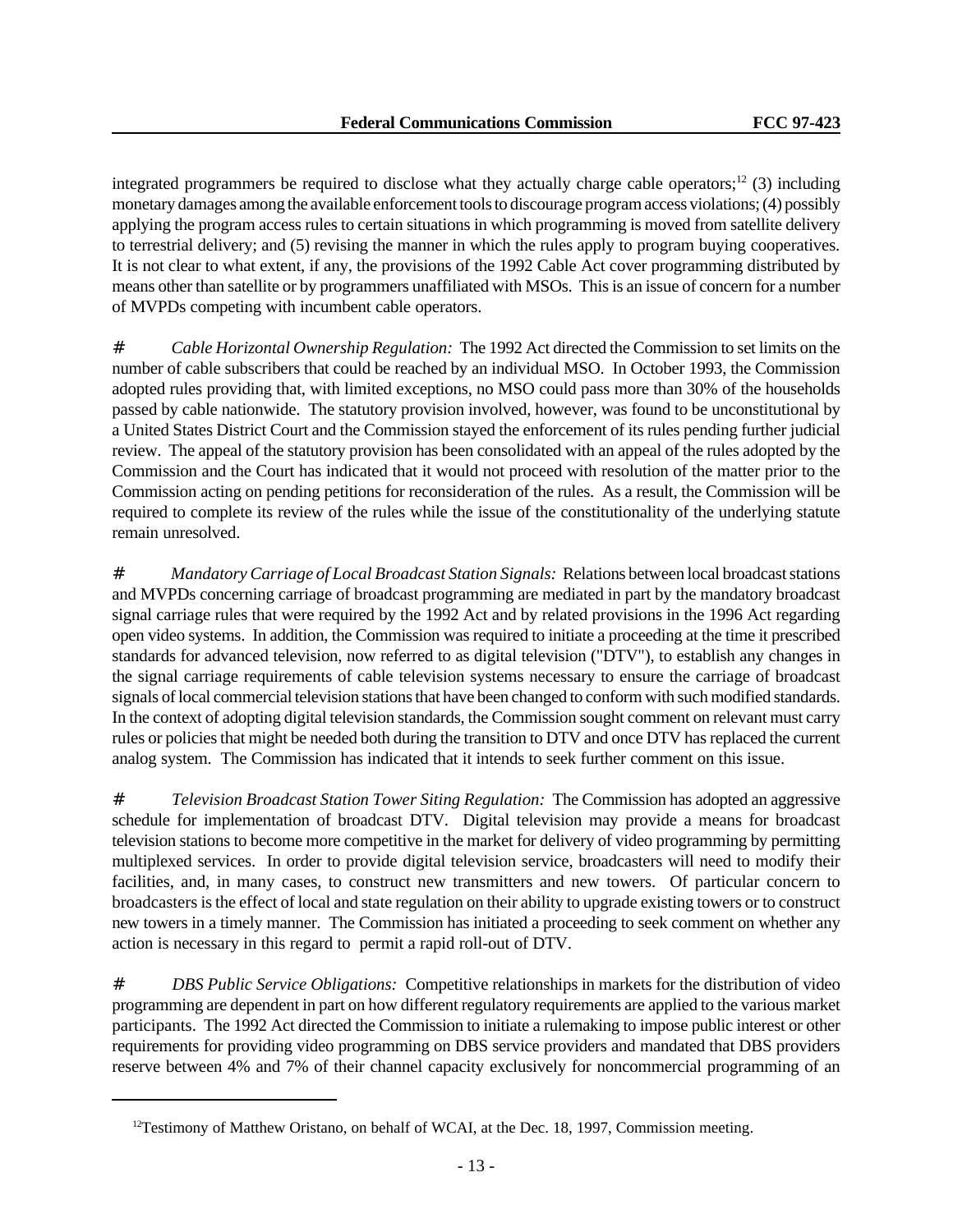integrated programmers be required to disclose what they actually charge cable operators;[12] (3) including monetary damages among the available enforcement tools to discourage program access violations; (4) possibly applying the program access rules to certain situations in which programming is moved from satellite delivery to terrestrial delivery; and (5) revising the manner in which the rules apply to program buying cooperatives. It is not clear to what extent, if any, the provisions of the 1992 Cable Act cover programming distributed by means other than satellite or by programmers unaffiliated with MSOs. This is an issue of concern for a number of MVPDs competing with incumbent cable operators.

- *Cable Horizontal Ownership Regulation:* The 1992 Act directed the Commission to set limits on the number of cable subscribers that could be reached by an individual MSO. In October 1993, the Commission adopted rules providing that, with limited exceptions, no MSO could pass more than 30% of the households passed by cable nationwide. The statutory provision involved, however, was found to be unconstitutional by a United States District Court and the Commission stayed the enforcement of its rules pending further judicial review. The appeal of the statutory provision has been consolidated with an appeal of the rules adopted by the Commission and the Court has indicated that it would not proceed with resolution of the matter prior to the Commission acting on pending petitions for reconsideration of the rules. As a result, the Commission will be required to complete its review of the rules while the issue of the constitutionality of the underlying statute remain unresolved.

- *Mandatory Carriage of Local Broadcast Station Signals:* Relations between local broadcast stations and MVPDs concerning carriage of broadcast programming are mediated in part by the mandatory broadcast signal carriage rules that were required by the 1992 Act and by related provisions in the 1996 Act regarding open video systems. In addition, the Commission was required to initiate a proceeding at the time it prescribed standards for advanced television, now referred to as digital television ("DTV"), to establish any changes in the signal carriage requirements of cable television systems necessary to ensure the carriage of broadcast signals of local commercial television stations that have been changed to conform with such modified standards. In the context of adopting digital television standards, the Commission sought comment on relevant must carry rules or policies that might be needed both during the transition to DTV and once DTV has replaced the current analog system. The Commission has indicated that it intends to seek further comment on this issue.

- *Television Broadcast Station Tower Siting Regulation:* The Commission has adopted an aggressive schedule for implementation of broadcast DTV. Digital television may provide a means for broadcast television stations to become more competitive in the market for delivery of video programming by permitting multiplexed services. In order to provide digital television service, broadcasters will need to modify their facilities, and, in many cases, to construct new transmitters and new towers. Of particular concern to broadcasters is the effect of local and state regulation on their ability to upgrade existing towers or to construct new towers in a timely manner. The Commission has initiated a proceeding to seek comment on whether any action is necessary in this regard to permit a rapid roll-out of DTV.

- *DBS Public Service Obligations:* Competitive relationships in markets for the distribution of video programming are dependent in part on how different regulatory requirements are applied to the various market participants. The 1992 Act directed the Commission to initiate a rulemaking to impose public interest or other requirements for providing video programming on DBS service providers and mandated that DBS providers reserve between 4% and 7% of their channel capacity exclusively for noncommercial programming of an

---

[12] Testimony of Matthew Oristano, on behalf of WCAI, at the Dec. 18, 1997, Commission meeting.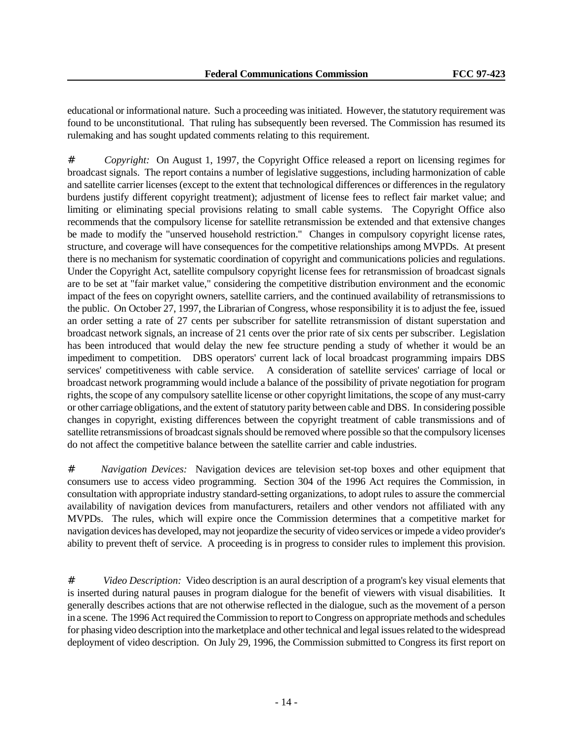educational or informational nature. Such a proceeding was initiated. However, the statutory requirement was found to be unconstitutional. That ruling has subsequently been reversed. The Commission has resumed its rulemaking and has sought updated comments relating to this requirement.

# *Copyright:* On August 1, 1997, the Copyright Office released a report on licensing regimes for broadcast signals. The report contains a number of legislative suggestions, including harmonization of cable and satellite carrier licenses (except to the extent that technological differences or differences in the regulatory burdens justify different copyright treatment); adjustment of license fees to reflect fair market value; and limiting or eliminating special provisions relating to small cable systems. The Copyright Office also recommends that the compulsory license for satellite retransmission be extended and that extensive changes be made to modify the "unserved household restriction." Changes in compulsory copyright license rates, structure, and coverage will have consequences for the competitive relationships among MVPDs. At present there is no mechanism for systematic coordination of copyright and communications policies and regulations. Under the Copyright Act, satellite compulsory copyright license fees for retransmission of broadcast signals are to be set at "fair market value," considering the competitive distribution environment and the economic impact of the fees on copyright owners, satellite carriers, and the continued availability of retransmissions to the public. On October 27, 1997, the Librarian of Congress, whose responsibility it is to adjust the fee, issued an order setting a rate of 27 cents per subscriber for satellite retransmission of distant superstation and broadcast network signals, an increase of 21 cents over the prior rate of six cents per subscriber. Legislation has been introduced that would delay the new fee structure pending a study of whether it would be an impediment to competition. DBS operators' current lack of local broadcast programming impairs DBS services' competitiveness with cable service. A consideration of satellite services' carriage of local or broadcast network programming would include a balance of the possibility of private negotiation for program rights, the scope of any compulsory satellite license or other copyright limitations, the scope of any must-carry or other carriage obligations, and the extent of statutory parity between cable and DBS. In considering possible changes in copyright, existing differences between the copyright treatment of cable transmissions and of satellite retransmissions of broadcast signals should be removed where possible so that the compulsory licenses do not affect the competitive balance between the satellite carrier and cable industries.

# *Navigation Devices:* Navigation devices are television set-top boxes and other equipment that consumers use to access video programming. Section 304 of the 1996 Act requires the Commission, in consultation with appropriate industry standard-setting organizations, to adopt rules to assure the commercial availability of navigation devices from manufacturers, retailers and other vendors not affiliated with any MVPDs. The rules, which will expire once the Commission determines that a competitive market for navigation devices has developed, may not jeopardize the security of video services or impede a video provider's ability to prevent theft of service. A proceeding is in progress to consider rules to implement this provision.

# *Video Description:* Video description is an aural description of a program's key visual elements that is inserted during natural pauses in program dialogue for the benefit of viewers with visual disabilities. It generally describes actions that are not otherwise reflected in the dialogue, such as the movement of a person in a scene. The 1996 Act required the Commission to report to Congress on appropriate methods and schedules for phasing video description into the marketplace and other technical and legal issues related to the widespread deployment of video description. On July 29, 1996, the Commission submitted to Congress its first report on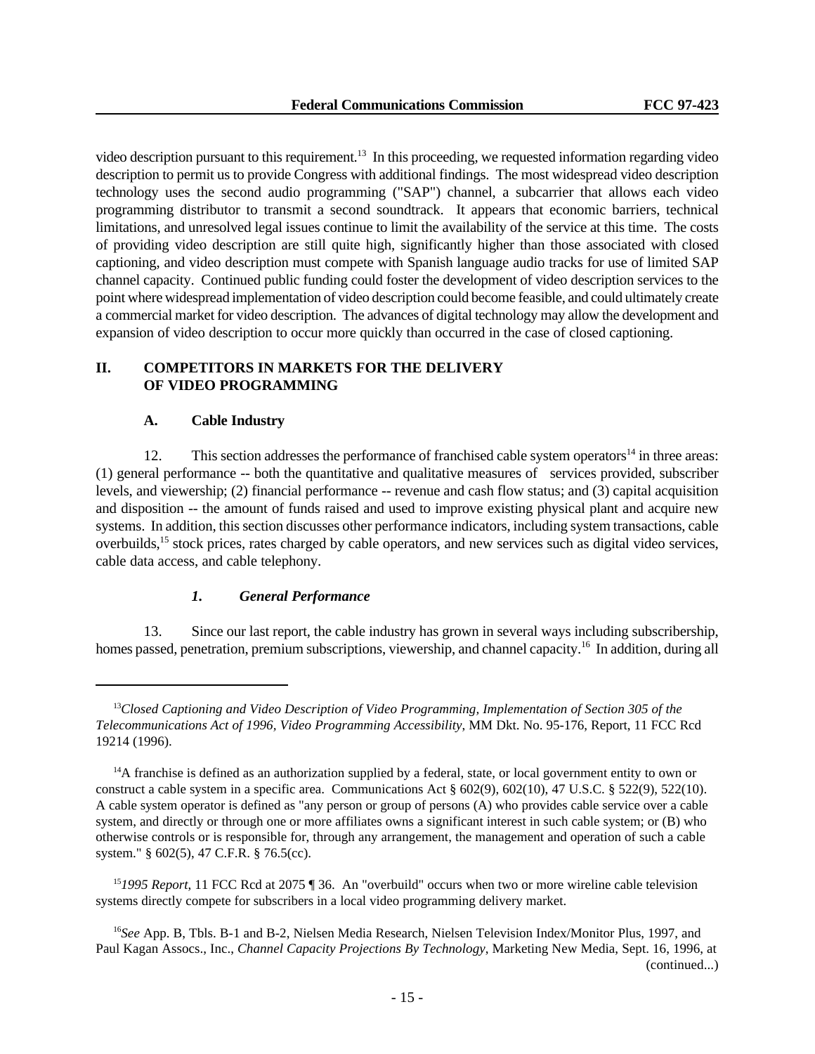video description pursuant to this requirement.[13] In this proceeding, we requested information regarding video description to permit us to provide Congress with additional findings. The most widespread video description technology uses the second audio programming ("SAP") channel, a subcarrier that allows each video programming distributor to transmit a second soundtrack. It appears that economic barriers, technical limitations, and unresolved legal issues continue to limit the availability of the service at this time. The costs of providing video description are still quite high, significantly higher than those associated with closed captioning, and video description must compete with Spanish language audio tracks for use of limited SAP channel capacity. Continued public funding could foster the development of video description services to the point where widespread implementation of video description could become feasible, and could ultimately create a commercial market for video description. The advances of digital technology may allow the development and expansion of video description to occur more quickly than occurred in the case of closed captioning.

## II. COMPETITORS IN MARKETS FOR THE DELIVERY OF VIDEO PROGRAMMING

### A. Cable Industry

12. This section addresses the performance of franchised cable system operators[14] in three areas: (1) general performance -- both the quantitative and qualitative measures of services provided, subscriber levels, and viewership; (2) financial performance -- revenue and cash flow status; and (3) capital acquisition and disposition -- the amount of funds raised and used to improve existing physical plant and acquire new systems. In addition, this section discusses other performance indicators, including system transactions, cable overbuilds,[15] stock prices, rates charged by cable operators, and new services such as digital video services, cable data access, and cable telephony.

#### *1. General Performance*

13. Since our last report, the cable industry has grown in several ways including subscribership, homes passed, penetration, premium subscriptions, viewership, and channel capacity.[16] In addition, during all

---

[13] *Closed Captioning and Video Description of Video Programming, Implementation of Section 305 of the Telecommunications Act of 1996, Video Programming Accessibility*, MM Dkt. No. 95-176, Report, 11 FCC Rcd 19214 (1996).

[14] A franchise is defined as an authorization supplied by a federal, state, or local government entity to own or construct a cable system in a specific area. Communications Act § 602(9), 602(10), 47 U.S.C. § 522(9), 522(10). A cable system operator is defined as "any person or group of persons (A) who provides cable service over a cable system, and directly or through one or more affiliates owns a significant interest in such cable system; or (B) who otherwise controls or is responsible for, through any arrangement, the management and operation of such a cable system." § 602(5), 47 C.F.R. § 76.5(cc).

[15] *1995 Report*, 11 FCC Rcd at 2075 ¶ 36. An "overbuild" occurs when two or more wireline cable television systems directly compete for subscribers in a local video programming delivery market.

[16] *See* App. B, Tbls. B-1 and B-2, Nielsen Media Research, Nielsen Television Index/Monitor Plus, 1997, and Paul Kagan Assocs., Inc., *Channel Capacity Projections By Technology*, Marketing New Media, Sept. 16, 1996, at (continued...)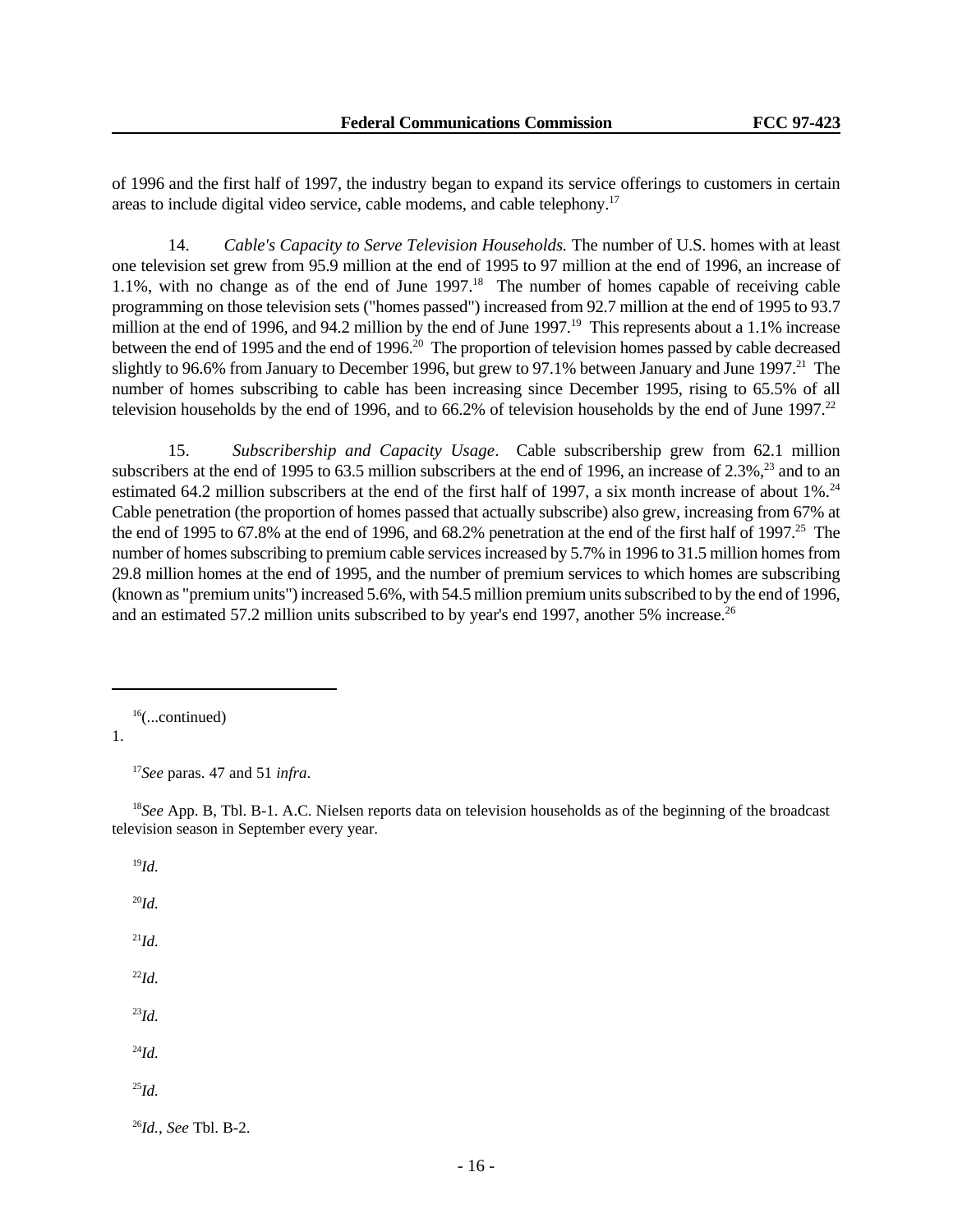of 1996 and the first half of 1997, the industry began to expand its service offerings to customers in certain areas to include digital video service, cable modems, and cable telephony.[17]

14. *Cable's Capacity to Serve Television Households.* The number of U.S. homes with at least one television set grew from 95.9 million at the end of 1995 to 97 million at the end of 1996, an increase of 1.1%, with no change as of the end of June 1997.[18] The number of homes capable of receiving cable programming on those television sets ("homes passed") increased from 92.7 million at the end of 1995 to 93.7 million at the end of 1996, and 94.2 million by the end of June 1997.[19] This represents about a 1.1% increase between the end of 1995 and the end of 1996.[20] The proportion of television homes passed by cable decreased slightly to 96.6% from January to December 1996, but grew to 97.1% between January and June 1997.[21] The number of homes subscribing to cable has been increasing since December 1995, rising to 65.5% of all television households by the end of 1996, and to 66.2% of television households by the end of June 1997.[22]

15. *Subscribership and Capacity Usage*. Cable subscribership grew from 62.1 million subscribers at the end of 1995 to 63.5 million subscribers at the end of 1996, an increase of 2.3%,[23] and to an estimated 64.2 million subscribers at the end of the first half of 1997, a six month increase of about 1%.[24] Cable penetration (the proportion of homes passed that actually subscribe) also grew, increasing from 67% at the end of 1995 to 67.8% at the end of 1996, and 68.2% penetration at the end of the first half of 1997.[25] The number of homes subscribing to premium cable services increased by 5.7% in 1996 to 31.5 million homes from 29.8 million homes at the end of 1995, and the number of premium services to which homes are subscribing (known as "premium units") increased 5.6%, with 54.5 million premium units subscribed to by the end of 1996, and an estimated 57.2 million units subscribed to by year's end 1997, another 5% increase.[26]

---

[16](...continued)
1.

[17]*See* paras. 47 and 51 *infra*.

[18]*See* App. B, Tbl. B-1. A.C. Nielsen reports data on television households as of the beginning of the broadcast television season in September every year.

[19]*Id.*

[20]*Id.*

[21]*Id.*

[22]*Id.*

[23]*Id.*

[24]*Id.*

[25]*Id.*

[26]*Id.*, *See* Tbl. B-2.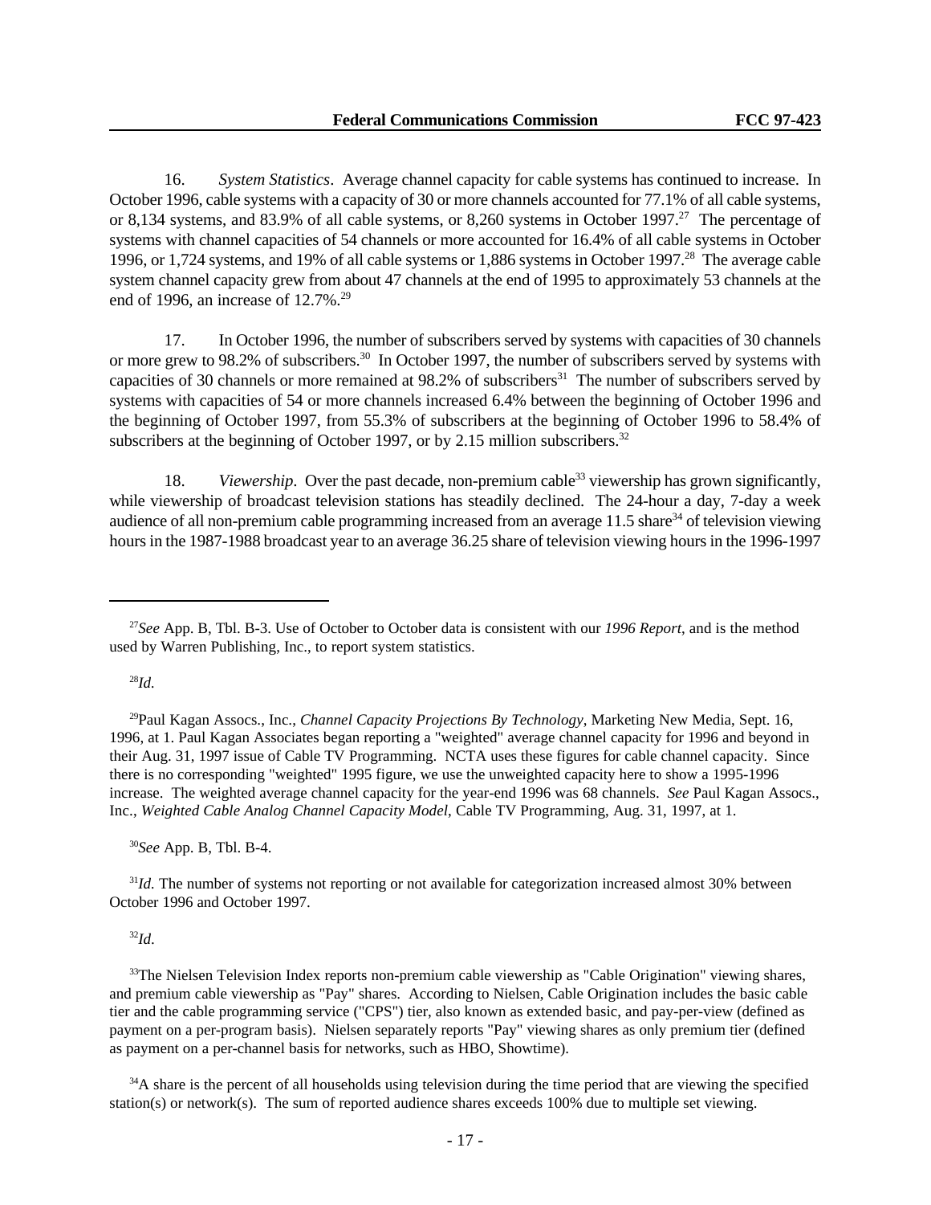16. *System Statistics*. Average channel capacity for cable systems has continued to increase. In October 1996, cable systems with a capacity of 30 or more channels accounted for 77.1% of all cable systems, or 8,134 systems, and 83.9% of all cable systems, or 8,260 systems in October 1997.[27] The percentage of systems with channel capacities of 54 channels or more accounted for 16.4% of all cable systems in October 1996, or 1,724 systems, and 19% of all cable systems or 1,886 systems in October 1997.[28] The average cable system channel capacity grew from about 47 channels at the end of 1995 to approximately 53 channels at the end of 1996, an increase of 12.7%.[29]

17. In October 1996, the number of subscribers served by systems with capacities of 30 channels or more grew to 98.2% of subscribers.[30] In October 1997, the number of subscribers served by systems with capacities of 30 channels or more remained at 98.2% of subscribers[31] The number of subscribers served by systems with capacities of 54 or more channels increased 6.4% between the beginning of October 1996 and the beginning of October 1997, from 55.3% of subscribers at the beginning of October 1996 to 58.4% of subscribers at the beginning of October 1997, or by 2.15 million subscribers.[32]

18. *Viewership*. Over the past decade, non-premium cable[33] viewership has grown significantly, while viewership of broadcast television stations has steadily declined. The 24-hour a day, 7-day a week audience of all non-premium cable programming increased from an average 11.5 share[34] of television viewing hours in the 1987-1988 broadcast year to an average 36.25 share of television viewing hours in the 1996-1997

---

[27]*See* App. B, Tbl. B-3. Use of October to October data is consistent with our *1996 Report*, and is the method used by Warren Publishing, Inc., to report system statistics.

[28]*Id.*

[29]Paul Kagan Assocs., Inc., *Channel Capacity Projections By Technology*, Marketing New Media, Sept. 16, 1996, at 1. Paul Kagan Associates began reporting a "weighted" average channel capacity for 1996 and beyond in their Aug. 31, 1997 issue of Cable TV Programming. NCTA uses these figures for cable channel capacity. Since there is no corresponding "weighted" 1995 figure, we use the unweighted capacity here to show a 1995-1996 increase. The weighted average channel capacity for the year-end 1996 was 68 channels. *See* Paul Kagan Assocs., Inc., *Weighted Cable Analog Channel Capacity Model*, Cable TV Programming, Aug. 31, 1997, at 1.

[30]*See* App. B, Tbl. B-4.

[31]*Id.* The number of systems not reporting or not available for categorization increased almost 30% between October 1996 and October 1997.

[32]*Id*.

[33]The Nielsen Television Index reports non-premium cable viewership as "Cable Origination" viewing shares, and premium cable viewership as "Pay" shares. According to Nielsen, Cable Origination includes the basic cable tier and the cable programming service ("CPS") tier, also known as extended basic, and pay-per-view (defined as payment on a per-program basis). Nielsen separately reports "Pay" viewing shares as only premium tier (defined as payment on a per-channel basis for networks, such as HBO, Showtime).

[34]A share is the percent of all households using television during the time period that are viewing the specified station(s) or network(s). The sum of reported audience shares exceeds 100% due to multiple set viewing.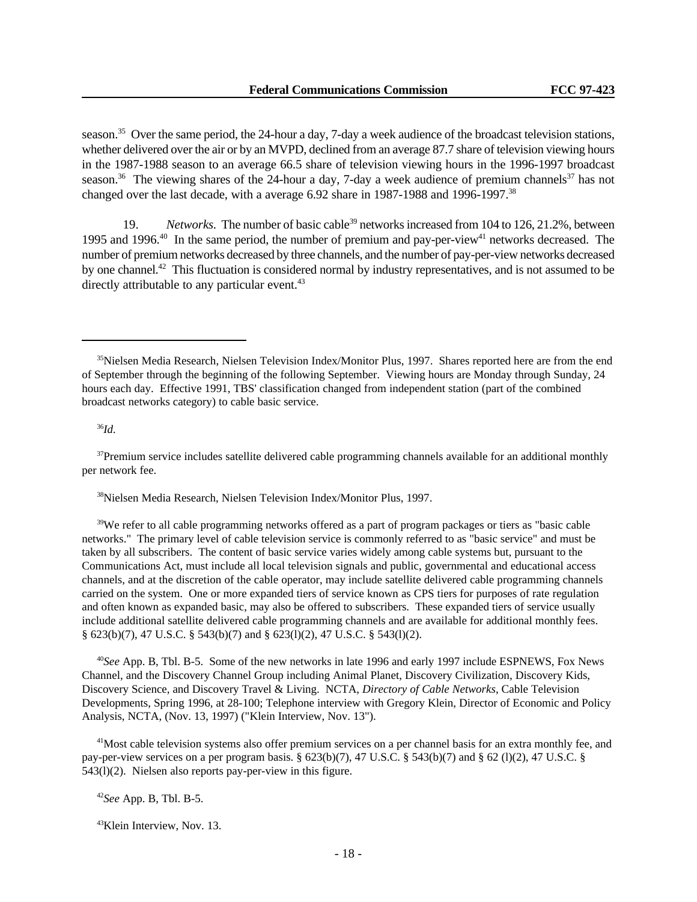season.[35] Over the same period, the 24-hour a day, 7-day a week audience of the broadcast television stations, whether delivered over the air or by an MVPD, declined from an average 87.7 share of television viewing hours in the 1987-1988 season to an average 66.5 share of television viewing hours in the 1996-1997 broadcast season.[36] The viewing shares of the 24-hour a day, 7-day a week audience of premium channels[37] has not changed over the last decade, with a average 6.92 share in 1987-1988 and 1996-1997.[38]

19. *Networks*. The number of basic cable[39] networks increased from 104 to 126, 21.2%, between 1995 and 1996.[40] In the same period, the number of premium and pay-per-view[41] networks decreased. The number of premium networks decreased by three channels, and the number of pay-per-view networks decreased by one channel.[42] This fluctuation is considered normal by industry representatives, and is not assumed to be directly attributable to any particular event.[43]

---

[35]Nielsen Media Research, Nielsen Television Index/Monitor Plus, 1997. Shares reported here are from the end of September through the beginning of the following September. Viewing hours are Monday through Sunday, 24 hours each day. Effective 1991, TBS' classification changed from independent station (part of the combined broadcast networks category) to cable basic service.

[36]*Id.*

[37]Premium service includes satellite delivered cable programming channels available for an additional monthly per network fee.

[38]Nielsen Media Research, Nielsen Television Index/Monitor Plus, 1997.

[39]We refer to all cable programming networks offered as a part of program packages or tiers as "basic cable networks." The primary level of cable television service is commonly referred to as "basic service" and must be taken by all subscribers. The content of basic service varies widely among cable systems but, pursuant to the Communications Act, must include all local television signals and public, governmental and educational access channels, and at the discretion of the cable operator, may include satellite delivered cable programming channels carried on the system. One or more expanded tiers of service known as CPS tiers for purposes of rate regulation and often known as expanded basic, may also be offered to subscribers. These expanded tiers of service usually include additional satellite delivered cable programming channels and are available for additional monthly fees. § 623(b)(7), 47 U.S.C. § 543(b)(7) and § 623(l)(2), 47 U.S.C. § 543(l)(2).

[40]*See* App. B, Tbl. B-5. Some of the new networks in late 1996 and early 1997 include ESPNEWS, Fox News Channel, and the Discovery Channel Group including Animal Planet, Discovery Civilization, Discovery Kids, Discovery Science, and Discovery Travel & Living. NCTA, *Directory of Cable Networks*, Cable Television Developments, Spring 1996, at 28-100; Telephone interview with Gregory Klein, Director of Economic and Policy Analysis, NCTA, (Nov. 13, 1997) ("Klein Interview, Nov. 13").

[41]Most cable television systems also offer premium services on a per channel basis for an extra monthly fee, and pay-per-view services on a per program basis. § 623(b)(7), 47 U.S.C. § 543(b)(7) and § 62 (l)(2), 47 U.S.C. § 543(l)(2). Nielsen also reports pay-per-view in this figure.

[42]*See* App. B, Tbl. B-5.

[43]Klein Interview, Nov. 13.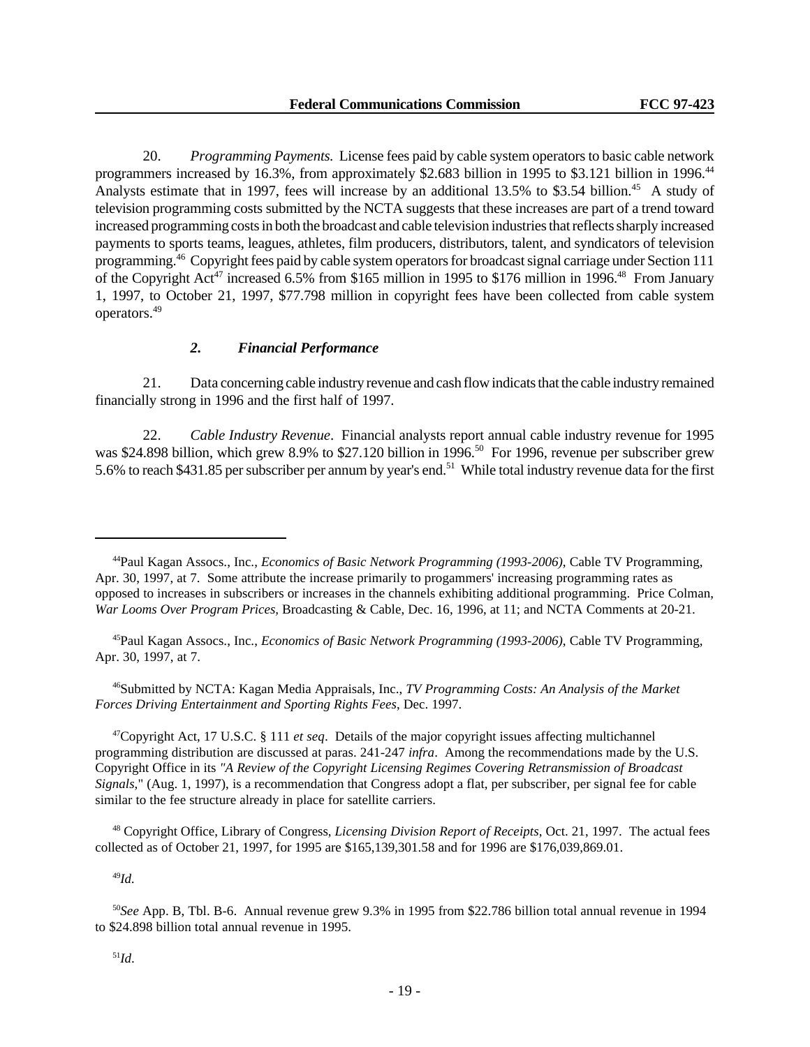20. *Programming Payments.* License fees paid by cable system operators to basic cable network programmers increased by 16.3%, from approximately \$2.683 billion in 1995 to \$3.121 billion in 1996.[44] Analysts estimate that in 1997, fees will increase by an additional 13.5% to \$3.54 billion.[45] A study of television programming costs submitted by the NCTA suggests that these increases are part of a trend toward increased programming costs in both the broadcast and cable television industries that reflects sharply increased payments to sports teams, leagues, athletes, film producers, distributors, talent, and syndicators of television programming.[46] Copyright fees paid by cable system operators for broadcast signal carriage under Section 111 of the Copyright Act[47] increased 6.5% from \$165 million in 1995 to \$176 million in 1996.[48] From January 1, 1997, to October 21, 1997, \$77.798 million in copyright fees have been collected from cable system operators.[49]

### *2. Financial Performance*

21. Data concerning cable industry revenue and cash flow indicats that the cable industry remained financially strong in 1996 and the first half of 1997.

22. *Cable Industry Revenue*. Financial analysts report annual cable industry revenue for 1995 was \$24.898 billion, which grew 8.9% to \$27.120 billion in 1996.[50] For 1996, revenue per subscriber grew 5.6% to reach \$431.85 per subscriber per annum by year's end.[51] While total industry revenue data for the first

---

[44] Paul Kagan Assocs., Inc., *Economics of Basic Network Programming (1993-2006)*, Cable TV Programming, Apr. 30, 1997, at 7. Some attribute the increase primarily to progammers' increasing programming rates as opposed to increases in subscribers or increases in the channels exhibiting additional programming. Price Colman, *War Looms Over Program Prices*, Broadcasting & Cable, Dec. 16, 1996, at 11; and NCTA Comments at 20-21.

[45] Paul Kagan Assocs., Inc., *Economics of Basic Network Programming (1993-2006)*, Cable TV Programming, Apr. 30, 1997, at 7.

[46] Submitted by NCTA: Kagan Media Appraisals, Inc., *TV Programming Costs: An Analysis of the Market Forces Driving Entertainment and Sporting Rights Fees*, Dec. 1997.

[47] Copyright Act, 17 U.S.C. § 111 *et seq*. Details of the major copyright issues affecting multichannel programming distribution are discussed at paras. 241-247 *infra*. Among the recommendations made by the U.S. Copyright Office in its *"A Review of the Copyright Licensing Regimes Covering Retransmission of Broadcast Signals*," (Aug. 1, 1997), is a recommendation that Congress adopt a flat, per subscriber, per signal fee for cable similar to the fee structure already in place for satellite carriers.

[48] Copyright Office, Library of Congress, *Licensing Division Report of Receipts*, Oct. 21, 1997. The actual fees collected as of October 21, 1997, for 1995 are \$165,139,301.58 and for 1996 are \$176,039,869.01.

[49] *Id.*

[50] *See* App. B, Tbl. B-6. Annual revenue grew 9.3% in 1995 from \$22.786 billion total annual revenue in 1994 to \$24.898 billion total annual revenue in 1995.

[51] *Id.*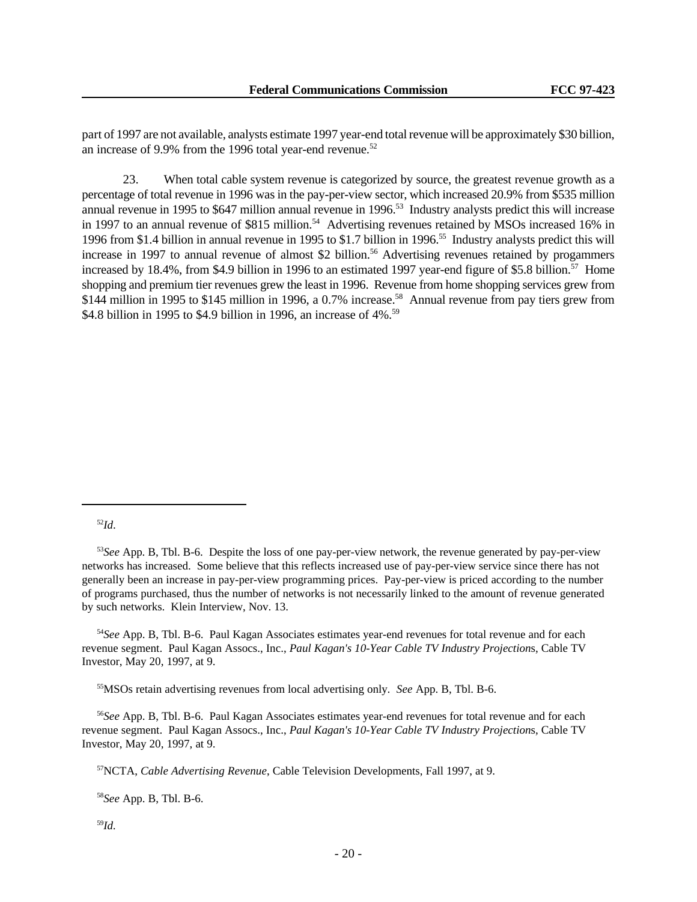part of 1997 are not available, analysts estimate 1997 year-end total revenue will be approximately $30 billion, an increase of 9.9% from the 1996 total year-end revenue.[52]

23. When total cable system revenue is categorized by source, the greatest revenue growth as a percentage of total revenue in 1996 was in the pay-per-view sector, which increased 20.9% from $535 million annual revenue in 1995 to $647 million annual revenue in 1996.[53] Industry analysts predict this will increase in 1997 to an annual revenue of $815 million.[54] Advertising revenues retained by MSOs increased 16% in 1996 from $1.4 billion in annual revenue in 1995 to $1.7 billion in 1996.[55] Industry analysts predict this will increase in 1997 to annual revenue of almost $2 billion.[56] Advertising revenues retained by progammers increased by 18.4%, from $4.9 billion in 1996 to an estimated 1997 year-end figure of $5.8 billion.[57] Home shopping and premium tier revenues grew the least in 1996. Revenue from home shopping services grew from $144 million in 1995 to $145 million in 1996, a 0.7% increase.[58] Annual revenue from pay tiers grew from $4.8 billion in 1995 to $4.9 billion in 1996, an increase of 4%.[59]

---

[52] *Id*.

[53] *See* App. B, Tbl. B-6. Despite the loss of one pay-per-view network, the revenue generated by pay-per-view networks has increased. Some believe that this reflects increased use of pay-per-view service since there has not generally been an increase in pay-per-view programming prices. Pay-per-view is priced according to the number of programs purchased, thus the number of networks is not necessarily linked to the amount of revenue generated by such networks. Klein Interview, Nov. 13.

[54] *See* App. B, Tbl. B-6. Paul Kagan Associates estimates year-end revenues for total revenue and for each revenue segment. Paul Kagan Assocs., Inc., *Paul Kagan's 10-Year Cable TV Industry Projection*s, Cable TV Investor, May 20, 1997, at 9.

[55] MSOs retain advertising revenues from local advertising only. *See* App. B, Tbl. B-6.

[56] *See* App. B, Tbl. B-6. Paul Kagan Associates estimates year-end revenues for total revenue and for each revenue segment. Paul Kagan Assocs., Inc., *Paul Kagan's 10-Year Cable TV Industry Projection*s, Cable TV Investor, May 20, 1997, at 9.

[57] NCTA, *Cable Advertising Revenue*, Cable Television Developments, Fall 1997, at 9.

[58] *See* App. B, Tbl. B-6.

[59] *Id*.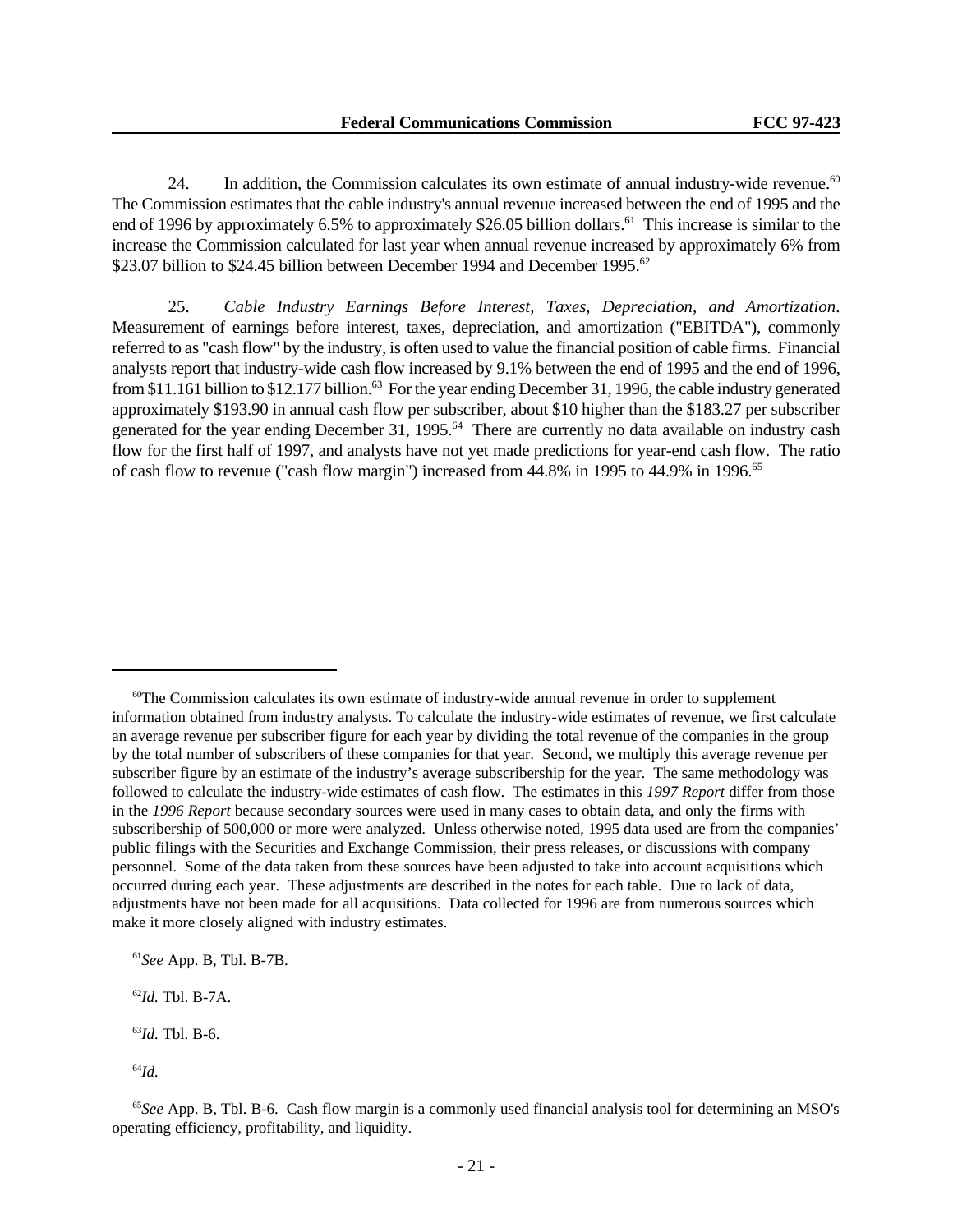24. In addition, the Commission calculates its own estimate of annual industry-wide revenue.[60] The Commission estimates that the cable industry's annual revenue increased between the end of 1995 and the end of 1996 by approximately 6.5% to approximately $26.05 billion dollars.[61] This increase is similar to the increase the Commission calculated for last year when annual revenue increased by approximately 6% from $23.07 billion to $24.45 billion between December 1994 and December 1995.[62]

25. *Cable Industry Earnings Before Interest, Taxes, Depreciation, and Amortization*. Measurement of earnings before interest, taxes, depreciation, and amortization ("EBITDA"), commonly referred to as "cash flow" by the industry, is often used to value the financial position of cable firms. Financial analysts report that industry-wide cash flow increased by 9.1% between the end of 1995 and the end of 1996, from $11.161 billion to $12.177 billion.[63] For the year ending December 31, 1996, the cable industry generated approximately $193.90 in annual cash flow per subscriber, about $10 higher than the $183.27 per subscriber generated for the year ending December 31, 1995.[64] There are currently no data available on industry cash flow for the first half of 1997, and analysts have not yet made predictions for year-end cash flow. The ratio of cash flow to revenue ("cash flow margin") increased from 44.8% in 1995 to 44.9% in 1996.[65]

---

[60] The Commission calculates its own estimate of industry-wide annual revenue in order to supplement information obtained from industry analysts. To calculate the industry-wide estimates of revenue, we first calculate an average revenue per subscriber figure for each year by dividing the total revenue of the companies in the group by the total number of subscribers of these companies for that year. Second, we multiply this average revenue per subscriber figure by an estimate of the industry's average subscribership for the year. The same methodology was followed to calculate the industry-wide estimates of cash flow. The estimates in this *1997 Report* differ from those in the *1996 Report* because secondary sources were used in many cases to obtain data, and only the firms with subscribership of 500,000 or more were analyzed. Unless otherwise noted, 1995 data used are from the companies' public filings with the Securities and Exchange Commission, their press releases, or discussions with company personnel. Some of the data taken from these sources have been adjusted to take into account acquisitions which occurred during each year. These adjustments are described in the notes for each table. Due to lack of data, adjustments have not been made for all acquisitions. Data collected for 1996 are from numerous sources which make it more closely aligned with industry estimates.

[61] *See* App. B, Tbl. B-7B.

[62] *Id.* Tbl. B-7A.

[63] *Id.* Tbl. B-6.

[64] *Id.*

[65] *See* App. B, Tbl. B-6. Cash flow margin is a commonly used financial analysis tool for determining an MSO's operating efficiency, profitability, and liquidity.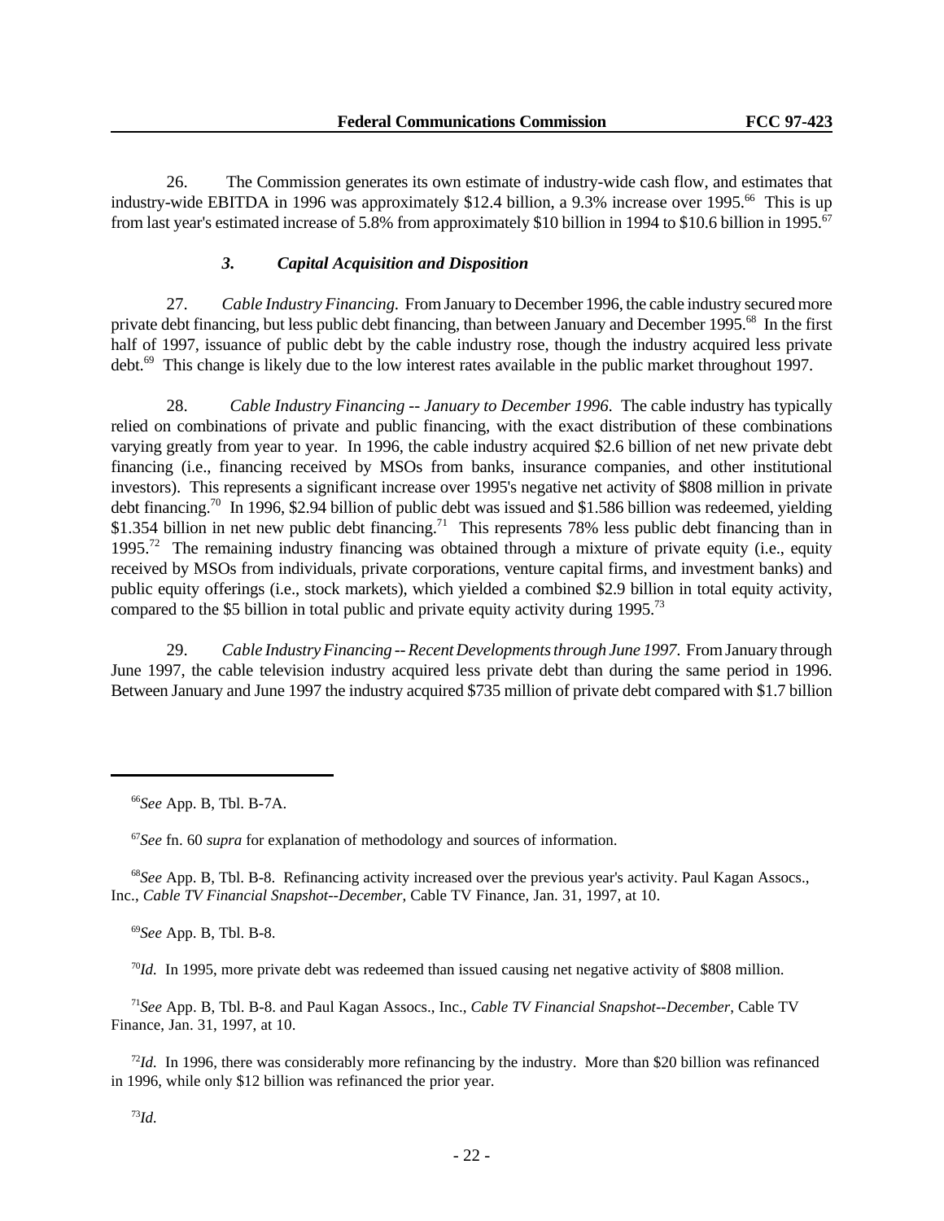26. The Commission generates its own estimate of industry-wide cash flow, and estimates that industry-wide EBITDA in 1996 was approximately $12.4 billion, a 9.3% increase over 1995.[66] This is up from last year's estimated increase of 5.8% from approximately $10 billion in 1994 to $10.6 billion in 1995.[67]

### *3. Capital Acquisition and Disposition*

27. *Cable Industry Financing.* From January to December 1996, the cable industry secured more private debt financing, but less public debt financing, than between January and December 1995.[68] In the first half of 1997, issuance of public debt by the cable industry rose, though the industry acquired less private debt.[69] This change is likely due to the low interest rates available in the public market throughout 1997.

28. *Cable Industry Financing -- January to December 1996*. The cable industry has typically relied on combinations of private and public financing, with the exact distribution of these combinations varying greatly from year to year. In 1996, the cable industry acquired $2.6 billion of net new private debt financing (i.e., financing received by MSOs from banks, insurance companies, and other institutional investors). This represents a significant increase over 1995's negative net activity of $808 million in private debt financing.[70] In 1996, $2.94 billion of public debt was issued and $1.586 billion was redeemed, yielding $1.354 billion in net new public debt financing.[71] This represents 78% less public debt financing than in 1995.[72] The remaining industry financing was obtained through a mixture of private equity (i.e., equity received by MSOs from individuals, private corporations, venture capital firms, and investment banks) and public equity offerings (i.e., stock markets), which yielded a combined $2.9 billion in total equity activity, compared to the $5 billion in total public and private equity activity during 1995.[73]

29. *Cable Industry Financing -- Recent Developments through June 1997.* From January through June 1997, the cable television industry acquired less private debt than during the same period in 1996. Between January and June 1997 the industry acquired $735 million of private debt compared with $1.7 billion

---

[66] *See* App. B, Tbl. B-7A.

[67] *See* fn. 60 *supra* for explanation of methodology and sources of information.

[68] *See* App. B, Tbl. B-8. Refinancing activity increased over the previous year's activity. Paul Kagan Assocs., Inc., *Cable TV Financial Snapshot--December*, Cable TV Finance, Jan. 31, 1997, at 10.

[69] *See* App. B, Tbl. B-8.

[70] *Id.* In 1995, more private debt was redeemed than issued causing net negative activity of $808 million.

[71] *See* App. B, Tbl. B-8. and Paul Kagan Assocs., Inc., *Cable TV Financial Snapshot--December*, Cable TV Finance, Jan. 31, 1997, at 10.

[72] *Id.* In 1996, there was considerably more refinancing by the industry. More than $20 billion was refinanced in 1996, while only $12 billion was refinanced the prior year.

[73] *Id.*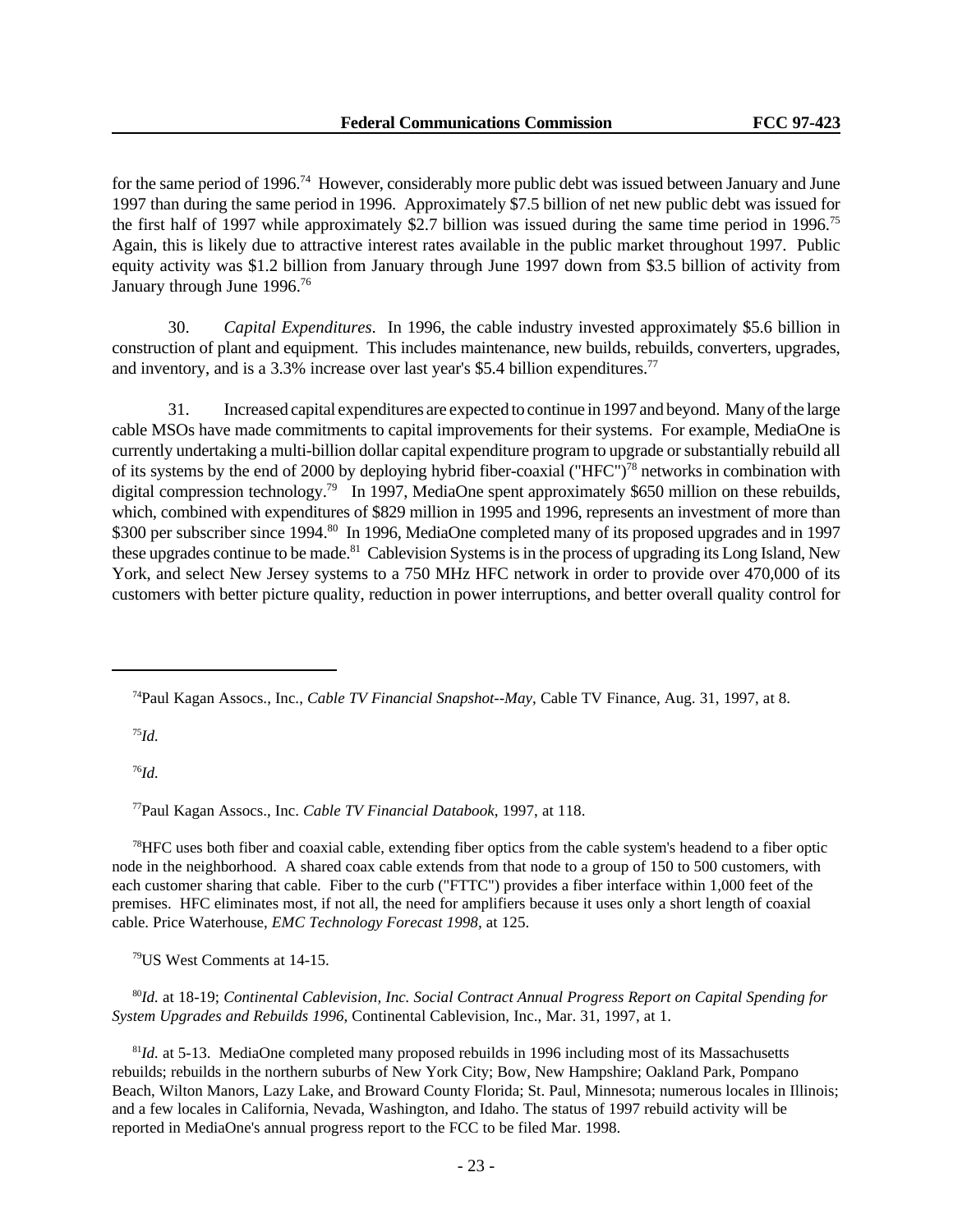for the same period of 1996.[74] However, considerably more public debt was issued between January and June 1997 than during the same period in 1996. Approximately $7.5 billion of net new public debt was issued for the first half of 1997 while approximately $2.7 billion was issued during the same time period in 1996.[75] Again, this is likely due to attractive interest rates available in the public market throughout 1997. Public equity activity was $1.2 billion from January through June 1997 down from $3.5 billion of activity from January through June 1996.[76]

30. *Capital Expenditures*. In 1996, the cable industry invested approximately $5.6 billion in construction of plant and equipment. This includes maintenance, new builds, rebuilds, converters, upgrades, and inventory, and is a 3.3% increase over last year's $5.4 billion expenditures.[77]

31. Increased capital expenditures are expected to continue in 1997 and beyond. Many of the large cable MSOs have made commitments to capital improvements for their systems. For example, MediaOne is currently undertaking a multi-billion dollar capital expenditure program to upgrade or substantially rebuild all of its systems by the end of 2000 by deploying hybrid fiber-coaxial ("HFC")[78] networks in combination with digital compression technology.[79] In 1997, MediaOne spent approximately $650 million on these rebuilds, which, combined with expenditures of $829 million in 1995 and 1996, represents an investment of more than $300 per subscriber since 1994.[80] In 1996, MediaOne completed many of its proposed upgrades and in 1997 these upgrades continue to be made.[81] Cablevision Systems is in the process of upgrading its Long Island, New York, and select New Jersey systems to a 750 MHz HFC network in order to provide over 470,000 of its customers with better picture quality, reduction in power interruptions, and better overall quality control for

---

[74] Paul Kagan Assocs., Inc., *Cable TV Financial Snapshot--May*, Cable TV Finance, Aug. 31, 1997, at 8.

[75] *Id.*

[76] *Id.*

[77] Paul Kagan Assocs., Inc. *Cable TV Financial Databook*, 1997, at 118.

[78] HFC uses both fiber and coaxial cable, extending fiber optics from the cable system's headend to a fiber optic node in the neighborhood. A shared coax cable extends from that node to a group of 150 to 500 customers, with each customer sharing that cable. Fiber to the curb ("FTTC") provides a fiber interface within 1,000 feet of the premises. HFC eliminates most, if not all, the need for amplifiers because it uses only a short length of coaxial cable. Price Waterhouse, *EMC Technology Forecast 1998*, at 125.

[79] US West Comments at 14-15.

[80] *Id.* at 18-19; *Continental Cablevision, Inc. Social Contract Annual Progress Report on Capital Spending for System Upgrades and Rebuilds 1996*, Continental Cablevision, Inc., Mar. 31, 1997, at 1.

[81] *Id.* at 5-13. MediaOne completed many proposed rebuilds in 1996 including most of its Massachusetts rebuilds; rebuilds in the northern suburbs of New York City; Bow, New Hampshire; Oakland Park, Pompano Beach, Wilton Manors, Lazy Lake, and Broward County Florida; St. Paul, Minnesota; numerous locales in Illinois; and a few locales in California, Nevada, Washington, and Idaho. The status of 1997 rebuild activity will be reported in MediaOne's annual progress report to the FCC to be filed Mar. 1998.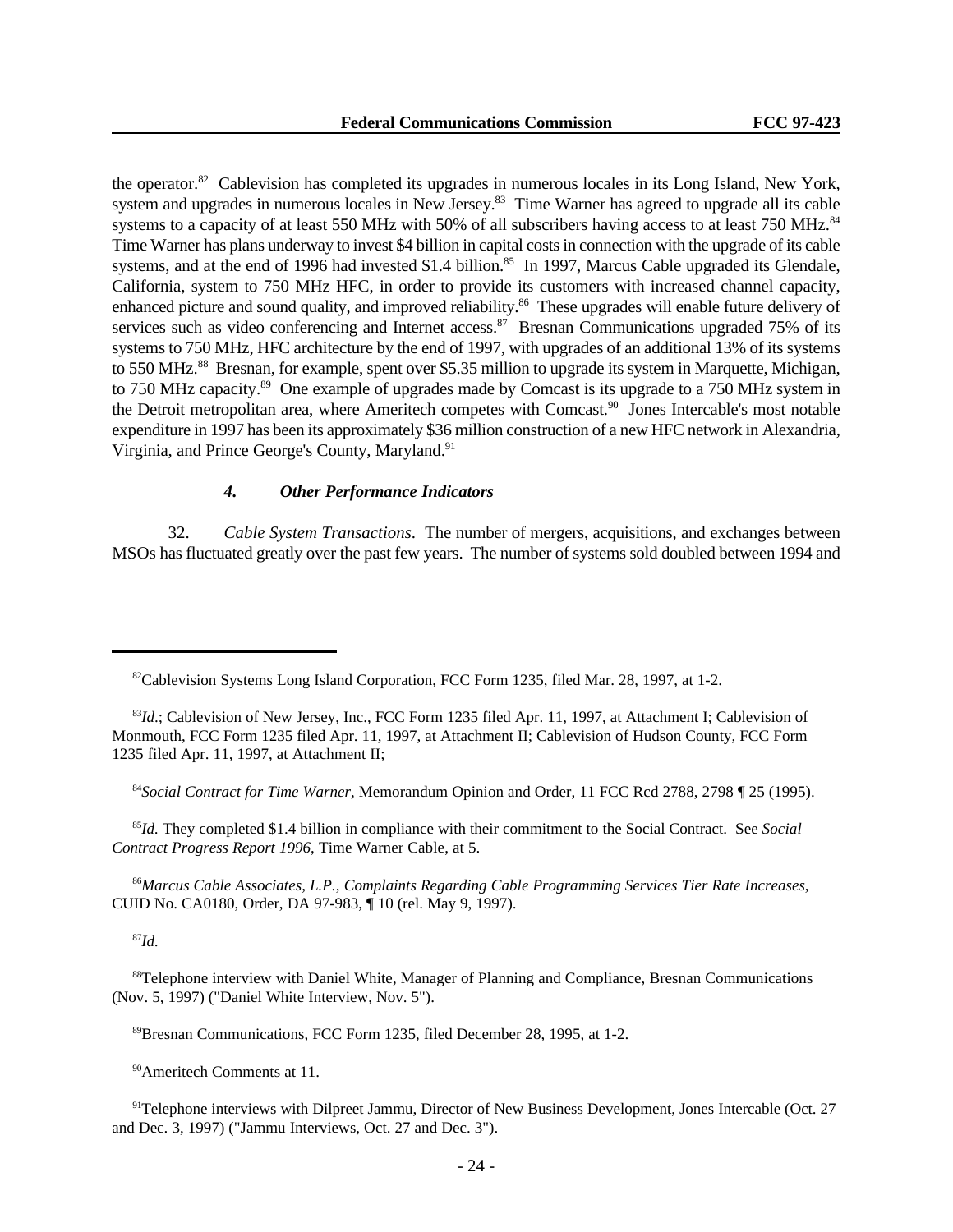the operator.[82] Cablevision has completed its upgrades in numerous locales in its Long Island, New York, system and upgrades in numerous locales in New Jersey.[83] Time Warner has agreed to upgrade all its cable systems to a capacity of at least 550 MHz with 50% of all subscribers having access to at least 750 MHz.[84] Time Warner has plans underway to invest $4 billion in capital costs in connection with the upgrade of its cable systems, and at the end of 1996 had invested $1.4 billion.[85] In 1997, Marcus Cable upgraded its Glendale, California, system to 750 MHz HFC, in order to provide its customers with increased channel capacity, enhanced picture and sound quality, and improved reliability.[86] These upgrades will enable future delivery of services such as video conferencing and Internet access.[87] Bresnan Communications upgraded 75% of its systems to 750 MHz, HFC architecture by the end of 1997, with upgrades of an additional 13% of its systems to 550 MHz.[88] Bresnan, for example, spent over $5.35 million to upgrade its system in Marquette, Michigan, to 750 MHz capacity.[89] One example of upgrades made by Comcast is its upgrade to a 750 MHz system in the Detroit metropolitan area, where Ameritech competes with Comcast.[90] Jones Intercable's most notable expenditure in 1997 has been its approximately $36 million construction of a new HFC network in Alexandria, Virginia, and Prince George's County, Maryland.[91]

#### *4. Other Performance Indicators*

32. *Cable System Transactions*. The number of mergers, acquisitions, and exchanges between MSOs has fluctuated greatly over the past few years. The number of systems sold doubled between 1994 and

---

[82] Cablevision Systems Long Island Corporation, FCC Form 1235, filed Mar. 28, 1997, at 1-2.

[83] *Id*.; Cablevision of New Jersey, Inc., FCC Form 1235 filed Apr. 11, 1997, at Attachment I; Cablevision of Monmouth, FCC Form 1235 filed Apr. 11, 1997, at Attachment II; Cablevision of Hudson County, FCC Form 1235 filed Apr. 11, 1997, at Attachment II;

[84] *Social Contract for Time Warner*, Memorandum Opinion and Order, 11 FCC Rcd 2788, 2798 ¶ 25 (1995).

[85] *Id.* They completed $1.4 billion in compliance with their commitment to the Social Contract. See *Social Contract Progress Report 1996*, Time Warner Cable, at 5.

[86] *Marcus Cable Associates, L.P., Complaints Regarding Cable Programming Services Tier Rate Increases*, CUID No. CA0180, Order, DA 97-983, ¶ 10 (rel. May 9, 1997).

[87] *Id.*

[88] Telephone interview with Daniel White, Manager of Planning and Compliance, Bresnan Communications (Nov. 5, 1997) ("Daniel White Interview, Nov. 5").

[89] Bresnan Communications, FCC Form 1235, filed December 28, 1995, at 1-2.

[90] Ameritech Comments at 11.

[91] Telephone interviews with Dilpreet Jammu, Director of New Business Development, Jones Intercable (Oct. 27 and Dec. 3, 1997) ("Jammu Interviews, Oct. 27 and Dec. 3").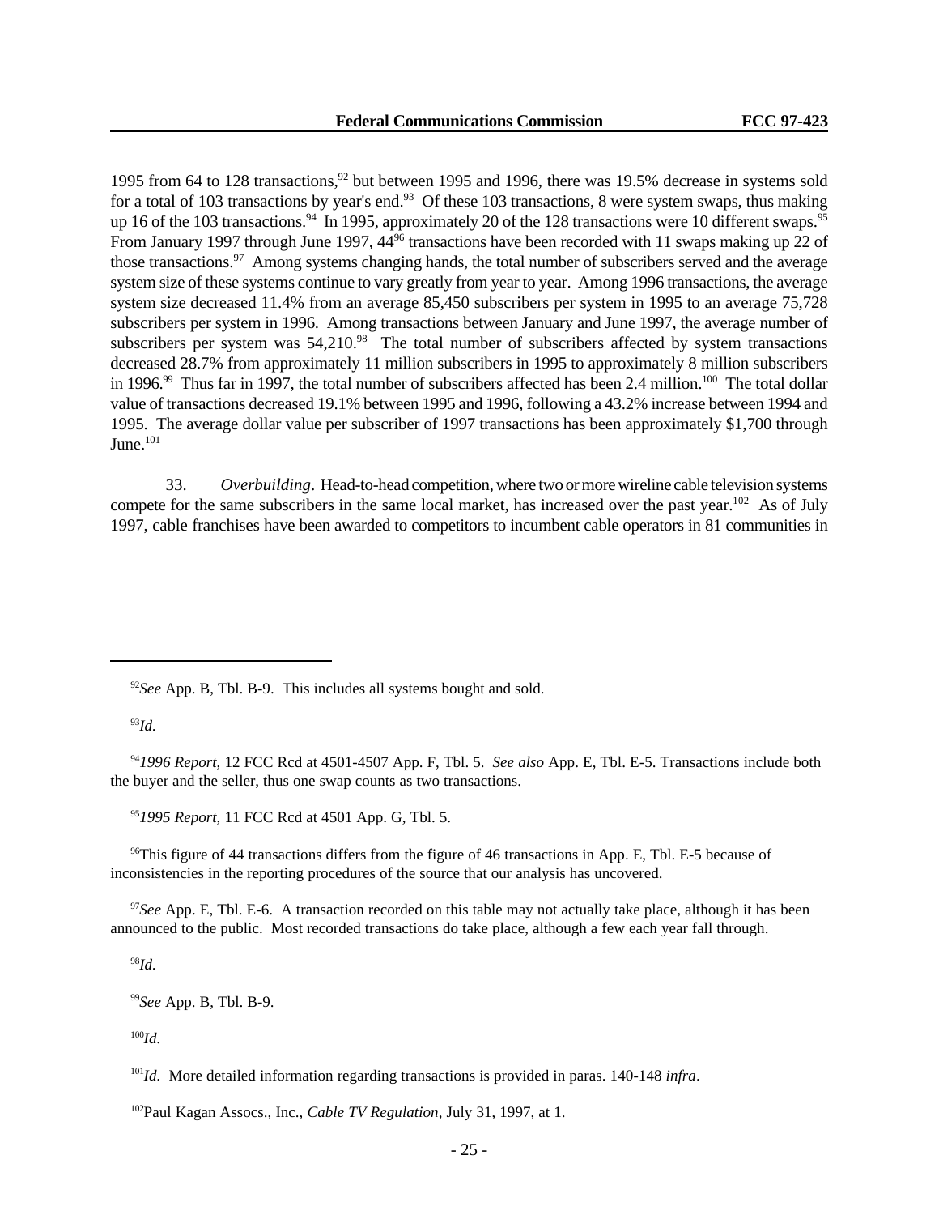1995 from 64 to 128 transactions,[92] but between 1995 and 1996, there was 19.5% decrease in systems sold for a total of 103 transactions by year's end.[93] Of these 103 transactions, 8 were system swaps, thus making up 16 of the 103 transactions.[94] In 1995, approximately 20 of the 128 transactions were 10 different swaps.[95] From January 1997 through June 1997, 44[96] transactions have been recorded with 11 swaps making up 22 of those transactions.[97] Among systems changing hands, the total number of subscribers served and the average system size of these systems continue to vary greatly from year to year. Among 1996 transactions, the average system size decreased 11.4% from an average 85,450 subscribers per system in 1995 to an average 75,728 subscribers per system in 1996. Among transactions between January and June 1997, the average number of subscribers per system was 54,210.[98] The total number of subscribers affected by system transactions decreased 28.7% from approximately 11 million subscribers in 1995 to approximately 8 million subscribers in 1996.[99] Thus far in 1997, the total number of subscribers affected has been 2.4 million.[100] The total dollar value of transactions decreased 19.1% between 1995 and 1996, following a 43.2% increase between 1994 and 1995. The average dollar value per subscriber of 1997 transactions has been approximately $1,700 through June.[101]

33. *Overbuilding*. Head-to-head competition, where two or more wireline cable television systems compete for the same subscribers in the same local market, has increased over the past year.[102] As of July 1997, cable franchises have been awarded to competitors to incumbent cable operators in 81 communities in

---

[92]*See* App. B, Tbl. B-9. This includes all systems bought and sold.

[93]*Id.*

[94]*1996 Report*, 12 FCC Rcd at 4501-4507 App. F, Tbl. 5. *See also* App. E, Tbl. E-5. Transactions include both the buyer and the seller, thus one swap counts as two transactions.

[95]*1995 Report*, 11 FCC Rcd at 4501 App. G, Tbl. 5.

[96]This figure of 44 transactions differs from the figure of 46 transactions in App. E, Tbl. E-5 because of inconsistencies in the reporting procedures of the source that our analysis has uncovered.

[97]*See* App. E, Tbl. E-6. A transaction recorded on this table may not actually take place, although it has been announced to the public. Most recorded transactions do take place, although a few each year fall through.

[98]*Id.*

[99]*See* App. B, Tbl. B-9.

[100]*Id.*

[101]*Id.* More detailed information regarding transactions is provided in paras. 140-148 *infra*.

[102]Paul Kagan Assocs., Inc., *Cable TV Regulation*, July 31, 1997, at 1.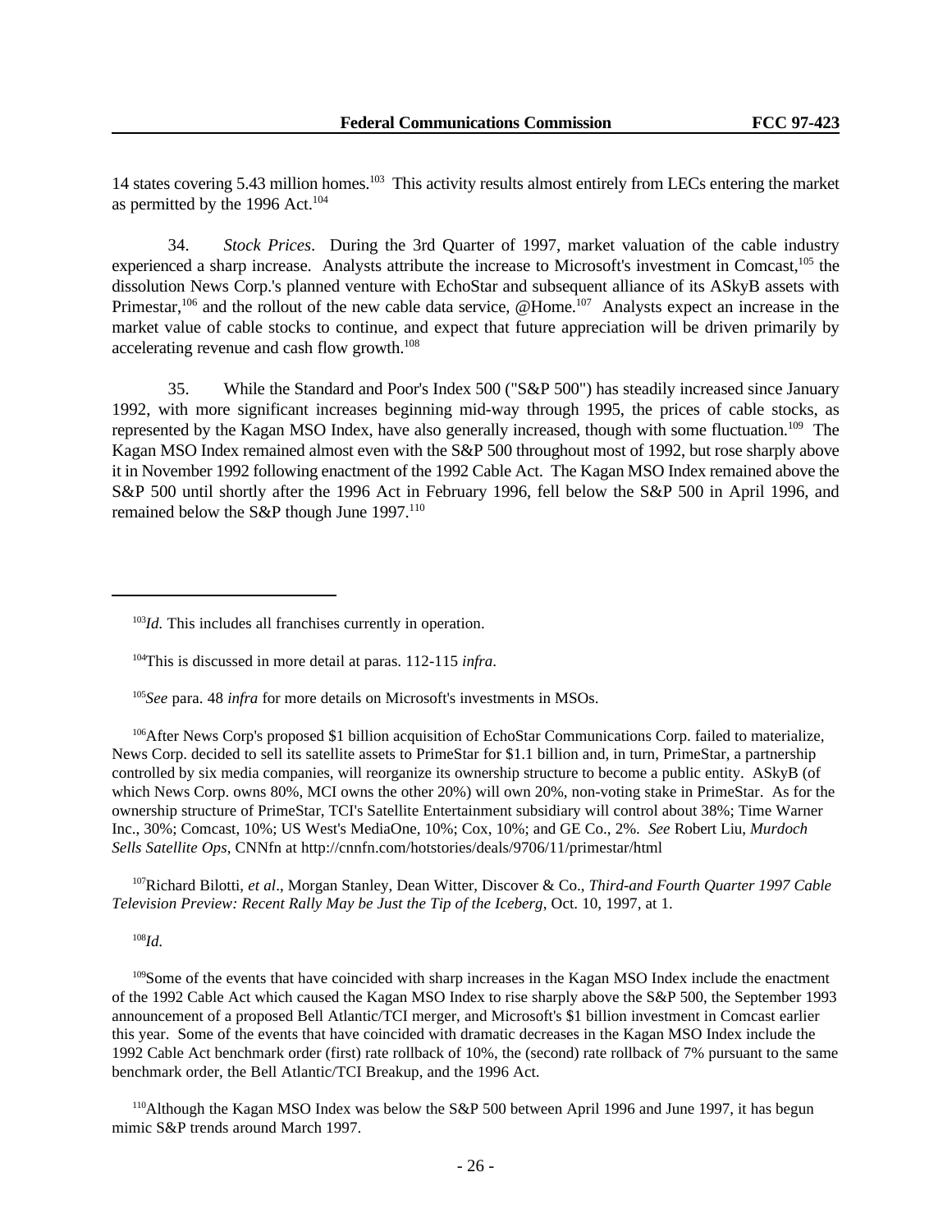14 states covering 5.43 million homes.[103] This activity results almost entirely from LECs entering the market as permitted by the 1996 Act.[104]

34. *Stock Prices*. During the 3rd Quarter of 1997, market valuation of the cable industry experienced a sharp increase. Analysts attribute the increase to Microsoft's investment in Comcast,[105] the dissolution News Corp.'s planned venture with EchoStar and subsequent alliance of its ASkyB assets with Primestar,[106] and the rollout of the new cable data service, @Home.[107] Analysts expect an increase in the market value of cable stocks to continue, and expect that future appreciation will be driven primarily by accelerating revenue and cash flow growth.[108]

35. While the Standard and Poor's Index 500 ("S&P 500") has steadily increased since January 1992, with more significant increases beginning mid-way through 1995, the prices of cable stocks, as represented by the Kagan MSO Index, have also generally increased, though with some fluctuation.[109] The Kagan MSO Index remained almost even with the S&P 500 throughout most of 1992, but rose sharply above it in November 1992 following enactment of the 1992 Cable Act. The Kagan MSO Index remained above the S&P 500 until shortly after the 1996 Act in February 1996, fell below the S&P 500 in April 1996, and remained below the S&P though June 1997.[110]

---

[103] *Id.* This includes all franchises currently in operation.

[104] This is discussed in more detail at paras. 112-115 *infra*.

[105] *See* para. 48 *infra* for more details on Microsoft's investments in MSOs.

[106] After News Corp's proposed $1 billion acquisition of EchoStar Communications Corp. failed to materialize, News Corp. decided to sell its satellite assets to PrimeStar for $1.1 billion and, in turn, PrimeStar, a partnership controlled by six media companies, will reorganize its ownership structure to become a public entity. ASkyB (of which News Corp. owns 80%, MCI owns the other 20%) will own 20%, non-voting stake in PrimeStar. As for the ownership structure of PrimeStar, TCI's Satellite Entertainment subsidiary will control about 38%; Time Warner Inc., 30%; Comcast, 10%; US West's MediaOne, 10%; Cox, 10%; and GE Co., 2%. *See* Robert Liu, *Murdoch Sells Satellite Ops*, CNNfn at http://cnnfn.com/hotstories/deals/9706/11/primestar/html

[107] Richard Bilotti, *et al*., Morgan Stanley, Dean Witter, Discover & Co., *Third-and Fourth Quarter 1997 Cable Television Preview: Recent Rally May be Just the Tip of the Iceberg*, Oct. 10, 1997, at 1.

[108] *Id.*

[109] Some of the events that have coincided with sharp increases in the Kagan MSO Index include the enactment of the 1992 Cable Act which caused the Kagan MSO Index to rise sharply above the S&P 500, the September 1993 announcement of a proposed Bell Atlantic/TCI merger, and Microsoft's $1 billion investment in Comcast earlier this year. Some of the events that have coincided with dramatic decreases in the Kagan MSO Index include the 1992 Cable Act benchmark order (first) rate rollback of 10%, the (second) rate rollback of 7% pursuant to the same benchmark order, the Bell Atlantic/TCI Breakup, and the 1996 Act.

[110] Although the Kagan MSO Index was below the S&P 500 between April 1996 and June 1997, it has begun mimic S&P trends around March 1997.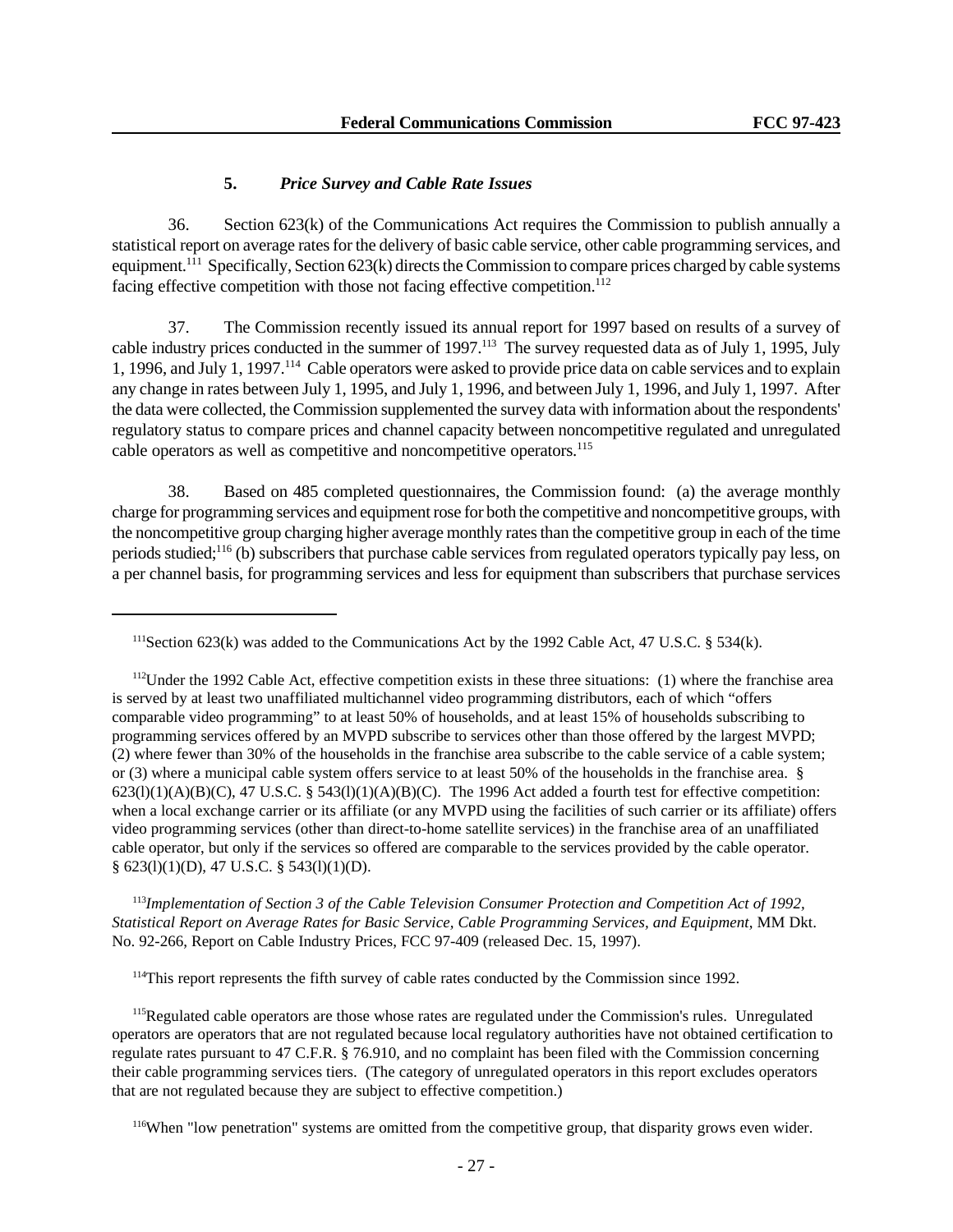### 5. *Price Survey and Cable Rate Issues*

36. Section 623(k) of the Communications Act requires the Commission to publish annually a statistical report on average rates for the delivery of basic cable service, other cable programming services, and equipment.[111] Specifically, Section 623(k) directs the Commission to compare prices charged by cable systems facing effective competition with those not facing effective competition.[112]

37. The Commission recently issued its annual report for 1997 based on results of a survey of cable industry prices conducted in the summer of 1997.[113] The survey requested data as of July 1, 1995, July 1, 1996, and July 1, 1997.[114] Cable operators were asked to provide price data on cable services and to explain any change in rates between July 1, 1995, and July 1, 1996, and between July 1, 1996, and July 1, 1997. After the data were collected, the Commission supplemented the survey data with information about the respondents' regulatory status to compare prices and channel capacity between noncompetitive regulated and unregulated cable operators as well as competitive and noncompetitive operators.[115]

38. Based on 485 completed questionnaires, the Commission found: (a) the average monthly charge for programming services and equipment rose for both the competitive and noncompetitive groups, with the noncompetitive group charging higher average monthly rates than the competitive group in each of the time periods studied;[116] (b) subscribers that purchase cable services from regulated operators typically pay less, on a per channel basis, for programming services and less for equipment than subscribers that purchase services

---

[111] Section 623(k) was added to the Communications Act by the 1992 Cable Act, 47 U.S.C. § 534(k).

[112] Under the 1992 Cable Act, effective competition exists in these three situations: (1) where the franchise area is served by at least two unaffiliated multichannel video programming distributors, each of which "offers comparable video programming" to at least 50% of households, and at least 15% of households subscribing to programming services offered by an MVPD subscribe to services other than those offered by the largest MVPD; (2) where fewer than 30% of the households in the franchise area subscribe to the cable service of a cable system; or (3) where a municipal cable system offers service to at least 50% of the households in the franchise area. § 623(l)(1)(A)(B)(C), 47 U.S.C. § 543(l)(1)(A)(B)(C). The 1996 Act added a fourth test for effective competition: when a local exchange carrier or its affiliate (or any MVPD using the facilities of such carrier or its affiliate) offers video programming services (other than direct-to-home satellite services) in the franchise area of an unaffiliated cable operator, but only if the services so offered are comparable to the services provided by the cable operator. § 623(l)(1)(D), 47 U.S.C. § 543(l)(1)(D).

[113] *Implementation of Section 3 of the Cable Television Consumer Protection and Competition Act of 1992, Statistical Report on Average Rates for Basic Service, Cable Programming Services, and Equipment*, MM Dkt. No. 92-266, Report on Cable Industry Prices, FCC 97-409 (released Dec. 15, 1997).

[114] This report represents the fifth survey of cable rates conducted by the Commission since 1992.

[115] Regulated cable operators are those whose rates are regulated under the Commission's rules. Unregulated operators are operators that are not regulated because local regulatory authorities have not obtained certification to regulate rates pursuant to 47 C.F.R. § 76.910, and no complaint has been filed with the Commission concerning their cable programming services tiers. (The category of unregulated operators in this report excludes operators that are not regulated because they are subject to effective competition.)

[116] When "low penetration" systems are omitted from the competitive group, that disparity grows even wider.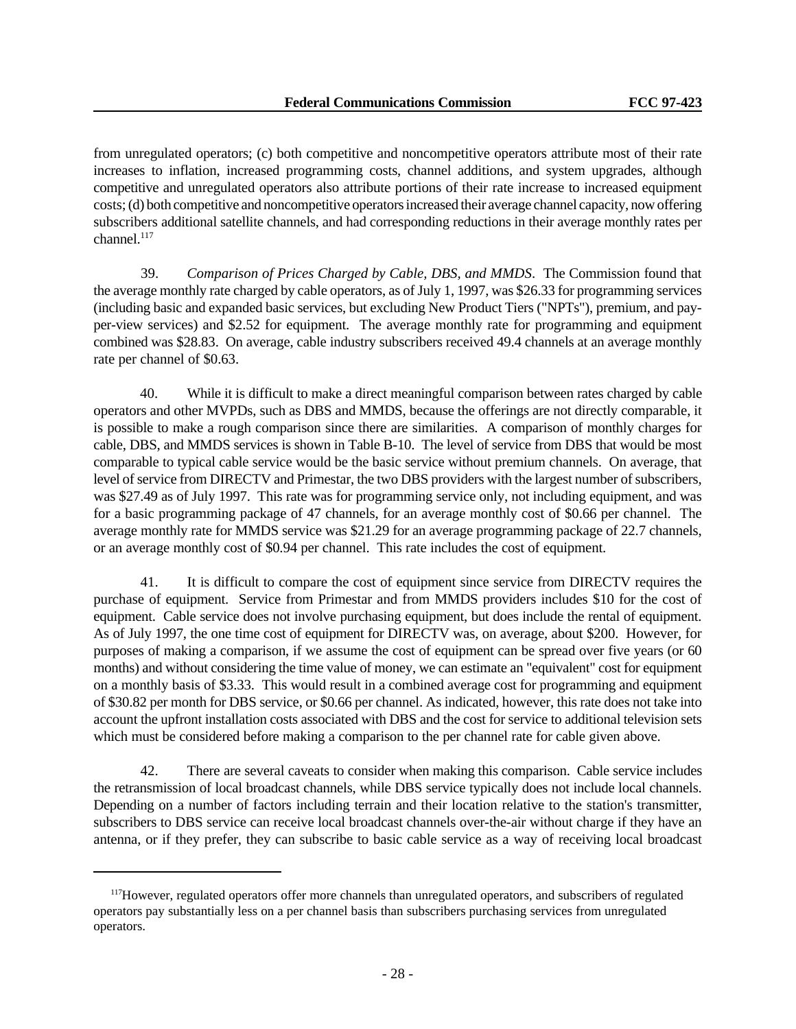from unregulated operators; (c) both competitive and noncompetitive operators attribute most of their rate increases to inflation, increased programming costs, channel additions, and system upgrades, although competitive and unregulated operators also attribute portions of their rate increase to increased equipment costs; (d) both competitive and noncompetitive operators increased their average channel capacity, now offering subscribers additional satellite channels, and had corresponding reductions in their average monthly rates per channel.[117]

39. *Comparison of Prices Charged by Cable, DBS, and MMDS*. The Commission found that the average monthly rate charged by cable operators, as of July 1, 1997, was $26.33 for programming services (including basic and expanded basic services, but excluding New Product Tiers ("NPTs"), premium, and pay-per-view services) and $2.52 for equipment. The average monthly rate for programming and equipment combined was $28.83. On average, cable industry subscribers received 49.4 channels at an average monthly rate per channel of $0.63.

40. While it is difficult to make a direct meaningful comparison between rates charged by cable operators and other MVPDs, such as DBS and MMDS, because the offerings are not directly comparable, it is possible to make a rough comparison since there are similarities. A comparison of monthly charges for cable, DBS, and MMDS services is shown in Table B-10. The level of service from DBS that would be most comparable to typical cable service would be the basic service without premium channels. On average, that level of service from DIRECTV and Primestar, the two DBS providers with the largest number of subscribers, was $27.49 as of July 1997. This rate was for programming service only, not including equipment, and was for a basic programming package of 47 channels, for an average monthly cost of $0.66 per channel. The average monthly rate for MMDS service was $21.29 for an average programming package of 22.7 channels, or an average monthly cost of $0.94 per channel. This rate includes the cost of equipment.

41. It is difficult to compare the cost of equipment since service from DIRECTV requires the purchase of equipment. Service from Primestar and from MMDS providers includes $10 for the cost of equipment. Cable service does not involve purchasing equipment, but does include the rental of equipment. As of July 1997, the one time cost of equipment for DIRECTV was, on average, about $200. However, for purposes of making a comparison, if we assume the cost of equipment can be spread over five years (or 60 months) and without considering the time value of money, we can estimate an "equivalent" cost for equipment on a monthly basis of $3.33. This would result in a combined average cost for programming and equipment of $30.82 per month for DBS service, or $0.66 per channel. As indicated, however, this rate does not take into account the upfront installation costs associated with DBS and the cost for service to additional television sets which must be considered before making a comparison to the per channel rate for cable given above.

42. There are several caveats to consider when making this comparison. Cable service includes the retransmission of local broadcast channels, while DBS service typically does not include local channels. Depending on a number of factors including terrain and their location relative to the station's transmitter, subscribers to DBS service can receive local broadcast channels over-the-air without charge if they have an antenna, or if they prefer, they can subscribe to basic cable service as a way of receiving local broadcast

---

[117] However, regulated operators offer more channels than unregulated operators, and subscribers of regulated operators pay substantially less on a per channel basis than subscribers purchasing services from unregulated operators.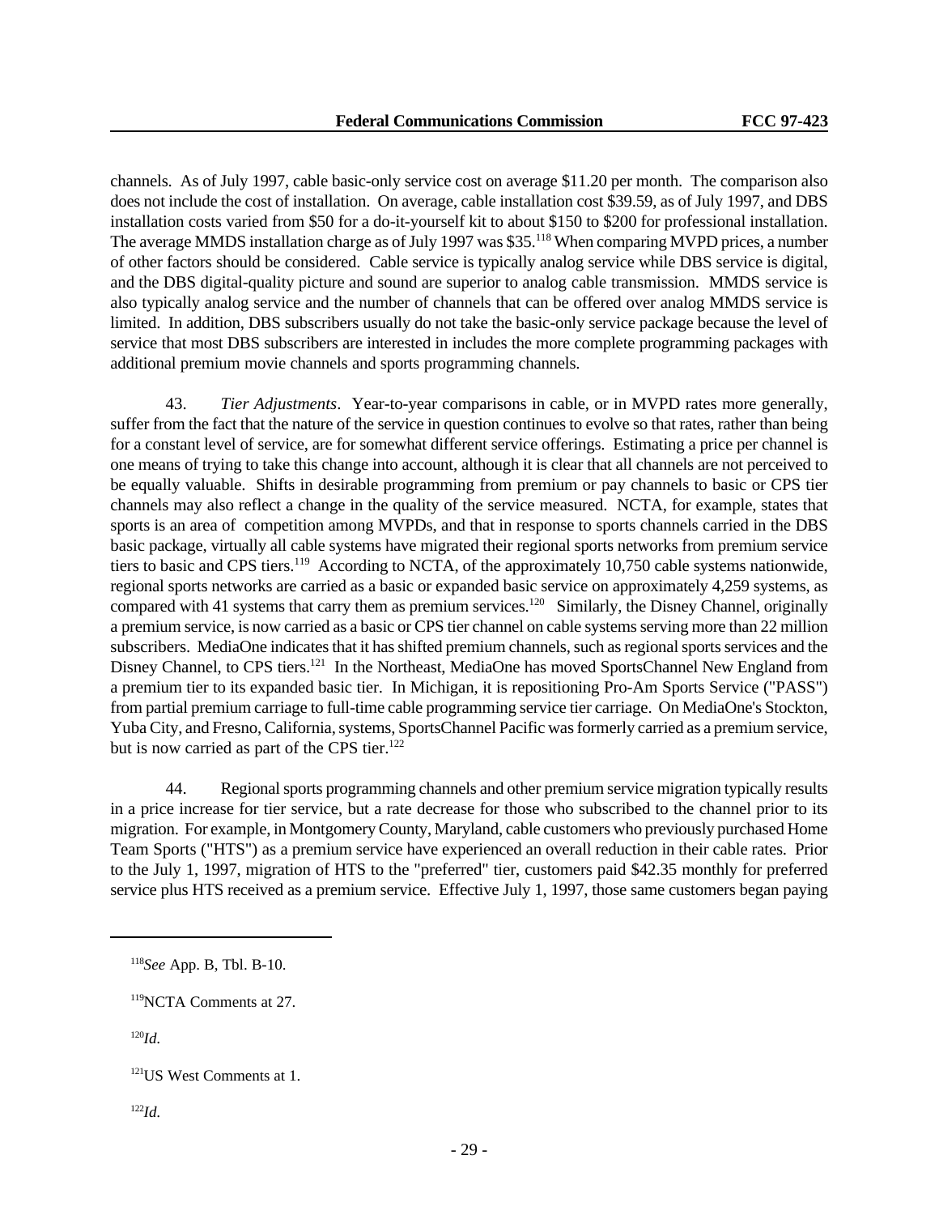channels. As of July 1997, cable basic-only service cost on average $11.20 per month. The comparison also does not include the cost of installation. On average, cable installation cost $39.59, as of July 1997, and DBS installation costs varied from $50 for a do-it-yourself kit to about $150 to $200 for professional installation. The average MMDS installation charge as of July 1997 was $35.[118] When comparing MVPD prices, a number of other factors should be considered. Cable service is typically analog service while DBS service is digital, and the DBS digital-quality picture and sound are superior to analog cable transmission. MMDS service is also typically analog service and the number of channels that can be offered over analog MMDS service is limited. In addition, DBS subscribers usually do not take the basic-only service package because the level of service that most DBS subscribers are interested in includes the more complete programming packages with additional premium movie channels and sports programming channels.

43. *Tier Adjustments*. Year-to-year comparisons in cable, or in MVPD rates more generally, suffer from the fact that the nature of the service in question continues to evolve so that rates, rather than being for a constant level of service, are for somewhat different service offerings. Estimating a price per channel is one means of trying to take this change into account, although it is clear that all channels are not perceived to be equally valuable. Shifts in desirable programming from premium or pay channels to basic or CPS tier channels may also reflect a change in the quality of the service measured. NCTA, for example, states that sports is an area of competition among MVPDs, and that in response to sports channels carried in the DBS basic package, virtually all cable systems have migrated their regional sports networks from premium service tiers to basic and CPS tiers.[119] According to NCTA, of the approximately 10,750 cable systems nationwide, regional sports networks are carried as a basic or expanded basic service on approximately 4,259 systems, as compared with 41 systems that carry them as premium services.[120] Similarly, the Disney Channel, originally a premium service, is now carried as a basic or CPS tier channel on cable systems serving more than 22 million subscribers. MediaOne indicates that it has shifted premium channels, such as regional sports services and the Disney Channel, to CPS tiers.[121] In the Northeast, MediaOne has moved SportsChannel New England from a premium tier to its expanded basic tier. In Michigan, it is repositioning Pro-Am Sports Service ("PASS") from partial premium carriage to full-time cable programming service tier carriage. On MediaOne's Stockton, Yuba City, and Fresno, California, systems, SportsChannel Pacific was formerly carried as a premium service, but is now carried as part of the CPS tier.[122]

44. Regional sports programming channels and other premium service migration typically results in a price increase for tier service, but a rate decrease for those who subscribed to the channel prior to its migration. For example, in Montgomery County, Maryland, cable customers who previously purchased Home Team Sports ("HTS") as a premium service have experienced an overall reduction in their cable rates. Prior to the July 1, 1997, migration of HTS to the "preferred" tier, customers paid $42.35 monthly for preferred service plus HTS received as a premium service. Effective July 1, 1997, those same customers began paying

---

[118] *See* App. B, Tbl. B-10.

[119] NCTA Comments at 27.

[120] *Id.*

[121] US West Comments at 1.

[122] *Id.*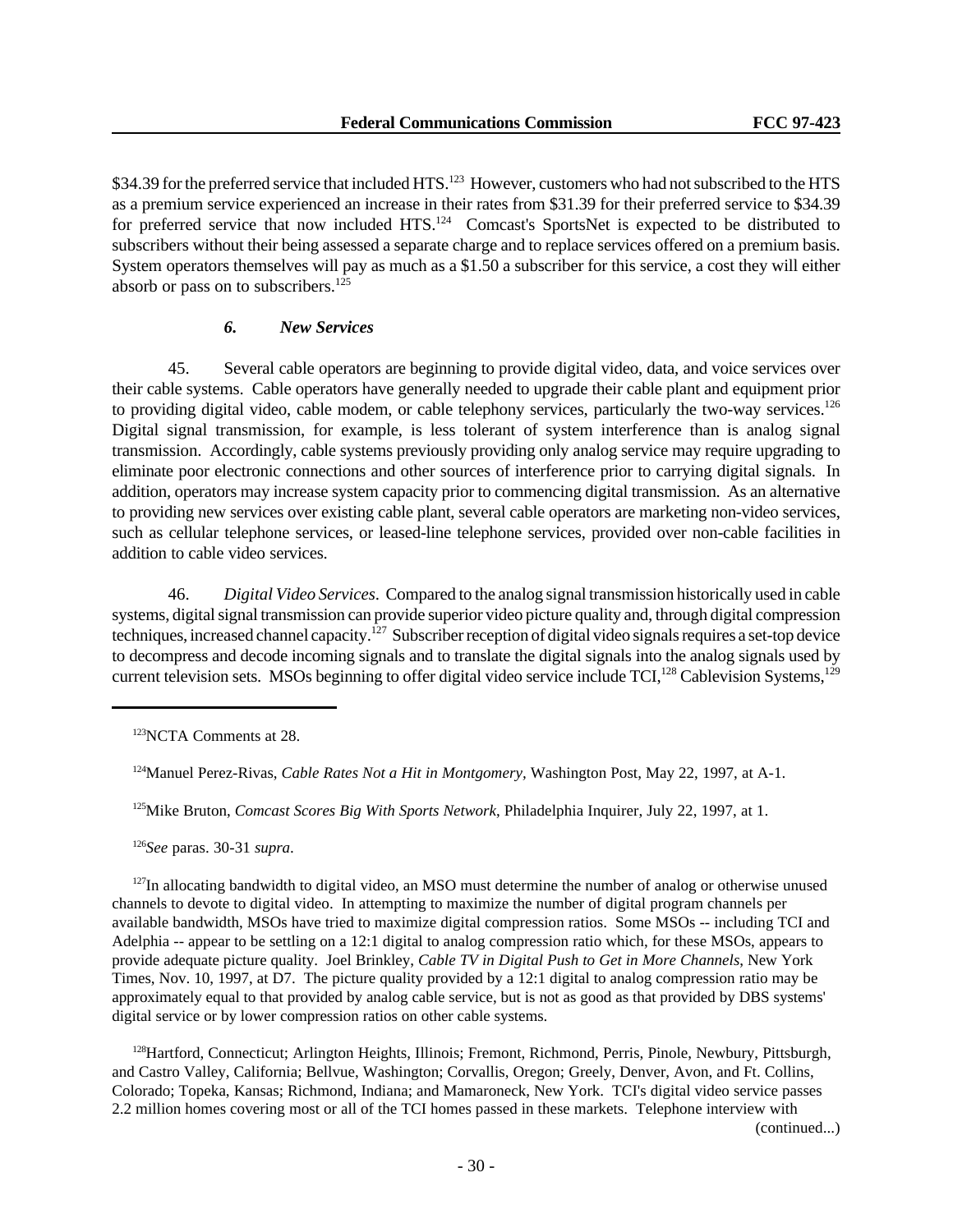$34.39 for the preferred service that included HTS.[123] However, customers who had not subscribed to the HTS as a premium service experienced an increase in their rates from $31.39 for their preferred service to $34.39 for preferred service that now included HTS.[124] Comcast's SportsNet is expected to be distributed to subscribers without their being assessed a separate charge and to replace services offered on a premium basis. System operators themselves will pay as much as a $1.50 a subscriber for this service, a cost they will either absorb or pass on to subscribers.[125]

### *6. New Services*

45. Several cable operators are beginning to provide digital video, data, and voice services over their cable systems. Cable operators have generally needed to upgrade their cable plant and equipment prior to providing digital video, cable modem, or cable telephony services, particularly the two-way services.[126] Digital signal transmission, for example, is less tolerant of system interference than is analog signal transmission. Accordingly, cable systems previously providing only analog service may require upgrading to eliminate poor electronic connections and other sources of interference prior to carrying digital signals. In addition, operators may increase system capacity prior to commencing digital transmission. As an alternative to providing new services over existing cable plant, several cable operators are marketing non-video services, such as cellular telephone services, or leased-line telephone services, provided over non-cable facilities in addition to cable video services.

46. *Digital Video Services*. Compared to the analog signal transmission historically used in cable systems, digital signal transmission can provide superior video picture quality and, through digital compression techniques, increased channel capacity.[127] Subscriber reception of digital video signals requires a set-top device to decompress and decode incoming signals and to translate the digital signals into the analog signals used by current television sets. MSOs beginning to offer digital video service include TCI,[128] Cablevision Systems,[129]

---

[123] NCTA Comments at 28.

[124] Manuel Perez-Rivas, *Cable Rates Not a Hit in Montgomery*, Washington Post, May 22, 1997, at A-1.

[125] Mike Bruton, *Comcast Scores Big With Sports Network*, Philadelphia Inquirer, July 22, 1997, at 1.

[126] *See* paras. 30-31 *supra*.

[127] In allocating bandwidth to digital video, an MSO must determine the number of analog or otherwise unused channels to devote to digital video. In attempting to maximize the number of digital program channels per available bandwidth, MSOs have tried to maximize digital compression ratios. Some MSOs -- including TCI and Adelphia -- appear to be settling on a 12:1 digital to analog compression ratio which, for these MSOs, appears to provide adequate picture quality. Joel Brinkley, *Cable TV in Digital Push to Get in More Channels*, New York Times, Nov. 10, 1997, at D7. The picture quality provided by a 12:1 digital to analog compression ratio may be approximately equal to that provided by analog cable service, but is not as good as that provided by DBS systems' digital service or by lower compression ratios on other cable systems.

[128] Hartford, Connecticut; Arlington Heights, Illinois; Fremont, Richmond, Perris, Pinole, Newbury, Pittsburgh, and Castro Valley, California; Bellvue, Washington; Corvallis, Oregon; Greely, Denver, Avon, and Ft. Collins, Colorado; Topeka, Kansas; Richmond, Indiana; and Mamaroneck, New York. TCI's digital video service passes 2.2 million homes covering most or all of the TCI homes passed in these markets. Telephone interview with (continued...)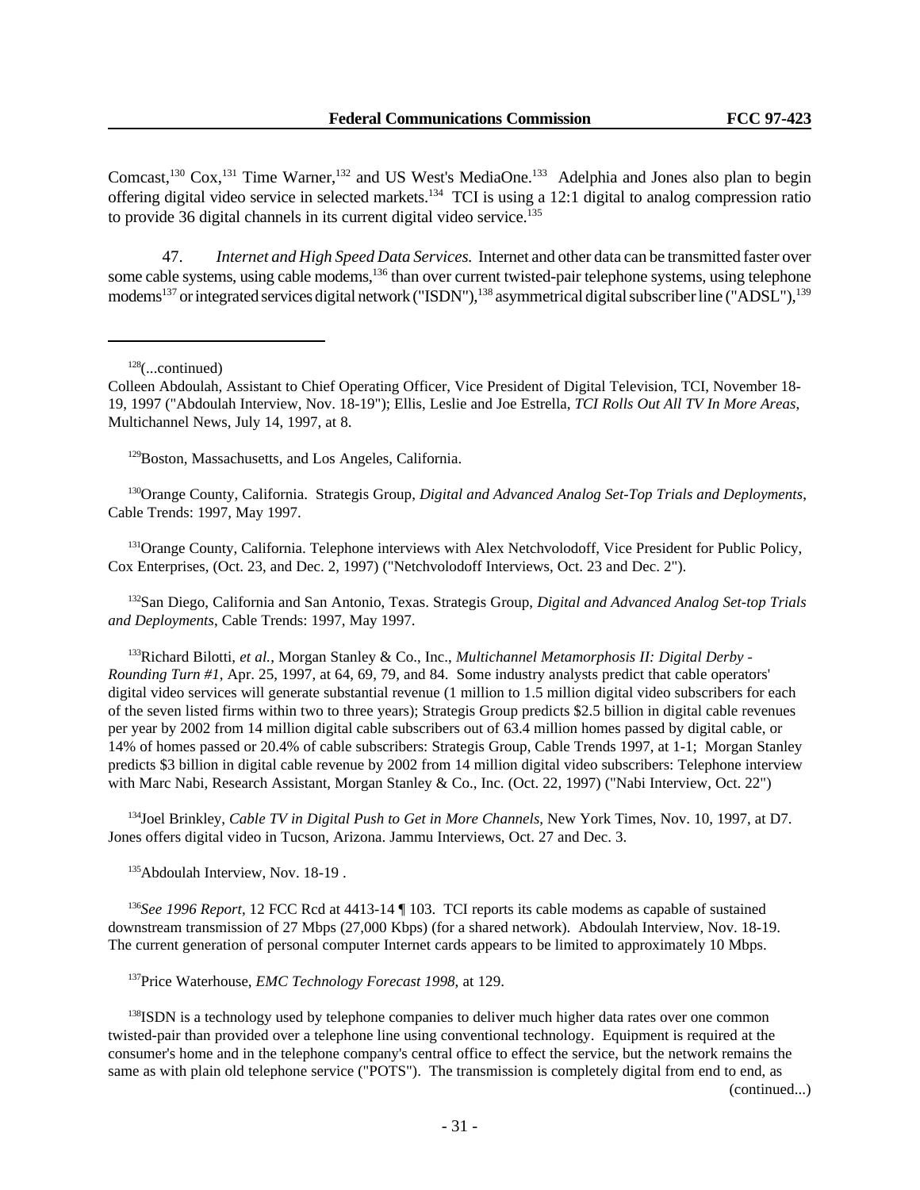Comcast,[130] Cox,[131] Time Warner,[132] and US West's MediaOne.[133] Adelphia and Jones also plan to begin offering digital video service in selected markets.[134] TCI is using a 12:1 digital to analog compression ratio to provide 36 digital channels in its current digital video service.[135]

47. *Internet and High Speed Data Services.* Internet and other data can be transmitted faster over some cable systems, using cable modems,[136] than over current twisted-pair telephone systems, using telephone modems[137] or integrated services digital network ("ISDN"),[138] asymmetrical digital subscriber line ("ADSL"),[139]

---

[128](...continued)
Colleen Abdoulah, Assistant to Chief Operating Officer, Vice President of Digital Television, TCI, November 18-19, 1997 ("Abdoulah Interview, Nov. 18-19"); Ellis, Leslie and Joe Estrella, *TCI Rolls Out All TV In More Areas*, Multichannel News, July 14, 1997, at 8.

[129]Boston, Massachusetts, and Los Angeles, California.

[130]Orange County, California. Strategis Group, *Digital and Advanced Analog Set-Top Trials and Deployments*, Cable Trends: 1997, May 1997.

[131]Orange County, California. Telephone interviews with Alex Netchvolodoff, Vice President for Public Policy, Cox Enterprises, (Oct. 23, and Dec. 2, 1997) ("Netchvolodoff Interviews, Oct. 23 and Dec. 2").

[132]San Diego, California and San Antonio, Texas. Strategis Group, *Digital and Advanced Analog Set-top Trials and Deployments*, Cable Trends: 1997, May 1997.

[133]Richard Bilotti, *et al.*, Morgan Stanley & Co., Inc., *Multichannel Metamorphosis II: Digital Derby - Rounding Turn #1*, Apr. 25, 1997, at 64, 69, 79, and 84. Some industry analysts predict that cable operators' digital video services will generate substantial revenue (1 million to 1.5 million digital video subscribers for each of the seven listed firms within two to three years); Strategis Group predicts $2.5 billion in digital cable revenues per year by 2002 from 14 million digital cable subscribers out of 63.4 million homes passed by digital cable, or 14% of homes passed or 20.4% of cable subscribers: Strategis Group, Cable Trends 1997, at 1-1; Morgan Stanley predicts $3 billion in digital cable revenue by 2002 from 14 million digital video subscribers: Telephone interview with Marc Nabi, Research Assistant, Morgan Stanley & Co., Inc. (Oct. 22, 1997) ("Nabi Interview, Oct. 22")

[134]Joel Brinkley, *Cable TV in Digital Push to Get in More Channels*, New York Times, Nov. 10, 1997, at D7. Jones offers digital video in Tucson, Arizona. Jammu Interviews, Oct. 27 and Dec. 3.

[135]Abdoulah Interview, Nov. 18-19 .

[136]*See 1996 Report*, 12 FCC Rcd at 4413-14 ¶ 103. TCI reports its cable modems as capable of sustained downstream transmission of 27 Mbps (27,000 Kbps) (for a shared network). Abdoulah Interview, Nov. 18-19. The current generation of personal computer Internet cards appears to be limited to approximately 10 Mbps.

[137]Price Waterhouse, *EMC Technology Forecast 1998*, at 129.

[138]ISDN is a technology used by telephone companies to deliver much higher data rates over one common twisted-pair than provided over a telephone line using conventional technology. Equipment is required at the consumer's home and in the telephone company's central office to effect the service, but the network remains the same as with plain old telephone service ("POTS"). The transmission is completely digital from end to end, as (continued...)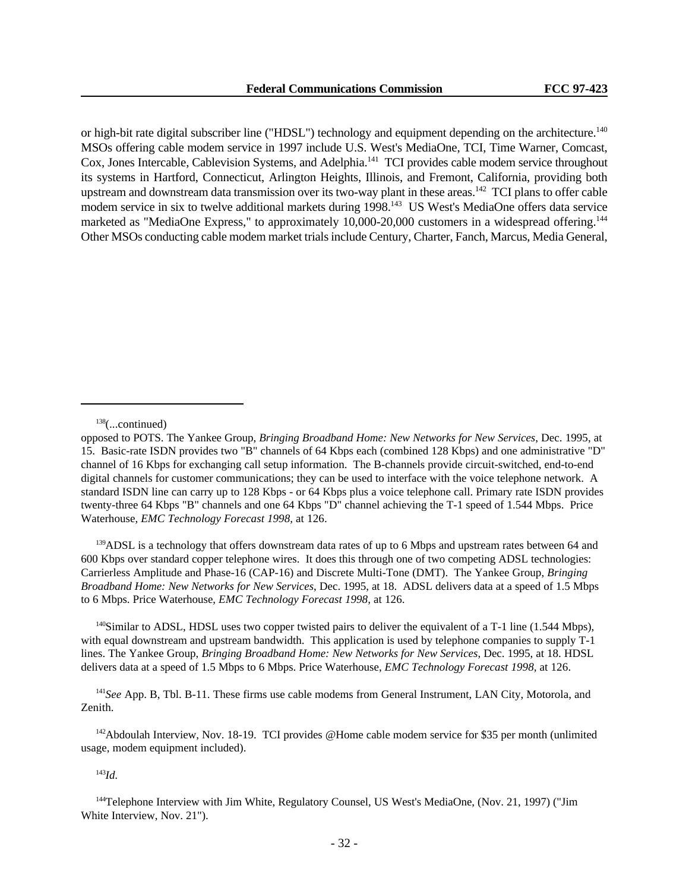or high-bit rate digital subscriber line ("HDSL") technology and equipment depending on the architecture.[140] MSOs offering cable modem service in 1997 include U.S. West's MediaOne, TCI, Time Warner, Comcast, Cox, Jones Intercable, Cablevision Systems, and Adelphia.[141] TCI provides cable modem service throughout its systems in Hartford, Connecticut, Arlington Heights, Illinois, and Fremont, California, providing both upstream and downstream data transmission over its two-way plant in these areas.[142] TCI plans to offer cable modem service in six to twelve additional markets during 1998.[143] US West's MediaOne offers data service marketed as "MediaOne Express," to approximately 10,000-20,000 customers in a widespread offering.[144] Other MSOs conducting cable modem market trials include Century, Charter, Fanch, Marcus, Media General,

---

[138](...continued)
opposed to POTS. The Yankee Group, *Bringing Broadband Home: New Networks for New Services*, Dec. 1995, at 15. Basic-rate ISDN provides two "B" channels of 64 Kbps each (combined 128 Kbps) and one administrative "D" channel of 16 Kbps for exchanging call setup information. The B-channels provide circuit-switched, end-to-end digital channels for customer communications; they can be used to interface with the voice telephone network. A standard ISDN line can carry up to 128 Kbps - or 64 Kbps plus a voice telephone call. Primary rate ISDN provides twenty-three 64 Kbps "B" channels and one 64 Kbps "D" channel achieving the T-1 speed of 1.544 Mbps. Price Waterhouse, *EMC Technology Forecast 1998*, at 126.

[139]ADSL is a technology that offers downstream data rates of up to 6 Mbps and upstream rates between 64 and 600 Kbps over standard copper telephone wires. It does this through one of two competing ADSL technologies: Carrierless Amplitude and Phase-16 (CAP-16) and Discrete Multi-Tone (DMT). The Yankee Group, *Bringing Broadband Home: New Networks for New Services*, Dec. 1995, at 18. ADSL delivers data at a speed of 1.5 Mbps to 6 Mbps. Price Waterhouse, *EMC Technology Forecast 1998*, at 126.

[140]Similar to ADSL, HDSL uses two copper twisted pairs to deliver the equivalent of a T-1 line (1.544 Mbps), with equal downstream and upstream bandwidth. This application is used by telephone companies to supply T-1 lines. The Yankee Group, *Bringing Broadband Home: New Networks for New Services*, Dec. 1995, at 18. HDSL delivers data at a speed of 1.5 Mbps to 6 Mbps. Price Waterhouse, *EMC Technology Forecast 1998*, at 126.

[141]*See* App. B, Tbl. B-11. These firms use cable modems from General Instrument, LAN City, Motorola, and Zenith.

[142]Abdoulah Interview, Nov. 18-19. TCI provides @Home cable modem service for $35 per month (unlimited usage, modem equipment included).

[143]*Id.*

[144]Telephone Interview with Jim White, Regulatory Counsel, US West's MediaOne, (Nov. 21, 1997) ("Jim White Interview, Nov. 21").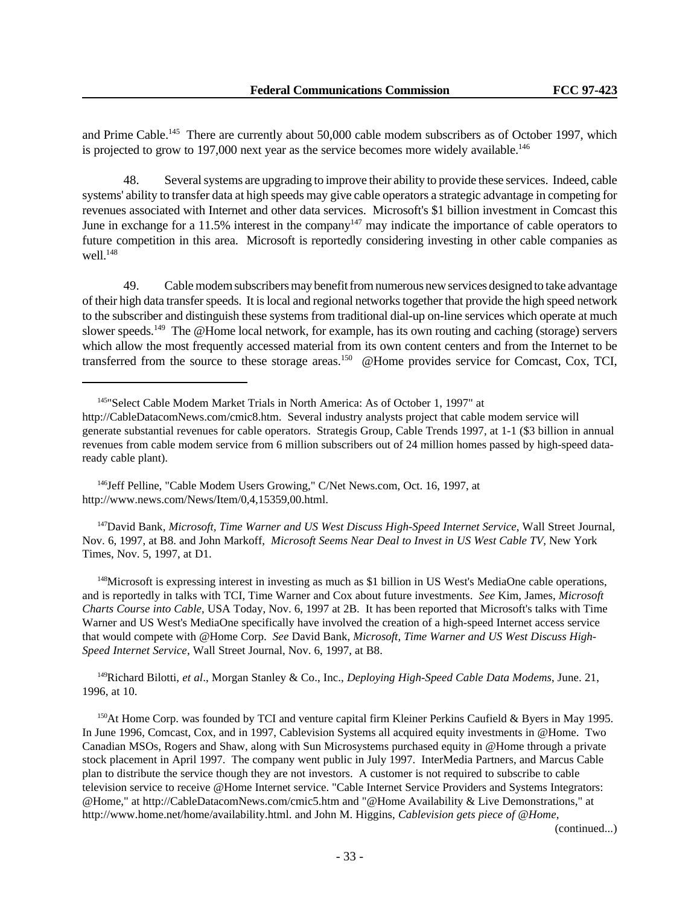and Prime Cable.[145] There are currently about 50,000 cable modem subscribers as of October 1997, which is projected to grow to 197,000 next year as the service becomes more widely available.[146]

48. Several systems are upgrading to improve their ability to provide these services. Indeed, cable systems' ability to transfer data at high speeds may give cable operators a strategic advantage in competing for revenues associated with Internet and other data services. Microsoft's $1 billion investment in Comcast this June in exchange for a 11.5% interest in the company[147] may indicate the importance of cable operators to future competition in this area. Microsoft is reportedly considering investing in other cable companies as well.[148]

49. Cable modem subscribers may benefit from numerous new services designed to take advantage of their high data transfer speeds. It is local and regional networks together that provide the high speed network to the subscriber and distinguish these systems from traditional dial-up on-line services which operate at much slower speeds.[149] The @Home local network, for example, has its own routing and caching (storage) servers which allow the most frequently accessed material from its own content centers and from the Internet to be transferred from the source to these storage areas.[150] @Home provides service for Comcast, Cox, TCI,

---

[145] "Select Cable Modem Market Trials in North America: As of October 1, 1997" at http://CableDatacomNews.com/cmic8.htm. Several industry analysts project that cable modem service will generate substantial revenues for cable operators. Strategis Group, Cable Trends 1997, at 1-1 ($3 billion in annual revenues from cable modem service from 6 million subscribers out of 24 million homes passed by high-speed data-ready cable plant).

[146] Jeff Pelline, "Cable Modem Users Growing," C/Net News.com, Oct. 16, 1997, at http://www.news.com/News/Item/0,4,15359,00.html.

[147] David Bank, *Microsoft, Time Warner and US West Discuss High-Speed Internet Service*, Wall Street Journal, Nov. 6, 1997, at B8. and John Markoff, *Microsoft Seems Near Deal to Invest in US West Cable TV*, New York Times, Nov. 5, 1997, at D1.

[148] Microsoft is expressing interest in investing as much as $1 billion in US West's MediaOne cable operations, and is reportedly in talks with TCI, Time Warner and Cox about future investments. *See* Kim, James, *Microsoft Charts Course into Cable*, USA Today, Nov. 6, 1997 at 2B. It has been reported that Microsoft's talks with Time Warner and US West's MediaOne specifically have involved the creation of a high-speed Internet access service that would compete with @Home Corp. *See* David Bank, *Microsoft, Time Warner and US West Discuss High-Speed Internet Service*, Wall Street Journal, Nov. 6, 1997, at B8.

[149] Richard Bilotti, *et al*., Morgan Stanley & Co., Inc., *Deploying High-Speed Cable Data Modems*, June. 21, 1996, at 10.

[150] At Home Corp. was founded by TCI and venture capital firm Kleiner Perkins Caufield & Byers in May 1995. In June 1996, Comcast, Cox, and in 1997, Cablevision Systems all acquired equity investments in @Home. Two Canadian MSOs, Rogers and Shaw, along with Sun Microsystems purchased equity in @Home through a private stock placement in April 1997. The company went public in July 1997. InterMedia Partners, and Marcus Cable plan to distribute the service though they are not investors. A customer is not required to subscribe to cable television service to receive @Home Internet service. "Cable Internet Service Providers and Systems Integrators: @Home," at http://CableDatacomNews.com/cmic5.htm and "@Home Availability & Live Demonstrations," at http://www.home.net/home/availability.html. and John M. Higgins, *Cablevision gets piece of @Home*,

(continued...)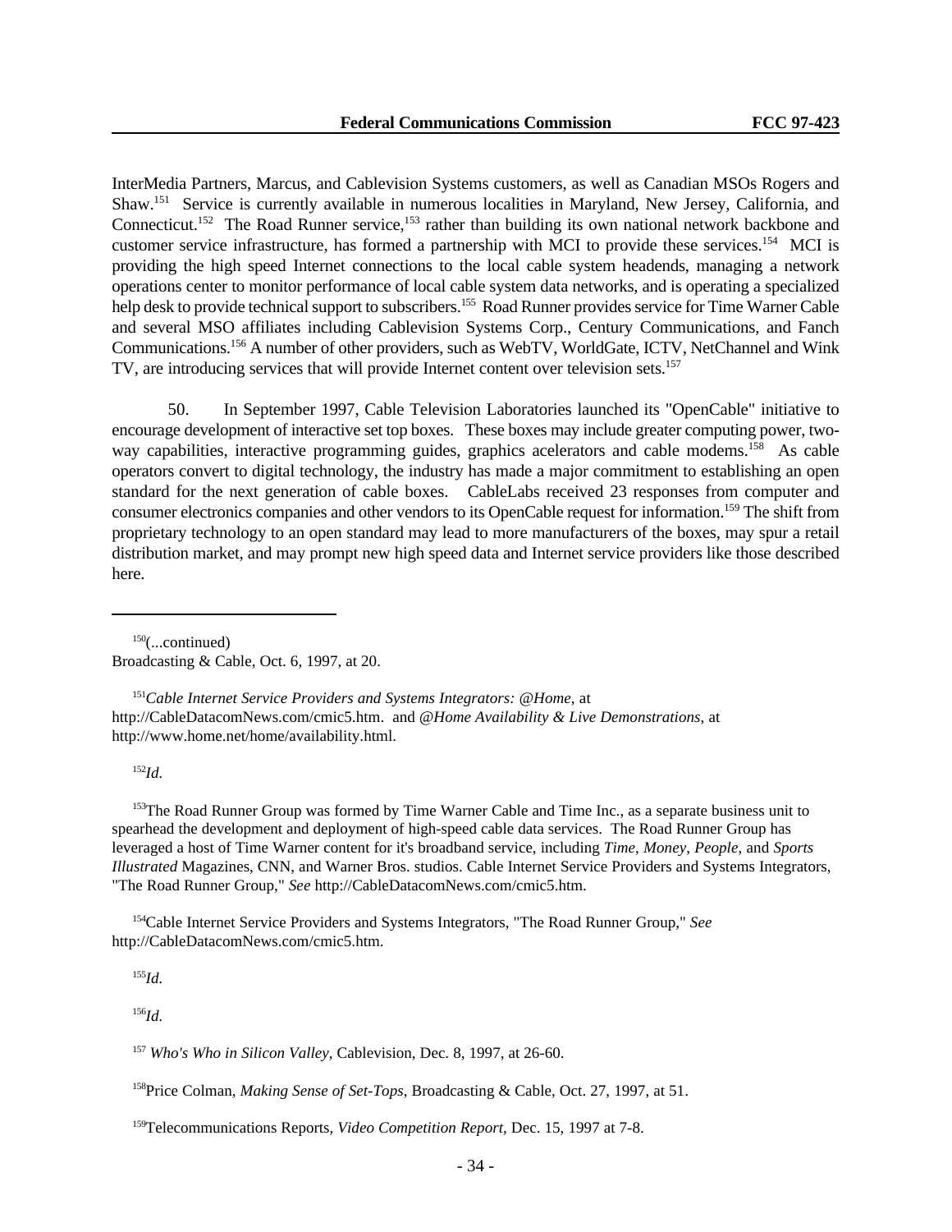InterMedia Partners, Marcus, and Cablevision Systems customers, as well as Canadian MSOs Rogers and Shaw.[151] Service is currently available in numerous localities in Maryland, New Jersey, California, and Connecticut.[152] The Road Runner service,[153] rather than building its own national network backbone and customer service infrastructure, has formed a partnership with MCI to provide these services.[154] MCI is providing the high speed Internet connections to the local cable system headends, managing a network operations center to monitor performance of local cable system data networks, and is operating a specialized help desk to provide technical support to subscribers.[155] Road Runner provides service for Time Warner Cable and several MSO affiliates including Cablevision Systems Corp., Century Communications, and Fanch Communications.[156] A number of other providers, such as WebTV, WorldGate, ICTV, NetChannel and Wink TV, are introducing services that will provide Internet content over television sets.[157]

50. In September 1997, Cable Television Laboratories launched its "OpenCable" initiative to encourage development of interactive set top boxes. These boxes may include greater computing power, two-way capabilities, interactive programming guides, graphics acelerators and cable modems.[158] As cable operators convert to digital technology, the industry has made a major commitment to establishing an open standard for the next generation of cable boxes. CableLabs received 23 responses from computer and consumer electronics companies and other vendors to its OpenCable request for information.[159] The shift from proprietary technology to an open standard may lead to more manufacturers of the boxes, may spur a retail distribution market, and may prompt new high speed data and Internet service providers like those described here.

---

[150](...continued)
Broadcasting & Cable, Oct. 6, 1997, at 20.

[151]*Cable Internet Service Providers and Systems Integrators: @Home*, at http://CableDatacomNews.com/cmic5.htm. and *@Home Availability & Live Demonstrations*, at http://www.home.net/home/availability.html.

[152]*Id.*

[153]The Road Runner Group was formed by Time Warner Cable and Time Inc., as a separate business unit to spearhead the development and deployment of high-speed cable data services. The Road Runner Group has leveraged a host of Time Warner content for it's broadband service, including *Time*, *Money*, *People*, and *Sports Illustrated* Magazines, CNN, and Warner Bros. studios. Cable Internet Service Providers and Systems Integrators, "The Road Runner Group," *See* http://CableDatacomNews.com/cmic5.htm.

[154]Cable Internet Service Providers and Systems Integrators, "The Road Runner Group," *See* http://CableDatacomNews.com/cmic5.htm.

[155]*Id.*

[156]*Id.*

[157] *Who's Who in Silicon Valley*, Cablevision, Dec. 8, 1997, at 26-60.

[158]Price Colman, *Making Sense of Set-Tops*, Broadcasting & Cable, Oct. 27, 1997, at 51.

[159]Telecommunications Reports, *Video Competition Report*, Dec. 15, 1997 at 7-8.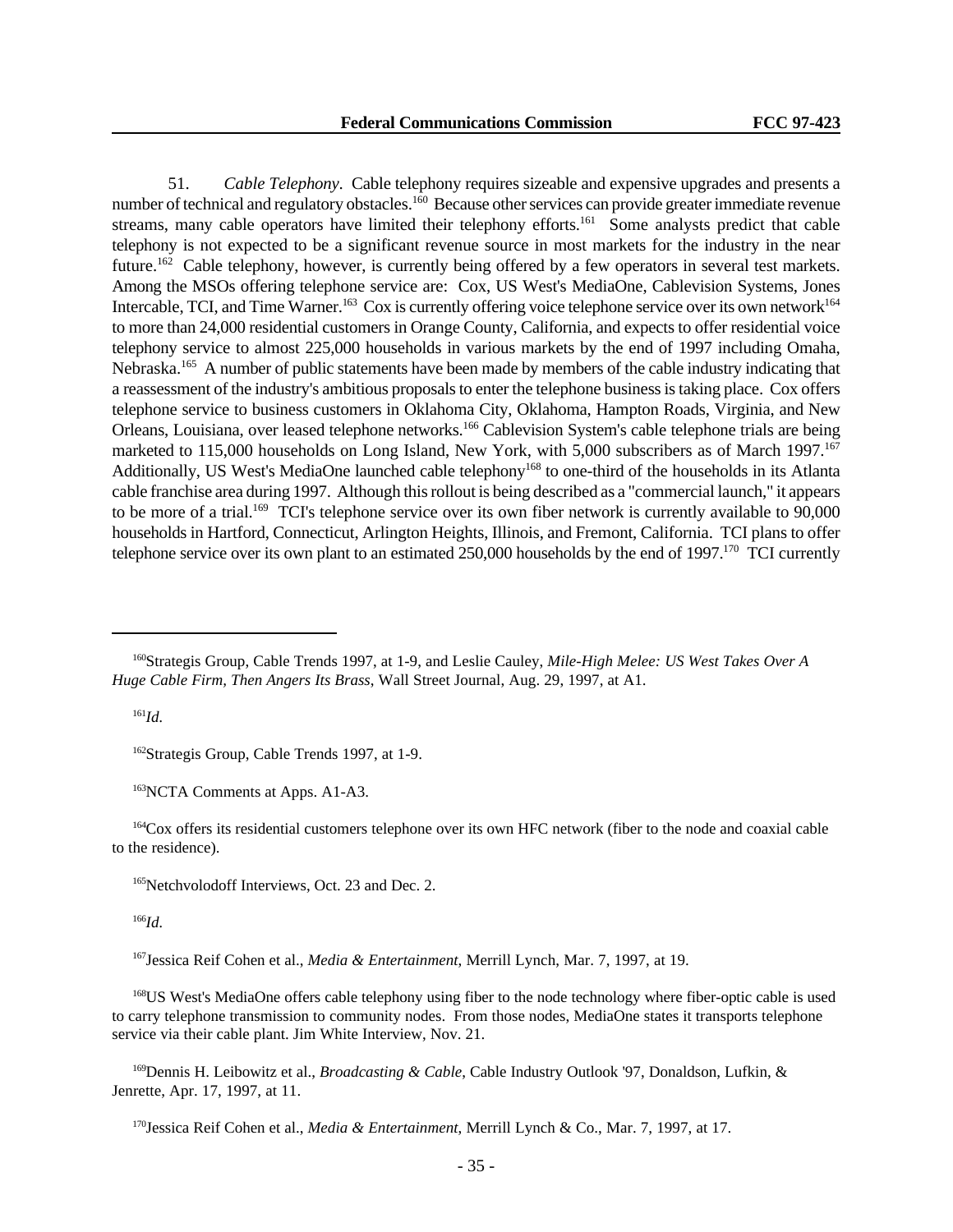51. *Cable Telephony*. Cable telephony requires sizeable and expensive upgrades and presents a number of technical and regulatory obstacles.[160] Because other services can provide greater immediate revenue streams, many cable operators have limited their telephony efforts.[161] Some analysts predict that cable telephony is not expected to be a significant revenue source in most markets for the industry in the near future.[162] Cable telephony, however, is currently being offered by a few operators in several test markets. Among the MSOs offering telephone service are: Cox, US West's MediaOne, Cablevision Systems, Jones Intercable, TCI, and Time Warner.[163] Cox is currently offering voice telephone service over its own network[164] to more than 24,000 residential customers in Orange County, California, and expects to offer residential voice telephony service to almost 225,000 households in various markets by the end of 1997 including Omaha, Nebraska.[165] A number of public statements have been made by members of the cable industry indicating that a reassessment of the industry's ambitious proposals to enter the telephone business is taking place. Cox offers telephone service to business customers in Oklahoma City, Oklahoma, Hampton Roads, Virginia, and New Orleans, Louisiana, over leased telephone networks.[166] Cablevision System's cable telephone trials are being marketed to 115,000 households on Long Island, New York, with 5,000 subscribers as of March 1997.[167] Additionally, US West's MediaOne launched cable telephony[168] to one-third of the households in its Atlanta cable franchise area during 1997. Although this rollout is being described as a "commercial launch," it appears to be more of a trial.[169] TCI's telephone service over its own fiber network is currently available to 90,000 households in Hartford, Connecticut, Arlington Heights, Illinois, and Fremont, California. TCI plans to offer telephone service over its own plant to an estimated 250,000 households by the end of 1997.[170] TCI currently

---

[160] Strategis Group, Cable Trends 1997, at 1-9, and Leslie Cauley, *Mile-High Melee: US West Takes Over A Huge Cable Firm, Then Angers Its Brass*, Wall Street Journal, Aug. 29, 1997, at A1.

[161] *Id.*

[162] Strategis Group, Cable Trends 1997, at 1-9.

[163] NCTA Comments at Apps. A1-A3.

[164] Cox offers its residential customers telephone over its own HFC network (fiber to the node and coaxial cable to the residence).

[165] Netchvolodoff Interviews, Oct. 23 and Dec. 2.

[166] *Id.*

[167] Jessica Reif Cohen et al., *Media & Entertainment*, Merrill Lynch, Mar. 7, 1997, at 19.

[168] US West's MediaOne offers cable telephony using fiber to the node technology where fiber-optic cable is used to carry telephone transmission to community nodes. From those nodes, MediaOne states it transports telephone service via their cable plant. Jim White Interview, Nov. 21.

[169] Dennis H. Leibowitz et al., *Broadcasting & Cable*, Cable Industry Outlook '97, Donaldson, Lufkin, & Jenrette, Apr. 17, 1997, at 11.

[170] Jessica Reif Cohen et al., *Media & Entertainment*, Merrill Lynch & Co., Mar. 7, 1997, at 17.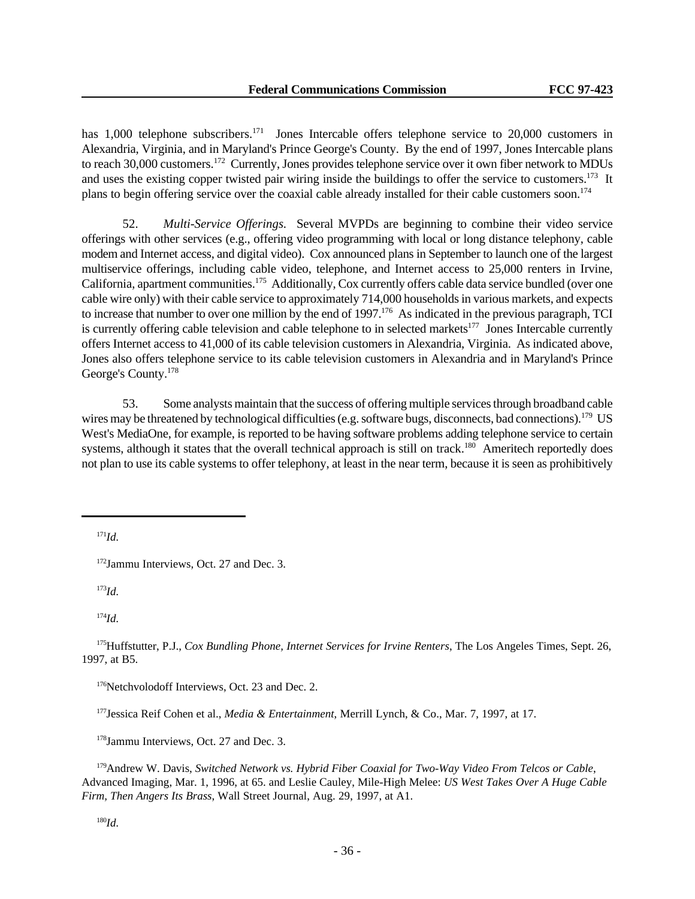has 1,000 telephone subscribers.[171] Jones Intercable offers telephone service to 20,000 customers in Alexandria, Virginia, and in Maryland's Prince George's County. By the end of 1997, Jones Intercable plans to reach 30,000 customers.[172] Currently, Jones provides telephone service over it own fiber network to MDUs and uses the existing copper twisted pair wiring inside the buildings to offer the service to customers.[173] It plans to begin offering service over the coaxial cable already installed for their cable customers soon.[174]

52. *Multi-Service Offerings.* Several MVPDs are beginning to combine their video service offerings with other services (e.g., offering video programming with local or long distance telephony, cable modem and Internet access, and digital video). Cox announced plans in September to launch one of the largest multiservice offerings, including cable video, telephone, and Internet access to 25,000 renters in Irvine, California, apartment communities.[175] Additionally, Cox currently offers cable data service bundled (over one cable wire only) with their cable service to approximately 714,000 households in various markets, and expects to increase that number to over one million by the end of 1997.[176] As indicated in the previous paragraph, TCI is currently offering cable television and cable telephone to in selected markets[177] Jones Intercable currently offers Internet access to 41,000 of its cable television customers in Alexandria, Virginia. As indicated above, Jones also offers telephone service to its cable television customers in Alexandria and in Maryland's Prince George's County.[178]

53. Some analysts maintain that the success of offering multiple services through broadband cable wires may be threatened by technological difficulties (e.g. software bugs, disconnects, bad connections).[179] US West's MediaOne, for example, is reported to be having software problems adding telephone service to certain systems, although it states that the overall technical approach is still on track.[180] Ameritech reportedly does not plan to use its cable systems to offer telephony, at least in the near term, because it is seen as prohibitively

---

[171] *Id.*

[172] Jammu Interviews, Oct. 27 and Dec. 3.

[173] *Id.*

[174] *Id.*

[175] Huffstutter, P.J., *Cox Bundling Phone, Internet Services for Irvine Renters*, The Los Angeles Times, Sept. 26, 1997, at B5.

[176] Netchvolodoff Interviews, Oct. 23 and Dec. 2.

[177] Jessica Reif Cohen et al., *Media & Entertainment*, Merrill Lynch, & Co., Mar. 7, 1997, at 17.

[178] Jammu Interviews, Oct. 27 and Dec. 3.

[179] Andrew W. Davis, *Switched Network vs. Hybrid Fiber Coaxial for Two-Way Video From Telcos or Cable*, Advanced Imaging, Mar. 1, 1996, at 65. and Leslie Cauley, Mile-High Melee: *US West Takes Over A Huge Cable Firm, Then Angers Its Brass*, Wall Street Journal, Aug. 29, 1997, at A1.

[180] *Id.*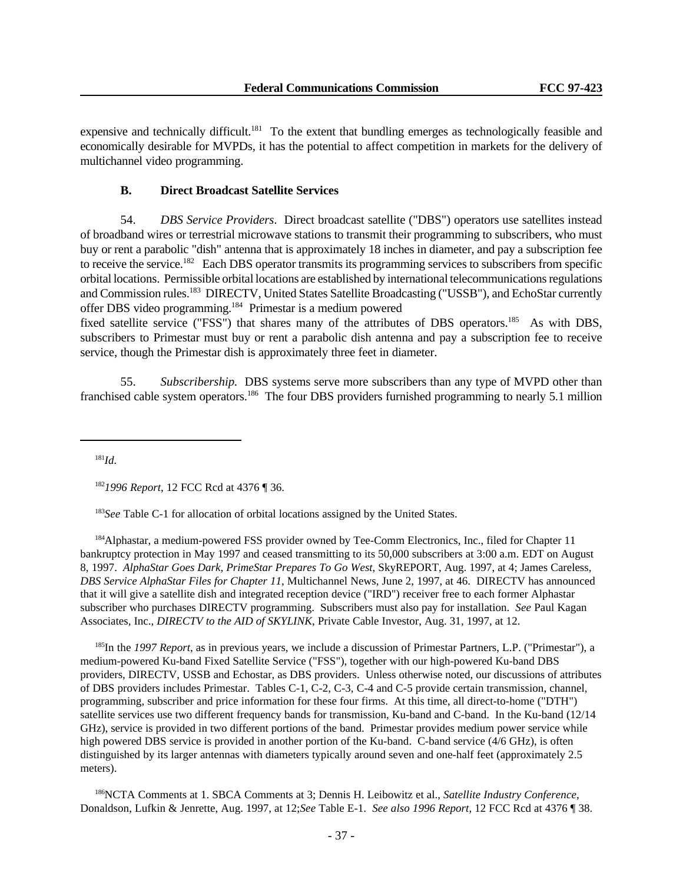expensive and technically difficult.[181] To the extent that bundling emerges as technologically feasible and economically desirable for MVPDs, it has the potential to affect competition in markets for the delivery of multichannel video programming.

### B. Direct Broadcast Satellite Services

54. *DBS Service Providers*. Direct broadcast satellite ("DBS") operators use satellites instead of broadband wires or terrestrial microwave stations to transmit their programming to subscribers, who must buy or rent a parabolic "dish" antenna that is approximately 18 inches in diameter, and pay a subscription fee to receive the service.[182] Each DBS operator transmits its programming services to subscribers from specific orbital locations. Permissible orbital locations are established by international telecommunications regulations and Commission rules.[183] DIRECTV, United States Satellite Broadcasting ("USSB"), and EchoStar currently offer DBS video programming.[184] Primestar is a medium powered fixed satellite service ("FSS") that shares many of the attributes of DBS operators.[185] As with DBS, subscribers to Primestar must buy or rent a parabolic dish antenna and pay a subscription fee to receive service, though the Primestar dish is approximately three feet in diameter.

55. *Subscribership.* DBS systems serve more subscribers than any type of MVPD other than franchised cable system operators.[186] The four DBS providers furnished programming to nearly 5.1 million

---

[181] *Id.*

[182] *1996 Report*, 12 FCC Rcd at 4376 ¶ 36.

[183] *See* Table C-1 for allocation of orbital locations assigned by the United States.

[184] Alphastar, a medium-powered FSS provider owned by Tee-Comm Electronics, Inc., filed for Chapter 11 bankruptcy protection in May 1997 and ceased transmitting to its 50,000 subscribers at 3:00 a.m. EDT on August 8, 1997. *AlphaStar Goes Dark, PrimeStar Prepares To Go West*, SkyREPORT, Aug. 1997, at 4; James Careless, *DBS Service AlphaStar Files for Chapter 11*, Multichannel News, June 2, 1997, at 46. DIRECTV has announced that it will give a satellite dish and integrated reception device ("IRD") receiver free to each former Alphastar subscriber who purchases DIRECTV programming. Subscribers must also pay for installation. *See* Paul Kagan Associates, Inc., *DIRECTV to the AID of SKYLINK*, Private Cable Investor, Aug. 31, 1997, at 12.

[185] In the *1997 Report*, as in previous years, we include a discussion of Primestar Partners, L.P. ("Primestar"), a medium-powered Ku-band Fixed Satellite Service ("FSS"), together with our high-powered Ku-band DBS providers, DIRECTV, USSB and Echostar, as DBS providers. Unless otherwise noted, our discussions of attributes of DBS providers includes Primestar. Tables C-1, C-2, C-3, C-4 and C-5 provide certain transmission, channel, programming, subscriber and price information for these four firms. At this time, all direct-to-home ("DTH") satellite services use two different frequency bands for transmission, Ku-band and C-band. In the Ku-band (12/14 GHz), service is provided in two different portions of the band. Primestar provides medium power service while high powered DBS service is provided in another portion of the Ku-band. C-band service (4/6 GHz), is often distinguished by its larger antennas with diameters typically around seven and one-half feet (approximately 2.5 meters).

[186] NCTA Comments at 1. SBCA Comments at 3; Dennis H. Leibowitz et al., *Satellite Industry Conference*, Donaldson, Lufkin & Jenrette, Aug. 1997, at 12;*See* Table E-1. *See also 1996 Report*, 12 FCC Rcd at 4376 ¶ 38.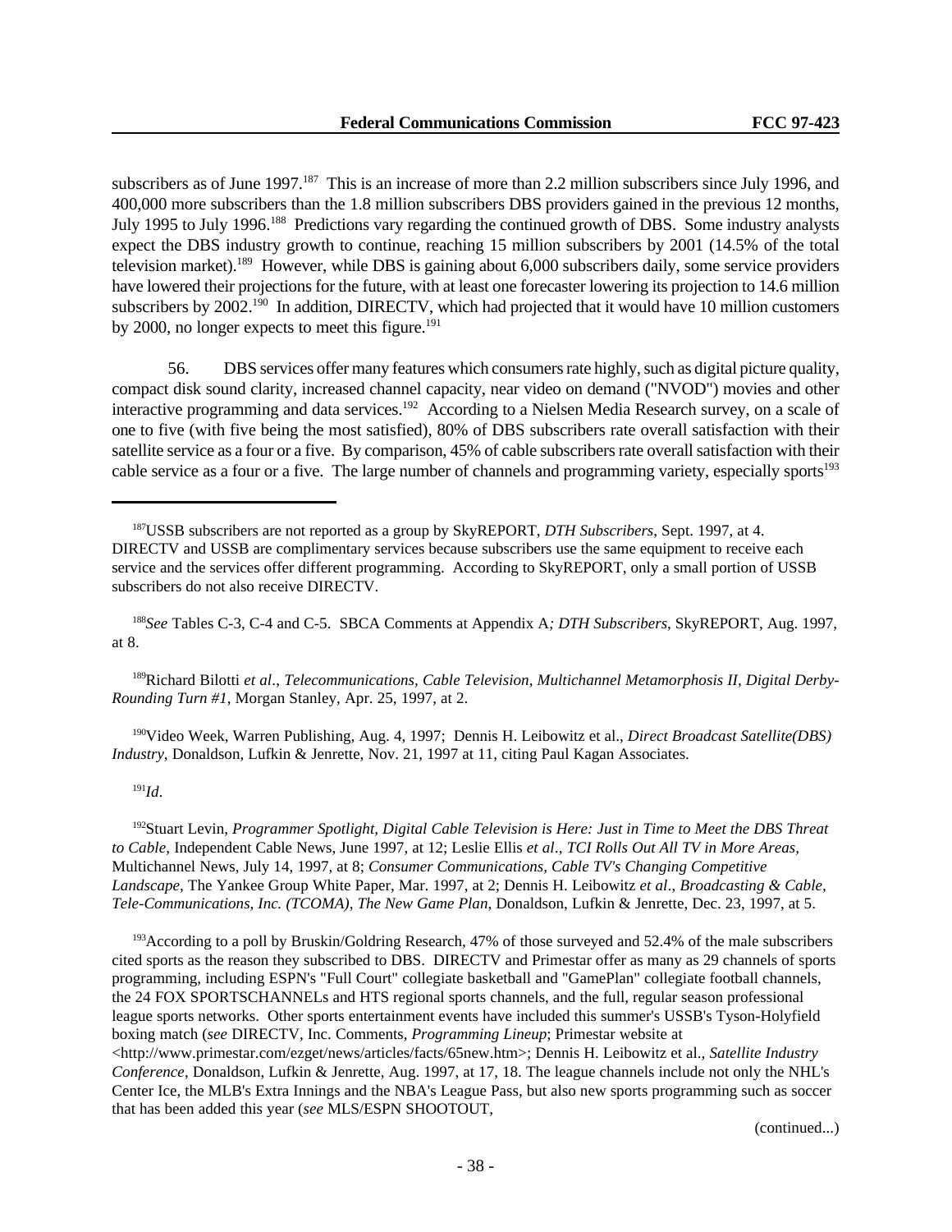subscribers as of June 1997.[187] This is an increase of more than 2.2 million subscribers since July 1996, and 400,000 more subscribers than the 1.8 million subscribers DBS providers gained in the previous 12 months, July 1995 to July 1996.[188] Predictions vary regarding the continued growth of DBS. Some industry analysts expect the DBS industry growth to continue, reaching 15 million subscribers by 2001 (14.5% of the total television market).[189] However, while DBS is gaining about 6,000 subscribers daily, some service providers have lowered their projections for the future, with at least one forecaster lowering its projection to 14.6 million subscribers by 2002.[190] In addition, DIRECTV, which had projected that it would have 10 million customers by 2000, no longer expects to meet this figure.[191]

56. DBS services offer many features which consumers rate highly, such as digital picture quality, compact disk sound clarity, increased channel capacity, near video on demand ("NVOD") movies and other interactive programming and data services.[192] According to a Nielsen Media Research survey, on a scale of one to five (with five being the most satisfied), 80% of DBS subscribers rate overall satisfaction with their satellite service as a four or a five. By comparison, 45% of cable subscribers rate overall satisfaction with their cable service as a four or a five. The large number of channels and programming variety, especially sports[193]

---

[187] USSB subscribers are not reported as a group by SkyREPORT, *DTH Subscribers*, Sept. 1997, at 4. DIRECTV and USSB are complimentary services because subscribers use the same equipment to receive each service and the services offer different programming. According to SkyREPORT, only a small portion of USSB subscribers do not also receive DIRECTV.

[188] *See* Tables C-3, C-4 and C-5. SBCA Comments at Appendix A*; DTH Subscribers*, SkyREPORT, Aug. 1997, at 8.

[189] Richard Bilotti *et al*., *Telecommunications, Cable Television, Multichannel Metamorphosis II, Digital Derby-Rounding Turn #1*, Morgan Stanley, Apr. 25, 1997, at 2.

[190] Video Week, Warren Publishing, Aug. 4, 1997; Dennis H. Leibowitz et al., *Direct Broadcast Satellite(DBS) Industry*, Donaldson, Lufkin & Jenrette, Nov. 21, 1997 at 11, citing Paul Kagan Associates.

[191] *Id*.

[192] Stuart Levin, *Programmer Spotlight, Digital Cable Television is Here: Just in Time to Meet the DBS Threat to Cable,* Independent Cable News, June 1997, at 12; Leslie Ellis *et al*., *TCI Rolls Out All TV in More Areas,* Multichannel News, July 14, 1997, at 8; *Consumer Communications, Cable TV's Changing Competitive Landscape*, The Yankee Group White Paper, Mar. 1997, at 2; Dennis H. Leibowitz *et al*., *Broadcasting & Cable, Tele-Communications, Inc. (TCOMA), The New Game Plan,* Donaldson, Lufkin & Jenrette, Dec. 23, 1997, at 5.

[193] According to a poll by Bruskin/Goldring Research, 47% of those surveyed and 52.4% of the male subscribers cited sports as the reason they subscribed to DBS. DIRECTV and Primestar offer as many as 29 channels of sports programming, including ESPN's "Full Court" collegiate basketball and "GamePlan" collegiate football channels, the 24 FOX SPORTSCHANNELs and HTS regional sports channels, and the full, regular season professional league sports networks. Other sports entertainment events have included this summer's USSB's Tyson-Holyfield boxing match (*see* DIRECTV, Inc. Comments*, Programming Lineup*; Primestar website at <http://www.primestar.com/ezget/news/articles/facts/65new.htm>; Dennis H. Leibowitz et al., *Satellite Industry Conference*, Donaldson, Lufkin & Jenrette, Aug. 1997, at 17, 18. The league channels include not only the NHL's Center Ice, the MLB's Extra Innings and the NBA's League Pass, but also new sports programming such as soccer that has been added this year (*see* MLS/ESPN SHOOTOUT,

(continued...)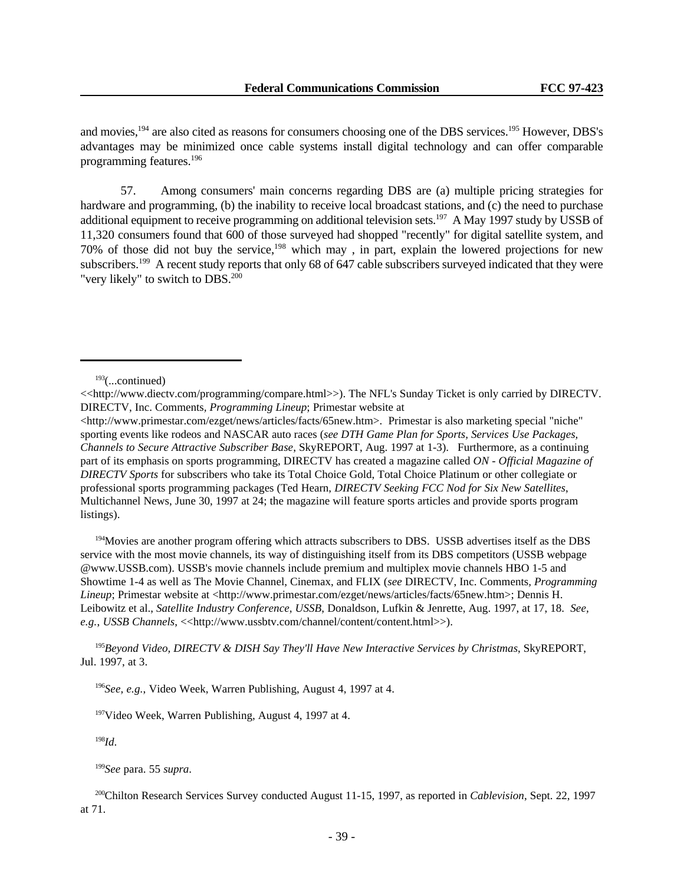and movies,[194] are also cited as reasons for consumers choosing one of the DBS services.[195] However, DBS's advantages may be minimized once cable systems install digital technology and can offer comparable programming features.[196]

57. Among consumers' main concerns regarding DBS are (a) multiple pricing strategies for hardware and programming, (b) the inability to receive local broadcast stations, and (c) the need to purchase additional equipment to receive programming on additional television sets.[197] A May 1997 study by USSB of 11,320 consumers found that 600 of those surveyed had shopped "recently" for digital satellite system, and 70% of those did not buy the service,[198] which may , in part, explain the lowered projections for new subscribers.[199] A recent study reports that only 68 of 647 cable subscribers surveyed indicated that they were "very likely" to switch to DBS.[200]

---

[193](...continued)
<<http://www.diectv.com/programming/compare.html>>). The NFL's Sunday Ticket is only carried by DIRECTV. DIRECTV, Inc. Comments, *Programming Lineup*; Primestar website at <http://www.primestar.com/ezget/news/articles/facts/65new.htm>. Primestar is also marketing special "niche" sporting events like rodeos and NASCAR auto races (*see DTH Game Plan for Sports, Services Use Packages, Channels to Secure Attractive Subscriber Base*, SkyREPORT, Aug. 1997 at 1-3). Furthermore, as a continuing part of its emphasis on sports programming, DIRECTV has created a magazine called *ON - Official Magazine of DIRECTV Sports* for subscribers who take its Total Choice Gold, Total Choice Platinum or other collegiate or professional sports programming packages (Ted Hearn, *DIRECTV Seeking FCC Nod for Six New Satellites*, Multichannel News, June 30, 1997 at 24; the magazine will feature sports articles and provide sports program listings).

[194]Movies are another program offering which attracts subscribers to DBS. USSB advertises itself as the DBS service with the most movie channels, its way of distinguishing itself from its DBS competitors (USSB webpage @www.USSB.com). USSB's movie channels include premium and multiplex movie channels HBO 1-5 and Showtime 1-4 as well as The Movie Channel, Cinemax, and FLIX (*see* DIRECTV, Inc. Comments, *Programming Lineup*; Primestar website at <http://www.primestar.com/ezget/news/articles/facts/65new.htm>; Dennis H. Leibowitz et al., *Satellite Industry Conference, USSB*, Donaldson, Lufkin & Jenrette, Aug. 1997, at 17, 18. *See, e.g., USSB Channels*, <<http://www.ussbtv.com/channel/content/content.html>>).

[195]*Beyond Video, DIRECTV & DISH Say They'll Have New Interactive Services by Christmas*, SkyREPORT, Jul. 1997, at 3.

[196]*See, e.g.,* Video Week, Warren Publishing, August 4, 1997 at 4.

[197]Video Week, Warren Publishing, August 4, 1997 at 4.

[198]*Id*.

[199]*See* para. 55 *supra*.

[200]Chilton Research Services Survey conducted August 11-15, 1997, as reported in *Cablevision*, Sept. 22, 1997 at 71.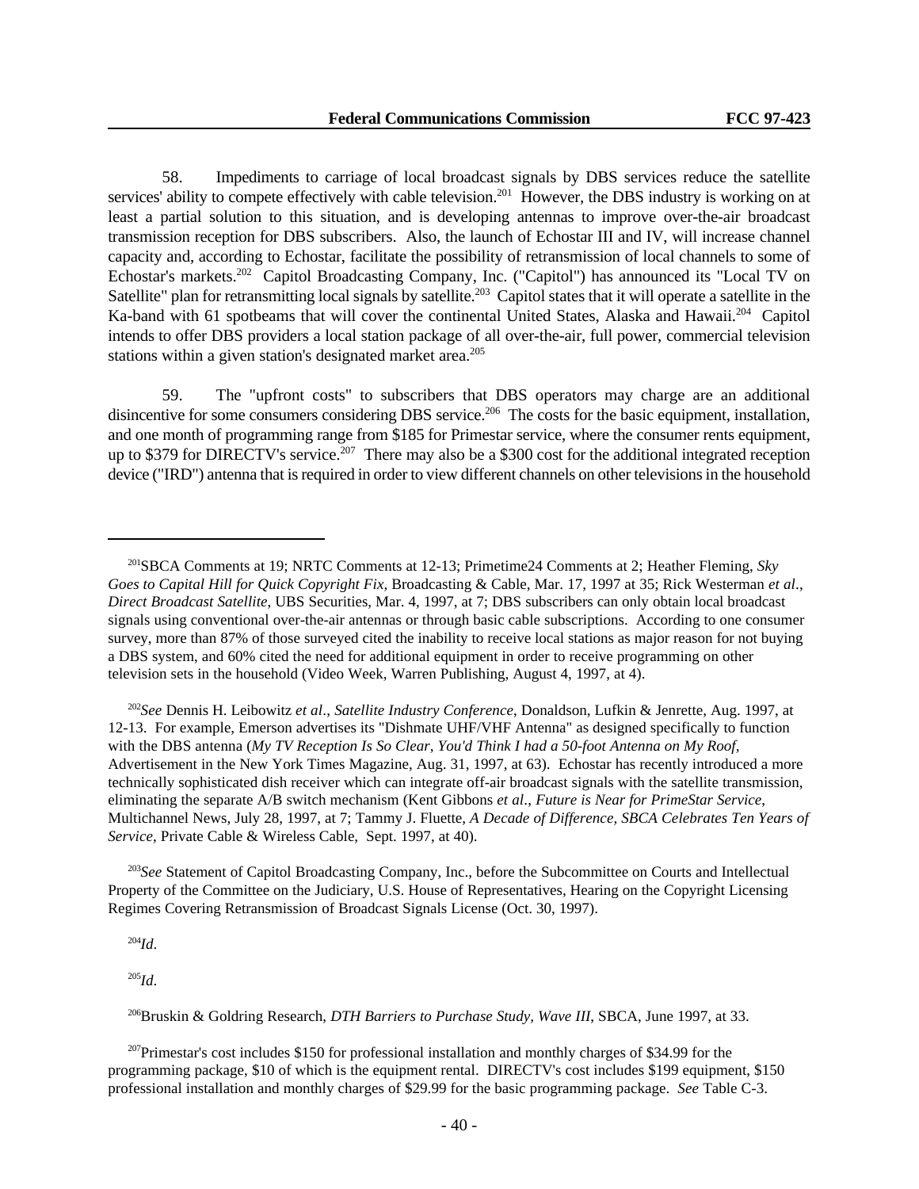58. Impediments to carriage of local broadcast signals by DBS services reduce the satellite services' ability to compete effectively with cable television.[201] However, the DBS industry is working on at least a partial solution to this situation, and is developing antennas to improve over-the-air broadcast transmission reception for DBS subscribers. Also, the launch of Echostar III and IV, will increase channel capacity and, according to Echostar, facilitate the possibility of retransmission of local channels to some of Echostar's markets.[202] Capitol Broadcasting Company, Inc. ("Capitol") has announced its "Local TV on Satellite" plan for retransmitting local signals by satellite.[203] Capitol states that it will operate a satellite in the Ka-band with 61 spotbeams that will cover the continental United States, Alaska and Hawaii.[204] Capitol intends to offer DBS providers a local station package of all over-the-air, full power, commercial television stations within a given station's designated market area.[205]

59. The "upfront costs" to subscribers that DBS operators may charge are an additional disincentive for some consumers considering DBS service.[206] The costs for the basic equipment, installation, and one month of programming range from $185 for Primestar service, where the consumer rents equipment, up to $379 for DIRECTV's service.[207] There may also be a $300 cost for the additional integrated reception device ("IRD") antenna that is required in order to view different channels on other televisions in the household

---

[201]SBCA Comments at 19; NRTC Comments at 12-13; Primetime24 Comments at 2; Heather Fleming, *Sky Goes to Capital Hill for Quick Copyright Fix*, Broadcasting & Cable, Mar. 17, 1997 at 35; Rick Westerman *et al*., *Direct Broadcast Satellite*, UBS Securities, Mar. 4, 1997, at 7; DBS subscribers can only obtain local broadcast signals using conventional over-the-air antennas or through basic cable subscriptions. According to one consumer survey, more than 87% of those surveyed cited the inability to receive local stations as major reason for not buying a DBS system, and 60% cited the need for additional equipment in order to receive programming on other television sets in the household (Video Week, Warren Publishing, August 4, 1997, at 4).

[202]*See* Dennis H. Leibowitz *et al*., *Satellite Industry Conference*, Donaldson, Lufkin & Jenrette, Aug. 1997, at 12-13. For example, Emerson advertises its "Dishmate UHF/VHF Antenna" as designed specifically to function with the DBS antenna (*My TV Reception Is So Clear, You'd Think I had a 50-foot Antenna on My Roof*, Advertisement in the New York Times Magazine, Aug. 31, 1997, at 63). Echostar has recently introduced a more technically sophisticated dish receiver which can integrate off-air broadcast signals with the satellite transmission, eliminating the separate A/B switch mechanism (Kent Gibbons *et al*., *Future is Near for PrimeStar Service*, Multichannel News, July 28, 1997, at 7; Tammy J. Fluette, *A Decade of Difference, SBCA Celebrates Ten Years of Service*, Private Cable & Wireless Cable, Sept. 1997, at 40).

[203]*See* Statement of Capitol Broadcasting Company, Inc., before the Subcommittee on Courts and Intellectual Property of the Committee on the Judiciary, U.S. House of Representatives, Hearing on the Copyright Licensing Regimes Covering Retransmission of Broadcast Signals License (Oct. 30, 1997).

[204]*Id*.

[205]*Id*.

[206]Bruskin & Goldring Research, *DTH Barriers to Purchase Study, Wave III*, SBCA, June 1997, at 33.

[207]Primestar's cost includes $150 for professional installation and monthly charges of $34.99 for the programming package, $10 of which is the equipment rental. DIRECTV's cost includes $199 equipment, $150 professional installation and monthly charges of $29.99 for the basic programming package. *See* Table C-3.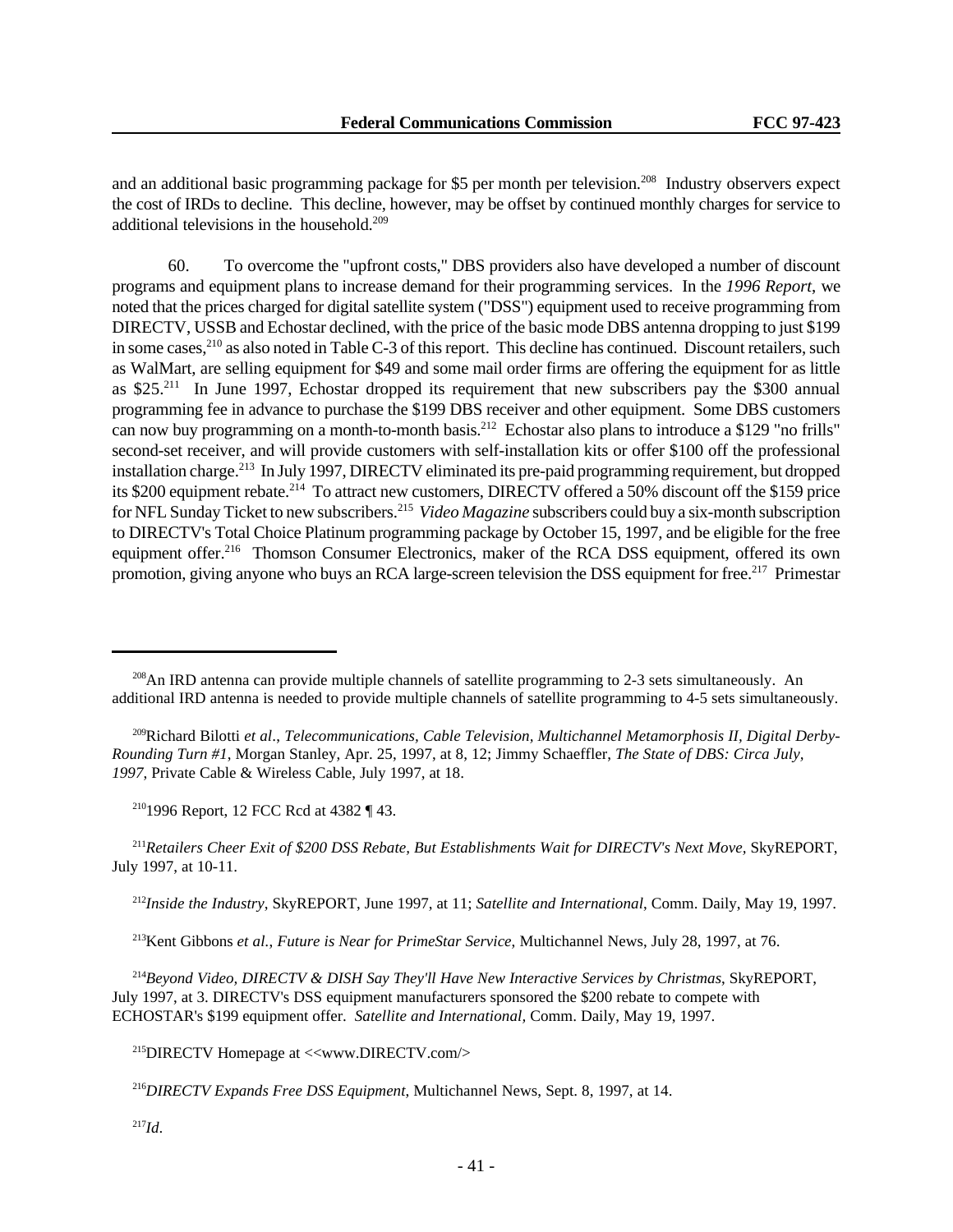and an additional basic programming package for $5 per month per television.[208] Industry observers expect the cost of IRDs to decline. This decline, however, may be offset by continued monthly charges for service to additional televisions in the household.[209]

60. To overcome the "upfront costs," DBS providers also have developed a number of discount programs and equipment plans to increase demand for their programming services. In the *1996 Report*, we noted that the prices charged for digital satellite system ("DSS") equipment used to receive programming from DIRECTV, USSB and Echostar declined, with the price of the basic mode DBS antenna dropping to just $199 in some cases,[210] as also noted in Table C-3 of this report. This decline has continued. Discount retailers, such as WalMart, are selling equipment for $49 and some mail order firms are offering the equipment for as little as $25.[211] In June 1997, Echostar dropped its requirement that new subscribers pay the $300 annual programming fee in advance to purchase the $199 DBS receiver and other equipment. Some DBS customers can now buy programming on a month-to-month basis.[212] Echostar also plans to introduce a $129 "no frills" second-set receiver, and will provide customers with self-installation kits or offer $100 off the professional installation charge.[213] In July 1997, DIRECTV eliminated its pre-paid programming requirement, but dropped its $200 equipment rebate.[214] To attract new customers, DIRECTV offered a 50% discount off the $159 price for NFL Sunday Ticket to new subscribers.[215] *Video Magazine* subscribers could buy a six-month subscription to DIRECTV's Total Choice Platinum programming package by October 15, 1997, and be eligible for the free equipment offer.[216] Thomson Consumer Electronics, maker of the RCA DSS equipment, offered its own promotion, giving anyone who buys an RCA large-screen television the DSS equipment for free.[217] Primestar

---

[208] An IRD antenna can provide multiple channels of satellite programming to 2-3 sets simultaneously. An additional IRD antenna is needed to provide multiple channels of satellite programming to 4-5 sets simultaneously.

[209] Richard Bilotti *et al*., *Telecommunications, Cable Television, Multichannel Metamorphosis II, Digital Derby-Rounding Turn #1*, Morgan Stanley, Apr. 25, 1997, at 8, 12; Jimmy Schaeffler, *The State of DBS: Circa July, 1997*, Private Cable & Wireless Cable, July 1997, at 18.

[210] 1996 Report, 12 FCC Rcd at 4382 ¶ 43.

[211] *Retailers Cheer Exit of $200 DSS Rebate, But Establishments Wait for DIRECTV's Next Move,* SkyREPORT, July 1997, at 10-11.

[212] *Inside the Industry*, SkyREPORT, June 1997, at 11; *Satellite and International*, Comm. Daily, May 19, 1997.

[213] Kent Gibbons *et al*., *Future is Near for PrimeStar Service,* Multichannel News, July 28, 1997, at 76.

[214] *Beyond Video, DIRECTV & DISH Say They'll Have New Interactive Services by Christmas*, SkyREPORT, July 1997, at 3. DIRECTV's DSS equipment manufacturers sponsored the $200 rebate to compete with ECHOSTAR's $199 equipment offer. *Satellite and International,* Comm. Daily, May 19, 1997.

[215] DIRECTV Homepage at <<www.DIRECTV.com/>

[216] *DIRECTV Expands Free DSS Equipment,* Multichannel News, Sept. 8, 1997, at 14.

[217] *Id*.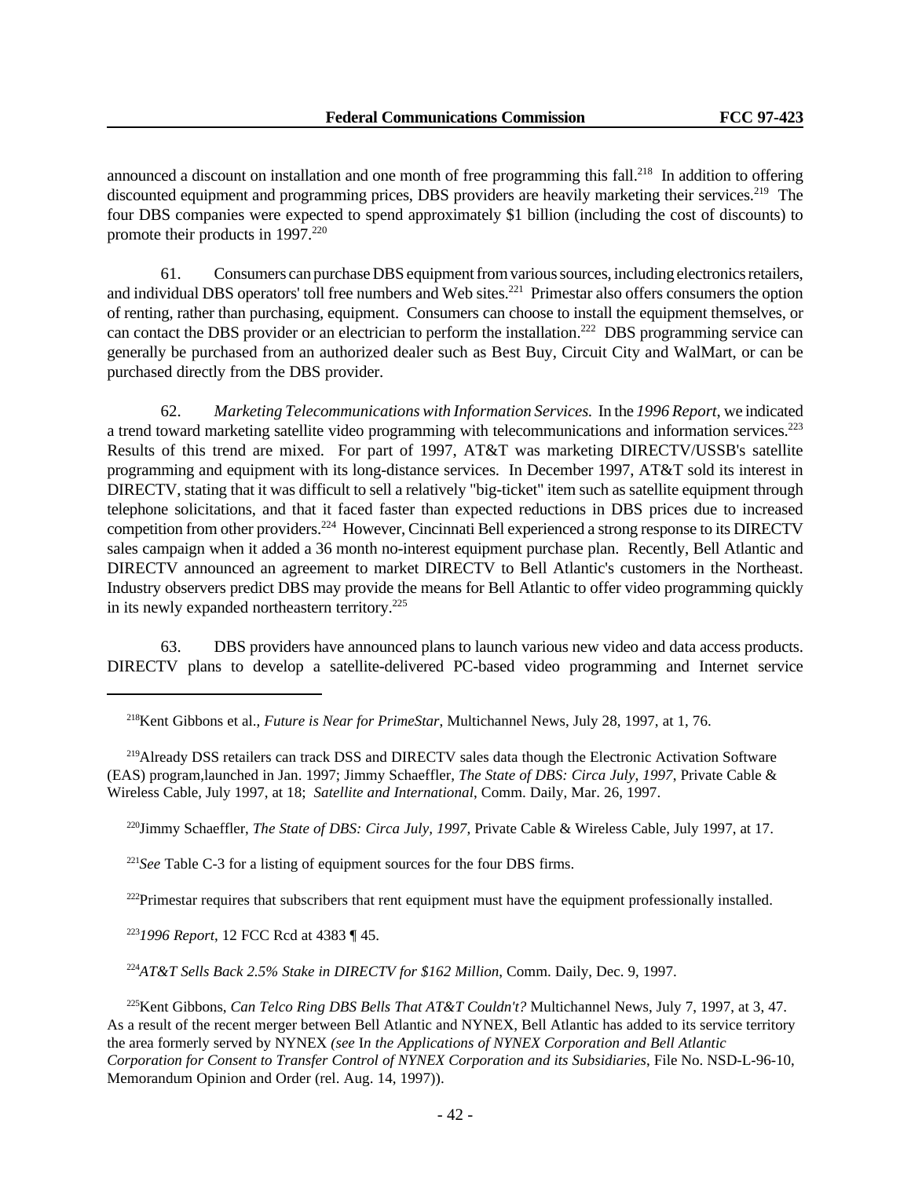announced a discount on installation and one month of free programming this fall.[218] In addition to offering discounted equipment and programming prices, DBS providers are heavily marketing their services.[219] The four DBS companies were expected to spend approximately $1 billion (including the cost of discounts) to promote their products in 1997.[220]

61. Consumers can purchase DBS equipment from various sources, including electronics retailers, and individual DBS operators' toll free numbers and Web sites.[221] Primestar also offers consumers the option of renting, rather than purchasing, equipment. Consumers can choose to install the equipment themselves, or can contact the DBS provider or an electrician to perform the installation.[222] DBS programming service can generally be purchased from an authorized dealer such as Best Buy, Circuit City and WalMart, or can be purchased directly from the DBS provider.

62. *Marketing Telecommunications with Information Services.* In the *1996 Report*, we indicated a trend toward marketing satellite video programming with telecommunications and information services.[223] Results of this trend are mixed. For part of 1997, AT&T was marketing DIRECTV/USSB's satellite programming and equipment with its long-distance services. In December 1997, AT&T sold its interest in DIRECTV, stating that it was difficult to sell a relatively "big-ticket" item such as satellite equipment through telephone solicitations, and that it faced faster than expected reductions in DBS prices due to increased competition from other providers.[224] However, Cincinnati Bell experienced a strong response to its DIRECTV sales campaign when it added a 36 month no-interest equipment purchase plan. Recently, Bell Atlantic and DIRECTV announced an agreement to market DIRECTV to Bell Atlantic's customers in the Northeast. Industry observers predict DBS may provide the means for Bell Atlantic to offer video programming quickly in its newly expanded northeastern territory.[225]

63. DBS providers have announced plans to launch various new video and data access products. DIRECTV plans to develop a satellite-delivered PC-based video programming and Internet service

---

[218] Kent Gibbons et al., *Future is Near for PrimeStar*, Multichannel News, July 28, 1997, at 1, 76.

[219] Already DSS retailers can track DSS and DIRECTV sales data though the Electronic Activation Software (EAS) program,launched in Jan. 1997; Jimmy Schaeffler, *The State of DBS: Circa July, 1997*, Private Cable & Wireless Cable, July 1997, at 18; *Satellite and International*, Comm. Daily, Mar. 26, 1997.

[220] Jimmy Schaeffler, *The State of DBS: Circa July, 1997*, Private Cable & Wireless Cable, July 1997, at 17.

[221] *See* Table C-3 for a listing of equipment sources for the four DBS firms.

[222] Primestar requires that subscribers that rent equipment must have the equipment professionally installed.

[223] *1996 Report*, 12 FCC Rcd at 4383 ¶ 45.

[224] *AT&T Sells Back 2.5% Stake in DIRECTV for $162 Million*, Comm. Daily, Dec. 9, 1997.

[225] Kent Gibbons, *Can Telco Ring DBS Bells That AT&T Couldn't?* Multichannel News, July 7, 1997, at 3, 47. As a result of the recent merger between Bell Atlantic and NYNEX, Bell Atlantic has added to its service territory the area formerly served by NYNEX *(see In the Applications of NYNEX Corporation and Bell Atlantic Corporation for Consent to Transfer Control of NYNEX Corporation and its Subsidiaries*, File No. NSD-L-96-10, Memorandum Opinion and Order (rel. Aug. 14, 1997)).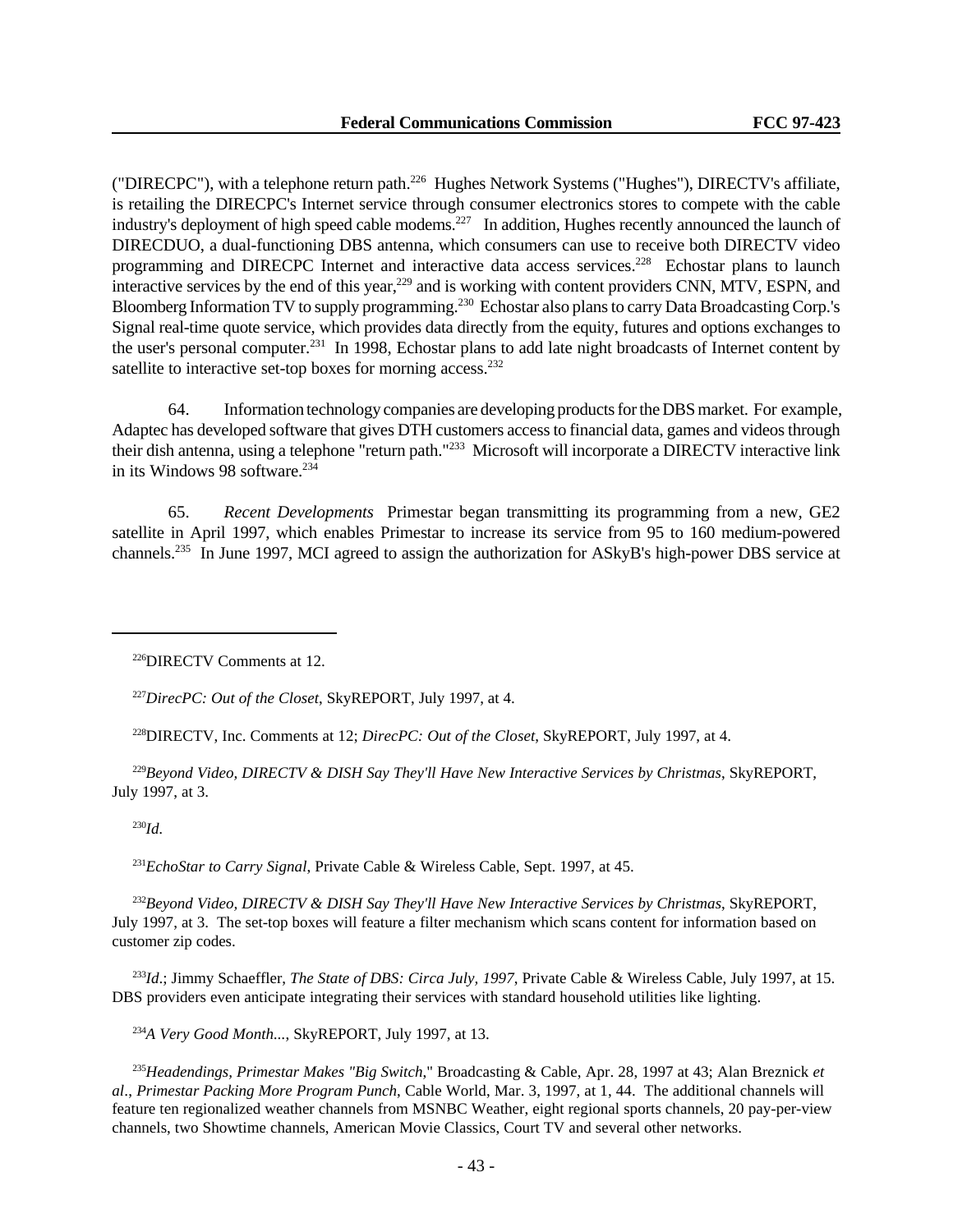("DIRECPC"), with a telephone return path.[226] Hughes Network Systems ("Hughes"), DIRECTV's affiliate, is retailing the DIRECPC's Internet service through consumer electronics stores to compete with the cable industry's deployment of high speed cable modems.[227] In addition, Hughes recently announced the launch of DIRECDUO, a dual-functioning DBS antenna, which consumers can use to receive both DIRECTV video programming and DIRECPC Internet and interactive data access services.[228] Echostar plans to launch interactive services by the end of this year,[229] and is working with content providers CNN, MTV, ESPN, and Bloomberg Information TV to supply programming.[230] Echostar also plans to carry Data Broadcasting Corp.'s Signal real-time quote service, which provides data directly from the equity, futures and options exchanges to the user's personal computer.[231] In 1998, Echostar plans to add late night broadcasts of Internet content by satellite to interactive set-top boxes for morning access.[232]

64. Information technology companies are developing products for the DBS market. For example, Adaptec has developed software that gives DTH customers access to financial data, games and videos through their dish antenna, using a telephone "return path."[233] Microsoft will incorporate a DIRECTV interactive link in its Windows 98 software.[234]

65. *Recent Developments* Primestar began transmitting its programming from a new, GE2 satellite in April 1997, which enables Primestar to increase its service from 95 to 160 medium-powered channels.[235] In June 1997, MCI agreed to assign the authorization for ASkyB's high-power DBS service at

---

[226]DIRECTV Comments at 12.

[227]*DirecPC: Out of the Closet*, SkyREPORT, July 1997, at 4.

[228]DIRECTV, Inc. Comments at 12; *DirecPC: Out of the Closet*, SkyREPORT, July 1997, at 4.

[229]*Beyond Video, DIRECTV & DISH Say They'll Have New Interactive Services by Christmas*, SkyREPORT, July 1997, at 3.

[230]*Id.*

[231]*EchoStar to Carry Signal*, Private Cable & Wireless Cable, Sept. 1997, at 45.

[232]*Beyond Video, DIRECTV & DISH Say They'll Have New Interactive Services by Christmas*, SkyREPORT, July 1997, at 3. The set-top boxes will feature a filter mechanism which scans content for information based on customer zip codes.

[233]*Id*.; Jimmy Schaeffler, *The State of DBS: Circa July, 1997*, Private Cable & Wireless Cable, July 1997, at 15. DBS providers even anticipate integrating their services with standard household utilities like lighting.

[234]*A Very Good Month...*, SkyREPORT, July 1997, at 13.

[235]*Headendings, Primestar Makes "Big Switch*," Broadcasting & Cable, Apr. 28, 1997 at 43; Alan Breznick *et al*., *Primestar Packing More Program Punch*, Cable World, Mar. 3, 1997, at 1, 44. The additional channels will feature ten regionalized weather channels from MSNBC Weather, eight regional sports channels, 20 pay-per-view channels, two Showtime channels, American Movie Classics, Court TV and several other networks.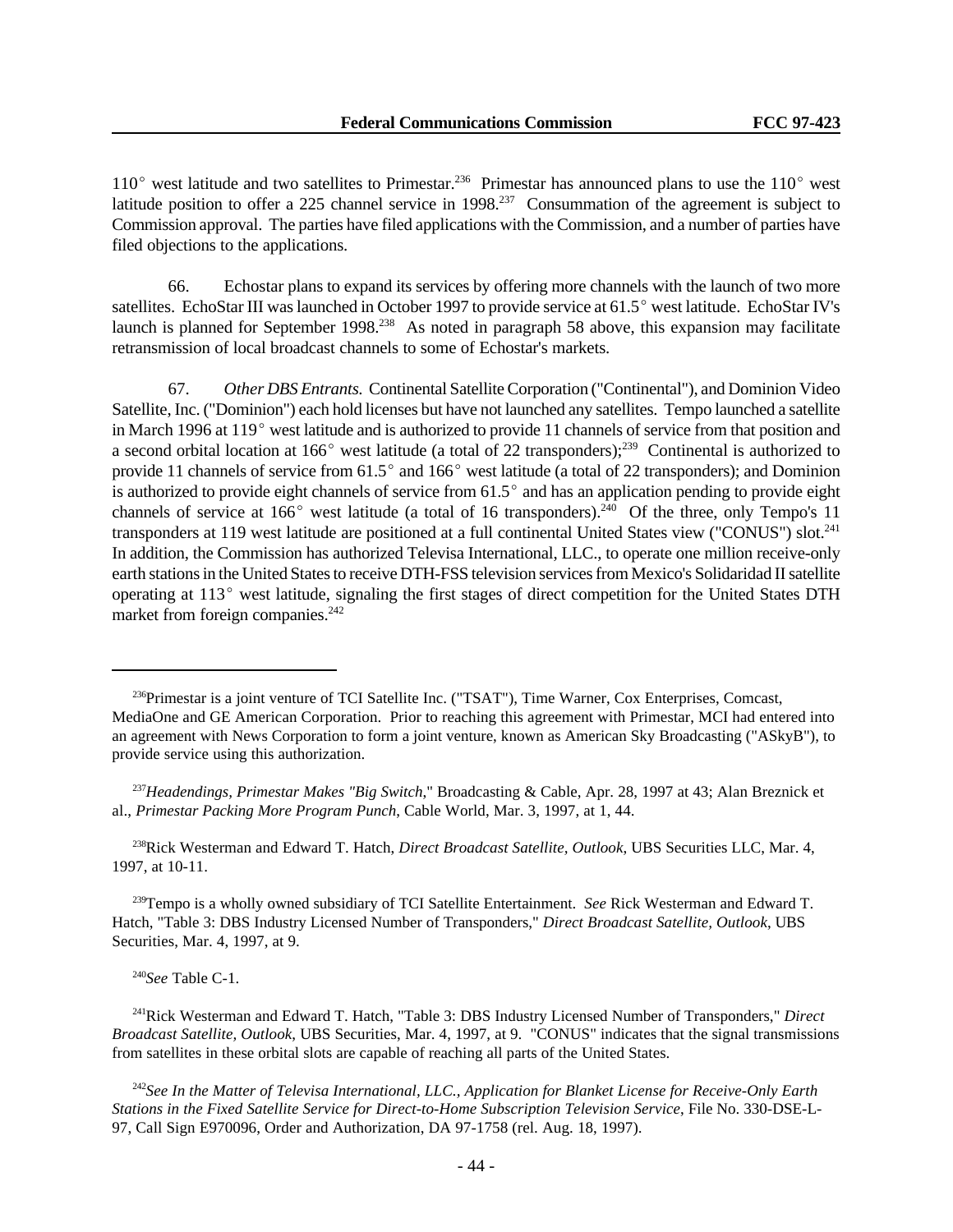110° west latitude and two satellites to Primestar.[236] Primestar has announced plans to use the 110° west latitude position to offer a 225 channel service in 1998.[237] Consummation of the agreement is subject to Commission approval. The parties have filed applications with the Commission, and a number of parties have filed objections to the applications.

66. Echostar plans to expand its services by offering more channels with the launch of two more satellites. EchoStar III was launched in October 1997 to provide service at 61.5° west latitude. EchoStar IV's launch is planned for September 1998.[238] As noted in paragraph 58 above, this expansion may facilitate retransmission of local broadcast channels to some of Echostar's markets.

67. *Other DBS Entrants.* Continental Satellite Corporation ("Continental"), and Dominion Video Satellite, Inc. ("Dominion") each hold licenses but have not launched any satellites. Tempo launched a satellite in March 1996 at 119° west latitude and is authorized to provide 11 channels of service from that position and a second orbital location at 166° west latitude (a total of 22 transponders);[239] Continental is authorized to provide 11 channels of service from 61.5° and 166° west latitude (a total of 22 transponders); and Dominion is authorized to provide eight channels of service from 61.5° and has an application pending to provide eight channels of service at 166° west latitude (a total of 16 transponders).[240] Of the three, only Tempo's 11 transponders at 119 west latitude are positioned at a full continental United States view ("CONUS") slot.[241] In addition, the Commission has authorized Televisa International, LLC., to operate one million receive-only earth stations in the United States to receive DTH-FSS television services from Mexico's Solidaridad II satellite operating at 113° west latitude, signaling the first stages of direct competition for the United States DTH market from foreign companies.[242]

---

[236] Primestar is a joint venture of TCI Satellite Inc. ("TSAT"), Time Warner, Cox Enterprises, Comcast, MediaOne and GE American Corporation. Prior to reaching this agreement with Primestar, MCI had entered into an agreement with News Corporation to form a joint venture, known as American Sky Broadcasting ("ASkyB"), to provide service using this authorization.

[237] *Headendings, Primestar Makes "Big Switch*," Broadcasting & Cable, Apr. 28, 1997 at 43; Alan Breznick et al., *Primestar Packing More Program Punch*, Cable World, Mar. 3, 1997, at 1, 44.

[238] Rick Westerman and Edward T. Hatch, *Direct Broadcast Satellite, Outlook*, UBS Securities LLC, Mar. 4, 1997, at 10-11.

[239] Tempo is a wholly owned subsidiary of TCI Satellite Entertainment. *See* Rick Westerman and Edward T. Hatch, "Table 3: DBS Industry Licensed Number of Transponders," *Direct Broadcast Satellite, Outlook*, UBS Securities, Mar. 4, 1997, at 9.

[240] *See* Table C-1.

[241] Rick Westerman and Edward T. Hatch, "Table 3: DBS Industry Licensed Number of Transponders," *Direct Broadcast Satellite, Outlook*, UBS Securities, Mar. 4, 1997, at 9. "CONUS" indicates that the signal transmissions from satellites in these orbital slots are capable of reaching all parts of the United States.

[242] *See In the Matter of Televisa International, LLC., Application for Blanket License for Receive-Only Earth Stations in the Fixed Satellite Service for Direct-to-Home Subscription Television Service*, File No. 330-DSE-L-97, Call Sign E970096, Order and Authorization, DA 97-1758 (rel. Aug. 18, 1997).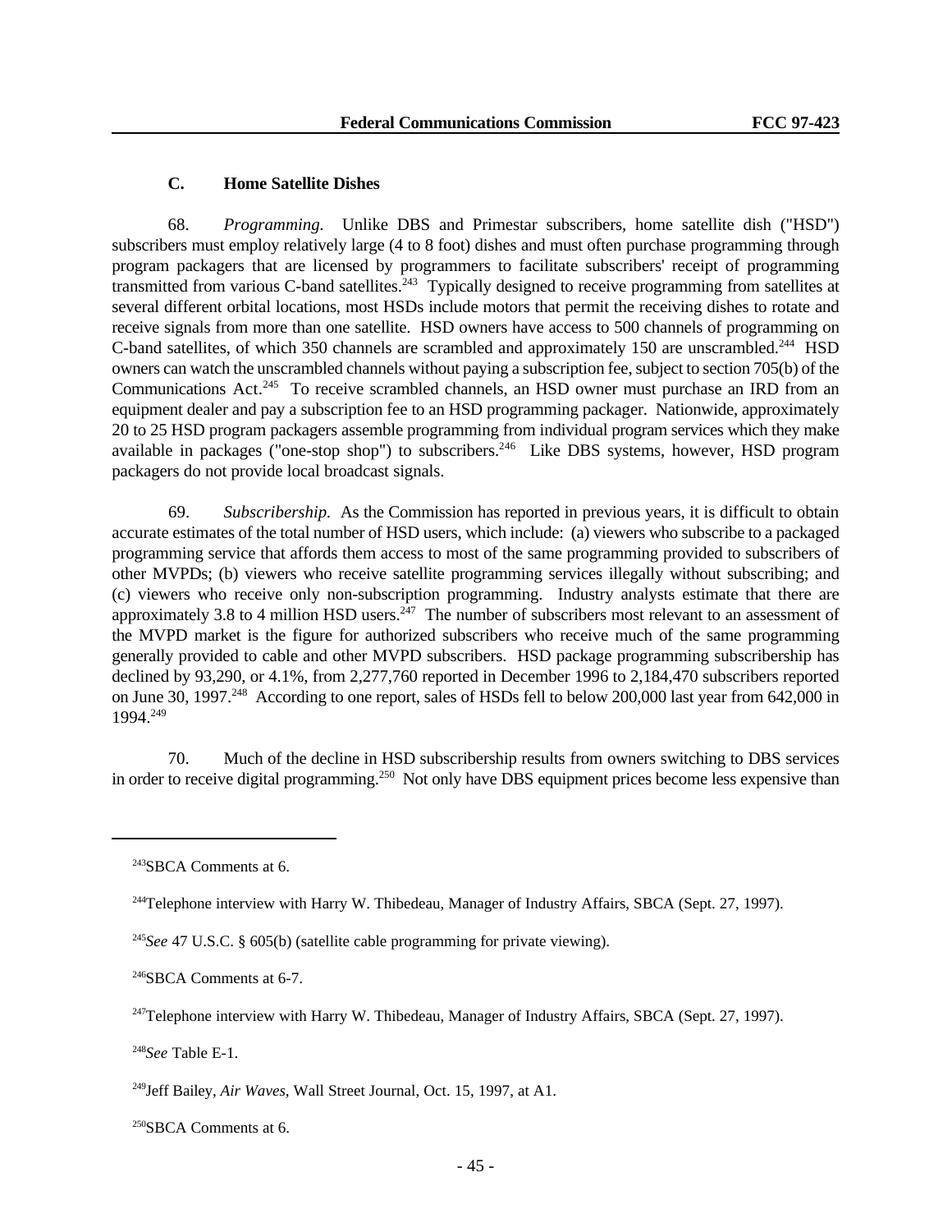### C. Home Satellite Dishes

68. *Programming.* Unlike DBS and Primestar subscribers, home satellite dish ("HSD") subscribers must employ relatively large (4 to 8 foot) dishes and must often purchase programming through program packagers that are licensed by programmers to facilitate subscribers' receipt of programming transmitted from various C-band satellites.[243] Typically designed to receive programming from satellites at several different orbital locations, most HSDs include motors that permit the receiving dishes to rotate and receive signals from more than one satellite. HSD owners have access to 500 channels of programming on C-band satellites, of which 350 channels are scrambled and approximately 150 are unscrambled.[244] HSD owners can watch the unscrambled channels without paying a subscription fee, subject to section 705(b) of the Communications Act.[245] To receive scrambled channels, an HSD owner must purchase an IRD from an equipment dealer and pay a subscription fee to an HSD programming packager. Nationwide, approximately 20 to 25 HSD program packagers assemble programming from individual program services which they make available in packages ("one-stop shop") to subscribers.[246] Like DBS systems, however, HSD program packagers do not provide local broadcast signals.

69. *Subscribership.* As the Commission has reported in previous years, it is difficult to obtain accurate estimates of the total number of HSD users, which include: (a) viewers who subscribe to a packaged programming service that affords them access to most of the same programming provided to subscribers of other MVPDs; (b) viewers who receive satellite programming services illegally without subscribing; and (c) viewers who receive only non-subscription programming. Industry analysts estimate that there are approximately 3.8 to 4 million HSD users.[247] The number of subscribers most relevant to an assessment of the MVPD market is the figure for authorized subscribers who receive much of the same programming generally provided to cable and other MVPD subscribers. HSD package programming subscribership has declined by 93,290, or 4.1%, from 2,277,760 reported in December 1996 to 2,184,470 subscribers reported on June 30, 1997.[248] According to one report, sales of HSDs fell to below 200,000 last year from 642,000 in 1994.[249]

70. Much of the decline in HSD subscribership results from owners switching to DBS services in order to receive digital programming.[250] Not only have DBS equipment prices become less expensive than

---

[243] SBCA Comments at 6.

[244] Telephone interview with Harry W. Thibedeau, Manager of Industry Affairs, SBCA (Sept. 27, 1997).

[245] *See* 47 U.S.C. § 605(b) (satellite cable programming for private viewing).

[246] SBCA Comments at 6-7.

[247] Telephone interview with Harry W. Thibedeau, Manager of Industry Affairs, SBCA (Sept. 27, 1997).

[248] *See* Table E-1.

[249] Jeff Bailey, *Air Waves,* Wall Street Journal, Oct. 15, 1997, at A1.

[250] SBCA Comments at 6.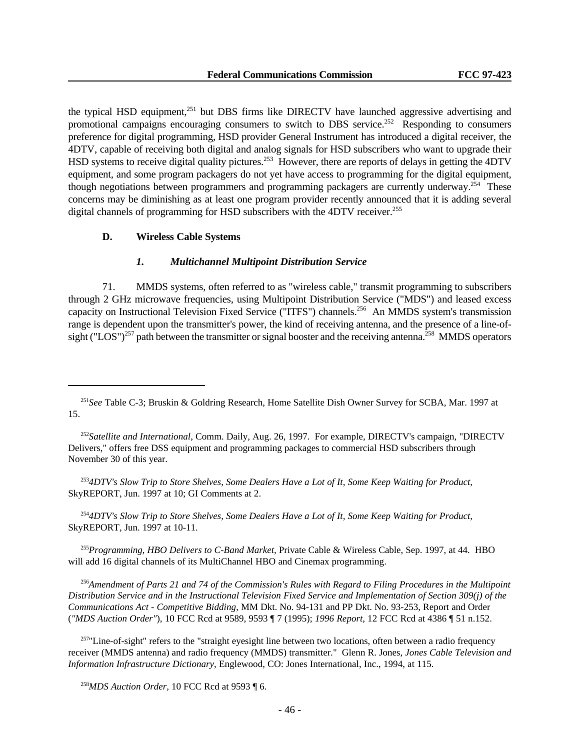the typical HSD equipment,[251] but DBS firms like DIRECTV have launched aggressive advertising and promotional campaigns encouraging consumers to switch to DBS service.[252] Responding to consumers preference for digital programming, HSD provider General Instrument has introduced a digital receiver, the 4DTV, capable of receiving both digital and analog signals for HSD subscribers who want to upgrade their HSD systems to receive digital quality pictures.[253] However, there are reports of delays in getting the 4DTV equipment, and some program packagers do not yet have access to programming for the digital equipment, though negotiations between programmers and programming packagers are currently underway.[254] These concerns may be diminishing as at least one program provider recently announced that it is adding several digital channels of programming for HSD subscribers with the 4DTV receiver.[255]

### D. Wireless Cable Systems

#### *1. Multichannel Multipoint Distribution Service*

71. MMDS systems, often referred to as "wireless cable," transmit programming to subscribers through 2 GHz microwave frequencies, using Multipoint Distribution Service ("MDS") and leased excess capacity on Instructional Television Fixed Service ("ITFS") channels.[256] An MMDS system's transmission range is dependent upon the transmitter's power, the kind of receiving antenna, and the presence of a line-of-sight ("LOS")[257] path between the transmitter or signal booster and the receiving antenna.[258] MMDS operators

---

[251] *See* Table C-3; Bruskin & Goldring Research, Home Satellite Dish Owner Survey for SCBA, Mar. 1997 at 15.

[252] *Satellite and International*, Comm. Daily, Aug. 26, 1997. For example, DIRECTV's campaign, "DIRECTV Delivers," offers free DSS equipment and programming packages to commercial HSD subscribers through November 30 of this year.

[253] *4DTV's Slow Trip to Store Shelves, Some Dealers Have a Lot of It, Some Keep Waiting for Product*, SkyREPORT, Jun. 1997 at 10; GI Comments at 2.

[254] *4DTV's Slow Trip to Store Shelves, Some Dealers Have a Lot of It, Some Keep Waiting for Product*, SkyREPORT, Jun. 1997 at 10-11.

[255] *Programming, HBO Delivers to C-Band Market*, Private Cable & Wireless Cable, Sep. 1997, at 44. HBO will add 16 digital channels of its MultiChannel HBO and Cinemax programming.

[256] *Amendment of Parts 21 and 74 of the Commission's Rules with Regard to Filing Procedures in the Multipoint Distribution Service and in the Instructional Television Fixed Service and Implementation of Section 309(j) of the Communications Act - Competitive Bidding*, MM Dkt. No. 94-131 and PP Dkt. No. 93-253, Report and Order (*"MDS Auction Order"*), 10 FCC Rcd at 9589, 9593 ¶ 7 (1995); *1996 Report*, 12 FCC Rcd at 4386 ¶ 51 n.152.

[257] "Line-of-sight" refers to the "straight eyesight line between two locations, often between a radio frequency receiver (MMDS antenna) and radio frequency (MMDS) transmitter." Glenn R. Jones, *Jones Cable Television and Information Infrastructure Dictionary*, Englewood, CO: Jones International, Inc., 1994, at 115.

[258] *MDS Auction Order*, 10 FCC Rcd at 9593 ¶ 6.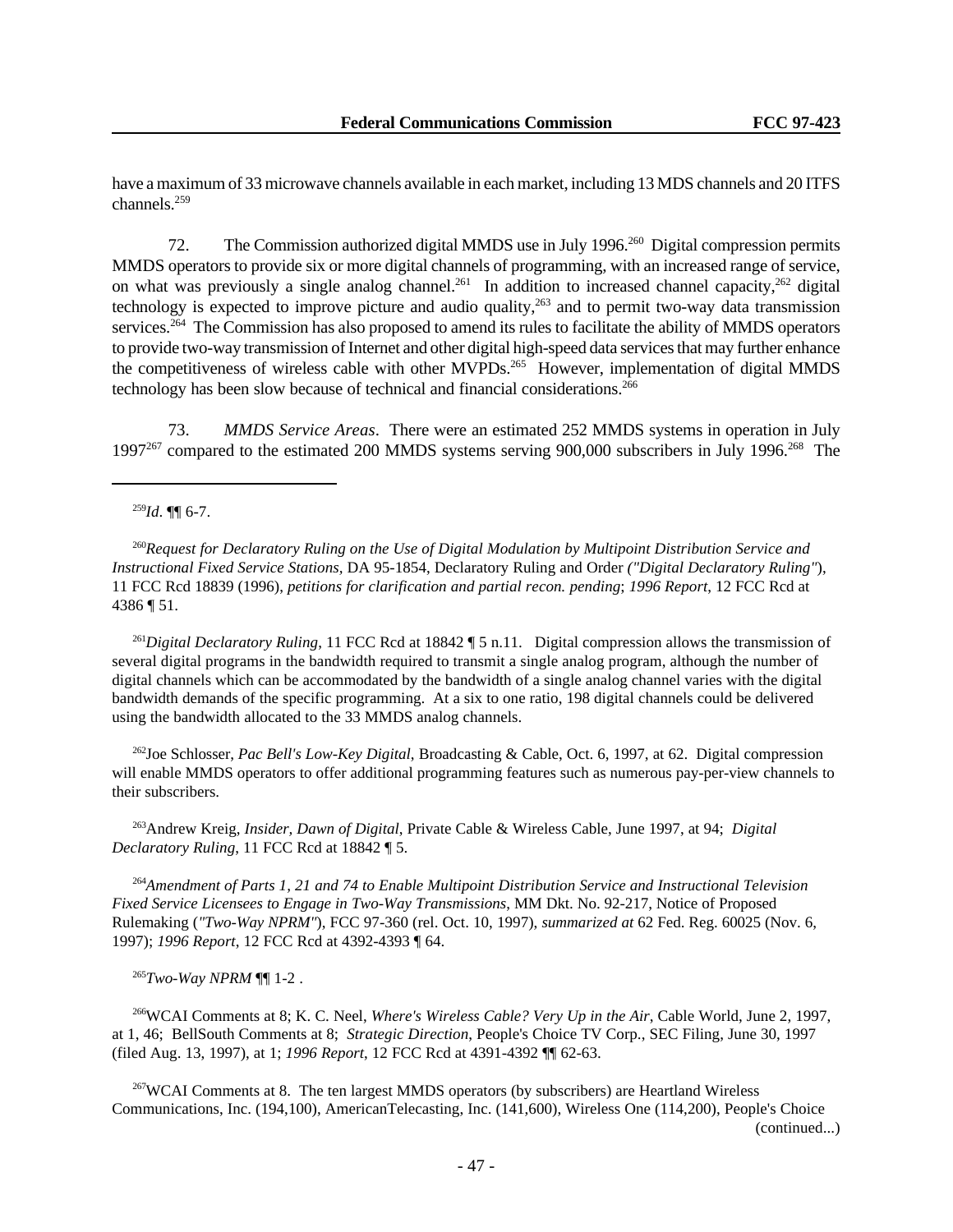have a maximum of 33 microwave channels available in each market, including 13 MDS channels and 20 ITFS channels.[259]

72. The Commission authorized digital MMDS use in July 1996.[260] Digital compression permits MMDS operators to provide six or more digital channels of programming, with an increased range of service, on what was previously a single analog channel.[261] In addition to increased channel capacity,[262] digital technology is expected to improve picture and audio quality,[263] and to permit two-way data transmission services.[264] The Commission has also proposed to amend its rules to facilitate the ability of MMDS operators to provide two-way transmission of Internet and other digital high-speed data services that may further enhance the competitiveness of wireless cable with other MVPDs.[265] However, implementation of digital MMDS technology has been slow because of technical and financial considerations.[266]

73. *MMDS Service Areas*. There were an estimated 252 MMDS systems in operation in July 1997[267] compared to the estimated 200 MMDS systems serving 900,000 subscribers in July 1996.[268] The

---

[259]*Id*. ¶¶ 6-7.

[260]*Request for Declaratory Ruling on the Use of Digital Modulation by Multipoint Distribution Service and Instructional Fixed Service Stations*, DA 95-1854, Declaratory Ruling and Order *("Digital Declaratory Ruling")*, 11 FCC Rcd 18839 (1996), *petitions for clarification and partial recon. pending*; *1996 Report*, 12 FCC Rcd at 4386 ¶ 51.

[261]*Digital Declaratory Ruling*, 11 FCC Rcd at 18842 ¶ 5 n.11. Digital compression allows the transmission of several digital programs in the bandwidth required to transmit a single analog program, although the number of digital channels which can be accommodated by the bandwidth of a single analog channel varies with the digital bandwidth demands of the specific programming. At a six to one ratio, 198 digital channels could be delivered using the bandwidth allocated to the 33 MMDS analog channels.

[262]Joe Schlosser, *Pac Bell's Low-Key Digital*, Broadcasting & Cable, Oct. 6, 1997, at 62. Digital compression will enable MMDS operators to offer additional programming features such as numerous pay-per-view channels to their subscribers.

[263]Andrew Kreig, *Insider, Dawn of Digital*, Private Cable & Wireless Cable, June 1997, at 94; *Digital Declaratory Ruling*, 11 FCC Rcd at 18842 ¶ 5.

[264]*Amendment of Parts 1, 21 and 74 to Enable Multipoint Distribution Service and Instructional Television Fixed Service Licensees to Engage in Two-Way Transmissions*, MM Dkt. No. 92-217, Notice of Proposed Rulemaking (*"Two-Way NPRM"*), FCC 97-360 (rel. Oct. 10, 1997), *summarized at* 62 Fed. Reg. 60025 (Nov. 6, 1997); *1996 Report*, 12 FCC Rcd at 4392-4393 ¶ 64.

[265]*Two-Way NPRM* ¶¶ 1-2 .

[266]WCAI Comments at 8; K. C. Neel, *Where's Wireless Cable? Very Up in the Air*, Cable World, June 2, 1997, at 1, 46; BellSouth Comments at 8; *Strategic Direction*, People's Choice TV Corp., SEC Filing, June 30, 1997 (filed Aug. 13, 1997), at 1; *1996 Report*, 12 FCC Rcd at 4391-4392 ¶¶ 62-63.

[267]WCAI Comments at 8. The ten largest MMDS operators (by subscribers) are Heartland Wireless Communications, Inc. (194,100), AmericanTelecasting, Inc. (141,600), Wireless One (114,200), People's Choice (continued...)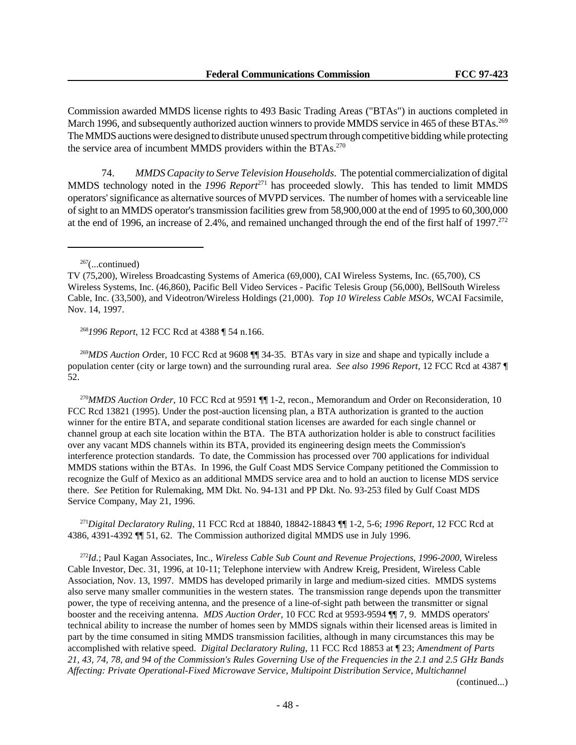Commission awarded MMDS license rights to 493 Basic Trading Areas ("BTAs") in auctions completed in March 1996, and subsequently authorized auction winners to provide MMDS service in 465 of these BTAs.[269] The MMDS auctions were designed to distribute unused spectrum through competitive bidding while protecting the service area of incumbent MMDS providers within the BTAs.[270]

74. *MMDS Capacity to Serve Television Households*. The potential commercialization of digital MMDS technology noted in the *1996 Report*[271] has proceeded slowly. This has tended to limit MMDS operators' significance as alternative sources of MVPD services. The number of homes with a serviceable line of sight to an MMDS operator's transmission facilities grew from 58,900,000 at the end of 1995 to 60,300,000 at the end of 1996, an increase of 2.4%, and remained unchanged through the end of the first half of 1997.[272]

---

[267](...continued)
TV (75,200), Wireless Broadcasting Systems of America (69,000), CAI Wireless Systems, Inc. (65,700), CS Wireless Systems, Inc. (46,860), Pacific Bell Video Services - Pacific Telesis Group (56,000), BellSouth Wireless Cable, Inc. (33,500), and Videotron/Wireless Holdings (21,000). *Top 10 Wireless Cable MSOs*, WCAI Facsimile, Nov. 14, 1997.

[268] *1996 Report*, 12 FCC Rcd at 4388 ¶ 54 n.166.

[269] *MDS Auction Or*der, 10 FCC Rcd at 9608 ¶¶ 34-35. BTAs vary in size and shape and typically include a population center (city or large town) and the surrounding rural area. *See also 1996 Report*, 12 FCC Rcd at 4387 ¶ 52.

[270] *MMDS Auction Order*, 10 FCC Rcd at 9591 ¶¶ 1-2, recon., Memorandum and Order on Reconsideration, 10 FCC Rcd 13821 (1995). Under the post-auction licensing plan, a BTA authorization is granted to the auction winner for the entire BTA, and separate conditional station licenses are awarded for each single channel or channel group at each site location within the BTA. The BTA authorization holder is able to construct facilities over any vacant MDS channels within its BTA, provided its engineering design meets the Commission's interference protection standards. To date, the Commission has processed over 700 applications for individual MMDS stations within the BTAs. In 1996, the Gulf Coast MDS Service Company petitioned the Commission to recognize the Gulf of Mexico as an additional MMDS service area and to hold an auction to license MDS service there. *See* Petition for Rulemaking, MM Dkt. No. 94-131 and PP Dkt. No. 93-253 filed by Gulf Coast MDS Service Company, May 21, 1996.

[271] *Digital Declaratory Ruling*, 11 FCC Rcd at 18840, 18842-18843 ¶¶ 1-2, 5-6; *1996 Report*, 12 FCC Rcd at 4386, 4391-4392 ¶¶ 51, 62. The Commission authorized digital MMDS use in July 1996.

[272] *Id.*; Paul Kagan Associates, Inc., *Wireless Cable Sub Count and Revenue Projections, 1996-2000*, Wireless Cable Investor, Dec. 31, 1996, at 10-11; Telephone interview with Andrew Kreig, President, Wireless Cable Association, Nov. 13, 1997. MMDS has developed primarily in large and medium-sized cities. MMDS systems also serve many smaller communities in the western states. The transmission range depends upon the transmitter power, the type of receiving antenna, and the presence of a line-of-sight path between the transmitter or signal booster and the receiving antenna. *MDS Auction Order,* 10 FCC Rcd at 9593-9594 ¶¶ 7, 9. MMDS operators' technical ability to increase the number of homes seen by MMDS signals within their licensed areas is limited in part by the time consumed in siting MMDS transmission facilities, although in many circumstances this may be accomplished with relative speed. *Digital Declaratory Ruling*, 11 FCC Rcd 18853 at ¶ 23; *Amendment of Parts 21, 43, 74, 78, and 94 of the Commission's Rules Governing Use of the Frequencies in the 2.1 and 2.5 GHz Bands Affecting: Private Operational-Fixed Microwave Service, Multipoint Distribution Service, Multichannel*

(continued...)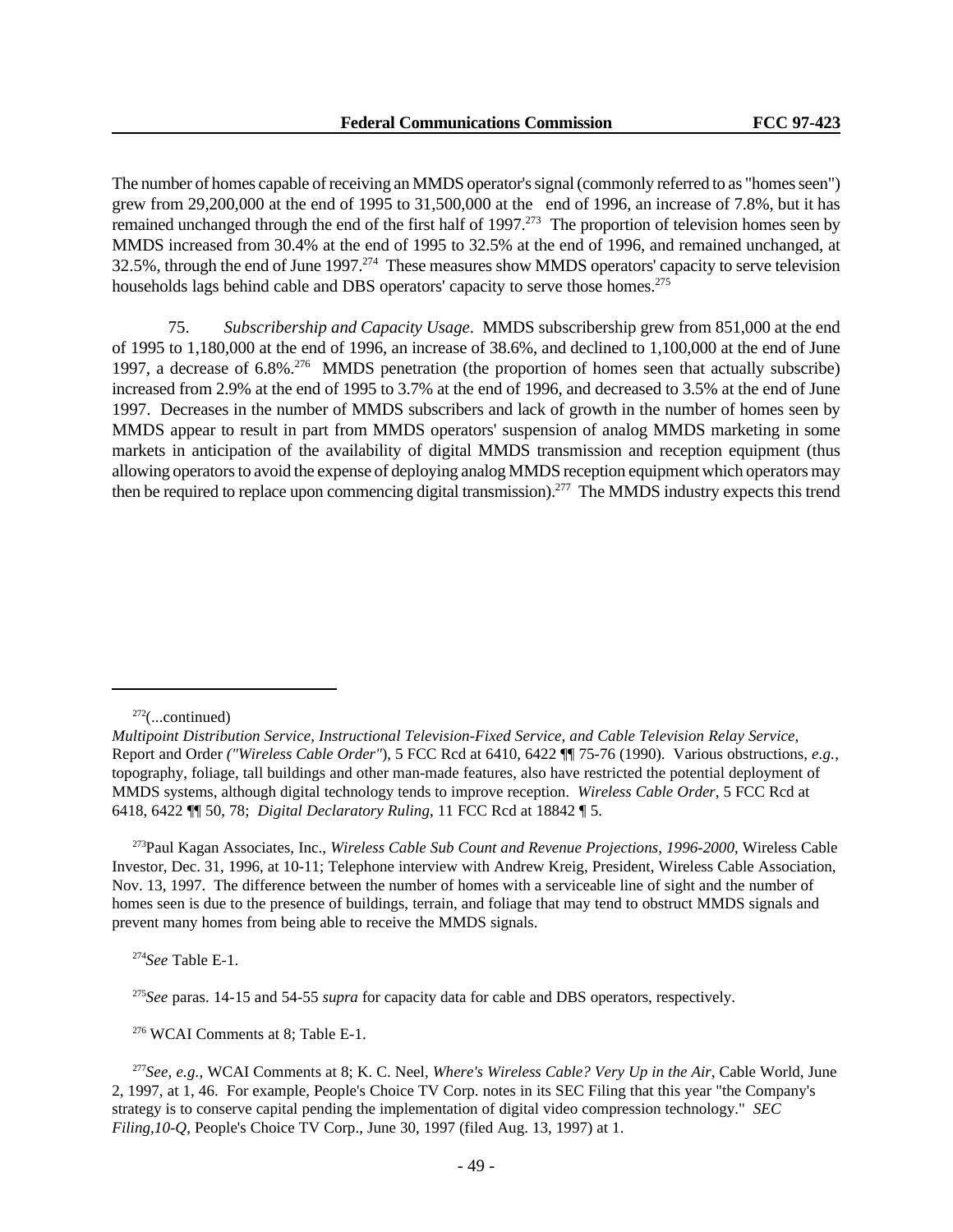The number of homes capable of receiving an MMDS operator's signal (commonly referred to as "homes seen") grew from 29,200,000 at the end of 1995 to 31,500,000 at the end of 1996, an increase of 7.8%, but it has remained unchanged through the end of the first half of 1997.[273] The proportion of television homes seen by MMDS increased from 30.4% at the end of 1995 to 32.5% at the end of 1996, and remained unchanged, at 32.5%, through the end of June 1997.[274] These measures show MMDS operators' capacity to serve television households lags behind cable and DBS operators' capacity to serve those homes.[275]

75. *Subscribership and Capacity Usage*. MMDS subscribership grew from 851,000 at the end of 1995 to 1,180,000 at the end of 1996, an increase of 38.6%, and declined to 1,100,000 at the end of June 1997, a decrease of 6.8%.[276] MMDS penetration (the proportion of homes seen that actually subscribe) increased from 2.9% at the end of 1995 to 3.7% at the end of 1996, and decreased to 3.5% at the end of June 1997. Decreases in the number of MMDS subscribers and lack of growth in the number of homes seen by MMDS appear to result in part from MMDS operators' suspension of analog MMDS marketing in some markets in anticipation of the availability of digital MMDS transmission and reception equipment (thus allowing operators to avoid the expense of deploying analog MMDS reception equipment which operators may then be required to replace upon commencing digital transmission).[277] The MMDS industry expects this trend

---

[272](...continued)
*Multipoint Distribution Service, Instructional Television-Fixed Service, and Cable Television Relay Service*, Report and Order *("Wireless Cable Order")*, 5 FCC Rcd at 6410, 6422 ¶¶ 75-76 (1990). Various obstructions, *e.g.*, topography, foliage, tall buildings and other man-made features, also have restricted the potential deployment of MMDS systems, although digital technology tends to improve reception. *Wireless Cable Order*, 5 FCC Rcd at 6418, 6422 ¶¶ 50, 78; *Digital Declaratory Ruling*, 11 FCC Rcd at 18842 ¶ 5.

[273]Paul Kagan Associates, Inc., *Wireless Cable Sub Count and Revenue Projections, 1996-2000*, Wireless Cable Investor, Dec. 31, 1996, at 10-11; Telephone interview with Andrew Kreig, President, Wireless Cable Association, Nov. 13, 1997. The difference between the number of homes with a serviceable line of sight and the number of homes seen is due to the presence of buildings, terrain, and foliage that may tend to obstruct MMDS signals and prevent many homes from being able to receive the MMDS signals.

[274]*See* Table E-1.

[275]*See* paras. 14-15 and 54-55 *supra* for capacity data for cable and DBS operators, respectively.

[276] WCAI Comments at 8; Table E-1.

[277]*See, e.g.*, WCAI Comments at 8; K. C. Neel, *Where's Wireless Cable? Very Up in the Air*, Cable World, June 2, 1997, at 1, 46. For example, People's Choice TV Corp. notes in its SEC Filing that this year "the Company's strategy is to conserve capital pending the implementation of digital video compression technology." *SEC Filing,10-Q*, People's Choice TV Corp., June 30, 1997 (filed Aug. 13, 1997) at 1.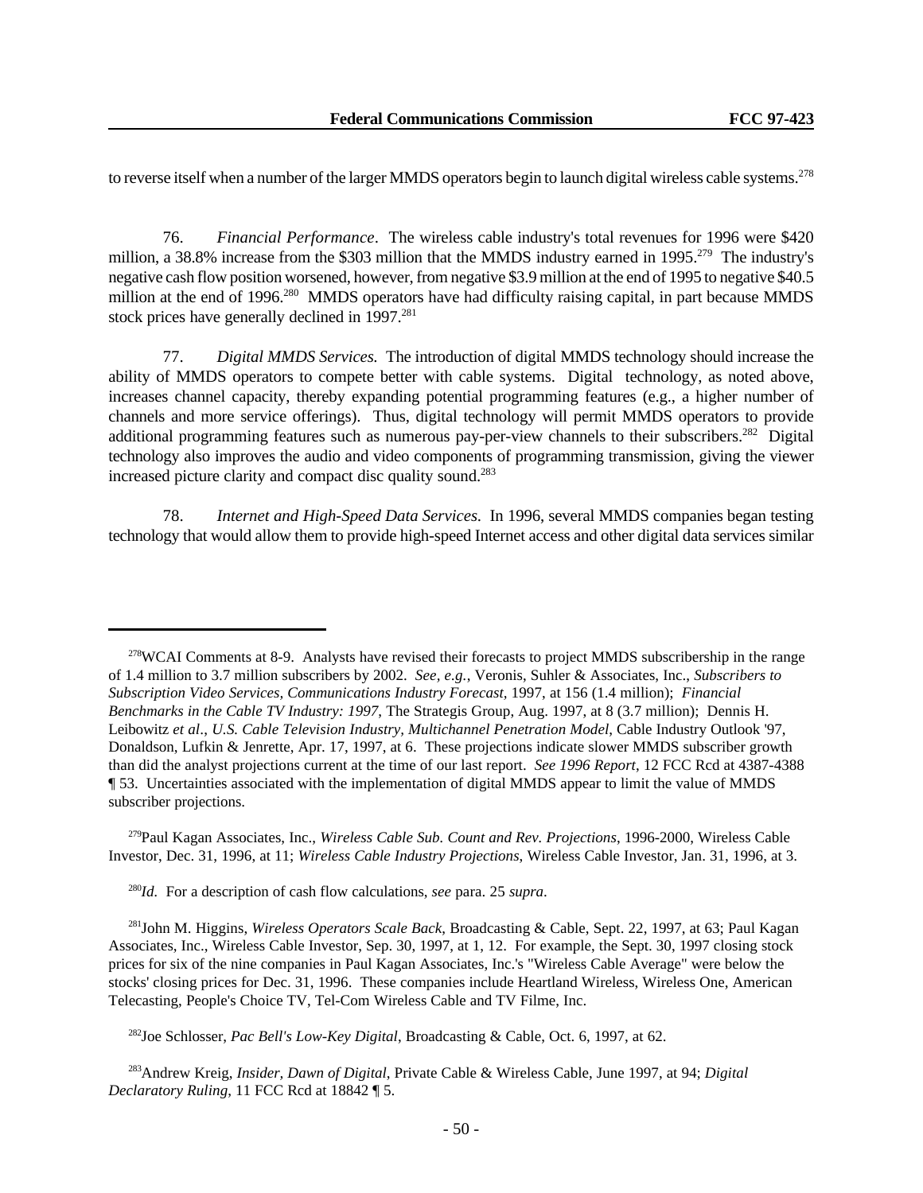to reverse itself when a number of the larger MMDS operators begin to launch digital wireless cable systems.[278]

76. *Financial Performance*. The wireless cable industry's total revenues for 1996 were $420 million, a 38.8% increase from the $303 million that the MMDS industry earned in 1995.[279] The industry's negative cash flow position worsened, however, from negative $3.9 million at the end of 1995 to negative $40.5 million at the end of 1996.[280] MMDS operators have had difficulty raising capital, in part because MMDS stock prices have generally declined in 1997.[281]

77. *Digital MMDS Services.* The introduction of digital MMDS technology should increase the ability of MMDS operators to compete better with cable systems. Digital technology, as noted above, increases channel capacity, thereby expanding potential programming features (e.g., a higher number of channels and more service offerings). Thus, digital technology will permit MMDS operators to provide additional programming features such as numerous pay-per-view channels to their subscribers.[282] Digital technology also improves the audio and video components of programming transmission, giving the viewer increased picture clarity and compact disc quality sound.[283]

78. *Internet and High-Speed Data Services.* In 1996, several MMDS companies began testing technology that would allow them to provide high-speed Internet access and other digital data services similar

---

[278]WCAI Comments at 8-9. Analysts have revised their forecasts to project MMDS subscribership in the range of 1.4 million to 3.7 million subscribers by 2002. *See, e.g.*, Veronis, Suhler & Associates, Inc., *Subscribers to Subscription Video Services, Communications Industry Forecast,* 1997, at 156 (1.4 million); *Financial Benchmarks in the Cable TV Industry: 1997*, The Strategis Group, Aug. 1997, at 8 (3.7 million); Dennis H. Leibowitz *et al*., *U.S. Cable Television Industry, Multichannel Penetration Model*, Cable Industry Outlook '97, Donaldson, Lufkin & Jenrette, Apr. 17, 1997, at 6. These projections indicate slower MMDS subscriber growth than did the analyst projections current at the time of our last report. *See 1996 Report*, 12 FCC Rcd at 4387-4388 ¶ 53. Uncertainties associated with the implementation of digital MMDS appear to limit the value of MMDS subscriber projections.

[279]Paul Kagan Associates, Inc., *Wireless Cable Sub. Count and Rev. Projections*, 1996-2000, Wireless Cable Investor, Dec. 31, 1996, at 11; *Wireless Cable Industry Projections*, Wireless Cable Investor, Jan. 31, 1996, at 3.

[280]*Id.* For a description of cash flow calculations, *see* para. 25 *supra*.

[281]John M. Higgins, *Wireless Operators Scale Back*, Broadcasting & Cable, Sept. 22, 1997, at 63; Paul Kagan Associates, Inc., Wireless Cable Investor, Sep. 30, 1997, at 1, 12. For example, the Sept. 30, 1997 closing stock prices for six of the nine companies in Paul Kagan Associates, Inc.'s "Wireless Cable Average" were below the stocks' closing prices for Dec. 31, 1996. These companies include Heartland Wireless, Wireless One, American Telecasting, People's Choice TV, Tel-Com Wireless Cable and TV Filme, Inc.

[282]Joe Schlosser, *Pac Bell's Low-Key Digital*, Broadcasting & Cable, Oct. 6, 1997, at 62.

[283]Andrew Kreig, *Insider, Dawn of Digital*, Private Cable & Wireless Cable, June 1997, at 94; *Digital Declaratory Ruling,* 11 FCC Rcd at 18842 ¶ 5.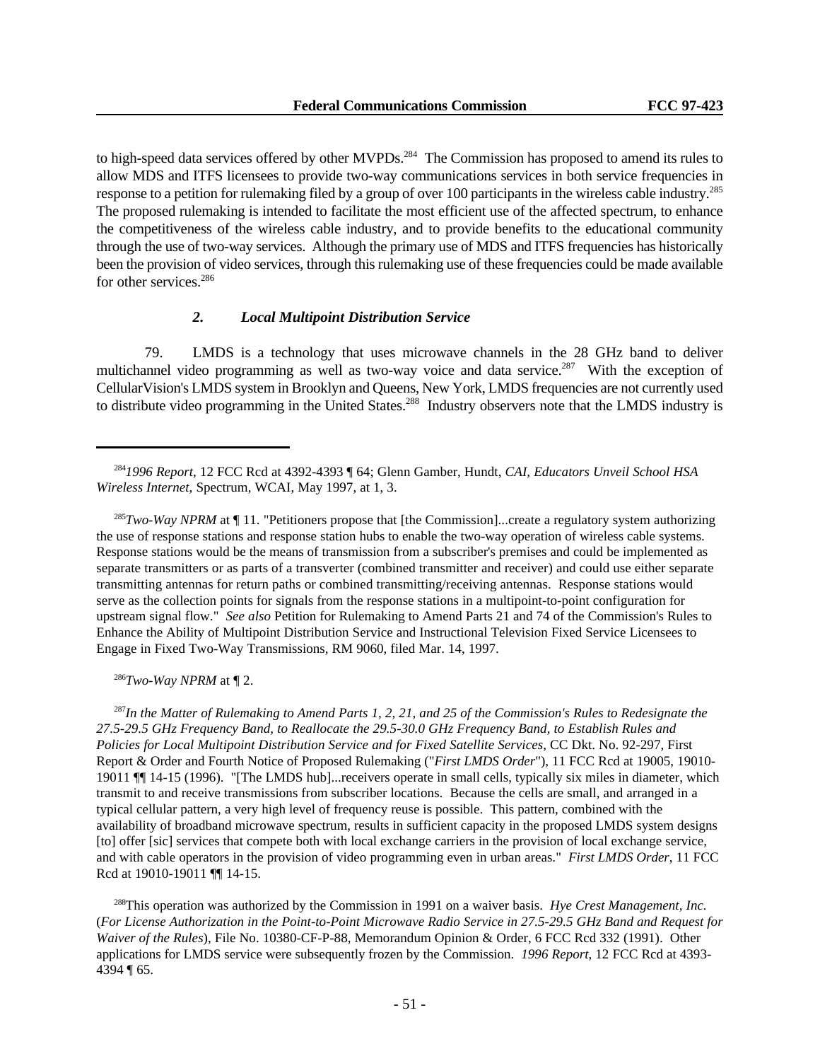to high-speed data services offered by other MVPDs.[284] The Commission has proposed to amend its rules to allow MDS and ITFS licensees to provide two-way communications services in both service frequencies in response to a petition for rulemaking filed by a group of over 100 participants in the wireless cable industry.[285] The proposed rulemaking is intended to facilitate the most efficient use of the affected spectrum, to enhance the competitiveness of the wireless cable industry, and to provide benefits to the educational community through the use of two-way services. Although the primary use of MDS and ITFS frequencies has historically been the provision of video services, through this rulemaking use of these frequencies could be made available for other services.[286]

### *2. Local Multipoint Distribution Service*

79. LMDS is a technology that uses microwave channels in the 28 GHz band to deliver multichannel video programming as well as two-way voice and data service.[287] With the exception of CellularVision's LMDS system in Brooklyn and Queens, New York, LMDS frequencies are not currently used to distribute video programming in the United States.[288] Industry observers note that the LMDS industry is

---

[284] *1996 Report*, 12 FCC Rcd at 4392-4393 ¶ 64; Glenn Gamber, Hundt, *CAI, Educators Unveil School HSA Wireless Internet*, Spectrum, WCAI, May 1997, at 1, 3.

[285] *Two-Way NPRM* at ¶ 11. "Petitioners propose that [the Commission]...create a regulatory system authorizing the use of response stations and response station hubs to enable the two-way operation of wireless cable systems. Response stations would be the means of transmission from a subscriber's premises and could be implemented as separate transmitters or as parts of a transverter (combined transmitter and receiver) and could use either separate transmitting antennas for return paths or combined transmitting/receiving antennas. Response stations would serve as the collection points for signals from the response stations in a multipoint-to-point configuration for upstream signal flow." *See also* Petition for Rulemaking to Amend Parts 21 and 74 of the Commission's Rules to Enhance the Ability of Multipoint Distribution Service and Instructional Television Fixed Service Licensees to Engage in Fixed Two-Way Transmissions, RM 9060, filed Mar. 14, 1997.

[286] *Two-Way NPRM* at ¶ 2.

[287] *In the Matter of Rulemaking to Amend Parts 1, 2, 21, and 25 of the Commission's Rules to Redesignate the 27.5-29.5 GHz Frequency Band, to Reallocate the 29.5-30.0 GHz Frequency Band, to Establish Rules and Policies for Local Multipoint Distribution Service and for Fixed Satellite Services*, CC Dkt. No. 92-297, First Report & Order and Fourth Notice of Proposed Rulemaking ("*First LMDS Order*"), 11 FCC Rcd at 19005, 19010-19011 ¶¶ 14-15 (1996). "[The LMDS hub]...receivers operate in small cells, typically six miles in diameter, which transmit to and receive transmissions from subscriber locations. Because the cells are small, and arranged in a typical cellular pattern, a very high level of frequency reuse is possible. This pattern, combined with the availability of broadband microwave spectrum, results in sufficient capacity in the proposed LMDS system designs [to] offer [sic] services that compete both with local exchange carriers in the provision of local exchange service, and with cable operators in the provision of video programming even in urban areas." *First LMDS Order*, 11 FCC Rcd at 19010-19011 ¶¶ 14-15.

[288] This operation was authorized by the Commission in 1991 on a waiver basis. *Hye Crest Management, Inc.* (*For License Authorization in the Point-to-Point Microwave Radio Service in 27.5-29.5 GHz Band and Request for Waiver of the Rules*), File No. 10380-CF-P-88, Memorandum Opinion & Order, 6 FCC Rcd 332 (1991). Other applications for LMDS service were subsequently frozen by the Commission. *1996 Report*, 12 FCC Rcd at 4393-4394 ¶ 65.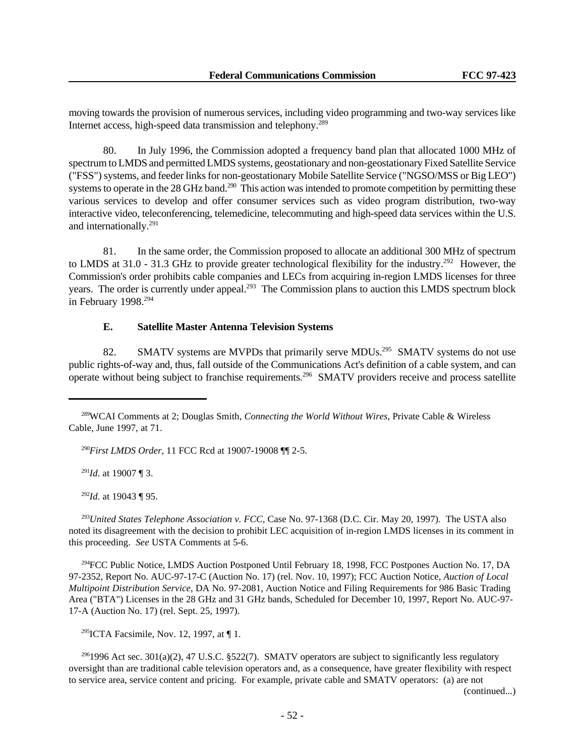moving towards the provision of numerous services, including video programming and two-way services like Internet access, high-speed data transmission and telephony.[289]

80. In July 1996, the Commission adopted a frequency band plan that allocated 1000 MHz of spectrum to LMDS and permitted LMDS systems, geostationary and non-geostationary Fixed Satellite Service ("FSS") systems, and feeder links for non-geostationary Mobile Satellite Service ("NGSO/MSS or Big LEO") systems to operate in the 28 GHz band.[290] This action was intended to promote competition by permitting these various services to develop and offer consumer services such as video program distribution, two-way interactive video, teleconferencing, telemedicine, telecommuting and high-speed data services within the U.S. and internationally.[291]

81. In the same order, the Commission proposed to allocate an additional 300 MHz of spectrum to LMDS at 31.0 - 31.3 GHz to provide greater technological flexibility for the industry.[292] However, the Commission's order prohibits cable companies and LECs from acquiring in-region LMDS licenses for three years. The order is currently under appeal.[293] The Commission plans to auction this LMDS spectrum block in February 1998.[294]

### E. Satellite Master Antenna Television Systems

82. SMATV systems are MVPDs that primarily serve MDUs.[295] SMATV systems do not use public rights-of-way and, thus, fall outside of the Communications Act's definition of a cable system, and can operate without being subject to franchise requirements.[296] SMATV providers receive and process satellite

---

[289] WCAI Comments at 2; Douglas Smith, *Connecting the World Without Wires*, Private Cable & Wireless Cable, June 1997, at 71.

[290] *First LMDS Order*, 11 FCC Rcd at 19007-19008 ¶¶ 2-5.

[291] *Id*. at 19007 ¶ 3.

[292] *Id*. at 19043 ¶ 95.

[293] *United States Telephone Association v. FCC*, Case No. 97-1368 (D.C. Cir. May 20, 1997). The USTA also noted its disagreement with the decision to prohibit LEC acquisition of in-region LMDS licenses in its comment in this proceeding. *See* USTA Comments at 5-6.

[294] FCC Public Notice, LMDS Auction Postponed Until February 18, 1998, FCC Postpones Auction No. 17, DA 97-2352, Report No. AUC-97-17-C (Auction No. 17) (rel. Nov. 10, 1997); FCC Auction Notice, *Auction of Local Multipoint Distribution Service*, DA No. 97-2081, Auction Notice and Filing Requirements for 986 Basic Trading Area ("BTA") Licenses in the 28 GHz and 31 GHz bands, Scheduled for December 10, 1997, Report No. AUC-97-17-A (Auction No. 17) (rel. Sept. 25, 1997).

[295] ICTA Facsimile, Nov. 12, 1997, at ¶ 1.

[296] 1996 Act sec. 301(a)(2), 47 U.S.C. §522(7). SMATV operators are subject to significantly less regulatory oversight than are traditional cable television operators and, as a consequence, have greater flexibility with respect to service area, service content and pricing. For example, private cable and SMATV operators: (a) are not (continued...)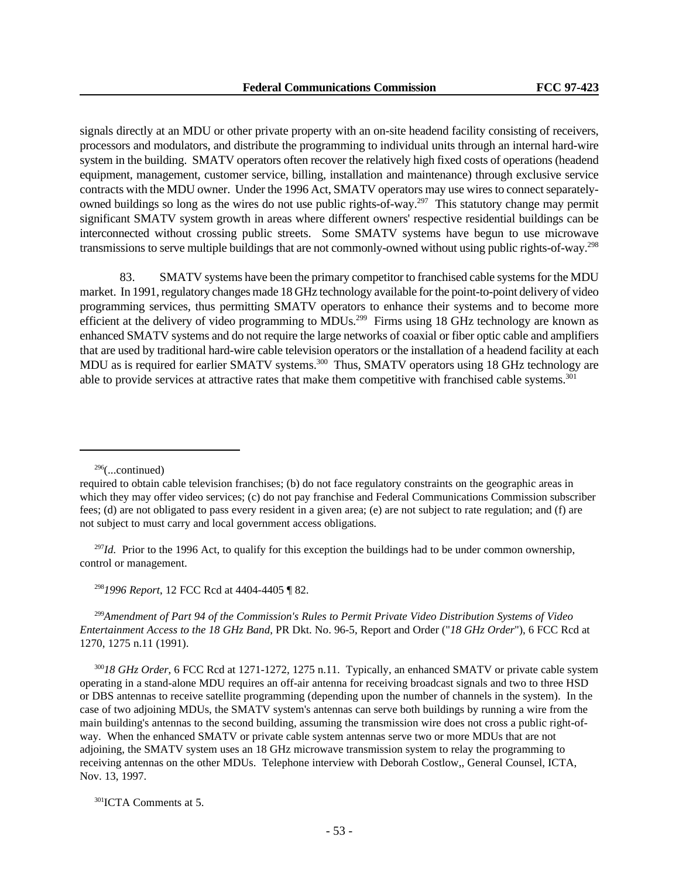signals directly at an MDU or other private property with an on-site headend facility consisting of receivers, processors and modulators, and distribute the programming to individual units through an internal hard-wire system in the building. SMATV operators often recover the relatively high fixed costs of operations (headend equipment, management, customer service, billing, installation and maintenance) through exclusive service contracts with the MDU owner. Under the 1996 Act, SMATV operators may use wires to connect separately-owned buildings so long as the wires do not use public rights-of-way.[297] This statutory change may permit significant SMATV system growth in areas where different owners' respective residential buildings can be interconnected without crossing public streets. Some SMATV systems have begun to use microwave transmissions to serve multiple buildings that are not commonly-owned without using public rights-of-way.[298]

83. SMATV systems have been the primary competitor to franchised cable systems for the MDU market. In 1991, regulatory changes made 18 GHz technology available for the point-to-point delivery of video programming services, thus permitting SMATV operators to enhance their systems and to become more efficient at the delivery of video programming to MDUs.[299] Firms using 18 GHz technology are known as enhanced SMATV systems and do not require the large networks of coaxial or fiber optic cable and amplifiers that are used by traditional hard-wire cable television operators or the installation of a headend facility at each MDU as is required for earlier SMATV systems.[300] Thus, SMATV operators using 18 GHz technology are able to provide services at attractive rates that make them competitive with franchised cable systems.[301]

---

[296](...continued)
required to obtain cable television franchises; (b) do not face regulatory constraints on the geographic areas in which they may offer video services; (c) do not pay franchise and Federal Communications Commission subscriber fees; (d) are not obligated to pass every resident in a given area; (e) are not subject to rate regulation; and (f) are not subject to must carry and local government access obligations.

[297]*Id.* Prior to the 1996 Act, to qualify for this exception the buildings had to be under common ownership, control or management.

[298]*1996 Report*, 12 FCC Rcd at 4404-4405 ¶ 82.

[299]*Amendment of Part 94 of the Commission's Rules to Permit Private Video Distribution Systems of Video Entertainment Access to the 18 GHz Band*, PR Dkt. No. 96-5, Report and Order ("*18 GHz Order*"), 6 FCC Rcd at 1270, 1275 n.11 (1991).

[300]*18 GHz Order*, 6 FCC Rcd at 1271-1272, 1275 n.11. Typically, an enhanced SMATV or private cable system operating in a stand-alone MDU requires an off-air antenna for receiving broadcast signals and two to three HSD or DBS antennas to receive satellite programming (depending upon the number of channels in the system). In the case of two adjoining MDUs, the SMATV system's antennas can serve both buildings by running a wire from the main building's antennas to the second building, assuming the transmission wire does not cross a public right-of-way. When the enhanced SMATV or private cable system antennas serve two or more MDUs that are not adjoining, the SMATV system uses an 18 GHz microwave transmission system to relay the programming to receiving antennas on the other MDUs. Telephone interview with Deborah Costlow,, General Counsel, ICTA, Nov. 13, 1997.

[301]ICTA Comments at 5.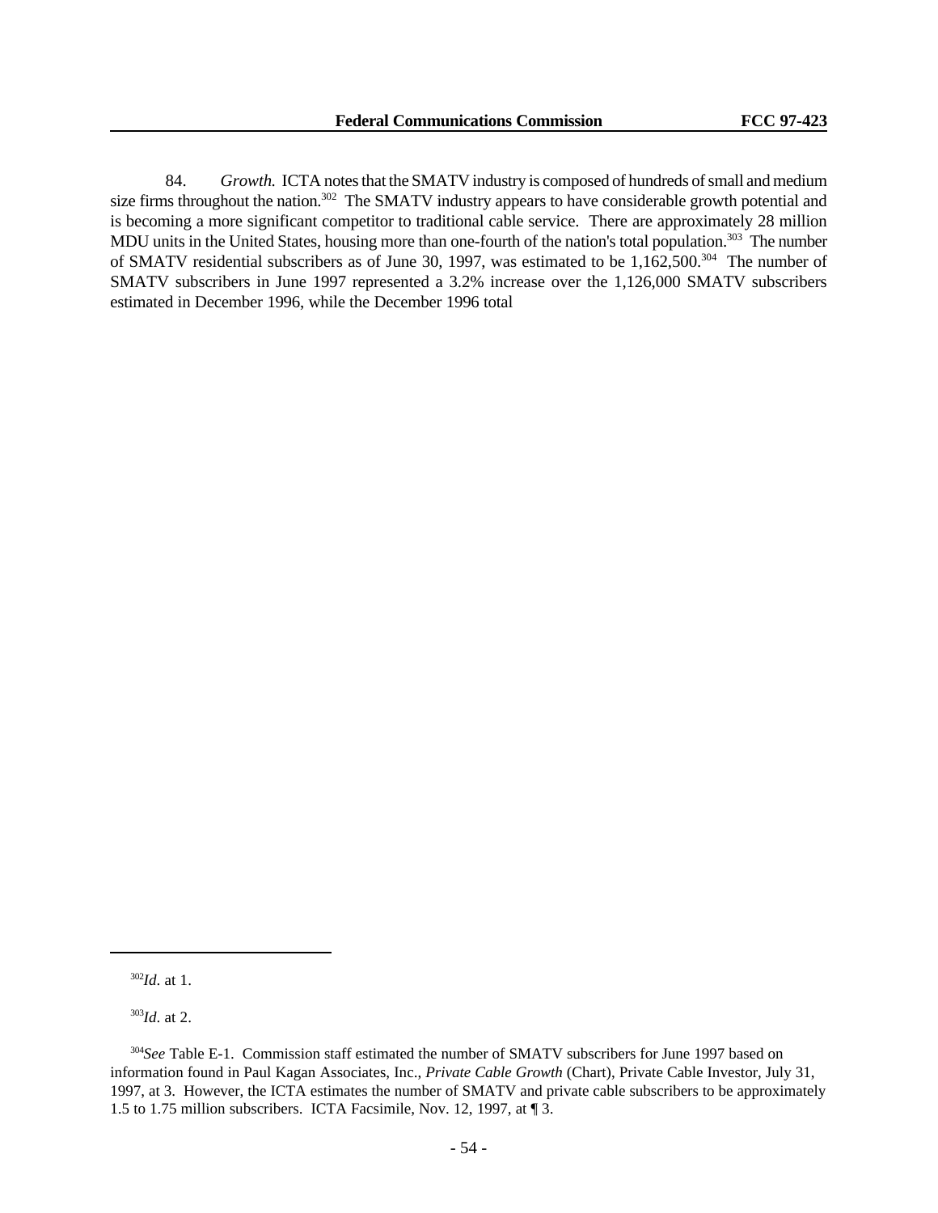84. *Growth.* ICTA notes that the SMATV industry is composed of hundreds of small and medium size firms throughout the nation.[302] The SMATV industry appears to have considerable growth potential and is becoming a more significant competitor to traditional cable service. There are approximately 28 million MDU units in the United States, housing more than one-fourth of the nation's total population.[303] The number of SMATV residential subscribers as of June 30, 1997, was estimated to be 1,162,500.[304] The number of SMATV subscribers in June 1997 represented a 3.2% increase over the 1,126,000 SMATV subscribers estimated in December 1996, while the December 1996 total

---

[302] *Id.* at 1.

[303] *Id.* at 2.

[304] *See* Table E-1. Commission staff estimated the number of SMATV subscribers for June 1997 based on information found in Paul Kagan Associates, Inc., *Private Cable Growth* (Chart), Private Cable Investor, July 31, 1997, at 3. However, the ICTA estimates the number of SMATV and private cable subscribers to be approximately 1.5 to 1.75 million subscribers. ICTA Facsimile, Nov. 12, 1997, at ¶ 3.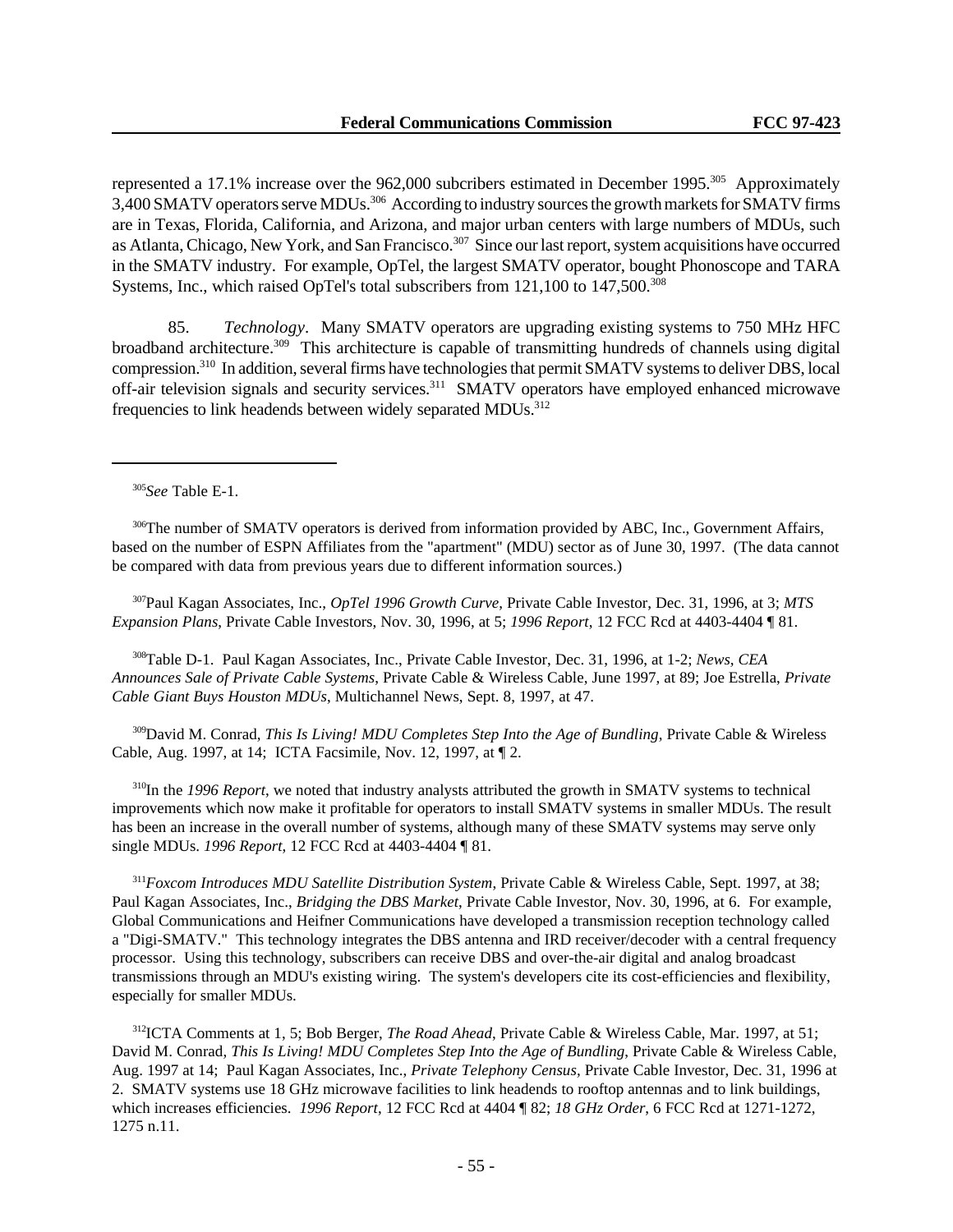represented a 17.1% increase over the 962,000 subcribers estimated in December 1995.[305] Approximately 3,400 SMATV operators serve MDUs.[306] According to industry sources the growth markets for SMATV firms are in Texas, Florida, California, and Arizona, and major urban centers with large numbers of MDUs, such as Atlanta, Chicago, New York, and San Francisco.[307] Since our last report, system acquisitions have occurred in the SMATV industry. For example, OpTel, the largest SMATV operator, bought Phonoscope and TARA Systems, Inc., which raised OpTel's total subscribers from 121,100 to 147,500.[308]

85. *Technology*. Many SMATV operators are upgrading existing systems to 750 MHz HFC broadband architecture.[309] This architecture is capable of transmitting hundreds of channels using digital compression.[310] In addition, several firms have technologies that permit SMATV systems to deliver DBS, local off-air television signals and security services.[311] SMATV operators have employed enhanced microwave frequencies to link headends between widely separated MDUs.[312]

---

[305] *See* Table E-1.

[306] The number of SMATV operators is derived from information provided by ABC, Inc., Government Affairs, based on the number of ESPN Affiliates from the "apartment" (MDU) sector as of June 30, 1997. (The data cannot be compared with data from previous years due to different information sources.)

[307] Paul Kagan Associates, Inc., *OpTel 1996 Growth Curve*, Private Cable Investor, Dec. 31, 1996, at 3; *MTS Expansion Plans*, Private Cable Investors, Nov. 30, 1996, at 5; *1996 Report*, 12 FCC Rcd at 4403-4404 ¶ 81.

[308] Table D-1. Paul Kagan Associates, Inc., Private Cable Investor, Dec. 31, 1996, at 1-2; *News, CEA Announces Sale of Private Cable Systems*, Private Cable & Wireless Cable, June 1997, at 89; Joe Estrella, *Private Cable Giant Buys Houston MDUs*, Multichannel News, Sept. 8, 1997, at 47.

[309] David M. Conrad, *This Is Living! MDU Completes Step Into the Age of Bundling*, Private Cable & Wireless Cable, Aug. 1997, at 14; ICTA Facsimile, Nov. 12, 1997, at ¶ 2.

[310] In the *1996 Report*, we noted that industry analysts attributed the growth in SMATV systems to technical improvements which now make it profitable for operators to install SMATV systems in smaller MDUs. The result has been an increase in the overall number of systems, although many of these SMATV systems may serve only single MDUs. *1996 Report*, 12 FCC Rcd at 4403-4404 ¶ 81.

[311] *Foxcom Introduces MDU Satellite Distribution System*, Private Cable & Wireless Cable, Sept. 1997, at 38; Paul Kagan Associates, Inc., *Bridging the DBS Market*, Private Cable Investor, Nov. 30, 1996, at 6. For example, Global Communications and Heifner Communications have developed a transmission reception technology called a "Digi-SMATV." This technology integrates the DBS antenna and IRD receiver/decoder with a central frequency processor. Using this technology, subscribers can receive DBS and over-the-air digital and analog broadcast transmissions through an MDU's existing wiring. The system's developers cite its cost-efficiencies and flexibility, especially for smaller MDUs.

[312] ICTA Comments at 1, 5; Bob Berger, *The Road Ahead*, Private Cable & Wireless Cable, Mar. 1997, at 51; David M. Conrad, *This Is Living! MDU Completes Step Into the Age of Bundling*, Private Cable & Wireless Cable, Aug. 1997 at 14; Paul Kagan Associates, Inc., *Private Telephony Census*, Private Cable Investor, Dec. 31, 1996 at 2. SMATV systems use 18 GHz microwave facilities to link headends to rooftop antennas and to link buildings, which increases efficiencies. *1996 Report*, 12 FCC Rcd at 4404 ¶ 82; *18 GHz Order*, 6 FCC Rcd at 1271-1272, 1275 n.11.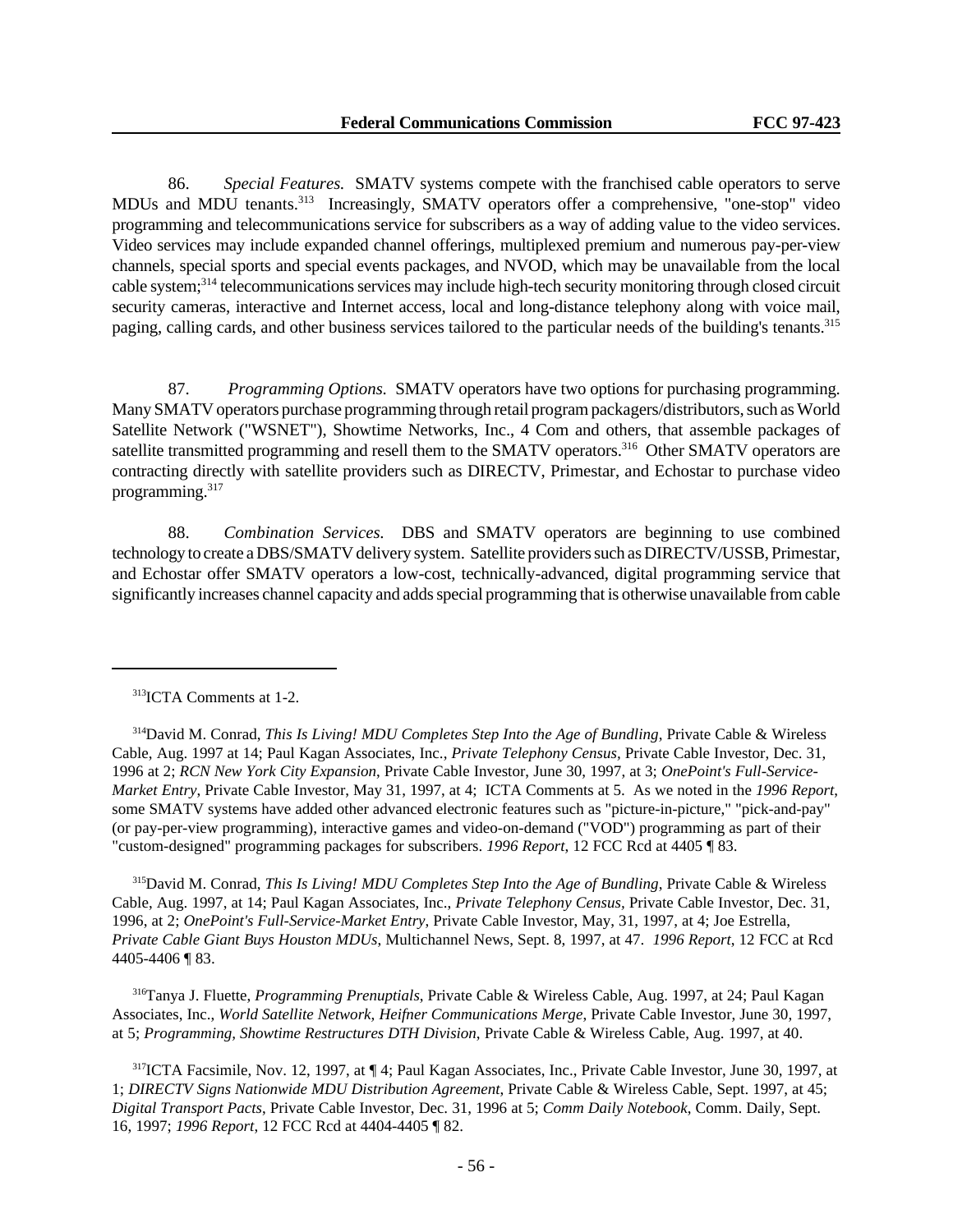86. *Special Features.* SMATV systems compete with the franchised cable operators to serve MDUs and MDU tenants.[313] Increasingly, SMATV operators offer a comprehensive, "one-stop" video programming and telecommunications service for subscribers as a way of adding value to the video services. Video services may include expanded channel offerings, multiplexed premium and numerous pay-per-view channels, special sports and special events packages, and NVOD, which may be unavailable from the local cable system;[314] telecommunications services may include high-tech security monitoring through closed circuit security cameras, interactive and Internet access, local and long-distance telephony along with voice mail, paging, calling cards, and other business services tailored to the particular needs of the building's tenants.[315]

87. *Programming Options.* SMATV operators have two options for purchasing programming. Many SMATV operators purchase programming through retail program packagers/distributors, such as World Satellite Network ("WSNET"), Showtime Networks, Inc., 4 Com and others, that assemble packages of satellite transmitted programming and resell them to the SMATV operators.[316] Other SMATV operators are contracting directly with satellite providers such as DIRECTV, Primestar, and Echostar to purchase video programming.[317]

88. *Combination Services.* DBS and SMATV operators are beginning to use combined technology to create a DBS/SMATV delivery system. Satellite providers such as DIRECTV/USSB, Primestar, and Echostar offer SMATV operators a low-cost, technically-advanced, digital programming service that significantly increases channel capacity and adds special programming that is otherwise unavailable from cable

---

[313] ICTA Comments at 1-2.

[314] David M. Conrad, *This Is Living! MDU Completes Step Into the Age of Bundling*, Private Cable & Wireless Cable, Aug. 1997 at 14; Paul Kagan Associates, Inc., *Private Telephony Census*, Private Cable Investor, Dec. 31, 1996 at 2; *RCN New York City Expansion*, Private Cable Investor, June 30, 1997, at 3; *OnePoint's Full-Service-Market Entry*, Private Cable Investor, May 31, 1997, at 4; ICTA Comments at 5. As we noted in the *1996 Report*, some SMATV systems have added other advanced electronic features such as "picture-in-picture," "pick-and-pay" (or pay-per-view programming), interactive games and video-on-demand ("VOD") programming as part of their "custom-designed" programming packages for subscribers. *1996 Report*, 12 FCC Rcd at 4405 ¶ 83.

[315] David M. Conrad, *This Is Living! MDU Completes Step Into the Age of Bundling*, Private Cable & Wireless Cable, Aug. 1997, at 14; Paul Kagan Associates, Inc., *Private Telephony Census*, Private Cable Investor, Dec. 31, 1996, at 2; *OnePoint's Full-Service-Market Entry*, Private Cable Investor, May, 31, 1997, at 4; Joe Estrella, *Private Cable Giant Buys Houston MDUs*, Multichannel News, Sept. 8, 1997, at 47. *1996 Report*, 12 FCC at Rcd 4405-4406 ¶ 83.

[316] Tanya J. Fluette, *Programming Prenuptials*, Private Cable & Wireless Cable, Aug. 1997, at 24; Paul Kagan Associates, Inc., *World Satellite Network, Heifner Communications Merge*, Private Cable Investor, June 30, 1997, at 5; *Programming, Showtime Restructures DTH Division*, Private Cable & Wireless Cable, Aug. 1997, at 40.

[317] ICTA Facsimile, Nov. 12, 1997, at ¶ 4; Paul Kagan Associates, Inc., Private Cable Investor, June 30, 1997, at 1; *DIRECTV Signs Nationwide MDU Distribution Agreement*, Private Cable & Wireless Cable, Sept. 1997, at 45; *Digital Transport Pacts*, Private Cable Investor, Dec. 31, 1996 at 5; *Comm Daily Notebook*, Comm. Daily, Sept. 16, 1997; *1996 Report*, 12 FCC Rcd at 4404-4405 ¶ 82.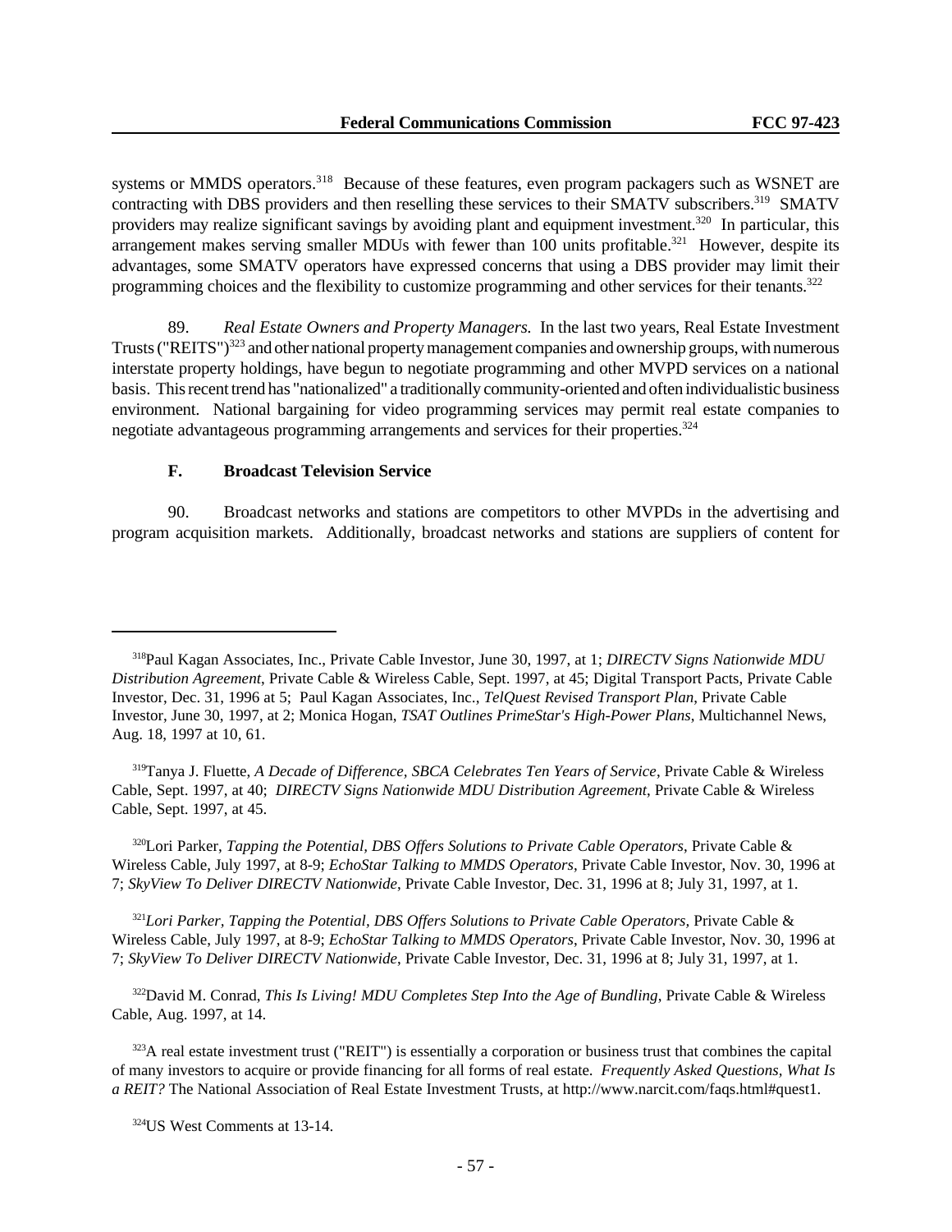systems or MMDS operators.[318] Because of these features, even program packagers such as WSNET are contracting with DBS providers and then reselling these services to their SMATV subscribers.[319] SMATV providers may realize significant savings by avoiding plant and equipment investment.[320] In particular, this arrangement makes serving smaller MDUs with fewer than 100 units profitable.[321] However, despite its advantages, some SMATV operators have expressed concerns that using a DBS provider may limit their programming choices and the flexibility to customize programming and other services for their tenants.[322]

89. *Real Estate Owners and Property Managers.* In the last two years, Real Estate Investment Trusts ("REITS")[323] and other national property management companies and ownership groups, with numerous interstate property holdings, have begun to negotiate programming and other MVPD services on a national basis. This recent trend has "nationalized" a traditionally community-oriented and often individualistic business environment. National bargaining for video programming services may permit real estate companies to negotiate advantageous programming arrangements and services for their properties.[324]

### F. Broadcast Television Service

90. Broadcast networks and stations are competitors to other MVPDs in the advertising and program acquisition markets. Additionally, broadcast networks and stations are suppliers of content for

---

[318] Paul Kagan Associates, Inc., Private Cable Investor, June 30, 1997, at 1; *DIRECTV Signs Nationwide MDU Distribution Agreement*, Private Cable & Wireless Cable, Sept. 1997, at 45; Digital Transport Pacts, Private Cable Investor, Dec. 31, 1996 at 5; Paul Kagan Associates, Inc., *TelQuest Revised Transport Plan*, Private Cable Investor, June 30, 1997, at 2; Monica Hogan, *TSAT Outlines PrimeStar's High-Power Plans*, Multichannel News, Aug. 18, 1997 at 10, 61.

[319] Tanya J. Fluette, *A Decade of Difference, SBCA Celebrates Ten Years of Service*, Private Cable & Wireless Cable, Sept. 1997, at 40; *DIRECTV Signs Nationwide MDU Distribution Agreement*, Private Cable & Wireless Cable, Sept. 1997, at 45.

[320] Lori Parker, *Tapping the Potential, DBS Offers Solutions to Private Cable Operators*, Private Cable & Wireless Cable, July 1997, at 8-9; *EchoStar Talking to MMDS Operators*, Private Cable Investor, Nov. 30, 1996 at 7; *SkyView To Deliver DIRECTV Nationwide*, Private Cable Investor, Dec. 31, 1996 at 8; July 31, 1997, at 1.

[321] *Lori Parker, Tapping the Potential, DBS Offers Solutions to Private Cable Operators*, Private Cable & Wireless Cable, July 1997, at 8-9; *EchoStar Talking to MMDS Operators*, Private Cable Investor, Nov. 30, 1996 at 7; *SkyView To Deliver DIRECTV Nationwide*, Private Cable Investor, Dec. 31, 1996 at 8; July 31, 1997, at 1.

[322] David M. Conrad, *This Is Living! MDU Completes Step Into the Age of Bundling*, Private Cable & Wireless Cable, Aug. 1997, at 14.

[323] A real estate investment trust ("REIT") is essentially a corporation or business trust that combines the capital of many investors to acquire or provide financing for all forms of real estate. *Frequently Asked Questions, What Is a REIT?* The National Association of Real Estate Investment Trusts, at http://www.narcit.com/faqs.html#quest1.

[324] US West Comments at 13-14.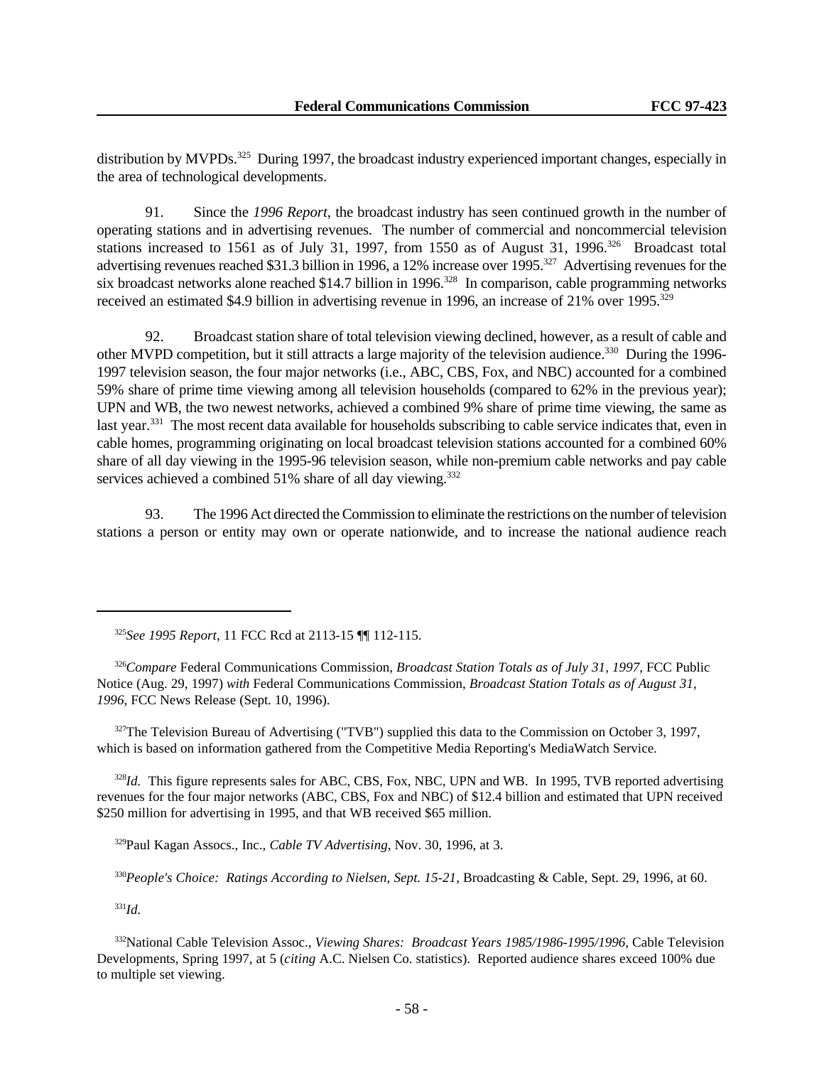distribution by MVPDs.[325] During 1997, the broadcast industry experienced important changes, especially in the area of technological developments.

91. Since the *1996 Report*, the broadcast industry has seen continued growth in the number of operating stations and in advertising revenues. The number of commercial and noncommercial television stations increased to 1561 as of July 31, 1997, from 1550 as of August 31, 1996.[326] Broadcast total advertising revenues reached $31.3 billion in 1996, a 12% increase over 1995.[327] Advertising revenues for the six broadcast networks alone reached $14.7 billion in 1996.[328] In comparison, cable programming networks received an estimated $4.9 billion in advertising revenue in 1996, an increase of 21% over 1995.[329]

92. Broadcast station share of total television viewing declined, however, as a result of cable and other MVPD competition, but it still attracts a large majority of the television audience.[330] During the 1996-1997 television season, the four major networks (i.e., ABC, CBS, Fox, and NBC) accounted for a combined 59% share of prime time viewing among all television households (compared to 62% in the previous year); UPN and WB, the two newest networks, achieved a combined 9% share of prime time viewing, the same as last year.[331] The most recent data available for households subscribing to cable service indicates that, even in cable homes, programming originating on local broadcast television stations accounted for a combined 60% share of all day viewing in the 1995-96 television season, while non-premium cable networks and pay cable services achieved a combined 51% share of all day viewing.[332]

93. The 1996 Act directed the Commission to eliminate the restrictions on the number of television stations a person or entity may own or operate nationwide, and to increase the national audience reach

---

[325] *See 1995 Report*, 11 FCC Rcd at 2113-15 ¶¶ 112-115.

[326] *Compare* Federal Communications Commission, *Broadcast Station Totals as of July 31, 1997*, FCC Public Notice (Aug. 29, 1997) *with* Federal Communications Commission, *Broadcast Station Totals as of August 31, 1996*, FCC News Release (Sept. 10, 1996).

[327] The Television Bureau of Advertising ("TVB") supplied this data to the Commission on October 3, 1997, which is based on information gathered from the Competitive Media Reporting's MediaWatch Service.

[328] *Id.* This figure represents sales for ABC, CBS, Fox, NBC, UPN and WB. In 1995, TVB reported advertising revenues for the four major networks (ABC, CBS, Fox and NBC) of $12.4 billion and estimated that UPN received $250 million for advertising in 1995, and that WB received $65 million.

[329] Paul Kagan Assocs., Inc., *Cable TV Advertising*, Nov. 30, 1996, at 3.

[330] *People's Choice: Ratings According to Nielsen, Sept. 15-21*, Broadcasting & Cable, Sept. 29, 1996, at 60.

[331] *Id.*

[332] National Cable Television Assoc., *Viewing Shares: Broadcast Years 1985/1986-1995/1996*, Cable Television Developments, Spring 1997, at 5 (*citing* A.C. Nielsen Co. statistics). Reported audience shares exceed 100% due to multiple set viewing.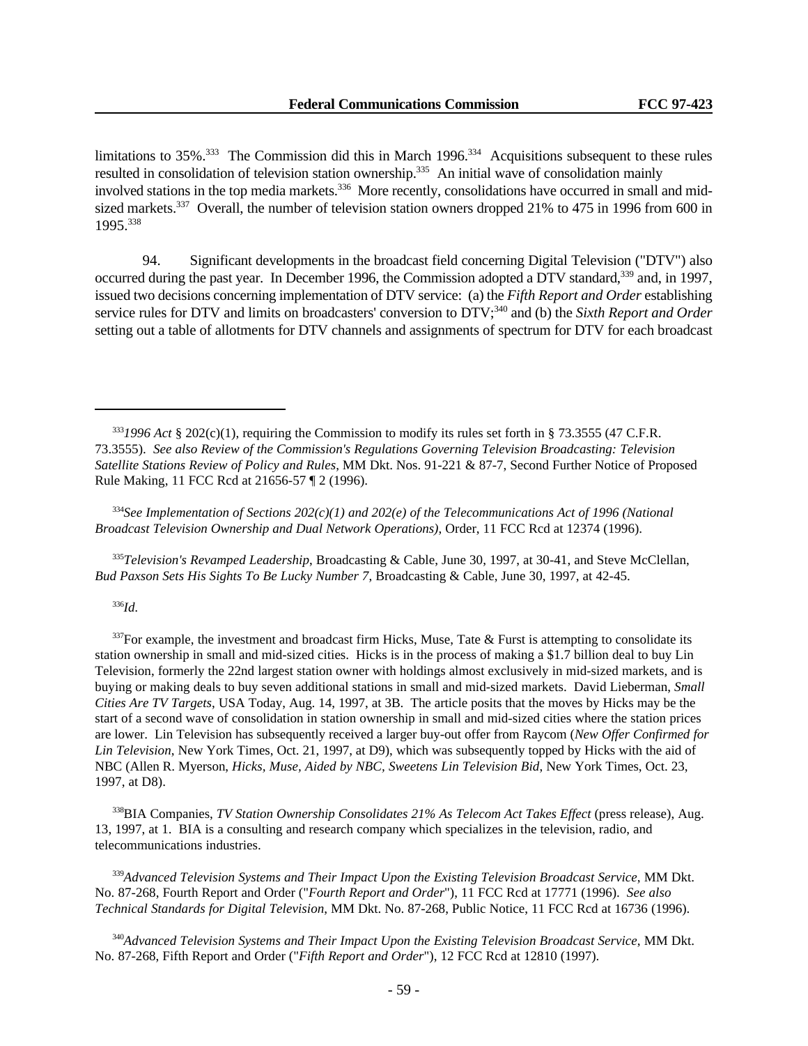limitations to 35%.[333] The Commission did this in March 1996.[334] Acquisitions subsequent to these rules resulted in consolidation of television station ownership.[335] An initial wave of consolidation mainly involved stations in the top media markets.[336] More recently, consolidations have occurred in small and mid-sized markets.[337] Overall, the number of television station owners dropped 21% to 475 in 1996 from 600 in 1995.[338]

94. Significant developments in the broadcast field concerning Digital Television ("DTV") also occurred during the past year. In December 1996, the Commission adopted a DTV standard,[339] and, in 1997, issued two decisions concerning implementation of DTV service: (a) the *Fifth Report and Order* establishing service rules for DTV and limits on broadcasters' conversion to DTV;[340] and (b) the *Sixth Report and Order* setting out a table of allotments for DTV channels and assignments of spectrum for DTV for each broadcast

---

[333] *1996 Act* § 202(c)(1), requiring the Commission to modify its rules set forth in § 73.3555 (47 C.F.R. 73.3555). *See also Review of the Commission's Regulations Governing Television Broadcasting: Television Satellite Stations Review of Policy and Rules*, MM Dkt. Nos. 91-221 & 87-7, Second Further Notice of Proposed Rule Making, 11 FCC Rcd at 21656-57 ¶ 2 (1996).

[334] *See Implementation of Sections 202(c)(1) and 202(e) of the Telecommunications Act of 1996 (National Broadcast Television Ownership and Dual Network Operations)*, Order, 11 FCC Rcd at 12374 (1996).

[335] *Television's Revamped Leadership*, Broadcasting & Cable, June 30, 1997, at 30-41, and Steve McClellan, *Bud Paxson Sets His Sights To Be Lucky Number 7*, Broadcasting & Cable, June 30, 1997, at 42-45.

[336] *Id.*

[337] For example, the investment and broadcast firm Hicks, Muse, Tate & Furst is attempting to consolidate its station ownership in small and mid-sized cities. Hicks is in the process of making a $1.7 billion deal to buy Lin Television, formerly the 22nd largest station owner with holdings almost exclusively in mid-sized markets, and is buying or making deals to buy seven additional stations in small and mid-sized markets. David Lieberman, *Small Cities Are TV Targets*, USA Today, Aug. 14, 1997, at 3B. The article posits that the moves by Hicks may be the start of a second wave of consolidation in station ownership in small and mid-sized cities where the station prices are lower. Lin Television has subsequently received a larger buy-out offer from Raycom (*New Offer Confirmed for Lin Television*, New York Times, Oct. 21, 1997, at D9), which was subsequently topped by Hicks with the aid of NBC (Allen R. Myerson, *Hicks, Muse, Aided by NBC, Sweetens Lin Television Bid*, New York Times, Oct. 23, 1997, at D8).

[338] BIA Companies, *TV Station Ownership Consolidates 21% As Telecom Act Takes Effect* (press release), Aug. 13, 1997, at 1. BIA is a consulting and research company which specializes in the television, radio, and telecommunications industries.

[339] *Advanced Television Systems and Their Impact Upon the Existing Television Broadcast Service*, MM Dkt. No. 87-268, Fourth Report and Order ("*Fourth Report and Order*"), 11 FCC Rcd at 17771 (1996). *See also Technical Standards for Digital Television*, MM Dkt. No. 87-268, Public Notice, 11 FCC Rcd at 16736 (1996).

[340] *Advanced Television Systems and Their Impact Upon the Existing Television Broadcast Service*, MM Dkt. No. 87-268, Fifth Report and Order ("*Fifth Report and Order*"), 12 FCC Rcd at 12810 (1997).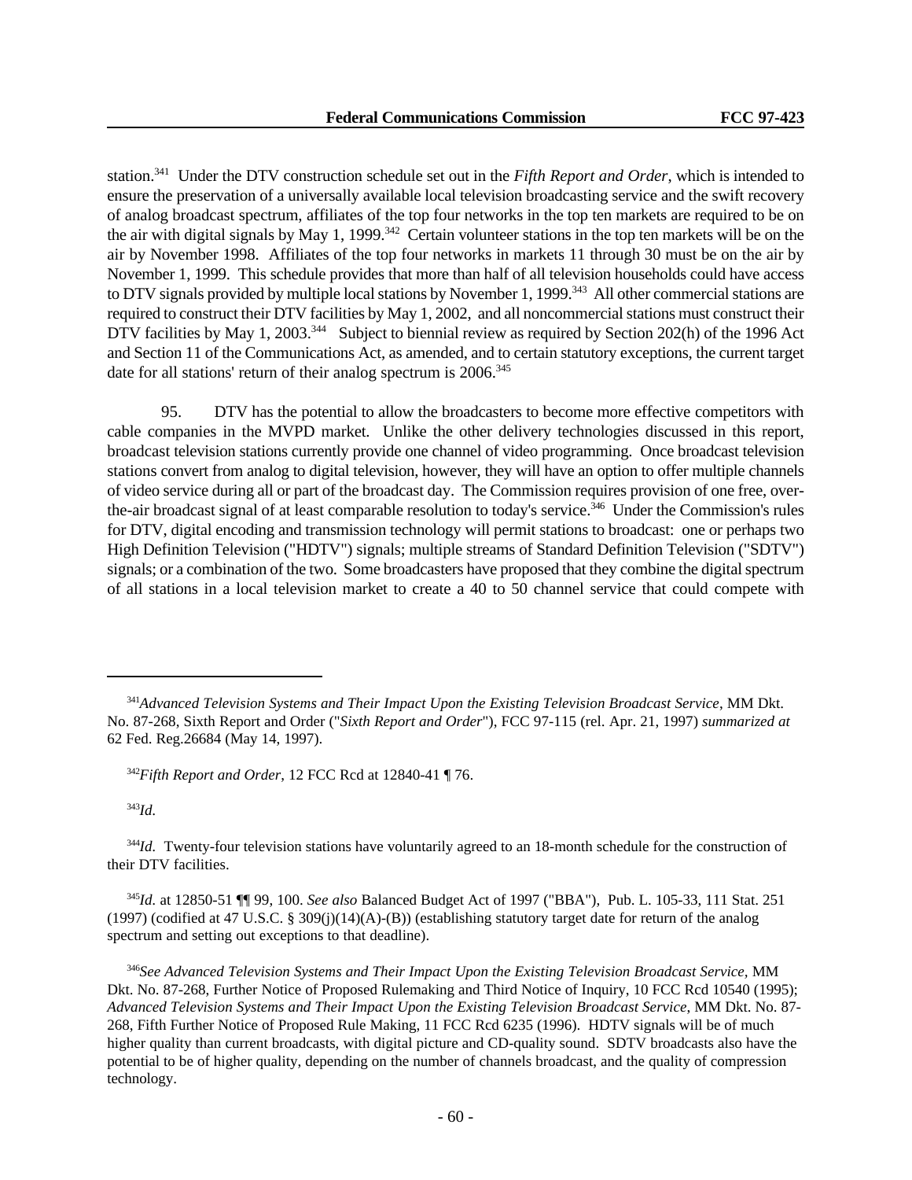station.[341] Under the DTV construction schedule set out in the *Fifth Report and Order*, which is intended to ensure the preservation of a universally available local television broadcasting service and the swift recovery of analog broadcast spectrum, affiliates of the top four networks in the top ten markets are required to be on the air with digital signals by May 1, 1999.[342] Certain volunteer stations in the top ten markets will be on the air by November 1998. Affiliates of the top four networks in markets 11 through 30 must be on the air by November 1, 1999. This schedule provides that more than half of all television households could have access to DTV signals provided by multiple local stations by November 1, 1999.[343] All other commercial stations are required to construct their DTV facilities by May 1, 2002, and all noncommercial stations must construct their DTV facilities by May 1, 2003.[344] Subject to biennial review as required by Section 202(h) of the 1996 Act and Section 11 of the Communications Act, as amended, and to certain statutory exceptions, the current target date for all stations' return of their analog spectrum is 2006.[345]

95. DTV has the potential to allow the broadcasters to become more effective competitors with cable companies in the MVPD market. Unlike the other delivery technologies discussed in this report, broadcast television stations currently provide one channel of video programming. Once broadcast television stations convert from analog to digital television, however, they will have an option to offer multiple channels of video service during all or part of the broadcast day. The Commission requires provision of one free, over-the-air broadcast signal of at least comparable resolution to today's service.[346] Under the Commission's rules for DTV, digital encoding and transmission technology will permit stations to broadcast: one or perhaps two High Definition Television ("HDTV") signals; multiple streams of Standard Definition Television ("SDTV") signals; or a combination of the two. Some broadcasters have proposed that they combine the digital spectrum of all stations in a local television market to create a 40 to 50 channel service that could compete with

---

[341] *Advanced Television Systems and Their Impact Upon the Existing Television Broadcast Service*, MM Dkt. No. 87-268, Sixth Report and Order ("*Sixth Report and Order*"), FCC 97-115 (rel. Apr. 21, 1997) *summarized at* 62 Fed. Reg.26684 (May 14, 1997).

[342] *Fifth Report and Order*, 12 FCC Rcd at 12840-41 ¶ 76.

[343] *Id.*

[344] *Id.* Twenty-four television stations have voluntarily agreed to an 18-month schedule for the construction of their DTV facilities.

[345] *Id.* at 12850-51 ¶¶ 99, 100. *See also* Balanced Budget Act of 1997 ("BBA"), Pub. L. 105-33, 111 Stat. 251 (1997) (codified at 47 U.S.C. § 309(j)(14)(A)-(B)) (establishing statutory target date for return of the analog spectrum and setting out exceptions to that deadline).

[346] *See Advanced Television Systems and Their Impact Upon the Existing Television Broadcast Service,* MM Dkt. No. 87-268, Further Notice of Proposed Rulemaking and Third Notice of Inquiry, 10 FCC Rcd 10540 (1995); *Advanced Television Systems and Their Impact Upon the Existing Television Broadcast Service,* MM Dkt. No. 87-268, Fifth Further Notice of Proposed Rule Making, 11 FCC Rcd 6235 (1996). HDTV signals will be of much higher quality than current broadcasts, with digital picture and CD-quality sound. SDTV broadcasts also have the potential to be of higher quality, depending on the number of channels broadcast, and the quality of compression technology.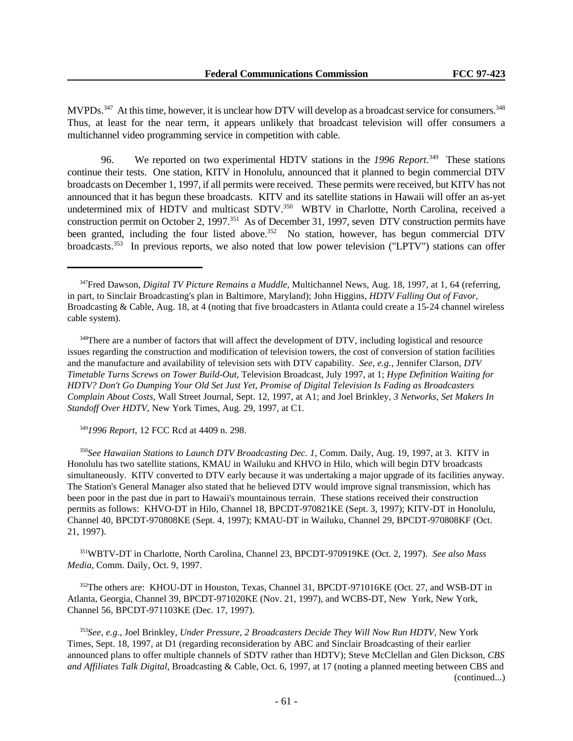MVPDs.[347] At this time, however, it is unclear how DTV will develop as a broadcast service for consumers.[348] Thus, at least for the near term, it appears unlikely that broadcast television will offer consumers a multichannel video programming service in competition with cable.

96. We reported on two experimental HDTV stations in the *1996 Report*.[349] These stations continue their tests. One station, KITV in Honolulu, announced that it planned to begin commercial DTV broadcasts on December 1, 1997, if all permits were received. These permits were received, but KITV has not announced that it has begun these broadcasts. KITV and its satellite stations in Hawaii will offer an as-yet undetermined mix of HDTV and multicast SDTV.[350] WBTV in Charlotte, North Carolina, received a construction permit on October 2, 1997.[351] As of December 31, 1997, seven DTV construction permits have been granted, including the four listed above.[352] No station, however, has begun commercial DTV broadcasts.[353] In previous reports, we also noted that low power television ("LPTV") stations can offer

---

[347] Fred Dawson, *Digital TV Picture Remains a Muddle*, Multichannel News, Aug. 18, 1997, at 1, 64 (referring, in part, to Sinclair Broadcasting's plan in Baltimore, Maryland); John Higgins, *HDTV Falling Out of Favor*, Broadcasting & Cable, Aug. 18, at 4 (noting that five broadcasters in Atlanta could create a 15-24 channel wireless cable system).

[348] There are a number of factors that will affect the development of DTV, including logistical and resource issues regarding the construction and modification of television towers, the cost of conversion of station facilities and the manufacture and availability of television sets with DTV capability. *See, e.g.*, Jennifer Clarson, *DTV Timetable Turns Screws on Tower Build-Out*, Television Broadcast, July 1997, at 1; *Hype Definition Waiting for HDTV? Don't Go Dumping Your Old Set Just Yet, Promise of Digital Television Is Fading as Broadcasters Complain About Costs*, Wall Street Journal, Sept. 12, 1997, at A1; and Joel Brinkley, *3 Networks, Set Makers In Standoff Over HDTV,* New York Times, Aug. 29, 1997, at C1.

[349] *1996 Report*, 12 FCC Rcd at 4409 n. 298.

[350] *See Hawaiian Stations to Launch DTV Broadcasting Dec. 1*, Comm. Daily, Aug. 19, 1997, at 3. KITV in Honolulu has two satellite stations, KMAU in Wailuku and KHVO in Hilo, which will begin DTV broadcasts simultaneously. KITV converted to DTV early because it was undertaking a major upgrade of its facilities anyway. The Station's General Manager also stated that he believed DTV would improve signal transmission, which has been poor in the past due in part to Hawaii's mountainous terrain. These stations received their construction permits as follows: KHVO-DT in Hilo, Channel 18, BPCDT-970821KE (Sept. 3, 1997); KITV-DT in Honolulu, Channel 40, BPCDT-970808KE (Sept. 4, 1997); KMAU-DT in Wailuku, Channel 29, BPCDT-970808KF (Oct. 21, 1997).

[351] WBTV-DT in Charlotte, North Carolina, Channel 23, BPCDT-970919KE (Oct. 2, 1997). *See also Mass Media*, Comm. Daily, Oct. 9, 1997.

[352] The others are: KHOU-DT in Houston, Texas, Channel 31, BPCDT-971016KE (Oct. 27, and WSB-DT in Atlanta, Georgia, Channel 39, BPCDT-971020KE (Nov. 21, 1997), and WCBS-DT, New York, New York, Channel 56, BPCDT-971103KE (Dec. 17, 1997).

[353] *See, e.g.*, Joel Brinkley, *Under Pressure, 2 Broadcasters Decide They Will Now Run HDTV*, New York Times, Sept. 18, 1997, at D1 (regarding reconsideration by ABC and Sinclair Broadcasting of their earlier announced plans to offer multiple channels of SDTV rather than HDTV); Steve McClellan and Glen Dickson, *CBS and Affiliates Talk Digital*, Broadcasting & Cable, Oct. 6, 1997, at 17 (noting a planned meeting between CBS and (continued...)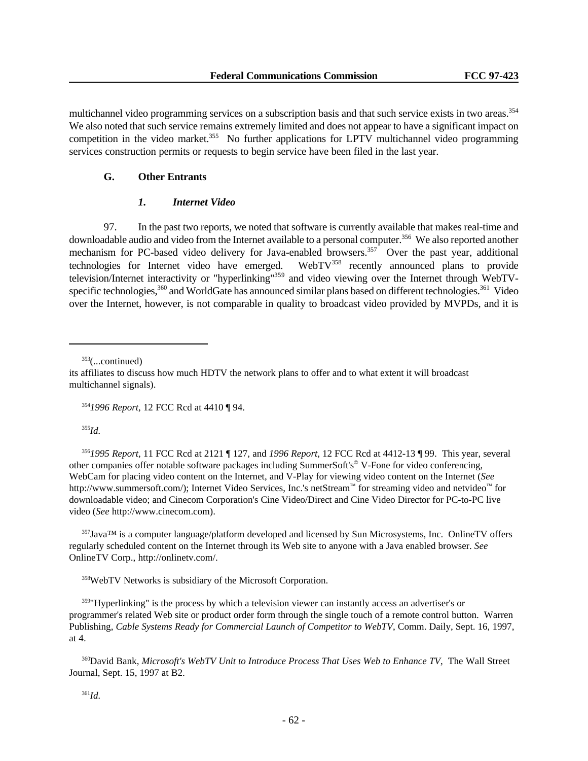multichannel video programming services on a subscription basis and that such service exists in two areas.[354] We also noted that such service remains extremely limited and does not appear to have a significant impact on competition in the video market.[355] No further applications for LPTV multichannel video programming services construction permits or requests to begin service have been filed in the last year.

### G. Other Entrants

#### *1. Internet Video*

97. In the past two reports, we noted that software is currently available that makes real-time and downloadable audio and video from the Internet available to a personal computer.[356] We also reported another mechanism for PC-based video delivery for Java-enabled browsers.[357] Over the past year, additional technologies for Internet video have emerged. WebTV[358] recently announced plans to provide television/Internet interactivity or "hyperlinking"[359] and video viewing over the Internet through WebTV-specific technologies,[360] and WorldGate has announced similar plans based on different technologies.[361] Video over the Internet, however, is not comparable in quality to broadcast video provided by MVPDs, and it is

---

[353](...continued)
its affiliates to discuss how much HDTV the network plans to offer and to what extent it will broadcast multichannel signals).

[354] *1996 Report*, 12 FCC Rcd at 4410 ¶ 94.

[355] *Id.*

[356] *1995 Report*, 11 FCC Rcd at 2121 ¶ 127, and *1996 Report*, 12 FCC Rcd at 4412-13 ¶ 99. This year, several other companies offer notable software packages including SummerSoft's© V-Fone for video conferencing, WebCam for placing video content on the Internet, and V-Play for viewing video content on the Internet (*See* http://www.summersoft.com/); Internet Video Services, Inc.'s netStream™ for streaming video and netvideo™ for downloadable video; and Cinecom Corporation's Cine Video/Direct and Cine Video Director for PC-to-PC live video (*See* http://www.cinecom.com).

[357] Java™ is a computer language/platform developed and licensed by Sun Microsystems, Inc. OnlineTV offers regularly scheduled content on the Internet through its Web site to anyone with a Java enabled browser. *See* OnlineTV Corp., http://onlinetv.com/.

[358] WebTV Networks is subsidiary of the Microsoft Corporation.

[359] "Hyperlinking" is the process by which a television viewer can instantly access an advertiser's or programmer's related Web site or product order form through the single touch of a remote control button. Warren Publishing, *Cable Systems Ready for Commercial Launch of Competitor to WebTV*, Comm. Daily, Sept. 16, 1997, at 4.

[360] David Bank, *Microsoft's WebTV Unit to Introduce Process That Uses Web to Enhance TV*, The Wall Street Journal, Sept. 15, 1997 at B2.

[361] *Id.*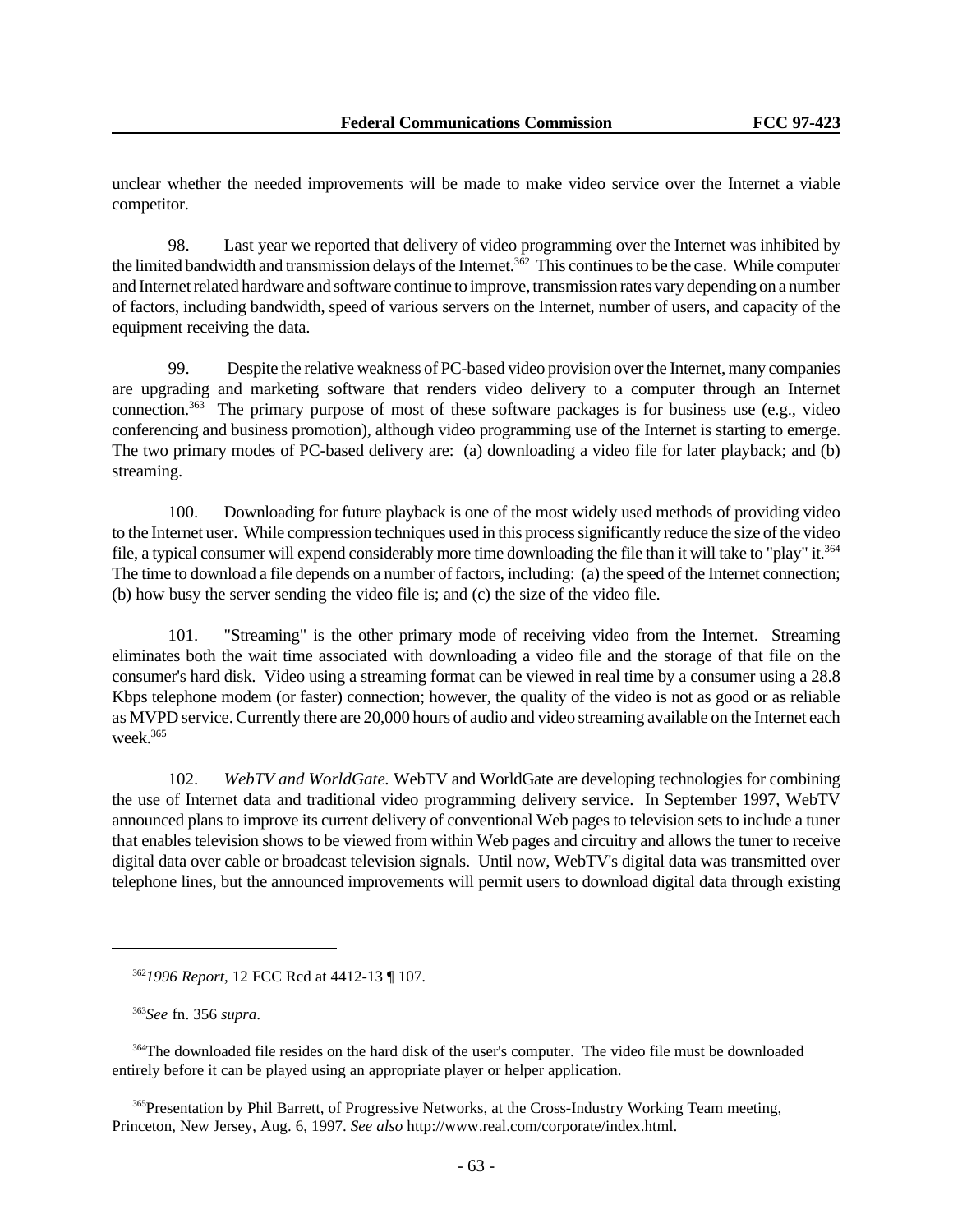unclear whether the needed improvements will be made to make video service over the Internet a viable competitor.

98. Last year we reported that delivery of video programming over the Internet was inhibited by the limited bandwidth and transmission delays of the Internet.[362] This continues to be the case. While computer and Internet related hardware and software continue to improve, transmission rates vary depending on a number of factors, including bandwidth, speed of various servers on the Internet, number of users, and capacity of the equipment receiving the data.

99. Despite the relative weakness of PC-based video provision over the Internet, many companies are upgrading and marketing software that renders video delivery to a computer through an Internet connection.[363] The primary purpose of most of these software packages is for business use (e.g., video conferencing and business promotion), although video programming use of the Internet is starting to emerge. The two primary modes of PC-based delivery are: (a) downloading a video file for later playback; and (b) streaming.

100. Downloading for future playback is one of the most widely used methods of providing video to the Internet user. While compression techniques used in this process significantly reduce the size of the video file, a typical consumer will expend considerably more time downloading the file than it will take to "play" it.[364] The time to download a file depends on a number of factors, including: (a) the speed of the Internet connection; (b) how busy the server sending the video file is; and (c) the size of the video file.

101. "Streaming" is the other primary mode of receiving video from the Internet. Streaming eliminates both the wait time associated with downloading a video file and the storage of that file on the consumer's hard disk. Video using a streaming format can be viewed in real time by a consumer using a 28.8 Kbps telephone modem (or faster) connection; however, the quality of the video is not as good or as reliable as MVPD service. Currently there are 20,000 hours of audio and video streaming available on the Internet each week.[365]

102. *WebTV and WorldGate.* WebTV and WorldGate are developing technologies for combining the use of Internet data and traditional video programming delivery service. In September 1997, WebTV announced plans to improve its current delivery of conventional Web pages to television sets to include a tuner that enables television shows to be viewed from within Web pages and circuitry and allows the tuner to receive digital data over cable or broadcast television signals. Until now, WebTV's digital data was transmitted over telephone lines, but the announced improvements will permit users to download digital data through existing

---

[362] *1996 Report*, 12 FCC Rcd at 4412-13 ¶ 107.

[363] *See* fn. 356 *supra*.

[364] The downloaded file resides on the hard disk of the user's computer. The video file must be downloaded entirely before it can be played using an appropriate player or helper application.

[365] Presentation by Phil Barrett, of Progressive Networks, at the Cross-Industry Working Team meeting, Princeton, New Jersey, Aug. 6, 1997. *See also* http://www.real.com/corporate/index.html.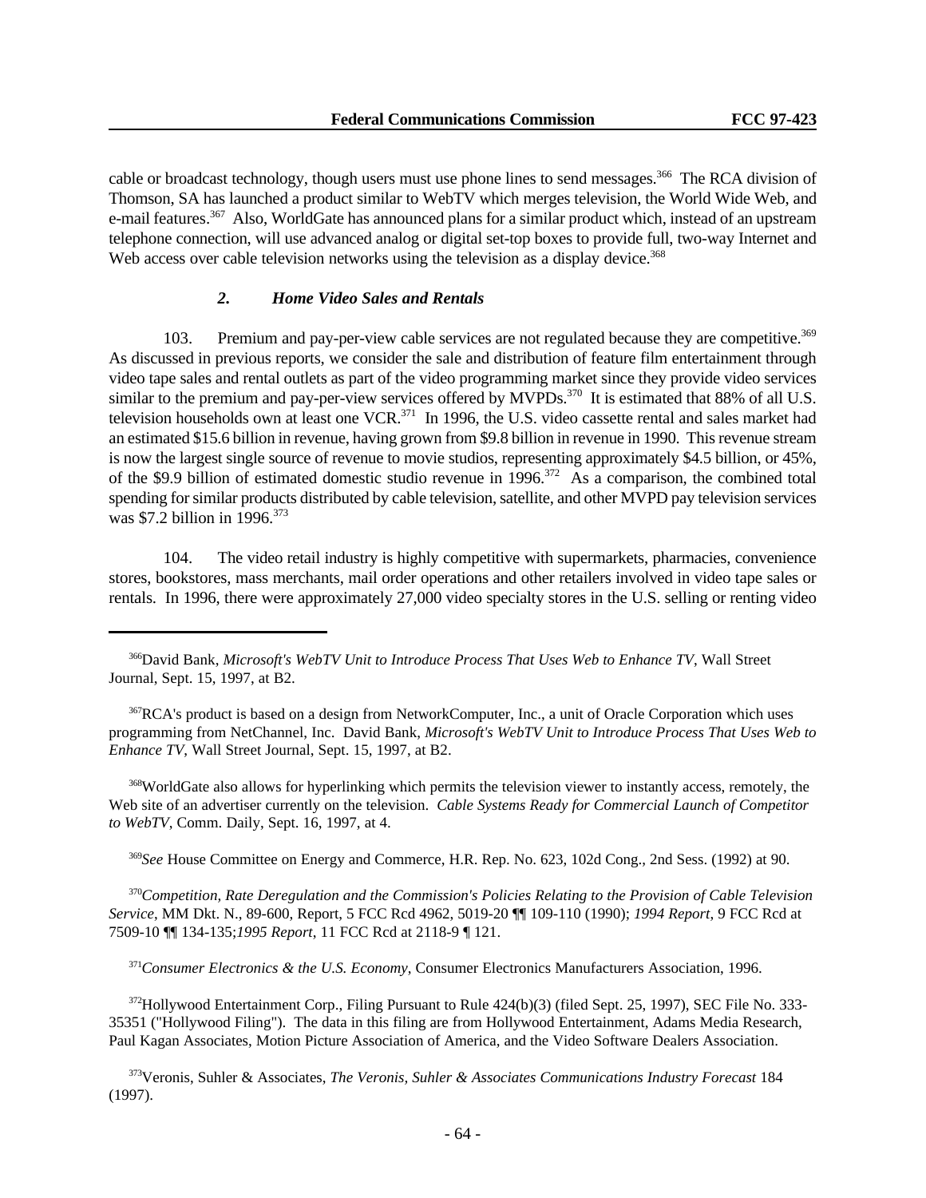cable or broadcast technology, though users must use phone lines to send messages.[366] The RCA division of Thomson, SA has launched a product similar to WebTV which merges television, the World Wide Web, and e-mail features.[367] Also, WorldGate has announced plans for a similar product which, instead of an upstream telephone connection, will use advanced analog or digital set-top boxes to provide full, two-way Internet and Web access over cable television networks using the television as a display device.[368]

### *2. Home Video Sales and Rentals*

103. Premium and pay-per-view cable services are not regulated because they are competitive.[369] As discussed in previous reports, we consider the sale and distribution of feature film entertainment through video tape sales and rental outlets as part of the video programming market since they provide video services similar to the premium and pay-per-view services offered by MVPDs.[370] It is estimated that 88% of all U.S. television households own at least one VCR.[371] In 1996, the U.S. video cassette rental and sales market had an estimated $15.6 billion in revenue, having grown from $9.8 billion in revenue in 1990. This revenue stream is now the largest single source of revenue to movie studios, representing approximately $4.5 billion, or 45%, of the $9.9 billion of estimated domestic studio revenue in 1996.[372] As a comparison, the combined total spending for similar products distributed by cable television, satellite, and other MVPD pay television services was $7.2 billion in 1996.[373]

104. The video retail industry is highly competitive with supermarkets, pharmacies, convenience stores, bookstores, mass merchants, mail order operations and other retailers involved in video tape sales or rentals. In 1996, there were approximately 27,000 video specialty stores in the U.S. selling or renting video

---

[366] David Bank, *Microsoft's WebTV Unit to Introduce Process That Uses Web to Enhance TV*, Wall Street Journal, Sept. 15, 1997, at B2.

[367] RCA's product is based on a design from NetworkComputer, Inc., a unit of Oracle Corporation which uses programming from NetChannel, Inc. David Bank, *Microsoft's WebTV Unit to Introduce Process That Uses Web to Enhance TV*, Wall Street Journal, Sept. 15, 1997, at B2.

[368] WorldGate also allows for hyperlinking which permits the television viewer to instantly access, remotely, the Web site of an advertiser currently on the television. *Cable Systems Ready for Commercial Launch of Competitor to WebTV*, Comm. Daily, Sept. 16, 1997, at 4.

[369] *See* House Committee on Energy and Commerce, H.R. Rep. No. 623, 102d Cong., 2nd Sess. (1992) at 90.

[370] *Competition, Rate Deregulation and the Commission's Policies Relating to the Provision of Cable Television Service*, MM Dkt. N., 89-600, Report, 5 FCC Rcd 4962, 5019-20 ¶¶ 109-110 (1990); *1994 Report*, 9 FCC Rcd at 7509-10 ¶¶ 134-135; *1995 Report*, 11 FCC Rcd at 2118-9 ¶ 121.

[371] *Consumer Electronics & the U.S. Economy*, Consumer Electronics Manufacturers Association, 1996.

[372] Hollywood Entertainment Corp., Filing Pursuant to Rule 424(b)(3) (filed Sept. 25, 1997), SEC File No. 333-35351 ("Hollywood Filing"). The data in this filing are from Hollywood Entertainment, Adams Media Research, Paul Kagan Associates, Motion Picture Association of America, and the Video Software Dealers Association.

[373] Veronis, Suhler & Associates, *The Veronis, Suhler & Associates Communications Industry Forecast* 184 (1997).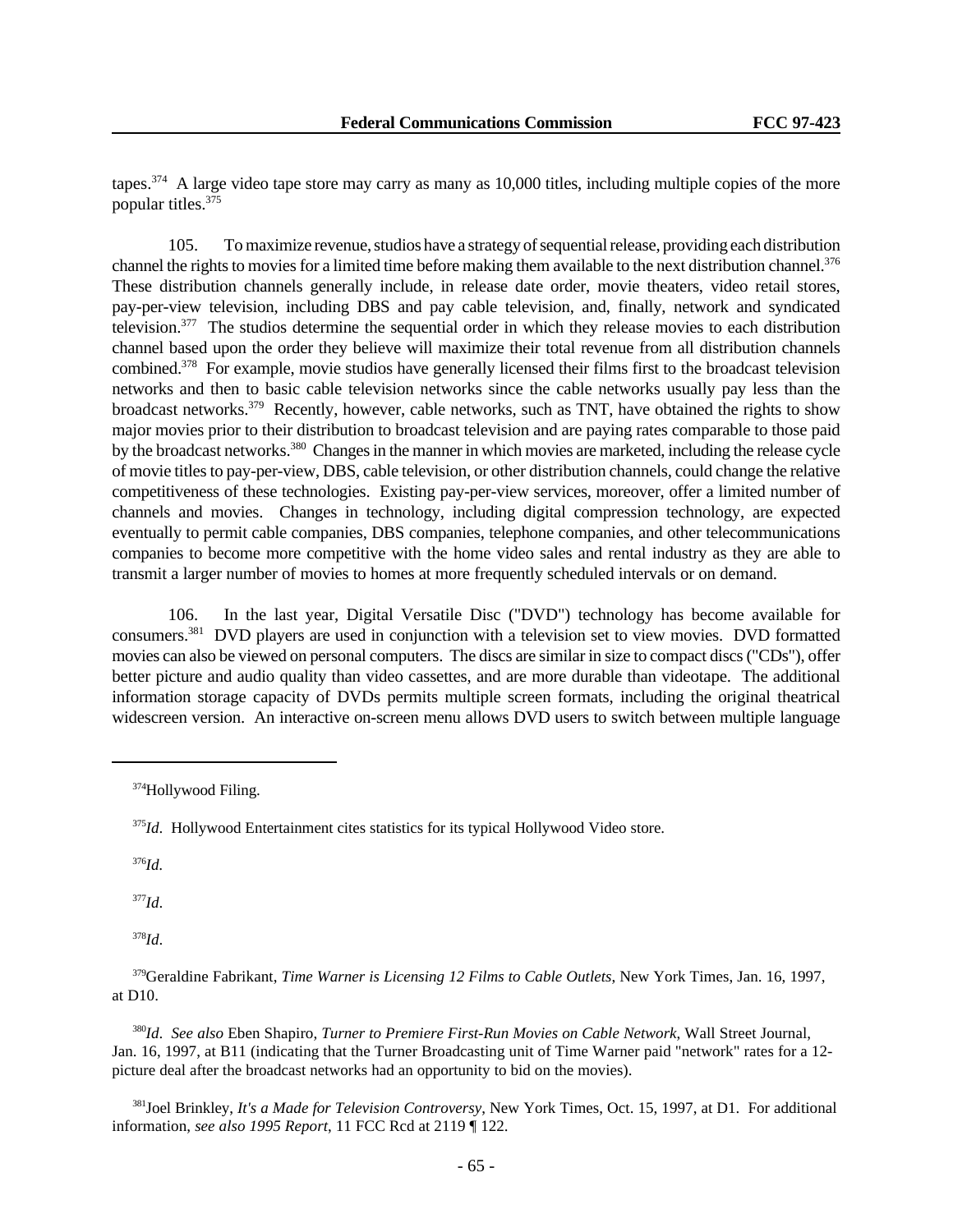tapes.[374] A large video tape store may carry as many as 10,000 titles, including multiple copies of the more popular titles.[375]

105. To maximize revenue, studios have a strategy of sequential release, providing each distribution channel the rights to movies for a limited time before making them available to the next distribution channel.[376] These distribution channels generally include, in release date order, movie theaters, video retail stores, pay-per-view television, including DBS and pay cable television, and, finally, network and syndicated television.[377] The studios determine the sequential order in which they release movies to each distribution channel based upon the order they believe will maximize their total revenue from all distribution channels combined.[378] For example, movie studios have generally licensed their films first to the broadcast television networks and then to basic cable television networks since the cable networks usually pay less than the broadcast networks.[379] Recently, however, cable networks, such as TNT, have obtained the rights to show major movies prior to their distribution to broadcast television and are paying rates comparable to those paid by the broadcast networks.[380] Changes in the manner in which movies are marketed, including the release cycle of movie titles to pay-per-view, DBS, cable television, or other distribution channels, could change the relative competitiveness of these technologies. Existing pay-per-view services, moreover, offer a limited number of channels and movies. Changes in technology, including digital compression technology, are expected eventually to permit cable companies, DBS companies, telephone companies, and other telecommunications companies to become more competitive with the home video sales and rental industry as they are able to transmit a larger number of movies to homes at more frequently scheduled intervals or on demand.

106. In the last year, Digital Versatile Disc ("DVD") technology has become available for consumers.[381] DVD players are used in conjunction with a television set to view movies. DVD formatted movies can also be viewed on personal computers. The discs are similar in size to compact discs ("CDs"), offer better picture and audio quality than video cassettes, and are more durable than videotape. The additional information storage capacity of DVDs permits multiple screen formats, including the original theatrical widescreen version. An interactive on-screen menu allows DVD users to switch between multiple language

---

[374] Hollywood Filing.

[375] *Id*. Hollywood Entertainment cites statistics for its typical Hollywood Video store.

[376] *Id*.

[377] *Id*.

[378] *Id*.

[379] Geraldine Fabrikant, *Time Warner is Licensing 12 Films to Cable Outlets*, New York Times, Jan. 16, 1997, at D10.

[380] *Id*. *See also* Eben Shapiro, *Turner to Premiere First-Run Movies on Cable Network*, Wall Street Journal, Jan. 16, 1997, at B11 (indicating that the Turner Broadcasting unit of Time Warner paid "network" rates for a 12-picture deal after the broadcast networks had an opportunity to bid on the movies).

[381] Joel Brinkley, *It's a Made for Television Controversy*, New York Times, Oct. 15, 1997, at D1. For additional information, *see also 1995 Report*, 11 FCC Rcd at 2119 ¶ 122.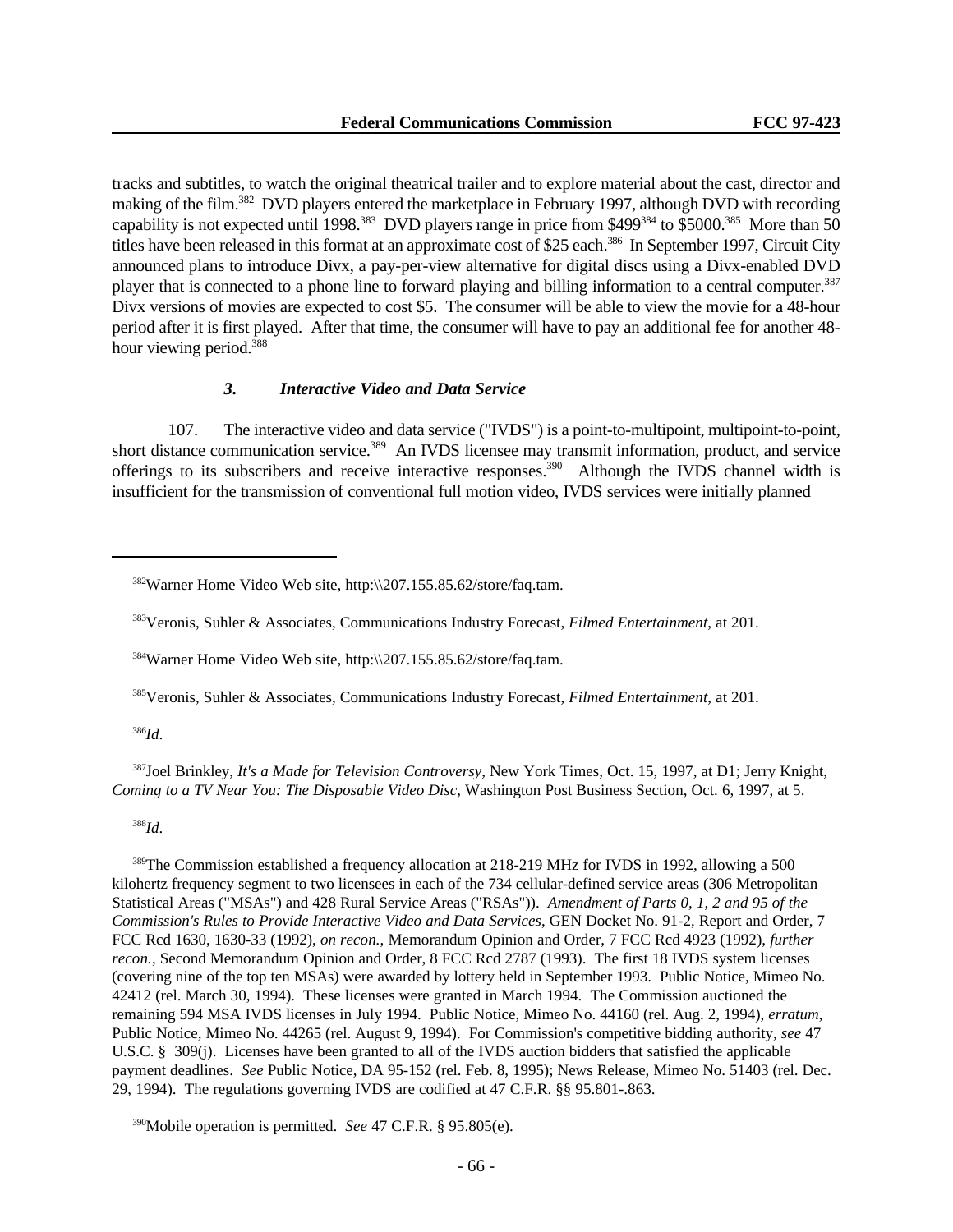tracks and subtitles, to watch the original theatrical trailer and to explore material about the cast, director and making of the film.[382] DVD players entered the marketplace in February 1997, although DVD with recording capability is not expected until 1998.[383] DVD players range in price from $499[384] to $5000.[385] More than 50 titles have been released in this format at an approximate cost of $25 each.[386] In September 1997, Circuit City announced plans to introduce Divx, a pay-per-view alternative for digital discs using a Divx-enabled DVD player that is connected to a phone line to forward playing and billing information to a central computer.[387] Divx versions of movies are expected to cost $5. The consumer will be able to view the movie for a 48-hour period after it is first played. After that time, the consumer will have to pay an additional fee for another 48-hour viewing period.[388]

### *3. Interactive Video and Data Service*

107. The interactive video and data service ("IVDS") is a point-to-multipoint, multipoint-to-point, short distance communication service.[389] An IVDS licensee may transmit information, product, and service offerings to its subscribers and receive interactive responses.[390] Although the IVDS channel width is insufficient for the transmission of conventional full motion video, IVDS services were initially planned

---

[382] Warner Home Video Web site, http:\\207.155.85.62/store/faq.tam.

[383] Veronis, Suhler & Associates, Communications Industry Forecast, *Filmed Entertainment*, at 201.

[384] Warner Home Video Web site, http:\\207.155.85.62/store/faq.tam.

[385] Veronis, Suhler & Associates, Communications Industry Forecast, *Filmed Entertainment*, at 201.

[386] *Id*.

[387] Joel Brinkley, *It's a Made for Television Controversy*, New York Times, Oct. 15, 1997, at D1; Jerry Knight, *Coming to a TV Near You: The Disposable Video Disc*, Washington Post Business Section, Oct. 6, 1997, at 5.

[388] *Id*.

[389] The Commission established a frequency allocation at 218-219 MHz for IVDS in 1992, allowing a 500 kilohertz frequency segment to two licensees in each of the 734 cellular-defined service areas (306 Metropolitan Statistical Areas ("MSAs") and 428 Rural Service Areas ("RSAs")). *Amendment of Parts 0, 1, 2 and 95 of the Commission's Rules to Provide Interactive Video and Data Services*, GEN Docket No. 91-2, Report and Order, 7 FCC Rcd 1630, 1630-33 (1992), *on recon.*, Memorandum Opinion and Order, 7 FCC Rcd 4923 (1992), *further recon.*, Second Memorandum Opinion and Order, 8 FCC Rcd 2787 (1993). The first 18 IVDS system licenses (covering nine of the top ten MSAs) were awarded by lottery held in September 1993. Public Notice, Mimeo No. 42412 (rel. March 30, 1994). These licenses were granted in March 1994. The Commission auctioned the remaining 594 MSA IVDS licenses in July 1994. Public Notice, Mimeo No. 44160 (rel. Aug. 2, 1994), *erratum*, Public Notice, Mimeo No. 44265 (rel. August 9, 1994). For Commission's competitive bidding authority, *see* 47 U.S.C. § 309(j). Licenses have been granted to all of the IVDS auction bidders that satisfied the applicable payment deadlines. *See* Public Notice, DA 95-152 (rel. Feb. 8, 1995); News Release, Mimeo No. 51403 (rel. Dec. 29, 1994). The regulations governing IVDS are codified at 47 C.F.R. §§ 95.801-.863.

[390] Mobile operation is permitted. *See* 47 C.F.R. § 95.805(e).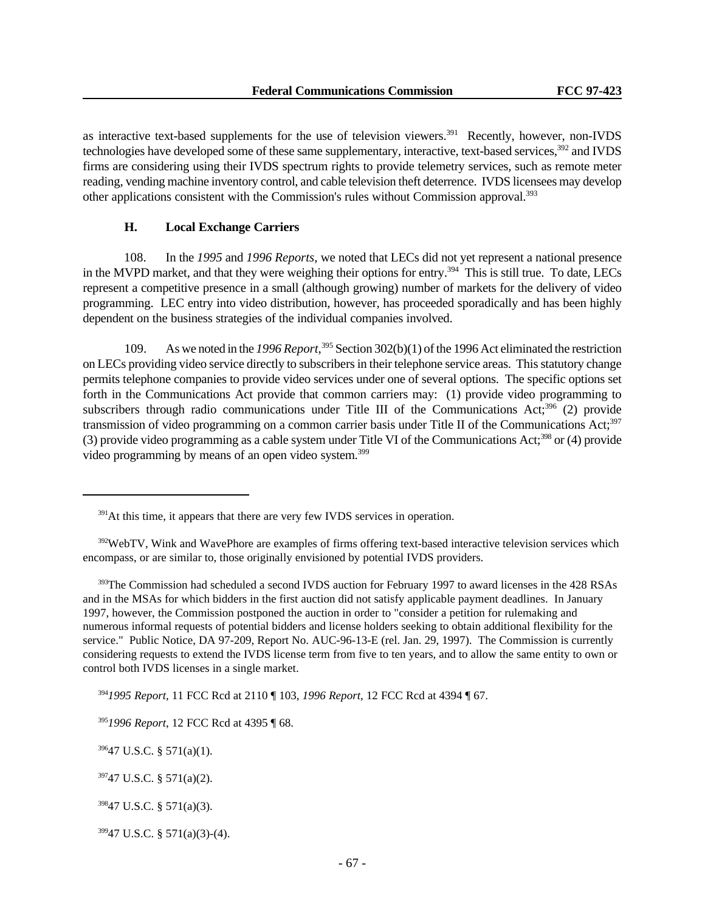as interactive text-based supplements for the use of television viewers.[391] Recently, however, non-IVDS technologies have developed some of these same supplementary, interactive, text-based services,[392] and IVDS firms are considering using their IVDS spectrum rights to provide telemetry services, such as remote meter reading, vending machine inventory control, and cable television theft deterrence. IVDS licensees may develop other applications consistent with the Commission's rules without Commission approval.[393]

### H. Local Exchange Carriers

108. In the *1995* and *1996 Reports*, we noted that LECs did not yet represent a national presence in the MVPD market, and that they were weighing their options for entry.[394] This is still true. To date, LECs represent a competitive presence in a small (although growing) number of markets for the delivery of video programming. LEC entry into video distribution, however, has proceeded sporadically and has been highly dependent on the business strategies of the individual companies involved.

109. As we noted in the *1996 Report*,[395] Section 302(b)(1) of the 1996 Act eliminated the restriction on LECs providing video service directly to subscribers in their telephone service areas. This statutory change permits telephone companies to provide video services under one of several options. The specific options set forth in the Communications Act provide that common carriers may: (1) provide video programming to subscribers through radio communications under Title III of the Communications Act;[396] (2) provide transmission of video programming on a common carrier basis under Title II of the Communications Act;[397] (3) provide video programming as a cable system under Title VI of the Communications Act;[398] or (4) provide video programming by means of an open video system.[399]

---

[391] At this time, it appears that there are very few IVDS services in operation.

[392] WebTV, Wink and WavePhore are examples of firms offering text-based interactive television services which encompass, or are similar to, those originally envisioned by potential IVDS providers.

[393] The Commission had scheduled a second IVDS auction for February 1997 to award licenses in the 428 RSAs and in the MSAs for which bidders in the first auction did not satisfy applicable payment deadlines. In January 1997, however, the Commission postponed the auction in order to "consider a petition for rulemaking and numerous informal requests of potential bidders and license holders seeking to obtain additional flexibility for the service." Public Notice, DA 97-209, Report No. AUC-96-13-E (rel. Jan. 29, 1997). The Commission is currently considering requests to extend the IVDS license term from five to ten years, and to allow the same entity to own or control both IVDS licenses in a single market.

[394] *1995 Report*, 11 FCC Rcd at 2110 ¶ 103, *1996 Report*, 12 FCC Rcd at 4394 ¶ 67.

[395] *1996 Report*, 12 FCC Rcd at 4395 ¶ 68.

[396] 47 U.S.C. § 571(a)(1).

[397] 47 U.S.C. § 571(a)(2).

[398] 47 U.S.C. § 571(a)(3).

[399] 47 U.S.C. § 571(a)(3)-(4).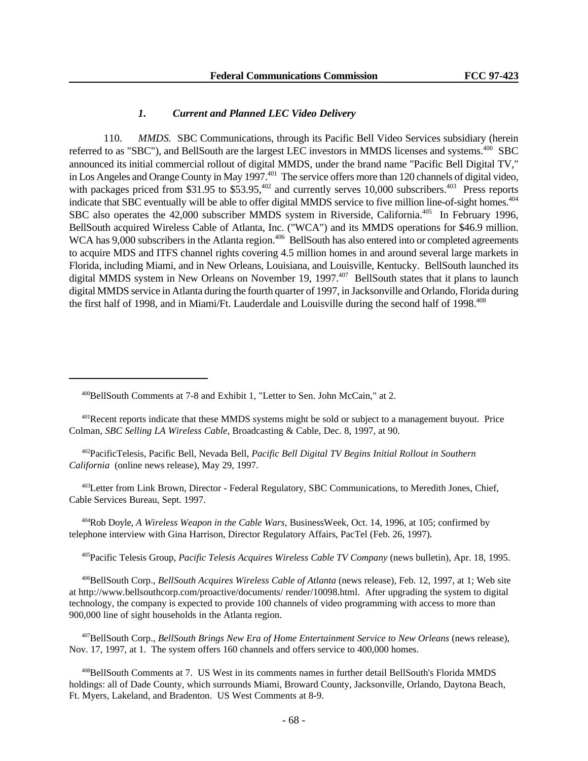### *1. Current and Planned LEC Video Delivery*

110. *MMDS.* SBC Communications, through its Pacific Bell Video Services subsidiary (herein referred to as "SBC"), and BellSouth are the largest LEC investors in MMDS licenses and systems.[400] SBC announced its initial commercial rollout of digital MMDS, under the brand name "Pacific Bell Digital TV," in Los Angeles and Orange County in May 1997.[401] The service offers more than 120 channels of digital video, with packages priced from $31.95 to $53.95,[402] and currently serves 10,000 subscribers.[403] Press reports indicate that SBC eventually will be able to offer digital MMDS service to five million line-of-sight homes.[404] SBC also operates the 42,000 subscriber MMDS system in Riverside, California.[405] In February 1996, BellSouth acquired Wireless Cable of Atlanta, Inc. ("WCA") and its MMDS operations for $46.9 million. WCA has 9,000 subscribers in the Atlanta region.[406] BellSouth has also entered into or completed agreements to acquire MDS and ITFS channel rights covering 4.5 million homes in and around several large markets in Florida, including Miami, and in New Orleans, Louisiana, and Louisville, Kentucky. BellSouth launched its digital MMDS system in New Orleans on November 19, 1997.[407] BellSouth states that it plans to launch digital MMDS service in Atlanta during the fourth quarter of 1997, in Jacksonville and Orlando, Florida during the first half of 1998, and in Miami/Ft. Lauderdale and Louisville during the second half of 1998.[408]

---

[400] BellSouth Comments at 7-8 and Exhibit 1, "Letter to Sen. John McCain," at 2.

[401] Recent reports indicate that these MMDS systems might be sold or subject to a management buyout. Price Colman, *SBC Selling LA Wireless Cable*, Broadcasting & Cable, Dec. 8, 1997, at 90.

[402] PacificTelesis, Pacific Bell, Nevada Bell, *Pacific Bell Digital TV Begins Initial Rollout in Southern California* (online news release), May 29, 1997.

[403] Letter from Link Brown, Director - Federal Regulatory, SBC Communications, to Meredith Jones, Chief, Cable Services Bureau, Sept. 1997.

[404] Rob Doyle, *A Wireless Weapon in the Cable Wars*, BusinessWeek, Oct. 14, 1996, at 105; confirmed by telephone interview with Gina Harrison, Director Regulatory Affairs, PacTel (Feb. 26, 1997).

[405] Pacific Telesis Group, *Pacific Telesis Acquires Wireless Cable TV Company* (news bulletin), Apr. 18, 1995.

[406] BellSouth Corp., *BellSouth Acquires Wireless Cable of Atlanta* (news release), Feb. 12, 1997, at 1; Web site at http://www.bellsouthcorp.com/proactive/documents/ render/10098.html. After upgrading the system to digital technology, the company is expected to provide 100 channels of video programming with access to more than 900,000 line of sight households in the Atlanta region.

[407] BellSouth Corp., *BellSouth Brings New Era of Home Entertainment Service to New Orleans* (news release), Nov. 17, 1997, at 1. The system offers 160 channels and offers service to 400,000 homes.

[408] BellSouth Comments at 7. US West in its comments names in further detail BellSouth's Florida MMDS holdings: all of Dade County, which surrounds Miami, Broward County, Jacksonville, Orlando, Daytona Beach, Ft. Myers, Lakeland, and Bradenton. US West Comments at 8-9.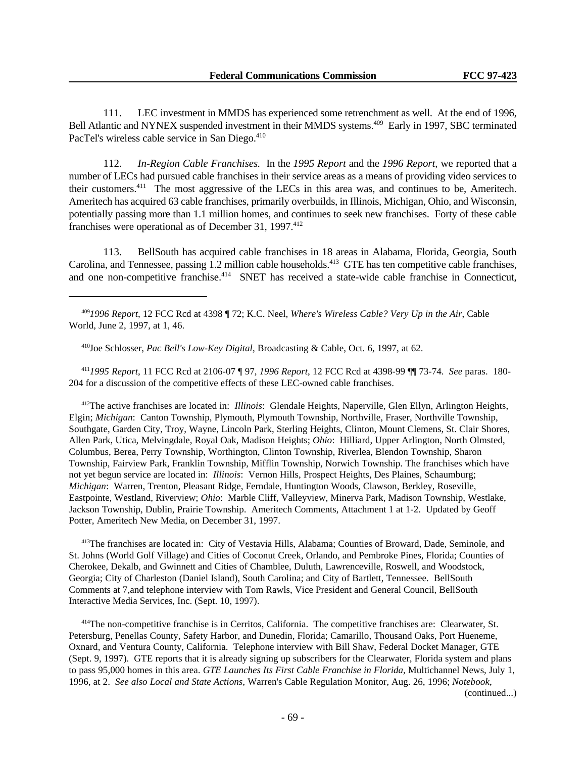111. LEC investment in MMDS has experienced some retrenchment as well. At the end of 1996, Bell Atlantic and NYNEX suspended investment in their MMDS systems.[409] Early in 1997, SBC terminated PacTel's wireless cable service in San Diego.[410]

112. *In-Region Cable Franchises.* In the *1995 Report* and the *1996 Report*, we reported that a number of LECs had pursued cable franchises in their service areas as a means of providing video services to their customers.[411] The most aggressive of the LECs in this area was, and continues to be, Ameritech. Ameritech has acquired 63 cable franchises, primarily overbuilds, in Illinois, Michigan, Ohio, and Wisconsin, potentially passing more than 1.1 million homes, and continues to seek new franchises. Forty of these cable franchises were operational as of December 31, 1997.[412]

113. BellSouth has acquired cable franchises in 18 areas in Alabama, Florida, Georgia, South Carolina, and Tennessee, passing 1.2 million cable households.[413] GTE has ten competitive cable franchises, and one non-competitive franchise.[414] SNET has received a state-wide cable franchise in Connecticut,

---

[409] *1996 Report*, 12 FCC Rcd at 4398 ¶ 72; K.C. Neel, *Where's Wireless Cable? Very Up in the Air*, Cable World, June 2, 1997, at 1, 46.

[410] Joe Schlosser, *Pac Bell's Low-Key Digital*, Broadcasting & Cable, Oct. 6, 1997, at 62.

[411] *1995 Report*, 11 FCC Rcd at 2106-07 ¶ 97, *1996 Report*, 12 FCC Rcd at 4398-99 ¶¶ 73-74. *See* paras. 180-204 for a discussion of the competitive effects of these LEC-owned cable franchises.

[412] The active franchises are located in: *Illinois*: Glendale Heights, Naperville, Glen Ellyn, Arlington Heights, Elgin; *Michigan*: Canton Township, Plymouth, Plymouth Township, Northville, Fraser, Northville Township, Southgate, Garden City, Troy, Wayne, Lincoln Park, Sterling Heights, Clinton, Mount Clemens, St. Clair Shores, Allen Park, Utica, Melvingdale, Royal Oak, Madison Heights; *Ohio*: Hilliard, Upper Arlington, North Olmsted, Columbus, Berea, Perry Township, Worthington, Clinton Township, Riverlea, Blendon Township, Sharon Township, Fairview Park, Franklin Township, Mifflin Township, Norwich Township. The franchises which have not yet begun service are located in: *Illinois*: Vernon Hills, Prospect Heights, Des Plaines, Schaumburg; *Michigan*: Warren, Trenton, Pleasant Ridge, Ferndale, Huntington Woods, Clawson, Berkley, Roseville, Eastpointe, Westland, Riverview; *Ohio*: Marble Cliff, Valleyview, Minerva Park, Madison Township, Westlake, Jackson Township, Dublin, Prairie Township. Ameritech Comments, Attachment 1 at 1-2. Updated by Geoff Potter, Ameritech New Media, on December 31, 1997.

[413] The franchises are located in: City of Vestavia Hills, Alabama; Counties of Broward, Dade, Seminole, and St. Johns (World Golf Village) and Cities of Coconut Creek, Orlando, and Pembroke Pines, Florida; Counties of Cherokee, Dekalb, and Gwinnett and Cities of Chamblee, Duluth, Lawrenceville, Roswell, and Woodstock, Georgia; City of Charleston (Daniel Island), South Carolina; and City of Bartlett, Tennessee. BellSouth Comments at 7,and telephone interview with Tom Rawls, Vice President and General Council, BellSouth Interactive Media Services, Inc. (Sept. 10, 1997).

[414] The non-competitive franchise is in Cerritos, California. The competitive franchises are: Clearwater, St. Petersburg, Penellas County, Safety Harbor, and Dunedin, Florida; Camarillo, Thousand Oaks, Port Hueneme, Oxnard, and Ventura County, California. Telephone interview with Bill Shaw, Federal Docket Manager, GTE (Sept. 9, 1997). GTE reports that it is already signing up subscribers for the Clearwater, Florida system and plans to pass 95,000 homes in this area. *GTE Launches Its First Cable Franchise in Florida*, Multichannel News, July 1, 1996, at 2. *See also Local and State Actions*, Warren's Cable Regulation Monitor, Aug. 26, 1996; *Notebook*, (continued...)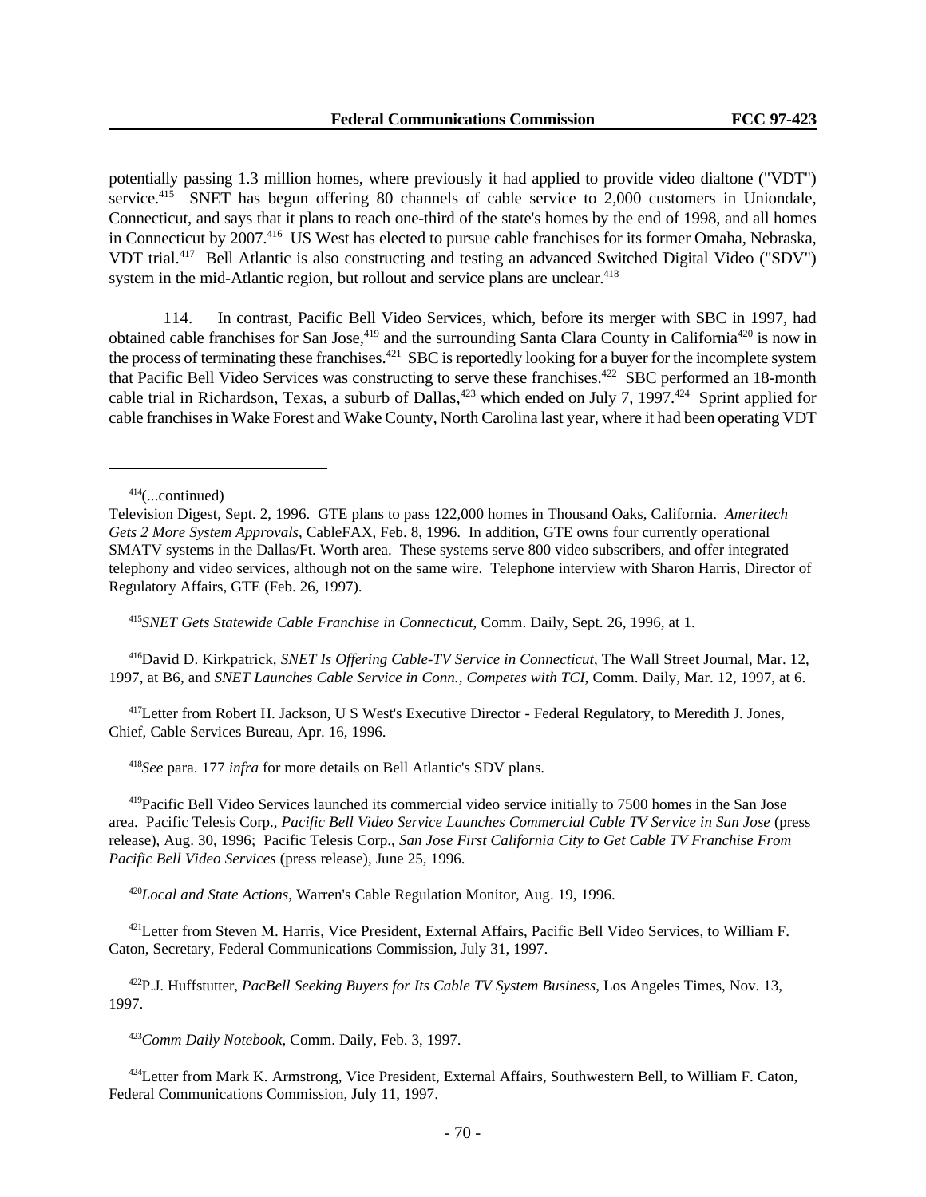potentially passing 1.3 million homes, where previously it had applied to provide video dialtone ("VDT") service.[415] SNET has begun offering 80 channels of cable service to 2,000 customers in Uniondale, Connecticut, and says that it plans to reach one-third of the state's homes by the end of 1998, and all homes in Connecticut by 2007.[416] US West has elected to pursue cable franchises for its former Omaha, Nebraska, VDT trial.[417] Bell Atlantic is also constructing and testing an advanced Switched Digital Video ("SDV") system in the mid-Atlantic region, but rollout and service plans are unclear.[418]

114. In contrast, Pacific Bell Video Services, which, before its merger with SBC in 1997, had obtained cable franchises for San Jose,[419] and the surrounding Santa Clara County in California[420] is now in the process of terminating these franchises.[421] SBC is reportedly looking for a buyer for the incomplete system that Pacific Bell Video Services was constructing to serve these franchises.[422] SBC performed an 18-month cable trial in Richardson, Texas, a suburb of Dallas,[423] which ended on July 7, 1997.[424] Sprint applied for cable franchises in Wake Forest and Wake County, North Carolina last year, where it had been operating VDT

---

[414](...continued)
Television Digest, Sept. 2, 1996. GTE plans to pass 122,000 homes in Thousand Oaks, California. *Ameritech Gets 2 More System Approvals*, CableFAX, Feb. 8, 1996. In addition, GTE owns four currently operational SMATV systems in the Dallas/Ft. Worth area. These systems serve 800 video subscribers, and offer integrated telephony and video services, although not on the same wire. Telephone interview with Sharon Harris, Director of Regulatory Affairs, GTE (Feb. 26, 1997).

[415]*SNET Gets Statewide Cable Franchise in Connecticut*, Comm. Daily, Sept. 26, 1996, at 1.

[416]David D. Kirkpatrick, *SNET Is Offering Cable-TV Service in Connecticut*, The Wall Street Journal, Mar. 12, 1997, at B6, and *SNET Launches Cable Service in Conn., Competes with TCI*, Comm. Daily, Mar. 12, 1997, at 6.

[417]Letter from Robert H. Jackson, U S West's Executive Director - Federal Regulatory, to Meredith J. Jones, Chief, Cable Services Bureau, Apr. 16, 1996.

[418]*See* para. 177 *infra* for more details on Bell Atlantic's SDV plans.

[419]Pacific Bell Video Services launched its commercial video service initially to 7500 homes in the San Jose area. Pacific Telesis Corp., *Pacific Bell Video Service Launches Commercial Cable TV Service in San Jose* (press release), Aug. 30, 1996; Pacific Telesis Corp., *San Jose First California City to Get Cable TV Franchise From Pacific Bell Video Services* (press release), June 25, 1996.

[420]*Local and State Actions*, Warren's Cable Regulation Monitor, Aug. 19, 1996.

[421]Letter from Steven M. Harris, Vice President, External Affairs, Pacific Bell Video Services, to William F. Caton, Secretary, Federal Communications Commission, July 31, 1997.

[422]P.J. Huffstutter, *PacBell Seeking Buyers for Its Cable TV System Business*, Los Angeles Times, Nov. 13, 1997.

[423]*Comm Daily Notebook*, Comm. Daily, Feb. 3, 1997.

[424]Letter from Mark K. Armstrong, Vice President, External Affairs, Southwestern Bell, to William F. Caton, Federal Communications Commission, July 11, 1997.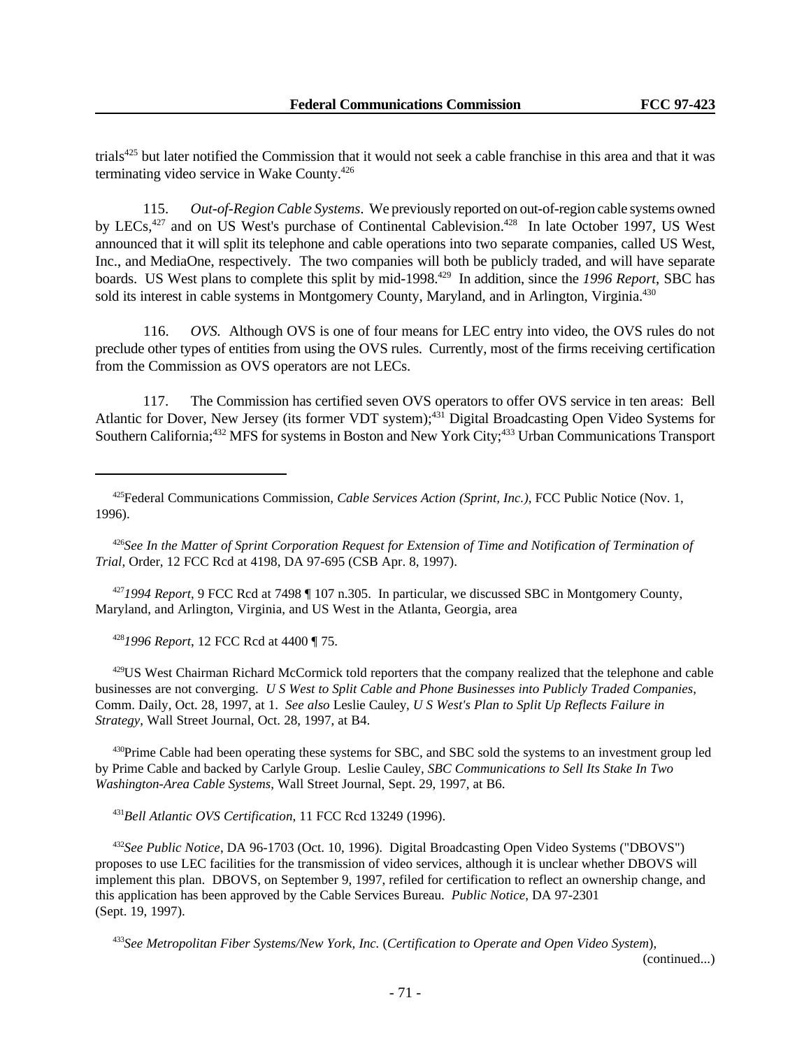trials[425] but later notified the Commission that it would not seek a cable franchise in this area and that it was terminating video service in Wake County.[426]

115. *Out-of-Region Cable Systems*. We previously reported on out-of-region cable systems owned by LECs,[427] and on US West's purchase of Continental Cablevision.[428] In late October 1997, US West announced that it will split its telephone and cable operations into two separate companies, called US West, Inc., and MediaOne, respectively. The two companies will both be publicly traded, and will have separate boards. US West plans to complete this split by mid-1998.[429] In addition, since the *1996 Report*, SBC has sold its interest in cable systems in Montgomery County, Maryland, and in Arlington, Virginia.[430]

116. *OVS.* Although OVS is one of four means for LEC entry into video, the OVS rules do not preclude other types of entities from using the OVS rules. Currently, most of the firms receiving certification from the Commission as OVS operators are not LECs.

117. The Commission has certified seven OVS operators to offer OVS service in ten areas: Bell Atlantic for Dover, New Jersey (its former VDT system);[431] Digital Broadcasting Open Video Systems for Southern California;[432] MFS for systems in Boston and New York City;[433] Urban Communications Transport

---

[425] Federal Communications Commission, *Cable Services Action (Sprint, Inc.)*, FCC Public Notice (Nov. 1, 1996).

[426] *See In the Matter of Sprint Corporation Request for Extension of Time and Notification of Termination of Trial*, Order, 12 FCC Rcd at 4198, DA 97-695 (CSB Apr. 8, 1997).

[427] *1994 Report*, 9 FCC Rcd at 7498 ¶ 107 n.305. In particular, we discussed SBC in Montgomery County, Maryland, and Arlington, Virginia, and US West in the Atlanta, Georgia, area

[428] *1996 Report*, 12 FCC Rcd at 4400 ¶ 75.

[429] US West Chairman Richard McCormick told reporters that the company realized that the telephone and cable businesses are not converging. *U S West to Split Cable and Phone Businesses into Publicly Traded Companies*, Comm. Daily, Oct. 28, 1997, at 1. *See also* Leslie Cauley, *U S West's Plan to Split Up Reflects Failure in Strategy*, Wall Street Journal, Oct. 28, 1997, at B4.

[430] Prime Cable had been operating these systems for SBC, and SBC sold the systems to an investment group led by Prime Cable and backed by Carlyle Group. Leslie Cauley, *SBC Communications to Sell Its Stake In Two Washington-Area Cable Systems*, Wall Street Journal, Sept. 29, 1997, at B6.

[431] *Bell Atlantic OVS Certification*, 11 FCC Rcd 13249 (1996).

[432] *See Public Notice*, DA 96-1703 (Oct. 10, 1996). Digital Broadcasting Open Video Systems ("DBOVS") proposes to use LEC facilities for the transmission of video services, although it is unclear whether DBOVS will implement this plan. DBOVS, on September 9, 1997, refiled for certification to reflect an ownership change, and this application has been approved by the Cable Services Bureau. *Public Notice*, DA 97-2301 (Sept. 19, 1997).

[433] *See Metropolitan Fiber Systems/New York, Inc.* (*Certification to Operate and Open Video System*), (continued...)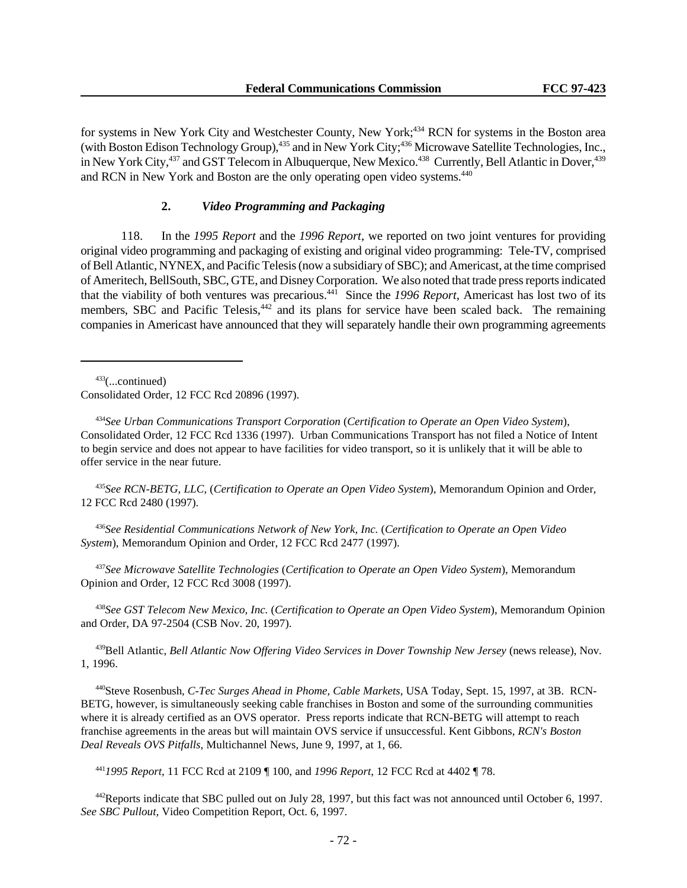for systems in New York City and Westchester County, New York;[434] RCN for systems in the Boston area (with Boston Edison Technology Group),[435] and in New York City;[436] Microwave Satellite Technologies, Inc., in New York City,[437] and GST Telecom in Albuquerque, New Mexico.[438] Currently, Bell Atlantic in Dover,[439] and RCN in New York and Boston are the only operating open video systems.[440]

### 2. *Video Programming and Packaging*

118. In the *1995 Report* and the *1996 Report*, we reported on two joint ventures for providing original video programming and packaging of existing and original video programming: Tele-TV, comprised of Bell Atlantic, NYNEX, and Pacific Telesis (now a subsidiary of SBC); and Americast, at the time comprised of Ameritech, BellSouth, SBC, GTE, and Disney Corporation. We also noted that trade press reports indicated that the viability of both ventures was precarious.[441] Since the *1996 Report*, Americast has lost two of its members, SBC and Pacific Telesis,[442] and its plans for service have been scaled back. The remaining companies in Americast have announced that they will separately handle their own programming agreements

---

[433](...continued)
Consolidated Order, 12 FCC Rcd 20896 (1997).

[434]*See Urban Communications Transport Corporation* (*Certification to Operate an Open Video System*), Consolidated Order, 12 FCC Rcd 1336 (1997). Urban Communications Transport has not filed a Notice of Intent to begin service and does not appear to have facilities for video transport, so it is unlikely that it will be able to offer service in the near future.

[435]*See RCN-BETG, LLC,* (*Certification to Operate an Open Video System*), Memorandum Opinion and Order, 12 FCC Rcd 2480 (1997).

[436]*See Residential Communications Network of New York, Inc.* (*Certification to Operate an Open Video System*), Memorandum Opinion and Order, 12 FCC Rcd 2477 (1997).

[437]*See Microwave Satellite Technologies* (*Certification to Operate an Open Video System*), Memorandum Opinion and Order, 12 FCC Rcd 3008 (1997).

[438]*See GST Telecom New Mexico, Inc.* (*Certification to Operate an Open Video System*), Memorandum Opinion and Order, DA 97-2504 (CSB Nov. 20, 1997).

[439]Bell Atlantic, *Bell Atlantic Now Offering Video Services in Dover Township New Jersey* (news release), Nov. 1, 1996.

[440]Steve Rosenbush, *C-Tec Surges Ahead in Phome, Cable Markets*, USA Today, Sept. 15, 1997, at 3B. RCN-BETG, however, is simultaneously seeking cable franchises in Boston and some of the surrounding communities where it is already certified as an OVS operator. Press reports indicate that RCN-BETG will attempt to reach franchise agreements in the areas but will maintain OVS service if unsuccessful. Kent Gibbons, *RCN's Boston Deal Reveals OVS Pitfalls*, Multichannel News, June 9, 1997, at 1, 66.

[441]*1995 Report*, 11 FCC Rcd at 2109 ¶ 100, and *1996 Report*, 12 FCC Rcd at 4402 ¶ 78.

[442]Reports indicate that SBC pulled out on July 28, 1997, but this fact was not announced until October 6, 1997. *See SBC Pullout*, Video Competition Report, Oct. 6, 1997.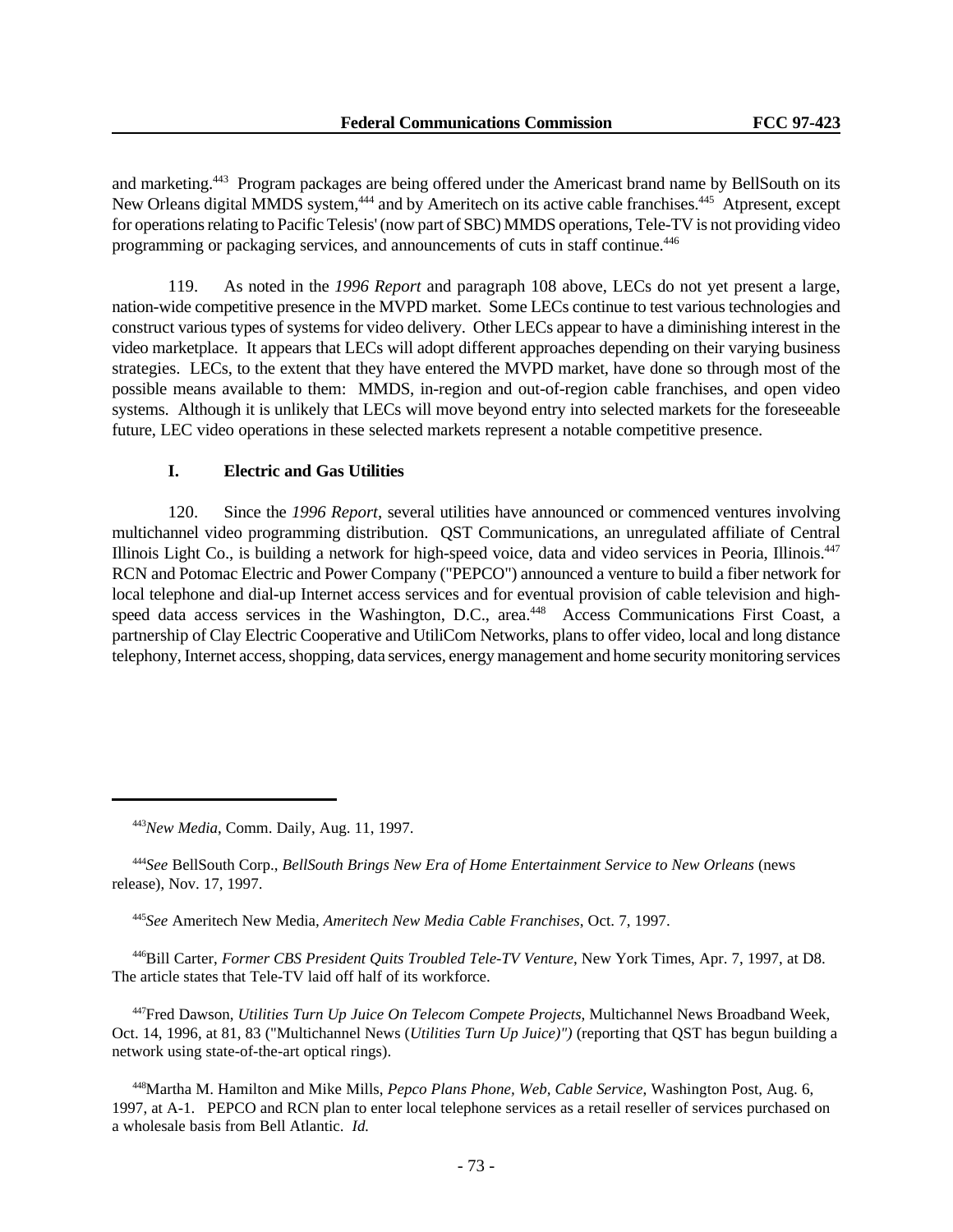and marketing.[443] Program packages are being offered under the Americast brand name by BellSouth on its New Orleans digital MMDS system,[444] and by Ameritech on its active cable franchises.[445] Atpresent, except for operations relating to Pacific Telesis' (now part of SBC) MMDS operations, Tele-TV is not providing video programming or packaging services, and announcements of cuts in staff continue.[446]

119. As noted in the *1996 Report* and paragraph 108 above, LECs do not yet present a large, nation-wide competitive presence in the MVPD market. Some LECs continue to test various technologies and construct various types of systems for video delivery. Other LECs appear to have a diminishing interest in the video marketplace. It appears that LECs will adopt different approaches depending on their varying business strategies. LECs, to the extent that they have entered the MVPD market, have done so through most of the possible means available to them: MMDS, in-region and out-of-region cable franchises, and open video systems. Although it is unlikely that LECs will move beyond entry into selected markets for the foreseeable future, LEC video operations in these selected markets represent a notable competitive presence.

### I. Electric and Gas Utilities

120. Since the *1996 Report*, several utilities have announced or commenced ventures involving multichannel video programming distribution. QST Communications, an unregulated affiliate of Central Illinois Light Co., is building a network for high-speed voice, data and video services in Peoria, Illinois.[447] RCN and Potomac Electric and Power Company ("PEPCO") announced a venture to build a fiber network for local telephone and dial-up Internet access services and for eventual provision of cable television and high-speed data access services in the Washington, D.C., area.[448] Access Communications First Coast, a partnership of Clay Electric Cooperative and UtiliCom Networks, plans to offer video, local and long distance telephony, Internet access, shopping, data services, energy management and home security monitoring services

---

[443] *New Media*, Comm. Daily, Aug. 11, 1997.

[444] *See* BellSouth Corp., *BellSouth Brings New Era of Home Entertainment Service to New Orleans* (news release), Nov. 17, 1997.

[445] *See* Ameritech New Media, *Ameritech New Media Cable Franchises*, Oct. 7, 1997.

[446] Bill Carter, *Former CBS President Quits Troubled Tele-TV Venture*, New York Times, Apr. 7, 1997, at D8. The article states that Tele-TV laid off half of its workforce.

[447] Fred Dawson, *Utilities Turn Up Juice On Telecom Compete Projects*, Multichannel News Broadband Week, Oct. 14, 1996, at 81, 83 ("Multichannel News (*Utilities Turn Up Juice)")* (reporting that QST has begun building a network using state-of-the-art optical rings).

[448] Martha M. Hamilton and Mike Mills, *Pepco Plans Phone, Web, Cable Service*, Washington Post, Aug. 6, 1997, at A-1. PEPCO and RCN plan to enter local telephone services as a retail reseller of services purchased on a wholesale basis from Bell Atlantic. *Id.*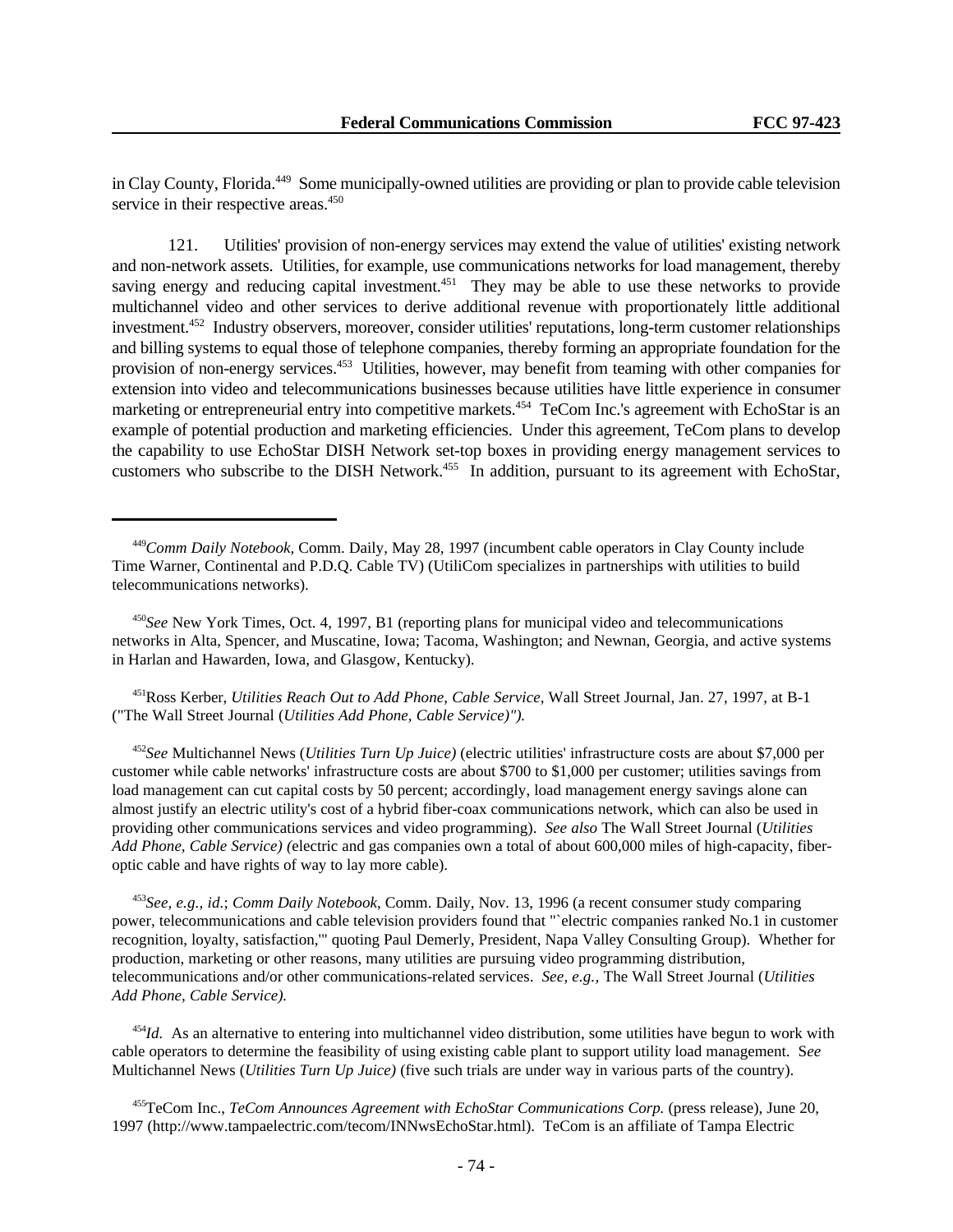in Clay County, Florida.[449] Some municipally-owned utilities are providing or plan to provide cable television service in their respective areas.[450]

121. Utilities' provision of non-energy services may extend the value of utilities' existing network and non-network assets. Utilities, for example, use communications networks for load management, thereby saving energy and reducing capital investment.[451] They may be able to use these networks to provide multichannel video and other services to derive additional revenue with proportionately little additional investment.[452] Industry observers, moreover, consider utilities' reputations, long-term customer relationships and billing systems to equal those of telephone companies, thereby forming an appropriate foundation for the provision of non-energy services.[453] Utilities, however, may benefit from teaming with other companies for extension into video and telecommunications businesses because utilities have little experience in consumer marketing or entrepreneurial entry into competitive markets.[454] TeCom Inc.'s agreement with EchoStar is an example of potential production and marketing efficiencies. Under this agreement, TeCom plans to develop the capability to use EchoStar DISH Network set-top boxes in providing energy management services to customers who subscribe to the DISH Network.[455] In addition, pursuant to its agreement with EchoStar,

---

[449] *Comm Daily Notebook*, Comm. Daily, May 28, 1997 (incumbent cable operators in Clay County include Time Warner, Continental and P.D.Q. Cable TV) (UtiliCom specializes in partnerships with utilities to build telecommunications networks).

[450] *See* New York Times, Oct. 4, 1997, B1 (reporting plans for municipal video and telecommunications networks in Alta, Spencer, and Muscatine, Iowa; Tacoma, Washington; and Newnan, Georgia, and active systems in Harlan and Hawarden, Iowa, and Glasgow, Kentucky).

[451] Ross Kerber, *Utilities Reach Out to Add Phone, Cable Service*, Wall Street Journal, Jan. 27, 1997, at B-1 ("The Wall Street Journal (*Utilities Add Phone, Cable Service)").*

[452] *See* Multichannel News (*Utilities Turn Up Juice)* (electric utilities' infrastructure costs are about $7,000 per customer while cable networks' infrastructure costs are about $700 to $1,000 per customer; utilities savings from load management can cut capital costs by 50 percent; accordingly, load management energy savings alone can almost justify an electric utility's cost of a hybrid fiber-coax communications network, which can also be used in providing other communications services and video programming). *See also* The Wall Street Journal (*Utilities Add Phone, Cable Service) (*electric and gas companies own a total of about 600,000 miles of high-capacity, fiber-optic cable and have rights of way to lay more cable).

[453] *See, e.g., id.*; *Comm Daily Notebook*, Comm. Daily, Nov. 13, 1996 (a recent consumer study comparing power, telecommunications and cable television providers found that "`electric companies ranked No.1 in customer recognition, loyalty, satisfaction,'" quoting Paul Demerly, President, Napa Valley Consulting Group). Whether for production, marketing or other reasons, many utilities are pursuing video programming distribution, telecommunications and/or other communications-related services. *See, e.g.,* The Wall Street Journal (*Utilities Add Phone, Cable Service).*

[454] *Id.* As an alternative to entering into multichannel video distribution, some utilities have begun to work with cable operators to determine the feasibility of using existing cable plant to support utility load management. S*ee* Multichannel News (*Utilities Turn Up Juice)* (five such trials are under way in various parts of the country).

[455] TeCom Inc., *TeCom Announces Agreement with EchoStar Communications Corp.* (press release), June 20, 1997 (http://www.tampaelectric.com/tecom/INNwsEchoStar.html). TeCom is an affiliate of Tampa Electric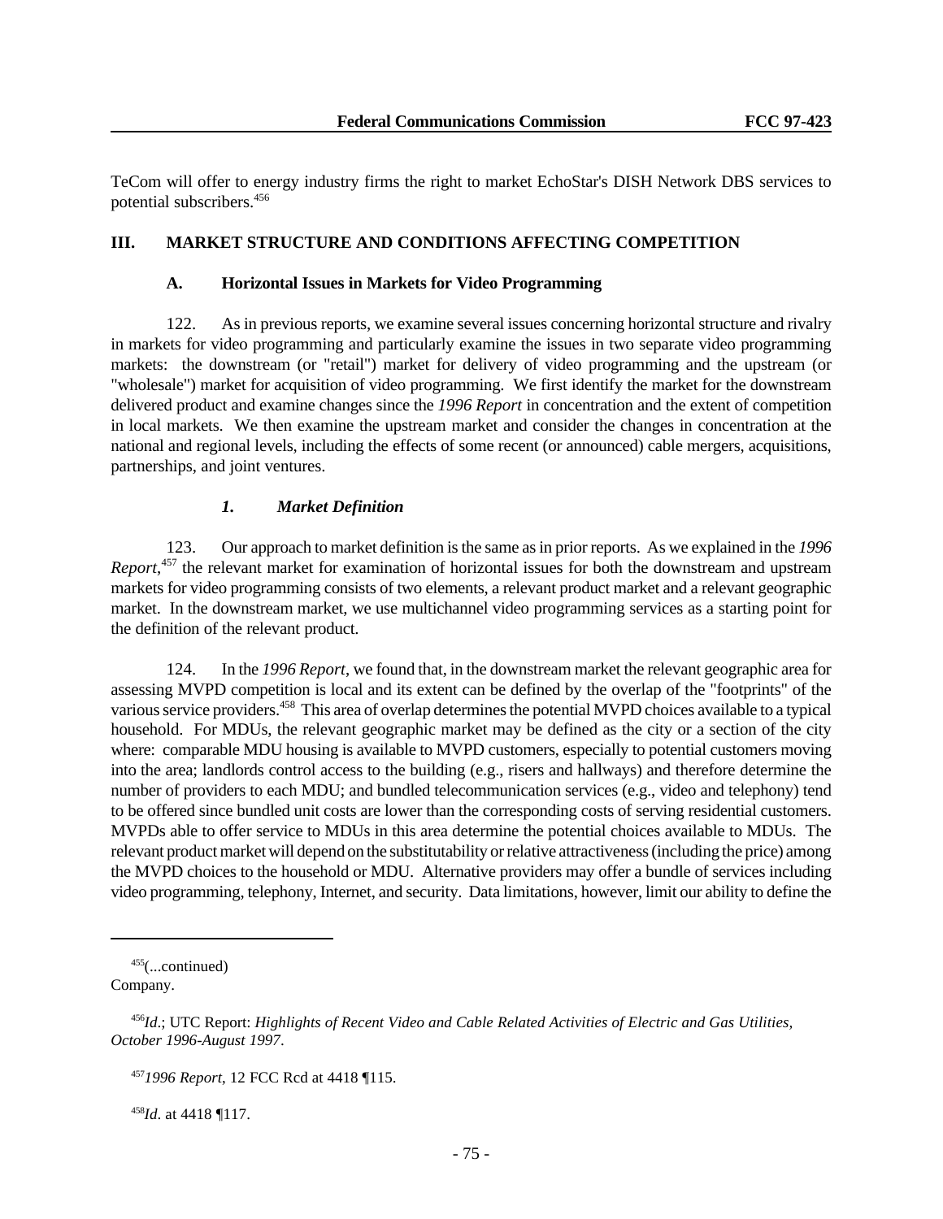TeCom will offer to energy industry firms the right to market EchoStar's DISH Network DBS services to potential subscribers.[456]

## III. MARKET STRUCTURE AND CONDITIONS AFFECTING COMPETITION

### A. Horizontal Issues in Markets for Video Programming

122. As in previous reports, we examine several issues concerning horizontal structure and rivalry in markets for video programming and particularly examine the issues in two separate video programming markets: the downstream (or "retail") market for delivery of video programming and the upstream (or "wholesale") market for acquisition of video programming. We first identify the market for the downstream delivered product and examine changes since the *1996 Report* in concentration and the extent of competition in local markets. We then examine the upstream market and consider the changes in concentration at the national and regional levels, including the effects of some recent (or announced) cable mergers, acquisitions, partnerships, and joint ventures.

#### *1. Market Definition*

123. Our approach to market definition is the same as in prior reports. As we explained in the *1996 Report*,[457] the relevant market for examination of horizontal issues for both the downstream and upstream markets for video programming consists of two elements, a relevant product market and a relevant geographic market. In the downstream market, we use multichannel video programming services as a starting point for the definition of the relevant product.

124. In the *1996 Report*, we found that, in the downstream market the relevant geographic area for assessing MVPD competition is local and its extent can be defined by the overlap of the "footprints" of the various service providers.[458] This area of overlap determines the potential MVPD choices available to a typical household. For MDUs, the relevant geographic market may be defined as the city or a section of the city where: comparable MDU housing is available to MVPD customers, especially to potential customers moving into the area; landlords control access to the building (e.g., risers and hallways) and therefore determine the number of providers to each MDU; and bundled telecommunication services (e.g., video and telephony) tend to be offered since bundled unit costs are lower than the corresponding costs of serving residential customers. MVPDs able to offer service to MDUs in this area determine the potential choices available to MDUs. The relevant product market will depend on the substitutability or relative attractiveness (including the price) among the MVPD choices to the household or MDU. Alternative providers may offer a bundle of services including video programming, telephony, Internet, and security. Data limitations, however, limit our ability to define the

---

[455](...continued) Company.

[456]*Id*.; UTC Report: *Highlights of Recent Video and Cable Related Activities of Electric and Gas Utilities, October 1996-August 1997*.

[457]*1996 Report*, 12 FCC Rcd at 4418 ¶115.

[458]*Id*. at 4418 ¶117.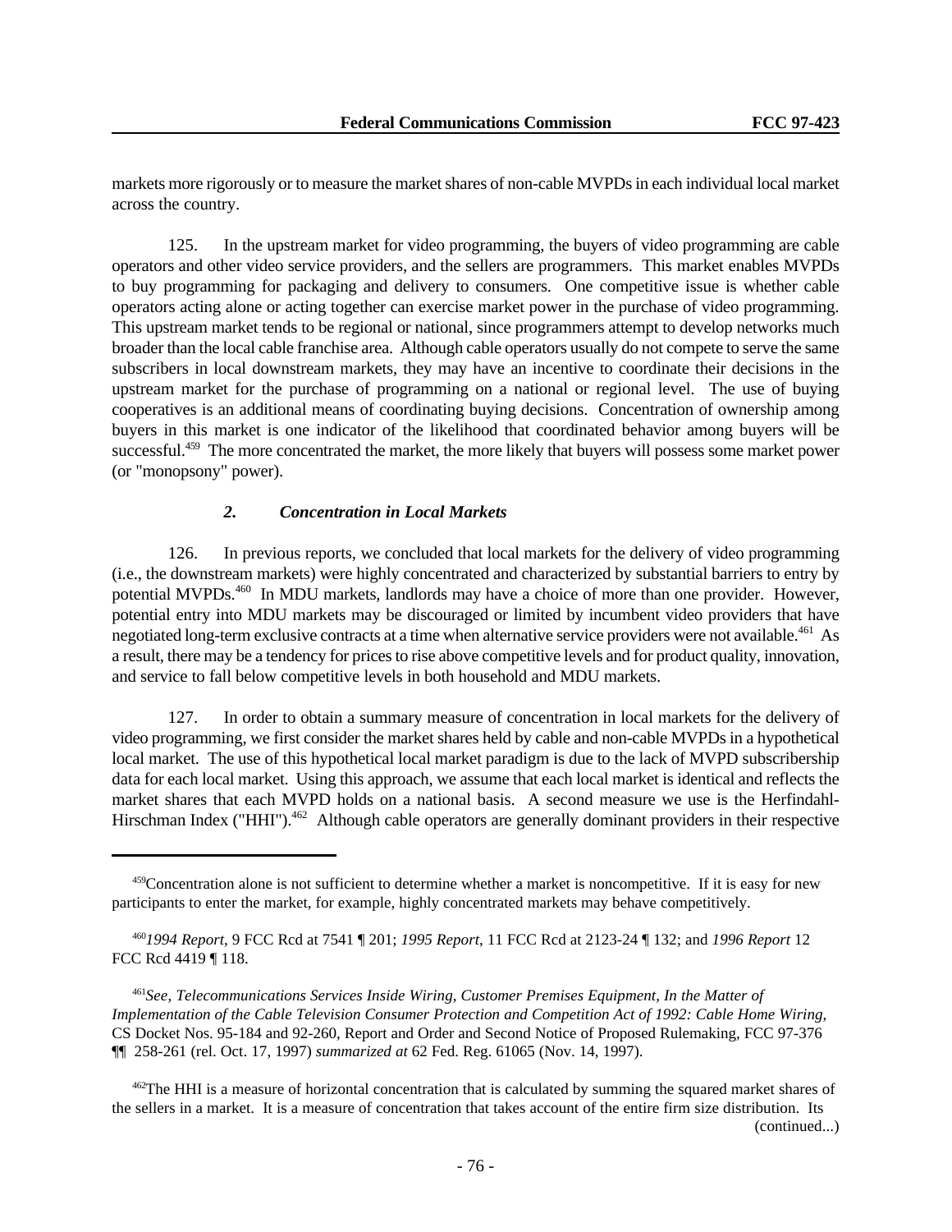markets more rigorously or to measure the market shares of non-cable MVPDs in each individual local market across the country.

125. In the upstream market for video programming, the buyers of video programming are cable operators and other video service providers, and the sellers are programmers. This market enables MVPDs to buy programming for packaging and delivery to consumers. One competitive issue is whether cable operators acting alone or acting together can exercise market power in the purchase of video programming. This upstream market tends to be regional or national, since programmers attempt to develop networks much broader than the local cable franchise area. Although cable operators usually do not compete to serve the same subscribers in local downstream markets, they may have an incentive to coordinate their decisions in the upstream market for the purchase of programming on a national or regional level. The use of buying cooperatives is an additional means of coordinating buying decisions. Concentration of ownership among buyers in this market is one indicator of the likelihood that coordinated behavior among buyers will be successful.[459] The more concentrated the market, the more likely that buyers will possess some market power (or "monopsony" power).

### *2. Concentration in Local Markets*

126. In previous reports, we concluded that local markets for the delivery of video programming (i.e., the downstream markets) were highly concentrated and characterized by substantial barriers to entry by potential MVPDs.[460] In MDU markets, landlords may have a choice of more than one provider. However, potential entry into MDU markets may be discouraged or limited by incumbent video providers that have negotiated long-term exclusive contracts at a time when alternative service providers were not available.[461] As a result, there may be a tendency for prices to rise above competitive levels and for product quality, innovation, and service to fall below competitive levels in both household and MDU markets.

127. In order to obtain a summary measure of concentration in local markets for the delivery of video programming, we first consider the market shares held by cable and non-cable MVPDs in a hypothetical local market. The use of this hypothetical local market paradigm is due to the lack of MVPD subscribership data for each local market. Using this approach, we assume that each local market is identical and reflects the market shares that each MVPD holds on a national basis. A second measure we use is the Herfindahl-Hirschman Index ("HHI").[462] Although cable operators are generally dominant providers in their respective

---

[459] Concentration alone is not sufficient to determine whether a market is noncompetitive. If it is easy for new participants to enter the market, for example, highly concentrated markets may behave competitively.

[460] *1994 Report*, 9 FCC Rcd at 7541 ¶ 201; *1995 Report*, 11 FCC Rcd at 2123-24 ¶ 132; and *1996 Report* 12 FCC Rcd 4419 ¶ 118.

[461] *See*, *Telecommunications Services Inside Wiring, Customer Premises Equipment, In the Matter of Implementation of the Cable Television Consumer Protection and Competition Act of 1992: Cable Home Wiring*, CS Docket Nos. 95-184 and 92-260, Report and Order and Second Notice of Proposed Rulemaking, FCC 97-376 ¶¶ 258-261 (rel. Oct. 17, 1997) *summarized at* 62 Fed. Reg. 61065 (Nov. 14, 1997).

[462] The HHI is a measure of horizontal concentration that is calculated by summing the squared market shares of the sellers in a market. It is a measure of concentration that takes account of the entire firm size distribution. Its (continued...)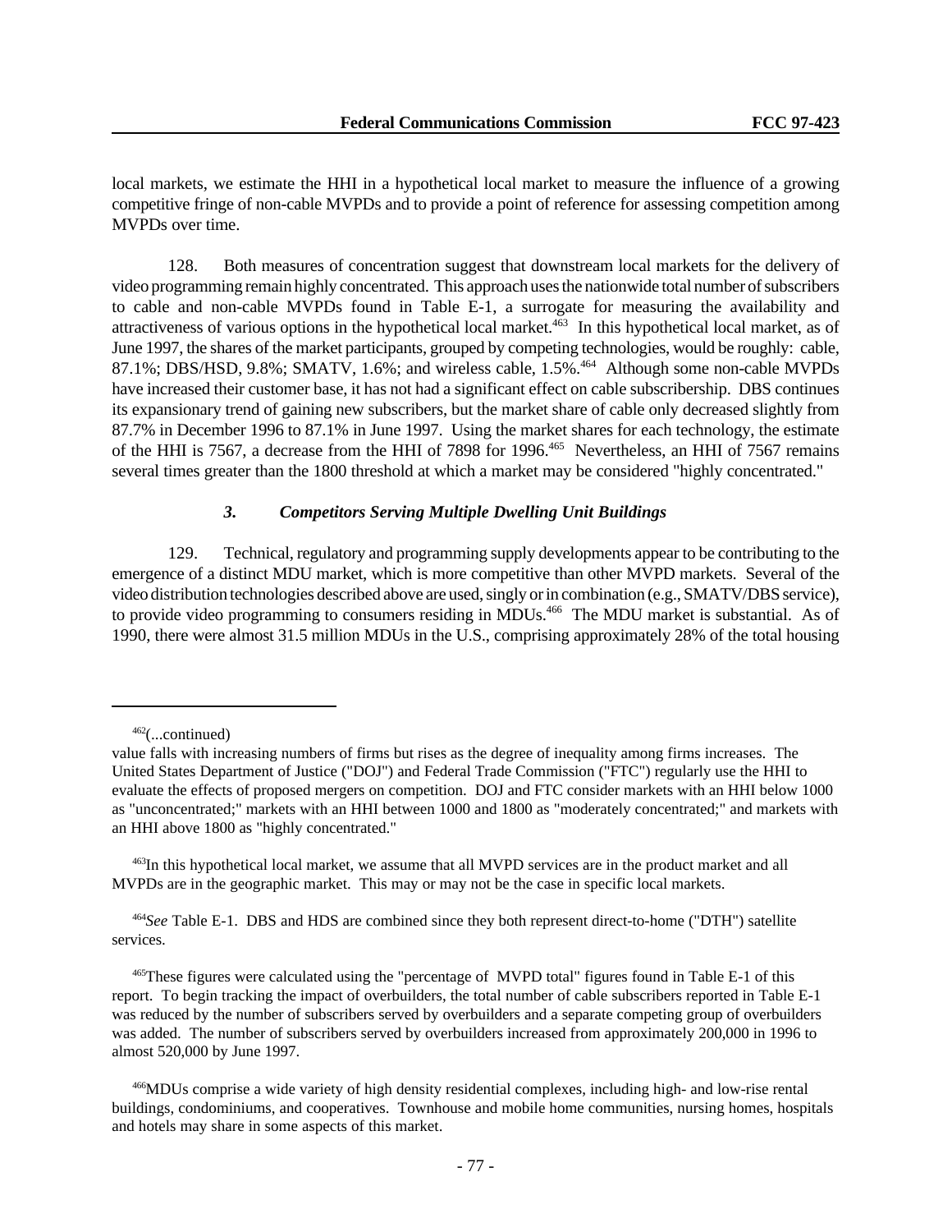local markets, we estimate the HHI in a hypothetical local market to measure the influence of a growing competitive fringe of non-cable MVPDs and to provide a point of reference for assessing competition among MVPDs over time.

128. Both measures of concentration suggest that downstream local markets for the delivery of video programming remain highly concentrated. This approach uses the nationwide total number of subscribers to cable and non-cable MVPDs found in Table E-1, a surrogate for measuring the availability and attractiveness of various options in the hypothetical local market.[463] In this hypothetical local market, as of June 1997, the shares of the market participants, grouped by competing technologies, would be roughly: cable, 87.1%; DBS/HSD, 9.8%; SMATV, 1.6%; and wireless cable, 1.5%.[464] Although some non-cable MVPDs have increased their customer base, it has not had a significant effect on cable subscribership. DBS continues its expansionary trend of gaining new subscribers, but the market share of cable only decreased slightly from 87.7% in December 1996 to 87.1% in June 1997. Using the market shares for each technology, the estimate of the HHI is 7567, a decrease from the HHI of 7898 for 1996.[465] Nevertheless, an HHI of 7567 remains several times greater than the 1800 threshold at which a market may be considered "highly concentrated."

### *3. Competitors Serving Multiple Dwelling Unit Buildings*

129. Technical, regulatory and programming supply developments appear to be contributing to the emergence of a distinct MDU market, which is more competitive than other MVPD markets. Several of the video distribution technologies described above are used, singly or in combination (e.g., SMATV/DBS service), to provide video programming to consumers residing in MDUs.[466] The MDU market is substantial. As of 1990, there were almost 31.5 million MDUs in the U.S., comprising approximately 28% of the total housing

---

[462](...continued)
value falls with increasing numbers of firms but rises as the degree of inequality among firms increases. The United States Department of Justice ("DOJ") and Federal Trade Commission ("FTC") regularly use the HHI to evaluate the effects of proposed mergers on competition. DOJ and FTC consider markets with an HHI below 1000 as "unconcentrated;" markets with an HHI between 1000 and 1800 as "moderately concentrated;" and markets with an HHI above 1800 as "highly concentrated."

[463]In this hypothetical local market, we assume that all MVPD services are in the product market and all MVPDs are in the geographic market. This may or may not be the case in specific local markets.

[464]*See* Table E-1. DBS and HDS are combined since they both represent direct-to-home ("DTH") satellite services.

[465]These figures were calculated using the "percentage of MVPD total" figures found in Table E-1 of this report. To begin tracking the impact of overbuilders, the total number of cable subscribers reported in Table E-1 was reduced by the number of subscribers served by overbuilders and a separate competing group of overbuilders was added. The number of subscribers served by overbuilders increased from approximately 200,000 in 1996 to almost 520,000 by June 1997.

[466]MDUs comprise a wide variety of high density residential complexes, including high- and low-rise rental buildings, condominiums, and cooperatives. Townhouse and mobile home communities, nursing homes, hospitals and hotels may share in some aspects of this market.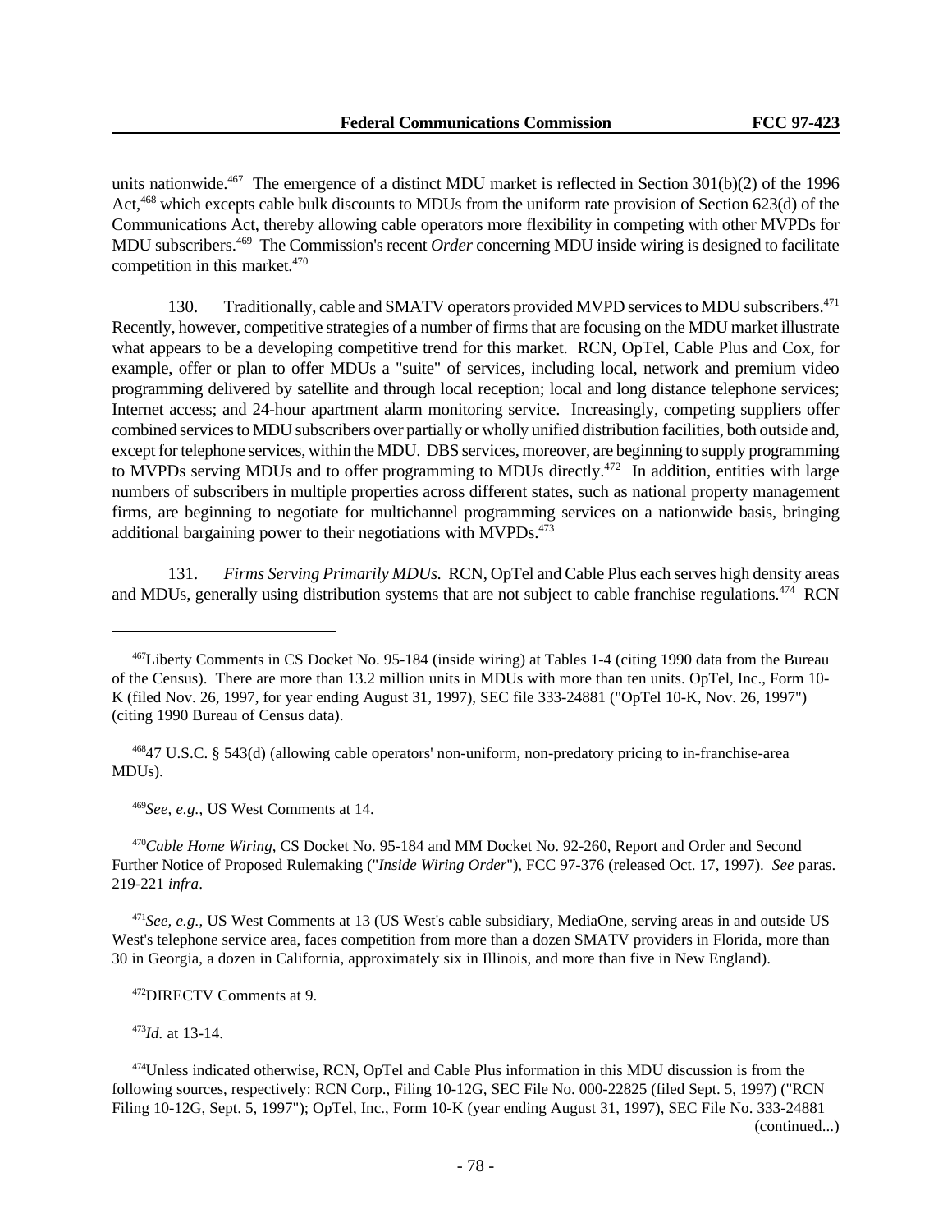units nationwide.[467] The emergence of a distinct MDU market is reflected in Section 301(b)(2) of the 1996 Act,[468] which excepts cable bulk discounts to MDUs from the uniform rate provision of Section 623(d) of the Communications Act, thereby allowing cable operators more flexibility in competing with other MVPDs for MDU subscribers.[469] The Commission's recent *Order* concerning MDU inside wiring is designed to facilitate competition in this market.[470]

130. Traditionally, cable and SMATV operators provided MVPD services to MDU subscribers.[471] Recently, however, competitive strategies of a number of firms that are focusing on the MDU market illustrate what appears to be a developing competitive trend for this market. RCN, OpTel, Cable Plus and Cox, for example, offer or plan to offer MDUs a "suite" of services, including local, network and premium video programming delivered by satellite and through local reception; local and long distance telephone services; Internet access; and 24-hour apartment alarm monitoring service. Increasingly, competing suppliers offer combined services to MDU subscribers over partially or wholly unified distribution facilities, both outside and, except for telephone services, within the MDU. DBS services, moreover, are beginning to supply programming to MVPDs serving MDUs and to offer programming to MDUs directly.[472] In addition, entities with large numbers of subscribers in multiple properties across different states, such as national property management firms, are beginning to negotiate for multichannel programming services on a nationwide basis, bringing additional bargaining power to their negotiations with MVPDs.[473]

131. *Firms Serving Primarily MDUs.* RCN, OpTel and Cable Plus each serves high density areas and MDUs, generally using distribution systems that are not subject to cable franchise regulations.[474] RCN

---

[467]Liberty Comments in CS Docket No. 95-184 (inside wiring) at Tables 1-4 (citing 1990 data from the Bureau of the Census). There are more than 13.2 million units in MDUs with more than ten units. OpTel, Inc., Form 10-K (filed Nov. 26, 1997, for year ending August 31, 1997), SEC file 333-24881 ("OpTel 10-K, Nov. 26, 1997") (citing 1990 Bureau of Census data).

[468]47 U.S.C. § 543(d) (allowing cable operators' non-uniform, non-predatory pricing to in-franchise-area MDUs).

[469]*See, e.g.,* US West Comments at 14.

[470]*Cable Home Wiring*, CS Docket No. 95-184 and MM Docket No. 92-260, Report and Order and Second Further Notice of Proposed Rulemaking ("*Inside Wiring Order*"), FCC 97-376 (released Oct. 17, 1997). *See* paras. 219-221 *infra*.

[471]*See, e.g.*, US West Comments at 13 (US West's cable subsidiary, MediaOne, serving areas in and outside US West's telephone service area, faces competition from more than a dozen SMATV providers in Florida, more than 30 in Georgia, a dozen in California, approximately six in Illinois, and more than five in New England).

[472]DIRECTV Comments at 9.

[473]*Id.* at 13-14.

[474]Unless indicated otherwise, RCN, OpTel and Cable Plus information in this MDU discussion is from the following sources, respectively: RCN Corp., Filing 10-12G, SEC File No. 000-22825 (filed Sept. 5, 1997) ("RCN Filing 10-12G, Sept. 5, 1997"); OpTel, Inc., Form 10-K (year ending August 31, 1997), SEC File No. 333-24881 (continued...)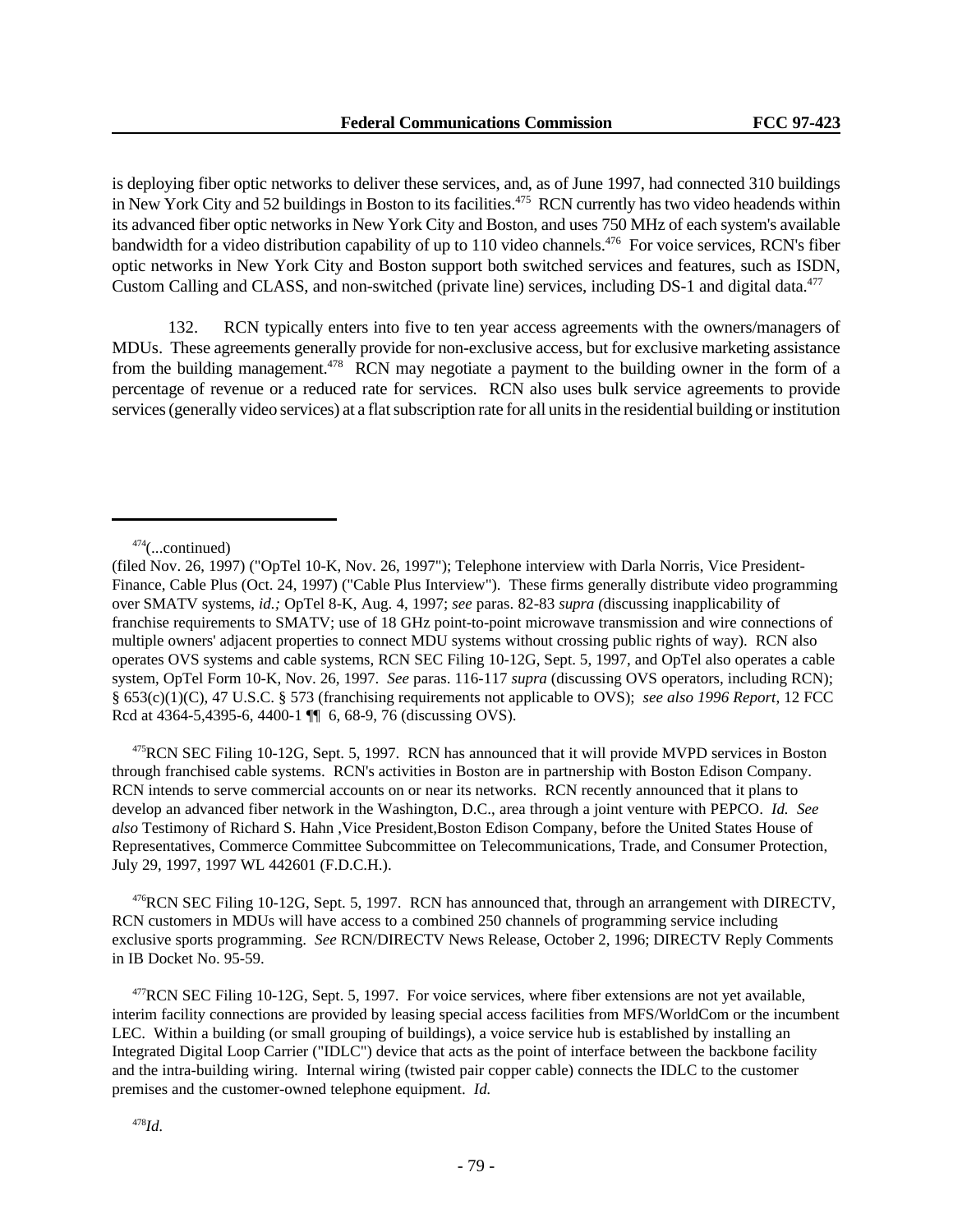is deploying fiber optic networks to deliver these services, and, as of June 1997, had connected 310 buildings in New York City and 52 buildings in Boston to its facilities.[475] RCN currently has two video headends within its advanced fiber optic networks in New York City and Boston, and uses 750 MHz of each system's available bandwidth for a video distribution capability of up to 110 video channels.[476] For voice services, RCN's fiber optic networks in New York City and Boston support both switched services and features, such as ISDN, Custom Calling and CLASS, and non-switched (private line) services, including DS-1 and digital data.[477]

132. RCN typically enters into five to ten year access agreements with the owners/managers of MDUs. These agreements generally provide for non-exclusive access, but for exclusive marketing assistance from the building management.[478] RCN may negotiate a payment to the building owner in the form of a percentage of revenue or a reduced rate for services. RCN also uses bulk service agreements to provide services (generally video services) at a flat subscription rate for all units in the residential building or institution

---

[474](...continued)
(filed Nov. 26, 1997) ("OpTel 10-K, Nov. 26, 1997"); Telephone interview with Darla Norris, Vice President-Finance, Cable Plus (Oct. 24, 1997) ("Cable Plus Interview"). These firms generally distribute video programming over SMATV systems, *id.;* OpTel 8-K, Aug. 4, 1997; *see* paras. 82-83 *supra (*discussing inapplicability of franchise requirements to SMATV; use of 18 GHz point-to-point microwave transmission and wire connections of multiple owners' adjacent properties to connect MDU systems without crossing public rights of way). RCN also operates OVS systems and cable systems, RCN SEC Filing 10-12G, Sept. 5, 1997, and OpTel also operates a cable system, OpTel Form 10-K, Nov. 26, 1997. *See* paras. 116-117 *supra* (discussing OVS operators, including RCN); § 653(c)(1)(C), 47 U.S.C. § 573 (franchising requirements not applicable to OVS); *see also 1996 Report*, 12 FCC Rcd at 4364-5,4395-6, 4400-1 ¶¶ 6, 68-9, 76 (discussing OVS).

[475]RCN SEC Filing 10-12G, Sept. 5, 1997. RCN has announced that it will provide MVPD services in Boston through franchised cable systems. RCN's activities in Boston are in partnership with Boston Edison Company. RCN intends to serve commercial accounts on or near its networks. RCN recently announced that it plans to develop an advanced fiber network in the Washington, D.C., area through a joint venture with PEPCO. *Id. See also* Testimony of Richard S. Hahn ,Vice President,Boston Edison Company, before the United States House of Representatives, Commerce Committee Subcommittee on Telecommunications, Trade, and Consumer Protection, July 29, 1997, 1997 WL 442601 (F.D.C.H.).

[476]RCN SEC Filing 10-12G, Sept. 5, 1997. RCN has announced that, through an arrangement with DIRECTV, RCN customers in MDUs will have access to a combined 250 channels of programming service including exclusive sports programming. *See* RCN/DIRECTV News Release, October 2, 1996; DIRECTV Reply Comments in IB Docket No. 95-59.

[477]RCN SEC Filing 10-12G, Sept. 5, 1997. For voice services, where fiber extensions are not yet available, interim facility connections are provided by leasing special access facilities from MFS/WorldCom or the incumbent LEC. Within a building (or small grouping of buildings), a voice service hub is established by installing an Integrated Digital Loop Carrier ("IDLC") device that acts as the point of interface between the backbone facility and the intra-building wiring. Internal wiring (twisted pair copper cable) connects the IDLC to the customer premises and the customer-owned telephone equipment. *Id.*

[478]*Id.*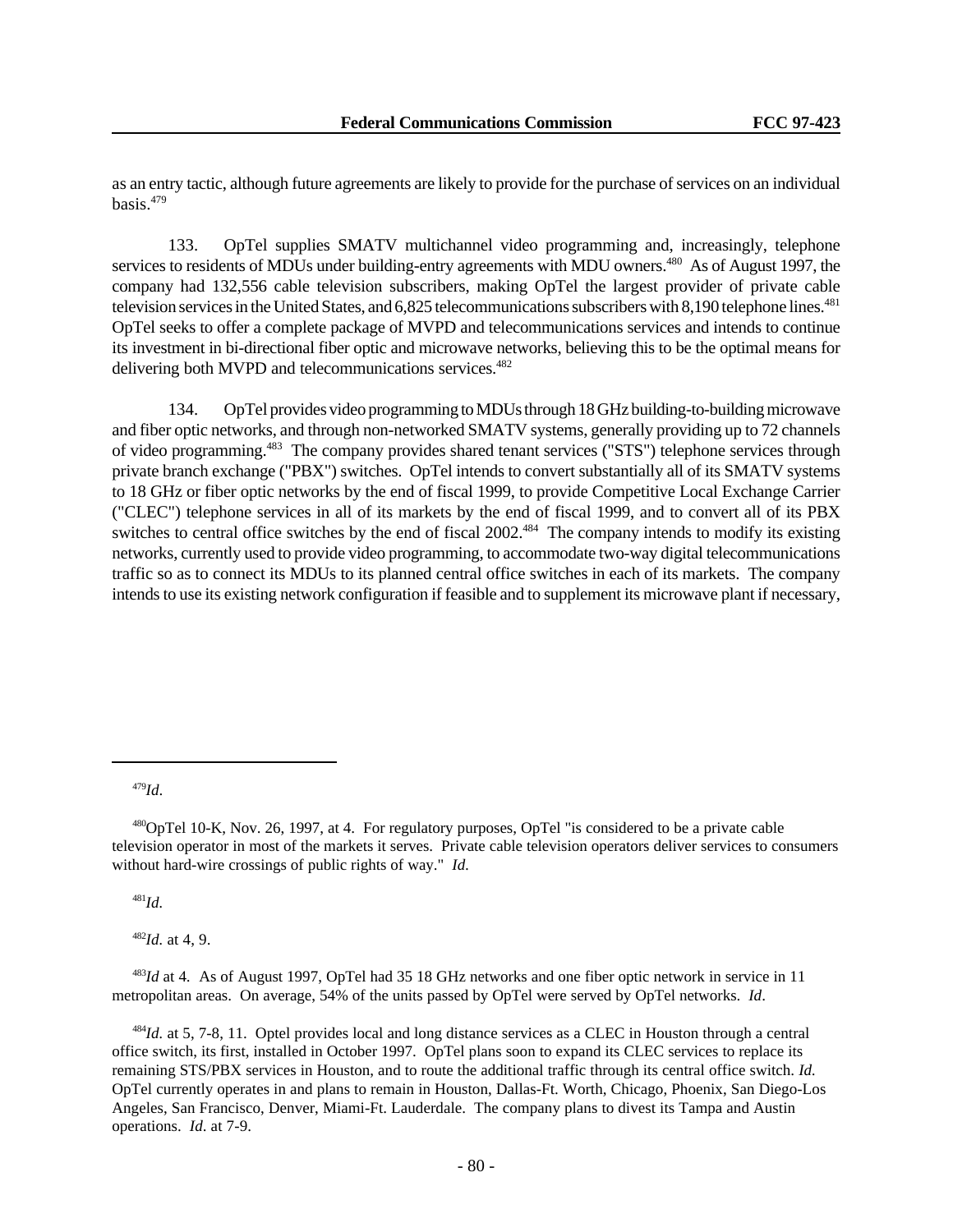as an entry tactic, although future agreements are likely to provide for the purchase of services on an individual basis.[479]

133. OpTel supplies SMATV multichannel video programming and, increasingly, telephone services to residents of MDUs under building-entry agreements with MDU owners.[480] As of August 1997, the company had 132,556 cable television subscribers, making OpTel the largest provider of private cable television services in the United States, and 6,825 telecommunications subscribers with 8,190 telephone lines.[481] OpTel seeks to offer a complete package of MVPD and telecommunications services and intends to continue its investment in bi-directional fiber optic and microwave networks, believing this to be the optimal means for delivering both MVPD and telecommunications services.[482]

134. OpTel provides video programming to MDUs through 18 GHz building-to-building microwave and fiber optic networks, and through non-networked SMATV systems, generally providing up to 72 channels of video programming.[483] The company provides shared tenant services ("STS") telephone services through private branch exchange ("PBX") switches. OpTel intends to convert substantially all of its SMATV systems to 18 GHz or fiber optic networks by the end of fiscal 1999, to provide Competitive Local Exchange Carrier ("CLEC") telephone services in all of its markets by the end of fiscal 1999, and to convert all of its PBX switches to central office switches by the end of fiscal 2002.[484] The company intends to modify its existing networks, currently used to provide video programming, to accommodate two-way digital telecommunications traffic so as to connect its MDUs to its planned central office switches in each of its markets. The company intends to use its existing network configuration if feasible and to supplement its microwave plant if necessary,

---

[479] *Id*.

[480] OpTel 10-K, Nov. 26, 1997, at 4. For regulatory purposes, OpTel "is considered to be a private cable television operator in most of the markets it serves. Private cable television operators deliver services to consumers without hard-wire crossings of public rights of way." *Id.*

[481] *Id.*

[482] *Id.* at 4, 9.

[483] *Id* at 4. As of August 1997, OpTel had 35 18 GHz networks and one fiber optic network in service in 11 metropolitan areas. On average, 54% of the units passed by OpTel were served by OpTel networks. *Id*.

[484] *Id.* at 5, 7-8, 11. Optel provides local and long distance services as a CLEC in Houston through a central office switch, its first, installed in October 1997. OpTel plans soon to expand its CLEC services to replace its remaining STS/PBX services in Houston, and to route the additional traffic through its central office switch. *Id.* OpTel currently operates in and plans to remain in Houston, Dallas-Ft. Worth, Chicago, Phoenix, San Diego-Los Angeles, San Francisco, Denver, Miami-Ft. Lauderdale. The company plans to divest its Tampa and Austin operations. *Id*. at 7-9.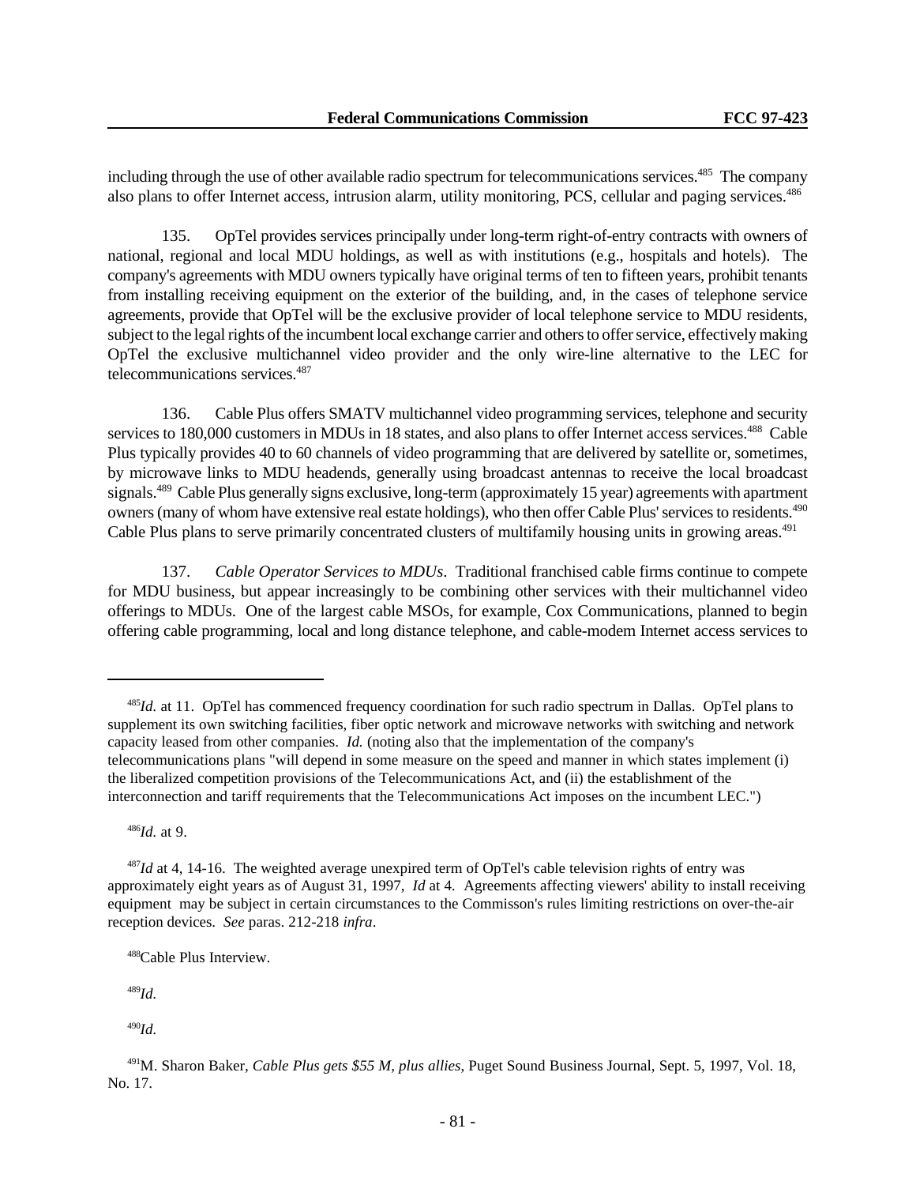including through the use of other available radio spectrum for telecommunications services.[485] The company also plans to offer Internet access, intrusion alarm, utility monitoring, PCS, cellular and paging services.[486]

135. OpTel provides services principally under long-term right-of-entry contracts with owners of national, regional and local MDU holdings, as well as with institutions (e.g., hospitals and hotels). The company's agreements with MDU owners typically have original terms of ten to fifteen years, prohibit tenants from installing receiving equipment on the exterior of the building, and, in the cases of telephone service agreements, provide that OpTel will be the exclusive provider of local telephone service to MDU residents, subject to the legal rights of the incumbent local exchange carrier and others to offer service, effectively making OpTel the exclusive multichannel video provider and the only wire-line alternative to the LEC for telecommunications services.[487]

136. Cable Plus offers SMATV multichannel video programming services, telephone and security services to 180,000 customers in MDUs in 18 states, and also plans to offer Internet access services.[488] Cable Plus typically provides 40 to 60 channels of video programming that are delivered by satellite or, sometimes, by microwave links to MDU headends, generally using broadcast antennas to receive the local broadcast signals.[489] Cable Plus generally signs exclusive, long-term (approximately 15 year) agreements with apartment owners (many of whom have extensive real estate holdings), who then offer Cable Plus' services to residents.[490] Cable Plus plans to serve primarily concentrated clusters of multifamily housing units in growing areas.[491]

137. *Cable Operator Services to MDUs*. Traditional franchised cable firms continue to compete for MDU business, but appear increasingly to be combining other services with their multichannel video offerings to MDUs. One of the largest cable MSOs, for example, Cox Communications, planned to begin offering cable programming, local and long distance telephone, and cable-modem Internet access services to

---

[485] *Id.* at 11. OpTel has commenced frequency coordination for such radio spectrum in Dallas. OpTel plans to supplement its own switching facilities, fiber optic network and microwave networks with switching and network capacity leased from other companies. *Id.* (noting also that the implementation of the company's telecommunications plans "will depend in some measure on the speed and manner in which states implement (i) the liberalized competition provisions of the Telecommunications Act, and (ii) the establishment of the interconnection and tariff requirements that the Telecommunications Act imposes on the incumbent LEC.")

[486] *Id.* at 9.

[487] *Id* at 4, 14-16. The weighted average unexpired term of OpTel's cable television rights of entry was approximately eight years as of August 31, 1997, *Id* at 4. Agreements affecting viewers' ability to install receiving equipment may be subject in certain circumstances to the Commisson's rules limiting restrictions on over-the-air reception devices. *See* paras. 212-218 *infra*.

[488] Cable Plus Interview.

[489] *Id.*

[490] *Id.*

[491] M. Sharon Baker, *Cable Plus gets $55 M, plus allies*, Puget Sound Business Journal, Sept. 5, 1997, Vol. 18, No. 17.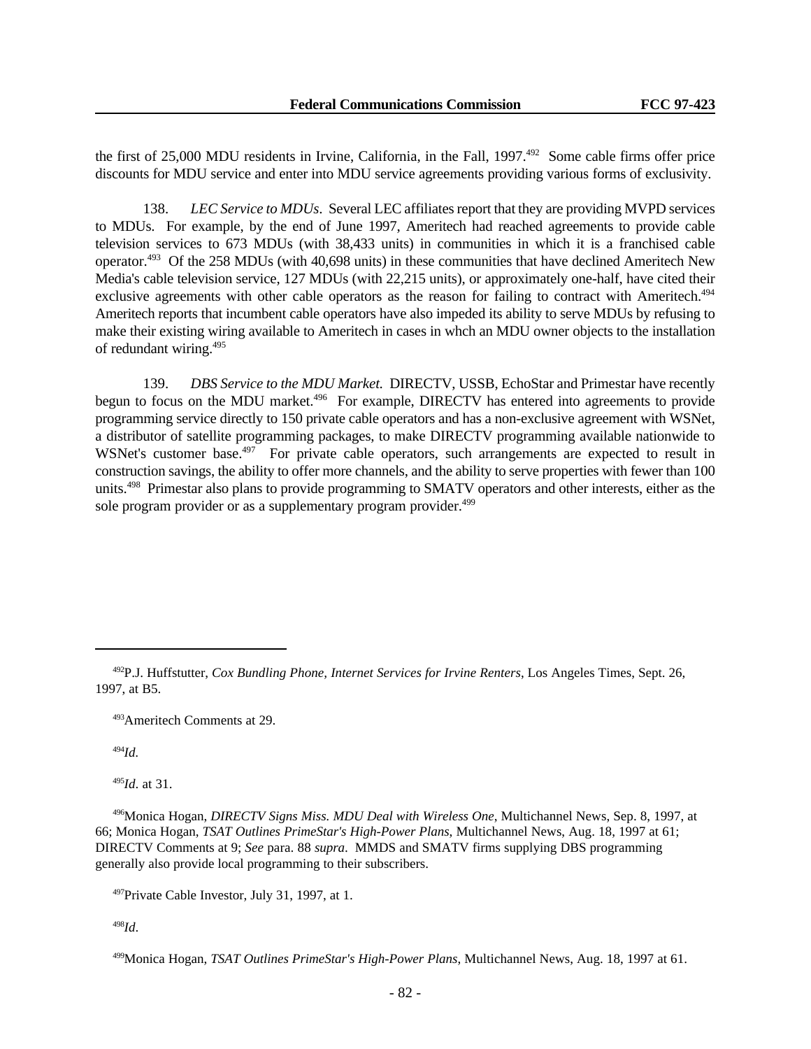the first of 25,000 MDU residents in Irvine, California, in the Fall, 1997.[492] Some cable firms offer price discounts for MDU service and enter into MDU service agreements providing various forms of exclusivity.

138. *LEC Service to MDUs*. Several LEC affiliates report that they are providing MVPD services to MDUs. For example, by the end of June 1997, Ameritech had reached agreements to provide cable television services to 673 MDUs (with 38,433 units) in communities in which it is a franchised cable operator.[493] Of the 258 MDUs (with 40,698 units) in these communities that have declined Ameritech New Media's cable television service, 127 MDUs (with 22,215 units), or approximately one-half, have cited their exclusive agreements with other cable operators as the reason for failing to contract with Ameritech.[494] Ameritech reports that incumbent cable operators have also impeded its ability to serve MDUs by refusing to make their existing wiring available to Ameritech in cases in whch an MDU owner objects to the installation of redundant wiring.[495]

139. *DBS Service to the MDU Market.* DIRECTV, USSB, EchoStar and Primestar have recently begun to focus on the MDU market.[496] For example, DIRECTV has entered into agreements to provide programming service directly to 150 private cable operators and has a non-exclusive agreement with WSNet, a distributor of satellite programming packages, to make DIRECTV programming available nationwide to WSNet's customer base.[497] For private cable operators, such arrangements are expected to result in construction savings, the ability to offer more channels, and the ability to serve properties with fewer than 100 units.[498] Primestar also plans to provide programming to SMATV operators and other interests, either as the sole program provider or as a supplementary program provider.[499]

---

[492] P.J. Huffstutter, *Cox Bundling Phone, Internet Services for Irvine Renters*, Los Angeles Times, Sept. 26, 1997, at B5.

[493] Ameritech Comments at 29.

[494] *Id.*

[495] *Id.* at 31.

[496] Monica Hogan, *DIRECTV Signs Miss. MDU Deal with Wireless One*, Multichannel News, Sep. 8, 1997, at 66; Monica Hogan, *TSAT Outlines PrimeStar's High-Power Plans*, Multichannel News, Aug. 18, 1997 at 61; DIRECTV Comments at 9; *See* para. 88 *supra*. MMDS and SMATV firms supplying DBS programming generally also provide local programming to their subscribers.

[497] Private Cable Investor, July 31, 1997, at 1.

[498] *Id*.

[499] Monica Hogan, *TSAT Outlines PrimeStar's High-Power Plans*, Multichannel News, Aug. 18, 1997 at 61.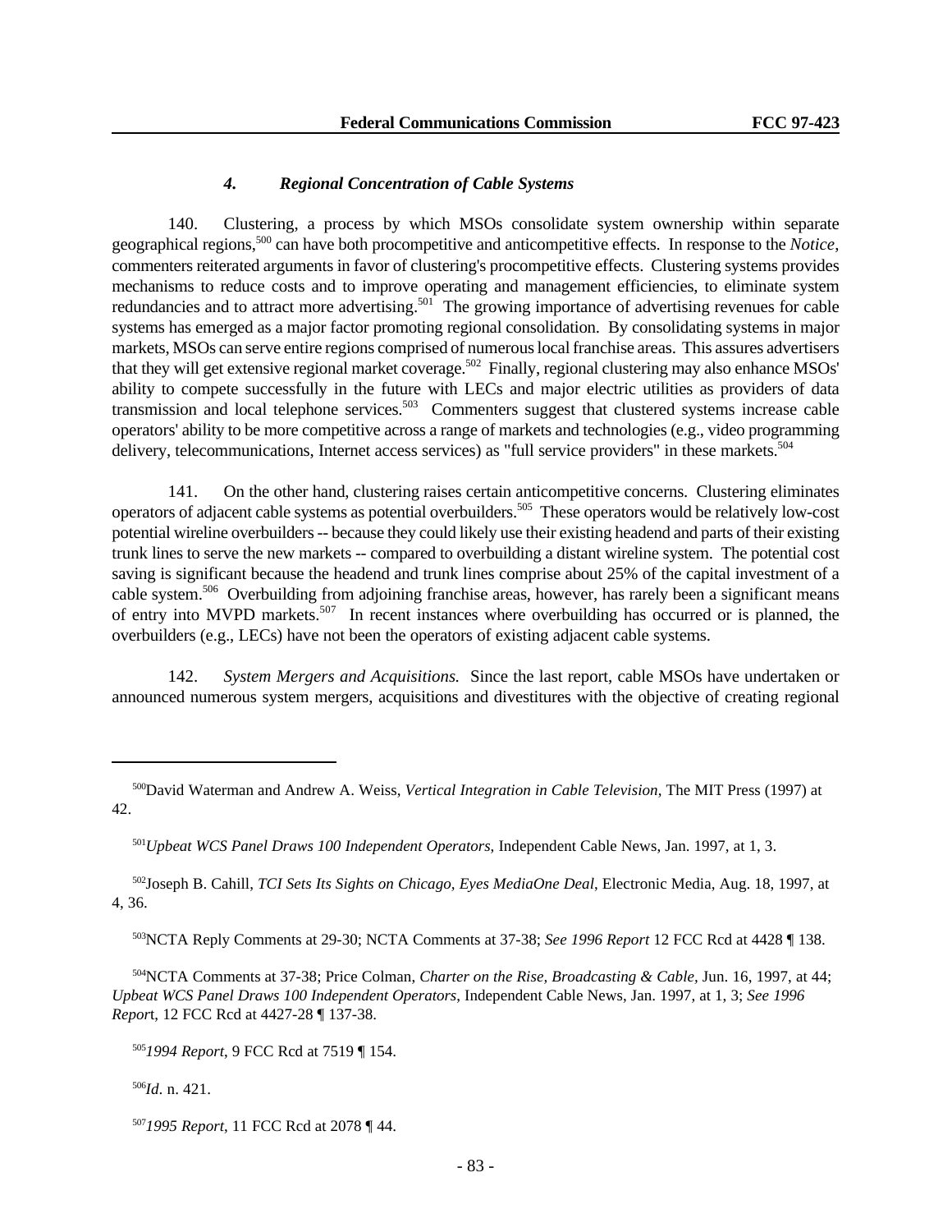#### *4. Regional Concentration of Cable Systems*

140. Clustering, a process by which MSOs consolidate system ownership within separate geographical regions,[500] can have both procompetitive and anticompetitive effects. In response to the *Notice*, commenters reiterated arguments in favor of clustering's procompetitive effects. Clustering systems provides mechanisms to reduce costs and to improve operating and management efficiencies, to eliminate system redundancies and to attract more advertising.[501] The growing importance of advertising revenues for cable systems has emerged as a major factor promoting regional consolidation. By consolidating systems in major markets, MSOs can serve entire regions comprised of numerous local franchise areas. This assures advertisers that they will get extensive regional market coverage.[502] Finally, regional clustering may also enhance MSOs' ability to compete successfully in the future with LECs and major electric utilities as providers of data transmission and local telephone services.[503] Commenters suggest that clustered systems increase cable operators' ability to be more competitive across a range of markets and technologies (e.g., video programming delivery, telecommunications, Internet access services) as "full service providers" in these markets.[504]

141. On the other hand, clustering raises certain anticompetitive concerns. Clustering eliminates operators of adjacent cable systems as potential overbuilders.[505] These operators would be relatively low-cost potential wireline overbuilders -- because they could likely use their existing headend and parts of their existing trunk lines to serve the new markets -- compared to overbuilding a distant wireline system. The potential cost saving is significant because the headend and trunk lines comprise about 25% of the capital investment of a cable system.[506] Overbuilding from adjoining franchise areas, however, has rarely been a significant means of entry into MVPD markets.[507] In recent instances where overbuilding has occurred or is planned, the overbuilders (e.g., LECs) have not been the operators of existing adjacent cable systems.

142. *System Mergers and Acquisitions.* Since the last report, cable MSOs have undertaken or announced numerous system mergers, acquisitions and divestitures with the objective of creating regional

---

[500] David Waterman and Andrew A. Weiss, *Vertical Integration in Cable Television*, The MIT Press (1997) at 42.

[501] *Upbeat WCS Panel Draws 100 Independent Operators*, Independent Cable News, Jan. 1997, at 1, 3.

[502] Joseph B. Cahill, *TCI Sets Its Sights on Chicago, Eyes MediaOne Deal*, Electronic Media, Aug. 18, 1997, at 4, 36.

[503] NCTA Reply Comments at 29-30; NCTA Comments at 37-38; *See 1996 Report* 12 FCC Rcd at 4428 ¶ 138.

[504] NCTA Comments at 37-38; Price Colman, *Charter on the Rise, Broadcasting & Cable,* Jun. 16, 1997, at 44; *Upbeat WCS Panel Draws 100 Independent Operators*, Independent Cable News, Jan. 1997, at 1, 3; *See 1996 Report*, 12 FCC Rcd at 4427-28 ¶ 137-38.

[505] *1994 Report*, 9 FCC Rcd at 7519 ¶ 154.

[506] *Id*. n. 421.

[507] *1995 Report*, 11 FCC Rcd at 2078 ¶ 44.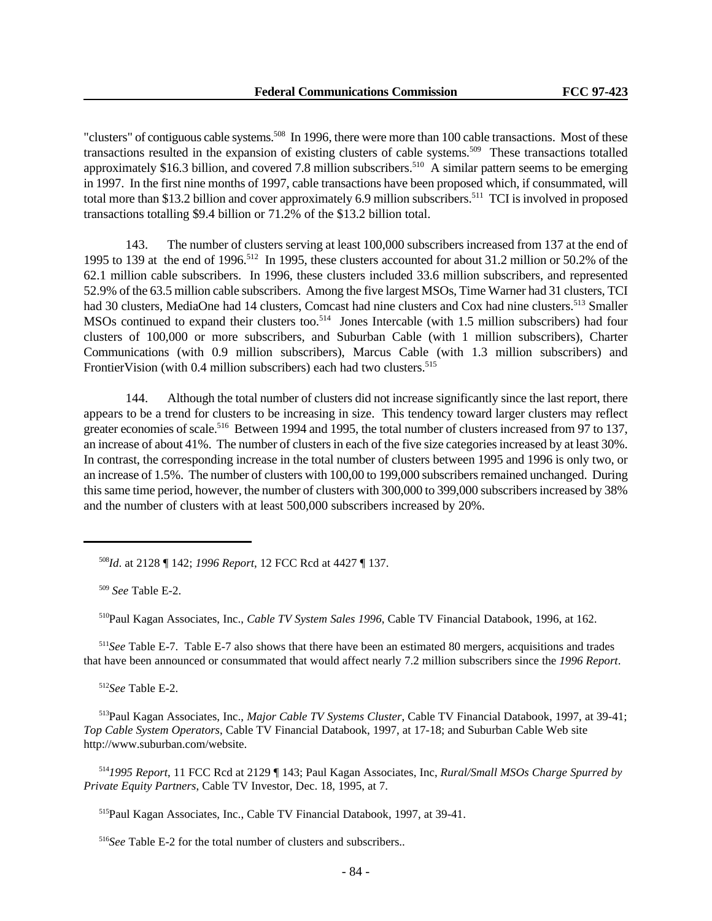"clusters" of contiguous cable systems.[508] In 1996, there were more than 100 cable transactions. Most of these transactions resulted in the expansion of existing clusters of cable systems.[509] These transactions totalled approximately $16.3 billion, and covered 7.8 million subscribers.[510] A similar pattern seems to be emerging in 1997. In the first nine months of 1997, cable transactions have been proposed which, if consummated, will total more than $13.2 billion and cover approximately 6.9 million subscribers.[511] TCI is involved in proposed transactions totalling $9.4 billion or 71.2% of the $13.2 billion total.

143. The number of clusters serving at least 100,000 subscribers increased from 137 at the end of 1995 to 139 at the end of 1996.[512] In 1995, these clusters accounted for about 31.2 million or 50.2% of the 62.1 million cable subscribers. In 1996, these clusters included 33.6 million subscribers, and represented 52.9% of the 63.5 million cable subscribers. Among the five largest MSOs, Time Warner had 31 clusters, TCI had 30 clusters, MediaOne had 14 clusters, Comcast had nine clusters and Cox had nine clusters.[513] Smaller MSOs continued to expand their clusters too.[514] Jones Intercable (with 1.5 million subscribers) had four clusters of 100,000 or more subscribers, and Suburban Cable (with 1 million subscribers), Charter Communications (with 0.9 million subscribers), Marcus Cable (with 1.3 million subscribers) and FrontierVision (with 0.4 million subscribers) each had two clusters.[515]

144. Although the total number of clusters did not increase significantly since the last report, there appears to be a trend for clusters to be increasing in size. This tendency toward larger clusters may reflect greater economies of scale.[516] Between 1994 and 1995, the total number of clusters increased from 97 to 137, an increase of about 41%. The number of clusters in each of the five size categories increased by at least 30%. In contrast, the corresponding increase in the total number of clusters between 1995 and 1996 is only two, or an increase of 1.5%. The number of clusters with 100,00 to 199,000 subscribers remained unchanged. During this same time period, however, the number of clusters with 300,000 to 399,000 subscribers increased by 38% and the number of clusters with at least 500,000 subscribers increased by 20%.

---

[508] *Id*. at 2128 ¶ 142; *1996 Report*, 12 FCC Rcd at 4427 ¶ 137.

[509] *See* Table E-2.

[510] Paul Kagan Associates, Inc., *Cable TV System Sales 1996*, Cable TV Financial Databook, 1996, at 162.

[511] *See* Table E-7. Table E-7 also shows that there have been an estimated 80 mergers, acquisitions and trades that have been announced or consummated that would affect nearly 7.2 million subscribers since the *1996 Report*.

[512] *See* Table E-2.

[513] Paul Kagan Associates, Inc., *Major Cable TV Systems Cluster*, Cable TV Financial Databook, 1997, at 39-41; *Top Cable System Operators*, Cable TV Financial Databook, 1997, at 17-18; and Suburban Cable Web site http://www.suburban.com/website.

[514] *1995 Report*, 11 FCC Rcd at 2129 ¶ 143; Paul Kagan Associates, Inc, *Rural/Small MSOs Charge Spurred by Private Equity Partners*, Cable TV Investor, Dec. 18, 1995, at 7.

[515] Paul Kagan Associates, Inc., Cable TV Financial Databook, 1997, at 39-41.

[516] *See* Table E-2 for the total number of clusters and subscribers..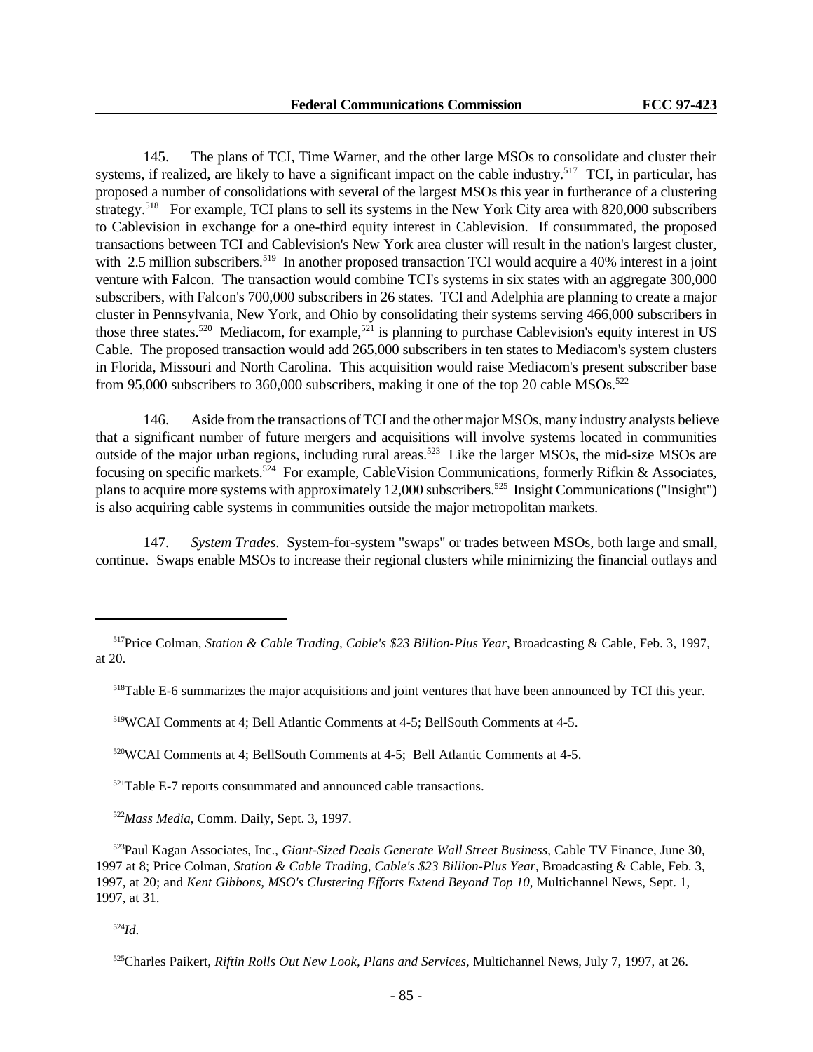145. The plans of TCI, Time Warner, and the other large MSOs to consolidate and cluster their systems, if realized, are likely to have a significant impact on the cable industry.[517] TCI, in particular, has proposed a number of consolidations with several of the largest MSOs this year in furtherance of a clustering strategy.[518] For example, TCI plans to sell its systems in the New York City area with 820,000 subscribers to Cablevision in exchange for a one-third equity interest in Cablevision. If consummated, the proposed transactions between TCI and Cablevision's New York area cluster will result in the nation's largest cluster, with 2.5 million subscribers.[519] In another proposed transaction TCI would acquire a 40% interest in a joint venture with Falcon. The transaction would combine TCI's systems in six states with an aggregate 300,000 subscribers, with Falcon's 700,000 subscribers in 26 states. TCI and Adelphia are planning to create a major cluster in Pennsylvania, New York, and Ohio by consolidating their systems serving 466,000 subscribers in those three states.[520] Mediacom, for example,[521] is planning to purchase Cablevision's equity interest in US Cable. The proposed transaction would add 265,000 subscribers in ten states to Mediacom's system clusters in Florida, Missouri and North Carolina. This acquisition would raise Mediacom's present subscriber base from 95,000 subscribers to 360,000 subscribers, making it one of the top 20 cable MSOs.[522]

146. Aside from the transactions of TCI and the other major MSOs, many industry analysts believe that a significant number of future mergers and acquisitions will involve systems located in communities outside of the major urban regions, including rural areas.[523] Like the larger MSOs, the mid-size MSOs are focusing on specific markets.[524] For example, CableVision Communications, formerly Rifkin & Associates, plans to acquire more systems with approximately 12,000 subscribers.[525] Insight Communications ("Insight") is also acquiring cable systems in communities outside the major metropolitan markets.

147. *System Trades.* System-for-system "swaps" or trades between MSOs, both large and small, continue. Swaps enable MSOs to increase their regional clusters while minimizing the financial outlays and

---

[517] Price Colman, *Station & Cable Trading, Cable's $23 Billion-Plus Year*, Broadcasting & Cable, Feb. 3, 1997, at 20.

[518] Table E-6 summarizes the major acquisitions and joint ventures that have been announced by TCI this year.

[519] WCAI Comments at 4; Bell Atlantic Comments at 4-5; BellSouth Comments at 4-5.

[520] WCAI Comments at 4; BellSouth Comments at 4-5; Bell Atlantic Comments at 4-5.

[521] Table E-7 reports consummated and announced cable transactions.

[522] *Mass Media*, Comm. Daily, Sept. 3, 1997.

[523] Paul Kagan Associates, Inc., *Giant-Sized Deals Generate Wall Street Business*, Cable TV Finance, June 30, 1997 at 8; Price Colman, *Station & Cable Trading, Cable's $23 Billion-Plus Year*, Broadcasting & Cable, Feb. 3, 1997, at 20; and *Kent Gibbons, MSO's Clustering Efforts Extend Beyond Top 10*, Multichannel News, Sept. 1, 1997, at 31.

[524] *Id.*

[525] Charles Paikert, *Riftin Rolls Out New Look, Plans and Services*, Multichannel News, July 7, 1997, at 26.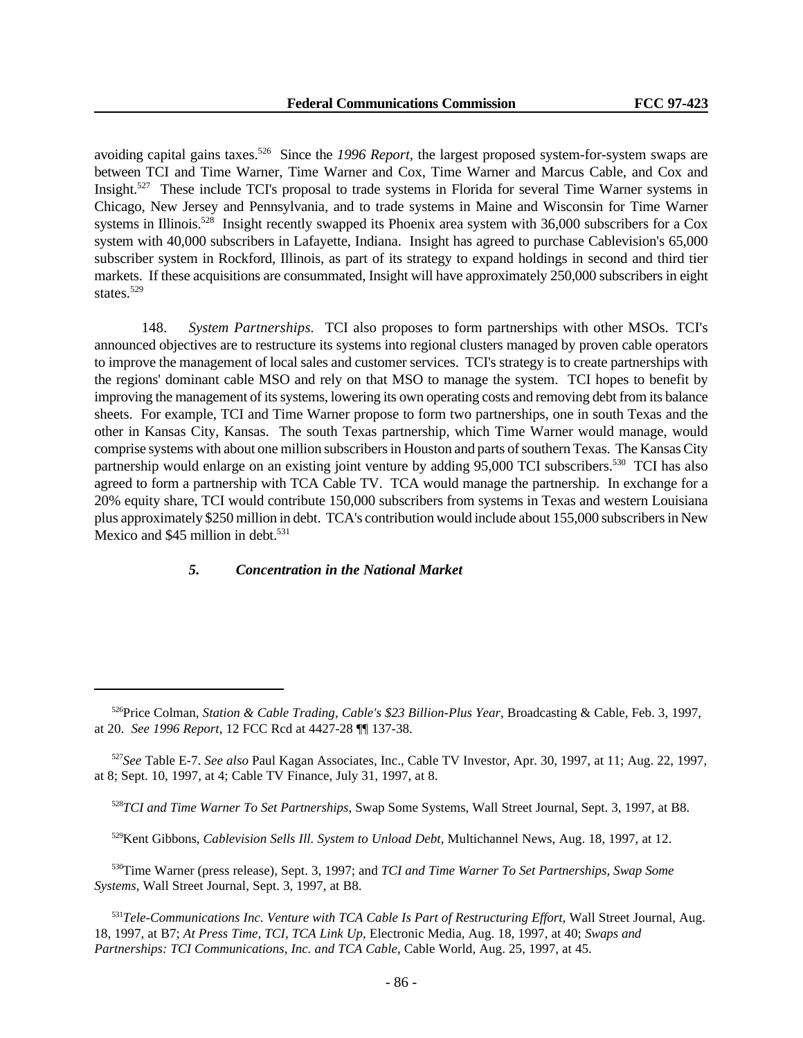avoiding capital gains taxes.[526] Since the *1996 Report*, the largest proposed system-for-system swaps are between TCI and Time Warner, Time Warner and Cox, Time Warner and Marcus Cable, and Cox and Insight.[527] These include TCI's proposal to trade systems in Florida for several Time Warner systems in Chicago, New Jersey and Pennsylvania, and to trade systems in Maine and Wisconsin for Time Warner systems in Illinois.[528] Insight recently swapped its Phoenix area system with 36,000 subscribers for a Cox system with 40,000 subscribers in Lafayette, Indiana. Insight has agreed to purchase Cablevision's 65,000 subscriber system in Rockford, Illinois, as part of its strategy to expand holdings in second and third tier markets. If these acquisitions are consummated, Insight will have approximately 250,000 subscribers in eight states.[529]

148. *System Partnerships*. TCI also proposes to form partnerships with other MSOs. TCI's announced objectives are to restructure its systems into regional clusters managed by proven cable operators to improve the management of local sales and customer services. TCI's strategy is to create partnerships with the regions' dominant cable MSO and rely on that MSO to manage the system. TCI hopes to benefit by improving the management of its systems, lowering its own operating costs and removing debt from its balance sheets. For example, TCI and Time Warner propose to form two partnerships, one in south Texas and the other in Kansas City, Kansas. The south Texas partnership, which Time Warner would manage, would comprise systems with about one million subscribers in Houston and parts of southern Texas. The Kansas City partnership would enlarge on an existing joint venture by adding 95,000 TCI subscribers.[530] TCI has also agreed to form a partnership with TCA Cable TV. TCA would manage the partnership. In exchange for a 20% equity share, TCI would contribute 150,000 subscribers from systems in Texas and western Louisiana plus approximately $250 million in debt. TCA's contribution would include about 155,000 subscribers in New Mexico and $45 million in debt.[531]

### *5. Concentration in the National Market*

---

[526] Price Colman, *Station & Cable Trading, Cable's $23 Billion-Plus Year*, Broadcasting & Cable, Feb. 3, 1997, at 20. *See 1996 Report*, 12 FCC Rcd at 4427-28 ¶¶ 137-38.

[527] *See* Table E-7. *See also* Paul Kagan Associates, Inc., Cable TV Investor, Apr. 30, 1997, at 11; Aug. 22, 1997, at 8; Sept. 10, 1997, at 4; Cable TV Finance, July 31, 1997, at 8.

[528] *TCI and Time Warner To Set Partnerships*, Swap Some Systems, Wall Street Journal, Sept. 3, 1997, at B8.

[529] Kent Gibbons, *Cablevision Sells Ill. System to Unload Debt*, Multichannel News, Aug. 18, 1997, at 12.

[530] Time Warner (press release), Sept. 3, 1997; and *TCI and Time Warner To Set Partnerships, Swap Some Systems*, Wall Street Journal, Sept. 3, 1997, at B8.

[531] *Tele-Communications Inc. Venture with TCA Cable Is Part of Restructuring Effort*, Wall Street Journal, Aug. 18, 1997, at B7; *At Press Time, TCI, TCA Link Up*, Electronic Media, Aug. 18, 1997, at 40; *Swaps and Partnerships: TCI Communications, Inc. and TCA Cable*, Cable World, Aug. 25, 1997, at 45.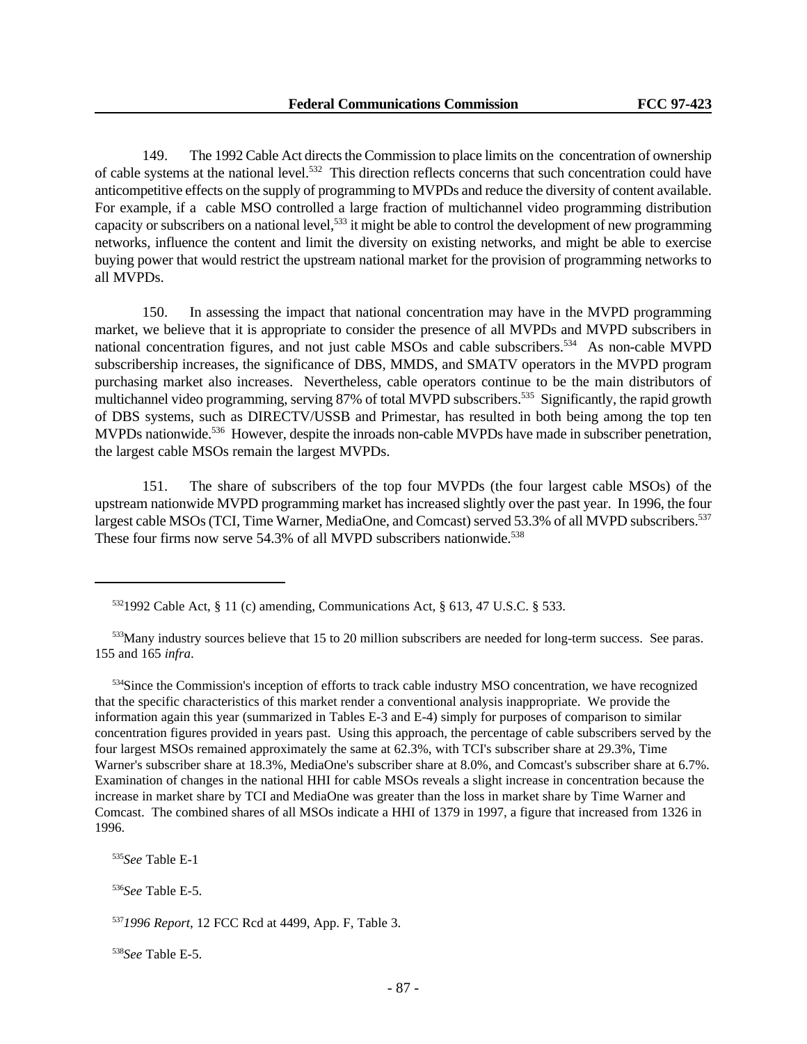149. The 1992 Cable Act directs the Commission to place limits on the concentration of ownership of cable systems at the national level.[532] This direction reflects concerns that such concentration could have anticompetitive effects on the supply of programming to MVPDs and reduce the diversity of content available. For example, if a cable MSO controlled a large fraction of multichannel video programming distribution capacity or subscribers on a national level,[533] it might be able to control the development of new programming networks, influence the content and limit the diversity on existing networks, and might be able to exercise buying power that would restrict the upstream national market for the provision of programming networks to all MVPDs.

150. In assessing the impact that national concentration may have in the MVPD programming market, we believe that it is appropriate to consider the presence of all MVPDs and MVPD subscribers in national concentration figures, and not just cable MSOs and cable subscribers.[534] As non-cable MVPD subscribership increases, the significance of DBS, MMDS, and SMATV operators in the MVPD program purchasing market also increases. Nevertheless, cable operators continue to be the main distributors of multichannel video programming, serving 87% of total MVPD subscribers.[535] Significantly, the rapid growth of DBS systems, such as DIRECTV/USSB and Primestar, has resulted in both being among the top ten MVPDs nationwide.[536] However, despite the inroads non-cable MVPDs have made in subscriber penetration, the largest cable MSOs remain the largest MVPDs.

151. The share of subscribers of the top four MVPDs (the four largest cable MSOs) of the upstream nationwide MVPD programming market has increased slightly over the past year. In 1996, the four largest cable MSOs (TCI, Time Warner, MediaOne, and Comcast) served 53.3% of all MVPD subscribers.[537] These four firms now serve 54.3% of all MVPD subscribers nationwide.[538]

---

[532] 1992 Cable Act, § 11 (c) amending, Communications Act, § 613, 47 U.S.C. § 533.

[533] Many industry sources believe that 15 to 20 million subscribers are needed for long-term success. See paras. 155 and 165 *infra*.

[534] Since the Commission's inception of efforts to track cable industry MSO concentration, we have recognized that the specific characteristics of this market render a conventional analysis inappropriate. We provide the information again this year (summarized in Tables E-3 and E-4) simply for purposes of comparison to similar concentration figures provided in years past. Using this approach, the percentage of cable subscribers served by the four largest MSOs remained approximately the same at 62.3%, with TCI's subscriber share at 29.3%, Time Warner's subscriber share at 18.3%, MediaOne's subscriber share at 8.0%, and Comcast's subscriber share at 6.7%. Examination of changes in the national HHI for cable MSOs reveals a slight increase in concentration because the increase in market share by TCI and MediaOne was greater than the loss in market share by Time Warner and Comcast. The combined shares of all MSOs indicate a HHI of 1379 in 1997, a figure that increased from 1326 in 1996.

[535] *See* Table E-1

[536] *See* Table E-5.

[537] *1996 Report*, 12 FCC Rcd at 4499, App. F, Table 3.

[538] *See* Table E-5.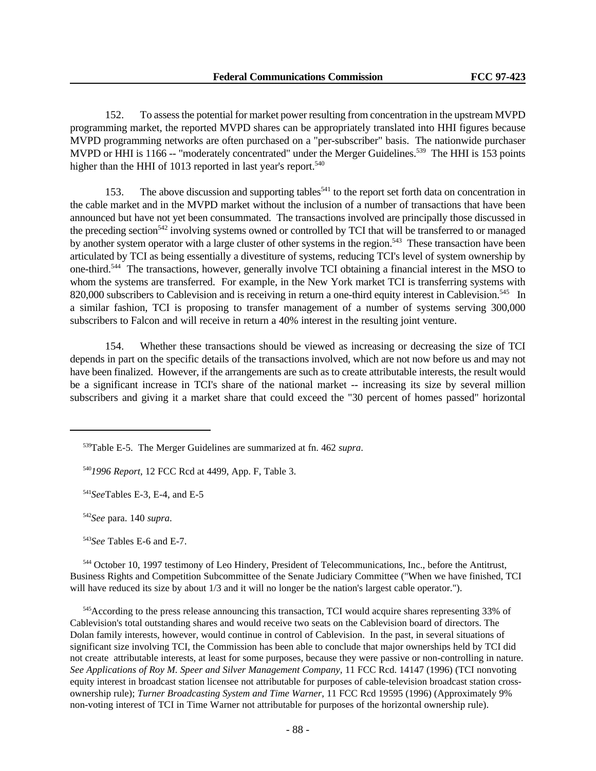152. To assess the potential for market power resulting from concentration in the upstream MVPD programming market, the reported MVPD shares can be appropriately translated into HHI figures because MVPD programming networks are often purchased on a "per-subscriber" basis. The nationwide purchaser MVPD or HHI is 1166 -- "moderately concentrated" under the Merger Guidelines.[539] The HHI is 153 points higher than the HHI of 1013 reported in last year's report.[540]

153. The above discussion and supporting tables[541] to the report set forth data on concentration in the cable market and in the MVPD market without the inclusion of a number of transactions that have been announced but have not yet been consummated. The transactions involved are principally those discussed in the preceding section[542] involving systems owned or controlled by TCI that will be transferred to or managed by another system operator with a large cluster of other systems in the region.[543] These transaction have been articulated by TCI as being essentially a divestiture of systems, reducing TCI's level of system ownership by one-third.[544] The transactions, however, generally involve TCI obtaining a financial interest in the MSO to whom the systems are transferred. For example, in the New York market TCI is transferring systems with 820,000 subscribers to Cablevision and is receiving in return a one-third equity interest in Cablevision.[545] In a similar fashion, TCI is proposing to transfer management of a number of systems serving 300,000 subscribers to Falcon and will receive in return a 40% interest in the resulting joint venture.

154. Whether these transactions should be viewed as increasing or decreasing the size of TCI depends in part on the specific details of the transactions involved, which are not now before us and may not have been finalized. However, if the arrangements are such as to create attributable interests, the result would be a significant increase in TCI's share of the national market -- increasing its size by several million subscribers and giving it a market share that could exceed the "30 percent of homes passed" horizontal

---

[539] Table E-5. The Merger Guidelines are summarized at fn. 462 *supra*.

[540] *1996 Report*, 12 FCC Rcd at 4499, App. F, Table 3.

[541] *See* Tables E-3, E-4, and E-5

[542] *See* para. 140 *supra*.

[543] *See* Tables E-6 and E-7.

[544] October 10, 1997 testimony of Leo Hindery, President of Telecommunications, Inc., before the Antitrust, Business Rights and Competition Subcommittee of the Senate Judiciary Committee ("When we have finished, TCI will have reduced its size by about 1/3 and it will no longer be the nation's largest cable operator.").

[545] According to the press release announcing this transaction, TCI would acquire shares representing 33% of Cablevision's total outstanding shares and would receive two seats on the Cablevision board of directors. The Dolan family interests, however, would continue in control of Cablevision. In the past, in several situations of significant size involving TCI, the Commission has been able to conclude that major ownerships held by TCI did not create attributable interests, at least for some purposes, because they were passive or non-controlling in nature. *See Applications of Roy M. Speer and Silver Management Company,* 11 FCC Rcd. 14147 (1996) (TCI nonvoting equity interest in broadcast station licensee not attributable for purposes of cable-television broadcast station cross-ownership rule); *Turner Broadcasting System and Time Warner*, 11 FCC Rcd 19595 (1996) (Approximately 9% non-voting interest of TCI in Time Warner not attributable for purposes of the horizontal ownership rule).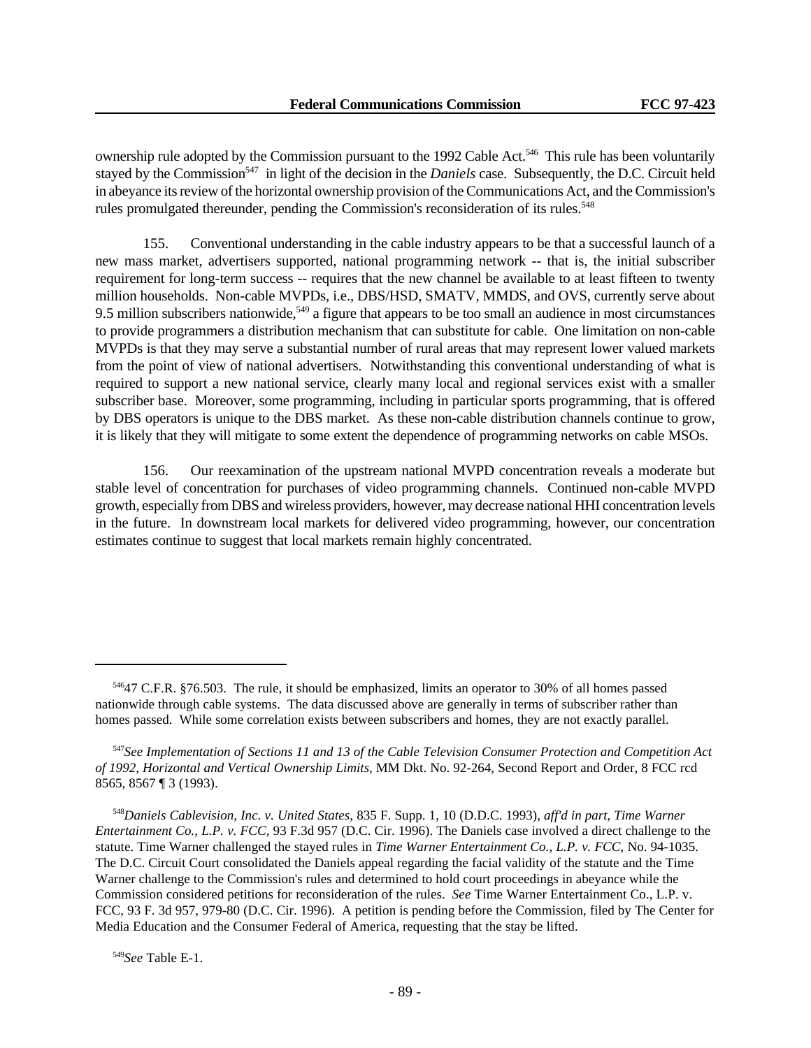ownership rule adopted by the Commission pursuant to the 1992 Cable Act.[546] This rule has been voluntarily stayed by the Commission[547] in light of the decision in the *Daniels* case. Subsequently, the D.C. Circuit held in abeyance its review of the horizontal ownership provision of the Communications Act, and the Commission's rules promulgated thereunder, pending the Commission's reconsideration of its rules.[548]

155. Conventional understanding in the cable industry appears to be that a successful launch of a new mass market, advertisers supported, national programming network -- that is, the initial subscriber requirement for long-term success -- requires that the new channel be available to at least fifteen to twenty million households. Non-cable MVPDs, i.e., DBS/HSD, SMATV, MMDS, and OVS, currently serve about 9.5 million subscribers nationwide,[549] a figure that appears to be too small an audience in most circumstances to provide programmers a distribution mechanism that can substitute for cable. One limitation on non-cable MVPDs is that they may serve a substantial number of rural areas that may represent lower valued markets from the point of view of national advertisers. Notwithstanding this conventional understanding of what is required to support a new national service, clearly many local and regional services exist with a smaller subscriber base. Moreover, some programming, including in particular sports programming, that is offered by DBS operators is unique to the DBS market. As these non-cable distribution channels continue to grow, it is likely that they will mitigate to some extent the dependence of programming networks on cable MSOs.

156. Our reexamination of the upstream national MVPD concentration reveals a moderate but stable level of concentration for purchases of video programming channels. Continued non-cable MVPD growth, especially from DBS and wireless providers, however, may decrease national HHI concentration levels in the future. In downstream local markets for delivered video programming, however, our concentration estimates continue to suggest that local markets remain highly concentrated.

---

[546] 47 C.F.R. §76.503. The rule, it should be emphasized, limits an operator to 30% of all homes passed nationwide through cable systems. The data discussed above are generally in terms of subscriber rather than homes passed. While some correlation exists between subscribers and homes, they are not exactly parallel.

[547] *See Implementation of Sections 11 and 13 of the Cable Television Consumer Protection and Competition Act of 1992, Horizontal and Vertical Ownership Limits*, MM Dkt. No. 92-264, Second Report and Order, 8 FCC rcd 8565, 8567 ¶ 3 (1993).

[548] *Daniels Cablevision, Inc. v. United States*, 835 F. Supp. 1, 10 (D.D.C. 1993), *aff'd in part, Time Warner Entertainment Co., L.P. v. FCC*, 93 F.3d 957 (D.C. Cir. 1996). The Daniels case involved a direct challenge to the statute. Time Warner challenged the stayed rules in *Time Warner Entertainment Co., L.P. v. FCC*, No. 94-1035. The D.C. Circuit Court consolidated the Daniels appeal regarding the facial validity of the statute and the Time Warner challenge to the Commission's rules and determined to hold court proceedings in abeyance while the Commission considered petitions for reconsideration of the rules. *See* Time Warner Entertainment Co., L.P. v. FCC, 93 F. 3d 957, 979-80 (D.C. Cir. 1996). A petition is pending before the Commission, filed by The Center for Media Education and the Consumer Federal of America, requesting that the stay be lifted.

[549] *See* Table E-1.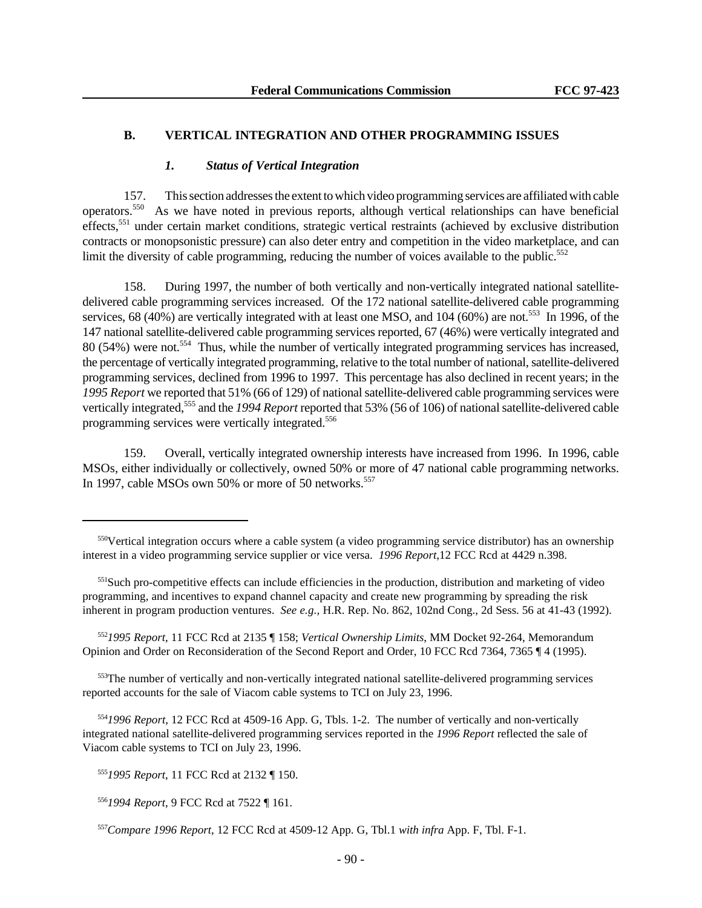## B. VERTICAL INTEGRATION AND OTHER PROGRAMMING ISSUES

### *1. Status of Vertical Integration*

157. This section addresses the extent to which video programming services are affiliated with cable operators.[550] As we have noted in previous reports, although vertical relationships can have beneficial effects,[551] under certain market conditions, strategic vertical restraints (achieved by exclusive distribution contracts or monopsonistic pressure) can also deter entry and competition in the video marketplace, and can limit the diversity of cable programming, reducing the number of voices available to the public.[552]

158. During 1997, the number of both vertically and non-vertically integrated national satellite-delivered cable programming services increased. Of the 172 national satellite-delivered cable programming services, 68 (40%) are vertically integrated with at least one MSO, and 104 (60%) are not.[553] In 1996, of the 147 national satellite-delivered cable programming services reported, 67 (46%) were vertically integrated and 80 (54%) were not.[554] Thus, while the number of vertically integrated programming services has increased, the percentage of vertically integrated programming, relative to the total number of national, satellite-delivered programming services, declined from 1996 to 1997. This percentage has also declined in recent years; in the *1995 Report* we reported that 51% (66 of 129) of national satellite-delivered cable programming services were vertically integrated,[555] and the *1994 Report* reported that 53% (56 of 106) of national satellite-delivered cable programming services were vertically integrated.[556]

159. Overall, vertically integrated ownership interests have increased from 1996. In 1996, cable MSOs, either individually or collectively, owned 50% or more of 47 national cable programming networks. In 1997, cable MSOs own 50% or more of 50 networks.[557]

---

[550] Vertical integration occurs where a cable system (a video programming service distributor) has an ownership interest in a video programming service supplier or vice versa. *1996 Report*,12 FCC Rcd at 4429 n.398.

[551] Such pro-competitive effects can include efficiencies in the production, distribution and marketing of video programming, and incentives to expand channel capacity and create new programming by spreading the risk inherent in program production ventures. *See e.g.,* H.R. Rep. No. 862, 102nd Cong., 2d Sess. 56 at 41-43 (1992).

[552] *1995 Report*, 11 FCC Rcd at 2135 ¶ 158; *Vertical Ownership Limits*, MM Docket 92-264, Memorandum Opinion and Order on Reconsideration of the Second Report and Order, 10 FCC Rcd 7364, 7365 ¶ 4 (1995).

[553] The number of vertically and non-vertically integrated national satellite-delivered programming services reported accounts for the sale of Viacom cable systems to TCI on July 23, 1996.

[554] *1996 Report*, 12 FCC Rcd at 4509-16 App. G, Tbls. 1-2. The number of vertically and non-vertically integrated national satellite-delivered programming services reported in the *1996 Report* reflected the sale of Viacom cable systems to TCI on July 23, 1996.

[555] *1995 Report*, 11 FCC Rcd at 2132 ¶ 150.

[556] *1994 Report*, 9 FCC Rcd at 7522 ¶ 161.

[557] *Compare 1996 Report*, 12 FCC Rcd at 4509-12 App. G, Tbl.1 *with infra* App. F, Tbl. F-1.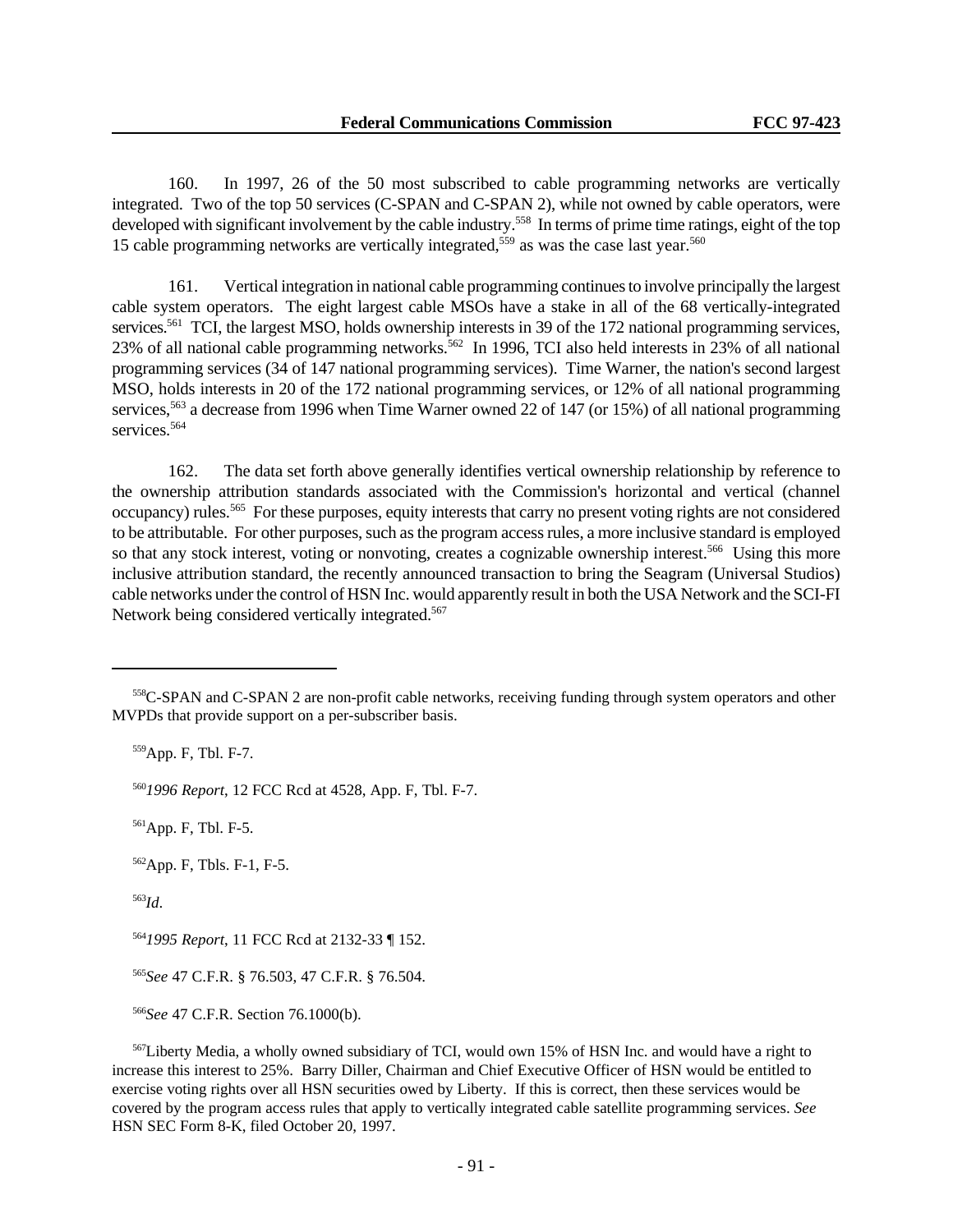160. In 1997, 26 of the 50 most subscribed to cable programming networks are vertically integrated. Two of the top 50 services (C-SPAN and C-SPAN 2), while not owned by cable operators, were developed with significant involvement by the cable industry.[558] In terms of prime time ratings, eight of the top 15 cable programming networks are vertically integrated,[559] as was the case last year.[560]

161. Vertical integration in national cable programming continues to involve principally the largest cable system operators. The eight largest cable MSOs have a stake in all of the 68 vertically-integrated services.[561] TCI, the largest MSO, holds ownership interests in 39 of the 172 national programming services, 23% of all national cable programming networks.[562] In 1996, TCI also held interests in 23% of all national programming services (34 of 147 national programming services). Time Warner, the nation's second largest MSO, holds interests in 20 of the 172 national programming services, or 12% of all national programming services,[563] a decrease from 1996 when Time Warner owned 22 of 147 (or 15%) of all national programming services.[564]

162. The data set forth above generally identifies vertical ownership relationship by reference to the ownership attribution standards associated with the Commission's horizontal and vertical (channel occupancy) rules.[565] For these purposes, equity interests that carry no present voting rights are not considered to be attributable. For other purposes, such as the program access rules, a more inclusive standard is employed so that any stock interest, voting or nonvoting, creates a cognizable ownership interest.[566] Using this more inclusive attribution standard, the recently announced transaction to bring the Seagram (Universal Studios) cable networks under the control of HSN Inc. would apparently result in both the USA Network and the SCI-FI Network being considered vertically integrated.[567]

---

[558] C-SPAN and C-SPAN 2 are non-profit cable networks, receiving funding through system operators and other MVPDs that provide support on a per-subscriber basis.

[559] App. F, Tbl. F-7.

[560] *1996 Report*, 12 FCC Rcd at 4528, App. F, Tbl. F-7.

[561] App. F, Tbl. F-5.

[562] App. F, Tbls. F-1, F-5.

[563] *Id.*

[564] *1995 Report*, 11 FCC Rcd at 2132-33 ¶ 152.

[565] *See* 47 C.F.R. § 76.503, 47 C.F.R. § 76.504.

[566] *See* 47 C.F.R. Section 76.1000(b).

[567] Liberty Media, a wholly owned subsidiary of TCI, would own 15% of HSN Inc. and would have a right to increase this interest to 25%. Barry Diller, Chairman and Chief Executive Officer of HSN would be entitled to exercise voting rights over all HSN securities owed by Liberty. If this is correct, then these services would be covered by the program access rules that apply to vertically integrated cable satellite programming services. *See* HSN SEC Form 8-K, filed October 20, 1997.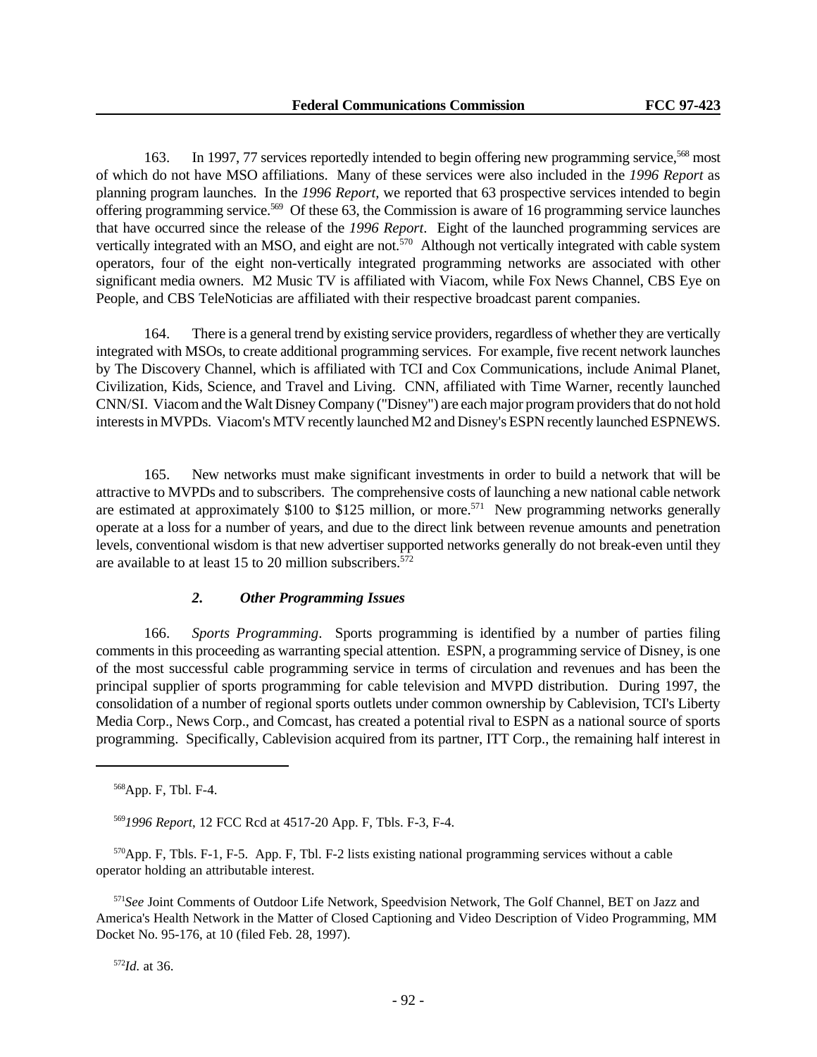163. In 1997, 77 services reportedly intended to begin offering new programming service,[568] most of which do not have MSO affiliations. Many of these services were also included in the *1996 Report* as planning program launches. In the *1996 Report*, we reported that 63 prospective services intended to begin offering programming service.[569] Of these 63, the Commission is aware of 16 programming service launches that have occurred since the release of the *1996 Report*. Eight of the launched programming services are vertically integrated with an MSO, and eight are not.[570] Although not vertically integrated with cable system operators, four of the eight non-vertically integrated programming networks are associated with other significant media owners. M2 Music TV is affiliated with Viacom, while Fox News Channel, CBS Eye on People, and CBS TeleNoticias are affiliated with their respective broadcast parent companies.

164. There is a general trend by existing service providers, regardless of whether they are vertically integrated with MSOs, to create additional programming services. For example, five recent network launches by The Discovery Channel, which is affiliated with TCI and Cox Communications, include Animal Planet, Civilization, Kids, Science, and Travel and Living. CNN, affiliated with Time Warner, recently launched CNN/SI. Viacom and the Walt Disney Company ("Disney") are each major program providers that do not hold interests in MVPDs. Viacom's MTV recently launched M2 and Disney's ESPN recently launched ESPNEWS.

165. New networks must make significant investments in order to build a network that will be attractive to MVPDs and to subscribers. The comprehensive costs of launching a new national cable network are estimated at approximately $100 to $125 million, or more.[571] New programming networks generally operate at a loss for a number of years, and due to the direct link between revenue amounts and penetration levels, conventional wisdom is that new advertiser supported networks generally do not break-even until they are available to at least 15 to 20 million subscribers.[572]

### *2. Other Programming Issues*

166. *Sports Programming*. Sports programming is identified by a number of parties filing comments in this proceeding as warranting special attention. ESPN, a programming service of Disney, is one of the most successful cable programming service in terms of circulation and revenues and has been the principal supplier of sports programming for cable television and MVPD distribution. During 1997, the consolidation of a number of regional sports outlets under common ownership by Cablevision, TCI's Liberty Media Corp., News Corp., and Comcast, has created a potential rival to ESPN as a national source of sports programming. Specifically, Cablevision acquired from its partner, ITT Corp., the remaining half interest in

---

[568] App. F, Tbl. F-4.

[569] *1996 Report*, 12 FCC Rcd at 4517-20 App. F, Tbls. F-3, F-4.

[570] App. F, Tbls. F-1, F-5. App. F, Tbl. F-2 lists existing national programming services without a cable operator holding an attributable interest.

[571] *See* Joint Comments of Outdoor Life Network, Speedvision Network, The Golf Channel, BET on Jazz and America's Health Network in the Matter of Closed Captioning and Video Description of Video Programming, MM Docket No. 95-176, at 10 (filed Feb. 28, 1997).

[572] *Id.* at 36.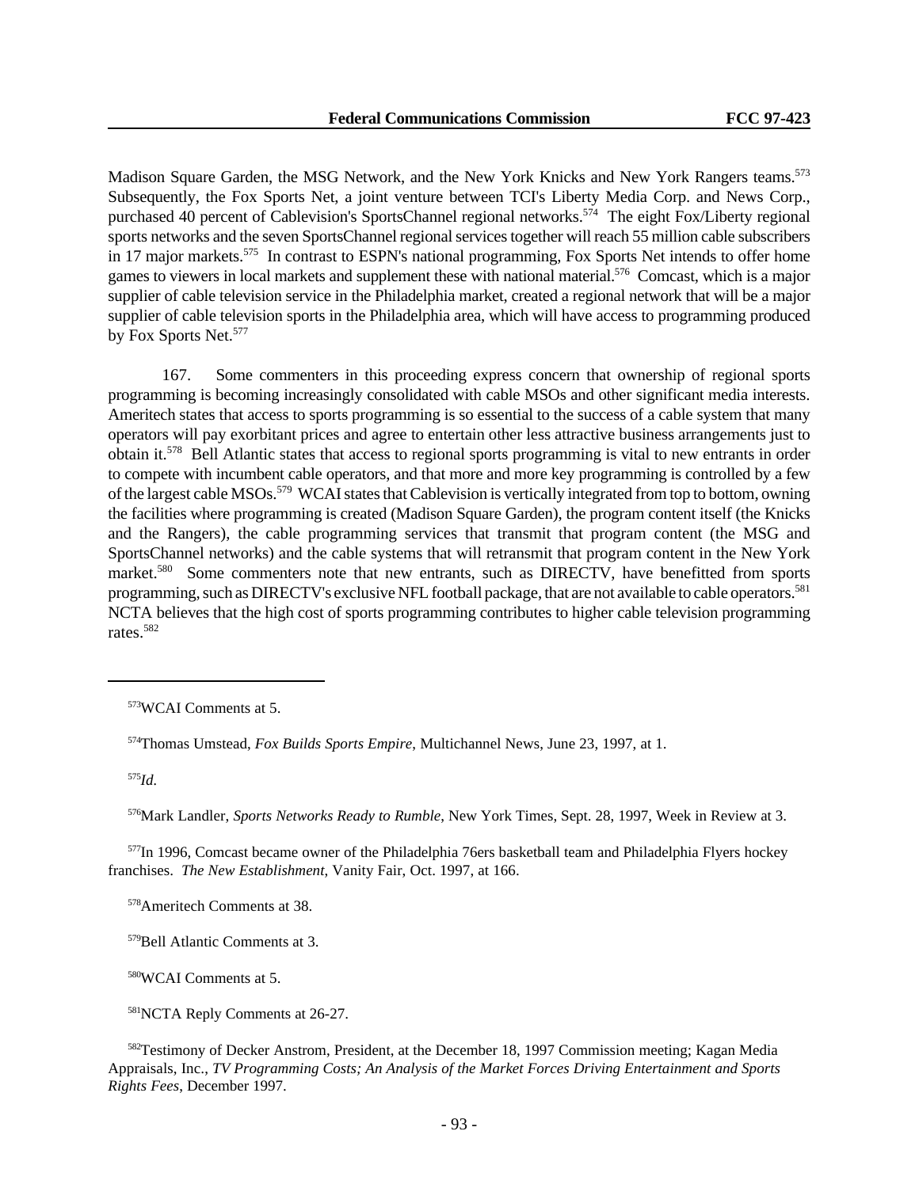Madison Square Garden, the MSG Network, and the New York Knicks and New York Rangers teams.[573] Subsequently, the Fox Sports Net, a joint venture between TCI's Liberty Media Corp. and News Corp., purchased 40 percent of Cablevision's SportsChannel regional networks.[574] The eight Fox/Liberty regional sports networks and the seven SportsChannel regional services together will reach 55 million cable subscribers in 17 major markets.[575] In contrast to ESPN's national programming, Fox Sports Net intends to offer home games to viewers in local markets and supplement these with national material.[576] Comcast, which is a major supplier of cable television service in the Philadelphia market, created a regional network that will be a major supplier of cable television sports in the Philadelphia area, which will have access to programming produced by Fox Sports Net.[577]

167. Some commenters in this proceeding express concern that ownership of regional sports programming is becoming increasingly consolidated with cable MSOs and other significant media interests. Ameritech states that access to sports programming is so essential to the success of a cable system that many operators will pay exorbitant prices and agree to entertain other less attractive business arrangements just to obtain it.[578] Bell Atlantic states that access to regional sports programming is vital to new entrants in order to compete with incumbent cable operators, and that more and more key programming is controlled by a few of the largest cable MSOs.[579] WCAI states that Cablevision is vertically integrated from top to bottom, owning the facilities where programming is created (Madison Square Garden), the program content itself (the Knicks and the Rangers), the cable programming services that transmit that program content (the MSG and SportsChannel networks) and the cable systems that will retransmit that program content in the New York market.[580] Some commenters note that new entrants, such as DIRECTV, have benefitted from sports programming, such as DIRECTV's exclusive NFL football package, that are not available to cable operators.[581] NCTA believes that the high cost of sports programming contributes to higher cable television programming rates.[582]

---

[573] WCAI Comments at 5.

[574] Thomas Umstead, *Fox Builds Sports Empire*, Multichannel News, June 23, 1997, at 1.

[575] *Id.*

[576] Mark Landler, *Sports Networks Ready to Rumble*, New York Times, Sept. 28, 1997, Week in Review at 3.

[577] In 1996, Comcast became owner of the Philadelphia 76ers basketball team and Philadelphia Flyers hockey franchises. *The New Establishment*, Vanity Fair, Oct. 1997, at 166.

[578] Ameritech Comments at 38.

[579] Bell Atlantic Comments at 3.

[580] WCAI Comments at 5.

[581] NCTA Reply Comments at 26-27.

[582] Testimony of Decker Anstrom, President, at the December 18, 1997 Commission meeting; Kagan Media Appraisals, Inc., *TV Programming Costs; An Analysis of the Market Forces Driving Entertainment and Sports Rights Fees*, December 1997.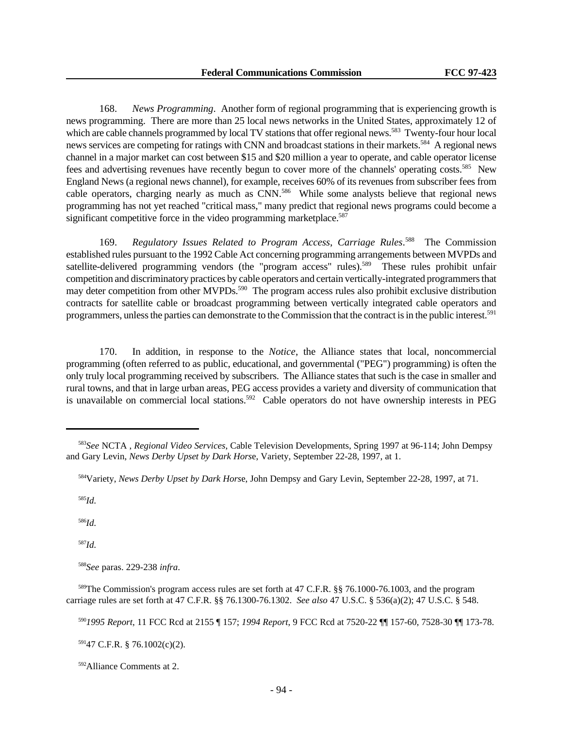168. *News Programming*. Another form of regional programming that is experiencing growth is news programming. There are more than 25 local news networks in the United States, approximately 12 of which are cable channels programmed by local TV stations that offer regional news.[583] Twenty-four hour local news services are competing for ratings with CNN and broadcast stations in their markets.[584] A regional news channel in a major market can cost between $15 and $20 million a year to operate, and cable operator license fees and advertising revenues have recently begun to cover more of the channels' operating costs.[585] New England News (a regional news channel), for example, receives 60% of its revenues from subscriber fees from cable operators, charging nearly as much as CNN.[586] While some analysts believe that regional news programming has not yet reached "critical mass," many predict that regional news programs could become a significant competitive force in the video programming marketplace.[587]

169. *Regulatory Issues Related to Program Access, Carriage Rules*.[588] The Commission established rules pursuant to the 1992 Cable Act concerning programming arrangements between MVPDs and satellite-delivered programming vendors (the "program access" rules).[589] These rules prohibit unfair competition and discriminatory practices by cable operators and certain vertically-integrated programmers that may deter competition from other MVPDs.[590] The program access rules also prohibit exclusive distribution contracts for satellite cable or broadcast programming between vertically integrated cable operators and programmers, unless the parties can demonstrate to the Commission that the contract is in the public interest.[591]

170. In addition, in response to the *Notice*, the Alliance states that local, noncommercial programming (often referred to as public, educational, and governmental ("PEG") programming) is often the only truly local programming received by subscribers. The Alliance states that such is the case in smaller and rural towns, and that in large urban areas, PEG access provides a variety and diversity of communication that is unavailable on commercial local stations.[592] Cable operators do not have ownership interests in PEG

---

[583] *See* NCTA , *Regional Video Services,* Cable Television Developments, Spring 1997 at 96-114; John Dempsy and Gary Levin, *News Derby Upset by Dark Horse*, Variety, September 22-28, 1997, at 1.

[584] Variety, *News Derby Upset by Dark Horse*, John Dempsy and Gary Levin, September 22-28, 1997, at 71.

[585] *Id.*

[586] *Id.*

[587] *Id.*

[588] *See* paras. 229-238 *infra*.

[589] The Commission's program access rules are set forth at 47 C.F.R. §§ 76.1000-76.1003, and the program carriage rules are set forth at 47 C.F.R. §§ 76.1300-76.1302. *See also* 47 U.S.C. § 536(a)(2); 47 U.S.C. § 548.

[590] *1995 Report*, 11 FCC Rcd at 2155 ¶ 157; *1994 Report*, 9 FCC Rcd at 7520-22 ¶¶ 157-60, 7528-30 ¶¶ 173-78.

[591] 47 C.F.R. § 76.1002(c)(2).

[592] Alliance Comments at 2.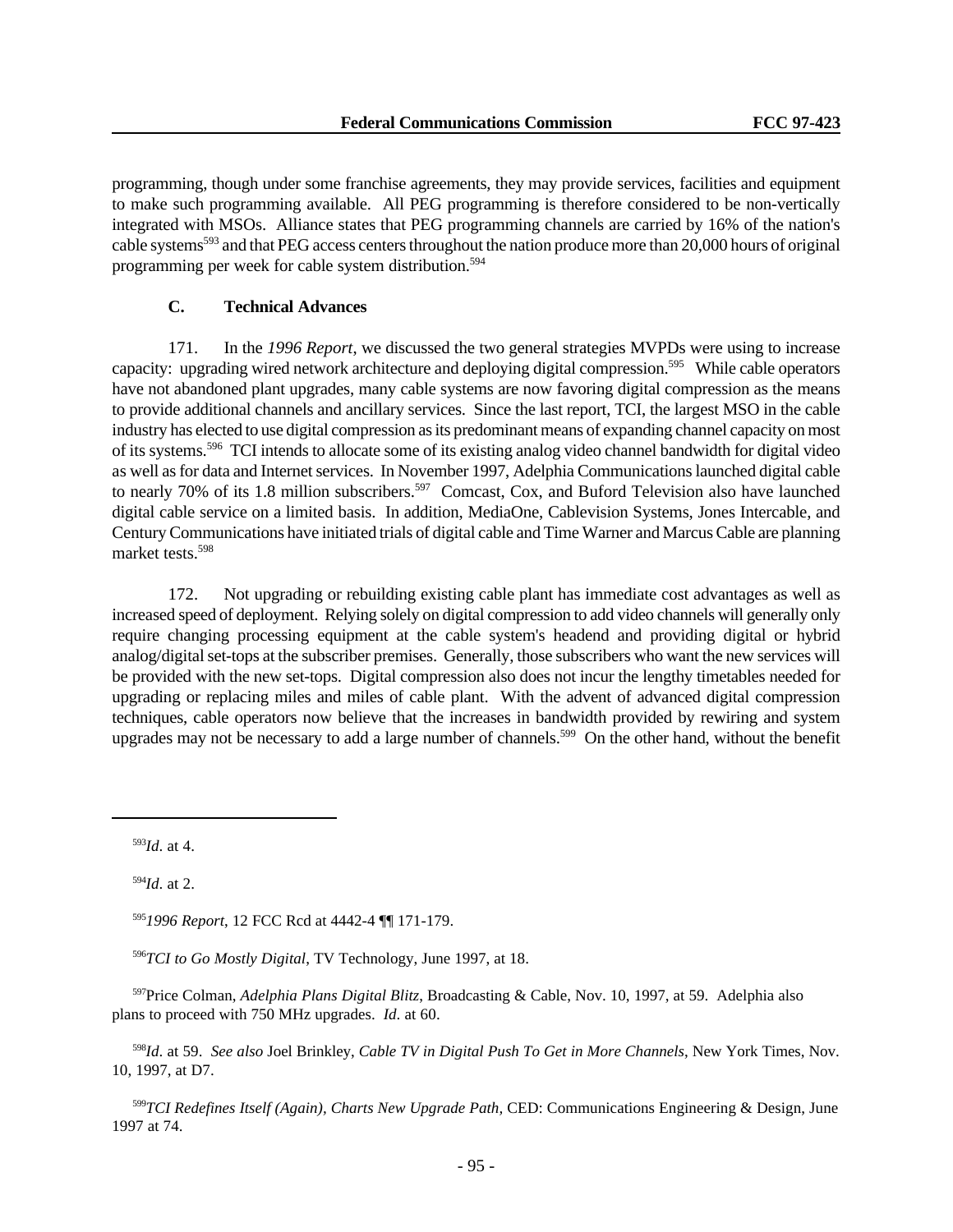programming, though under some franchise agreements, they may provide services, facilities and equipment to make such programming available. All PEG programming is therefore considered to be non-vertically integrated with MSOs. Alliance states that PEG programming channels are carried by 16% of the nation's cable systems[593] and that PEG access centers throughout the nation produce more than 20,000 hours of original programming per week for cable system distribution.[594]

### C. Technical Advances

171. In the *1996 Report*, we discussed the two general strategies MVPDs were using to increase capacity: upgrading wired network architecture and deploying digital compression.[595] While cable operators have not abandoned plant upgrades, many cable systems are now favoring digital compression as the means to provide additional channels and ancillary services. Since the last report, TCI, the largest MSO in the cable industry has elected to use digital compression as its predominant means of expanding channel capacity on most of its systems.[596] TCI intends to allocate some of its existing analog video channel bandwidth for digital video as well as for data and Internet services. In November 1997, Adelphia Communications launched digital cable to nearly 70% of its 1.8 million subscribers.[597] Comcast, Cox, and Buford Television also have launched digital cable service on a limited basis. In addition, MediaOne, Cablevision Systems, Jones Intercable, and Century Communications have initiated trials of digital cable and Time Warner and Marcus Cable are planning market tests.[598]

172. Not upgrading or rebuilding existing cable plant has immediate cost advantages as well as increased speed of deployment. Relying solely on digital compression to add video channels will generally only require changing processing equipment at the cable system's headend and providing digital or hybrid analog/digital set-tops at the subscriber premises. Generally, those subscribers who want the new services will be provided with the new set-tops. Digital compression also does not incur the lengthy timetables needed for upgrading or replacing miles and miles of cable plant. With the advent of advanced digital compression techniques, cable operators now believe that the increases in bandwidth provided by rewiring and system upgrades may not be necessary to add a large number of channels.[599] On the other hand, without the benefit

---

[593] *Id*. at 4.

[594] *Id*. at 2.

[595] *1996 Report*, 12 FCC Rcd at 4442-4 ¶¶ 171-179.

[596] *TCI to Go Mostly Digital*, TV Technology, June 1997, at 18.

[597] Price Colman, *Adelphia Plans Digital Blitz*, Broadcasting & Cable, Nov. 10, 1997, at 59. Adelphia also plans to proceed with 750 MHz upgrades. *Id*. at 60.

[598] *Id*. at 59. *See also* Joel Brinkley, *Cable TV in Digital Push To Get in More Channels*, New York Times, Nov. 10, 1997, at D7.

[599] *TCI Redefines Itself (Again), Charts New Upgrade Path,* CED: Communications Engineering & Design, June 1997 at 74.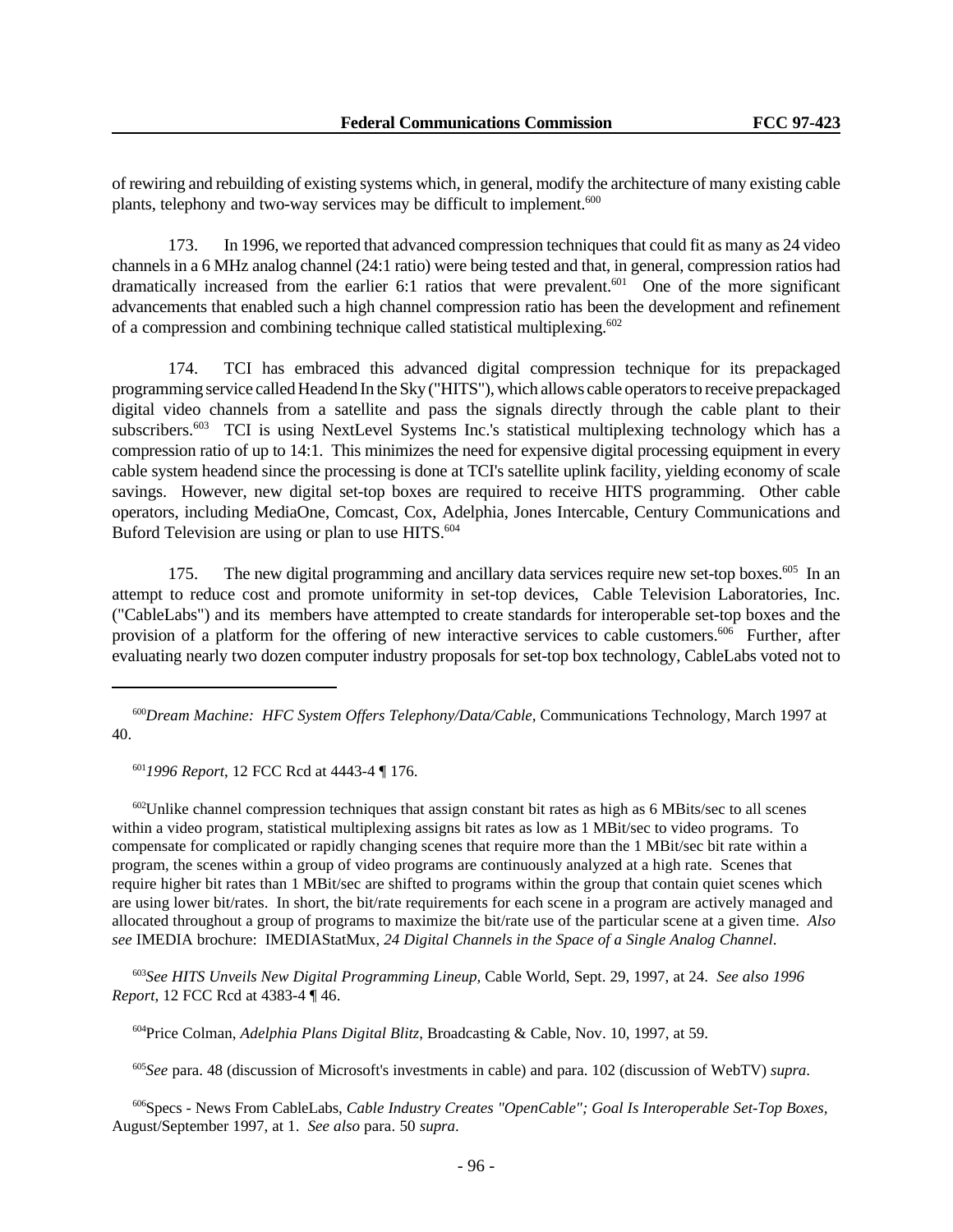of rewiring and rebuilding of existing systems which, in general, modify the architecture of many existing cable plants, telephony and two-way services may be difficult to implement.[600]

173. In 1996, we reported that advanced compression techniques that could fit as many as 24 video channels in a 6 MHz analog channel (24:1 ratio) were being tested and that, in general, compression ratios had dramatically increased from the earlier 6:1 ratios that were prevalent.[601] One of the more significant advancements that enabled such a high channel compression ratio has been the development and refinement of a compression and combining technique called statistical multiplexing.[602]

174. TCI has embraced this advanced digital compression technique for its prepackaged programming service called Headend In the Sky ("HITS"), which allows cable operators to receive prepackaged digital video channels from a satellite and pass the signals directly through the cable plant to their subscribers.[603] TCI is using NextLevel Systems Inc.'s statistical multiplexing technology which has a compression ratio of up to 14:1. This minimizes the need for expensive digital processing equipment in every cable system headend since the processing is done at TCI's satellite uplink facility, yielding economy of scale savings. However, new digital set-top boxes are required to receive HITS programming. Other cable operators, including MediaOne, Comcast, Cox, Adelphia, Jones Intercable, Century Communications and Buford Television are using or plan to use HITS.[604]

175. The new digital programming and ancillary data services require new set-top boxes.[605] In an attempt to reduce cost and promote uniformity in set-top devices, Cable Television Laboratories, Inc. ("CableLabs") and its members have attempted to create standards for interoperable set-top boxes and the provision of a platform for the offering of new interactive services to cable customers.[606] Further, after evaluating nearly two dozen computer industry proposals for set-top box technology, CableLabs voted not to

---

[600] *Dream Machine: HFC System Offers Telephony/Data/Cable*, Communications Technology, March 1997 at 40.

[601] *1996 Report*, 12 FCC Rcd at 4443-4 ¶ 176.

[602] Unlike channel compression techniques that assign constant bit rates as high as 6 MBits/sec to all scenes within a video program, statistical multiplexing assigns bit rates as low as 1 MBit/sec to video programs. To compensate for complicated or rapidly changing scenes that require more than the 1 MBit/sec bit rate within a program, the scenes within a group of video programs are continuously analyzed at a high rate. Scenes that require higher bit rates than 1 MBit/sec are shifted to programs within the group that contain quiet scenes which are using lower bit/rates. In short, the bit/rate requirements for each scene in a program are actively managed and allocated throughout a group of programs to maximize the bit/rate use of the particular scene at a given time. *Also see* IMEDIA brochure: IMEDIAStatMux*, 24 Digital Channels in the Space of a Single Analog Channel*.

[603] *See HITS Unveils New Digital Programming Lineup,* Cable World, Sept. 29, 1997, at 24. *See also 1996 Report,* 12 FCC Rcd at 4383-4 ¶ 46.

[604] Price Colman, *Adelphia Plans Digital Blitz*, Broadcasting & Cable, Nov. 10, 1997, at 59.

[605] *See* para. 48 (discussion of Microsoft's investments in cable) and para. 102 (discussion of WebTV) *supra*.

[606] Specs - News From CableLabs, *Cable Industry Creates "OpenCable"; Goal Is Interoperable Set-Top Boxes*, August/September 1997, at 1. *See also* para. 50 *supra*.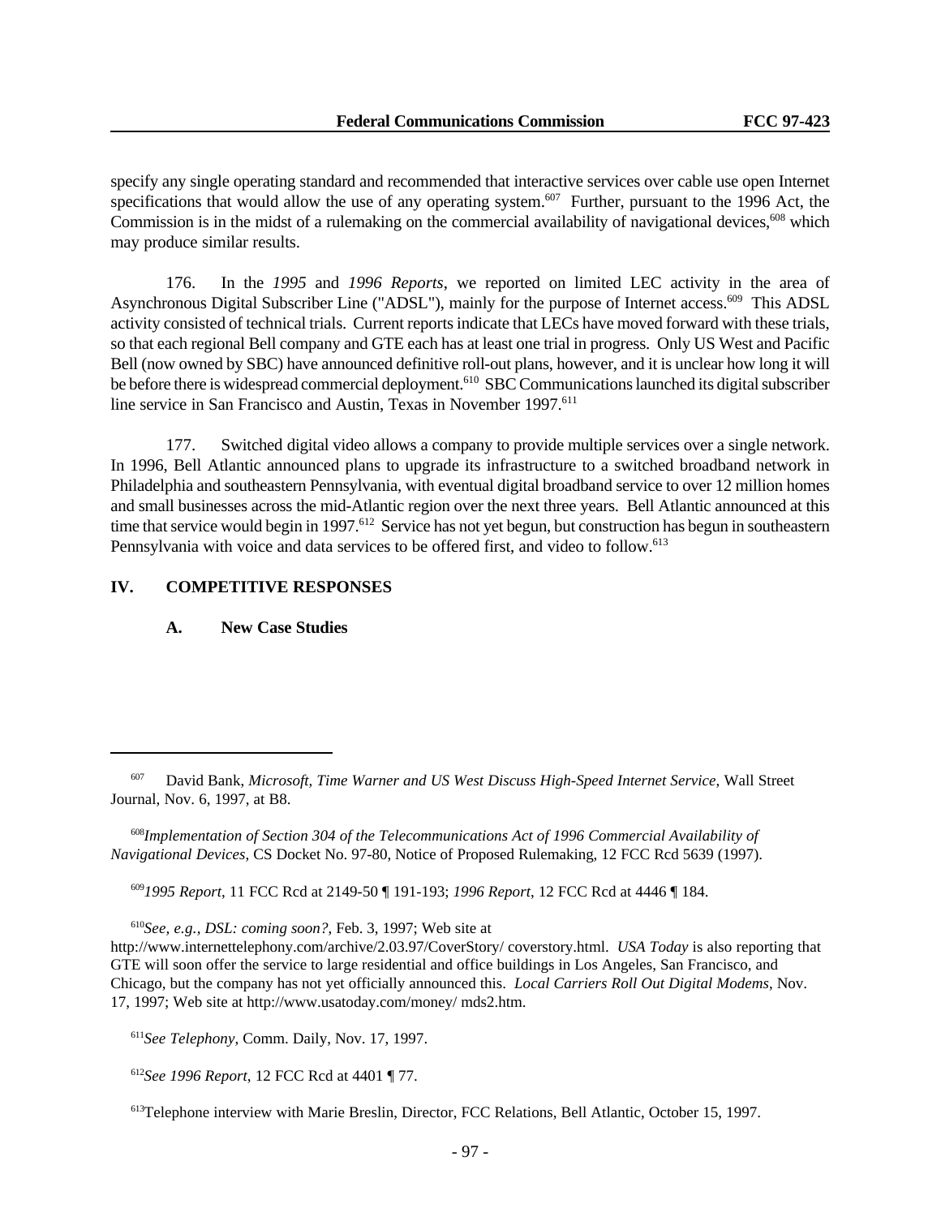specify any single operating standard and recommended that interactive services over cable use open Internet specifications that would allow the use of any operating system.[607] Further, pursuant to the 1996 Act, the Commission is in the midst of a rulemaking on the commercial availability of navigational devices,[608] which may produce similar results.

176. In the *1995* and *1996 Reports*, we reported on limited LEC activity in the area of Asynchronous Digital Subscriber Line ("ADSL"), mainly for the purpose of Internet access.[609] This ADSL activity consisted of technical trials. Current reports indicate that LECs have moved forward with these trials, so that each regional Bell company and GTE each has at least one trial in progress. Only US West and Pacific Bell (now owned by SBC) have announced definitive roll-out plans, however, and it is unclear how long it will be before there is widespread commercial deployment.[610] SBC Communications launched its digital subscriber line service in San Francisco and Austin, Texas in November 1997.[611]

177. Switched digital video allows a company to provide multiple services over a single network. In 1996, Bell Atlantic announced plans to upgrade its infrastructure to a switched broadband network in Philadelphia and southeastern Pennsylvania, with eventual digital broadband service to over 12 million homes and small businesses across the mid-Atlantic region over the next three years. Bell Atlantic announced at this time that service would begin in 1997.[612] Service has not yet begun, but construction has begun in southeastern Pennsylvania with voice and data services to be offered first, and video to follow.[613]

## IV. COMPETITIVE RESPONSES

### A. New Case Studies

---

[607] David Bank, *Microsoft, Time Warner and US West Discuss High-Speed Internet Service,* Wall Street Journal, Nov. 6, 1997, at B8.

[608] *Implementation of Section 304 of the Telecommunications Act of 1996 Commercial Availability of Navigational Devices*, CS Docket No. 97-80, Notice of Proposed Rulemaking, 12 FCC Rcd 5639 (1997).

[609] *1995 Report*, 11 FCC Rcd at 2149-50 ¶ 191-193; *1996 Report*, 12 FCC Rcd at 4446 ¶ 184.

[610] *See, e.g., DSL: coming soon?*, Feb. 3, 1997; Web site at http://www.internettelephony.com/archive/2.03.97/CoverStory/ coverstory.html. *USA Today* is also reporting that GTE will soon offer the service to large residential and office buildings in Los Angeles, San Francisco, and Chicago, but the company has not yet officially announced this. *Local Carriers Roll Out Digital Modems*, Nov. 17, 1997; Web site at http://www.usatoday.com/money/ mds2.htm.

[611] *See Telephony*, Comm. Daily, Nov. 17, 1997.

[612] *See 1996 Report*, 12 FCC Rcd at 4401 ¶ 77.

[613] Telephone interview with Marie Breslin, Director, FCC Relations, Bell Atlantic, October 15, 1997.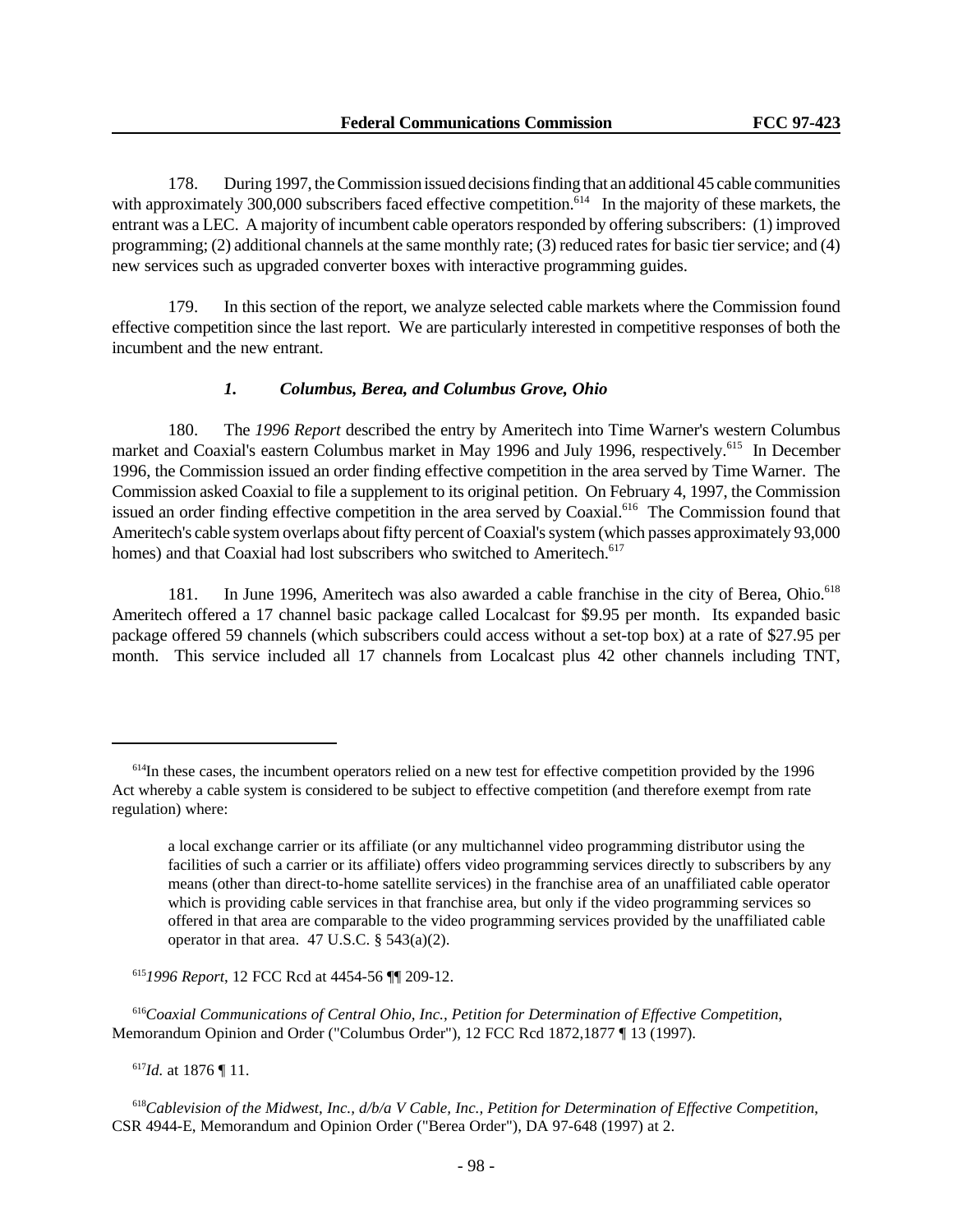178. During 1997, the Commission issued decisions finding that an additional 45 cable communities with approximately 300,000 subscribers faced effective competition.[614] In the majority of these markets, the entrant was a LEC. A majority of incumbent cable operators responded by offering subscribers: (1) improved programming; (2) additional channels at the same monthly rate; (3) reduced rates for basic tier service; and (4) new services such as upgraded converter boxes with interactive programming guides.

179. In this section of the report, we analyze selected cable markets where the Commission found effective competition since the last report. We are particularly interested in competitive responses of both the incumbent and the new entrant.

### *1. Columbus, Berea, and Columbus Grove, Ohio*

180. The *1996 Report* described the entry by Ameritech into Time Warner's western Columbus market and Coaxial's eastern Columbus market in May 1996 and July 1996, respectively.[615] In December 1996, the Commission issued an order finding effective competition in the area served by Time Warner. The Commission asked Coaxial to file a supplement to its original petition. On February 4, 1997, the Commission issued an order finding effective competition in the area served by Coaxial.[616] The Commission found that Ameritech's cable system overlaps about fifty percent of Coaxial's system (which passes approximately 93,000 homes) and that Coaxial had lost subscribers who switched to Ameritech.[617]

181. In June 1996, Ameritech was also awarded a cable franchise in the city of Berea, Ohio.[618] Ameritech offered a 17 channel basic package called Localcast for $9.95 per month. Its expanded basic package offered 59 channels (which subscribers could access without a set-top box) at a rate of $27.95 per month. This service included all 17 channels from Localcast plus 42 other channels including TNT,

---

[614] In these cases, the incumbent operators relied on a new test for effective competition provided by the 1996 Act whereby a cable system is considered to be subject to effective competition (and therefore exempt from rate regulation) where:

> a local exchange carrier or its affiliate (or any multichannel video programming distributor using the facilities of such a carrier or its affiliate) offers video programming services directly to subscribers by any means (other than direct-to-home satellite services) in the franchise area of an unaffiliated cable operator which is providing cable services in that franchise area, but only if the video programming services so offered in that area are comparable to the video programming services provided by the unaffiliated cable operator in that area. 47 U.S.C. § 543(a)(2).

[615] *1996 Report*, 12 FCC Rcd at 4454-56 ¶¶ 209-12.

[616] *Coaxial Communications of Central Ohio, Inc., Petition for Determination of Effective Competition*, Memorandum Opinion and Order ("Columbus Order"), 12 FCC Rcd 1872,1877 ¶ 13 (1997).

[617] *Id.* at 1876 ¶ 11.

[618] *Cablevision of the Midwest, Inc., d/b/a V Cable, Inc., Petition for Determination of Effective Competition*, CSR 4944-E, Memorandum and Opinion Order ("Berea Order"), DA 97-648 (1997) at 2.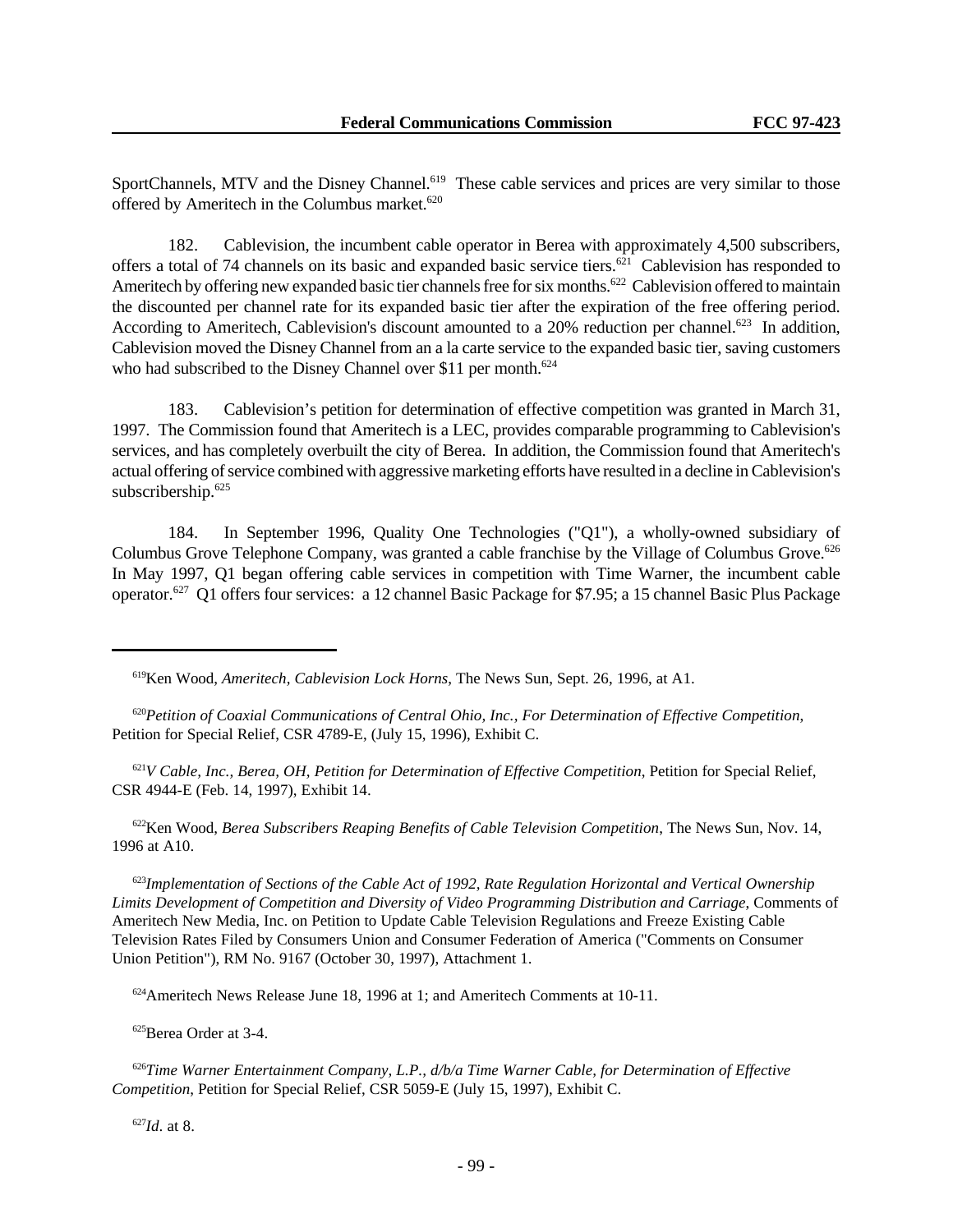SportChannels, MTV and the Disney Channel.[619] These cable services and prices are very similar to those offered by Ameritech in the Columbus market.[620]

182. Cablevision, the incumbent cable operator in Berea with approximately 4,500 subscribers, offers a total of 74 channels on its basic and expanded basic service tiers.[621] Cablevision has responded to Ameritech by offering new expanded basic tier channels free for six months.[622] Cablevision offered to maintain the discounted per channel rate for its expanded basic tier after the expiration of the free offering period. According to Ameritech, Cablevision's discount amounted to a 20% reduction per channel.[623] In addition, Cablevision moved the Disney Channel from an a la carte service to the expanded basic tier, saving customers who had subscribed to the Disney Channel over $11 per month.[624]

183. Cablevision's petition for determination of effective competition was granted in March 31, 1997. The Commission found that Ameritech is a LEC, provides comparable programming to Cablevision's services, and has completely overbuilt the city of Berea. In addition, the Commission found that Ameritech's actual offering of service combined with aggressive marketing efforts have resulted in a decline in Cablevision's subscribership.[625]

184. In September 1996, Quality One Technologies ("Q1"), a wholly-owned subsidiary of Columbus Grove Telephone Company, was granted a cable franchise by the Village of Columbus Grove.[626] In May 1997, Q1 began offering cable services in competition with Time Warner, the incumbent cable operator.[627] Q1 offers four services: a 12 channel Basic Package for $7.95; a 15 channel Basic Plus Package

---

[619] Ken Wood, *Ameritech, Cablevision Lock Horns*, The News Sun, Sept. 26, 1996, at A1.

[620] *Petition of Coaxial Communications of Central Ohio, Inc., For Determination of Effective Competition*, Petition for Special Relief, CSR 4789-E, (July 15, 1996), Exhibit C.

[621] *V Cable, Inc., Berea, OH, Petition for Determination of Effective Competition*, Petition for Special Relief, CSR 4944-E (Feb. 14, 1997), Exhibit 14.

[622] Ken Wood, *Berea Subscribers Reaping Benefits of Cable Television Competition*, The News Sun, Nov. 14, 1996 at A10.

[623] *Implementation of Sections of the Cable Act of 1992, Rate Regulation Horizontal and Vertical Ownership Limits Development of Competition and Diversity of Video Programming Distribution and Carriage*, Comments of Ameritech New Media, Inc. on Petition to Update Cable Television Regulations and Freeze Existing Cable Television Rates Filed by Consumers Union and Consumer Federation of America ("Comments on Consumer Union Petition"), RM No. 9167 (October 30, 1997), Attachment 1.

[624] Ameritech News Release June 18, 1996 at 1; and Ameritech Comments at 10-11.

[625] Berea Order at 3-4.

[626] *Time Warner Entertainment Company, L.P., d/b/a Time Warner Cable, for Determination of Effective Competition*, Petition for Special Relief, CSR 5059-E (July 15, 1997), Exhibit C.

[627] *Id*. at 8.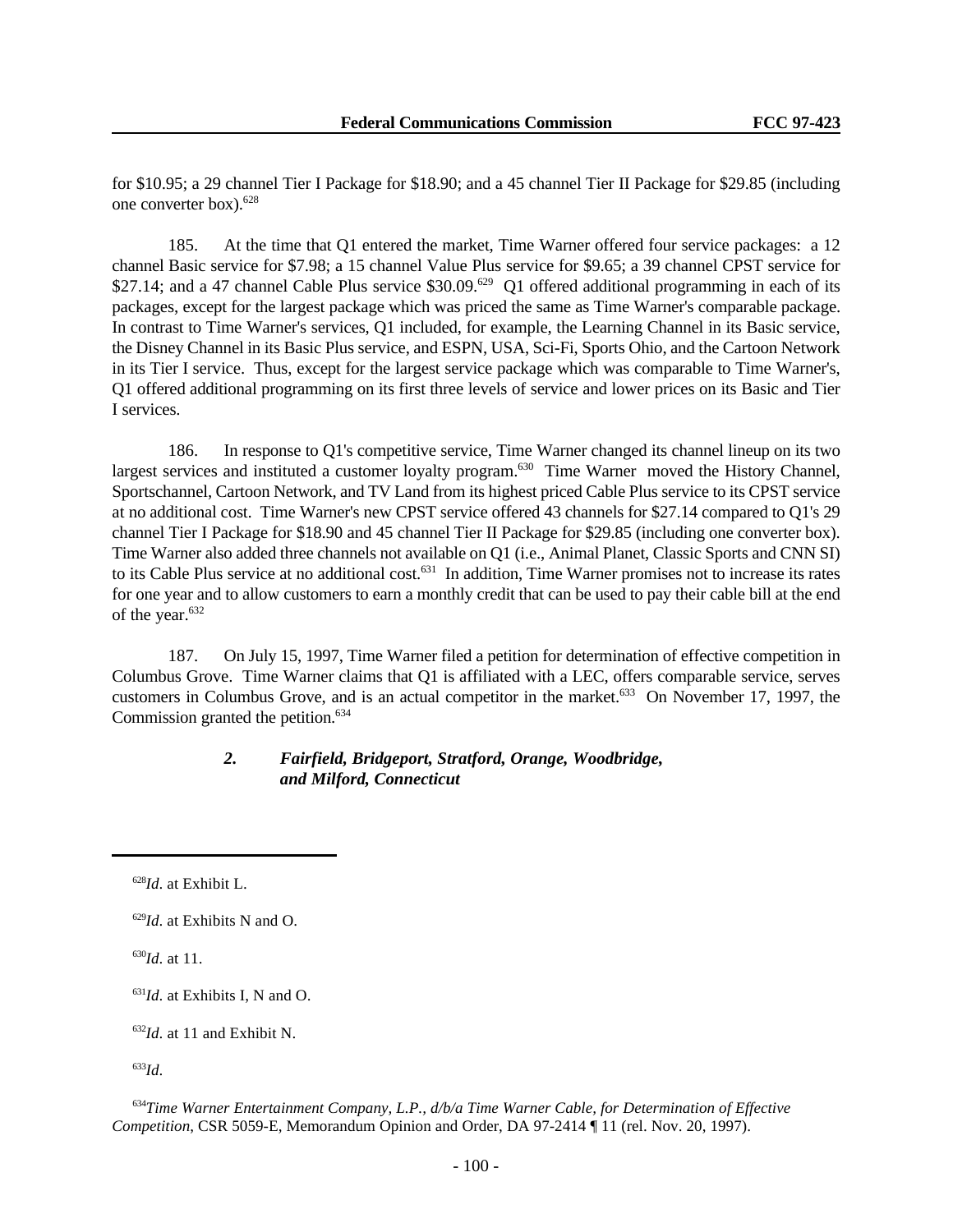for $10.95; a 29 channel Tier I Package for $18.90; and a 45 channel Tier II Package for $29.85 (including one converter box).[628]

185. At the time that Q1 entered the market, Time Warner offered four service packages: a 12 channel Basic service for $7.98; a 15 channel Value Plus service for $9.65; a 39 channel CPST service for $27.14; and a 47 channel Cable Plus service $30.09.[629] Q1 offered additional programming in each of its packages, except for the largest package which was priced the same as Time Warner's comparable package. In contrast to Time Warner's services, Q1 included, for example, the Learning Channel in its Basic service, the Disney Channel in its Basic Plus service, and ESPN, USA, Sci-Fi, Sports Ohio, and the Cartoon Network in its Tier I service. Thus, except for the largest service package which was comparable to Time Warner's, Q1 offered additional programming on its first three levels of service and lower prices on its Basic and Tier I services.

186. In response to Q1's competitive service, Time Warner changed its channel lineup on its two largest services and instituted a customer loyalty program.[630] Time Warner moved the History Channel, Sportschannel, Cartoon Network, and TV Land from its highest priced Cable Plus service to its CPST service at no additional cost. Time Warner's new CPST service offered 43 channels for $27.14 compared to Q1's 29 channel Tier I Package for $18.90 and 45 channel Tier II Package for $29.85 (including one converter box). Time Warner also added three channels not available on Q1 (i.e., Animal Planet, Classic Sports and CNN SI) to its Cable Plus service at no additional cost.[631] In addition, Time Warner promises not to increase its rates for one year and to allow customers to earn a monthly credit that can be used to pay their cable bill at the end of the year.[632]

187. On July 15, 1997, Time Warner filed a petition for determination of effective competition in Columbus Grove. Time Warner claims that Q1 is affiliated with a LEC, offers comparable service, serves customers in Columbus Grove, and is an actual competitor in the market.[633] On November 17, 1997, the Commission granted the petition.[634]

### *2. Fairfield, Bridgeport, Stratford, Orange, Woodbridge, and Milford, Connecticut*

---

[628] *Id*. at Exhibit L.

[629] *Id*. at Exhibits N and O.

[630] *Id*. at 11.

[631] *Id*. at Exhibits I, N and O.

[632] *Id*. at 11 and Exhibit N.

[633] *Id*.

[634] *Time Warner Entertainment Company, L.P., d/b/a Time Warner Cable, for Determination of Effective Competition*, CSR 5059-E, Memorandum Opinion and Order, DA 97-2414 ¶ 11 (rel. Nov. 20, 1997).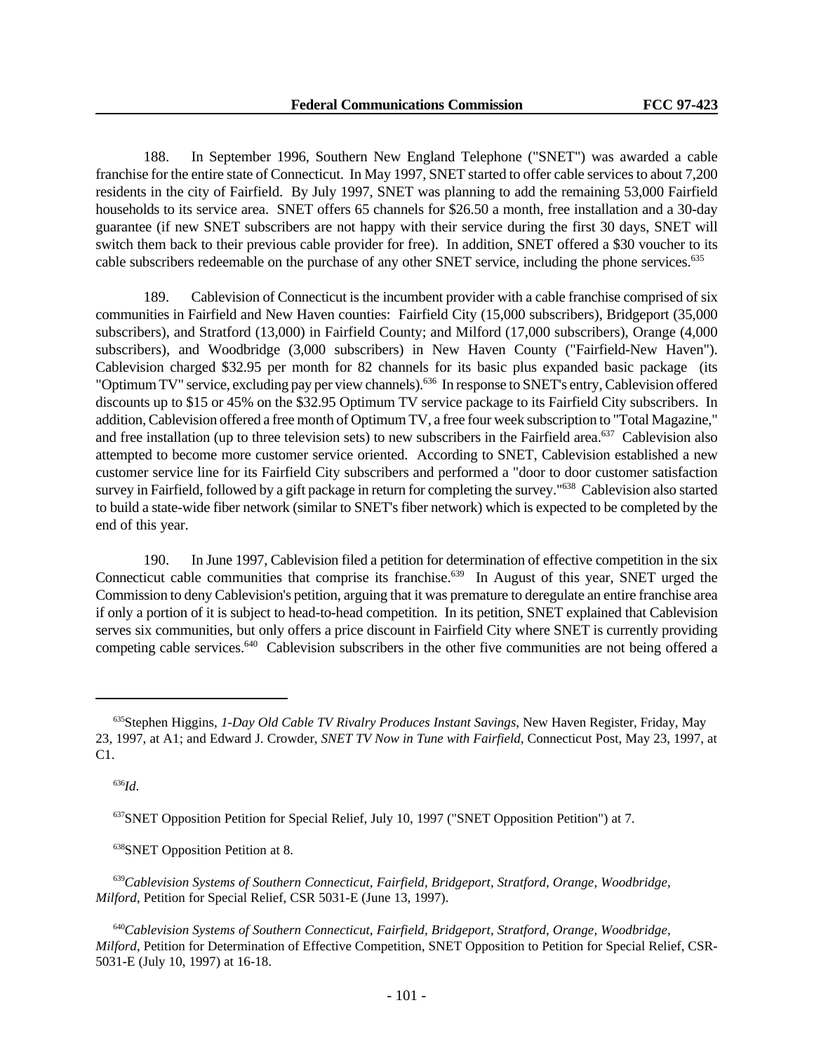188. In September 1996, Southern New England Telephone ("SNET") was awarded a cable franchise for the entire state of Connecticut. In May 1997, SNET started to offer cable services to about 7,200 residents in the city of Fairfield. By July 1997, SNET was planning to add the remaining 53,000 Fairfield households to its service area. SNET offers 65 channels for $26.50 a month, free installation and a 30-day guarantee (if new SNET subscribers are not happy with their service during the first 30 days, SNET will switch them back to their previous cable provider for free). In addition, SNET offered a $30 voucher to its cable subscribers redeemable on the purchase of any other SNET service, including the phone services.[635]

189. Cablevision of Connecticut is the incumbent provider with a cable franchise comprised of six communities in Fairfield and New Haven counties: Fairfield City (15,000 subscribers), Bridgeport (35,000 subscribers), and Stratford (13,000) in Fairfield County; and Milford (17,000 subscribers), Orange (4,000 subscribers), and Woodbridge (3,000 subscribers) in New Haven County ("Fairfield-New Haven"). Cablevision charged $32.95 per month for 82 channels for its basic plus expanded basic package (its "Optimum TV" service, excluding pay per view channels).[636] In response to SNET's entry, Cablevision offered discounts up to $15 or 45% on the $32.95 Optimum TV service package to its Fairfield City subscribers. In addition, Cablevision offered a free month of Optimum TV, a free four week subscription to "Total Magazine," and free installation (up to three television sets) to new subscribers in the Fairfield area.[637] Cablevision also attempted to become more customer service oriented. According to SNET, Cablevision established a new customer service line for its Fairfield City subscribers and performed a "door to door customer satisfaction survey in Fairfield, followed by a gift package in return for completing the survey."[638] Cablevision also started to build a state-wide fiber network (similar to SNET's fiber network) which is expected to be completed by the end of this year.

190. In June 1997, Cablevision filed a petition for determination of effective competition in the six Connecticut cable communities that comprise its franchise.[639] In August of this year, SNET urged the Commission to deny Cablevision's petition, arguing that it was premature to deregulate an entire franchise area if only a portion of it is subject to head-to-head competition. In its petition, SNET explained that Cablevision serves six communities, but only offers a price discount in Fairfield City where SNET is currently providing competing cable services.[640] Cablevision subscribers in the other five communities are not being offered a

---

[635] Stephen Higgins, *1-Day Old Cable TV Rivalry Produces Instant Savings*, New Haven Register, Friday, May 23, 1997, at A1; and Edward J. Crowder, *SNET TV Now in Tune with Fairfield*, Connecticut Post, May 23, 1997, at C1.

[636] *Id*.

[637] SNET Opposition Petition for Special Relief, July 10, 1997 ("SNET Opposition Petition") at 7.

[638] SNET Opposition Petition at 8.

[639] *Cablevision Systems of Southern Connecticut, Fairfield, Bridgeport, Stratford, Orange, Woodbridge, Milford*, Petition for Special Relief, CSR 5031-E (June 13, 1997).

[640] *Cablevision Systems of Southern Connecticut, Fairfield, Bridgeport, Stratford, Orange, Woodbridge, Milford*, Petition for Determination of Effective Competition, SNET Opposition to Petition for Special Relief, CSR-5031-E (July 10, 1997) at 16-18.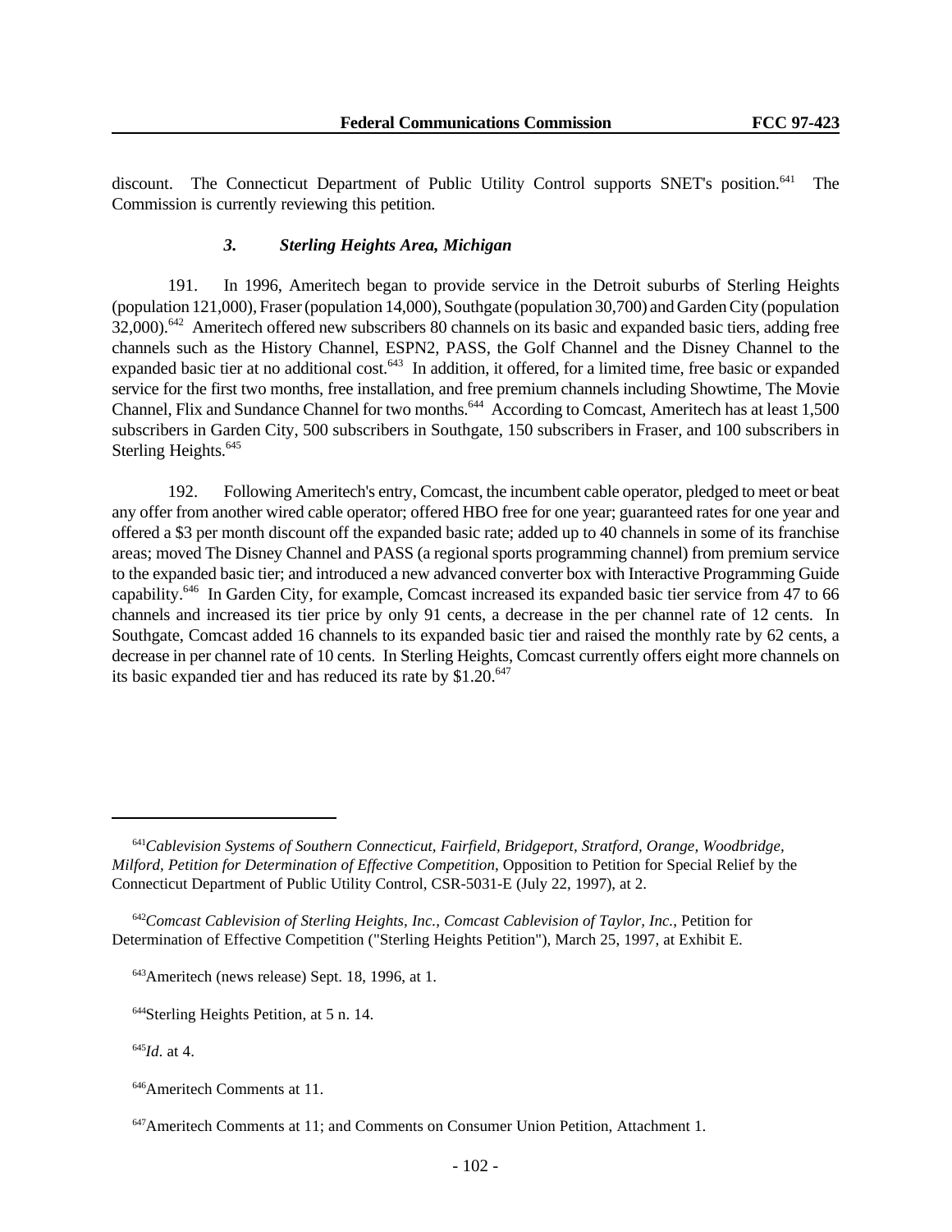discount. The Connecticut Department of Public Utility Control supports SNET's position.[641] The Commission is currently reviewing this petition.

### *3. Sterling Heights Area, Michigan*

191. In 1996, Ameritech began to provide service in the Detroit suburbs of Sterling Heights (population 121,000), Fraser (population 14,000), Southgate (population 30,700) and Garden City (population 32,000).[642] Ameritech offered new subscribers 80 channels on its basic and expanded basic tiers, adding free channels such as the History Channel, ESPN2, PASS, the Golf Channel and the Disney Channel to the expanded basic tier at no additional cost.[643] In addition, it offered, for a limited time, free basic or expanded service for the first two months, free installation, and free premium channels including Showtime, The Movie Channel, Flix and Sundance Channel for two months.[644] According to Comcast, Ameritech has at least 1,500 subscribers in Garden City, 500 subscribers in Southgate, 150 subscribers in Fraser, and 100 subscribers in Sterling Heights.[645]

192. Following Ameritech's entry, Comcast, the incumbent cable operator, pledged to meet or beat any offer from another wired cable operator; offered HBO free for one year; guaranteed rates for one year and offered a $3 per month discount off the expanded basic rate; added up to 40 channels in some of its franchise areas; moved The Disney Channel and PASS (a regional sports programming channel) from premium service to the expanded basic tier; and introduced a new advanced converter box with Interactive Programming Guide capability.[646] In Garden City, for example, Comcast increased its expanded basic tier service from 47 to 66 channels and increased its tier price by only 91 cents, a decrease in the per channel rate of 12 cents. In Southgate, Comcast added 16 channels to its expanded basic tier and raised the monthly rate by 62 cents, a decrease in per channel rate of 10 cents. In Sterling Heights, Comcast currently offers eight more channels on its basic expanded tier and has reduced its rate by $1.20.[647]

---

[641] *Cablevision Systems of Southern Connecticut, Fairfield, Bridgeport, Stratford, Orange, Woodbridge, Milford, Petition for Determination of Effective Competition*, Opposition to Petition for Special Relief by the Connecticut Department of Public Utility Control, CSR-5031-E (July 22, 1997), at 2.

[642] *Comcast Cablevision of Sterling Heights, Inc., Comcast Cablevision of Taylor, Inc.*, Petition for Determination of Effective Competition ("Sterling Heights Petition"), March 25, 1997, at Exhibit E.

[643] Ameritech (news release) Sept. 18, 1996, at 1.

[644] Sterling Heights Petition, at 5 n. 14.

[645] *Id.* at 4.

[646] Ameritech Comments at 11.

[647] Ameritech Comments at 11; and Comments on Consumer Union Petition, Attachment 1.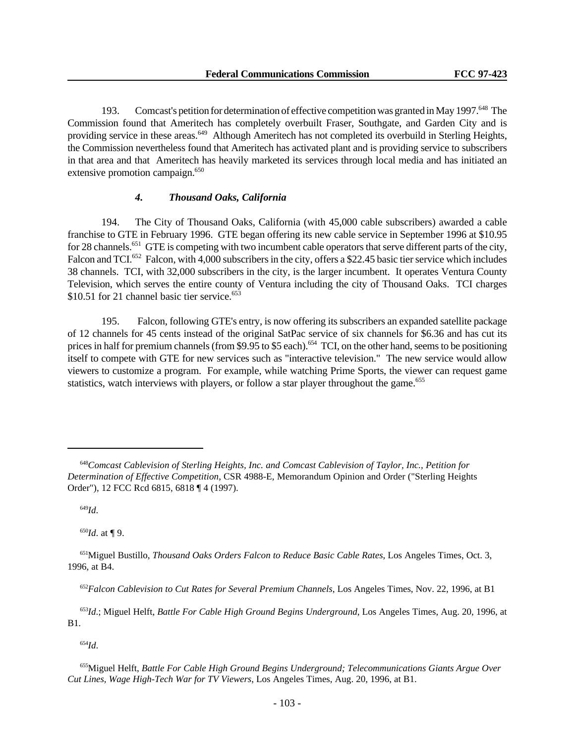193. Comcast's petition for determination of effective competition was granted in May 1997.[648] The Commission found that Ameritech has completely overbuilt Fraser, Southgate, and Garden City and is providing service in these areas.[649] Although Ameritech has not completed its overbuild in Sterling Heights, the Commission nevertheless found that Ameritech has activated plant and is providing service to subscribers in that area and that Ameritech has heavily marketed its services through local media and has initiated an extensive promotion campaign.[650]

### *4. Thousand Oaks, California*

194. The City of Thousand Oaks, California (with 45,000 cable subscribers) awarded a cable franchise to GTE in February 1996. GTE began offering its new cable service in September 1996 at $10.95 for 28 channels.[651] GTE is competing with two incumbent cable operators that serve different parts of the city, Falcon and TCI.[652] Falcon, with 4,000 subscribers in the city, offers a $22.45 basic tier service which includes 38 channels. TCI, with 32,000 subscribers in the city, is the larger incumbent. It operates Ventura County Television, which serves the entire county of Ventura including the city of Thousand Oaks. TCI charges $10.51 for 21 channel basic tier service.[653]

195. Falcon, following GTE's entry, is now offering its subscribers an expanded satellite package of 12 channels for 45 cents instead of the original SatPac service of six channels for $6.36 and has cut its prices in half for premium channels (from $9.95 to $5 each).[654] TCI, on the other hand, seems to be positioning itself to compete with GTE for new services such as "interactive television." The new service would allow viewers to customize a program. For example, while watching Prime Sports, the viewer can request game statistics, watch interviews with players, or follow a star player throughout the game.[655]

---

[648] *Comcast Cablevision of Sterling Heights, Inc. and Comcast Cablevision of Taylor, Inc., Petition for Determination of Effective Competition*, CSR 4988-E, Memorandum Opinion and Order ("Sterling Heights Order"), 12 FCC Rcd 6815, 6818 ¶ 4 (1997).

[649] *Id*.

[650] *Id*. at ¶ 9.

[651] Miguel Bustillo, *Thousand Oaks Orders Falcon to Reduce Basic Cable Rates*, Los Angeles Times, Oct. 3, 1996, at B4.

[652] *Falcon Cablevision to Cut Rates for Several Premium Channels*, Los Angeles Times, Nov. 22, 1996, at B1

[653] *Id*.; Miguel Helft, *Battle For Cable High Ground Begins Underground*, Los Angeles Times, Aug. 20, 1996, at B1.

[654] *Id*.

[655] Miguel Helft, *Battle For Cable High Ground Begins Underground; Telecommunications Giants Argue Over Cut Lines, Wage High-Tech War for TV Viewers*, Los Angeles Times, Aug. 20, 1996, at B1.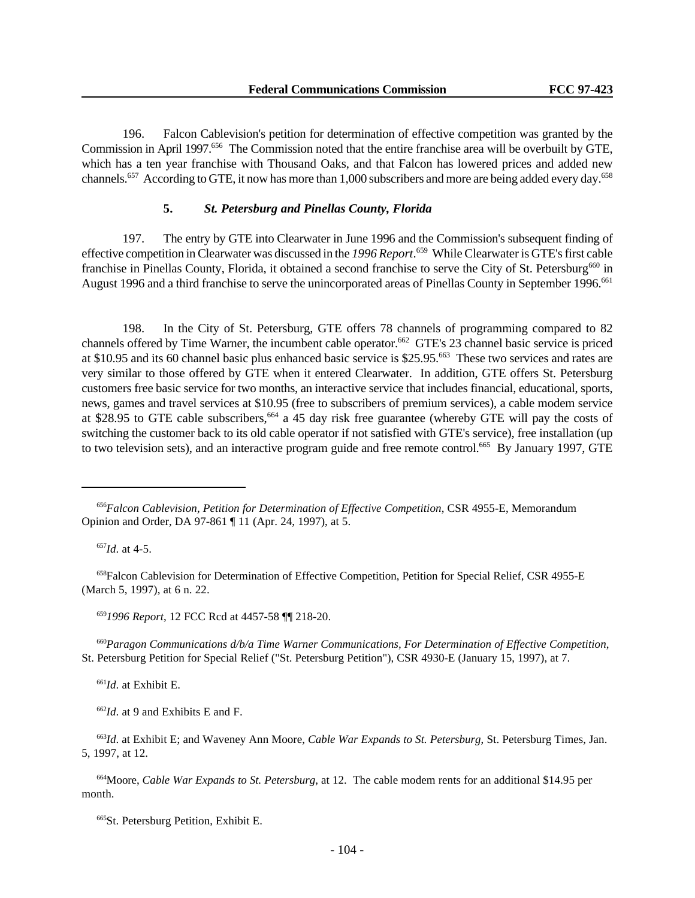196. Falcon Cablevision's petition for determination of effective competition was granted by the Commission in April 1997.[656] The Commission noted that the entire franchise area will be overbuilt by GTE, which has a ten year franchise with Thousand Oaks, and that Falcon has lowered prices and added new channels.[657] According to GTE, it now has more than 1,000 subscribers and more are being added every day.[658]

### 5. *St. Petersburg and Pinellas County, Florida*

197. The entry by GTE into Clearwater in June 1996 and the Commission's subsequent finding of effective competition in Clearwater was discussed in the *1996 Report*.[659] While Clearwater is GTE's first cable franchise in Pinellas County, Florida, it obtained a second franchise to serve the City of St. Petersburg[660] in August 1996 and a third franchise to serve the unincorporated areas of Pinellas County in September 1996.[661]

198. In the City of St. Petersburg, GTE offers 78 channels of programming compared to 82 channels offered by Time Warner, the incumbent cable operator.[662] GTE's 23 channel basic service is priced at $10.95 and its 60 channel basic plus enhanced basic service is $25.95.[663] These two services and rates are very similar to those offered by GTE when it entered Clearwater. In addition, GTE offers St. Petersburg customers free basic service for two months, an interactive service that includes financial, educational, sports, news, games and travel services at $10.95 (free to subscribers of premium services), a cable modem service at $28.95 to GTE cable subscribers,[664] a 45 day risk free guarantee (whereby GTE will pay the costs of switching the customer back to its old cable operator if not satisfied with GTE's service), free installation (up to two television sets), and an interactive program guide and free remote control.[665] By January 1997, GTE

---

[656] *Falcon Cablevision, Petition for Determination of Effective Competition*, CSR 4955-E, Memorandum Opinion and Order, DA 97-861 ¶ 11 (Apr. 24, 1997), at 5.

[657] *Id.* at 4-5.

[658] Falcon Cablevision for Determination of Effective Competition, Petition for Special Relief, CSR 4955-E (March 5, 1997), at 6 n. 22.

[659] *1996 Report*, 12 FCC Rcd at 4457-58 ¶¶ 218-20.

[660] *Paragon Communications d/b/a Time Warner Communications, For Determination of Effective Competition*, St. Petersburg Petition for Special Relief ("St. Petersburg Petition"), CSR 4930-E (January 15, 1997), at 7.

[661] *Id.* at Exhibit E.

[662] *Id.* at 9 and Exhibits E and F.

[663] *Id.* at Exhibit E; and Waveney Ann Moore, *Cable War Expands to St. Petersburg*, St. Petersburg Times, Jan. 5, 1997, at 12.

[664] Moore, *Cable War Expands to St. Petersburg*, at 12. The cable modem rents for an additional $14.95 per month.

[665] St. Petersburg Petition, Exhibit E.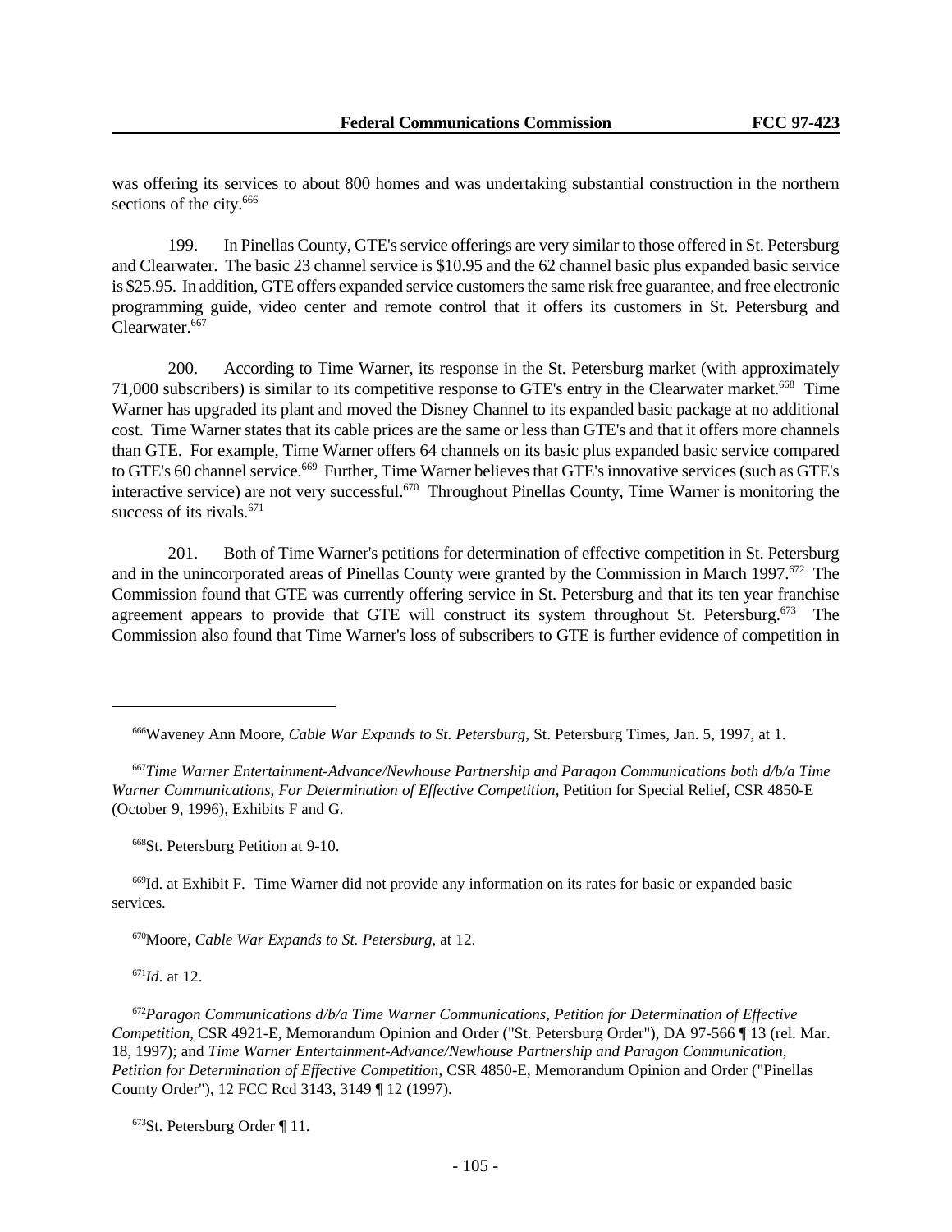was offering its services to about 800 homes and was undertaking substantial construction in the northern sections of the city.[666]

199. In Pinellas County, GTE's service offerings are very similar to those offered in St. Petersburg and Clearwater. The basic 23 channel service is $10.95 and the 62 channel basic plus expanded basic service is $25.95. In addition, GTE offers expanded service customers the same risk free guarantee, and free electronic programming guide, video center and remote control that it offers its customers in St. Petersburg and Clearwater.[667]

200. According to Time Warner, its response in the St. Petersburg market (with approximately 71,000 subscribers) is similar to its competitive response to GTE's entry in the Clearwater market.[668] Time Warner has upgraded its plant and moved the Disney Channel to its expanded basic package at no additional cost. Time Warner states that its cable prices are the same or less than GTE's and that it offers more channels than GTE. For example, Time Warner offers 64 channels on its basic plus expanded basic service compared to GTE's 60 channel service.[669] Further, Time Warner believes that GTE's innovative services (such as GTE's interactive service) are not very successful.[670] Throughout Pinellas County, Time Warner is monitoring the success of its rivals.[671]

201. Both of Time Warner's petitions for determination of effective competition in St. Petersburg and in the unincorporated areas of Pinellas County were granted by the Commission in March 1997.[672] The Commission found that GTE was currently offering service in St. Petersburg and that its ten year franchise agreement appears to provide that GTE will construct its system throughout St. Petersburg.[673] The Commission also found that Time Warner's loss of subscribers to GTE is further evidence of competition in

---

[666] Waveney Ann Moore, *Cable War Expands to St. Petersburg*, St. Petersburg Times, Jan. 5, 1997, at 1.

[667] *Time Warner Entertainment-Advance/Newhouse Partnership and Paragon Communications both d/b/a Time Warner Communications, For Determination of Effective Competition*, Petition for Special Relief, CSR 4850-E (October 9, 1996), Exhibits F and G.

[668] St. Petersburg Petition at 9-10.

[669] Id. at Exhibit F. Time Warner did not provide any information on its rates for basic or expanded basic services.

[670] Moore, *Cable War Expands to St. Petersburg*, at 12.

[671] *Id*. at 12.

[672] *Paragon Communications d/b/a Time Warner Communications, Petition for Determination of Effective Competition*, CSR 4921-E, Memorandum Opinion and Order ("St. Petersburg Order"), DA 97-566 ¶ 13 (rel. Mar. 18, 1997); and *Time Warner Entertainment-Advance/Newhouse Partnership and Paragon Communication, Petition for Determination of Effective Competition*, CSR 4850-E, Memorandum Opinion and Order ("Pinellas County Order"), 12 FCC Rcd 3143, 3149 ¶ 12 (1997).

[673] St. Petersburg Order ¶ 11.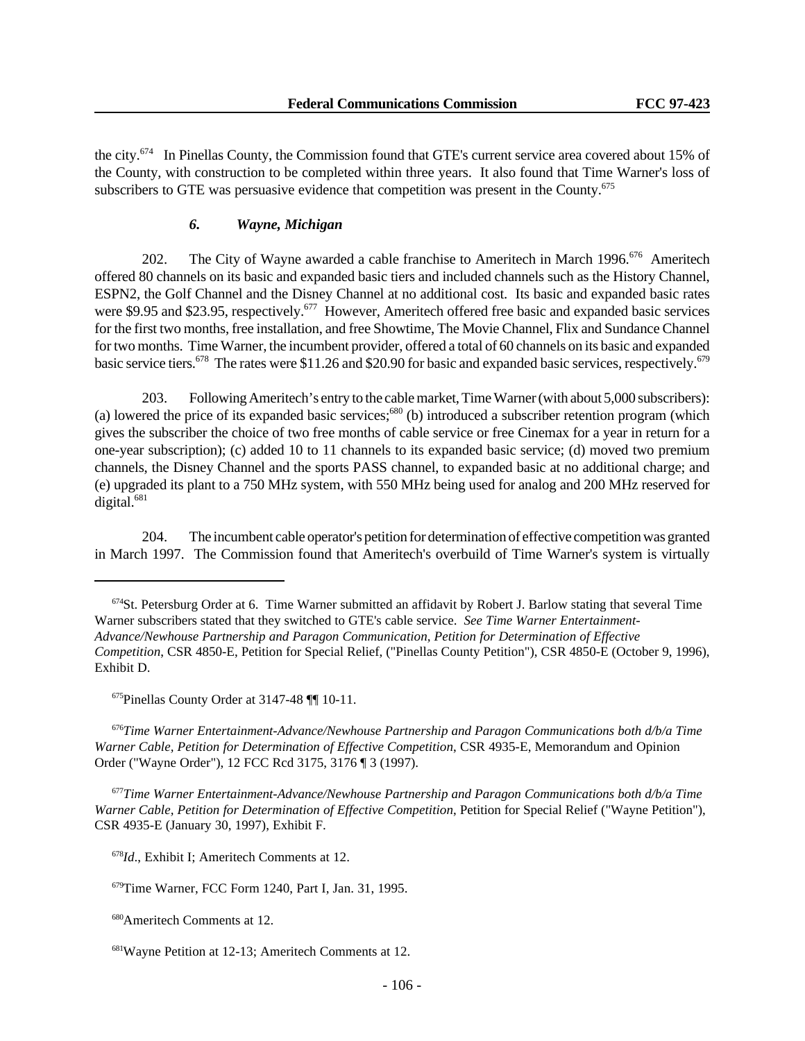the city.[674] In Pinellas County, the Commission found that GTE's current service area covered about 15% of the County, with construction to be completed within three years. It also found that Time Warner's loss of subscribers to GTE was persuasive evidence that competition was present in the County.[675]

### *6. Wayne, Michigan*

202. The City of Wayne awarded a cable franchise to Ameritech in March 1996.[676] Ameritech offered 80 channels on its basic and expanded basic tiers and included channels such as the History Channel, ESPN2, the Golf Channel and the Disney Channel at no additional cost. Its basic and expanded basic rates were $9.95 and $23.95, respectively.[677] However, Ameritech offered free basic and expanded basic services for the first two months, free installation, and free Showtime, The Movie Channel, Flix and Sundance Channel for two months. Time Warner, the incumbent provider, offered a total of 60 channels on its basic and expanded basic service tiers.[678] The rates were $11.26 and $20.90 for basic and expanded basic services, respectively.[679]

203. Following Ameritech's entry to the cable market, Time Warner (with about 5,000 subscribers): (a) lowered the price of its expanded basic services;[680] (b) introduced a subscriber retention program (which gives the subscriber the choice of two free months of cable service or free Cinemax for a year in return for a one-year subscription); (c) added 10 to 11 channels to its expanded basic service; (d) moved two premium channels, the Disney Channel and the sports PASS channel, to expanded basic at no additional charge; and (e) upgraded its plant to a 750 MHz system, with 550 MHz being used for analog and 200 MHz reserved for digital.[681]

204. The incumbent cable operator's petition for determination of effective competition was granted in March 1997. The Commission found that Ameritech's overbuild of Time Warner's system is virtually

---

[674] St. Petersburg Order at 6. Time Warner submitted an affidavit by Robert J. Barlow stating that several Time Warner subscribers stated that they switched to GTE's cable service. *See Time Warner Entertainment-Advance/Newhouse Partnership and Paragon Communication, Petition for Determination of Effective Competition*, CSR 4850-E, Petition for Special Relief, ("Pinellas County Petition"), CSR 4850-E (October 9, 1996), Exhibit D.

[675] Pinellas County Order at 3147-48 ¶¶ 10-11.

[676] *Time Warner Entertainment-Advance/Newhouse Partnership and Paragon Communications both d/b/a Time Warner Cable, Petition for Determination of Effective Competition*, CSR 4935-E, Memorandum and Opinion Order ("Wayne Order"), 12 FCC Rcd 3175, 3176 ¶ 3 (1997).

[677] *Time Warner Entertainment-Advance/Newhouse Partnership and Paragon Communications both d/b/a Time Warner Cable, Petition for Determination of Effective Competition*, Petition for Special Relief ("Wayne Petition"), CSR 4935-E (January 30, 1997), Exhibit F.

[678] *Id*., Exhibit I; Ameritech Comments at 12.

[679] Time Warner, FCC Form 1240, Part I, Jan. 31, 1995.

[680] Ameritech Comments at 12.

[681] Wayne Petition at 12-13; Ameritech Comments at 12.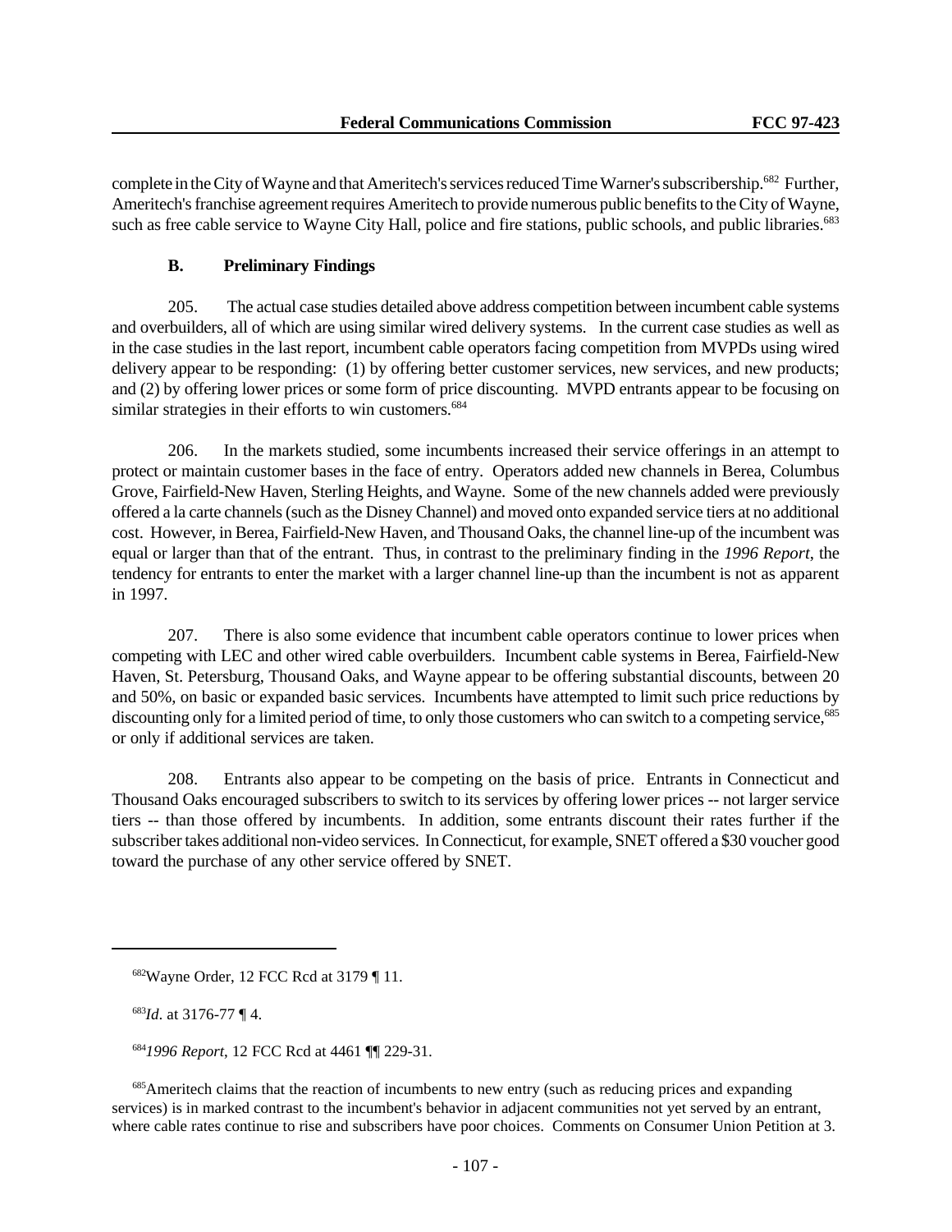complete in the City of Wayne and that Ameritech's services reduced Time Warner's subscribership.[682] Further, Ameritech's franchise agreement requires Ameritech to provide numerous public benefits to the City of Wayne, such as free cable service to Wayne City Hall, police and fire stations, public schools, and public libraries.[683]

### B. Preliminary Findings

205. The actual case studies detailed above address competition between incumbent cable systems and overbuilders, all of which are using similar wired delivery systems. In the current case studies as well as in the case studies in the last report, incumbent cable operators facing competition from MVPDs using wired delivery appear to be responding: (1) by offering better customer services, new services, and new products; and (2) by offering lower prices or some form of price discounting. MVPD entrants appear to be focusing on similar strategies in their efforts to win customers.[684]

206. In the markets studied, some incumbents increased their service offerings in an attempt to protect or maintain customer bases in the face of entry. Operators added new channels in Berea, Columbus Grove, Fairfield-New Haven, Sterling Heights, and Wayne. Some of the new channels added were previously offered a la carte channels (such as the Disney Channel) and moved onto expanded service tiers at no additional cost. However, in Berea, Fairfield-New Haven, and Thousand Oaks, the channel line-up of the incumbent was equal or larger than that of the entrant. Thus, in contrast to the preliminary finding in the *1996 Report*, the tendency for entrants to enter the market with a larger channel line-up than the incumbent is not as apparent in 1997.

207. There is also some evidence that incumbent cable operators continue to lower prices when competing with LEC and other wired cable overbuilders. Incumbent cable systems in Berea, Fairfield-New Haven, St. Petersburg, Thousand Oaks, and Wayne appear to be offering substantial discounts, between 20 and 50%, on basic or expanded basic services. Incumbents have attempted to limit such price reductions by discounting only for a limited period of time, to only those customers who can switch to a competing service,[685] or only if additional services are taken.

208. Entrants also appear to be competing on the basis of price. Entrants in Connecticut and Thousand Oaks encouraged subscribers to switch to its services by offering lower prices -- not larger service tiers -- than those offered by incumbents. In addition, some entrants discount their rates further if the subscriber takes additional non-video services. In Connecticut, for example, SNET offered a $30 voucher good toward the purchase of any other service offered by SNET.

---

[682] Wayne Order, 12 FCC Rcd at 3179 ¶ 11.

[683] *Id.* at 3176-77 ¶ 4.

[684] *1996 Report*, 12 FCC Rcd at 4461 ¶¶ 229-31.

[685] Ameritech claims that the reaction of incumbents to new entry (such as reducing prices and expanding services) is in marked contrast to the incumbent's behavior in adjacent communities not yet served by an entrant, where cable rates continue to rise and subscribers have poor choices. Comments on Consumer Union Petition at 3.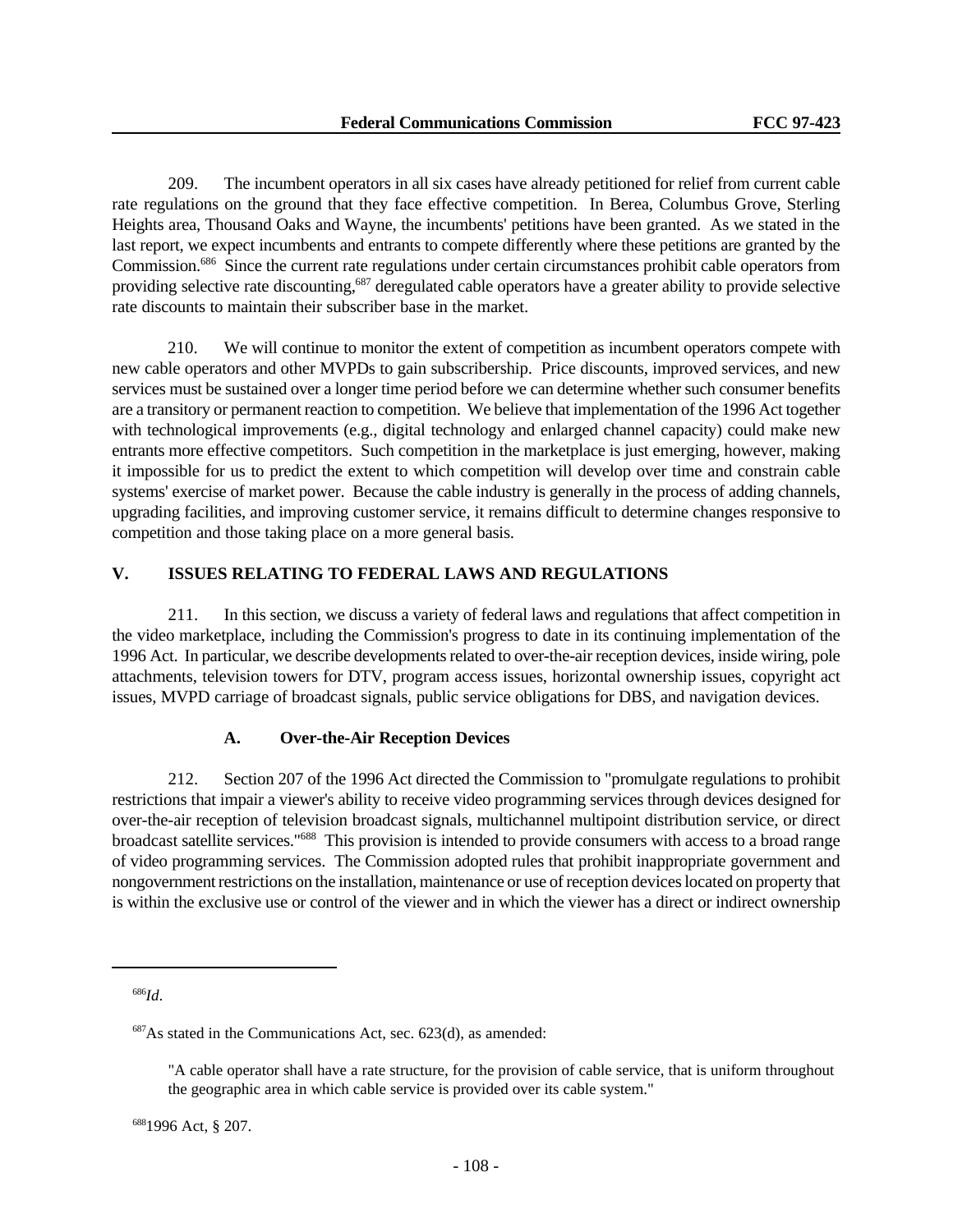209. The incumbent operators in all six cases have already petitioned for relief from current cable rate regulations on the ground that they face effective competition. In Berea, Columbus Grove, Sterling Heights area, Thousand Oaks and Wayne, the incumbents' petitions have been granted. As we stated in the last report, we expect incumbents and entrants to compete differently where these petitions are granted by the Commission.[686] Since the current rate regulations under certain circumstances prohibit cable operators from providing selective rate discounting,[687] deregulated cable operators have a greater ability to provide selective rate discounts to maintain their subscriber base in the market.

210. We will continue to monitor the extent of competition as incumbent operators compete with new cable operators and other MVPDs to gain subscribership. Price discounts, improved services, and new services must be sustained over a longer time period before we can determine whether such consumer benefits are a transitory or permanent reaction to competition. We believe that implementation of the 1996 Act together with technological improvements (e.g., digital technology and enlarged channel capacity) could make new entrants more effective competitors. Such competition in the marketplace is just emerging, however, making it impossible for us to predict the extent to which competition will develop over time and constrain cable systems' exercise of market power. Because the cable industry is generally in the process of adding channels, upgrading facilities, and improving customer service, it remains difficult to determine changes responsive to competition and those taking place on a more general basis.

## V. ISSUES RELATING TO FEDERAL LAWS AND REGULATIONS

211. In this section, we discuss a variety of federal laws and regulations that affect competition in the video marketplace, including the Commission's progress to date in its continuing implementation of the 1996 Act. In particular, we describe developments related to over-the-air reception devices, inside wiring, pole attachments, television towers for DTV, program access issues, horizontal ownership issues, copyright act issues, MVPD carriage of broadcast signals, public service obligations for DBS, and navigation devices.

### A. Over-the-Air Reception Devices

212. Section 207 of the 1996 Act directed the Commission to "promulgate regulations to prohibit restrictions that impair a viewer's ability to receive video programming services through devices designed for over-the-air reception of television broadcast signals, multichannel multipoint distribution service, or direct broadcast satellite services."[688] This provision is intended to provide consumers with access to a broad range of video programming services. The Commission adopted rules that prohibit inappropriate government and nongovernment restrictions on the installation, maintenance or use of reception devices located on property that is within the exclusive use or control of the viewer and in which the viewer has a direct or indirect ownership

---

[686] *Id.*

[687] As stated in the Communications Act, sec. 623(d), as amended:

> "A cable operator shall have a rate structure, for the provision of cable service, that is uniform throughout the geographic area in which cable service is provided over its cable system."

[688] 1996 Act, § 207.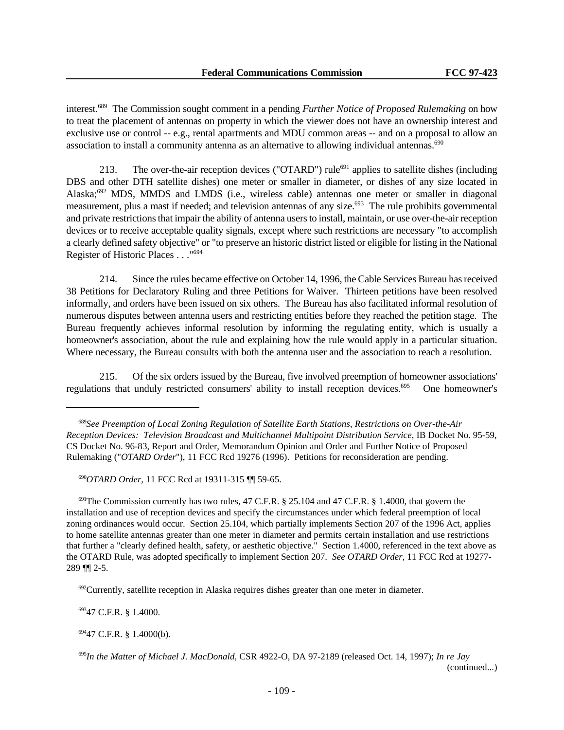interest.[689] The Commission sought comment in a pending *Further Notice of Proposed Rulemaking* on how to treat the placement of antennas on property in which the viewer does not have an ownership interest and exclusive use or control -- e.g., rental apartments and MDU common areas -- and on a proposal to allow an association to install a community antenna as an alternative to allowing individual antennas.[690]

213. The over-the-air reception devices ("OTARD") rule[691] applies to satellite dishes (including DBS and other DTH satellite dishes) one meter or smaller in diameter, or dishes of any size located in Alaska;[692] MDS, MMDS and LMDS (i.e., wireless cable) antennas one meter or smaller in diagonal measurement, plus a mast if needed; and television antennas of any size.[693] The rule prohibits governmental and private restrictions that impair the ability of antenna users to install, maintain, or use over-the-air reception devices or to receive acceptable quality signals, except where such restrictions are necessary "to accomplish a clearly defined safety objective" or "to preserve an historic district listed or eligible for listing in the National Register of Historic Places . . ."[694]

214. Since the rules became effective on October 14, 1996, the Cable Services Bureau has received 38 Petitions for Declaratory Ruling and three Petitions for Waiver. Thirteen petitions have been resolved informally, and orders have been issued on six others. The Bureau has also facilitated informal resolution of numerous disputes between antenna users and restricting entities before they reached the petition stage. The Bureau frequently achieves informal resolution by informing the regulating entity, which is usually a homeowner's association, about the rule and explaining how the rule would apply in a particular situation. Where necessary, the Bureau consults with both the antenna user and the association to reach a resolution.

215. Of the six orders issued by the Bureau, five involved preemption of homeowner associations' regulations that unduly restricted consumers' ability to install reception devices.[695] One homeowner's

---

[689] *See Preemption of Local Zoning Regulation of Satellite Earth Stations*, *Restrictions on Over-the-Air Reception Devices: Television Broadcast and Multichannel Multipoint Distribution Service*, IB Docket No. 95-59, CS Docket No. 96-83, Report and Order, Memorandum Opinion and Order and Further Notice of Proposed Rulemaking ("*OTARD Order*"), 11 FCC Rcd 19276 (1996). Petitions for reconsideration are pending.

[690] *OTARD Order*, 11 FCC Rcd at 19311-315 ¶¶ 59-65.

[691] The Commission currently has two rules, 47 C.F.R. § 25.104 and 47 C.F.R. § 1.4000, that govern the installation and use of reception devices and specify the circumstances under which federal preemption of local zoning ordinances would occur. Section 25.104, which partially implements Section 207 of the 1996 Act, applies to home satellite antennas greater than one meter in diameter and permits certain installation and use restrictions that further a "clearly defined health, safety, or aesthetic objective." Section 1.4000, referenced in the text above as the OTARD Rule, was adopted specifically to implement Section 207. *See OTARD Order*, 11 FCC Rcd at 19277-289 ¶¶ 2-5.

[692] Currently, satellite reception in Alaska requires dishes greater than one meter in diameter.

[693] 47 C.F.R. § 1.4000.

[694] 47 C.F.R. § 1.4000(b).

[695] *In the Matter of Michael J. MacDonald*, CSR 4922-O, DA 97-2189 (released Oct. 14, 1997); *In re Jay*

(continued...)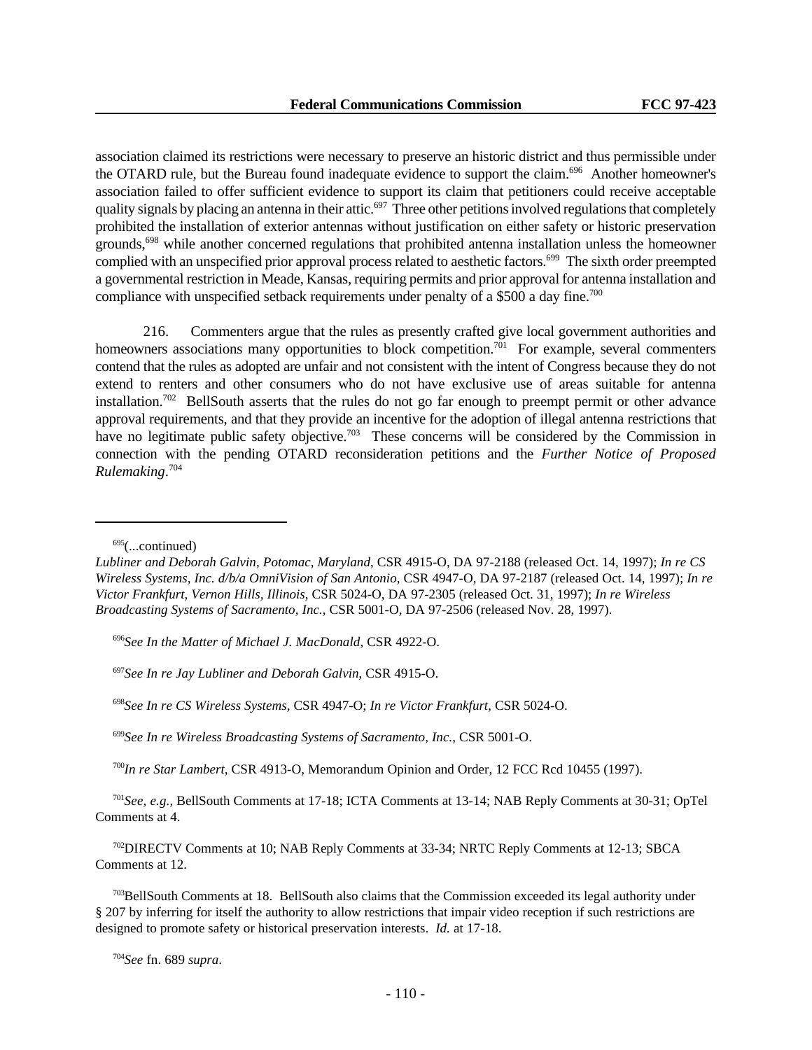association claimed its restrictions were necessary to preserve an historic district and thus permissible under the OTARD rule, but the Bureau found inadequate evidence to support the claim.[696] Another homeowner's association failed to offer sufficient evidence to support its claim that petitioners could receive acceptable quality signals by placing an antenna in their attic.[697] Three other petitions involved regulations that completely prohibited the installation of exterior antennas without justification on either safety or historic preservation grounds,[698] while another concerned regulations that prohibited antenna installation unless the homeowner complied with an unspecified prior approval process related to aesthetic factors.[699] The sixth order preempted a governmental restriction in Meade, Kansas, requiring permits and prior approval for antenna installation and compliance with unspecified setback requirements under penalty of a $500 a day fine.[700]

216. Commenters argue that the rules as presently crafted give local government authorities and homeowners associations many opportunities to block competition.[701] For example, several commenters contend that the rules as adopted are unfair and not consistent with the intent of Congress because they do not extend to renters and other consumers who do not have exclusive use of areas suitable for antenna installation.[702] BellSouth asserts that the rules do not go far enough to preempt permit or other advance approval requirements, and that they provide an incentive for the adoption of illegal antenna restrictions that have no legitimate public safety objective.[703] These concerns will be considered by the Commission in connection with the pending OTARD reconsideration petitions and the *Further Notice of Proposed Rulemaking*.[704]

---

[695](...continued) *Lubliner and Deborah Galvin, Potomac, Maryland*, CSR 4915-O, DA 97-2188 (released Oct. 14, 1997); *In re CS Wireless Systems, Inc. d/b/a OmniVision of San Antonio*, CSR 4947-O, DA 97-2187 (released Oct. 14, 1997); *In re Victor Frankfurt, Vernon Hills, Illinois*, CSR 5024-O, DA 97-2305 (released Oct. 31, 1997); *In re Wireless Broadcasting Systems of Sacramento, Inc.*, CSR 5001-O, DA 97-2506 (released Nov. 28, 1997).

[696] *See In the Matter of Michael J. MacDonald*, CSR 4922-O.

[697] *See In re Jay Lubliner and Deborah Galvin*, CSR 4915-O.

[698] *See In re CS Wireless Systems*, CSR 4947-O; *In re Victor Frankfurt*, CSR 5024-O.

[699] *See In re Wireless Broadcasting Systems of Sacramento, Inc.*, CSR 5001-O.

[700] *In re Star Lambert*, CSR 4913-O, Memorandum Opinion and Order, 12 FCC Rcd 10455 (1997).

[701] *See, e.g.*, BellSouth Comments at 17-18; ICTA Comments at 13-14; NAB Reply Comments at 30-31; OpTel Comments at 4.

[702] DIRECTV Comments at 10; NAB Reply Comments at 33-34; NRTC Reply Comments at 12-13; SBCA Comments at 12.

[703] BellSouth Comments at 18. BellSouth also claims that the Commission exceeded its legal authority under § 207 by inferring for itself the authority to allow restrictions that impair video reception if such restrictions are designed to promote safety or historical preservation interests. *Id.* at 17-18.

[704] *See* fn. 689 *supra*.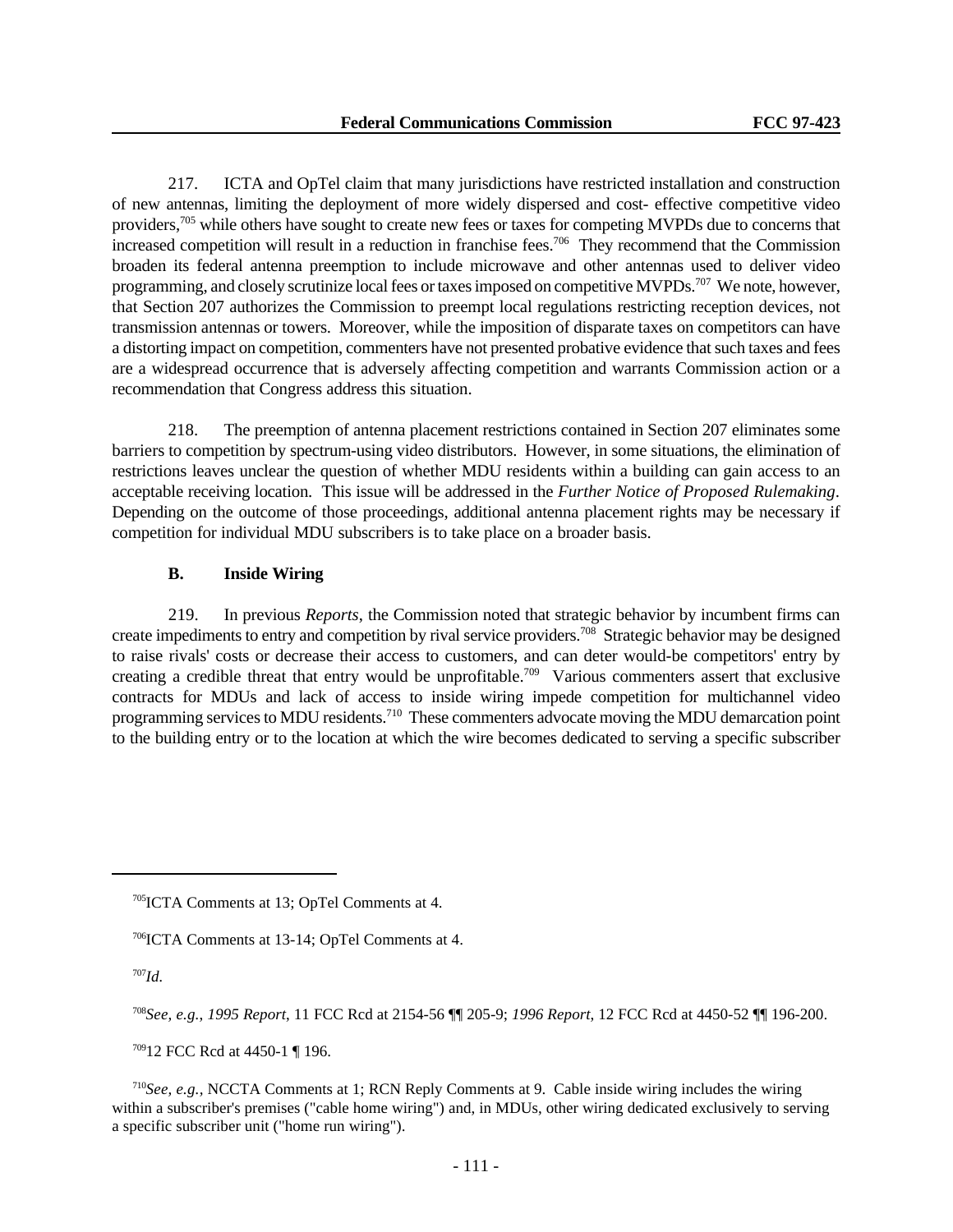217. ICTA and OpTel claim that many jurisdictions have restricted installation and construction of new antennas, limiting the deployment of more widely dispersed and cost- effective competitive video providers,[705] while others have sought to create new fees or taxes for competing MVPDs due to concerns that increased competition will result in a reduction in franchise fees.[706] They recommend that the Commission broaden its federal antenna preemption to include microwave and other antennas used to deliver video programming, and closely scrutinize local fees or taxes imposed on competitive MVPDs.[707] We note, however, that Section 207 authorizes the Commission to preempt local regulations restricting reception devices, not transmission antennas or towers. Moreover, while the imposition of disparate taxes on competitors can have a distorting impact on competition, commenters have not presented probative evidence that such taxes and fees are a widespread occurrence that is adversely affecting competition and warrants Commission action or a recommendation that Congress address this situation.

218. The preemption of antenna placement restrictions contained in Section 207 eliminates some barriers to competition by spectrum-using video distributors. However, in some situations, the elimination of restrictions leaves unclear the question of whether MDU residents within a building can gain access to an acceptable receiving location. This issue will be addressed in the *Further Notice of Proposed Rulemaking*. Depending on the outcome of those proceedings, additional antenna placement rights may be necessary if competition for individual MDU subscribers is to take place on a broader basis.

### B. Inside Wiring

219. In previous *Reports*, the Commission noted that strategic behavior by incumbent firms can create impediments to entry and competition by rival service providers.[708] Strategic behavior may be designed to raise rivals' costs or decrease their access to customers, and can deter would-be competitors' entry by creating a credible threat that entry would be unprofitable.[709] Various commenters assert that exclusive contracts for MDUs and lack of access to inside wiring impede competition for multichannel video programming services to MDU residents.[710] These commenters advocate moving the MDU demarcation point to the building entry or to the location at which the wire becomes dedicated to serving a specific subscriber

---

[705] ICTA Comments at 13; OpTel Comments at 4.

[706] ICTA Comments at 13-14; OpTel Comments at 4.

[707] *Id.*

[708] *See, e.g., 1995 Report*, 11 FCC Rcd at 2154-56 ¶¶ 205-9; *1996 Report*, 12 FCC Rcd at 4450-52 ¶¶ 196-200.

[709] 12 FCC Rcd at 4450-1 ¶ 196.

[710] *See, e.g.,* NCCTA Comments at 1; RCN Reply Comments at 9. Cable inside wiring includes the wiring within a subscriber's premises ("cable home wiring") and, in MDUs, other wiring dedicated exclusively to serving a specific subscriber unit ("home run wiring").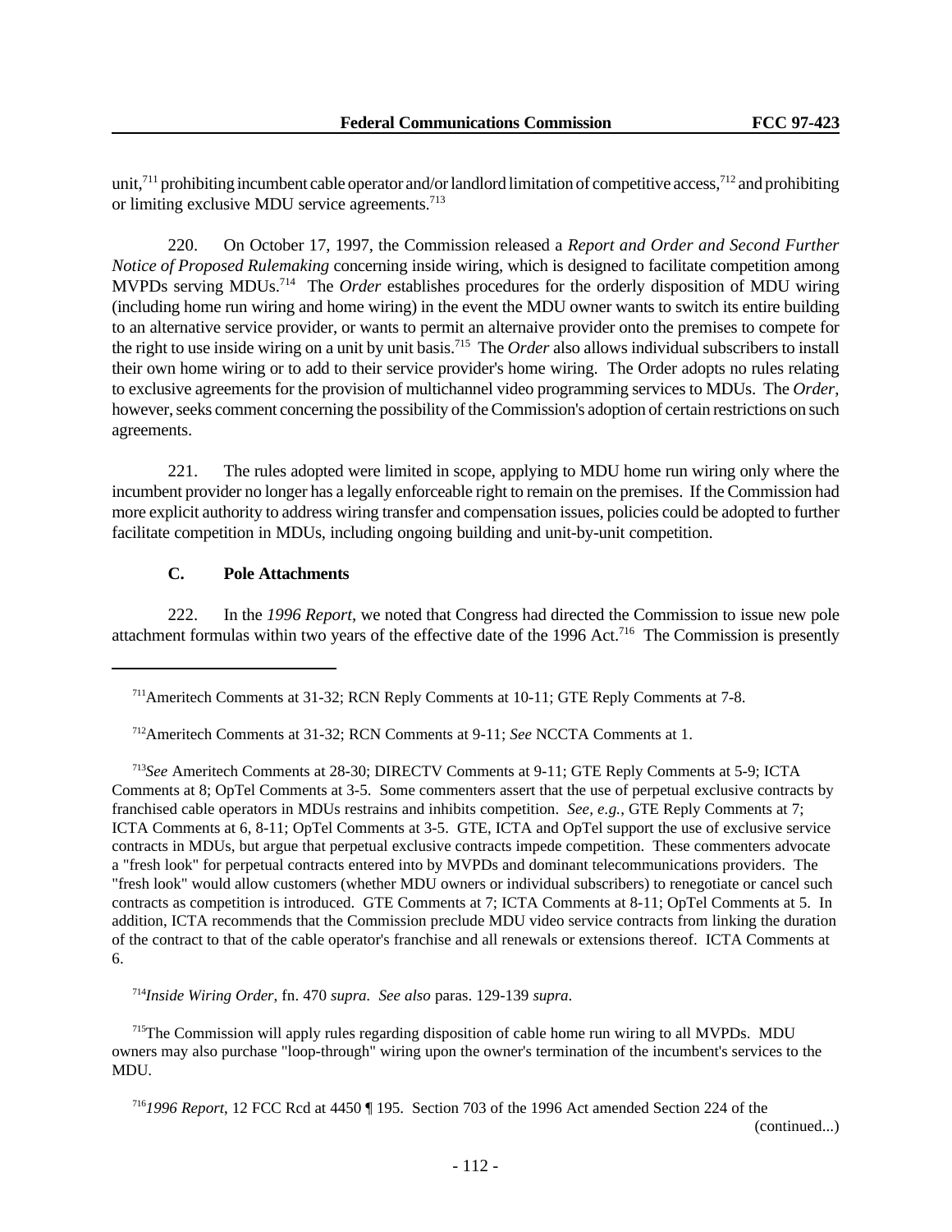unit,[711] prohibiting incumbent cable operator and/or landlord limitation of competitive access,[712] and prohibiting or limiting exclusive MDU service agreements.[713]

220. On October 17, 1997, the Commission released a *Report and Order and Second Further Notice of Proposed Rulemaking* concerning inside wiring, which is designed to facilitate competition among MVPDs serving MDUs.[714] The *Order* establishes procedures for the orderly disposition of MDU wiring (including home run wiring and home wiring) in the event the MDU owner wants to switch its entire building to an alternative service provider, or wants to permit an alternaive provider onto the premises to compete for the right to use inside wiring on a unit by unit basis.[715] The *Order* also allows individual subscribers to install their own home wiring or to add to their service provider's home wiring. The Order adopts no rules relating to exclusive agreements for the provision of multichannel video programming services to MDUs. The *Order*, however, seeks comment concerning the possibility of the Commission's adoption of certain restrictions on such agreements.

221. The rules adopted were limited in scope, applying to MDU home run wiring only where the incumbent provider no longer has a legally enforceable right to remain on the premises. If the Commission had more explicit authority to address wiring transfer and compensation issues, policies could be adopted to further facilitate competition in MDUs, including ongoing building and unit-by-unit competition.

### C. Pole Attachments

222. In the *1996 Report*, we noted that Congress had directed the Commission to issue new pole attachment formulas within two years of the effective date of the 1996 Act.[716] The Commission is presently

---

[711] Ameritech Comments at 31-32; RCN Reply Comments at 10-11; GTE Reply Comments at 7-8.

[712] Ameritech Comments at 31-32; RCN Comments at 9-11; *See* NCCTA Comments at 1.

[713] *See* Ameritech Comments at 28-30; DIRECTV Comments at 9-11; GTE Reply Comments at 5-9; ICTA Comments at 8; OpTel Comments at 3-5. Some commenters assert that the use of perpetual exclusive contracts by franchised cable operators in MDUs restrains and inhibits competition. *See, e.g.*, GTE Reply Comments at 7; ICTA Comments at 6, 8-11; OpTel Comments at 3-5. GTE, ICTA and OpTel support the use of exclusive service contracts in MDUs, but argue that perpetual exclusive contracts impede competition. These commenters advocate a "fresh look" for perpetual contracts entered into by MVPDs and dominant telecommunications providers. The "fresh look" would allow customers (whether MDU owners or individual subscribers) to renegotiate or cancel such contracts as competition is introduced. GTE Comments at 7; ICTA Comments at 8-11; OpTel Comments at 5. In addition, ICTA recommends that the Commission preclude MDU video service contracts from linking the duration of the contract to that of the cable operator's franchise and all renewals or extensions thereof. ICTA Comments at 6.

[714] *Inside Wiring Order*, fn. 470 *supra*. *See also* paras. 129-139 *supra*.

[715] The Commission will apply rules regarding disposition of cable home run wiring to all MVPDs. MDU owners may also purchase "loop-through" wiring upon the owner's termination of the incumbent's services to the MDU.

[716] *1996 Report*, 12 FCC Rcd at 4450 ¶ 195. Section 703 of the 1996 Act amended Section 224 of the (continued...)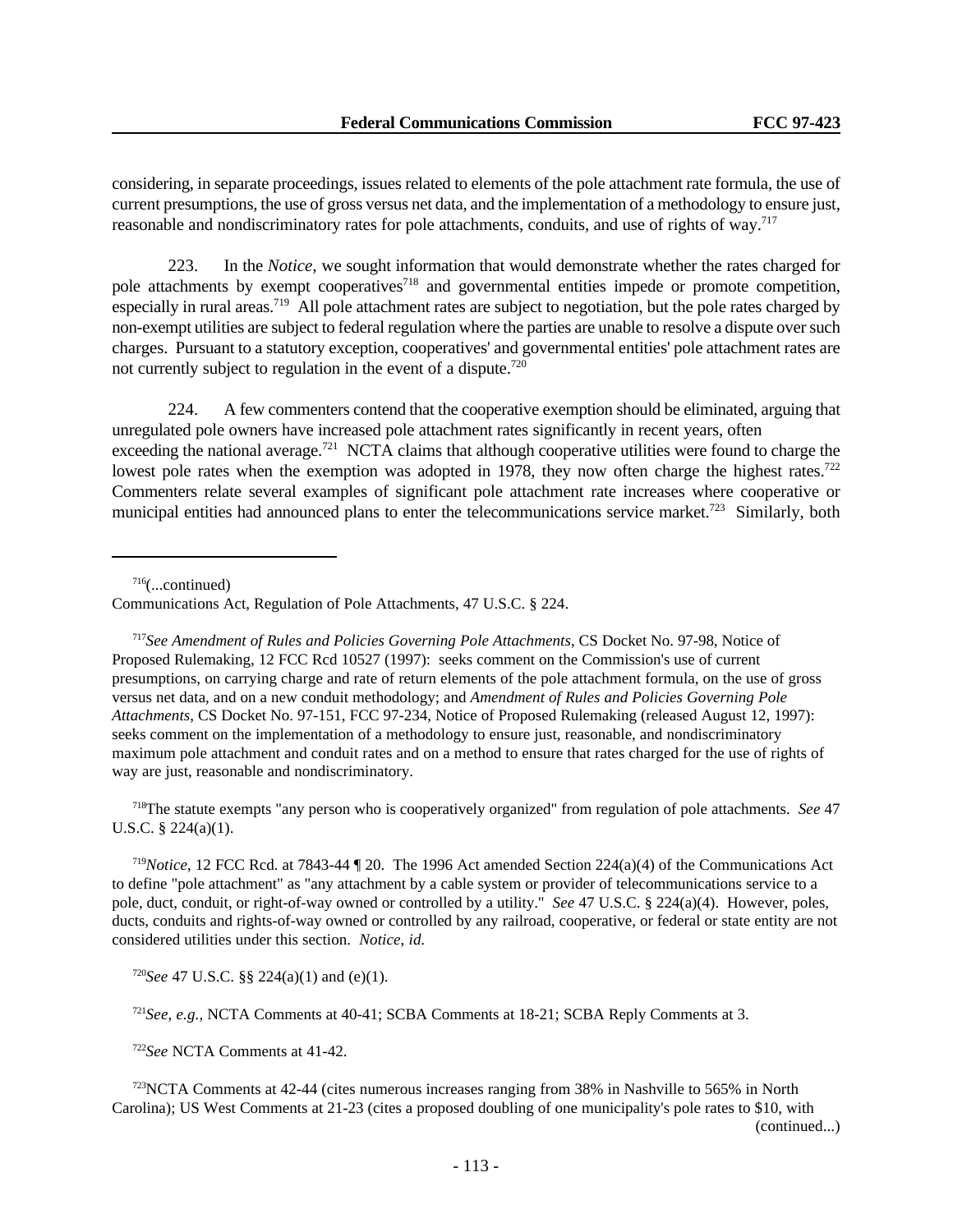considering, in separate proceedings, issues related to elements of the pole attachment rate formula, the use of current presumptions, the use of gross versus net data, and the implementation of a methodology to ensure just, reasonable and nondiscriminatory rates for pole attachments, conduits, and use of rights of way.[717]

223. In the *Notice*, we sought information that would demonstrate whether the rates charged for pole attachments by exempt cooperatives[718] and governmental entities impede or promote competition, especially in rural areas.[719] All pole attachment rates are subject to negotiation, but the pole rates charged by non-exempt utilities are subject to federal regulation where the parties are unable to resolve a dispute over such charges. Pursuant to a statutory exception, cooperatives' and governmental entities' pole attachment rates are not currently subject to regulation in the event of a dispute.[720]

224. A few commenters contend that the cooperative exemption should be eliminated, arguing that unregulated pole owners have increased pole attachment rates significantly in recent years, often exceeding the national average.[721] NCTA claims that although cooperative utilities were found to charge the lowest pole rates when the exemption was adopted in 1978, they now often charge the highest rates.[722] Commenters relate several examples of significant pole attachment rate increases where cooperative or municipal entities had announced plans to enter the telecommunications service market.[723] Similarly, both

---

[716](...continued)
Communications Act, Regulation of Pole Attachments, 47 U.S.C. § 224.

[717]*See Amendment of Rules and Policies Governing Pole Attachments*, CS Docket No. 97-98, Notice of Proposed Rulemaking, 12 FCC Rcd 10527 (1997): seeks comment on the Commission's use of current presumptions, on carrying charge and rate of return elements of the pole attachment formula, on the use of gross versus net data, and on a new conduit methodology; and *Amendment of Rules and Policies Governing Pole Attachments*, CS Docket No. 97-151, FCC 97-234, Notice of Proposed Rulemaking (released August 12, 1997): seeks comment on the implementation of a methodology to ensure just, reasonable, and nondiscriminatory maximum pole attachment and conduit rates and on a method to ensure that rates charged for the use of rights of way are just, reasonable and nondiscriminatory.

[718]The statute exempts "any person who is cooperatively organized" from regulation of pole attachments. *See* 47 U.S.C. § 224(a)(1).

[719]*Notice*, 12 FCC Rcd. at 7843-44 ¶ 20. The 1996 Act amended Section 224(a)(4) of the Communications Act to define "pole attachment" as "any attachment by a cable system or provider of telecommunications service to a pole, duct, conduit, or right-of-way owned or controlled by a utility." *See* 47 U.S.C. § 224(a)(4). However, poles, ducts, conduits and rights-of-way owned or controlled by any railroad, cooperative, or federal or state entity are not considered utilities under this section. *Notice*, *id.*

[720]*See* 47 U.S.C. §§ 224(a)(1) and (e)(1).

[721]*See, e.g.*, NCTA Comments at 40-41; SCBA Comments at 18-21; SCBA Reply Comments at 3.

[722]*See* NCTA Comments at 41-42.

[723]NCTA Comments at 42-44 (cites numerous increases ranging from 38% in Nashville to 565% in North Carolina); US West Comments at 21-23 (cites a proposed doubling of one municipality's pole rates to $10, with (continued...)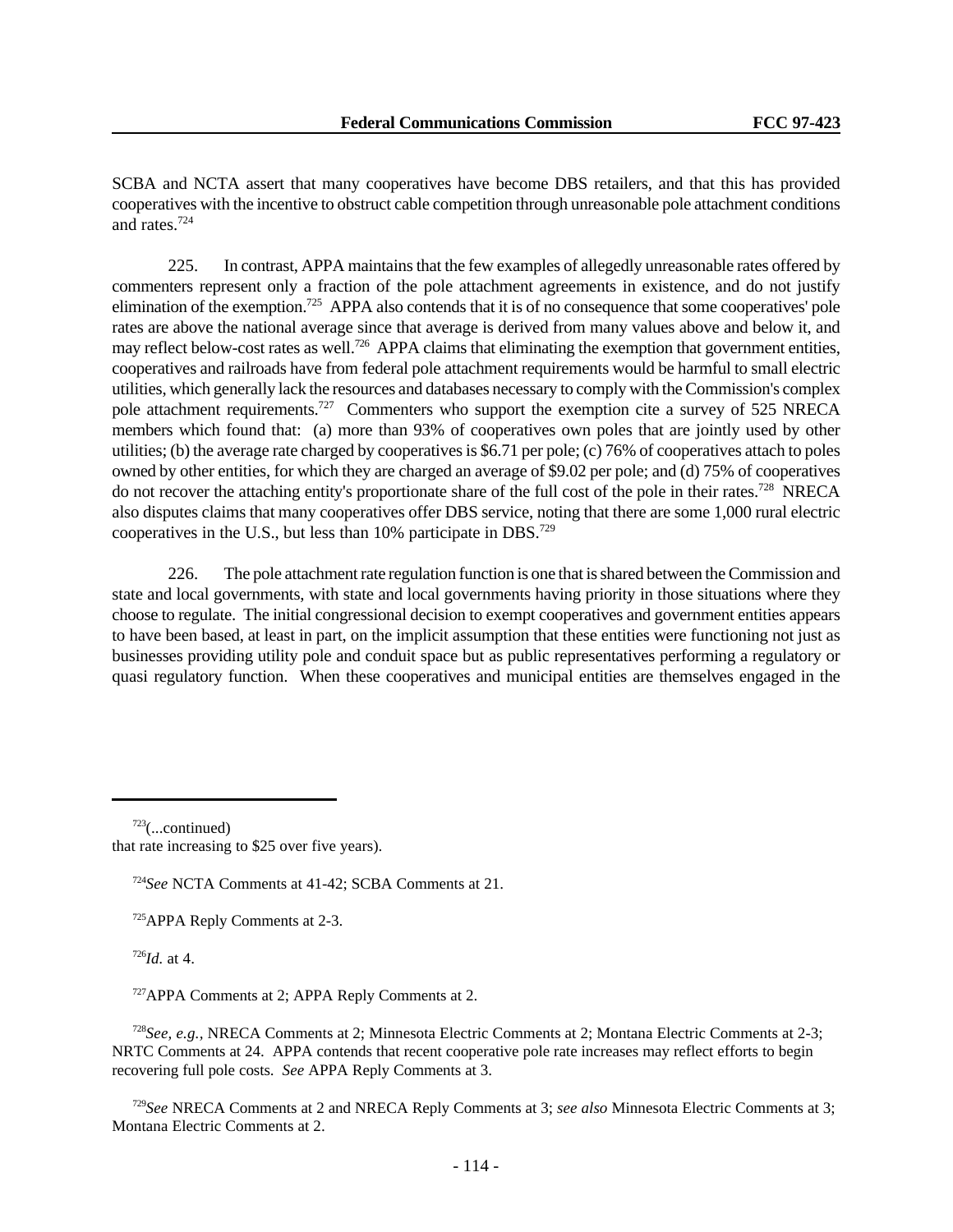SCBA and NCTA assert that many cooperatives have become DBS retailers, and that this has provided cooperatives with the incentive to obstruct cable competition through unreasonable pole attachment conditions and rates.[724]

225. In contrast, APPA maintains that the few examples of allegedly unreasonable rates offered by commenters represent only a fraction of the pole attachment agreements in existence, and do not justify elimination of the exemption.[725] APPA also contends that it is of no consequence that some cooperatives' pole rates are above the national average since that average is derived from many values above and below it, and may reflect below-cost rates as well.[726] APPA claims that eliminating the exemption that government entities, cooperatives and railroads have from federal pole attachment requirements would be harmful to small electric utilities, which generally lack the resources and databases necessary to comply with the Commission's complex pole attachment requirements.[727] Commenters who support the exemption cite a survey of 525 NRECA members which found that: (a) more than 93% of cooperatives own poles that are jointly used by other utilities; (b) the average rate charged by cooperatives is $6.71 per pole; (c) 76% of cooperatives attach to poles owned by other entities, for which they are charged an average of $9.02 per pole; and (d) 75% of cooperatives do not recover the attaching entity's proportionate share of the full cost of the pole in their rates.[728] NRECA also disputes claims that many cooperatives offer DBS service, noting that there are some 1,000 rural electric cooperatives in the U.S., but less than 10% participate in DBS.[729]

226. The pole attachment rate regulation function is one that is shared between the Commission and state and local governments, with state and local governments having priority in those situations where they choose to regulate. The initial congressional decision to exempt cooperatives and government entities appears to have been based, at least in part, on the implicit assumption that these entities were functioning not just as businesses providing utility pole and conduit space but as public representatives performing a regulatory or quasi regulatory function. When these cooperatives and municipal entities are themselves engaged in the

---

[723](...continued)
that rate increasing to $25 over five years).

[724]*See* NCTA Comments at 41-42; SCBA Comments at 21.

[725]APPA Reply Comments at 2-3.

[726]*Id.* at 4.

[727]APPA Comments at 2; APPA Reply Comments at 2.

[728]*See, e.g.,* NRECA Comments at 2; Minnesota Electric Comments at 2; Montana Electric Comments at 2-3; NRTC Comments at 24. APPA contends that recent cooperative pole rate increases may reflect efforts to begin recovering full pole costs. *See* APPA Reply Comments at 3.

[729]*See* NRECA Comments at 2 and NRECA Reply Comments at 3; *see also* Minnesota Electric Comments at 3; Montana Electric Comments at 2.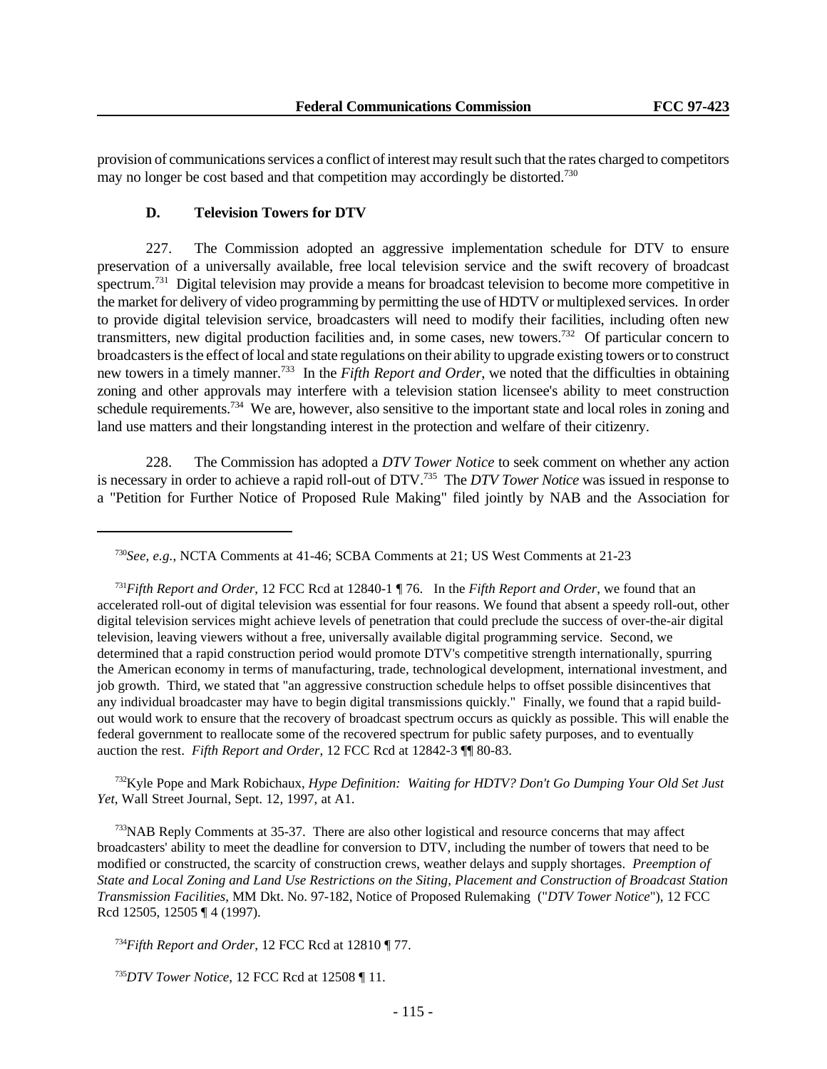provision of communications services a conflict of interest may result such that the rates charged to competitors may no longer be cost based and that competition may accordingly be distorted.[730]

### D. Television Towers for DTV

227. The Commission adopted an aggressive implementation schedule for DTV to ensure preservation of a universally available, free local television service and the swift recovery of broadcast spectrum.[731] Digital television may provide a means for broadcast television to become more competitive in the market for delivery of video programming by permitting the use of HDTV or multiplexed services. In order to provide digital television service, broadcasters will need to modify their facilities, including often new transmitters, new digital production facilities and, in some cases, new towers.[732] Of particular concern to broadcasters is the effect of local and state regulations on their ability to upgrade existing towers or to construct new towers in a timely manner.[733] In the *Fifth Report and Order*, we noted that the difficulties in obtaining zoning and other approvals may interfere with a television station licensee's ability to meet construction schedule requirements.[734] We are, however, also sensitive to the important state and local roles in zoning and land use matters and their longstanding interest in the protection and welfare of their citizenry.

228. The Commission has adopted a *DTV Tower Notice* to seek comment on whether any action is necessary in order to achieve a rapid roll-out of DTV.[735] The *DTV Tower Notice* was issued in response to a "Petition for Further Notice of Proposed Rule Making" filed jointly by NAB and the Association for

---

[730] *See, e.g.*, NCTA Comments at 41-46; SCBA Comments at 21; US West Comments at 21-23

[731] *Fifth Report and Order*, 12 FCC Rcd at 12840-1 ¶ 76. In the *Fifth Report and Order*, we found that an accelerated roll-out of digital television was essential for four reasons. We found that absent a speedy roll-out, other digital television services might achieve levels of penetration that could preclude the success of over-the-air digital television, leaving viewers without a free, universally available digital programming service. Second, we determined that a rapid construction period would promote DTV's competitive strength internationally, spurring the American economy in terms of manufacturing, trade, technological development, international investment, and job growth. Third, we stated that "an aggressive construction schedule helps to offset possible disincentives that any individual broadcaster may have to begin digital transmissions quickly." Finally, we found that a rapid build-out would work to ensure that the recovery of broadcast spectrum occurs as quickly as possible. This will enable the federal government to reallocate some of the recovered spectrum for public safety purposes, and to eventually auction the rest. *Fifth Report and Order,* 12 FCC Rcd at 12842-3 ¶¶ 80-83.

[732] Kyle Pope and Mark Robichaux, *Hype Definition: Waiting for HDTV? Don't Go Dumping Your Old Set Just Yet*, Wall Street Journal, Sept. 12, 1997, at A1.

[733] NAB Reply Comments at 35-37. There are also other logistical and resource concerns that may affect broadcasters' ability to meet the deadline for conversion to DTV, including the number of towers that need to be modified or constructed, the scarcity of construction crews, weather delays and supply shortages. *Preemption of State and Local Zoning and Land Use Restrictions on the Siting, Placement and Construction of Broadcast Station Transmission Facilities*, MM Dkt. No. 97-182, Notice of Proposed Rulemaking ("*DTV Tower Notice*"), 12 FCC Rcd 12505, 12505 ¶ 4 (1997).

[734] *Fifth Report and Order*, 12 FCC Rcd at 12810 ¶ 77.

[735] *DTV Tower Notice*, 12 FCC Rcd at 12508 ¶ 11.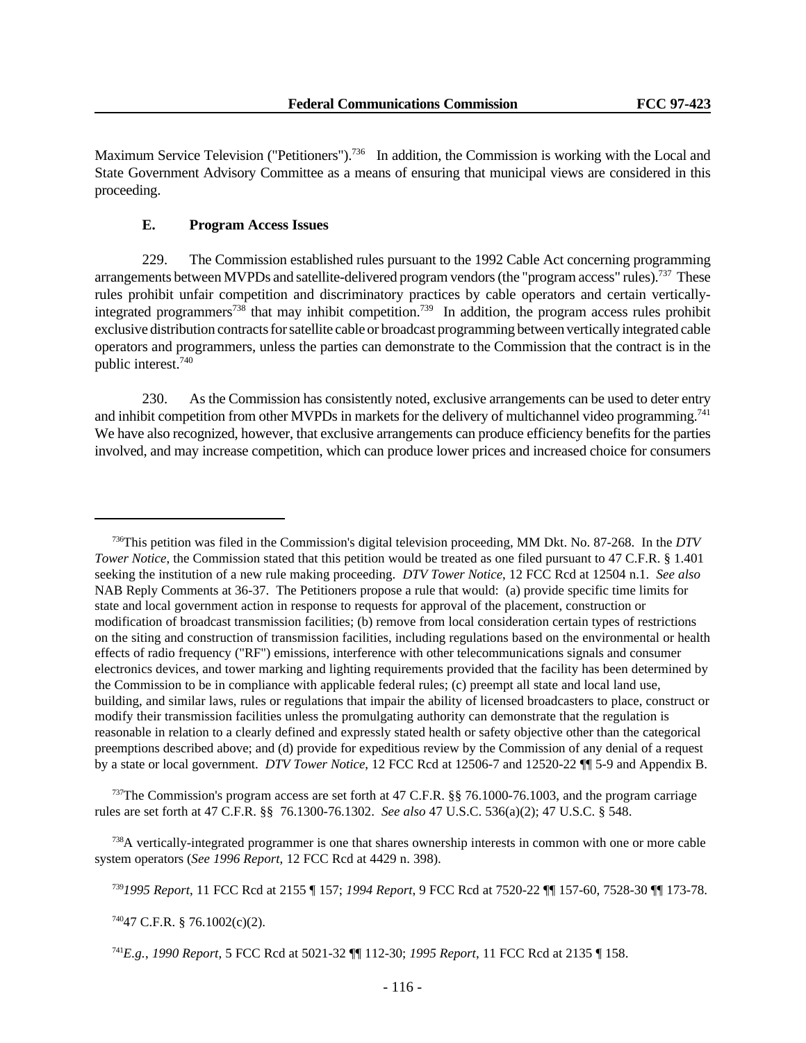Maximum Service Television ("Petitioners").[736] In addition, the Commission is working with the Local and State Government Advisory Committee as a means of ensuring that municipal views are considered in this proceeding.

### E. Program Access Issues

229. The Commission established rules pursuant to the 1992 Cable Act concerning programming arrangements between MVPDs and satellite-delivered program vendors (the "program access" rules).[737] These rules prohibit unfair competition and discriminatory practices by cable operators and certain vertically-integrated programmers[738] that may inhibit competition.[739] In addition, the program access rules prohibit exclusive distribution contracts for satellite cable or broadcast programming between vertically integrated cable operators and programmers, unless the parties can demonstrate to the Commission that the contract is in the public interest.[740]

230. As the Commission has consistently noted, exclusive arrangements can be used to deter entry and inhibit competition from other MVPDs in markets for the delivery of multichannel video programming.[741] We have also recognized, however, that exclusive arrangements can produce efficiency benefits for the parties involved, and may increase competition, which can produce lower prices and increased choice for consumers

---

[736] This petition was filed in the Commission's digital television proceeding, MM Dkt. No. 87-268. In the *DTV Tower Notice*, the Commission stated that this petition would be treated as one filed pursuant to 47 C.F.R. § 1.401 seeking the institution of a new rule making proceeding. *DTV Tower Notice*, 12 FCC Rcd at 12504 n.1. *See also* NAB Reply Comments at 36-37. The Petitioners propose a rule that would: (a) provide specific time limits for state and local government action in response to requests for approval of the placement, construction or modification of broadcast transmission facilities; (b) remove from local consideration certain types of restrictions on the siting and construction of transmission facilities, including regulations based on the environmental or health effects of radio frequency ("RF") emissions, interference with other telecommunications signals and consumer electronics devices, and tower marking and lighting requirements provided that the facility has been determined by the Commission to be in compliance with applicable federal rules; (c) preempt all state and local land use, building, and similar laws, rules or regulations that impair the ability of licensed broadcasters to place, construct or modify their transmission facilities unless the promulgating authority can demonstrate that the regulation is reasonable in relation to a clearly defined and expressly stated health or safety objective other than the categorical preemptions described above; and (d) provide for expeditious review by the Commission of any denial of a request by a state or local government. *DTV Tower Notice*, 12 FCC Rcd at 12506-7 and 12520-22 ¶¶ 5-9 and Appendix B.

[737] The Commission's program access are set forth at 47 C.F.R. §§ 76.1000-76.1003, and the program carriage rules are set forth at 47 C.F.R. §§ 76.1300-76.1302. *See also* 47 U.S.C. 536(a)(2); 47 U.S.C. § 548.

[738] A vertically-integrated programmer is one that shares ownership interests in common with one or more cable system operators (*See 1996 Report*, 12 FCC Rcd at 4429 n. 398).

[739] *1995 Report*, 11 FCC Rcd at 2155 ¶ 157; *1994 Report*, 9 FCC Rcd at 7520-22 ¶¶ 157-60, 7528-30 ¶¶ 173-78.

[740] 47 C.F.R. § 76.1002(c)(2).

[741] *E.g.*, *1990 Report*, 5 FCC Rcd at 5021-32 ¶¶ 112-30; *1995 Report*, 11 FCC Rcd at 2135 ¶ 158.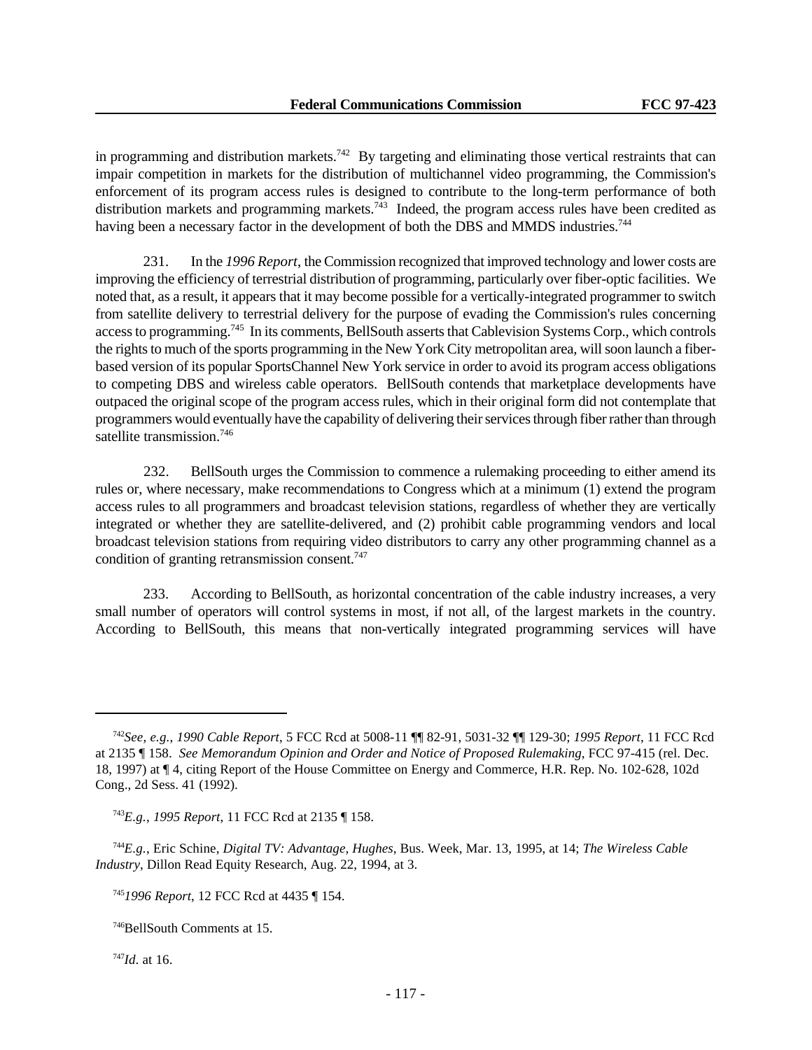in programming and distribution markets.[742] By targeting and eliminating those vertical restraints that can impair competition in markets for the distribution of multichannel video programming, the Commission's enforcement of its program access rules is designed to contribute to the long-term performance of both distribution markets and programming markets.[743] Indeed, the program access rules have been credited as having been a necessary factor in the development of both the DBS and MMDS industries.[744]

231. In the *1996 Report*, the Commission recognized that improved technology and lower costs are improving the efficiency of terrestrial distribution of programming, particularly over fiber-optic facilities. We noted that, as a result, it appears that it may become possible for a vertically-integrated programmer to switch from satellite delivery to terrestrial delivery for the purpose of evading the Commission's rules concerning access to programming.[745] In its comments, BellSouth asserts that Cablevision Systems Corp., which controls the rights to much of the sports programming in the New York City metropolitan area, will soon launch a fiber-based version of its popular SportsChannel New York service in order to avoid its program access obligations to competing DBS and wireless cable operators. BellSouth contends that marketplace developments have outpaced the original scope of the program access rules, which in their original form did not contemplate that programmers would eventually have the capability of delivering their services through fiber rather than through satellite transmission.[746]

232. BellSouth urges the Commission to commence a rulemaking proceeding to either amend its rules or, where necessary, make recommendations to Congress which at a minimum (1) extend the program access rules to all programmers and broadcast television stations, regardless of whether they are vertically integrated or whether they are satellite-delivered, and (2) prohibit cable programming vendors and local broadcast television stations from requiring video distributors to carry any other programming channel as a condition of granting retransmission consent.[747]

233. According to BellSouth, as horizontal concentration of the cable industry increases, a very small number of operators will control systems in most, if not all, of the largest markets in the country. According to BellSouth, this means that non-vertically integrated programming services will have

---

[742] *See*, *e.g.*, *1990 Cable Report*, 5 FCC Rcd at 5008-11 ¶¶ 82-91, 5031-32 ¶¶ 129-30; *1995 Report*, 11 FCC Rcd at 2135 ¶ 158. *See Memorandum Opinion and Order and Notice of Proposed Rulemaking*, FCC 97-415 (rel. Dec. 18, 1997) at ¶ 4, citing Report of the House Committee on Energy and Commerce, H.R. Rep. No. 102-628, 102d Cong., 2d Sess. 41 (1992).

[743] *E.g.*, *1995 Report*, 11 FCC Rcd at 2135 ¶ 158.

[744] *E.g.*, Eric Schine, *Digital TV: Advantage, Hughes*, Bus. Week, Mar. 13, 1995, at 14; *The Wireless Cable Industry*, Dillon Read Equity Research, Aug. 22, 1994, at 3.

[745] *1996 Report*, 12 FCC Rcd at 4435 ¶ 154.

[746] BellSouth Comments at 15.

[747] *Id*. at 16.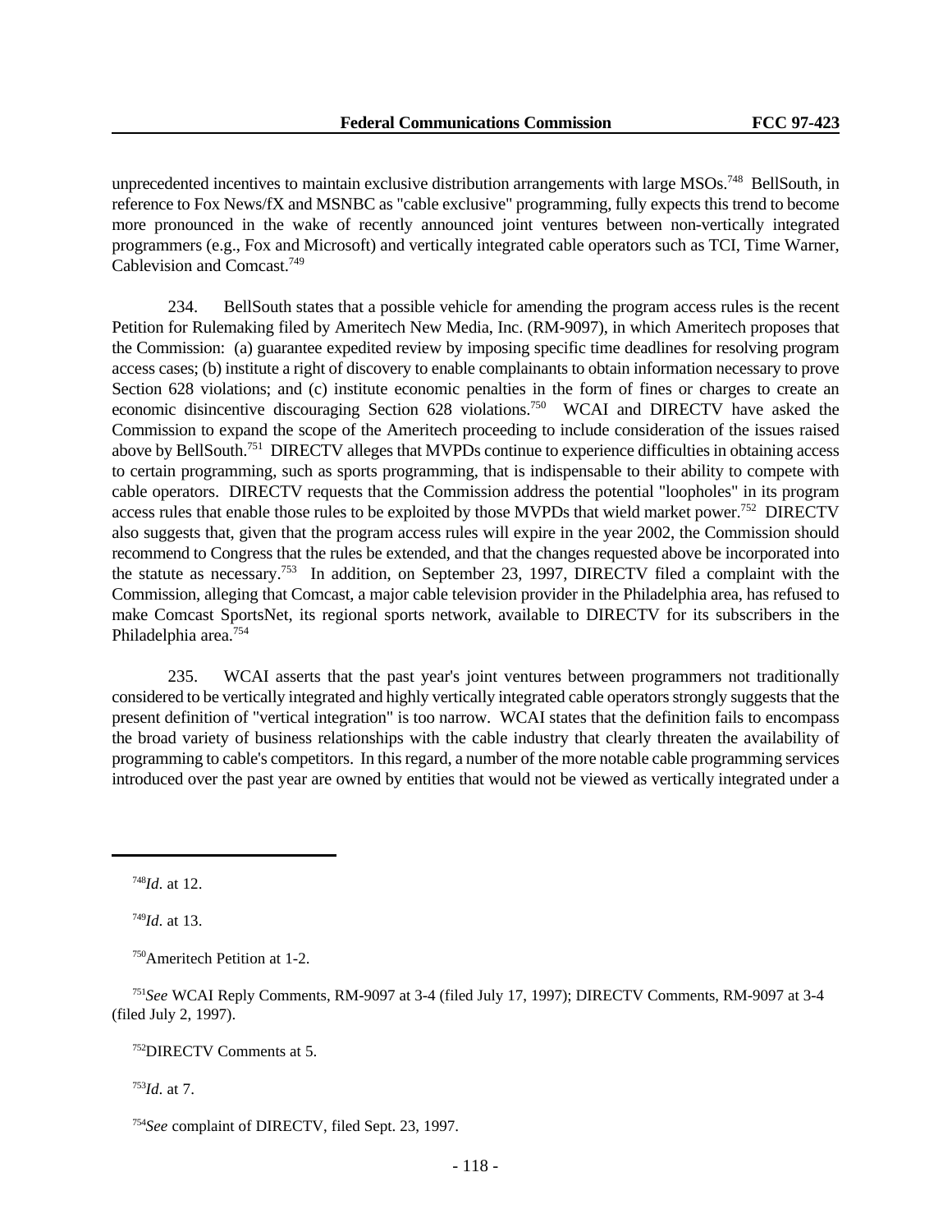unprecedented incentives to maintain exclusive distribution arrangements with large MSOs.[748] BellSouth, in reference to Fox News/fX and MSNBC as "cable exclusive" programming, fully expects this trend to become more pronounced in the wake of recently announced joint ventures between non-vertically integrated programmers (e.g., Fox and Microsoft) and vertically integrated cable operators such as TCI, Time Warner, Cablevision and Comcast.[749]

234. BellSouth states that a possible vehicle for amending the program access rules is the recent Petition for Rulemaking filed by Ameritech New Media, Inc. (RM-9097), in which Ameritech proposes that the Commission: (a) guarantee expedited review by imposing specific time deadlines for resolving program access cases; (b) institute a right of discovery to enable complainants to obtain information necessary to prove Section 628 violations; and (c) institute economic penalties in the form of fines or charges to create an economic disincentive discouraging Section 628 violations.[750] WCAI and DIRECTV have asked the Commission to expand the scope of the Ameritech proceeding to include consideration of the issues raised above by BellSouth.[751] DIRECTV alleges that MVPDs continue to experience difficulties in obtaining access to certain programming, such as sports programming, that is indispensable to their ability to compete with cable operators. DIRECTV requests that the Commission address the potential "loopholes" in its program access rules that enable those rules to be exploited by those MVPDs that wield market power.[752] DIRECTV also suggests that, given that the program access rules will expire in the year 2002, the Commission should recommend to Congress that the rules be extended, and that the changes requested above be incorporated into the statute as necessary.[753] In addition, on September 23, 1997, DIRECTV filed a complaint with the Commission, alleging that Comcast, a major cable television provider in the Philadelphia area, has refused to make Comcast SportsNet, its regional sports network, available to DIRECTV for its subscribers in the Philadelphia area.[754]

235. WCAI asserts that the past year's joint ventures between programmers not traditionally considered to be vertically integrated and highly vertically integrated cable operators strongly suggests that the present definition of "vertical integration" is too narrow. WCAI states that the definition fails to encompass the broad variety of business relationships with the cable industry that clearly threaten the availability of programming to cable's competitors. In this regard, a number of the more notable cable programming services introduced over the past year are owned by entities that would not be viewed as vertically integrated under a

---

[748] *Id*. at 12.

[749] *Id*. at 13.

[750] Ameritech Petition at 1-2.

[751] *See* WCAI Reply Comments, RM-9097 at 3-4 (filed July 17, 1997); DIRECTV Comments, RM-9097 at 3-4 (filed July 2, 1997).

[752] DIRECTV Comments at 5.

[753] *Id*. at 7.

[754] *See* complaint of DIRECTV, filed Sept. 23, 1997.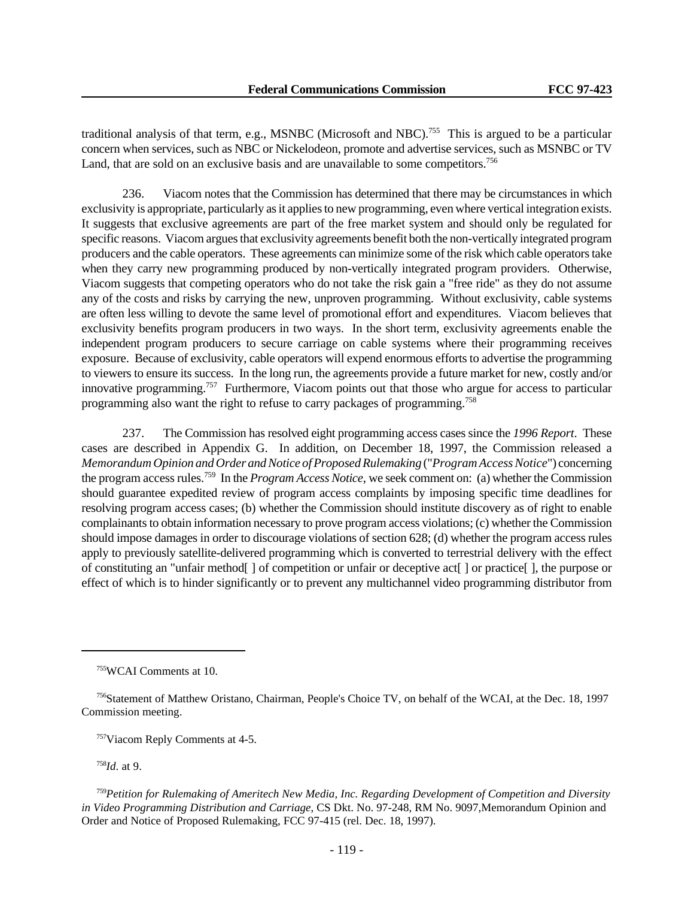traditional analysis of that term, e.g., MSNBC (Microsoft and NBC).[755] This is argued to be a particular concern when services, such as NBC or Nickelodeon, promote and advertise services, such as MSNBC or TV Land, that are sold on an exclusive basis and are unavailable to some competitors.[756]

236. Viacom notes that the Commission has determined that there may be circumstances in which exclusivity is appropriate, particularly as it applies to new programming, even where vertical integration exists. It suggests that exclusive agreements are part of the free market system and should only be regulated for specific reasons. Viacom argues that exclusivity agreements benefit both the non-vertically integrated program producers and the cable operators. These agreements can minimize some of the risk which cable operators take when they carry new programming produced by non-vertically integrated program providers. Otherwise, Viacom suggests that competing operators who do not take the risk gain a "free ride" as they do not assume any of the costs and risks by carrying the new, unproven programming. Without exclusivity, cable systems are often less willing to devote the same level of promotional effort and expenditures. Viacom believes that exclusivity benefits program producers in two ways. In the short term, exclusivity agreements enable the independent program producers to secure carriage on cable systems where their programming receives exposure. Because of exclusivity, cable operators will expend enormous efforts to advertise the programming to viewers to ensure its success. In the long run, the agreements provide a future market for new, costly and/or innovative programming.[757] Furthermore, Viacom points out that those who argue for access to particular programming also want the right to refuse to carry packages of programming.[758]

237. The Commission has resolved eight programming access cases since the *1996 Report*. These cases are described in Appendix G. In addition, on December 18, 1997, the Commission released a *Memorandum Opinion and Order and Notice of Proposed Rulemaking* ("*Program Access Notice*") concerning the program access rules.[759] In the *Program Access Notice*, we seek comment on: (a) whether the Commission should guarantee expedited review of program access complaints by imposing specific time deadlines for resolving program access cases; (b) whether the Commission should institute discovery as of right to enable complainants to obtain information necessary to prove program access violations; (c) whether the Commission should impose damages in order to discourage violations of section 628; (d) whether the program access rules apply to previously satellite-delivered programming which is converted to terrestrial delivery with the effect of constituting an "unfair method[ ] of competition or unfair or deceptive act[ ] or practice[ ], the purpose or effect of which is to hinder significantly or to prevent any multichannel video programming distributor from

---

[755] WCAI Comments at 10.

[756] Statement of Matthew Oristano, Chairman, People's Choice TV, on behalf of the WCAI, at the Dec. 18, 1997 Commission meeting.

[757] Viacom Reply Comments at 4-5.

[758] *Id.* at 9.

[759] *Petition for Rulemaking of Ameritech New Media, Inc. Regarding Development of Competition and Diversity in Video Programming Distribution and Carriage*, CS Dkt. No. 97-248, RM No. 9097,Memorandum Opinion and Order and Notice of Proposed Rulemaking, FCC 97-415 (rel. Dec. 18, 1997).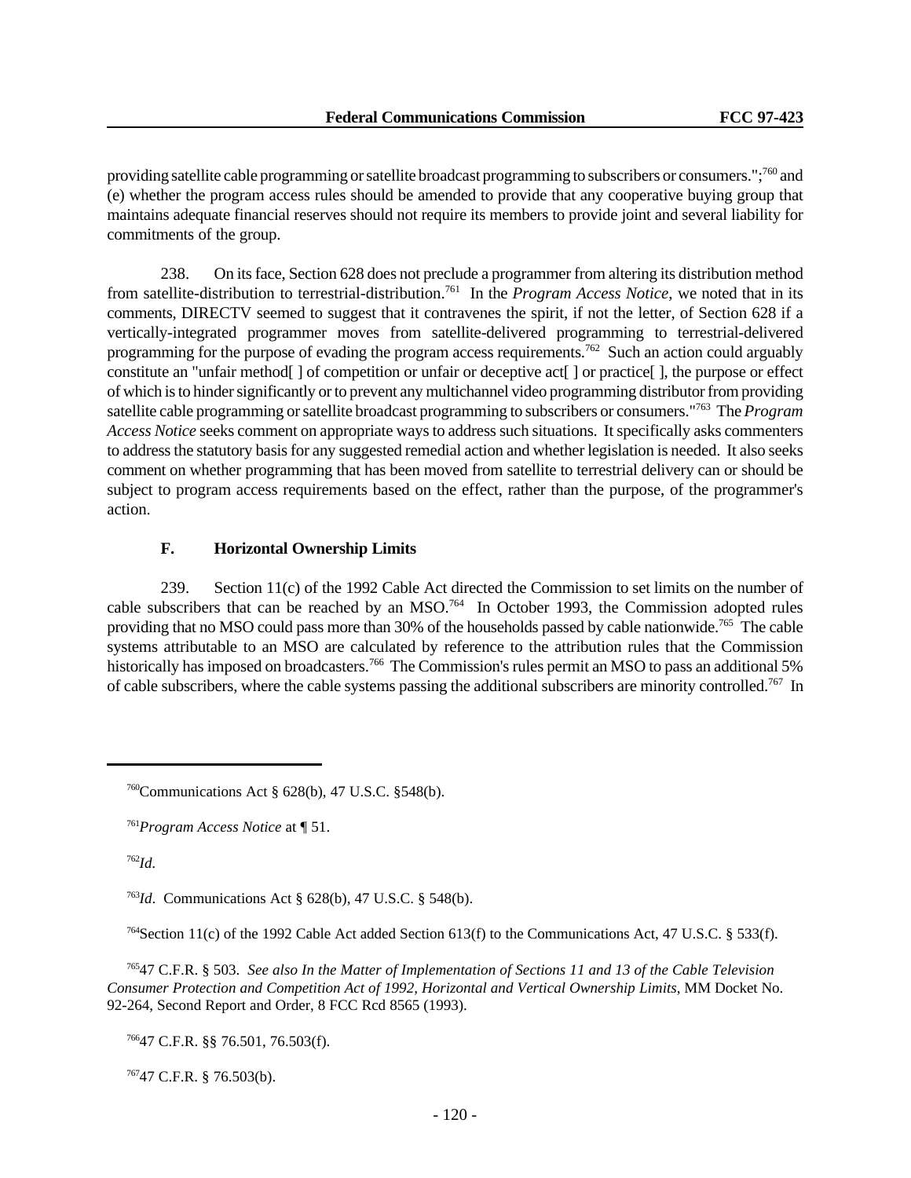providing satellite cable programming or satellite broadcast programming to subscribers or consumers.";[760] and (e) whether the program access rules should be amended to provide that any cooperative buying group that maintains adequate financial reserves should not require its members to provide joint and several liability for commitments of the group.

238. On its face, Section 628 does not preclude a programmer from altering its distribution method from satellite-distribution to terrestrial-distribution.[761] In the *Program Access Notice*, we noted that in its comments, DIRECTV seemed to suggest that it contravenes the spirit, if not the letter, of Section 628 if a vertically-integrated programmer moves from satellite-delivered programming to terrestrial-delivered programming for the purpose of evading the program access requirements.[762] Such an action could arguably constitute an "unfair method[ ] of competition or unfair or deceptive act[ ] or practice[ ], the purpose or effect of which is to hinder significantly or to prevent any multichannel video programming distributor from providing satellite cable programming or satellite broadcast programming to subscribers or consumers."[763] The *Program Access Notice* seeks comment on appropriate ways to address such situations. It specifically asks commenters to address the statutory basis for any suggested remedial action and whether legislation is needed. It also seeks comment on whether programming that has been moved from satellite to terrestrial delivery can or should be subject to program access requirements based on the effect, rather than the purpose, of the programmer's action.

### F. Horizontal Ownership Limits

239. Section 11(c) of the 1992 Cable Act directed the Commission to set limits on the number of cable subscribers that can be reached by an MSO.[764] In October 1993, the Commission adopted rules providing that no MSO could pass more than 30% of the households passed by cable nationwide.[765] The cable systems attributable to an MSO are calculated by reference to the attribution rules that the Commission historically has imposed on broadcasters.[766] The Commission's rules permit an MSO to pass an additional 5% of cable subscribers, where the cable systems passing the additional subscribers are minority controlled.[767] In

---

[760] Communications Act § 628(b), 47 U.S.C. §548(b).

[761] *Program Access Notice* at ¶ 51.

[762] *Id.*

[763] *Id*. Communications Act § 628(b), 47 U.S.C. § 548(b).

[764] Section 11(c) of the 1992 Cable Act added Section 613(f) to the Communications Act, 47 U.S.C. § 533(f).

[765] 47 C.F.R. § 503. *See also In the Matter of Implementation of Sections 11 and 13 of the Cable Television Consumer Protection and Competition Act of 1992, Horizontal and Vertical Ownership Limits*, MM Docket No. 92-264, Second Report and Order, 8 FCC Rcd 8565 (1993).

[766] 47 C.F.R. §§ 76.501, 76.503(f).

[767] 47 C.F.R. § 76.503(b).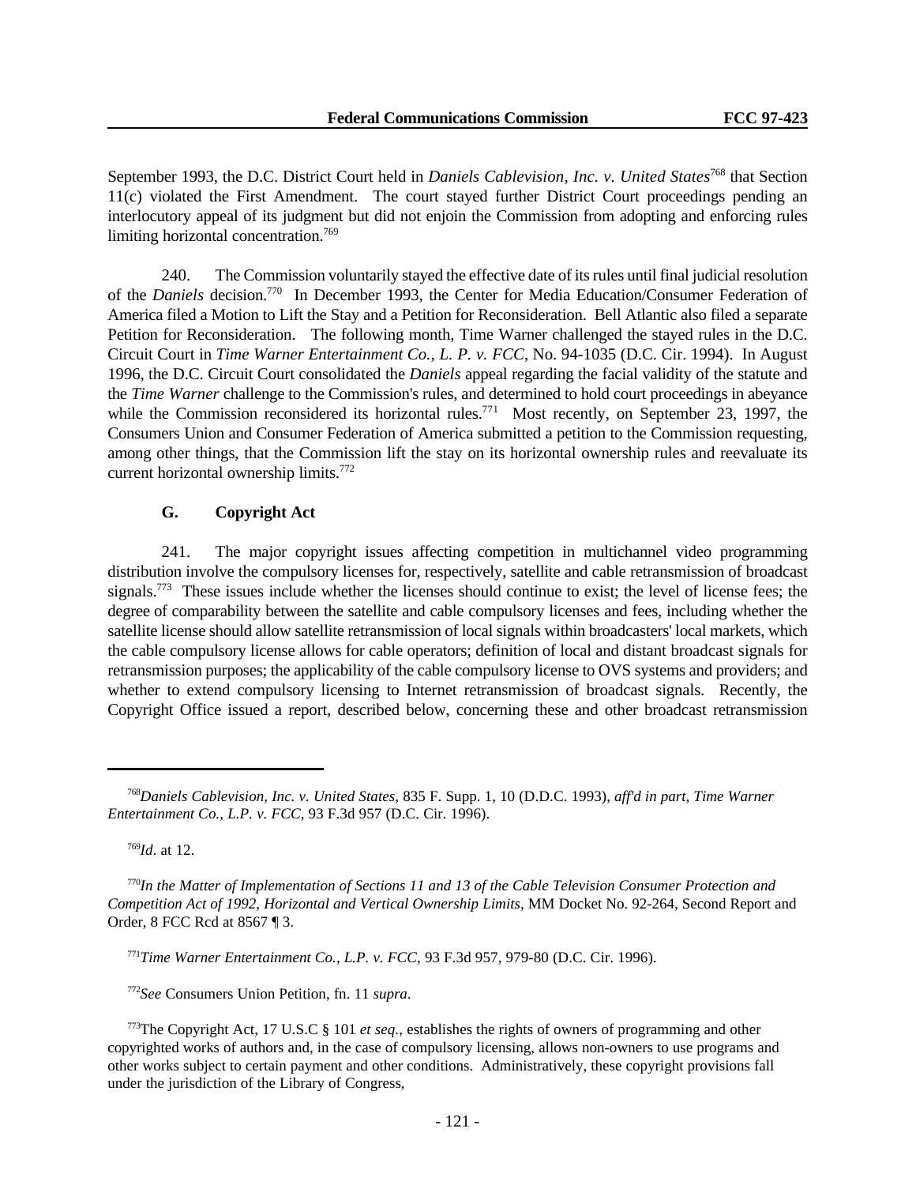September 1993, the D.C. District Court held in *Daniels Cablevision, Inc. v. United States*[768] that Section 11(c) violated the First Amendment. The court stayed further District Court proceedings pending an interlocutory appeal of its judgment but did not enjoin the Commission from adopting and enforcing rules limiting horizontal concentration.[769]

240. The Commission voluntarily stayed the effective date of its rules until final judicial resolution of the *Daniels* decision.[770] In December 1993, the Center for Media Education/Consumer Federation of America filed a Motion to Lift the Stay and a Petition for Reconsideration. Bell Atlantic also filed a separate Petition for Reconsideration. The following month, Time Warner challenged the stayed rules in the D.C. Circuit Court in *Time Warner Entertainment Co., L. P. v. FCC*, No. 94-1035 (D.C. Cir. 1994). In August 1996, the D.C. Circuit Court consolidated the *Daniels* appeal regarding the facial validity of the statute and the *Time Warner* challenge to the Commission's rules, and determined to hold court proceedings in abeyance while the Commission reconsidered its horizontal rules.[771] Most recently, on September 23, 1997, the Consumers Union and Consumer Federation of America submitted a petition to the Commission requesting, among other things, that the Commission lift the stay on its horizontal ownership rules and reevaluate its current horizontal ownership limits.[772]

### G. Copyright Act

241. The major copyright issues affecting competition in multichannel video programming distribution involve the compulsory licenses for, respectively, satellite and cable retransmission of broadcast signals.[773] These issues include whether the licenses should continue to exist; the level of license fees; the degree of comparability between the satellite and cable compulsory licenses and fees, including whether the satellite license should allow satellite retransmission of local signals within broadcasters' local markets, which the cable compulsory license allows for cable operators; definition of local and distant broadcast signals for retransmission purposes; the applicability of the cable compulsory license to OVS systems and providers; and whether to extend compulsory licensing to Internet retransmission of broadcast signals. Recently, the Copyright Office issued a report, described below, concerning these and other broadcast retransmission

---

[768] *Daniels Cablevision, Inc. v. United States*, 835 F. Supp. 1, 10 (D.D.C. 1993), *aff'd in part, Time Warner Entertainment Co., L.P. v. FCC*, 93 F.3d 957 (D.C. Cir. 1996).

[769] *Id*. at 12.

[770] *In the Matter of Implementation of Sections 11 and 13 of the Cable Television Consumer Protection and Competition Act of 1992, Horizontal and Vertical Ownership Limits*, MM Docket No. 92-264, Second Report and Order, 8 FCC Rcd at 8567 ¶ 3.

[771] *Time Warner Entertainment Co., L.P. v. FCC*, 93 F.3d 957, 979-80 (D.C. Cir. 1996).

[772] *See* Consumers Union Petition, fn. 11 *supra*.

[773] The Copyright Act, 17 U.S.C § 101 *et seq.*, establishes the rights of owners of programming and other copyrighted works of authors and, in the case of compulsory licensing, allows non-owners to use programs and other works subject to certain payment and other conditions. Administratively, these copyright provisions fall under the jurisdiction of the Library of Congress,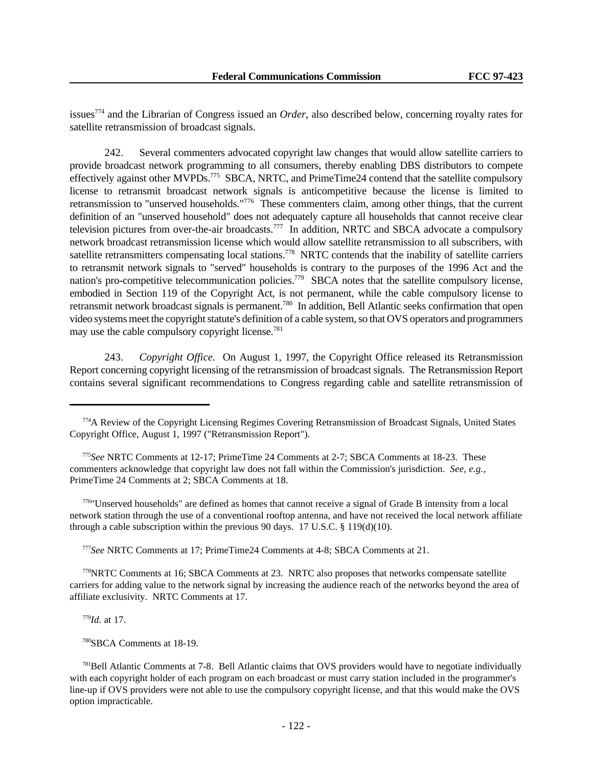issues[774] and the Librarian of Congress issued an *Order*, also described below, concerning royalty rates for satellite retransmission of broadcast signals.

242. Several commenters advocated copyright law changes that would allow satellite carriers to provide broadcast network programming to all consumers, thereby enabling DBS distributors to compete effectively against other MVPDs.[775] SBCA, NRTC, and PrimeTime24 contend that the satellite compulsory license to retransmit broadcast network signals is anticompetitive because the license is limited to retransmission to "unserved households."[776] These commenters claim, among other things, that the current definition of an "unserved household" does not adequately capture all households that cannot receive clear television pictures from over-the-air broadcasts.[777] In addition, NRTC and SBCA advocate a compulsory network broadcast retransmission license which would allow satellite retransmission to all subscribers, with satellite retransmitters compensating local stations.[778] NRTC contends that the inability of satellite carriers to retransmit network signals to "served" households is contrary to the purposes of the 1996 Act and the nation's pro-competitive telecommunication policies.[779] SBCA notes that the satellite compulsory license, embodied in Section 119 of the Copyright Act, is not permanent, while the cable compulsory license to retransmit network broadcast signals is permanent.[780] In addition, Bell Atlantic seeks confirmation that open video systems meet the copyright statute's definition of a cable system, so that OVS operators and programmers may use the cable compulsory copyright license.[781]

243. *Copyright Office.* On August 1, 1997, the Copyright Office released its Retransmission Report concerning copyright licensing of the retransmission of broadcast signals. The Retransmission Report contains several significant recommendations to Congress regarding cable and satellite retransmission of

---

[774] A Review of the Copyright Licensing Regimes Covering Retransmission of Broadcast Signals, United States Copyright Office, August 1, 1997 ("Retransmission Report").

[775] *See* NRTC Comments at 12-17; PrimeTime 24 Comments at 2-7; SBCA Comments at 18-23. These commenters acknowledge that copyright law does not fall within the Commission's jurisdiction. *See, e.g.*, PrimeTime 24 Comments at 2; SBCA Comments at 18.

[776] "Unserved households" are defined as homes that cannot receive a signal of Grade B intensity from a local network station through the use of a conventional rooftop antenna, and have not received the local network affiliate through a cable subscription within the previous 90 days. 17 U.S.C. § 119(d)(10).

[777] *See* NRTC Comments at 17; PrimeTime24 Comments at 4-8; SBCA Comments at 21.

[778] NRTC Comments at 16; SBCA Comments at 23. NRTC also proposes that networks compensate satellite carriers for adding value to the network signal by increasing the audience reach of the networks beyond the area of affiliate exclusivity. NRTC Comments at 17.

[779] *Id.* at 17.

[780] SBCA Comments at 18-19.

[781] Bell Atlantic Comments at 7-8. Bell Atlantic claims that OVS providers would have to negotiate individually with each copyright holder of each program on each broadcast or must carry station included in the programmer's line-up if OVS providers were not able to use the compulsory copyright license, and that this would make the OVS option impracticable.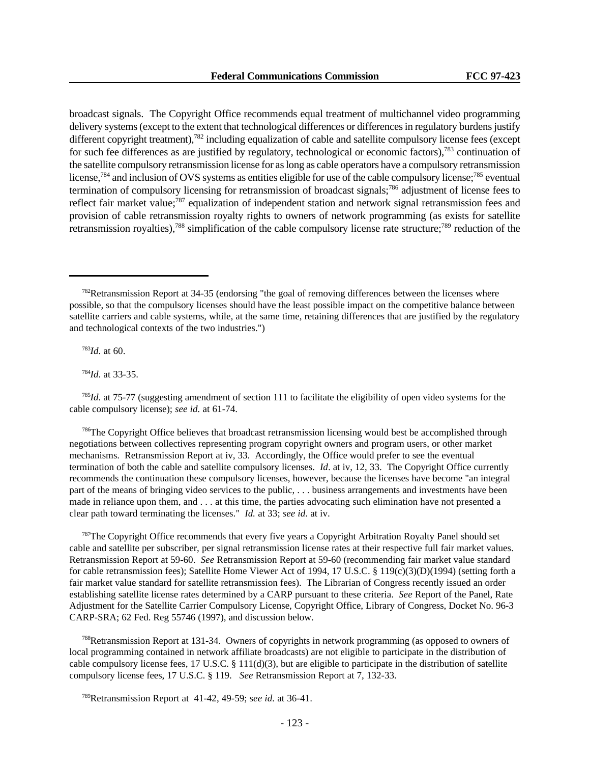broadcast signals. The Copyright Office recommends equal treatment of multichannel video programming delivery systems (except to the extent that technological differences or differences in regulatory burdens justify different copyright treatment),[782] including equalization of cable and satellite compulsory license fees (except for such fee differences as are justified by regulatory, technological or economic factors),[783] continuation of the satellite compulsory retransmission license for as long as cable operators have a compulsory retransmission license,[784] and inclusion of OVS systems as entities eligible for use of the cable compulsory license;[785] eventual termination of compulsory licensing for retransmission of broadcast signals;[786] adjustment of license fees to reflect fair market value;[787] equalization of independent station and network signal retransmission fees and provision of cable retransmission royalty rights to owners of network programming (as exists for satellite retransmission royalties),[788] simplification of the cable compulsory license rate structure;[789] reduction of the

---

[782]Retransmission Report at 34-35 (endorsing "the goal of removing differences between the licenses where possible, so that the compulsory licenses should have the least possible impact on the competitive balance between satellite carriers and cable systems, while, at the same time, retaining differences that are justified by the regulatory and technological contexts of the two industries.")

[783]*Id*. at 60.

[784]*Id*. at 33-35.

[785]*Id*. at 75-77 (suggesting amendment of section 111 to facilitate the eligibility of open video systems for the cable compulsory license); *see id.* at 61-74.

[786]The Copyright Office believes that broadcast retransmission licensing would best be accomplished through negotiations between collectives representing program copyright owners and program users, or other market mechanisms. Retransmission Report at iv, 33. Accordingly, the Office would prefer to see the eventual termination of both the cable and satellite compulsory licenses. *Id*. at iv, 12, 33. The Copyright Office currently recommends the continuation these compulsory licenses, however, because the licenses have become "an integral part of the means of bringing video services to the public, . . . business arrangements and investments have been made in reliance upon them, and . . . at this time, the parties advocating such elimination have not presented a clear path toward terminating the licenses." *Id.* at 33; *see id*. at iv.

[787]The Copyright Office recommends that every five years a Copyright Arbitration Royalty Panel should set cable and satellite per subscriber, per signal retransmission license rates at their respective full fair market values. Retransmission Report at 59-60. *See* Retransmission Report at 59-60 (recommending fair market value standard for cable retransmission fees); Satellite Home Viewer Act of 1994, 17 U.S.C. § 119(c)(3)(D)(1994) (setting forth a fair market value standard for satellite retransmission fees). The Librarian of Congress recently issued an order establishing satellite license rates determined by a CARP pursuant to these criteria. *See* Report of the Panel, Rate Adjustment for the Satellite Carrier Compulsory License, Copyright Office, Library of Congress, Docket No. 96-3 CARP-SRA; 62 Fed. Reg 55746 (1997), and discussion below.

[788]Retransmission Report at 131-34. Owners of copyrights in network programming (as opposed to owners of local programming contained in network affiliate broadcasts) are not eligible to participate in the distribution of cable compulsory license fees, 17 U.S.C. § 111(d)(3), but are eligible to participate in the distribution of satellite compulsory license fees, 17 U.S.C. § 119. *See* Retransmission Report at 7, 132-33.

[789]Retransmission Report at 41-42, 49-59; s*ee id.* at 36-41.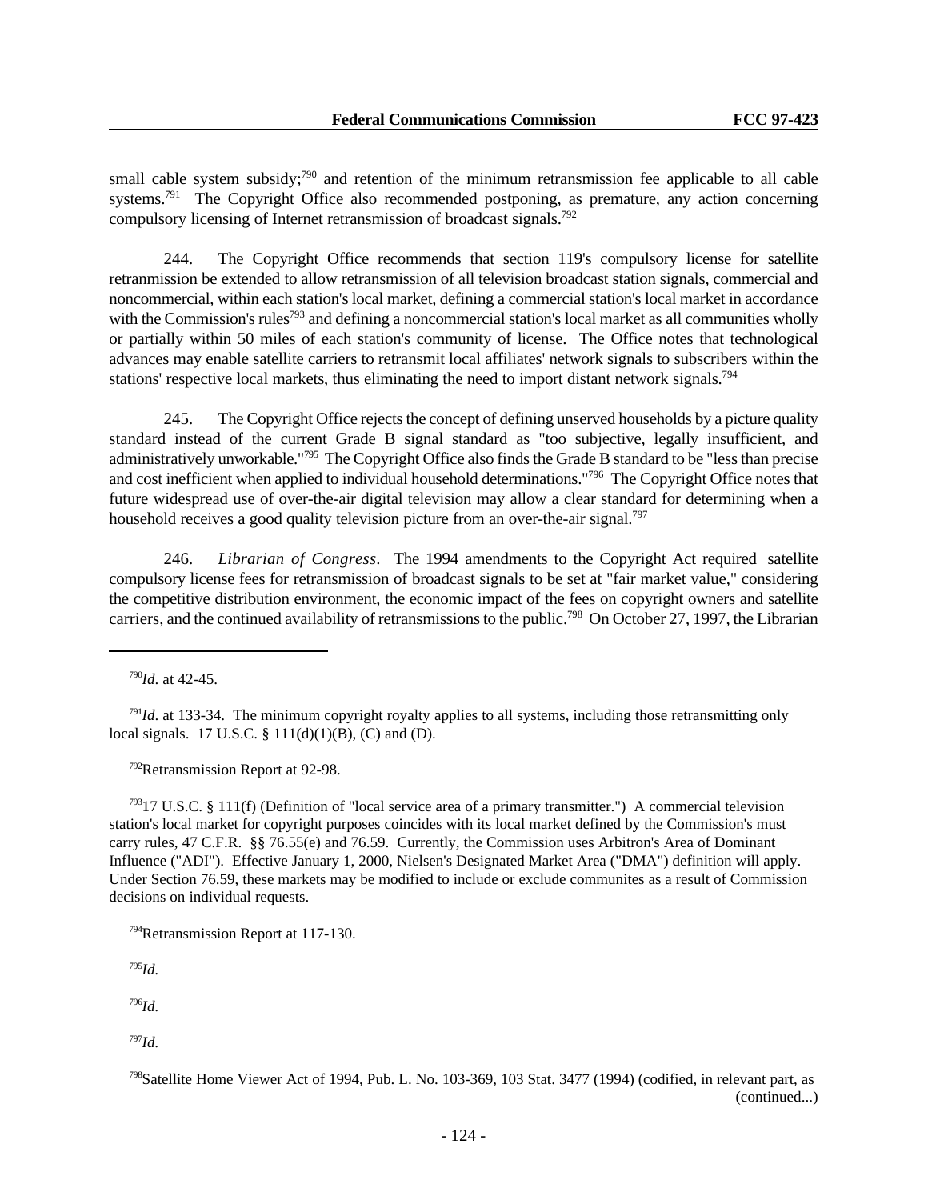small cable system subsidy;[790] and retention of the minimum retransmission fee applicable to all cable systems.[791] The Copyright Office also recommended postponing, as premature, any action concerning compulsory licensing of Internet retransmission of broadcast signals.[792]

244. The Copyright Office recommends that section 119's compulsory license for satellite retranmission be extended to allow retransmission of all television broadcast station signals, commercial and noncommercial, within each station's local market, defining a commercial station's local market in accordance with the Commission's rules[793] and defining a noncommercial station's local market as all communities wholly or partially within 50 miles of each station's community of license. The Office notes that technological advances may enable satellite carriers to retransmit local affiliates' network signals to subscribers within the stations' respective local markets, thus eliminating the need to import distant network signals.[794]

245. The Copyright Office rejects the concept of defining unserved households by a picture quality standard instead of the current Grade B signal standard as "too subjective, legally insufficient, and administratively unworkable."[795] The Copyright Office also finds the Grade B standard to be "less than precise and cost inefficient when applied to individual household determinations."[796] The Copyright Office notes that future widespread use of over-the-air digital television may allow a clear standard for determining when a household receives a good quality television picture from an over-the-air signal.[797]

246. *Librarian of Congress*. The 1994 amendments to the Copyright Act required satellite compulsory license fees for retransmission of broadcast signals to be set at "fair market value," considering the competitive distribution environment, the economic impact of the fees on copyright owners and satellite carriers, and the continued availability of retransmissions to the public.[798] On October 27, 1997, the Librarian

---

[790] *Id.* at 42-45.

[791] *Id*. at 133-34. The minimum copyright royalty applies to all systems, including those retransmitting only local signals. 17 U.S.C. § 111(d)(1)(B), (C) and (D).

[792] Retransmission Report at 92-98.

[793] 17 U.S.C. § 111(f) (Definition of "local service area of a primary transmitter.") A commercial television station's local market for copyright purposes coincides with its local market defined by the Commission's must carry rules, 47 C.F.R. §§ 76.55(e) and 76.59. Currently, the Commission uses Arbitron's Area of Dominant Influence ("ADI"). Effective January 1, 2000, Nielsen's Designated Market Area ("DMA") definition will apply. Under Section 76.59, these markets may be modified to include or exclude communites as a result of Commission decisions on individual requests.

[794] Retransmission Report at 117-130.

[795] *Id.*

[796] *Id.*

[797] *Id.*

[798] Satellite Home Viewer Act of 1994, Pub. L. No. 103-369, 103 Stat. 3477 (1994) (codified, in relevant part, as (continued...)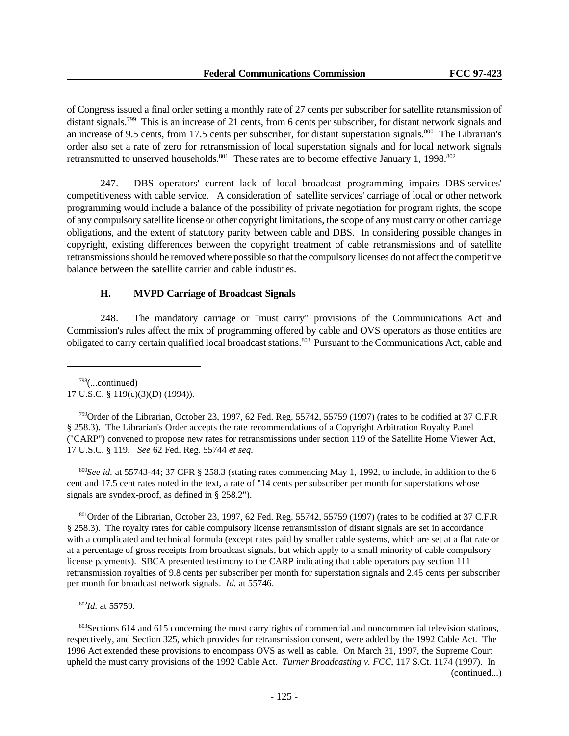of Congress issued a final order setting a monthly rate of 27 cents per subscriber for satellite retansmission of distant signals.[799] This is an increase of 21 cents, from 6 cents per subscriber, for distant network signals and an increase of 9.5 cents, from 17.5 cents per subscriber, for distant superstation signals.[800] The Librarian's order also set a rate of zero for retransmission of local superstation signals and for local network signals retransmitted to unserved households.[801] These rates are to become effective January 1, 1998.[802]

247. DBS operators' current lack of local broadcast programming impairs DBS services' competitiveness with cable service. A consideration of satellite services' carriage of local or other network programming would include a balance of the possibility of private negotiation for program rights, the scope of any compulsory satellite license or other copyright limitations, the scope of any must carry or other carriage obligations, and the extent of statutory parity between cable and DBS. In considering possible changes in copyright, existing differences between the copyright treatment of cable retransmissions and of satellite retransmissions should be removed where possible so that the compulsory licenses do not affect the competitive balance between the satellite carrier and cable industries.

### H. MVPD Carriage of Broadcast Signals

248. The mandatory carriage or "must carry" provisions of the Communications Act and Commission's rules affect the mix of programming offered by cable and OVS operators as those entities are obligated to carry certain qualified local broadcast stations.[803] Pursuant to the Communications Act, cable and

---

[798](...continued)
17 U.S.C. § 119(c)(3)(D) (1994)).

[799]Order of the Librarian, October 23, 1997, 62 Fed. Reg. 55742, 55759 (1997) (rates to be codified at 37 C.F.R § 258.3). The Librarian's Order accepts the rate recommendations of a Copyright Arbitration Royalty Panel ("CARP") convened to propose new rates for retransmissions under section 119 of the Satellite Home Viewer Act, 17 U.S.C. § 119. *See* 62 Fed. Reg. 55744 *et seq.*

[800]*See id.* at 55743-44; 37 CFR § 258.3 (stating rates commencing May 1, 1992, to include, in addition to the 6 cent and 17.5 cent rates noted in the text, a rate of "14 cents per subscriber per month for superstations whose signals are syndex-proof, as defined in § 258.2").

[801]Order of the Librarian, October 23, 1997, 62 Fed. Reg. 55742, 55759 (1997) (rates to be codified at 37 C.F.R § 258.3). The royalty rates for cable compulsory license retransmission of distant signals are set in accordance with a complicated and technical formula (except rates paid by smaller cable systems, which are set at a flat rate or at a percentage of gross receipts from broadcast signals, but which apply to a small minority of cable compulsory license payments). SBCA presented testimony to the CARP indicating that cable operators pay section 111 retransmission royalties of 9.8 cents per subscriber per month for superstation signals and 2.45 cents per subscriber per month for broadcast network signals. *Id.* at 55746.

[802]*Id.* at 55759.

[803]Sections 614 and 615 concerning the must carry rights of commercial and noncommercial television stations, respectively, and Section 325, which provides for retransmission consent, were added by the 1992 Cable Act. The 1996 Act extended these provisions to encompass OVS as well as cable. On March 31, 1997, the Supreme Court upheld the must carry provisions of the 1992 Cable Act. *Turner Broadcasting v. FCC*, 117 S.Ct. 1174 (1997). In (continued...)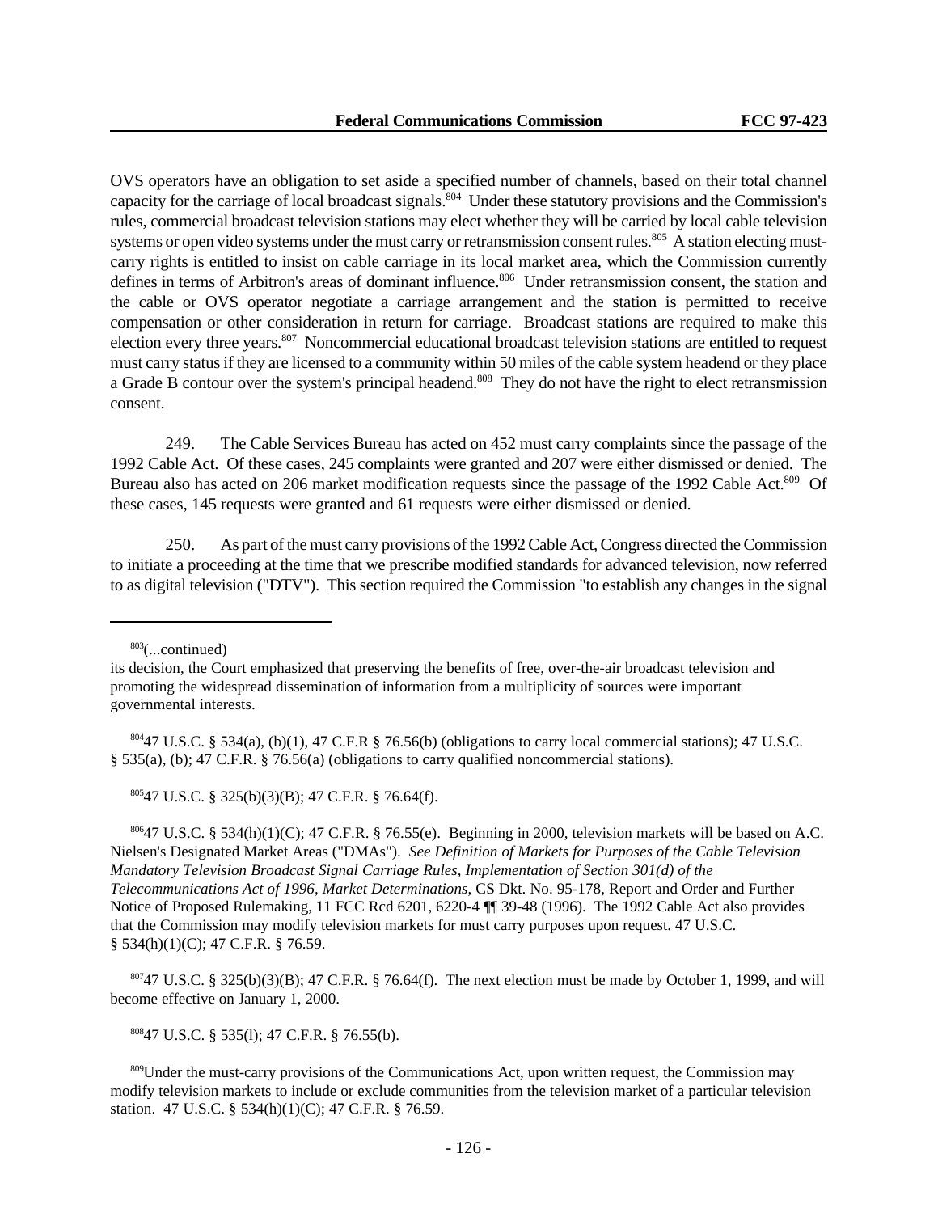OVS operators have an obligation to set aside a specified number of channels, based on their total channel capacity for the carriage of local broadcast signals.[804] Under these statutory provisions and the Commission's rules, commercial broadcast television stations may elect whether they will be carried by local cable television systems or open video systems under the must carry or retransmission consent rules.[805] A station electing must-carry rights is entitled to insist on cable carriage in its local market area, which the Commission currently defines in terms of Arbitron's areas of dominant influence.[806] Under retransmission consent, the station and the cable or OVS operator negotiate a carriage arrangement and the station is permitted to receive compensation or other consideration in return for carriage. Broadcast stations are required to make this election every three years.[807] Noncommercial educational broadcast television stations are entitled to request must carry status if they are licensed to a community within 50 miles of the cable system headend or they place a Grade B contour over the system's principal headend.[808] They do not have the right to elect retransmission consent.

249. The Cable Services Bureau has acted on 452 must carry complaints since the passage of the 1992 Cable Act. Of these cases, 245 complaints were granted and 207 were either dismissed or denied. The Bureau also has acted on 206 market modification requests since the passage of the 1992 Cable Act.[809] Of these cases, 145 requests were granted and 61 requests were either dismissed or denied.

250. As part of the must carry provisions of the 1992 Cable Act, Congress directed the Commission to initiate a proceeding at the time that we prescribe modified standards for advanced television, now referred to as digital television ("DTV"). This section required the Commission "to establish any changes in the signal

---

[803](...continued)
its decision, the Court emphasized that preserving the benefits of free, over-the-air broadcast television and promoting the widespread dissemination of information from a multiplicity of sources were important governmental interests.

[804] 47 U.S.C. § 534(a), (b)(1), 47 C.F.R § 76.56(b) (obligations to carry local commercial stations); 47 U.S.C. § 535(a), (b); 47 C.F.R. § 76.56(a) (obligations to carry qualified noncommercial stations).

[805] 47 U.S.C. § 325(b)(3)(B); 47 C.F.R. § 76.64(f).

[806] 47 U.S.C. § 534(h)(1)(C); 47 C.F.R. § 76.55(e). Beginning in 2000, television markets will be based on A.C. Nielsen's Designated Market Areas ("DMAs"). *See Definition of Markets for Purposes of the Cable Television Mandatory Television Broadcast Signal Carriage Rules, Implementation of Section 301(d) of the Telecommunications Act of 1996, Market Determinations,* CS Dkt. No. 95-178, Report and Order and Further Notice of Proposed Rulemaking, 11 FCC Rcd 6201, 6220-4 ¶¶ 39-48 (1996). The 1992 Cable Act also provides that the Commission may modify television markets for must carry purposes upon request. 47 U.S.C. § 534(h)(1)(C); 47 C.F.R. § 76.59.

[807] 47 U.S.C. § 325(b)(3)(B); 47 C.F.R. § 76.64(f). The next election must be made by October 1, 1999, and will become effective on January 1, 2000.

[808] 47 U.S.C. § 535(l); 47 C.F.R. § 76.55(b).

[809] Under the must-carry provisions of the Communications Act, upon written request, the Commission may modify television markets to include or exclude communities from the television market of a particular television station. 47 U.S.C. § 534(h)(1)(C); 47 C.F.R. § 76.59.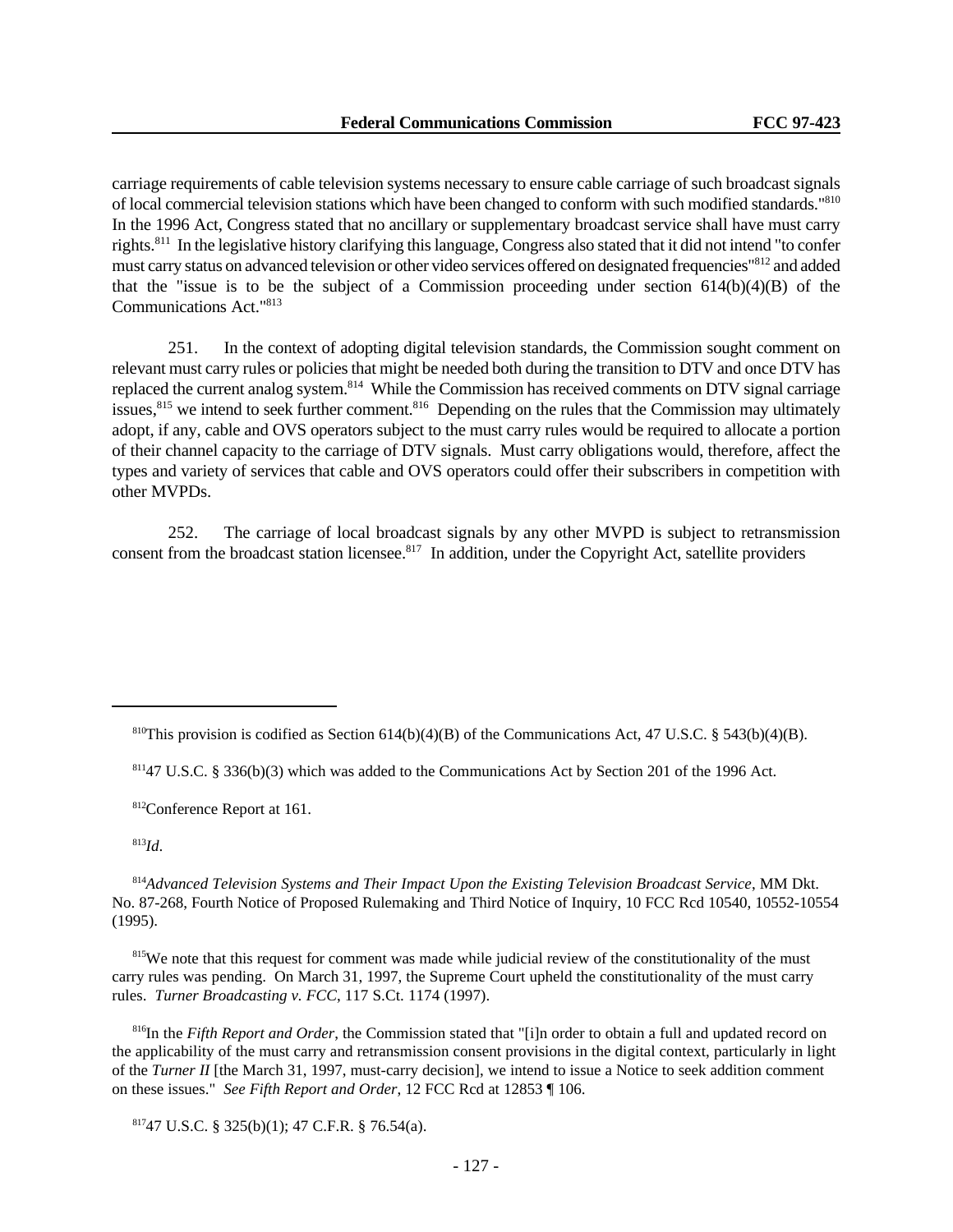carriage requirements of cable television systems necessary to ensure cable carriage of such broadcast signals of local commercial television stations which have been changed to conform with such modified standards."[810] In the 1996 Act, Congress stated that no ancillary or supplementary broadcast service shall have must carry rights.[811] In the legislative history clarifying this language, Congress also stated that it did not intend "to confer must carry status on advanced television or other video services offered on designated frequencies"[812] and added that the "issue is to be the subject of a Commission proceeding under section 614(b)(4)(B) of the Communications Act."[813]

251. In the context of adopting digital television standards, the Commission sought comment on relevant must carry rules or policies that might be needed both during the transition to DTV and once DTV has replaced the current analog system.[814] While the Commission has received comments on DTV signal carriage issues,[815] we intend to seek further comment.[816] Depending on the rules that the Commission may ultimately adopt, if any, cable and OVS operators subject to the must carry rules would be required to allocate a portion of their channel capacity to the carriage of DTV signals. Must carry obligations would, therefore, affect the types and variety of services that cable and OVS operators could offer their subscribers in competition with other MVPDs.

252. The carriage of local broadcast signals by any other MVPD is subject to retransmission consent from the broadcast station licensee.[817] In addition, under the Copyright Act, satellite providers

---

[810] This provision is codified as Section 614(b)(4)(B) of the Communications Act, 47 U.S.C. § 543(b)(4)(B).

[811] 47 U.S.C. § 336(b)(3) which was added to the Communications Act by Section 201 of the 1996 Act.

[812] Conference Report at 161.

[813] *Id.*

[814] *Advanced Television Systems and Their Impact Upon the Existing Television Broadcast Service*, MM Dkt. No. 87-268, Fourth Notice of Proposed Rulemaking and Third Notice of Inquiry, 10 FCC Rcd 10540, 10552-10554 (1995).

[815] We note that this request for comment was made while judicial review of the constitutionality of the must carry rules was pending. On March 31, 1997, the Supreme Court upheld the constitutionality of the must carry rules. *Turner Broadcasting v. FCC*, 117 S.Ct. 1174 (1997).

[816] In the *Fifth Report and Order*, the Commission stated that "[i]n order to obtain a full and updated record on the applicability of the must carry and retransmission consent provisions in the digital context, particularly in light of the *Turner II* [the March 31, 1997, must-carry decision], we intend to issue a Notice to seek addition comment on these issues." *See Fifth Report and Order*, 12 FCC Rcd at 12853 ¶ 106.

[817] 47 U.S.C. § 325(b)(1); 47 C.F.R. § 76.54(a).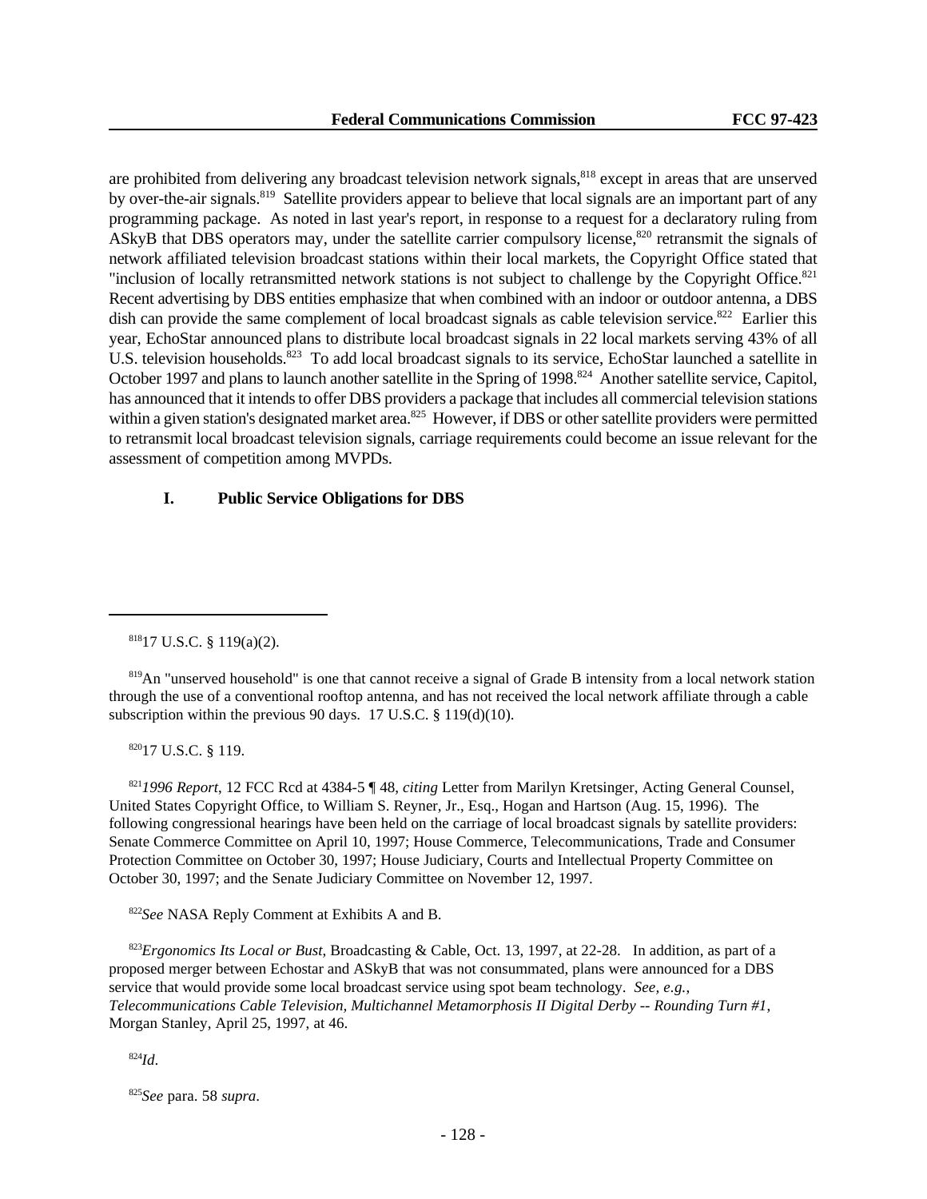are prohibited from delivering any broadcast television network signals,[818] except in areas that are unserved by over-the-air signals.[819] Satellite providers appear to believe that local signals are an important part of any programming package. As noted in last year's report, in response to a request for a declaratory ruling from ASkyB that DBS operators may, under the satellite carrier compulsory license,[820] retransmit the signals of network affiliated television broadcast stations within their local markets, the Copyright Office stated that "inclusion of locally retransmitted network stations is not subject to challenge by the Copyright Office.[821] Recent advertising by DBS entities emphasize that when combined with an indoor or outdoor antenna, a DBS dish can provide the same complement of local broadcast signals as cable television service.[822] Earlier this year, EchoStar announced plans to distribute local broadcast signals in 22 local markets serving 43% of all U.S. television households.[823] To add local broadcast signals to its service, EchoStar launched a satellite in October 1997 and plans to launch another satellite in the Spring of 1998.[824] Another satellite service, Capitol, has announced that it intends to offer DBS providers a package that includes all commercial television stations within a given station's designated market area.[825] However, if DBS or other satellite providers were permitted to retransmit local broadcast television signals, carriage requirements could become an issue relevant for the assessment of competition among MVPDs.

### I. Public Service Obligations for DBS

---

[818] 17 U.S.C. § 119(a)(2).

[819] An "unserved household" is one that cannot receive a signal of Grade B intensity from a local network station through the use of a conventional rooftop antenna, and has not received the local network affiliate through a cable subscription within the previous 90 days. 17 U.S.C. § 119(d)(10).

[820] 17 U.S.C. § 119.

[821] *1996 Report*, 12 FCC Rcd at 4384-5 ¶ 48, *citing* Letter from Marilyn Kretsinger, Acting General Counsel, United States Copyright Office, to William S. Reyner, Jr., Esq., Hogan and Hartson (Aug. 15, 1996). The following congressional hearings have been held on the carriage of local broadcast signals by satellite providers: Senate Commerce Committee on April 10, 1997; House Commerce, Telecommunications, Trade and Consumer Protection Committee on October 30, 1997; House Judiciary, Courts and Intellectual Property Committee on October 30, 1997; and the Senate Judiciary Committee on November 12, 1997.

[822] *See* NASA Reply Comment at Exhibits A and B.

[823] *Ergonomics Its Local or Bust*, Broadcasting & Cable, Oct. 13, 1997, at 22-28. In addition, as part of a proposed merger between Echostar and ASkyB that was not consummated, plans were announced for a DBS service that would provide some local broadcast service using spot beam technology. *See, e.g.*, *Telecommunications Cable Television, Multichannel Metamorphosis II Digital Derby -- Rounding Turn #1*, Morgan Stanley, April 25, 1997, at 46.

[824] *Id*.

[825] *See* para. 58 *supra*.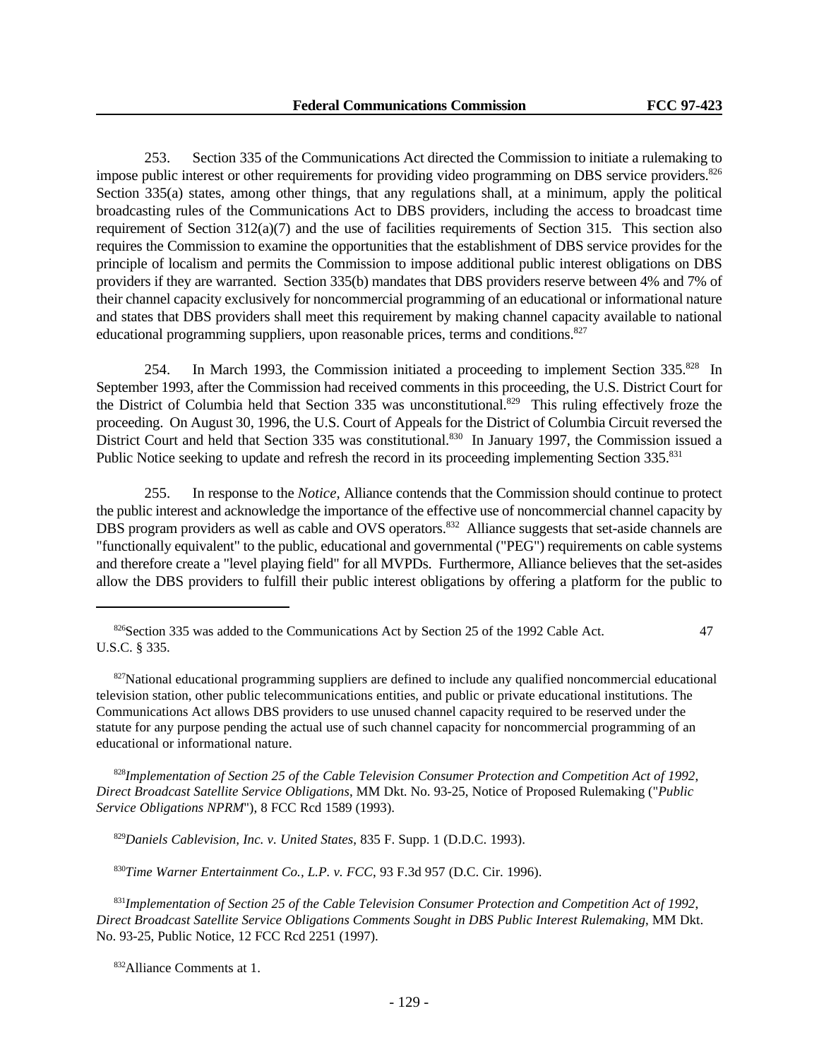253. Section 335 of the Communications Act directed the Commission to initiate a rulemaking to impose public interest or other requirements for providing video programming on DBS service providers.[826] Section 335(a) states, among other things, that any regulations shall, at a minimum, apply the political broadcasting rules of the Communications Act to DBS providers, including the access to broadcast time requirement of Section 312(a)(7) and the use of facilities requirements of Section 315. This section also requires the Commission to examine the opportunities that the establishment of DBS service provides for the principle of localism and permits the Commission to impose additional public interest obligations on DBS providers if they are warranted. Section 335(b) mandates that DBS providers reserve between 4% and 7% of their channel capacity exclusively for noncommercial programming of an educational or informational nature and states that DBS providers shall meet this requirement by making channel capacity available to national educational programming suppliers, upon reasonable prices, terms and conditions.[827]

254. In March 1993, the Commission initiated a proceeding to implement Section 335.[828] In September 1993, after the Commission had received comments in this proceeding, the U.S. District Court for the District of Columbia held that Section 335 was unconstitutional.[829] This ruling effectively froze the proceeding. On August 30, 1996, the U.S. Court of Appeals for the District of Columbia Circuit reversed the District Court and held that Section 335 was constitutional.[830] In January 1997, the Commission issued a Public Notice seeking to update and refresh the record in its proceeding implementing Section 335.[831]

255. In response to the *Notice*, Alliance contends that the Commission should continue to protect the public interest and acknowledge the importance of the effective use of noncommercial channel capacity by DBS program providers as well as cable and OVS operators.[832] Alliance suggests that set-aside channels are "functionally equivalent" to the public, educational and governmental ("PEG") requirements on cable systems and therefore create a "level playing field" for all MVPDs. Furthermore, Alliance believes that the set-asides allow the DBS providers to fulfill their public interest obligations by offering a platform for the public to

---

[826] Section 335 was added to the Communications Act by Section 25 of the 1992 Cable Act. 47 U.S.C. § 335.

[827] National educational programming suppliers are defined to include any qualified noncommercial educational television station, other public telecommunications entities, and public or private educational institutions. The Communications Act allows DBS providers to use unused channel capacity required to be reserved under the statute for any purpose pending the actual use of such channel capacity for noncommercial programming of an educational or informational nature.

[828] *Implementation of Section 25 of the Cable Television Consumer Protection and Competition Act of 1992, Direct Broadcast Satellite Service Obligations*, MM Dkt. No. 93-25, Notice of Proposed Rulemaking ("*Public Service Obligations NPRM*"), 8 FCC Rcd 1589 (1993).

[829] *Daniels Cablevision, Inc. v. United States*, 835 F. Supp. 1 (D.D.C. 1993).

[830] *Time Warner Entertainment Co., L.P. v. FCC*, 93 F.3d 957 (D.C. Cir. 1996).

[831] *Implementation of Section 25 of the Cable Television Consumer Protection and Competition Act of 1992, Direct Broadcast Satellite Service Obligations Comments Sought in DBS Public Interest Rulemaking*, MM Dkt. No. 93-25, Public Notice, 12 FCC Rcd 2251 (1997).

[832] Alliance Comments at 1.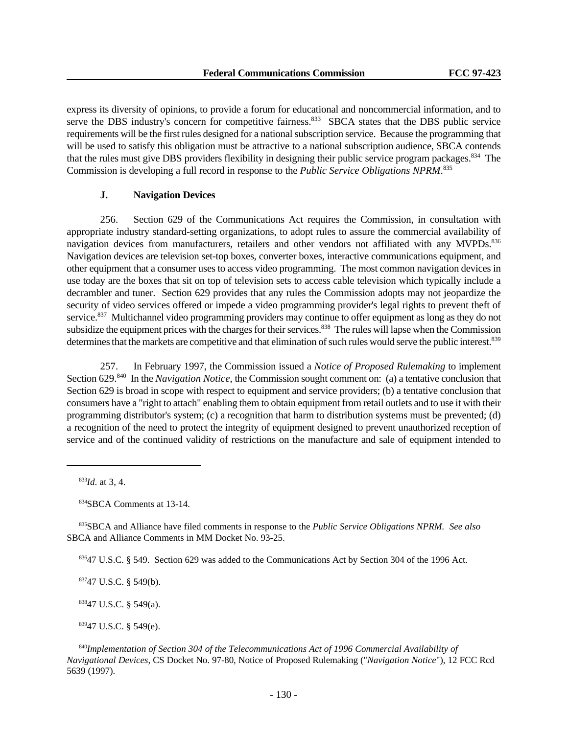express its diversity of opinions, to provide a forum for educational and noncommercial information, and to serve the DBS industry's concern for competitive fairness.[833] SBCA states that the DBS public service requirements will be the first rules designed for a national subscription service. Because the programming that will be used to satisfy this obligation must be attractive to a national subscription audience, SBCA contends that the rules must give DBS providers flexibility in designing their public service program packages.[834] The Commission is developing a full record in response to the *Public Service Obligations NPRM*.[835]

### J. Navigation Devices

256. Section 629 of the Communications Act requires the Commission, in consultation with appropriate industry standard-setting organizations, to adopt rules to assure the commercial availability of navigation devices from manufacturers, retailers and other vendors not affiliated with any MVPDs.[836] Navigation devices are television set-top boxes, converter boxes, interactive communications equipment, and other equipment that a consumer uses to access video programming. The most common navigation devices in use today are the boxes that sit on top of television sets to access cable television which typically include a decrambler and tuner. Section 629 provides that any rules the Commission adopts may not jeopardize the security of video services offered or impede a video programming provider's legal rights to prevent theft of service.[837] Multichannel video programming providers may continue to offer equipment as long as they do not subsidize the equipment prices with the charges for their services.[838] The rules will lapse when the Commission determines that the markets are competitive and that elimination of such rules would serve the public interest.[839]

257. In February 1997, the Commission issued a *Notice of Proposed Rulemaking* to implement Section 629.[840] In the *Navigation Notice*, the Commission sought comment on: (a) a tentative conclusion that Section 629 is broad in scope with respect to equipment and service providers; (b) a tentative conclusion that consumers have a "right to attach" enabling them to obtain equipment from retail outlets and to use it with their programming distributor's system; (c) a recognition that harm to distribution systems must be prevented; (d) a recognition of the need to protect the integrity of equipment designed to prevent unauthorized reception of service and of the continued validity of restrictions on the manufacture and sale of equipment intended to

---

[833] *Id.* at 3, 4.

[834] SBCA Comments at 13-14.

[835] SBCA and Alliance have filed comments in response to the *Public Service Obligations NPRM*. *See also* SBCA and Alliance Comments in MM Docket No. 93-25.

[836] 47 U.S.C. § 549. Section 629 was added to the Communications Act by Section 304 of the 1996 Act.

[837] 47 U.S.C. § 549(b).

[838] 47 U.S.C. § 549(a).

[839] 47 U.S.C. § 549(e).

[840] *Implementation of Section 304 of the Telecommunications Act of 1996 Commercial Availability of Navigational Devices*, CS Docket No. 97-80, Notice of Proposed Rulemaking ("*Navigation Notice*"), 12 FCC Rcd 5639 (1997).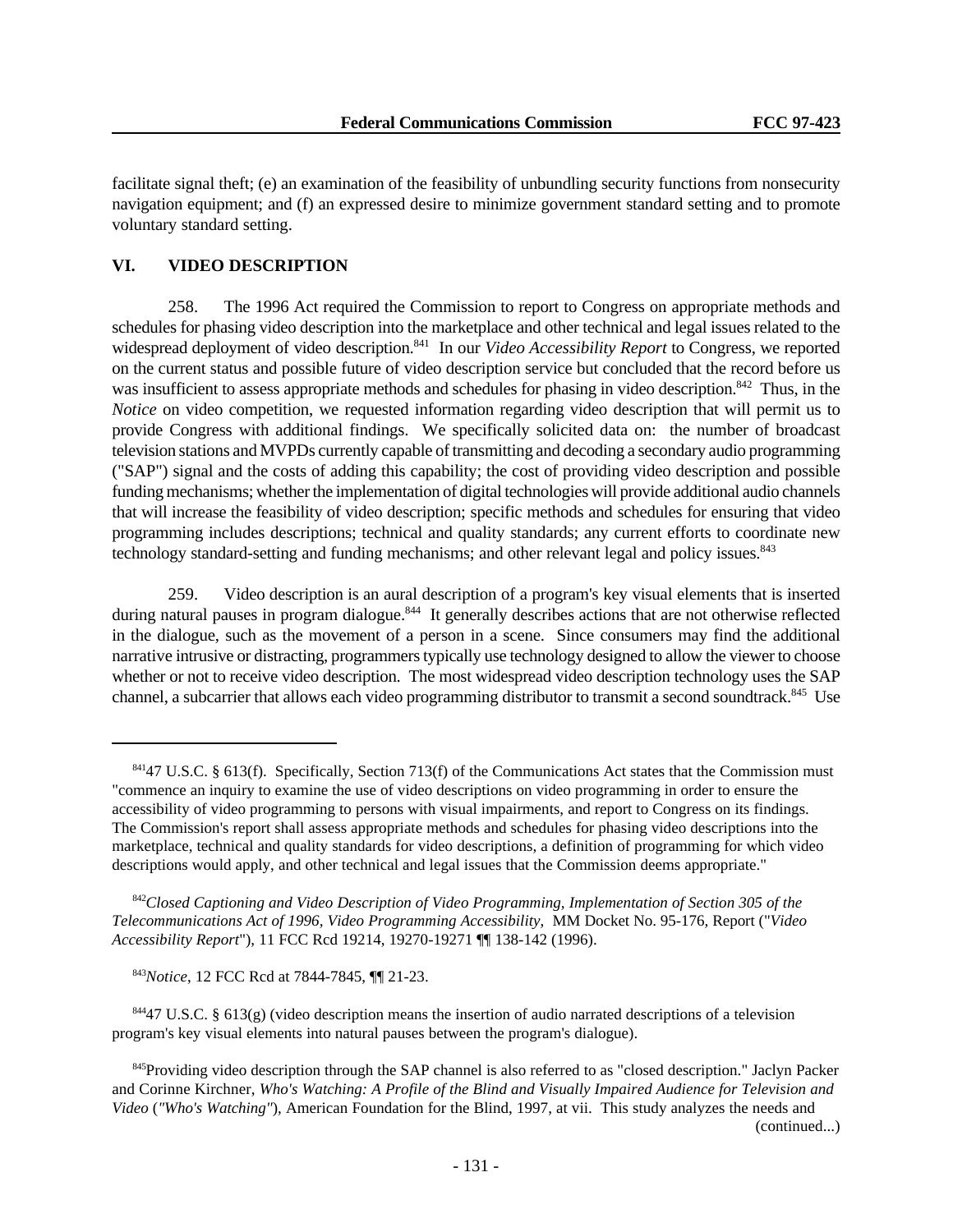facilitate signal theft; (e) an examination of the feasibility of unbundling security functions from nonsecurity navigation equipment; and (f) an expressed desire to minimize government standard setting and to promote voluntary standard setting.

## VI. VIDEO DESCRIPTION

258. The 1996 Act required the Commission to report to Congress on appropriate methods and schedules for phasing video description into the marketplace and other technical and legal issues related to the widespread deployment of video description.[841] In our *Video Accessibility Report* to Congress, we reported on the current status and possible future of video description service but concluded that the record before us was insufficient to assess appropriate methods and schedules for phasing in video description.[842] Thus, in the *Notice* on video competition, we requested information regarding video description that will permit us to provide Congress with additional findings. We specifically solicited data on: the number of broadcast television stations and MVPDs currently capable of transmitting and decoding a secondary audio programming ("SAP") signal and the costs of adding this capability; the cost of providing video description and possible funding mechanisms; whether the implementation of digital technologies will provide additional audio channels that will increase the feasibility of video description; specific methods and schedules for ensuring that video programming includes descriptions; technical and quality standards; any current efforts to coordinate new technology standard-setting and funding mechanisms; and other relevant legal and policy issues.[843]

259. Video description is an aural description of a program's key visual elements that is inserted during natural pauses in program dialogue.[844] It generally describes actions that are not otherwise reflected in the dialogue, such as the movement of a person in a scene. Since consumers may find the additional narrative intrusive or distracting, programmers typically use technology designed to allow the viewer to choose whether or not to receive video description. The most widespread video description technology uses the SAP channel, a subcarrier that allows each video programming distributor to transmit a second soundtrack.[845] Use

---

[841] 47 U.S.C. § 613(f). Specifically, Section 713(f) of the Communications Act states that the Commission must "commence an inquiry to examine the use of video descriptions on video programming in order to ensure the accessibility of video programming to persons with visual impairments, and report to Congress on its findings. The Commission's report shall assess appropriate methods and schedules for phasing video descriptions into the marketplace, technical and quality standards for video descriptions, a definition of programming for which video descriptions would apply, and other technical and legal issues that the Commission deems appropriate."

[842] *Closed Captioning and Video Description of Video Programming, Implementation of Section 305 of the Telecommunications Act of 1996, Video Programming Accessibility*, MM Docket No. 95-176, Report ("*Video Accessibility Report*"), 11 FCC Rcd 19214, 19270-19271 ¶¶ 138-142 (1996).

[843] *Notice*, 12 FCC Rcd at 7844-7845, ¶¶ 21-23.

[844] 47 U.S.C. § 613(g) (video description means the insertion of audio narrated descriptions of a television program's key visual elements into natural pauses between the program's dialogue).

[845] Providing video description through the SAP channel is also referred to as "closed description." Jaclyn Packer and Corinne Kirchner, *Who's Watching: A Profile of the Blind and Visually Impaired Audience for Television and Video* (*"Who's Watching"*), American Foundation for the Blind, 1997, at vii. This study analyzes the needs and (continued...)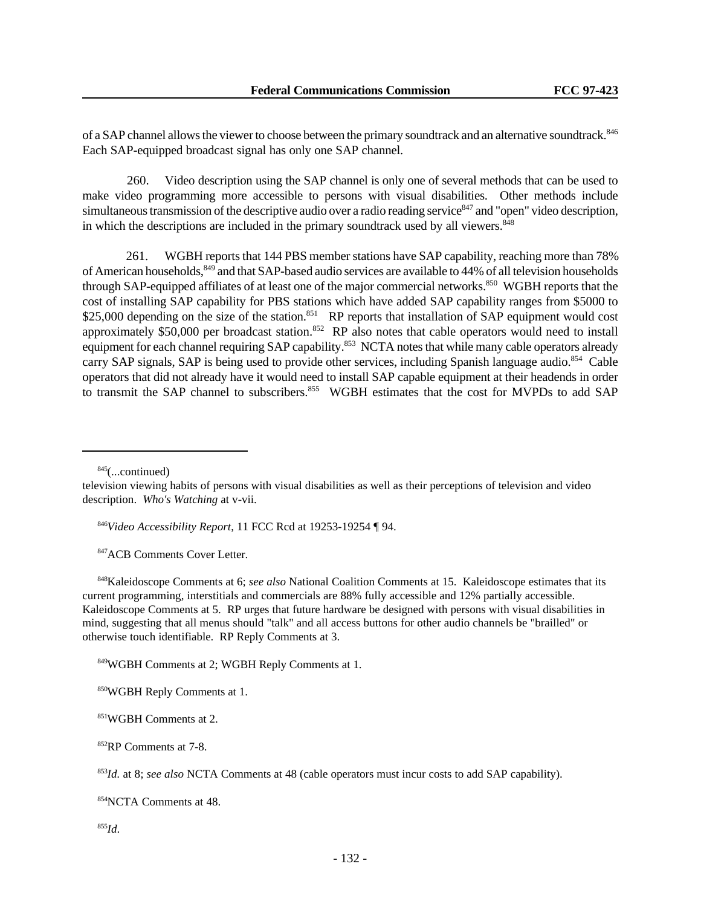of a SAP channel allows the viewer to choose between the primary soundtrack and an alternative soundtrack.[846] Each SAP-equipped broadcast signal has only one SAP channel.

260. Video description using the SAP channel is only one of several methods that can be used to make video programming more accessible to persons with visual disabilities. Other methods include simultaneous transmission of the descriptive audio over a radio reading service[847] and "open" video description, in which the descriptions are included in the primary soundtrack used by all viewers.[848]

261. WGBH reports that 144 PBS member stations have SAP capability, reaching more than 78% of American households,[849] and that SAP-based audio services are available to 44% of all television households through SAP-equipped affiliates of at least one of the major commercial networks.[850] WGBH reports that the cost of installing SAP capability for PBS stations which have added SAP capability ranges from $5000 to $25,000 depending on the size of the station.[851] RP reports that installation of SAP equipment would cost approximately $50,000 per broadcast station.[852] RP also notes that cable operators would need to install equipment for each channel requiring SAP capability.[853] NCTA notes that while many cable operators already carry SAP signals, SAP is being used to provide other services, including Spanish language audio.[854] Cable operators that did not already have it would need to install SAP capable equipment at their headends in order to transmit the SAP channel to subscribers.[855] WGBH estimates that the cost for MVPDs to add SAP

---

[845](...continued)
television viewing habits of persons with visual disabilities as well as their perceptions of television and video description. *Who's Watching* at v-vii.

[846]*Video Accessibility Report*, 11 FCC Rcd at 19253-19254 ¶ 94.

[847]ACB Comments Cover Letter.

[848]Kaleidoscope Comments at 6; *see also* National Coalition Comments at 15. Kaleidoscope estimates that its current programming, interstitials and commercials are 88% fully accessible and 12% partially accessible. Kaleidoscope Comments at 5. RP urges that future hardware be designed with persons with visual disabilities in mind, suggesting that all menus should "talk" and all access buttons for other audio channels be "brailled" or otherwise touch identifiable. RP Reply Comments at 3.

[849]WGBH Comments at 2; WGBH Reply Comments at 1.

[850]WGBH Reply Comments at 1.

[851]WGBH Comments at 2.

[852]RP Comments at 7-8.

[853]*Id.* at 8; *see also* NCTA Comments at 48 (cable operators must incur costs to add SAP capability).

[854]NCTA Comments at 48.

[855]*Id.*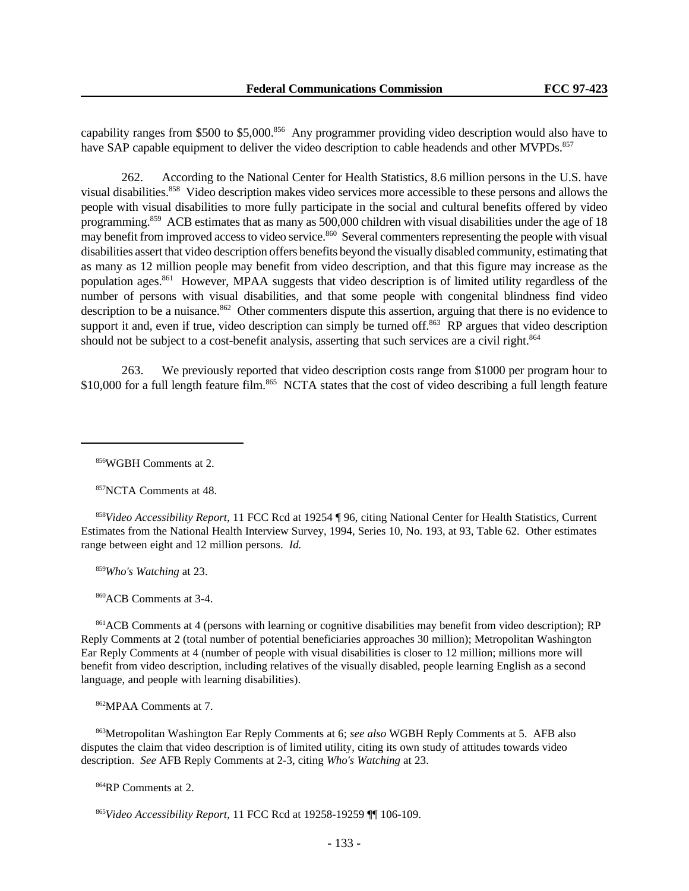capability ranges from $500 to $5,000.[856] Any programmer providing video description would also have to have SAP capable equipment to deliver the video description to cable headends and other MVPDs.[857]

262. According to the National Center for Health Statistics, 8.6 million persons in the U.S. have visual disabilities.[858] Video description makes video services more accessible to these persons and allows the people with visual disabilities to more fully participate in the social and cultural benefits offered by video programming.[859] ACB estimates that as many as 500,000 children with visual disabilities under the age of 18 may benefit from improved access to video service.[860] Several commenters representing the people with visual disabilities assert that video description offers benefits beyond the visually disabled community, estimating that as many as 12 million people may benefit from video description, and that this figure may increase as the population ages.[861] However, MPAA suggests that video description is of limited utility regardless of the number of persons with visual disabilities, and that some people with congenital blindness find video description to be a nuisance.[862] Other commenters dispute this assertion, arguing that there is no evidence to support it and, even if true, video description can simply be turned off.[863] RP argues that video description should not be subject to a cost-benefit analysis, asserting that such services are a civil right.[864]

263. We previously reported that video description costs range from $1000 per program hour to $10,000 for a full length feature film.[865] NCTA states that the cost of video describing a full length feature

---

[856] WGBH Comments at 2.

[857] NCTA Comments at 48.

[858] *Video Accessibility Report*, 11 FCC Rcd at 19254 ¶ 96, citing National Center for Health Statistics, Current Estimates from the National Health Interview Survey, 1994, Series 10, No. 193, at 93, Table 62. Other estimates range between eight and 12 million persons. *Id.*

[859] *Who's Watching* at 23.

[860] ACB Comments at 3-4.

[861] ACB Comments at 4 (persons with learning or cognitive disabilities may benefit from video description); RP Reply Comments at 2 (total number of potential beneficiaries approaches 30 million); Metropolitan Washington Ear Reply Comments at 4 (number of people with visual disabilities is closer to 12 million; millions more will benefit from video description, including relatives of the visually disabled, people learning English as a second language, and people with learning disabilities).

[862] MPAA Comments at 7.

[863] Metropolitan Washington Ear Reply Comments at 6; *see also* WGBH Reply Comments at 5. AFB also disputes the claim that video description is of limited utility, citing its own study of attitudes towards video description. *See* AFB Reply Comments at 2-3, citing *Who's Watching* at 23.

[864] RP Comments at 2.

[865] *Video Accessibility Report*, 11 FCC Rcd at 19258-19259 ¶¶ 106-109.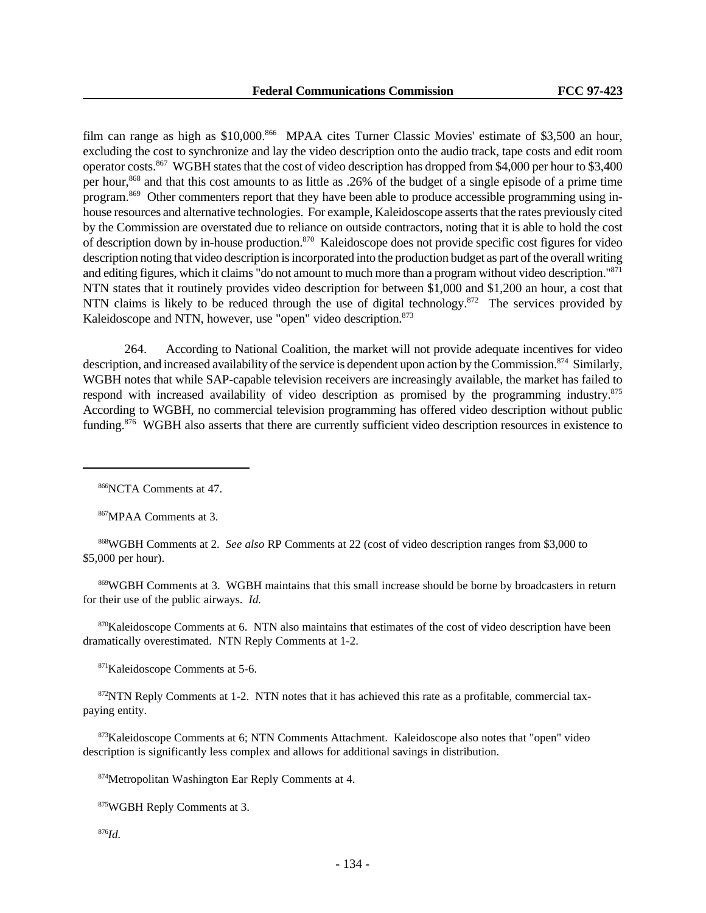film can range as high as $10,000.[866] MPAA cites Turner Classic Movies' estimate of $3,500 an hour, excluding the cost to synchronize and lay the video description onto the audio track, tape costs and edit room operator costs.[867] WGBH states that the cost of video description has dropped from $4,000 per hour to $3,400 per hour,[868] and that this cost amounts to as little as .26% of the budget of a single episode of a prime time program.[869] Other commenters report that they have been able to produce accessible programming using in-house resources and alternative technologies. For example, Kaleidoscope asserts that the rates previously cited by the Commission are overstated due to reliance on outside contractors, noting that it is able to hold the cost of description down by in-house production.[870] Kaleidoscope does not provide specific cost figures for video description noting that video description is incorporated into the production budget as part of the overall writing and editing figures, which it claims "do not amount to much more than a program without video description."[871] NTN states that it routinely provides video description for between $1,000 and $1,200 an hour, a cost that NTN claims is likely to be reduced through the use of digital technology.[872] The services provided by Kaleidoscope and NTN, however, use "open" video description.[873]

264. According to National Coalition, the market will not provide adequate incentives for video description, and increased availability of the service is dependent upon action by the Commission.[874] Similarly, WGBH notes that while SAP-capable television receivers are increasingly available, the market has failed to respond with increased availability of video description as promised by the programming industry.[875] According to WGBH, no commercial television programming has offered video description without public funding.[876] WGBH also asserts that there are currently sufficient video description resources in existence to

---

[866] NCTA Comments at 47.

[867] MPAA Comments at 3.

[868] WGBH Comments at 2. *See also* RP Comments at 22 (cost of video description ranges from $3,000 to $5,000 per hour).

[869] WGBH Comments at 3. WGBH maintains that this small increase should be borne by broadcasters in return for their use of the public airways. *Id.*

[870] Kaleidoscope Comments at 6. NTN also maintains that estimates of the cost of video description have been dramatically overestimated. NTN Reply Comments at 1-2.

[871] Kaleidoscope Comments at 5-6.

[872] NTN Reply Comments at 1-2. NTN notes that it has achieved this rate as a profitable, commercial tax-paying entity.

[873] Kaleidoscope Comments at 6; NTN Comments Attachment. Kaleidoscope also notes that "open" video description is significantly less complex and allows for additional savings in distribution.

[874] Metropolitan Washington Ear Reply Comments at 4.

[875] WGBH Reply Comments at 3.

[876] *Id.*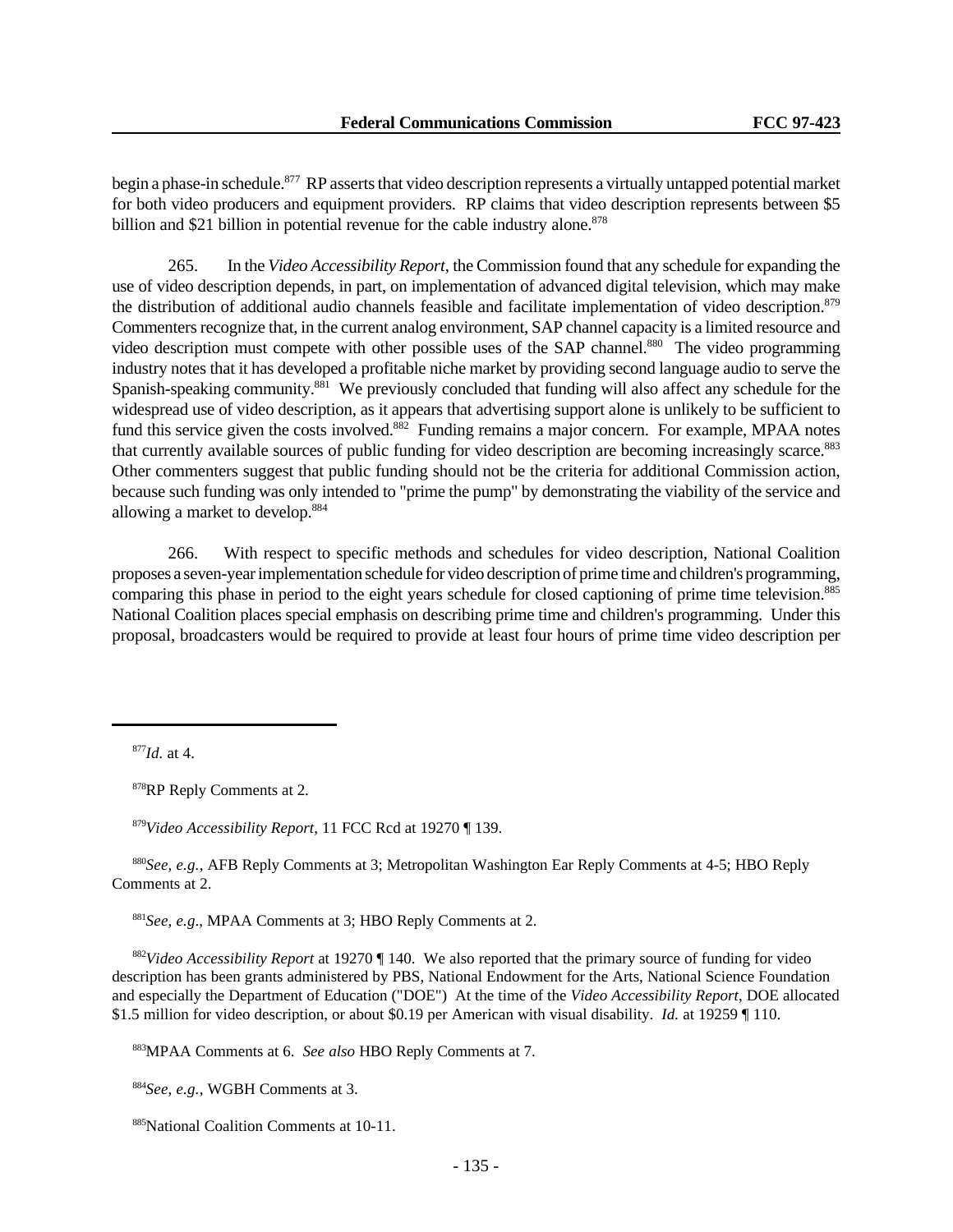begin a phase-in schedule.[877] RP asserts that video description represents a virtually untapped potential market for both video producers and equipment providers. RP claims that video description represents between $5 billion and $21 billion in potential revenue for the cable industry alone.[878]

265. In the *Video Accessibility Report*, the Commission found that any schedule for expanding the use of video description depends, in part, on implementation of advanced digital television, which may make the distribution of additional audio channels feasible and facilitate implementation of video description.[879] Commenters recognize that, in the current analog environment, SAP channel capacity is a limited resource and video description must compete with other possible uses of the SAP channel.[880] The video programming industry notes that it has developed a profitable niche market by providing second language audio to serve the Spanish-speaking community.[881] We previously concluded that funding will also affect any schedule for the widespread use of video description, as it appears that advertising support alone is unlikely to be sufficient to fund this service given the costs involved.[882] Funding remains a major concern. For example, MPAA notes that currently available sources of public funding for video description are becoming increasingly scarce.[883] Other commenters suggest that public funding should not be the criteria for additional Commission action, because such funding was only intended to "prime the pump" by demonstrating the viability of the service and allowing a market to develop.[884]

266. With respect to specific methods and schedules for video description, National Coalition proposes a seven-year implementation schedule for video description of prime time and children's programming, comparing this phase in period to the eight years schedule for closed captioning of prime time television.[885] National Coalition places special emphasis on describing prime time and children's programming. Under this proposal, broadcasters would be required to provide at least four hours of prime time video description per

---

[877] *Id.* at 4.

[878] RP Reply Comments at 2.

[879] *Video Accessibility Report*, 11 FCC Rcd at 19270 ¶ 139.

[880] *See, e.g.,* AFB Reply Comments at 3; Metropolitan Washington Ear Reply Comments at 4-5; HBO Reply Comments at 2.

[881] *See, e.g*., MPAA Comments at 3; HBO Reply Comments at 2.

[882] *Video Accessibility Report* at 19270 ¶ 140. We also reported that the primary source of funding for video description has been grants administered by PBS, National Endowment for the Arts, National Science Foundation and especially the Department of Education ("DOE") At the time of the *Video Accessibility Report*, DOE allocated $1.5 million for video description, or about $0.19 per American with visual disability. *Id.* at 19259 ¶ 110.

[883] MPAA Comments at 6. *See also* HBO Reply Comments at 7.

[884] *See, e.g.,* WGBH Comments at 3.

[885] National Coalition Comments at 10-11.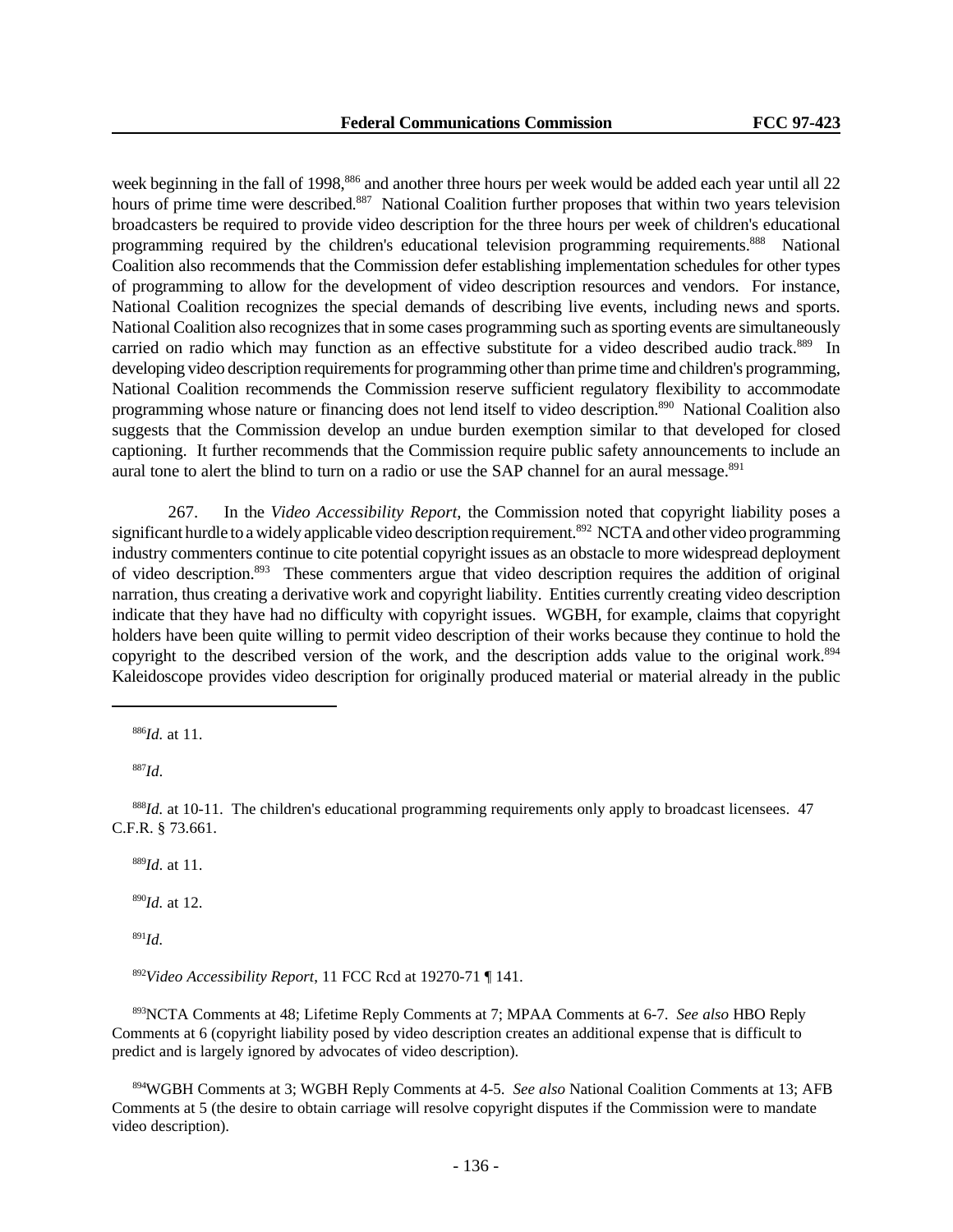week beginning in the fall of 1998,[886] and another three hours per week would be added each year until all 22 hours of prime time were described.[887] National Coalition further proposes that within two years television broadcasters be required to provide video description for the three hours per week of children's educational programming required by the children's educational television programming requirements.[888] National Coalition also recommends that the Commission defer establishing implementation schedules for other types of programming to allow for the development of video description resources and vendors. For instance, National Coalition recognizes the special demands of describing live events, including news and sports. National Coalition also recognizes that in some cases programming such as sporting events are simultaneously carried on radio which may function as an effective substitute for a video described audio track.[889] In developing video description requirements for programming other than prime time and children's programming, National Coalition recommends the Commission reserve sufficient regulatory flexibility to accommodate programming whose nature or financing does not lend itself to video description.[890] National Coalition also suggests that the Commission develop an undue burden exemption similar to that developed for closed captioning. It further recommends that the Commission require public safety announcements to include an aural tone to alert the blind to turn on a radio or use the SAP channel for an aural message.[891]

267. In the *Video Accessibility Report*, the Commission noted that copyright liability poses a significant hurdle to a widely applicable video description requirement.[892] NCTA and other video programming industry commenters continue to cite potential copyright issues as an obstacle to more widespread deployment of video description.[893] These commenters argue that video description requires the addition of original narration, thus creating a derivative work and copyright liability. Entities currently creating video description indicate that they have had no difficulty with copyright issues. WGBH, for example, claims that copyright holders have been quite willing to permit video description of their works because they continue to hold the copyright to the described version of the work, and the description adds value to the original work.[894] Kaleidoscope provides video description for originally produced material or material already in the public

---

[886] *Id.* at 11.

[887] *Id.*

[888] *Id.* at 10-11. The children's educational programming requirements only apply to broadcast licensees. 47 C.F.R. § 73.661.

[889] *Id.* at 11.

[890] *Id.* at 12.

[891] *Id.*

[892] *Video Accessibility Report*, 11 FCC Rcd at 19270-71 ¶ 141.

[893] NCTA Comments at 48; Lifetime Reply Comments at 7; MPAA Comments at 6-7. *See also* HBO Reply Comments at 6 (copyright liability posed by video description creates an additional expense that is difficult to predict and is largely ignored by advocates of video description).

[894] WGBH Comments at 3; WGBH Reply Comments at 4-5. *See also* National Coalition Comments at 13; AFB Comments at 5 (the desire to obtain carriage will resolve copyright disputes if the Commission were to mandate video description).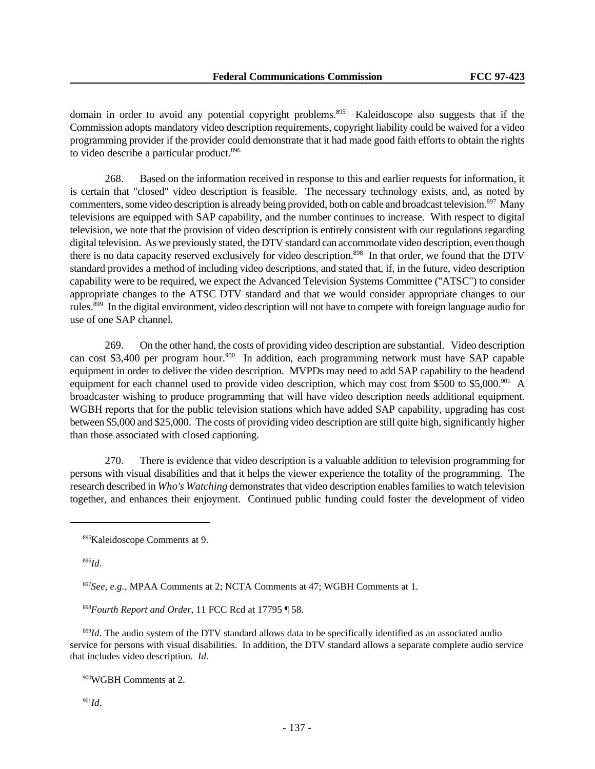domain in order to avoid any potential copyright problems.[895] Kaleidoscope also suggests that if the Commission adopts mandatory video description requirements, copyright liability could be waived for a video programming provider if the provider could demonstrate that it had made good faith efforts to obtain the rights to video describe a particular product.[896]

268. Based on the information received in response to this and earlier requests for information, it is certain that "closed" video description is feasible. The necessary technology exists, and, as noted by commenters, some video description is already being provided, both on cable and broadcast television.[897] Many televisions are equipped with SAP capability, and the number continues to increase. With respect to digital television, we note that the provision of video description is entirely consistent with our regulations regarding digital television. As we previously stated, the DTV standard can accommodate video description, even though there is no data capacity reserved exclusively for video description.[898] In that order, we found that the DTV standard provides a method of including video descriptions, and stated that, if, in the future, video description capability were to be required, we expect the Advanced Television Systems Committee ("ATSC") to consider appropriate changes to the ATSC DTV standard and that we would consider appropriate changes to our rules.[899] In the digital environment, video description will not have to compete with foreign language audio for use of one SAP channel.

269. On the other hand, the costs of providing video description are substantial. Video description can cost $3,400 per program hour.[900] In addition, each programming network must have SAP capable equipment in order to deliver the video description. MVPDs may need to add SAP capability to the headend equipment for each channel used to provide video description, which may cost from $500 to $5,000.[901] A broadcaster wishing to produce programming that will have video description needs additional equipment. WGBH reports that for the public television stations which have added SAP capability, upgrading has cost between $5,000 and $25,000. The costs of providing video description are still quite high, significantly higher than those associated with closed captioning.

270. There is evidence that video description is a valuable addition to television programming for persons with visual disabilities and that it helps the viewer experience the totality of the programming. The research described in *Who's Watching* demonstrates that video description enables families to watch television together, and enhances their enjoyment. Continued public funding could foster the development of video

---

[895] Kaleidoscope Comments at 9.

[896] *Id.*

[897] *See, e.g.,* MPAA Comments at 2; NCTA Comments at 47; WGBH Comments at 1.

[898] *Fourth Report and Order,* 11 FCC Rcd at 17795 ¶ 58.

[899] *Id*. The audio system of the DTV standard allows data to be specifically identified as an associated audio service for persons with visual disabilities. In addition, the DTV standard allows a separate complete audio service that includes video description. *Id*.

[900] WGBH Comments at 2.

[901] *Id.*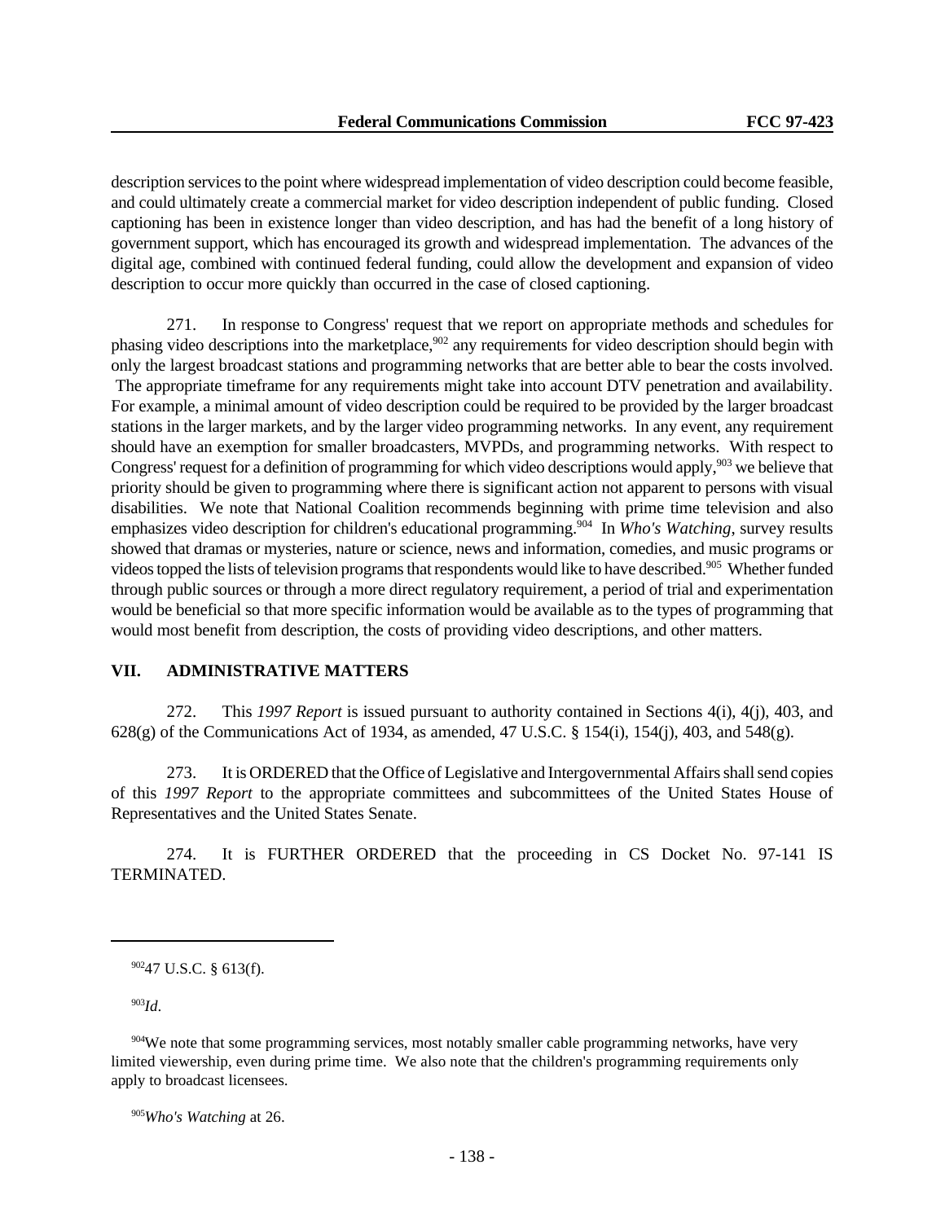description services to the point where widespread implementation of video description could become feasible, and could ultimately create a commercial market for video description independent of public funding. Closed captioning has been in existence longer than video description, and has had the benefit of a long history of government support, which has encouraged its growth and widespread implementation. The advances of the digital age, combined with continued federal funding, could allow the development and expansion of video description to occur more quickly than occurred in the case of closed captioning.

271. In response to Congress' request that we report on appropriate methods and schedules for phasing video descriptions into the marketplace,[902] any requirements for video description should begin with only the largest broadcast stations and programming networks that are better able to bear the costs involved. The appropriate timeframe for any requirements might take into account DTV penetration and availability. For example, a minimal amount of video description could be required to be provided by the larger broadcast stations in the larger markets, and by the larger video programming networks. In any event, any requirement should have an exemption for smaller broadcasters, MVPDs, and programming networks. With respect to Congress' request for a definition of programming for which video descriptions would apply,[903] we believe that priority should be given to programming where there is significant action not apparent to persons with visual disabilities. We note that National Coalition recommends beginning with prime time television and also emphasizes video description for children's educational programming.[904] In *Who's Watching*, survey results showed that dramas or mysteries, nature or science, news and information, comedies, and music programs or videos topped the lists of television programs that respondents would like to have described.[905] Whether funded through public sources or through a more direct regulatory requirement, a period of trial and experimentation would be beneficial so that more specific information would be available as to the types of programming that would most benefit from description, the costs of providing video descriptions, and other matters.

## VII. ADMINISTRATIVE MATTERS

272. This *1997 Report* is issued pursuant to authority contained in Sections 4(i), 4(j), 403, and 628(g) of the Communications Act of 1934, as amended, 47 U.S.C. § 154(i), 154(j), 403, and 548(g).

273. It is ORDERED that the Office of Legislative and Intergovernmental Affairs shall send copies of this *1997 Report* to the appropriate committees and subcommittees of the United States House of Representatives and the United States Senate.

274. It is FURTHER ORDERED that the proceeding in CS Docket No. 97-141 IS TERMINATED.

---

[902] 47 U.S.C. § 613(f).

[903] *Id*.

[904] We note that some programming services, most notably smaller cable programming networks, have very limited viewership, even during prime time. We also note that the children's programming requirements only apply to broadcast licensees.

[905] *Who's Watching* at 26.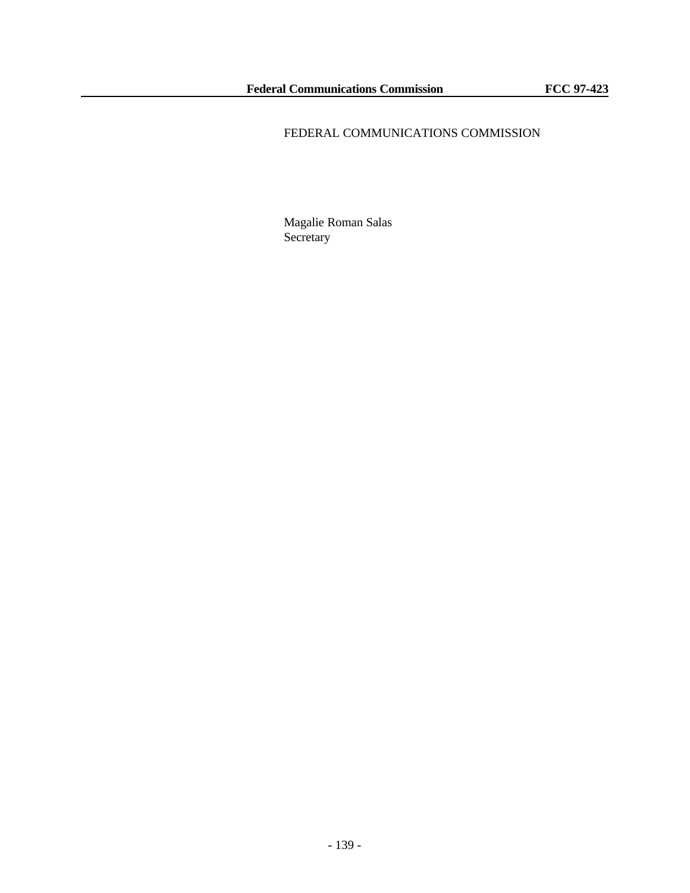FEDERAL COMMUNICATIONS COMMISSION

Magalie Roman Salas
Secretary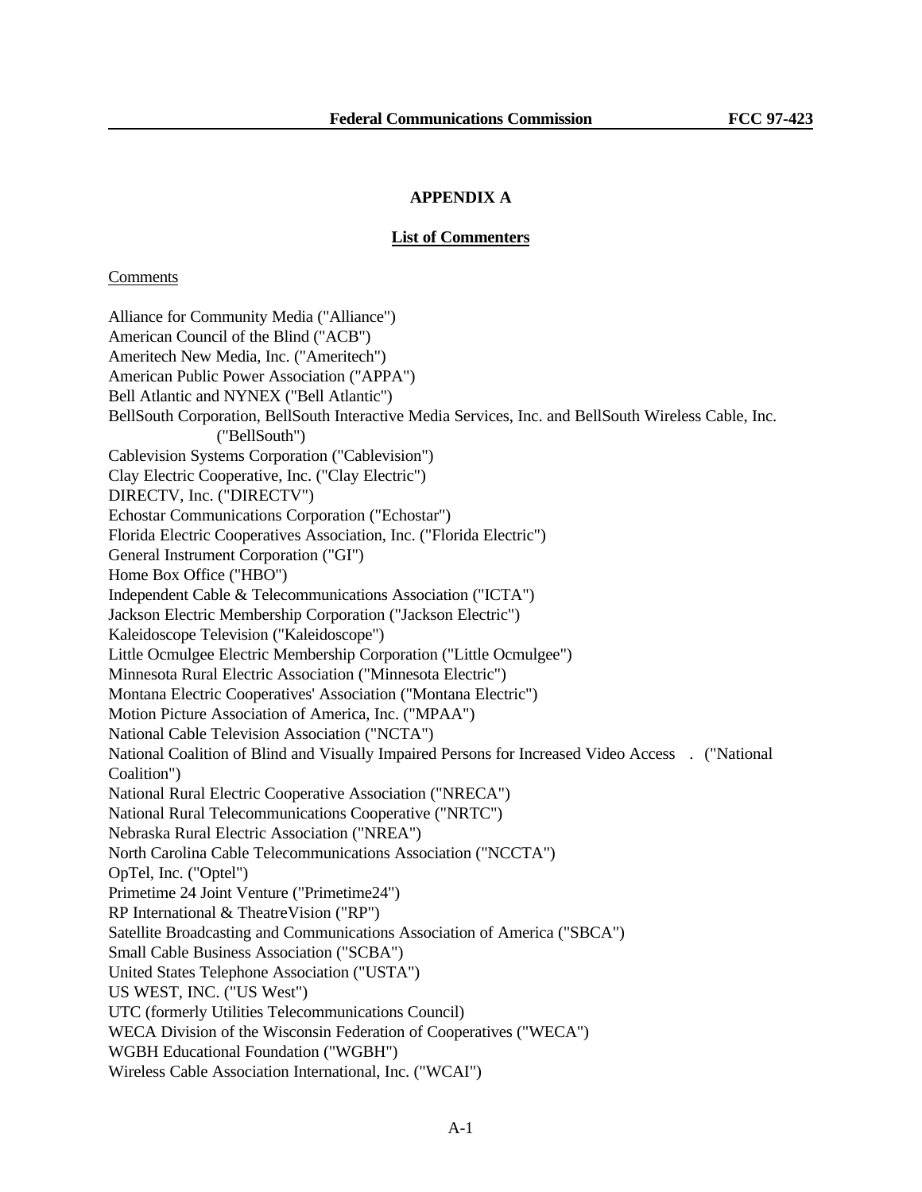## APPENDIX A

### List of Commenters

Comments

Alliance for Community Media ("Alliance")
American Council of the Blind ("ACB")
Ameritech New Media, Inc. ("Ameritech")
American Public Power Association ("APPA")
Bell Atlantic and NYNEX ("Bell Atlantic")
BellSouth Corporation, BellSouth Interactive Media Services, Inc. and BellSouth Wireless Cable, Inc. ("BellSouth")
Cablevision Systems Corporation ("Cablevision")
Clay Electric Cooperative, Inc. ("Clay Electric")
DIRECTV, Inc. ("DIRECTV")
Echostar Communications Corporation ("Echostar")
Florida Electric Cooperatives Association, Inc. ("Florida Electric")
General Instrument Corporation ("GI")
Home Box Office ("HBO")
Independent Cable & Telecommunications Association ("ICTA")
Jackson Electric Membership Corporation ("Jackson Electric")
Kaleidoscope Television ("Kaleidoscope")
Little Ocmulgee Electric Membership Corporation ("Little Ocmulgee")
Minnesota Rural Electric Association ("Minnesota Electric")
Montana Electric Cooperatives' Association ("Montana Electric")
Motion Picture Association of America, Inc. ("MPAA")
National Cable Television Association ("NCTA")
National Coalition of Blind and Visually Impaired Persons for Increased Video Access . ("National Coalition")
National Rural Electric Cooperative Association ("NRECA")
National Rural Telecommunications Cooperative ("NRTC")
Nebraska Rural Electric Association ("NREA")
North Carolina Cable Telecommunications Association ("NCCTA")
OpTel, Inc. ("Optel")
Primetime 24 Joint Venture ("Primetime24")
RP International & TheatreVision ("RP")
Satellite Broadcasting and Communications Association of America ("SBCA")
Small Cable Business Association ("SCBA")
United States Telephone Association ("USTA")
US WEST, INC. ("US West")
UTC (formerly Utilities Telecommunications Council)
WECA Division of the Wisconsin Federation of Cooperatives ("WECA")
WGBH Educational Foundation ("WGBH")
Wireless Cable Association International, Inc. ("WCAI")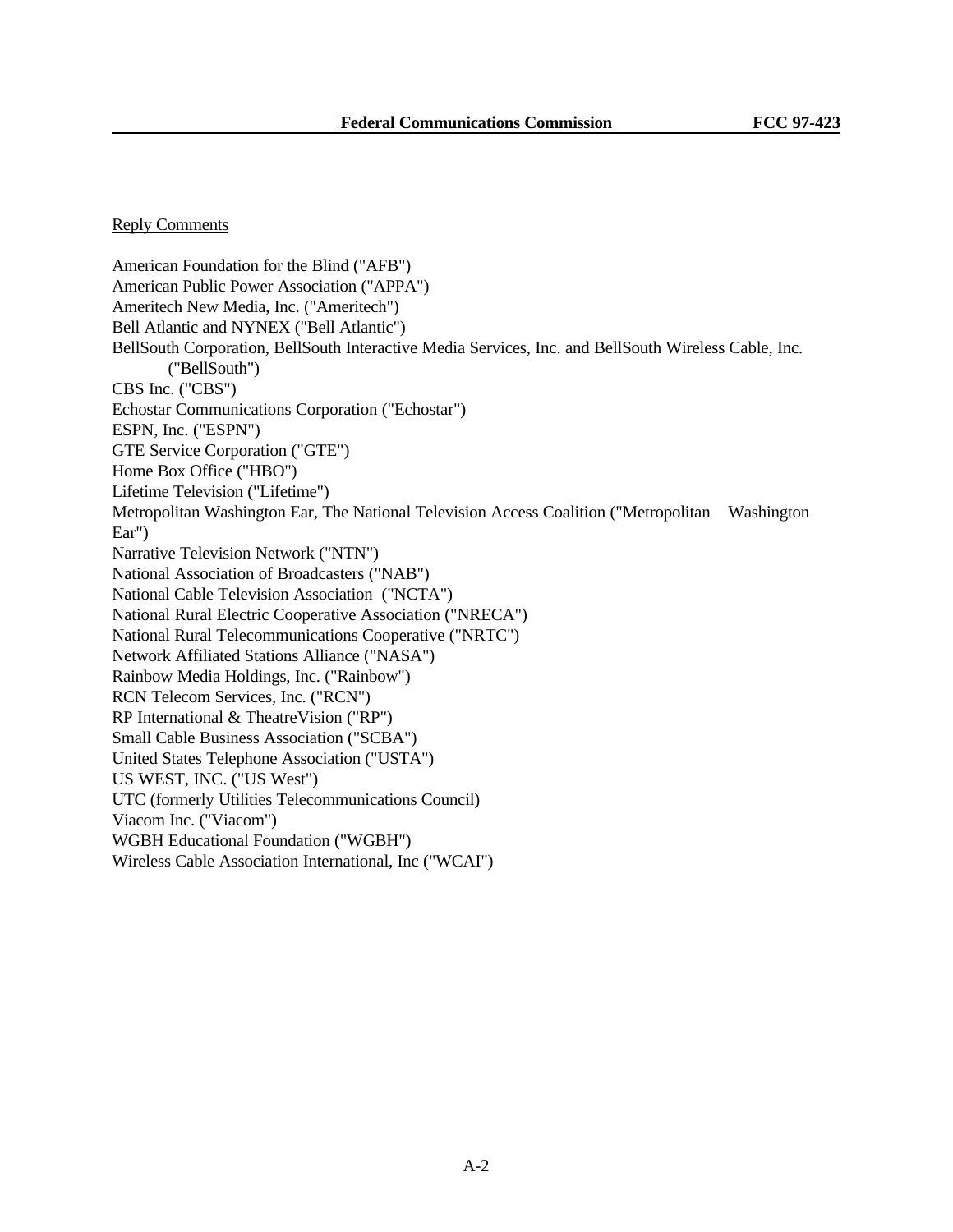<u>Reply Comments</u>

American Foundation for the Blind ("AFB")
American Public Power Association ("APPA")
Ameritech New Media, Inc. ("Ameritech")
Bell Atlantic and NYNEX ("Bell Atlantic")
BellSouth Corporation, BellSouth Interactive Media Services, Inc. and BellSouth Wireless Cable, Inc. ("BellSouth")
CBS Inc. ("CBS")
Echostar Communications Corporation ("Echostar")
ESPN, Inc. ("ESPN")
GTE Service Corporation ("GTE")
Home Box Office ("HBO")
Lifetime Television ("Lifetime")
Metropolitan Washington Ear, The National Television Access Coalition ("Metropolitan Washington Ear")
Narrative Television Network ("NTN")
National Association of Broadcasters ("NAB")
National Cable Television Association ("NCTA")
National Rural Electric Cooperative Association ("NRECA")
National Rural Telecommunications Cooperative ("NRTC")
Network Affiliated Stations Alliance ("NASA")
Rainbow Media Holdings, Inc. ("Rainbow")
RCN Telecom Services, Inc. ("RCN")
RP International & TheatreVision ("RP")
Small Cable Business Association ("SCBA")
United States Telephone Association ("USTA")
US WEST, INC. ("US West")
UTC (formerly Utilities Telecommunications Council)
Viacom Inc. ("Viacom")
WGBH Educational Foundation ("WGBH")
Wireless Cable Association International, Inc ("WCAI")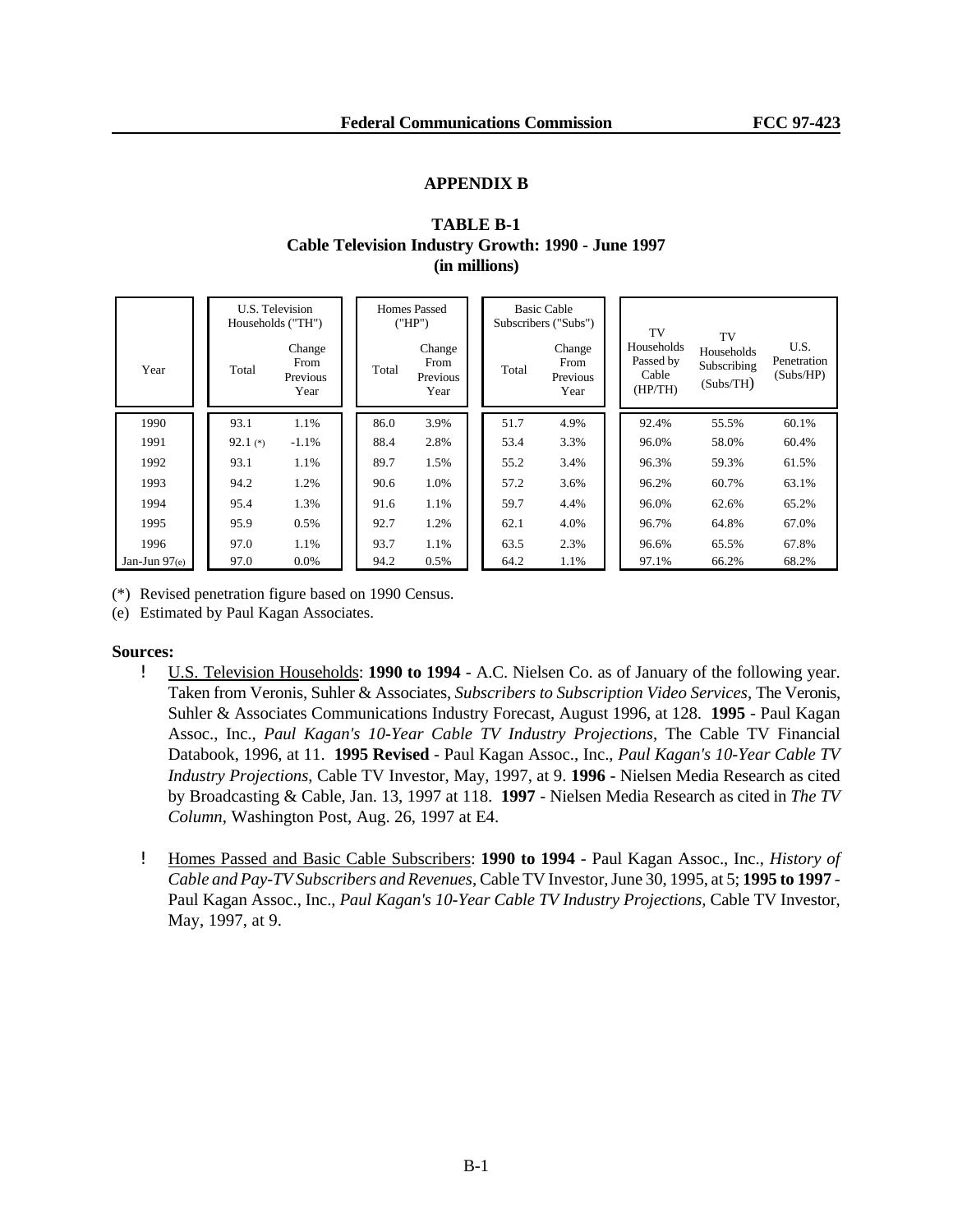## APPENDIX B

### TABLE B-1
### Cable Television Industry Growth: 1990 - June 1997
### (in millions)

| Year | U.S. Television Households ("TH") | | Homes Passed ("HP") | | Basic Cable Subscribers ("Subs") | | TV Households Passed by Cable (HP/TH) | TV Households Subscribing (Subs/TH) | U.S. Penetration (Subs/HP) |
|---|---|---|---|---|---|---|---|---|---|
| | Total | Change From Previous Year | Total | Change From Previous Year | Total | Change From Previous Year | | | |
| 1990 | 93.1 | 1.1% | 86.0 | 3.9% | 51.7 | 4.9% | 92.4% | 55.5% | 60.1% |
| 1991 | 92.1 (*) | -1.1% | 88.4 | 2.8% | 53.4 | 3.3% | 96.0% | 58.0% | 60.4% |
| 1992 | 93.1 | 1.1% | 89.7 | 1.5% | 55.2 | 3.4% | 96.3% | 59.3% | 61.5% |
| 1993 | 94.2 | 1.2% | 90.6 | 1.0% | 57.2 | 3.6% | 96.2% | 60.7% | 63.1% |
| 1994 | 95.4 | 1.3% | 91.6 | 1.1% | 59.7 | 4.4% | 96.0% | 62.6% | 65.2% |
| 1995 | 95.9 | 0.5% | 92.7 | 1.2% | 62.1 | 4.0% | 96.7% | 64.8% | 67.0% |
| 1996 | 97.0 | 1.1% | 93.7 | 1.1% | 63.5 | 2.3% | 96.6% | 65.5% | 67.8% |
| Jan-Jun 97(e) | 97.0 | 0.0% | 94.2 | 0.5% | 64.2 | 1.1% | 97.1% | 66.2% | 68.2% |

(*) Revised penetration figure based on 1990 Census.

(e) Estimated by Paul Kagan Associates.

**Sources:**

- U.S. Television Households: **1990 to 1994** - A.C. Nielsen Co. as of January of the following year. Taken from Veronis, Suhler & Associates, *Subscribers to Subscription Video Services*, The Veronis, Suhler & Associates Communications Industry Forecast, August 1996, at 128. **1995** - Paul Kagan Assoc., Inc., *Paul Kagan's 10-Year Cable TV Industry Projections*, The Cable TV Financial Databook, 1996, at 11. **1995 Revised** - Paul Kagan Assoc., Inc., *Paul Kagan's 10-Year Cable TV Industry Projections*, Cable TV Investor, May, 1997, at 9. **1996** - Nielsen Media Research as cited by Broadcasting & Cable, Jan. 13, 1997 at 118. **1997** - Nielsen Media Research as cited in *The TV Column*, Washington Post, Aug. 26, 1997 at E4.

- Homes Passed and Basic Cable Subscribers: **1990 to 1994** - Paul Kagan Assoc., Inc., *History of Cable and Pay-TV Subscribers and Revenues*, Cable TV Investor, June 30, 1995, at 5; **1995 to 1997** - Paul Kagan Assoc., Inc., *Paul Kagan's 10-Year Cable TV Industry Projections,* Cable TV Investor, May, 1997, at 9.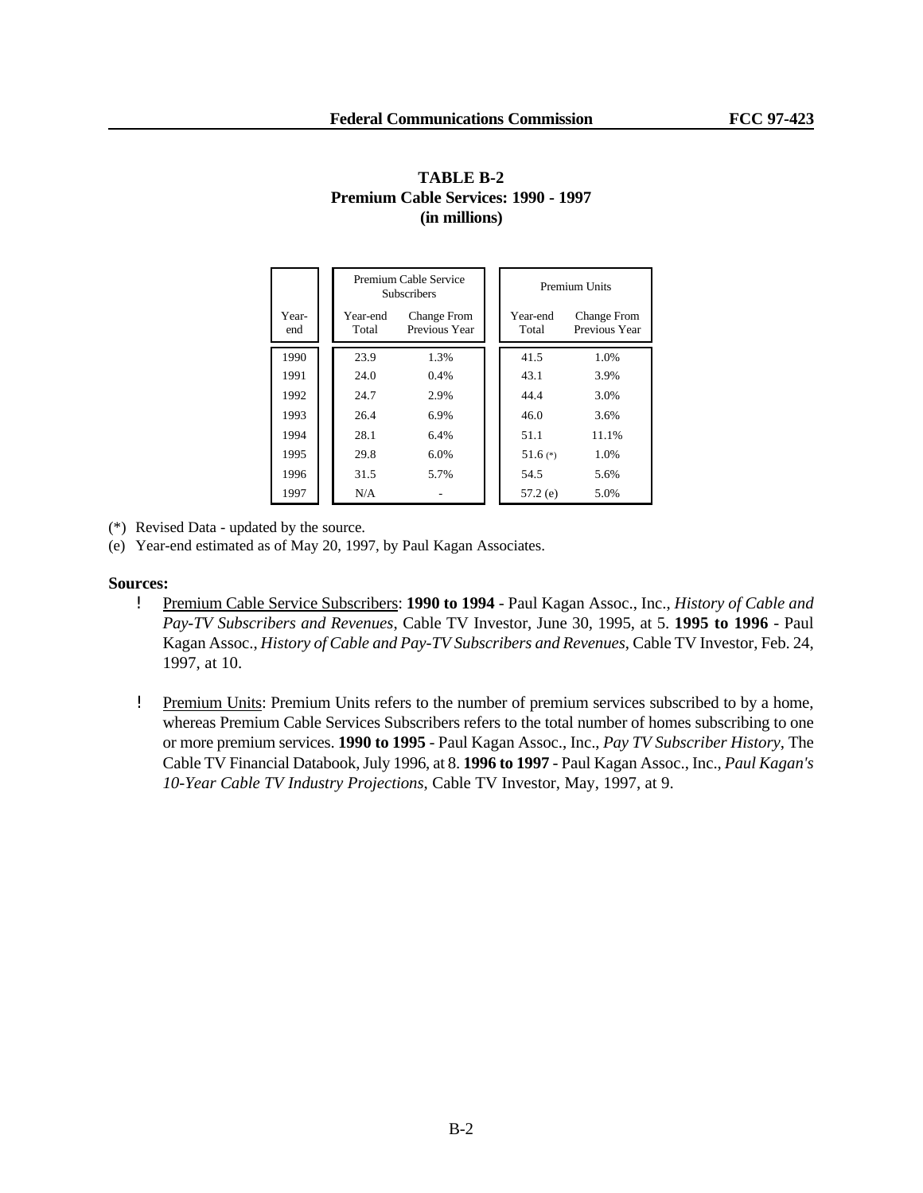**TABLE B-2**
**Premium Cable Services: 1990 - 1997**
**(in millions)**

| | Premium Cable Service Subscribers | | Premium Units | |
|---|---|---|---|---|
| Year-end | Year-end Total | Change From Previous Year | Year-end Total | Change From Previous Year |
| 1990 | 23.9 | 1.3% | 41.5 | 1.0% |
| 1991 | 24.0 | 0.4% | 43.1 | 3.9% |
| 1992 | 24.7 | 2.9% | 44.4 | 3.0% |
| 1993 | 26.4 | 6.9% | 46.0 | 3.6% |
| 1994 | 28.1 | 6.4% | 51.1 | 11.1% |
| 1995 | 29.8 | 6.0% | 51.6 (*) | 1.0% |
| 1996 | 31.5 | 5.7% | 54.5 | 5.6% |
| 1997 | N/A | - | 57.2 (e) | 5.0% |

(*) Revised Data - updated by the source.

(e) Year-end estimated as of May 20, 1997, by Paul Kagan Associates.

**Sources:**

- Premium Cable Service Subscribers: **1990 to 1994** - Paul Kagan Assoc., Inc., *History of Cable and Pay-TV Subscribers and Revenues*, Cable TV Investor, June 30, 1995, at 5. **1995 to 1996** - Paul Kagan Assoc., *History of Cable and Pay-TV Subscribers and Revenues*, Cable TV Investor, Feb. 24, 1997, at 10.

- Premium Units: Premium Units refers to the number of premium services subscribed to by a home, whereas Premium Cable Services Subscribers refers to the total number of homes subscribing to one or more premium services. **1990 to 1995** - Paul Kagan Assoc., Inc., *Pay TV Subscriber History*, The Cable TV Financial Databook, July 1996, at 8. **1996 to 1997** - Paul Kagan Assoc., Inc., *Paul Kagan's 10-Year Cable TV Industry Projections*, Cable TV Investor, May, 1997, at 9.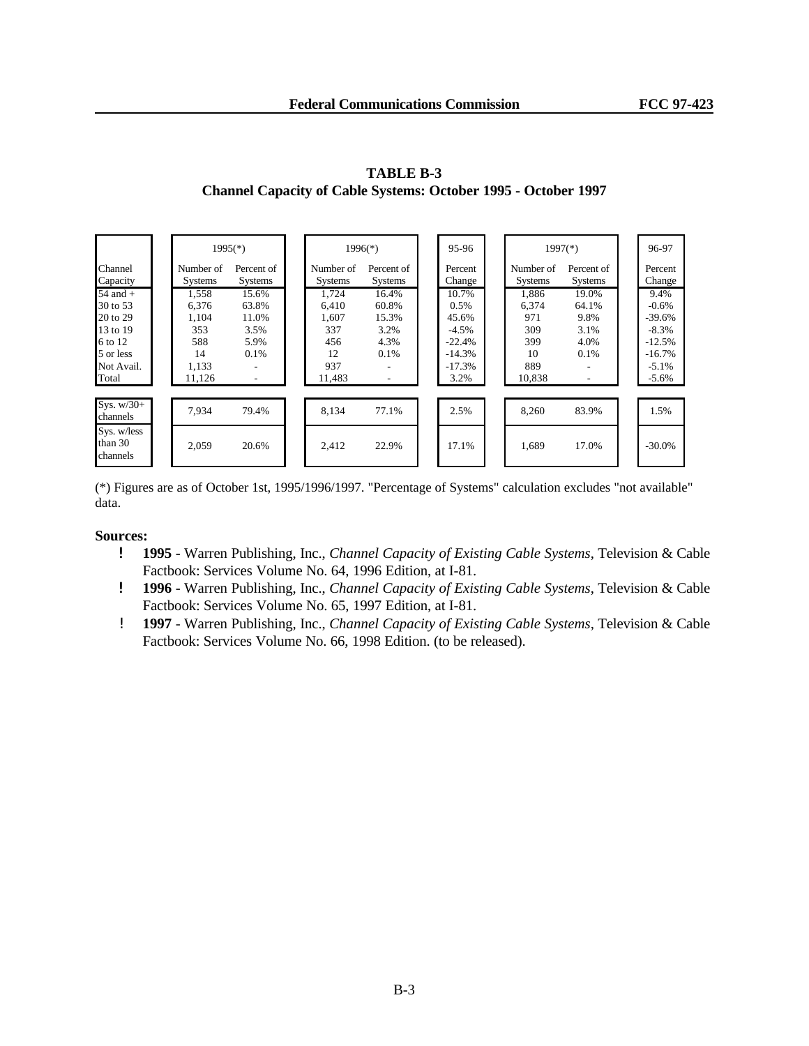**TABLE B-3**
**Channel Capacity of Cable Systems: October 1995 - October 1997**

| | 1995(*) | | 1996(*) | | 95-96 | 1997(*) | | 96-97 |
|---|---|---|---|---|---|---|---|---|
| Channel Capacity | Number of Systems | Percent of Systems | Number of Systems | Percent of Systems | Percent Change | Number of Systems | Percent of Systems | Percent Change |
| 54 and + | 1,558 | 15.6% | 1,724 | 16.4% | 10.7% | 1,886 | 19.0% | 9.4% |
| 30 to 53 | 6,376 | 63.8% | 6,410 | 60.8% | 0.5% | 6,374 | 64.1% | -0.6% |
| 20 to 29 | 1,104 | 11.0% | 1,607 | 15.3% | 45.6% | 971 | 9.8% | -39.6% |
| 13 to 19 | 353 | 3.5% | 337 | 3.2% | -4.5% | 309 | 3.1% | -8.3% |
| 6 to 12 | 588 | 5.9% | 456 | 4.3% | -22.4% | 399 | 4.0% | -12.5% |
| 5 or less | 14 | 0.1% | 12 | 0.1% | -14.3% | 10 | 0.1% | -16.7% |
| Not Avail. | 1,133 | - | 937 | - | -17.3% | 889 | - | -5.1% |
| Total | 11,126 | - | 11,483 | - | 3.2% | 10,838 | - | -5.6% |
| Sys. w/30+ channels | 7,934 | 79.4% | 8,134 | 77.1% | 2.5% | 8,260 | 83.9% | 1.5% |
| Sys. w/less than 30 channels | 2,059 | 20.6% | 2,412 | 22.9% | 17.1% | 1,689 | 17.0% | -30.0% |

(*) Figures are as of October 1st, 1995/1996/1997. "Percentage of Systems" calculation excludes "not available" data.

**Sources:**

- **1995** - Warren Publishing, Inc., *Channel Capacity of Existing Cable Systems*, Television & Cable Factbook: Services Volume No. 64, 1996 Edition, at I-81.
- **1996** - Warren Publishing, Inc., *Channel Capacity of Existing Cable Systems*, Television & Cable Factbook: Services Volume No. 65, 1997 Edition, at I-81.
- **1997** - Warren Publishing, Inc., *Channel Capacity of Existing Cable Systems*, Television & Cable Factbook: Services Volume No. 66, 1998 Edition. (to be released).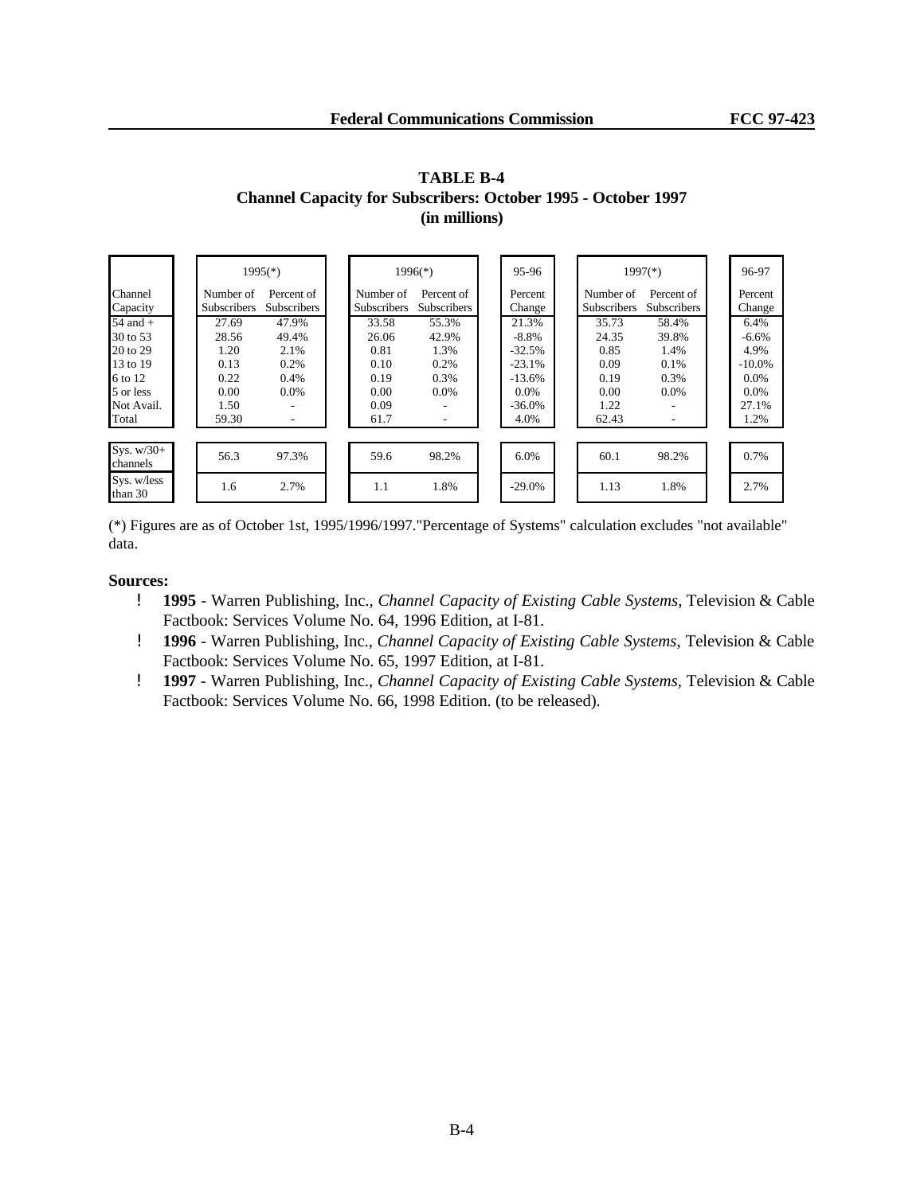**TABLE B-4**
**Channel Capacity for Subscribers: October 1995 - October 1997**
**(in millions)**

| | 1995(*) | | 1996(*) | | 95-96 | 1997(*) | | 96-97 |
|---|---|---|---|---|---|---|---|---|
| Channel Capacity | Number of Subscribers | Percent of Subscribers | Number of Subscribers | Percent of Subscribers | Percent Change | Number of Subscribers | Percent of Subscribers | Percent Change |
| 54 and + | 27.69 | 47.9% | 33.58 | 55.3% | 21.3% | 35.73 | 58.4% | 6.4% |
| 30 to 53 | 28.56 | 49.4% | 26.06 | 42.9% | -8.8% | 24.35 | 39.8% | -6.6% |
| 20 to 29 | 1.20 | 2.1% | 0.81 | 1.3% | -32.5% | 0.85 | 1.4% | 4.9% |
| 13 to 19 | 0.13 | 0.2% | 0.10 | 0.2% | -23.1% | 0.09 | 0.1% | -10.0% |
| 6 to 12 | 0.22 | 0.4% | 0.19 | 0.3% | -13.6% | 0.19 | 0.3% | 0.0% |
| 5 or less | 0.00 | 0.0% | 0.00 | 0.0% | 0.0% | 0.00 | 0.0% | 0.0% |
| Not Avail. | 1.50 | - | 0.09 | - | -36.0% | 1.22 | - | 27.1% |
| Total | 59.30 | - | 61.7 | - | 4.0% | 62.43 | - | 1.2% |
| Sys. w/30+ channels | 56.3 | 97.3% | 59.6 | 98.2% | 6.0% | 60.1 | 98.2% | 0.7% |
| Sys. w/less than 30 | 1.6 | 2.7% | 1.1 | 1.8% | -29.0% | 1.13 | 1.8% | 2.7% |

(*) Figures are as of October 1st, 1995/1996/1997."Percentage of Systems" calculation excludes "not available" data.

**Sources:**

- **1995** - Warren Publishing, Inc., *Channel Capacity of Existing Cable Systems*, Television & Cable Factbook: Services Volume No. 64, 1996 Edition, at I-81.
- **1996** - Warren Publishing, Inc., *Channel Capacity of Existing Cable Systems*, Television & Cable Factbook: Services Volume No. 65, 1997 Edition, at I-81.
- **1997** - Warren Publishing, Inc., *Channel Capacity of Existing Cable Systems*, Television & Cable Factbook: Services Volume No. 66, 1998 Edition. (to be released).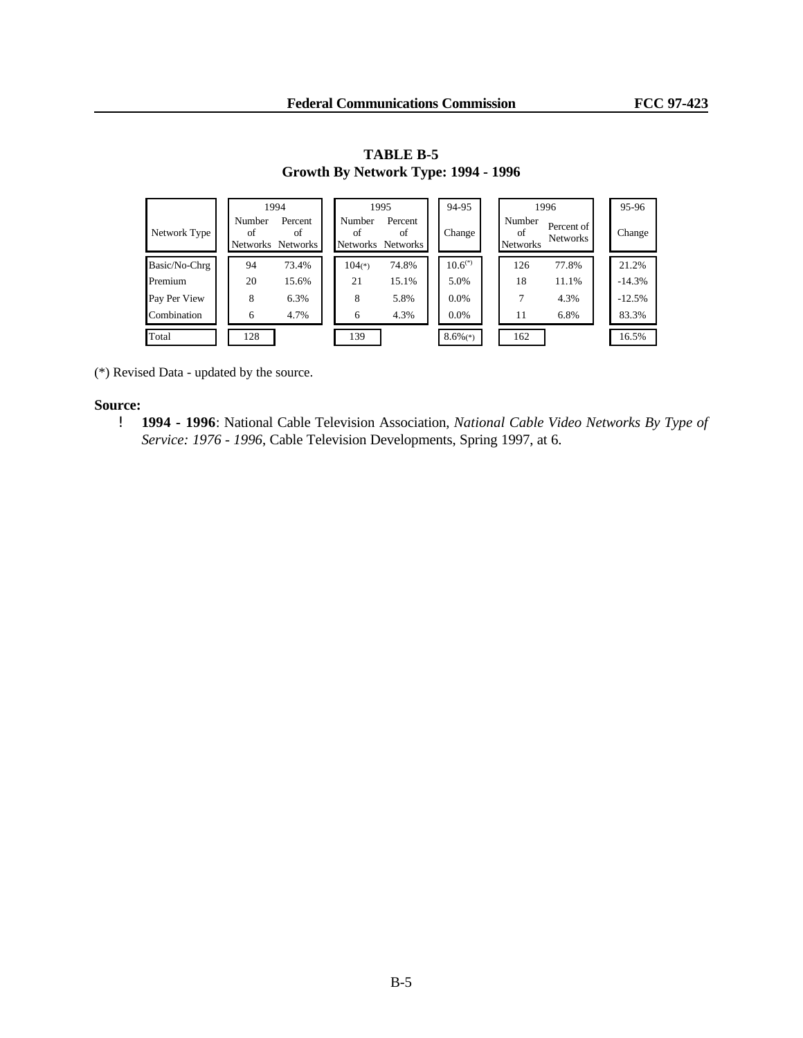**TABLE B-5**
**Growth By Network Type: 1994 - 1996**

| Network Type | 1994 Number of Networks | 1994 Percent of Networks | 1995 Number of Networks | 1995 Percent of Networks | 94-95 Change | 1996 Number of Networks | 1996 Percent of Networks | 95-96 Change |
|---|---|---|---|---|---|---|---|---|
| Basic/No-Chrg | 94 | 73.4% | 104(*) | 74.8% | 10.6(*) | 126 | 77.8% | 21.2% |
| Premium | 20 | 15.6% | 21 | 15.1% | 5.0% | 18 | 11.1% | -14.3% |
| Pay Per View | 8 | 6.3% | 8 | 5.8% | 0.0% | 7 | 4.3% | -12.5% |
| Combination | 6 | 4.7% | 6 | 4.3% | 0.0% | 11 | 6.8% | 83.3% |
| Total | 128 | | 139 | | 8.6%(*) | 162 | | 16.5% |

(*) Revised Data - updated by the source.

**Source:**

- **1994 - 1996**: National Cable Television Association, *National Cable Video Networks By Type of Service: 1976 - 1996*, Cable Television Developments, Spring 1997, at 6.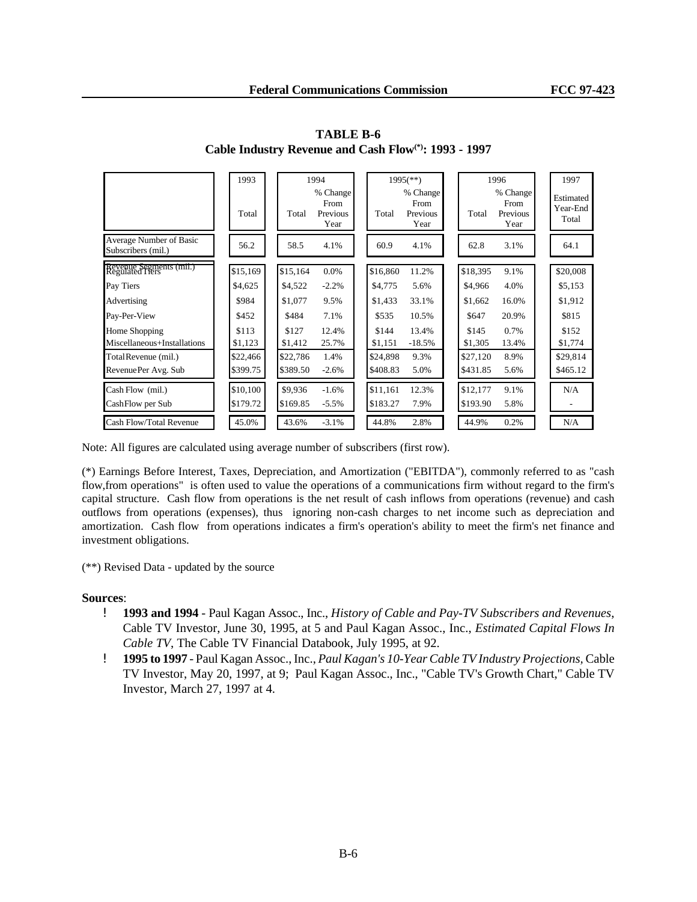## TABLE B-6

### Cable Industry Revenue and Cash Flow(*): 1993 - 1997

| | 1993 | 1994 | | 1995(**) | | 1996 | | 1997 |
|---|---|---|---|---|---|---|---|---|
| | Total | Total | % Change From Previous Year | Total | % Change From Previous Year | Total | % Change From Previous Year | Estimated Year-End Total |
| Average Number of Basic Subscribers (mil.) | 56.2 | 58.5 | 4.1% | 60.9 | 4.1% | 62.8 | 3.1% | 64.1 |
| Revenue Segments (mil.) | | | | | | | | |
| Regulated Tiers | $15,169 | $15,164 | 0.0% | $16,860 | 11.2% | $18,395 | 9.1% | $20,008 |
| Pay Tiers | $4,625 | $4,522 | -2.2% | $4,775 | 5.6% | $4,966 | 4.0% | $5,153 |
| Advertising | $984 | $1,077 | 9.5% | $1,433 | 33.1% | $1,662 | 16.0% | $1,912 |
| Pay-Per-View | $452 | $484 | 7.1% | $535 | 10.5% | $647 | 20.9% | $815 |
| Home Shopping | $113 | $127 | 12.4% | $144 | 13.4% | $145 | 0.7% | $152 |
| Miscellaneous+Installations | $1,123 | $1,412 | 25.7% | $1,151 | -18.5% | $1,305 | 13.4% | $1,774 |
| Total Revenue (mil.) | $22,466 | $22,786 | 1.4% | $24,898 | 9.3% | $27,120 | 8.9% | $29,814 |
| Revenue Per Avg. Sub | $399.75 | $389.50 | -2.6% | $408.83 | 5.0% | $431.85 | 5.6% | $465.12 |
| Cash Flow (mil.) | $10,100 | $9,936 | -1.6% | $11,161 | 12.3% | $12,177 | 9.1% | N/A |
| Cash Flow per Sub | $179.72 | $169.85 | -5.5% | $183.27 | 7.9% | $193.90 | 5.8% | - |
| Cash Flow/Total Revenue | 45.0% | 43.6% | -3.1% | 44.8% | 2.8% | 44.9% | 0.2% | N/A |

Note: All figures are calculated using average number of subscribers (first row).

(*) Earnings Before Interest, Taxes, Depreciation, and Amortization ("EBITDA"), commonly referred to as "cash flow,from operations" is often used to value the operations of a communications firm without regard to the firm's capital structure. Cash flow from operations is the net result of cash inflows from operations (revenue) and cash outflows from operations (expenses), thus ignoring non-cash charges to net income such as depreciation and amortization. Cash flow from operations indicates a firm's operation's ability to meet the firm's net finance and investment obligations.

(**) Revised Data - updated by the source

**Sources**:

- **1993 and 1994** - Paul Kagan Assoc., Inc., *History of Cable and Pay-TV Subscribers and Revenues*, Cable TV Investor, June 30, 1995, at 5 and Paul Kagan Assoc., Inc., *Estimated Capital Flows In Cable TV*, The Cable TV Financial Databook, July 1995, at 92.
- **1995 to 1997** - Paul Kagan Assoc., Inc., *Paul Kagan's 10-Year Cable TV Industry Projections*, Cable TV Investor, May 20, 1997, at 9; Paul Kagan Assoc., Inc., "Cable TV's Growth Chart," Cable TV Investor, March 27, 1997 at 4.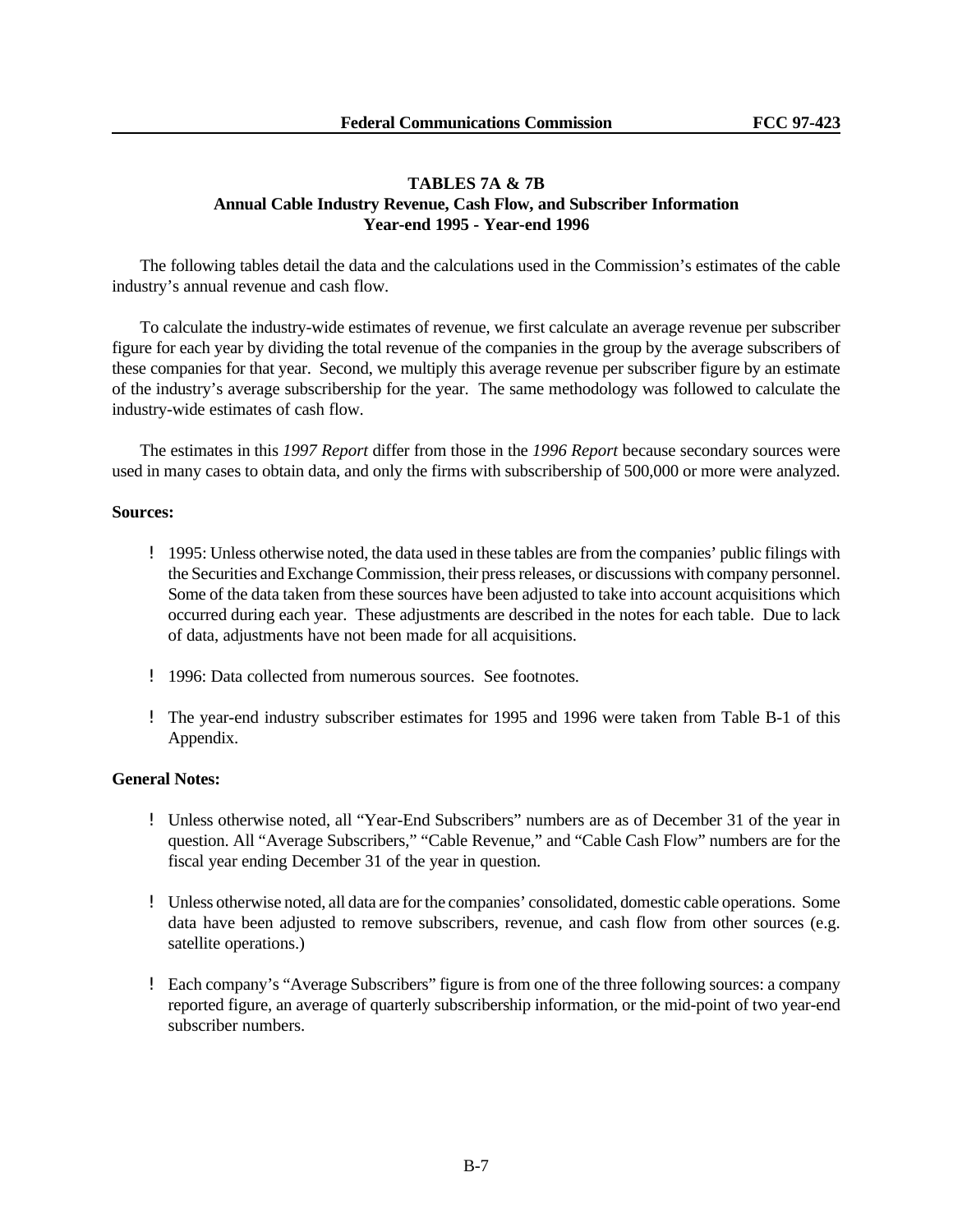## TABLES 7A & 7B
## Annual Cable Industry Revenue, Cash Flow, and Subscriber Information
## Year-end 1995 - Year-end 1996

The following tables detail the data and the calculations used in the Commission's estimates of the cable industry's annual revenue and cash flow.

To calculate the industry-wide estimates of revenue, we first calculate an average revenue per subscriber figure for each year by dividing the total revenue of the companies in the group by the average subscribers of these companies for that year. Second, we multiply this average revenue per subscriber figure by an estimate of the industry's average subscribership for the year. The same methodology was followed to calculate the industry-wide estimates of cash flow.

The estimates in this *1997 Report* differ from those in the *1996 Report* because secondary sources were used in many cases to obtain data, and only the firms with subscribership of 500,000 or more were analyzed.

**Sources:**

- 1995: Unless otherwise noted, the data used in these tables are from the companies' public filings with the Securities and Exchange Commission, their press releases, or discussions with company personnel. Some of the data taken from these sources have been adjusted to take into account acquisitions which occurred during each year. These adjustments are described in the notes for each table. Due to lack of data, adjustments have not been made for all acquisitions.
- 1996: Data collected from numerous sources. See footnotes.
- The year-end industry subscriber estimates for 1995 and 1996 were taken from Table B-1 of this Appendix.

**General Notes:**

- Unless otherwise noted, all "Year-End Subscribers" numbers are as of December 31 of the year in question. All "Average Subscribers," "Cable Revenue," and "Cable Cash Flow" numbers are for the fiscal year ending December 31 of the year in question.
- Unless otherwise noted, all data are for the companies' consolidated, domestic cable operations. Some data have been adjusted to remove subscribers, revenue, and cash flow from other sources (e.g. satellite operations.)
- Each company's "Average Subscribers" figure is from one of the three following sources: a company reported figure, an average of quarterly subscribership information, or the mid-point of two year-end subscriber numbers.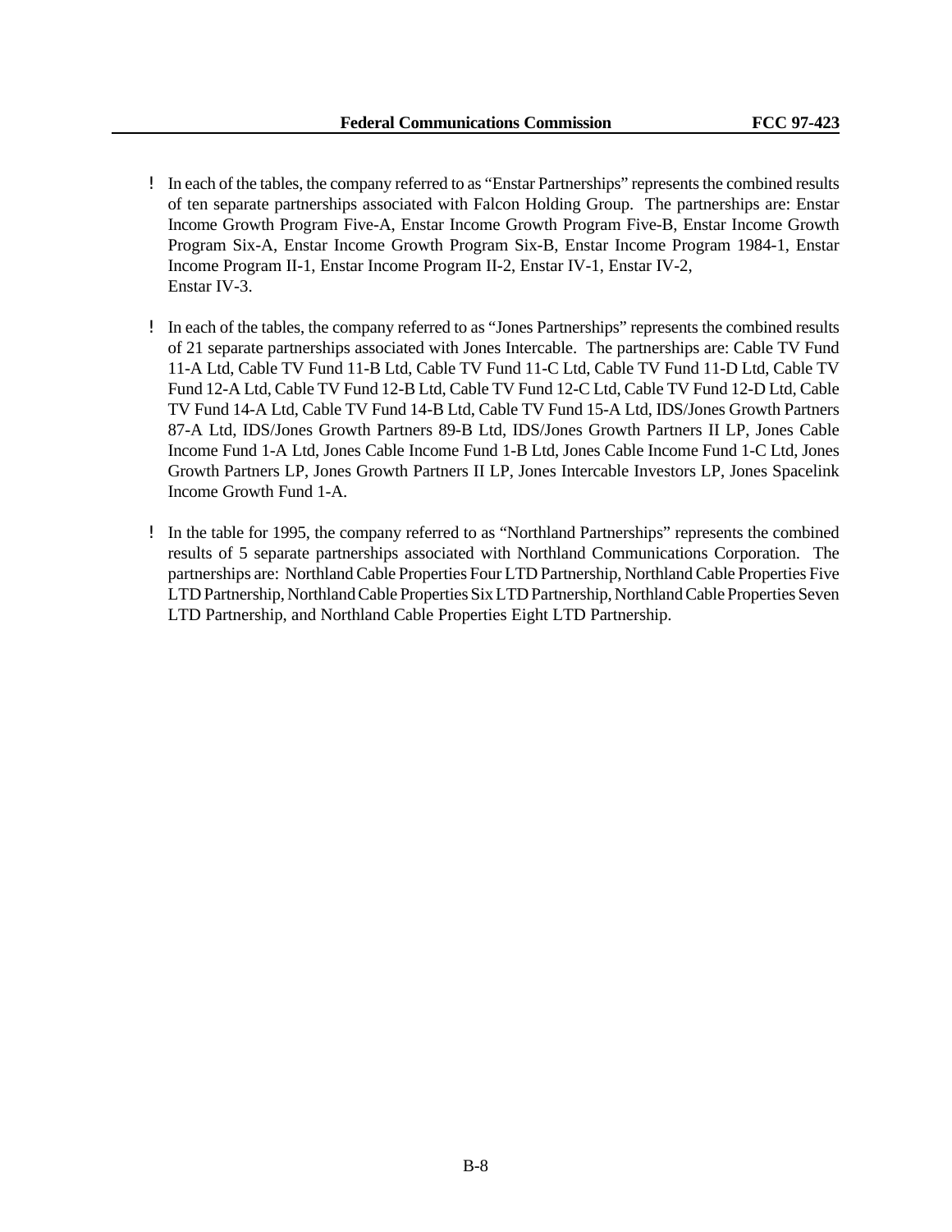- In each of the tables, the company referred to as "Enstar Partnerships" represents the combined results of ten separate partnerships associated with Falcon Holding Group. The partnerships are: Enstar Income Growth Program Five-A, Enstar Income Growth Program Five-B, Enstar Income Growth Program Six-A, Enstar Income Growth Program Six-B, Enstar Income Program 1984-1, Enstar Income Program II-1, Enstar Income Program II-2, Enstar IV-1, Enstar IV-2, Enstar IV-3.

- In each of the tables, the company referred to as "Jones Partnerships" represents the combined results of 21 separate partnerships associated with Jones Intercable. The partnerships are: Cable TV Fund 11-A Ltd, Cable TV Fund 11-B Ltd, Cable TV Fund 11-C Ltd, Cable TV Fund 11-D Ltd, Cable TV Fund 12-A Ltd, Cable TV Fund 12-B Ltd, Cable TV Fund 12-C Ltd, Cable TV Fund 12-D Ltd, Cable TV Fund 14-A Ltd, Cable TV Fund 14-B Ltd, Cable TV Fund 15-A Ltd, IDS/Jones Growth Partners 87-A Ltd, IDS/Jones Growth Partners 89-B Ltd, IDS/Jones Growth Partners II LP, Jones Cable Income Fund 1-A Ltd, Jones Cable Income Fund 1-B Ltd, Jones Cable Income Fund 1-C Ltd, Jones Growth Partners LP, Jones Growth Partners II LP, Jones Intercable Investors LP, Jones Spacelink Income Growth Fund 1-A.

- In the table for 1995, the company referred to as "Northland Partnerships" represents the combined results of 5 separate partnerships associated with Northland Communications Corporation. The partnerships are: Northland Cable Properties Four LTD Partnership, Northland Cable Properties Five LTD Partnership, Northland Cable Properties Six LTD Partnership, Northland Cable Properties Seven LTD Partnership, and Northland Cable Properties Eight LTD Partnership.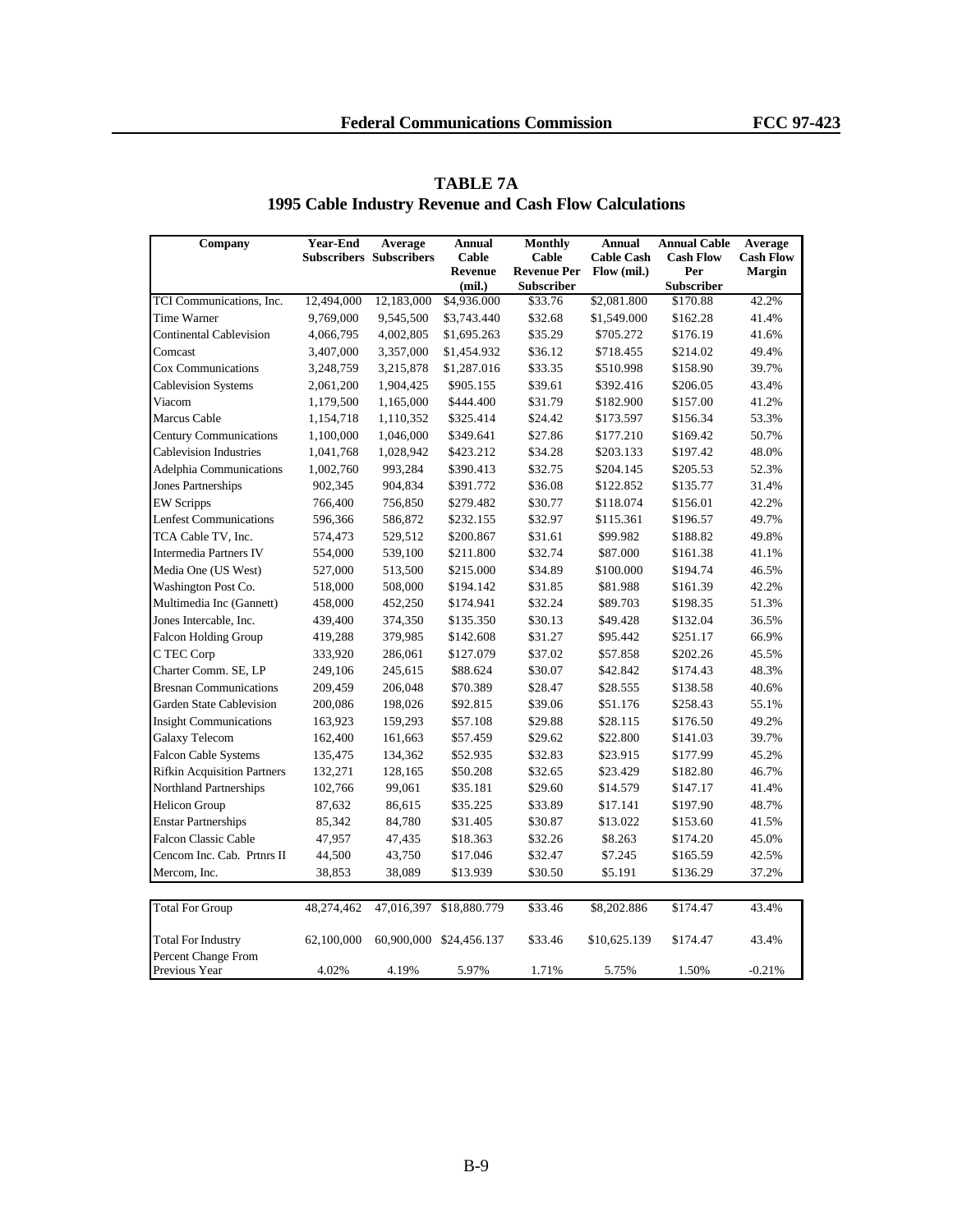# TABLE 7A
## 1995 Cable Industry Revenue and Cash Flow Calculations

| Company | Year-End Subscribers | Average Subscribers | Annual Cable Revenue (mil.) | Monthly Cable Revenue Per Subscriber | Annual Cable Cash Flow (mil.) | Annual Cable Cash Flow Per Subscriber | Average Cash Flow Margin |
|---|---|---|---|---|---|---|---|
| TCI Communications, Inc. | 12,494,000 | 12,183,000 | $4,936.000 | $33.76 | $2,081.800 | $170.88 | 42.2% |
| Time Warner | 9,769,000 | 9,545,500 | $3,743.440 | $32.68 | $1,549.000 | $162.28 | 41.4% |
| Continental Cablevision | 4,066,795 | 4,002,805 | $1,695.263 | $35.29 | $705.272 | $176.19 | 41.6% |
| Comcast | 3,407,000 | 3,357,000 | $1,454.932 | $36.12 | $718.455 | $214.02 | 49.4% |
| Cox Communications | 3,248,759 | 3,215,878 | $1,287.016 | $33.35 | $510.998 | $158.90 | 39.7% |
| Cablevision Systems | 2,061,200 | 1,904,425 | $905.155 | $39.61 | $392.416 | $206.05 | 43.4% |
| Viacom | 1,179,500 | 1,165,000 | $444.400 | $31.79 | $182.900 | $157.00 | 41.2% |
| Marcus Cable | 1,154,718 | 1,110,352 | $325.414 | $24.42 | $173.597 | $156.34 | 53.3% |
| Century Communications | 1,100,000 | 1,046,000 | $349.641 | $27.86 | $177.210 | $169.42 | 50.7% |
| Cablevision Industries | 1,041,768 | 1,028,942 | $423.212 | $34.28 | $203.133 | $197.42 | 48.0% |
| Adelphia Communications | 1,002,760 | 993,284 | $390.413 | $32.75 | $204.145 | $205.53 | 52.3% |
| Jones Partnerships | 902,345 | 904,834 | $391.772 | $36.08 | $122.852 | $135.77 | 31.4% |
| EW Scripps | 766,400 | 756,850 | $279.482 | $30.77 | $118.074 | $156.01 | 42.2% |
| Lenfest Communications | 596,366 | 586,872 | $232.155 | $32.97 | $115.361 | $196.57 | 49.7% |
| TCA Cable TV, Inc. | 574,473 | 529,512 | $200.867 | $31.61 | $99.982 | $188.82 | 49.8% |
| Intermedia Partners IV | 554,000 | 539,100 | $211.800 | $32.74 | $87.000 | $161.38 | 41.1% |
| Media One (US West) | 527,000 | 513,500 | $215.000 | $34.89 | $100.000 | $194.74 | 46.5% |
| Washington Post Co. | 518,000 | 508,000 | $194.142 | $31.85 | $81.988 | $161.39 | 42.2% |
| Multimedia Inc (Gannett) | 458,000 | 452,250 | $174.941 | $32.24 | $89.703 | $198.35 | 51.3% |
| Jones Intercable, Inc. | 439,400 | 374,350 | $135.350 | $30.13 | $49.428 | $132.04 | 36.5% |
| Falcon Holding Group | 419,288 | 379,985 | $142.608 | $31.27 | $95.442 | $251.17 | 66.9% |
| C TEC Corp | 333,920 | 286,061 | $127.079 | $37.02 | $57.858 | $202.26 | 45.5% |
| Charter Comm. SE, LP | 249,106 | 245,615 | $88.624 | $30.07 | $42.842 | $174.43 | 48.3% |
| Bresnan Communications | 209,459 | 206,048 | $70.389 | $28.47 | $28.555 | $138.58 | 40.6% |
| Garden State Cablevision | 200,086 | 198,026 | $92.815 | $39.06 | $51.176 | $258.43 | 55.1% |
| Insight Communications | 163,923 | 159,293 | $57.108 | $29.88 | $28.115 | $176.50 | 49.2% |
| Galaxy Telecom | 162,400 | 161,663 | $57.459 | $29.62 | $22.800 | $141.03 | 39.7% |
| Falcon Cable Systems | 135,475 | 134,362 | $52.935 | $32.83 | $23.915 | $177.99 | 45.2% |
| Rifkin Acquisition Partners | 132,271 | 128,165 | $50.208 | $32.65 | $23.429 | $182.80 | 46.7% |
| Northland Partnerships | 102,766 | 99,061 | $35.181 | $29.60 | $14.579 | $147.17 | 41.4% |
| Helicon Group | 87,632 | 86,615 | $35.225 | $33.89 | $17.141 | $197.90 | 48.7% |
| Enstar Partnerships | 85,342 | 84,780 | $31.405 | $30.87 | $13.022 | $153.60 | 41.5% |
| Falcon Classic Cable | 47,957 | 47,435 | $18.363 | $32.26 | $8.263 | $174.20 | 45.0% |
| Cencom Inc. Cab. Prtnrs II | 44,500 | 43,750 | $17.046 | $32.47 | $7.245 | $165.59 | 42.5% |
| Mercom, Inc. | 38,853 | 38,089 | $13.939 | $30.50 | $5.191 | $136.29 | 37.2% |
| Total For Group | 48,274,462 | 47,016,397 | $18,880.779 | $33.46 | $8,202.886 | $174.47 | 43.4% |
| Total For Industry | 62,100,000 | 60,900,000 | $24,456.137 | $33.46 | $10,625.139 | $174.47 | 43.4% |
| Percent Change From Previous Year | 4.02% | 4.19% | 5.97% | 1.71% | 5.75% | 1.50% | -0.21% |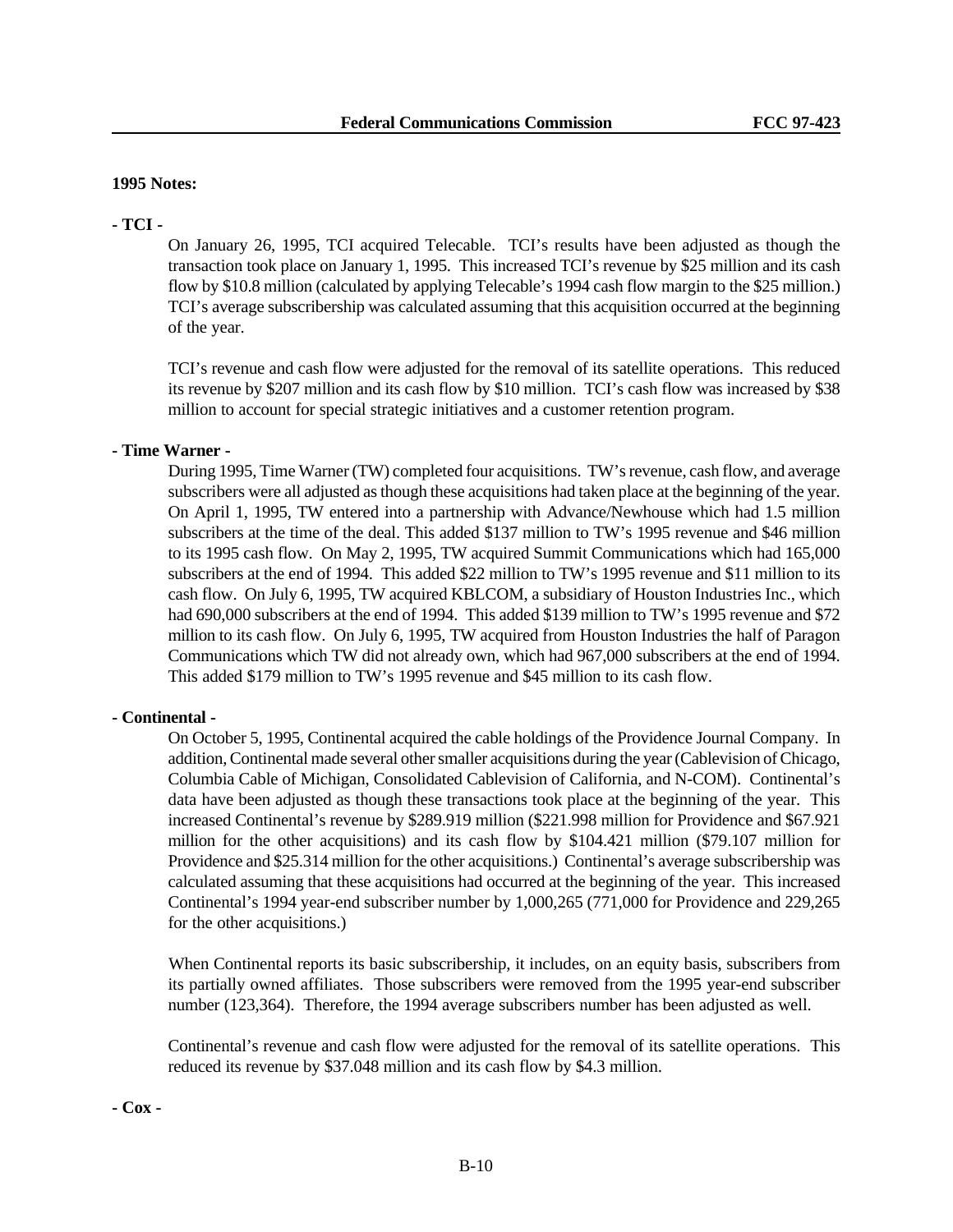**1995 Notes:**

**- TCI -**

On January 26, 1995, TCI acquired Telecable. TCI's results have been adjusted as though the transaction took place on January 1, 1995. This increased TCI's revenue by $25 million and its cash flow by $10.8 million (calculated by applying Telecable's 1994 cash flow margin to the $25 million.) TCI's average subscribership was calculated assuming that this acquisition occurred at the beginning of the year.

TCI's revenue and cash flow were adjusted for the removal of its satellite operations. This reduced its revenue by $207 million and its cash flow by $10 million. TCI's cash flow was increased by $38 million to account for special strategic initiatives and a customer retention program.

**- Time Warner -**

During 1995, Time Warner (TW) completed four acquisitions. TW's revenue, cash flow, and average subscribers were all adjusted as though these acquisitions had taken place at the beginning of the year. On April 1, 1995, TW entered into a partnership with Advance/Newhouse which had 1.5 million subscribers at the time of the deal. This added $137 million to TW's 1995 revenue and $46 million to its 1995 cash flow. On May 2, 1995, TW acquired Summit Communications which had 165,000 subscribers at the end of 1994. This added $22 million to TW's 1995 revenue and $11 million to its cash flow. On July 6, 1995, TW acquired KBLCOM, a subsidiary of Houston Industries Inc., which had 690,000 subscribers at the end of 1994. This added $139 million to TW's 1995 revenue and $72 million to its cash flow. On July 6, 1995, TW acquired from Houston Industries the half of Paragon Communications which TW did not already own, which had 967,000 subscribers at the end of 1994. This added $179 million to TW's 1995 revenue and $45 million to its cash flow.

**- Continental -**

On October 5, 1995, Continental acquired the cable holdings of the Providence Journal Company. In addition, Continental made several other smaller acquisitions during the year (Cablevision of Chicago, Columbia Cable of Michigan, Consolidated Cablevision of California, and N-COM). Continental's data have been adjusted as though these transactions took place at the beginning of the year. This increased Continental's revenue by $289.919 million ($221.998 million for Providence and $67.921 million for the other acquisitions) and its cash flow by $104.421 million ($79.107 million for Providence and $25.314 million for the other acquisitions.) Continental's average subscribership was calculated assuming that these acquisitions had occurred at the beginning of the year. This increased Continental's 1994 year-end subscriber number by 1,000,265 (771,000 for Providence and 229,265 for the other acquisitions.)

When Continental reports its basic subscribership, it includes, on an equity basis, subscribers from its partially owned affiliates. Those subscribers were removed from the 1995 year-end subscriber number (123,364). Therefore, the 1994 average subscribers number has been adjusted as well.

Continental's revenue and cash flow were adjusted for the removal of its satellite operations. This reduced its revenue by $37.048 million and its cash flow by $4.3 million.

**- Cox -**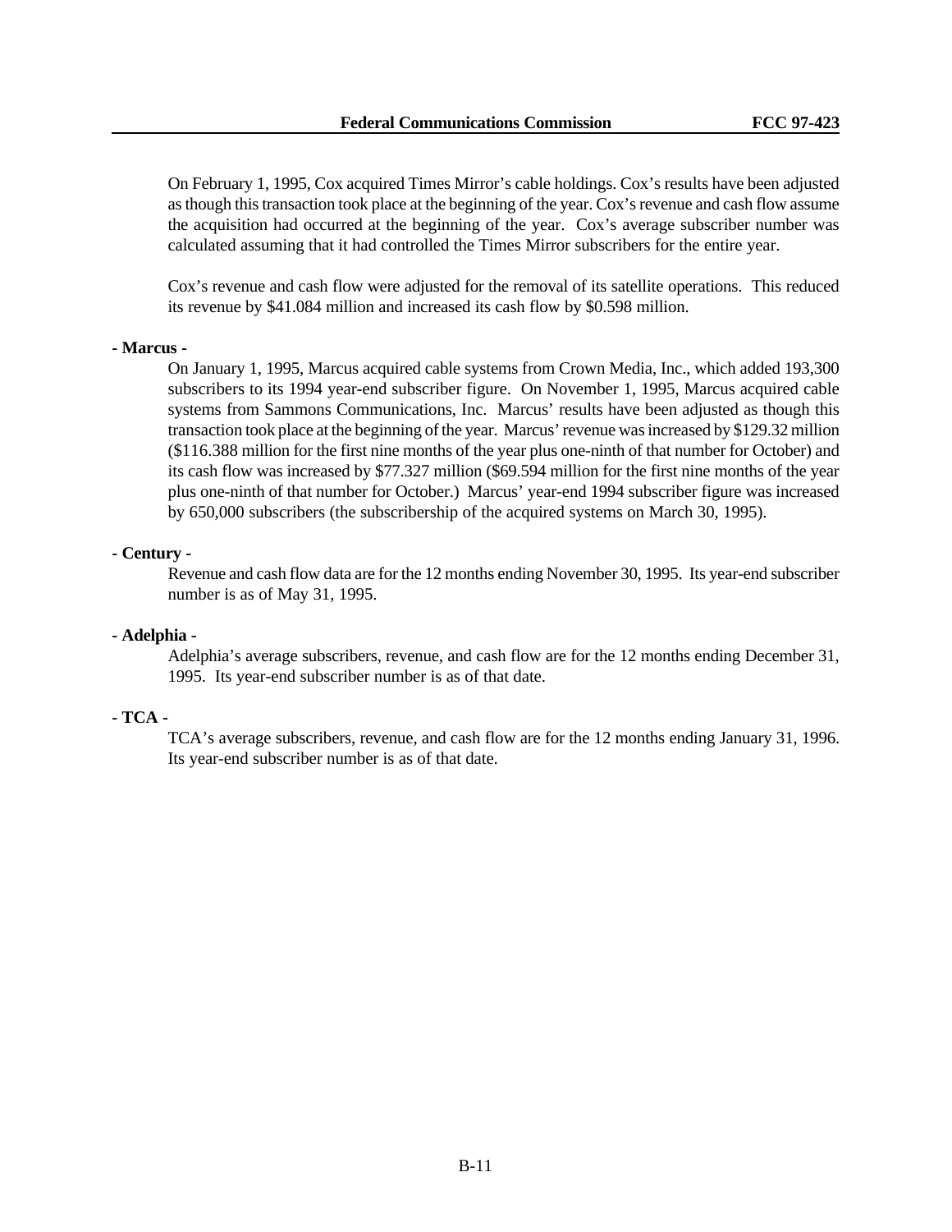On February 1, 1995, Cox acquired Times Mirror's cable holdings. Cox's results have been adjusted as though this transaction took place at the beginning of the year. Cox's revenue and cash flow assume the acquisition had occurred at the beginning of the year. Cox's average subscriber number was calculated assuming that it had controlled the Times Mirror subscribers for the entire year.

Cox's revenue and cash flow were adjusted for the removal of its satellite operations. This reduced its revenue by $41.084 million and increased its cash flow by $0.598 million.

**- Marcus -**

On January 1, 1995, Marcus acquired cable systems from Crown Media, Inc., which added 193,300 subscribers to its 1994 year-end subscriber figure. On November 1, 1995, Marcus acquired cable systems from Sammons Communications, Inc. Marcus' results have been adjusted as though this transaction took place at the beginning of the year. Marcus' revenue was increased by $129.32 million ($116.388 million for the first nine months of the year plus one-ninth of that number for October) and its cash flow was increased by $77.327 million ($69.594 million for the first nine months of the year plus one-ninth of that number for October.) Marcus' year-end 1994 subscriber figure was increased by 650,000 subscribers (the subscribership of the acquired systems on March 30, 1995).

**- Century -**

Revenue and cash flow data are for the 12 months ending November 30, 1995. Its year-end subscriber number is as of May 31, 1995.

**- Adelphia -**

Adelphia's average subscribers, revenue, and cash flow are for the 12 months ending December 31, 1995. Its year-end subscriber number is as of that date.

**- TCA -**

TCA's average subscribers, revenue, and cash flow are for the 12 months ending January 31, 1996. Its year-end subscriber number is as of that date.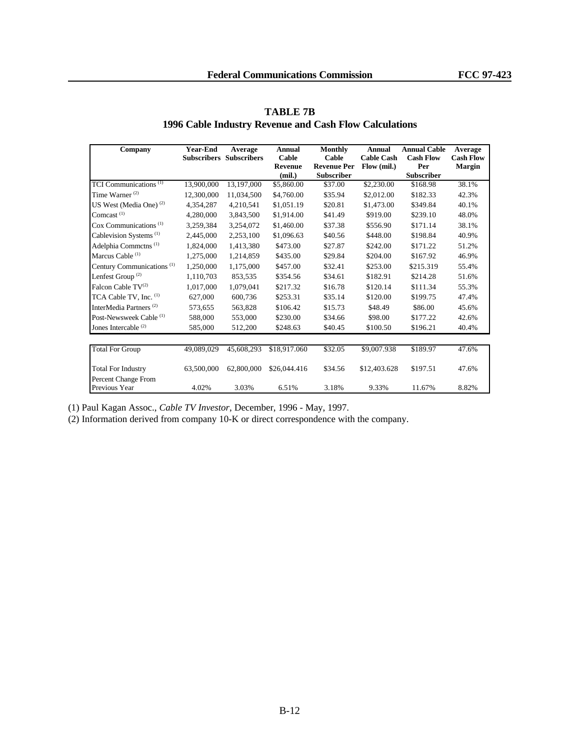**TABLE 7B**
**1996 Cable Industry Revenue and Cash Flow Calculations**

| Company | Year-End Subscribers | Average Subscribers | Annual Cable Revenue (mil.) | Monthly Cable Revenue Per Subscriber | Annual Cable Cash Flow (mil.) | Annual Cable Cash Flow Per Subscriber | Average Cash Flow Margin |
|---|---|---|---|---|---|---|---|
| TCI Communications [(1)] | 13,900,000 | 13,197,000 | $5,860.00 | $37.00 | $2,230.00 | $168.98 | 38.1% |
| Time Warner [(2)] | 12,300,000 | 11,034,500 | $4,760.00 | $35.94 | $2,012.00 | $182.33 | 42.3% |
| US West (Media One) [(2)] | 4,354,287 | 4,210,541 | $1,051.19 | $20.81 | $1,473.00 | $349.84 | 40.1% |
| Comcast [(1)] | 4,280,000 | 3,843,500 | $1,914.00 | $41.49 | $919.00 | $239.10 | 48.0% |
| Cox Communications [(1)] | 3,259,384 | 3,254,072 | $1,460.00 | $37.38 | $556.90 | $171.14 | 38.1% |
| Cablevision Systems [(1)] | 2,445,000 | 2,253,100 | $1,096.63 | $40.56 | $448.00 | $198.84 | 40.9% |
| Adelphia Commctns [(1)] | 1,824,000 | 1,413,380 | $473.00 | $27.87 | $242.00 | $171.22 | 51.2% |
| Marcus Cable [(1)] | 1,275,000 | 1,214,859 | $435.00 | $29.84 | $204.00 | $167.92 | 46.9% |
| Century Communications [(1)] | 1,250,000 | 1,175,000 | $457.00 | $32.41 | $253.00 | $215.319 | 55.4% |
| Lenfest Group [(2)] | 1,110,703 | 853,535 | $354.56 | $34.61 | $182.91 | $214.28 | 51.6% |
| Falcon Cable TV[(2)] | 1,017,000 | 1,079,041 | $217.32 | $16.78 | $120.14 | $111.34 | 55.3% |
| TCA Cable TV, Inc. [(1)] | 627,000 | 600,736 | $253.31 | $35.14 | $120.00 | $199.75 | 47.4% |
| InterMedia Partners [(2)] | 573,655 | 563,828 | $106.42 | $15.73 | $48.49 | $86.00 | 45.6% |
| Post-Newsweek Cable [(1)] | 588,000 | 553,000 | $230.00 | $34.66 | $98.00 | $177.22 | 42.6% |
| Jones Intercable [(2)] | 585,000 | 512,200 | $248.63 | $40.45 | $100.50 | $196.21 | 40.4% |
| Total For Group | 49,089,029 | 45,608,293 | $18,917.060 | $32.05 | $9,007.938 | $189.97 | 47.6% |
| Total For Industry | 63,500,000 | 62,800,000 | $26,044.416 | $34.56 | $12,403.628 | $197.51 | 47.6% |
| Percent Change From Previous Year | 4.02% | 3.03% | 6.51% | 3.18% | 9.33% | 11.67% | 8.82% |

(1) Paul Kagan Assoc., *Cable TV Investor*, December, 1996 - May, 1997.

(2) Information derived from company 10-K or direct correspondence with the company.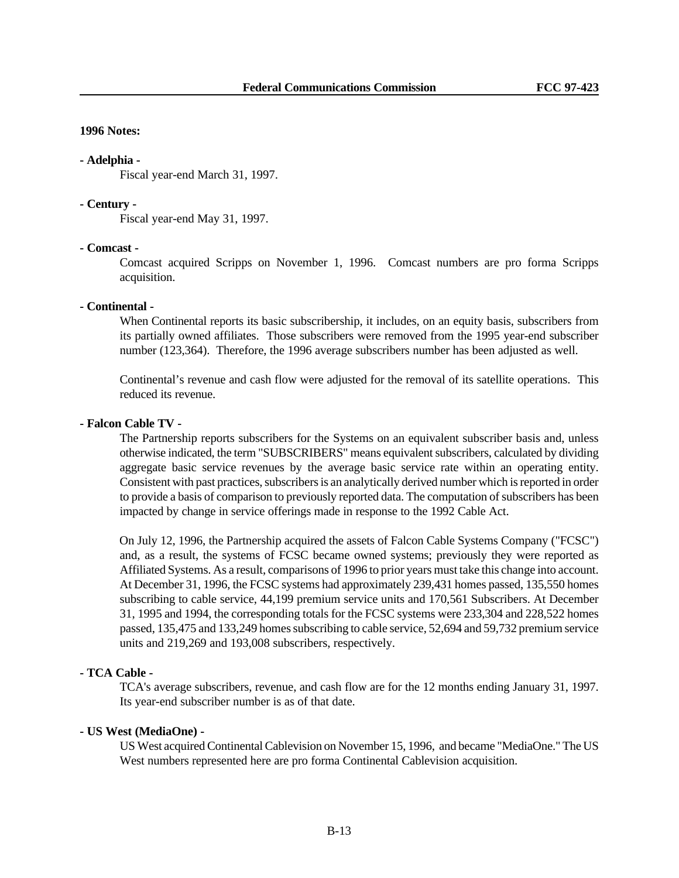**1996 Notes:**

**- Adelphia -**

Fiscal year-end March 31, 1997.

**- Century -**

Fiscal year-end May 31, 1997.

**- Comcast -**

Comcast acquired Scripps on November 1, 1996. Comcast numbers are pro forma Scripps acquisition.

**- Continental -**

When Continental reports its basic subscribership, it includes, on an equity basis, subscribers from its partially owned affiliates. Those subscribers were removed from the 1995 year-end subscriber number (123,364). Therefore, the 1996 average subscribers number has been adjusted as well.

Continental's revenue and cash flow were adjusted for the removal of its satellite operations. This reduced its revenue.

**- Falcon Cable TV -**

The Partnership reports subscribers for the Systems on an equivalent subscriber basis and, unless otherwise indicated, the term "SUBSCRIBERS" means equivalent subscribers, calculated by dividing aggregate basic service revenues by the average basic service rate within an operating entity. Consistent with past practices, subscribers is an analytically derived number which is reported in order to provide a basis of comparison to previously reported data. The computation of subscribers has been impacted by change in service offerings made in response to the 1992 Cable Act.

On July 12, 1996, the Partnership acquired the assets of Falcon Cable Systems Company ("FCSC") and, as a result, the systems of FCSC became owned systems; previously they were reported as Affiliated Systems. As a result, comparisons of 1996 to prior years must take this change into account. At December 31, 1996, the FCSC systems had approximately 239,431 homes passed, 135,550 homes subscribing to cable service, 44,199 premium service units and 170,561 Subscribers. At December 31, 1995 and 1994, the corresponding totals for the FCSC systems were 233,304 and 228,522 homes passed, 135,475 and 133,249 homes subscribing to cable service, 52,694 and 59,732 premium service units and 219,269 and 193,008 subscribers, respectively.

**- TCA Cable -**

TCA's average subscribers, revenue, and cash flow are for the 12 months ending January 31, 1997. Its year-end subscriber number is as of that date.

**- US West (MediaOne) -**

US West acquired Continental Cablevision on November 15, 1996, and became "MediaOne." The US West numbers represented here are pro forma Continental Cablevision acquisition.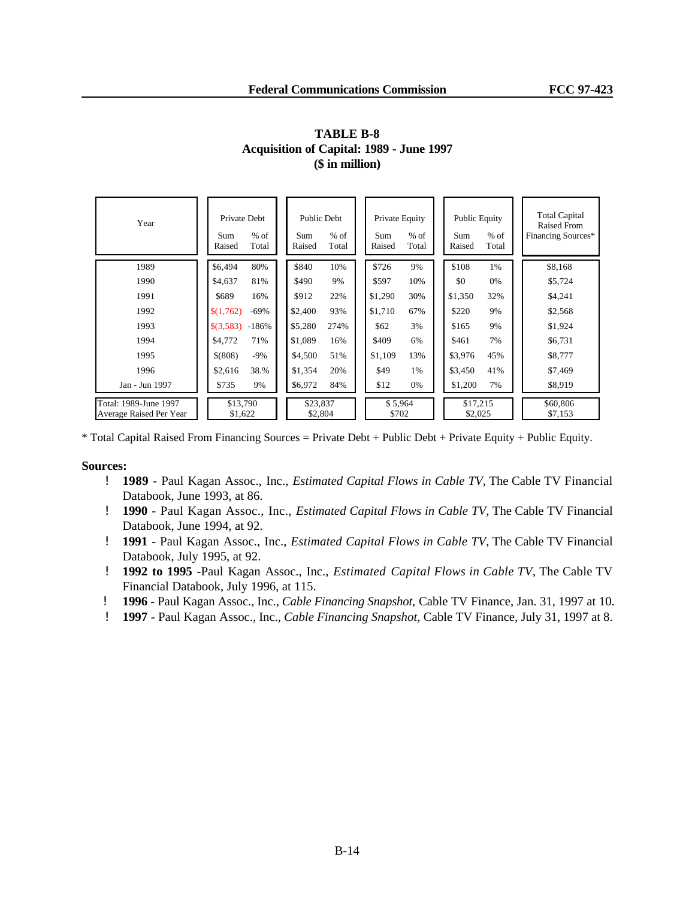# TABLE B-8
## Acquisition of Capital: 1989 - June 1997
## ($ in million)

| Year | Private Debt | | Public Debt | | Private Equity | | Public Equity | | Total Capital Raised From Financing Sources* |
|---|---|---|---|---|---|---|---|---|---|
| | Sum Raised | % of Total | Sum Raised | % of Total | Sum Raised | % of Total | Sum Raised | % of Total | |
| 1989 | $6,494 | 80% | $840 | 10% | $726 | 9% | $108 | 1% | $8,168 |
| 1990 | $4,637 | 81% | $490 | 9% | $597 | 10% | $0 | 0% | $5,724 |
| 1991 | $689 | 16% | $912 | 22% | $1,290 | 30% | $1,350 | 32% | $4,241 |
| 1992 | $(1,762) | -69% | $2,400 | 93% | $1,710 | 67% | $220 | 9% | $2,568 |
| 1993 | $(3,583) | -186% | $5,280 | 274% | $62 | 3% | $165 | 9% | $1,924 |
| 1994 | $4,772 | 71% | $1,089 | 16% | $409 | 6% | $461 | 7% | $6,731 |
| 1995 | $(808) | -9% | $4,500 | 51% | $1,109 | 13% | $3,976 | 45% | $8,777 |
| 1996 | $2,616 | 38.% | $1,354 | 20% | $49 | 1% | $3,450 | 41% | $7,469 |
| Jan - Jun 1997 | $735 | 9% | $6,972 | 84% | $12 | 0% | $1,200 | 7% | $8,919 |
| Total: 1989-June 1997 | $13,790 | | $23,837 | | $ 5,964 | | $17,215 | | $60,806 |
| Average Raised Per Year | $1,622 | | $2,804 | | $702 | | $2,025 | | $7,153 |

\* Total Capital Raised From Financing Sources = Private Debt + Public Debt + Private Equity + Public Equity.

**Sources:**

- **1989** - Paul Kagan Assoc., Inc., *Estimated Capital Flows in Cable TV*, The Cable TV Financial Databook, June 1993, at 86.
- **1990** - Paul Kagan Assoc., Inc., *Estimated Capital Flows in Cable TV*, The Cable TV Financial Databook, June 1994, at 92.
- **1991** - Paul Kagan Assoc., Inc., *Estimated Capital Flows in Cable TV*, The Cable TV Financial Databook, July 1995, at 92.
- **1992 to 1995** -Paul Kagan Assoc., Inc., *Estimated Capital Flows in Cable TV*, The Cable TV Financial Databook, July 1996, at 115.
- **1996** - Paul Kagan Assoc., Inc., *Cable Financing Snapshot*, Cable TV Finance, Jan. 31, 1997 at 10.
- **1997** - Paul Kagan Assoc., Inc., *Cable Financing Snapshot*, Cable TV Finance, July 31, 1997 at 8.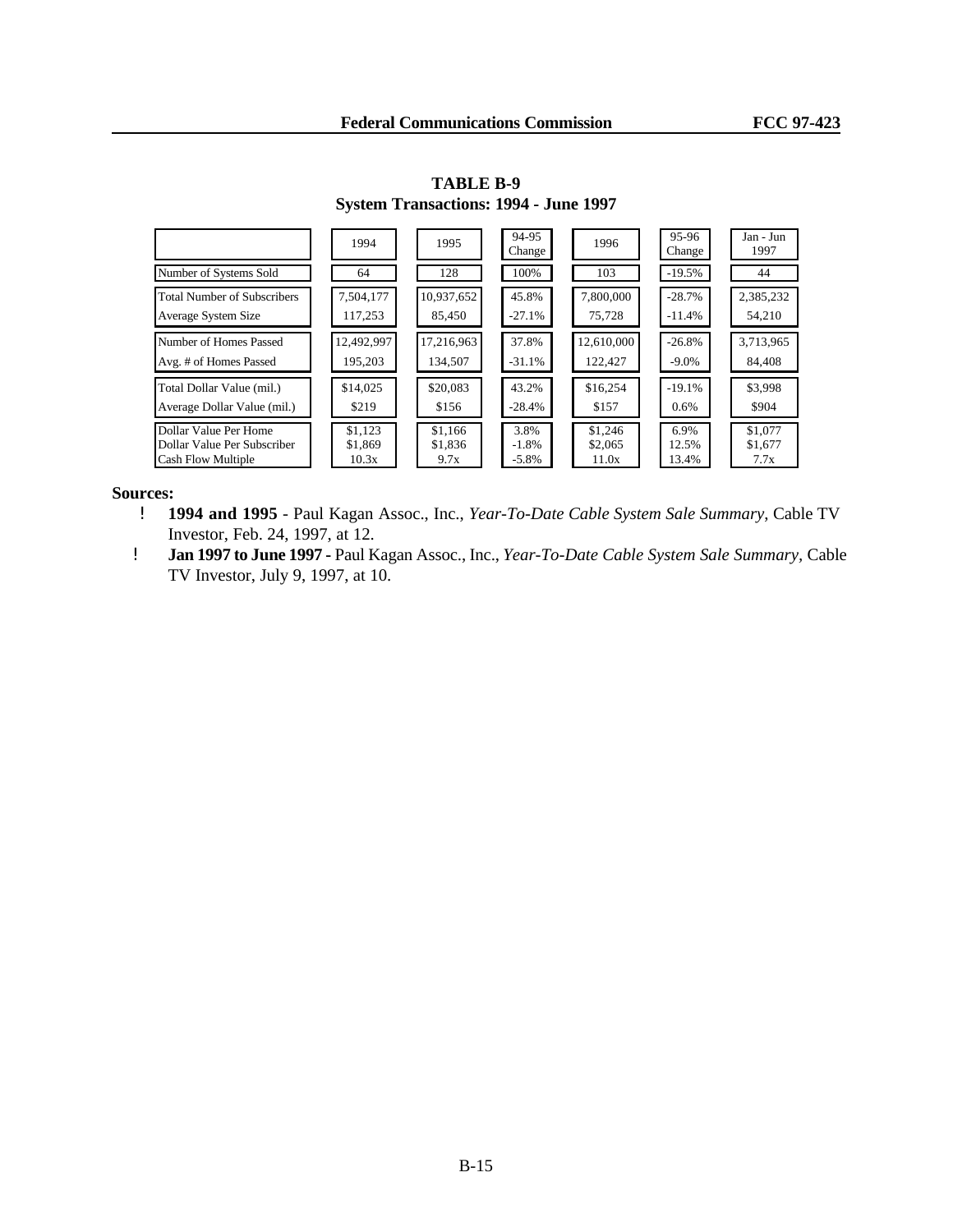**TABLE B-9**
**System Transactions: 1994 - June 1997**

| | 1994 | 1995 | 94-95 Change | 1996 | 95-96 Change | Jan - Jun 1997 |
|---|---|---|---|---|---|---|
| Number of Systems Sold | 64 | 128 | 100% | 103 | -19.5% | 44 |
| Total Number of Subscribers | 7,504,177 | 10,937,652 | 45.8% | 7,800,000 | -28.7% | 2,385,232 |
| Average System Size | 117,253 | 85,450 | -27.1% | 75,728 | -11.4% | 54,210 |
| Number of Homes Passed | 12,492,997 | 17,216,963 | 37.8% | 12,610,000 | -26.8% | 3,713,965 |
| Avg. # of Homes Passed | 195,203 | 134,507 | -31.1% | 122,427 | -9.0% | 84,408 |
| Total Dollar Value (mil.) | $14,025 | $20,083 | 43.2% | $16,254 | -19.1% | $3,998 |
| Average Dollar Value (mil.) | $219 | $156 | -28.4% | $157 | 0.6% | $904 |
| Dollar Value Per Home | $1,123 | $1,166 | 3.8% | $1,246 | 6.9% | $1,077 |
| Dollar Value Per Subscriber | $1,869 | $1,836 | -1.8% | $2,065 | 12.5% | $1,677 |
| Cash Flow Multiple | 10.3x | 9.7x | -5.8% | 11.0x | 13.4% | 7.7x |

**Sources:**

- **1994 and 1995** - Paul Kagan Assoc., Inc., *Year-To-Date Cable System Sale Summary*, Cable TV Investor, Feb. 24, 1997, at 12.
- **Jan 1997 to June 1997 -** Paul Kagan Assoc., Inc., *Year-To-Date Cable System Sale Summary*, Cable TV Investor, July 9, 1997, at 10.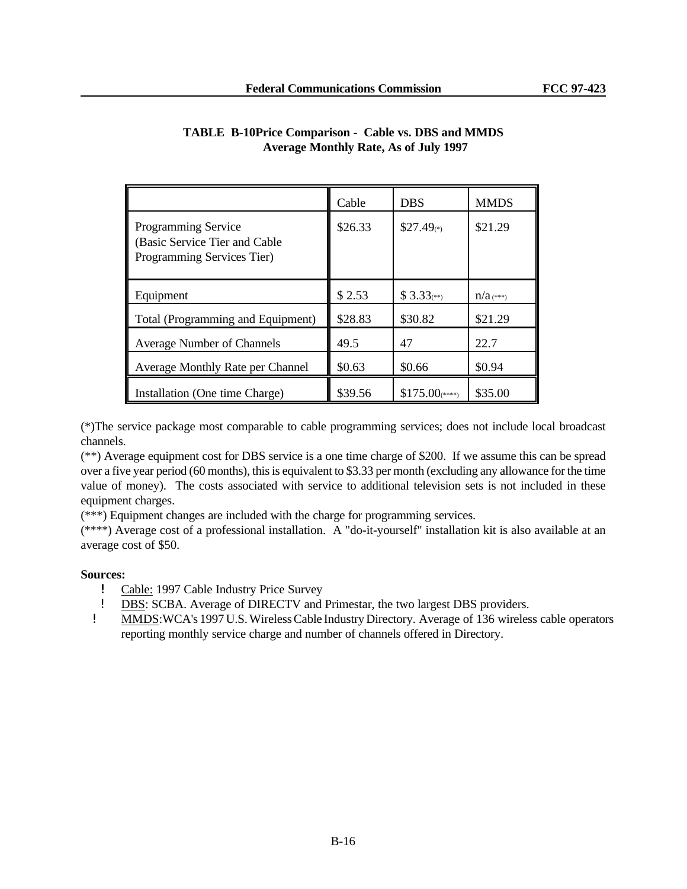**TABLE B-10Price Comparison - Cable vs. DBS and MMDS**
**Average Monthly Rate, As of July 1997**

| | Cable | DBS | MMDS |
|---|---|---|---|
| Programming Service (Basic Service Tier and Cable Programming Services Tier) | $26.33 | $27.49(*) | $21.29 |
| Equipment | $ 2.53 | $ 3.33(**) | n/a (***) |
| Total (Programming and Equipment) | $28.83 | $30.82 | $21.29 |
| Average Number of Channels | 49.5 | 47 | 22.7 |
| Average Monthly Rate per Channel | $0.63 | $0.66 | $0.94 |
| Installation (One time Charge) | $39.56 | $175.00(****) | $35.00 |

(*)The service package most comparable to cable programming services; does not include local broadcast channels.

(**) Average equipment cost for DBS service is a one time charge of $200. If we assume this can be spread over a five year period (60 months), this is equivalent to $3.33 per month (excluding any allowance for the time value of money). The costs associated with service to additional television sets is not included in these equipment charges.

(***) Equipment changes are included with the charge for programming services.

(****) Average cost of a professional installation. A "do-it-yourself" installation kit is also available at an average cost of $50.

**Sources:**

- Cable: 1997 Cable Industry Price Survey
- DBS: SCBA. Average of DIRECTV and Primestar, the two largest DBS providers.
- MMDS:WCA's 1997 U.S. Wireless Cable Industry Directory. Average of 136 wireless cable operators reporting monthly service charge and number of channels offered in Directory.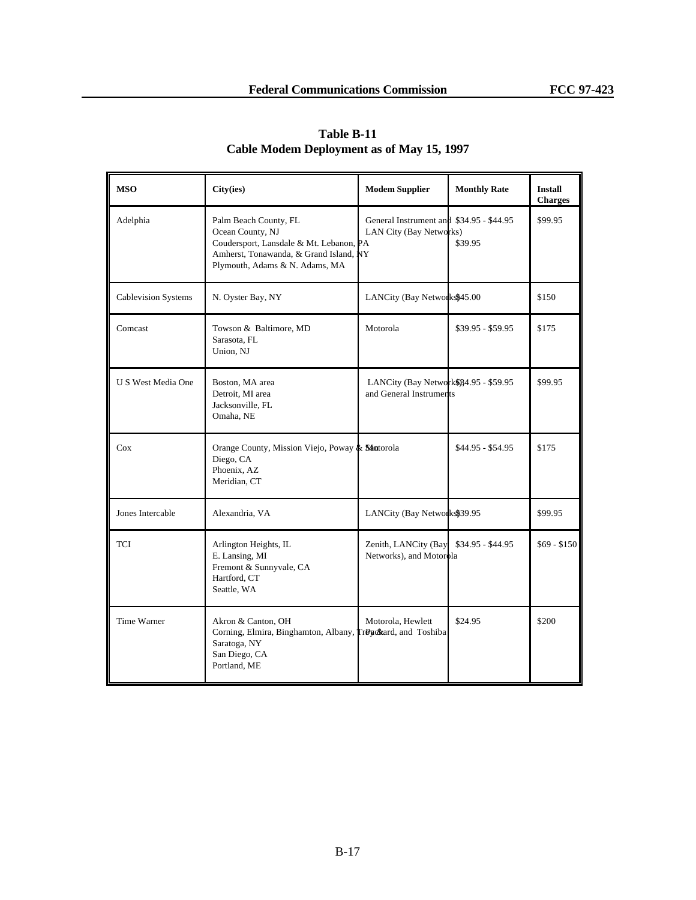**Table B-11**
**Cable Modem Deployment as of May 15, 1997**

| MSO | City(ies) | Modem Supplier | Monthly Rate | Install Charges |
|---|---|---|---|---|
| Adelphia | Palm Beach County, FL<br>Ocean County, NJ<br>Coudersport, Lansdale & Mt. Lebanon, PA<br>Amherst, Tonawanda, & Grand Island, NY<br>Plymouth, Adams & N. Adams, MA | General Instrument and LAN City (Bay Networks) | $34.95 - $44.95<br>$39.95 | $99.95 |
| Cablevision Systems | N. Oyster Bay, NY | LANCity (Bay Networks) | $45.00 | $150 |
| Comcast | Towson & Baltimore, MD<br>Sarasota, FL<br>Union, NJ | Motorola | $39.95 - $59.95 | $175 |
| U S West Media One | Boston, MA area<br>Detroit, MI area<br>Jacksonville, FL<br>Omaha, NE | LANCity (Bay Networks) and General Instruments | $34.95 - $59.95 | $99.95 |
| Cox | Orange County, Mission Viejo, Poway & San Diego, CA<br>Phoenix, AZ<br>Meridian, CT | Motorola | $44.95 - $54.95 | $175 |
| Jones Intercable | Alexandria, VA | LANCity (Bay Networks) | $39.95 | $99.95 |
| TCI | Arlington Heights, IL<br>E. Lansing, MI<br>Fremont & Sunnyvale, CA<br>Hartford, CT<br>Seattle, WA | Zenith, LANCity (Bay Networks), and Motorola | $34.95 - $44.95 | $69 - $150 |
| Time Warner | Akron & Canton, OH<br>Corning, Elmira, Binghamton, Albany, Troy & Saratoga, NY<br>San Diego, CA<br>Portland, ME | Motorola, Hewlett Packard, and Toshiba | $24.95 | $200 |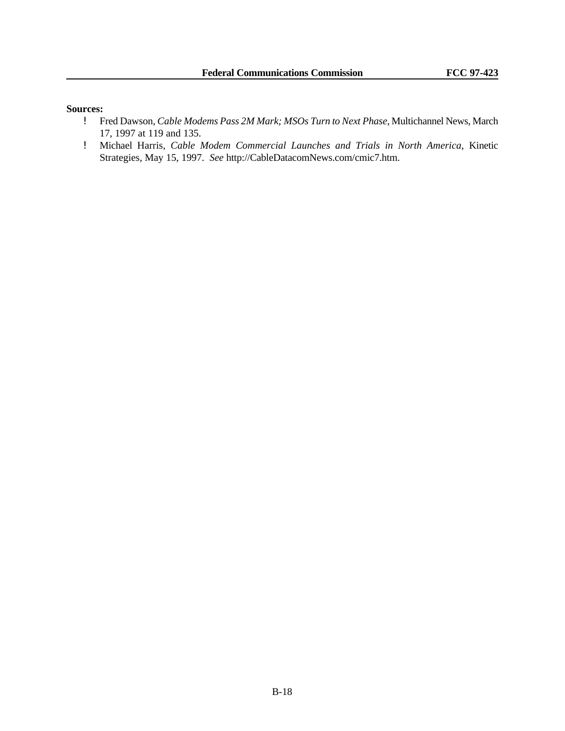**Sources:**

- Fred Dawson, *Cable Modems Pass 2M Mark; MSOs Turn to Next Phase*, Multichannel News, March 17, 1997 at 119 and 135.
- Michael Harris, *Cable Modem Commercial Launches and Trials in North America*, Kinetic Strategies, May 15, 1997. *See* http://CableDatacomNews.com/cmic7.htm.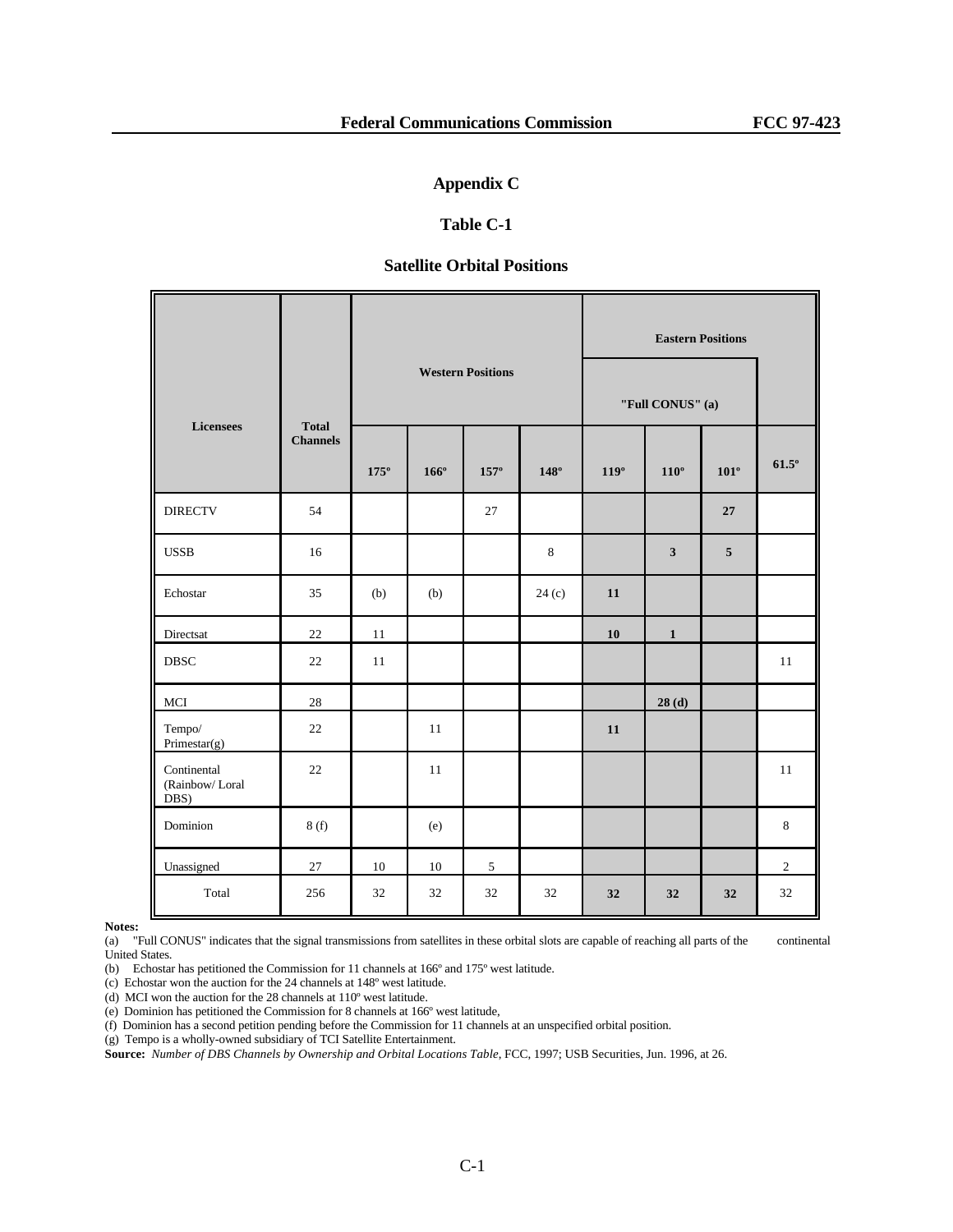# Appendix C

## Table C-1

### Satellite Orbital Positions

| Licensees | Total Channels | Western Positions | | | | Eastern Positions | | | |
|---|---|---|---|---|---|---|---|---|---|
| | | | | | | "Full CONUS" (a) | | | |
| | | 175º | 166º | 157º | 148º | 119º | 110º | 101º | 61.5º |
| DIRECTV | 54 | | | 27 | | | | **27** | |
| USSB | 16 | | | | 8 | | **3** | **5** | |
| Echostar | 35 | (b) | (b) | | 24 (c) | **11** | | | |
| Directsat | 22 | 11 | | | | **10** | **1** | | |
| DBSC | 22 | 11 | | | | | | | 11 |
| MCI | 28 | | | | | | **28 (d)** | | |
| Tempo/ Primestar(g) | 22 | | 11 | | | **11** | | | |
| Continental (Rainbow/ Loral DBS) | 22 | | 11 | | | | | | 11 |
| Dominion | 8 (f) | | (e) | | | | | | 8 |
| Unassigned | 27 | 10 | 10 | 5 | | | | | 2 |
| Total | 256 | 32 | 32 | 32 | 32 | **32** | **32** | **32** | 32 |

**Notes:**

(a) "Full CONUS" indicates that the signal transmissions from satellites in these orbital slots are capable of reaching all parts of the continental United States.

(b) Echostar has petitioned the Commission for 11 channels at 166º and 175º west latitude.

(c) Echostar won the auction for the 24 channels at 148º west latitude.

(d) MCI won the auction for the 28 channels at 110º west latitude.

(e) Dominion has petitioned the Commission for 8 channels at 166º west latitude,

(f) Dominion has a second petition pending before the Commission for 11 channels at an unspecified orbital position.

(g) Tempo is a wholly-owned subsidiary of TCI Satellite Entertainment.

**Source:** *Number of DBS Channels by Ownership and Orbital Locations Table*, FCC, 1997; USB Securities, Jun. 1996, at 26.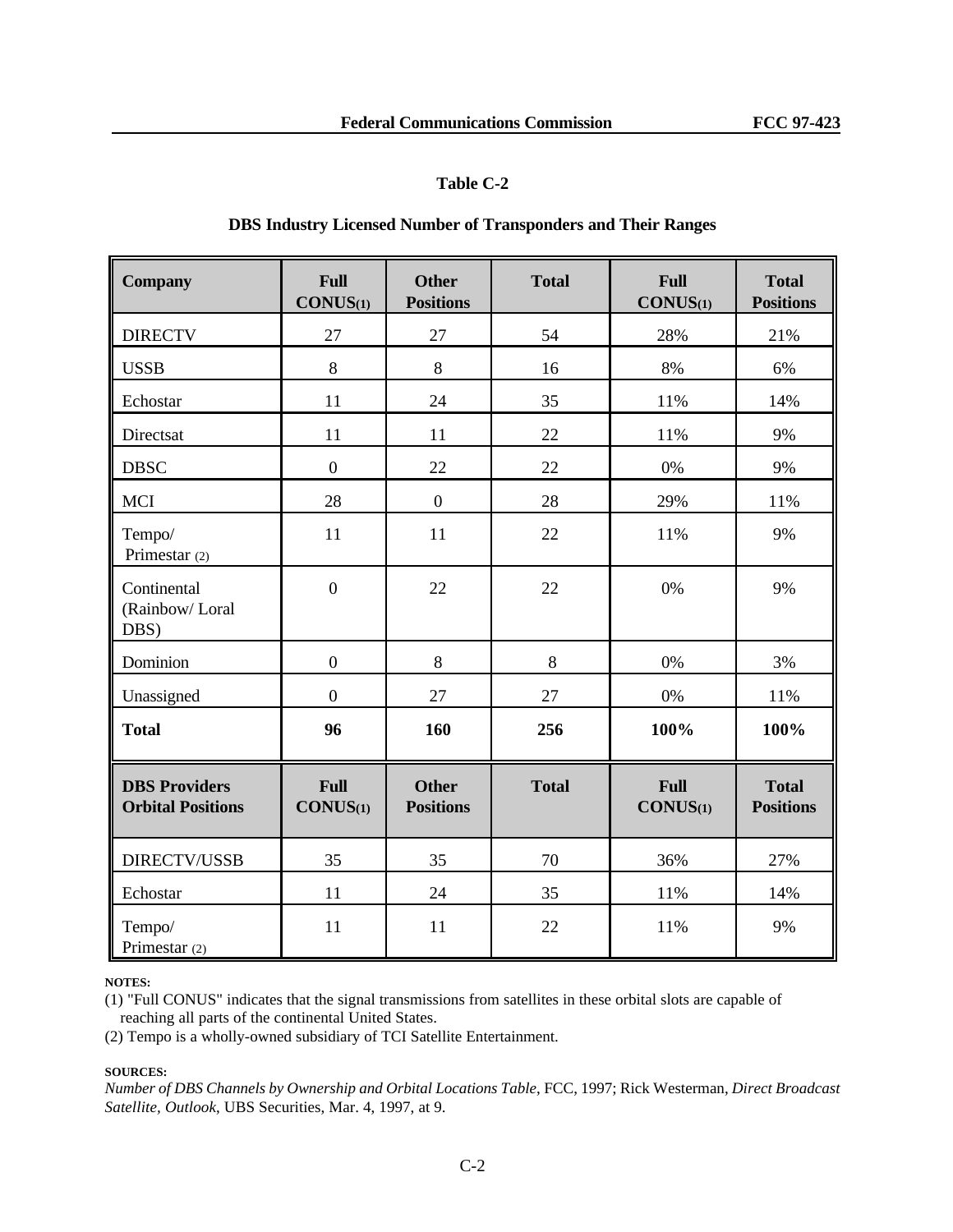**Table C-2**

**DBS Industry Licensed Number of Transponders and Their Ranges**

| Company | Full CONUS(1) | Other Positions | Total | Full CONUS(1) | Total Positions |
|---|---|---|---|---|---|
| DIRECTV | 27 | 27 | 54 | 28% | 21% |
| USSB | 8 | 8 | 16 | 8% | 6% |
| Echostar | 11 | 24 | 35 | 11% | 14% |
| Directsat | 11 | 11 | 22 | 11% | 9% |
| DBSC | 0 | 22 | 22 | 0% | 9% |
| MCI | 28 | 0 | 28 | 29% | 11% |
| Tempo/ Primestar (2) | 11 | 11 | 22 | 11% | 9% |
| Continental (Rainbow/ Loral DBS) | 0 | 22 | 22 | 0% | 9% |
| Dominion | 0 | 8 | 8 | 0% | 3% |
| Unassigned | 0 | 27 | 27 | 0% | 11% |
| **Total** | **96** | **160** | **256** | **100%** | **100%** |
| **DBS Providers Orbital Positions** | **Full CONUS(1)** | **Other Positions** | **Total** | **Full CONUS(1)** | **Total Positions** |
| DIRECTV/USSB | 35 | 35 | 70 | 36% | 27% |
| Echostar | 11 | 24 | 35 | 11% | 14% |
| Tempo/ Primestar (2) | 11 | 11 | 22 | 11% | 9% |

**NOTES:**

(1) "Full CONUS" indicates that the signal transmissions from satellites in these orbital slots are capable of reaching all parts of the continental United States.

(2) Tempo is a wholly-owned subsidiary of TCI Satellite Entertainment.

**SOURCES:**

*Number of DBS Channels by Ownership and Orbital Locations Table*, FCC, 1997; Rick Westerman, *Direct Broadcast Satellite, Outlook*, UBS Securities, Mar. 4, 1997, at 9.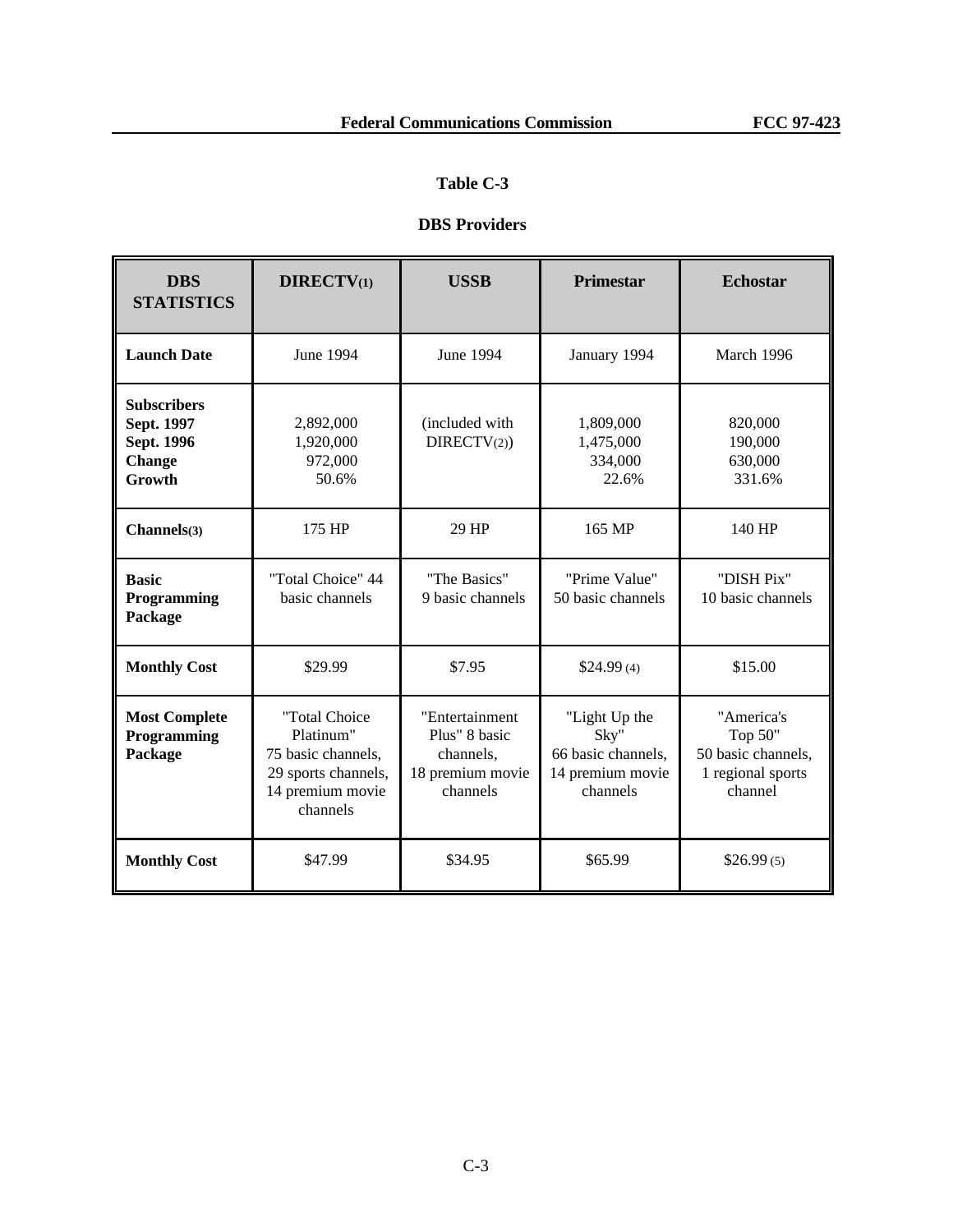## Table C-3

## DBS Providers

| DBS STATISTICS | DIRECTV(1) | USSB | Primestar | Echostar |
|---|---|---|---|---|
| **Launch Date** | June 1994 | June 1994 | January 1994 | March 1996 |
| **Subscribers**<br>**Sept. 1997**<br>**Sept. 1996**<br>**Change**<br>**Growth** | 2,892,000<br>1,920,000<br>972,000<br>50.6% | (included with DIRECTV(2)) | 1,809,000<br>1,475,000<br>334,000<br>22.6% | 820,000<br>190,000<br>630,000<br>331.6% |
| **Channels(3)** | 175 HP | 29 HP | 165 MP | 140 HP |
| **Basic Programming Package** | "Total Choice" 44 basic channels | "The Basics" 9 basic channels | "Prime Value" 50 basic channels | "DISH Pix" 10 basic channels |
| **Monthly Cost** | $29.99 | $7.95 | $24.99 (4) | $15.00 |
| **Most Complete Programming Package** | "Total Choice Platinum" 75 basic channels, 29 sports channels, 14 premium movie channels | "Entertainment Plus" 8 basic channels, 18 premium movie channels | "Light Up the Sky" 66 basic channels, 14 premium movie channels | "America's Top 50" 50 basic channels, 1 regional sports channel |
| **Monthly Cost** | $47.99 | $34.95 | $65.99 | $26.99 (5) |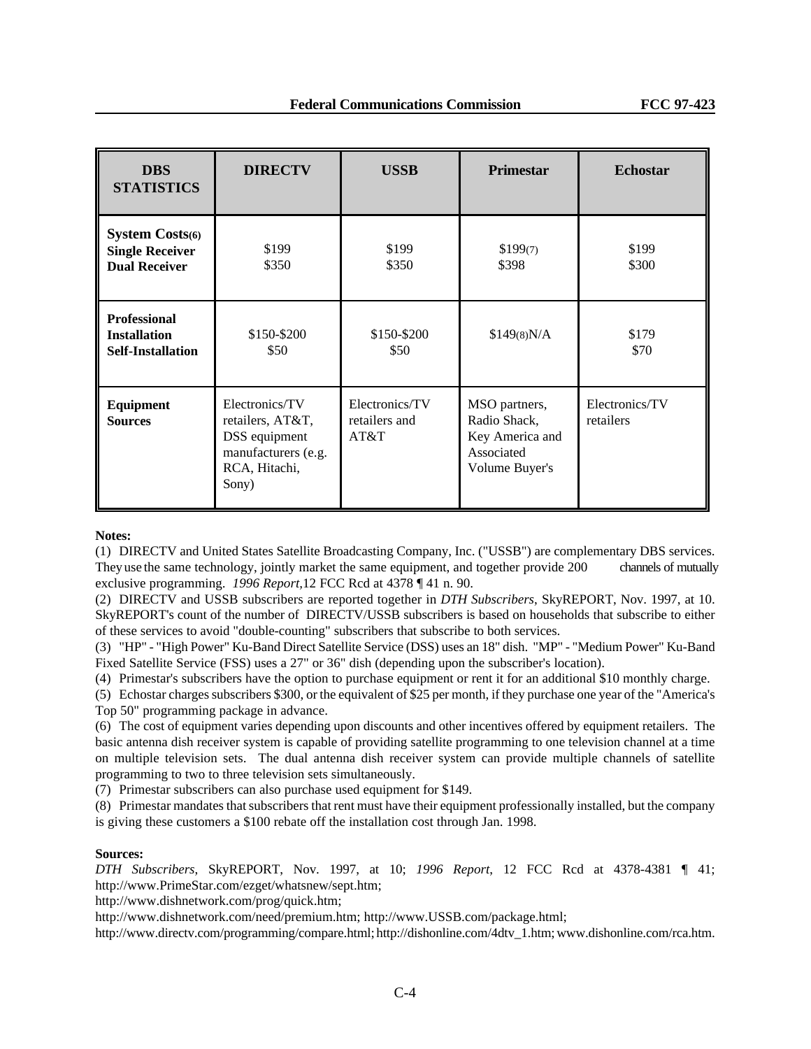| DBS STATISTICS | DIRECTV | USSB | Primestar | Echostar |
|---|---|---|---|---|
| **System Costs(6)**<br>**Single Receiver**<br>**Dual Receiver** | \$199<br>\$350 | \$199<br>\$350 | \$199(7)<br>\$398 | \$199<br>\$300 |
| **Professional Installation**<br>**Self-Installation** | \$150-\$200<br>\$50 | \$150-\$200<br>\$50 | \$149(8)N/A | \$179<br>\$70 |
| **Equipment Sources** | Electronics/TV retailers, AT&T, DSS equipment manufacturers (e.g. RCA, Hitachi, Sony) | Electronics/TV retailers and AT&T | MSO partners, Radio Shack, Key America and Associated Volume Buyer's | Electronics/TV retailers |

**Notes:**

(1) DIRECTV and United States Satellite Broadcasting Company, Inc. ("USSB") are complementary DBS services. They use the same technology, jointly market the same equipment, and together provide 200 channels of mutually exclusive programming. *1996 Report*, 12 FCC Rcd at 4378 ¶ 41 n. 90.

(2) DIRECTV and USSB subscribers are reported together in *DTH Subscribers*, SkyREPORT, Nov. 1997, at 10. SkyREPORT's count of the number of DIRECTV/USSB subscribers is based on households that subscribe to either of these services to avoid "double-counting" subscribers that subscribe to both services.

(3) "HP" - "High Power" Ku-Band Direct Satellite Service (DSS) uses an 18" dish. "MP" - "Medium Power" Ku-Band Fixed Satellite Service (FSS) uses a 27" or 36" dish (depending upon the subscriber's location).

(4) Primestar's subscribers have the option to purchase equipment or rent it for an additional \$10 monthly charge.

(5) Echostar charges subscribers \$300, or the equivalent of \$25 per month, if they purchase one year of the "America's Top 50" programming package in advance.

(6) The cost of equipment varies depending upon discounts and other incentives offered by equipment retailers. The basic antenna dish receiver system is capable of providing satellite programming to one television channel at a time on multiple television sets. The dual antenna dish receiver system can provide multiple channels of satellite programming to two to three television sets simultaneously.

(7) Primestar subscribers can also purchase used equipment for \$149.

(8) Primestar mandates that subscribers that rent must have their equipment professionally installed, but the company is giving these customers a \$100 rebate off the installation cost through Jan. 1998.

**Sources:**

*DTH Subscribers*, SkyREPORT, Nov. 1997, at 10; *1996 Report*, 12 FCC Rcd at 4378-4381 ¶ 41; http://www.PrimeStar.com/ezget/whatsnew/sept.htm;
http://www.dishnetwork.com/prog/quick.htm;
http://www.dishnetwork.com/need/premium.htm; http://www.USSB.com/package.html;
http://www.directv.com/programming/compare.html; http://dishonline.com/4dtv_1.htm; www.dishonline.com/rca.htm.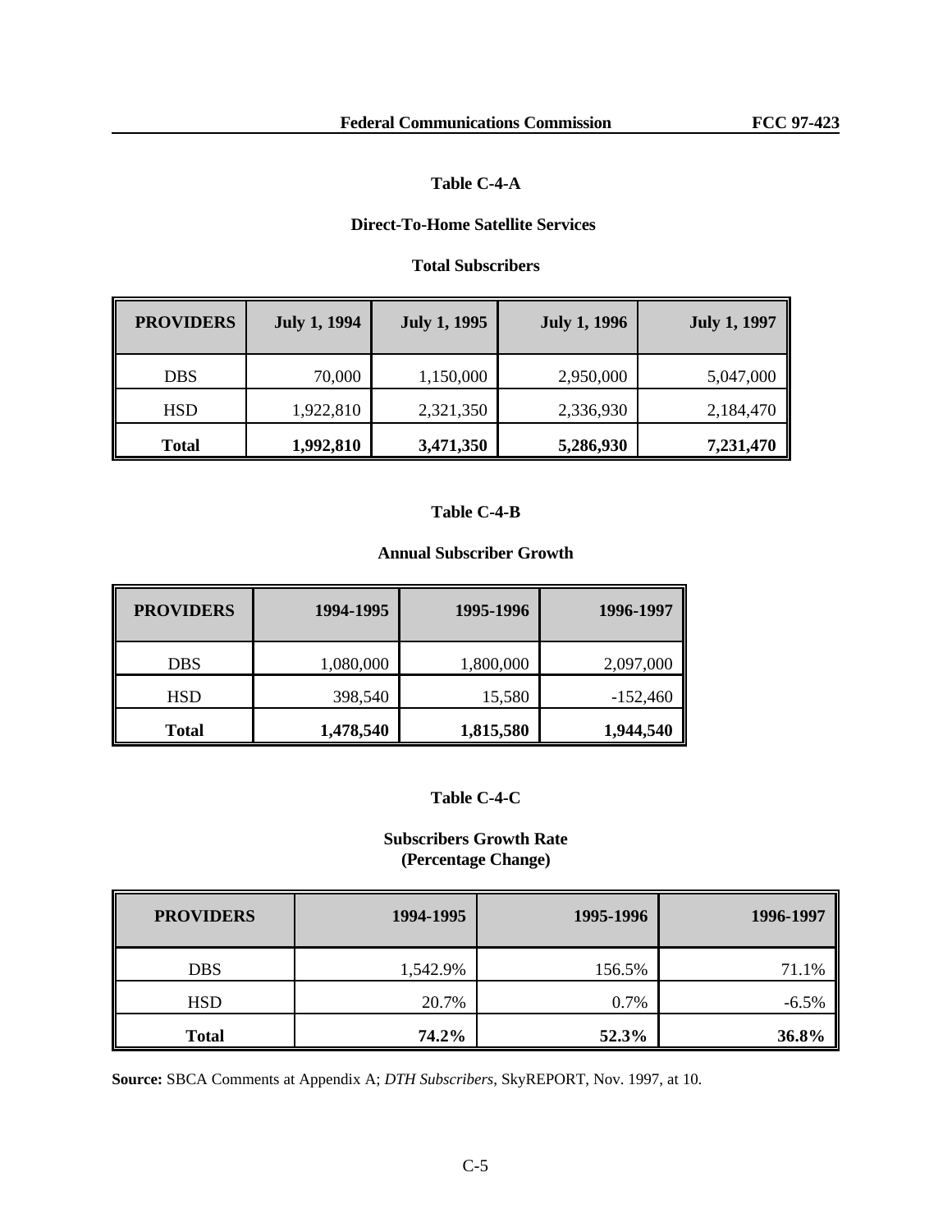### Table C-4-A

### Direct-To-Home Satellite Services

### Total Subscribers

| PROVIDERS | July 1, 1994 | July 1, 1995 | July 1, 1996 | July 1, 1997 |
|---|---|---|---|---|
| DBS | 70,000 | 1,150,000 | 2,950,000 | 5,047,000 |
| HSD | 1,922,810 | 2,321,350 | 2,336,930 | 2,184,470 |
| **Total** | **1,992,810** | **3,471,350** | **5,286,930** | **7,231,470** |

### Table C-4-B

### Annual Subscriber Growth

| PROVIDERS | 1994-1995 | 1995-1996 | 1996-1997 |
|---|---|---|---|
| DBS | 1,080,000 | 1,800,000 | 2,097,000 |
| HSD | 398,540 | 15,580 | -152,460 |
| **Total** | **1,478,540** | **1,815,580** | **1,944,540** |

### Table C-4-C

### Subscribers Growth Rate (Percentage Change)

| PROVIDERS | 1994-1995 | 1995-1996 | 1996-1997 |
|---|---|---|---|
| DBS | 1,542.9% | 156.5% | 71.1% |
| HSD | 20.7% | 0.7% | -6.5% |
| **Total** | **74.2%** | **52.3%** | **36.8%** |

**Source:** SBCA Comments at Appendix A; *DTH Subscribers*, SkyREPORT, Nov. 1997, at 10.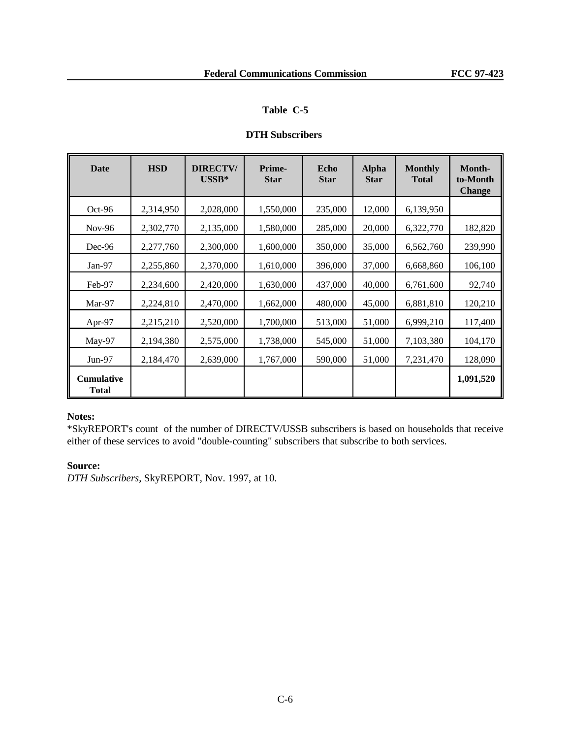**Table C-5**

**DTH Subscribers**

| Date | HSD | DIRECTV/ USSB* | Prime-Star | Echo Star | Alpha Star | Monthly Total | Month-to-Month Change |
|---|---|---|---|---|---|---|---|
| Oct-96 | 2,314,950 | 2,028,000 | 1,550,000 | 235,000 | 12,000 | 6,139,950 | |
| Nov-96 | 2,302,770 | 2,135,000 | 1,580,000 | 285,000 | 20,000 | 6,322,770 | 182,820 |
| Dec-96 | 2,277,760 | 2,300,000 | 1,600,000 | 350,000 | 35,000 | 6,562,760 | 239,990 |
| Jan-97 | 2,255,860 | 2,370,000 | 1,610,000 | 396,000 | 37,000 | 6,668,860 | 106,100 |
| Feb-97 | 2,234,600 | 2,420,000 | 1,630,000 | 437,000 | 40,000 | 6,761,600 | 92,740 |
| Mar-97 | 2,224,810 | 2,470,000 | 1,662,000 | 480,000 | 45,000 | 6,881,810 | 120,210 |
| Apr-97 | 2,215,210 | 2,520,000 | 1,700,000 | 513,000 | 51,000 | 6,999,210 | 117,400 |
| May-97 | 2,194,380 | 2,575,000 | 1,738,000 | 545,000 | 51,000 | 7,103,380 | 104,170 |
| Jun-97 | 2,184,470 | 2,639,000 | 1,767,000 | 590,000 | 51,000 | 7,231,470 | 128,090 |
| **Cumulative Total** | | | | | | | **1,091,520** |

**Notes:**
*SkyREPORT's count of the number of DIRECTV/USSB subscribers is based on households that receive either of these services to avoid "double-counting" subscribers that subscribe to both services.

**Source:**
*DTH Subscribers*, SkyREPORT, Nov. 1997, at 10.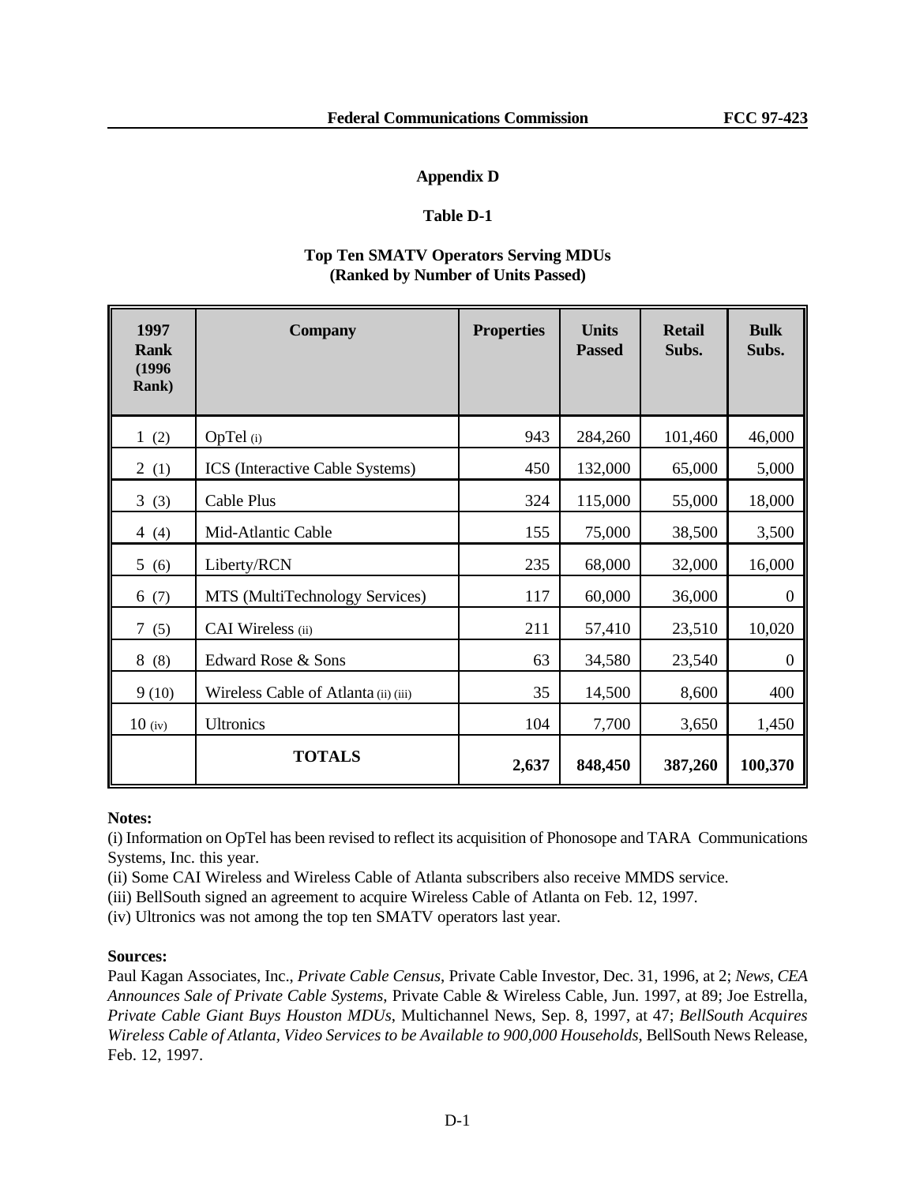## Appendix D

### Table D-1

**Top Ten SMATV Operators Serving MDUs**
**(Ranked by Number of Units Passed)**

| 1997 Rank (1996 Rank) | Company | Properties | Units Passed | Retail Subs. | Bulk Subs. |
|---|---|---|---|---|---|
| 1 (2) | OpTel (i) | 943 | 284,260 | 101,460 | 46,000 |
| 2 (1) | ICS (Interactive Cable Systems) | 450 | 132,000 | 65,000 | 5,000 |
| 3 (3) | Cable Plus | 324 | 115,000 | 55,000 | 18,000 |
| 4 (4) | Mid-Atlantic Cable | 155 | 75,000 | 38,500 | 3,500 |
| 5 (6) | Liberty/RCN | 235 | 68,000 | 32,000 | 16,000 |
| 6 (7) | MTS (MultiTechnology Services) | 117 | 60,000 | 36,000 | 0 |
| 7 (5) | CAI Wireless (ii) | 211 | 57,410 | 23,510 | 10,020 |
| 8 (8) | Edward Rose & Sons | 63 | 34,580 | 23,540 | 0 |
| 9 (10) | Wireless Cable of Atlanta (ii) (iii) | 35 | 14,500 | 8,600 | 400 |
| 10 (iv) | Ultronics | 104 | 7,700 | 3,650 | 1,450 |
| | **TOTALS** | **2,637** | **848,450** | **387,260** | **100,370** |

**Notes:**

(i) Information on OpTel has been revised to reflect its acquisition of Phonosope and TARA Communications Systems, Inc. this year.

(ii) Some CAI Wireless and Wireless Cable of Atlanta subscribers also receive MMDS service.

(iii) BellSouth signed an agreement to acquire Wireless Cable of Atlanta on Feb. 12, 1997.

(iv) Ultronics was not among the top ten SMATV operators last year.

**Sources:**

Paul Kagan Associates, Inc., *Private Cable Census*, Private Cable Investor, Dec. 31, 1996, at 2; *News, CEA Announces Sale of Private Cable Systems*, Private Cable & Wireless Cable, Jun. 1997, at 89; Joe Estrella, *Private Cable Giant Buys Houston MDUs*, Multichannel News, Sep. 8, 1997, at 47; *BellSouth Acquires Wireless Cable of Atlanta, Video Services to be Available to 900,000 Households*, BellSouth News Release, Feb. 12, 1997.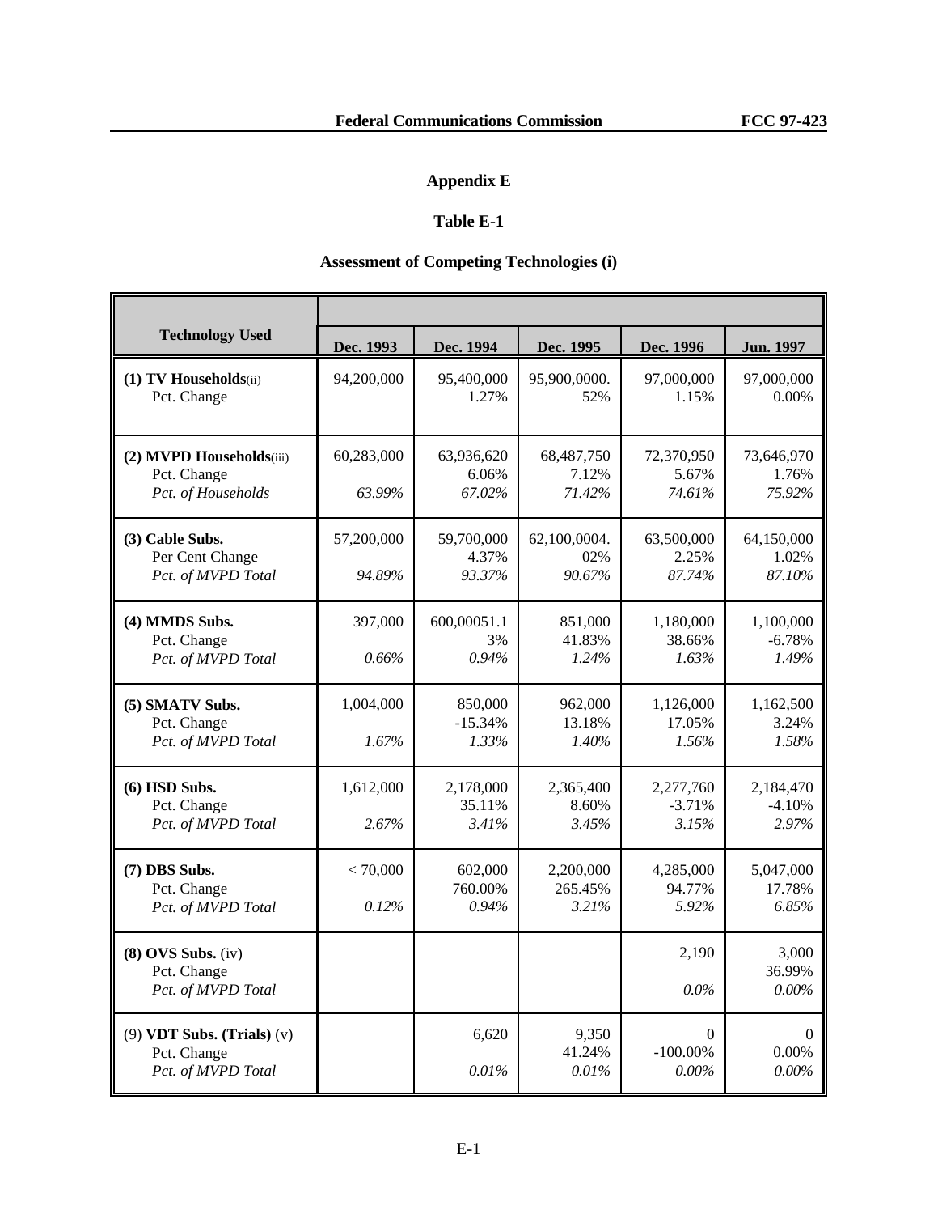## Appendix E

### Table E-1

### Assessment of Competing Technologies (i)

| Technology Used | Dec. 1993 | Dec. 1994 | Dec. 1995 | Dec. 1996 | Jun. 1997 |
|---|---|---|---|---|---|
| **(1) TV Households**(ii) | 94,200,000 | 95,400,000 | 95,900,0000. | 97,000,000 | 97,000,000 |
| Pct. Change | | 1.27% | 52% | 1.15% | 0.00% |
| **(2) MVPD Households**(iii) | 60,283,000 | 63,936,620 | 68,487,750 | 72,370,950 | 73,646,970 |
| Pct. Change | | 6.06% | 7.12% | 5.67% | 1.76% |
| *Pct. of Households* | *63.99%* | *67.02%* | *71.42%* | *74.61%* | *75.92%* |
| **(3) Cable Subs.** | 57,200,000 | 59,700,000 | 62,100,0004. | 63,500,000 | 64,150,000 |
| Per Cent Change | | 4.37% | 02% | 2.25% | 1.02% |
| *Pct. of MVPD Total* | *94.89%* | *93.37%* | *90.67%* | *87.74%* | *87.10%* |
| **(4) MMDS Subs.** | 397,000 | 600,00051.1 | 851,000 | 1,180,000 | 1,100,000 |
| Pct. Change | | 3% | 41.83% | 38.66% | -6.78% |
| *Pct. of MVPD Total* | *0.66%* | *0.94%* | *1.24%* | *1.63%* | *1.49%* |
| **(5) SMATV Subs.** | 1,004,000 | 850,000 | 962,000 | 1,126,000 | 1,162,500 |
| Pct. Change | | -15.34% | 13.18% | 17.05% | 3.24% |
| *Pct. of MVPD Total* | *1.67%* | *1.33%* | *1.40%* | *1.56%* | *1.58%* |
| **(6) HSD Subs.** | 1,612,000 | 2,178,000 | 2,365,400 | 2,277,760 | 2,184,470 |
| Pct. Change | | 35.11% | 8.60% | -3.71% | -4.10% |
| *Pct. of MVPD Total* | *2.67%* | *3.41%* | *3.45%* | *3.15%* | *2.97%* |
| **(7) DBS Subs.** | < 70,000 | 602,000 | 2,200,000 | 4,285,000 | 5,047,000 |
| Pct. Change | | 760.00% | 265.45% | 94.77% | 17.78% |
| *Pct. of MVPD Total* | *0.12%* | *0.94%* | *3.21%* | *5.92%* | *6.85%* |
| **(8) OVS Subs.** (iv) | | | | 2,190 | 3,000 |
| Pct. Change | | | | | 36.99% |
| *Pct. of MVPD Total* | | | | *0.0%* | *0.00%* |
| (9) **VDT Subs. (Trials)** (v) | | 6,620 | 9,350 | 0 | 0 |
| Pct. Change | | | 41.24% | -100.00% | 0.00% |
| *Pct. of MVPD Total* | | *0.01%* | *0.01%* | *0.00%* | *0.00%* |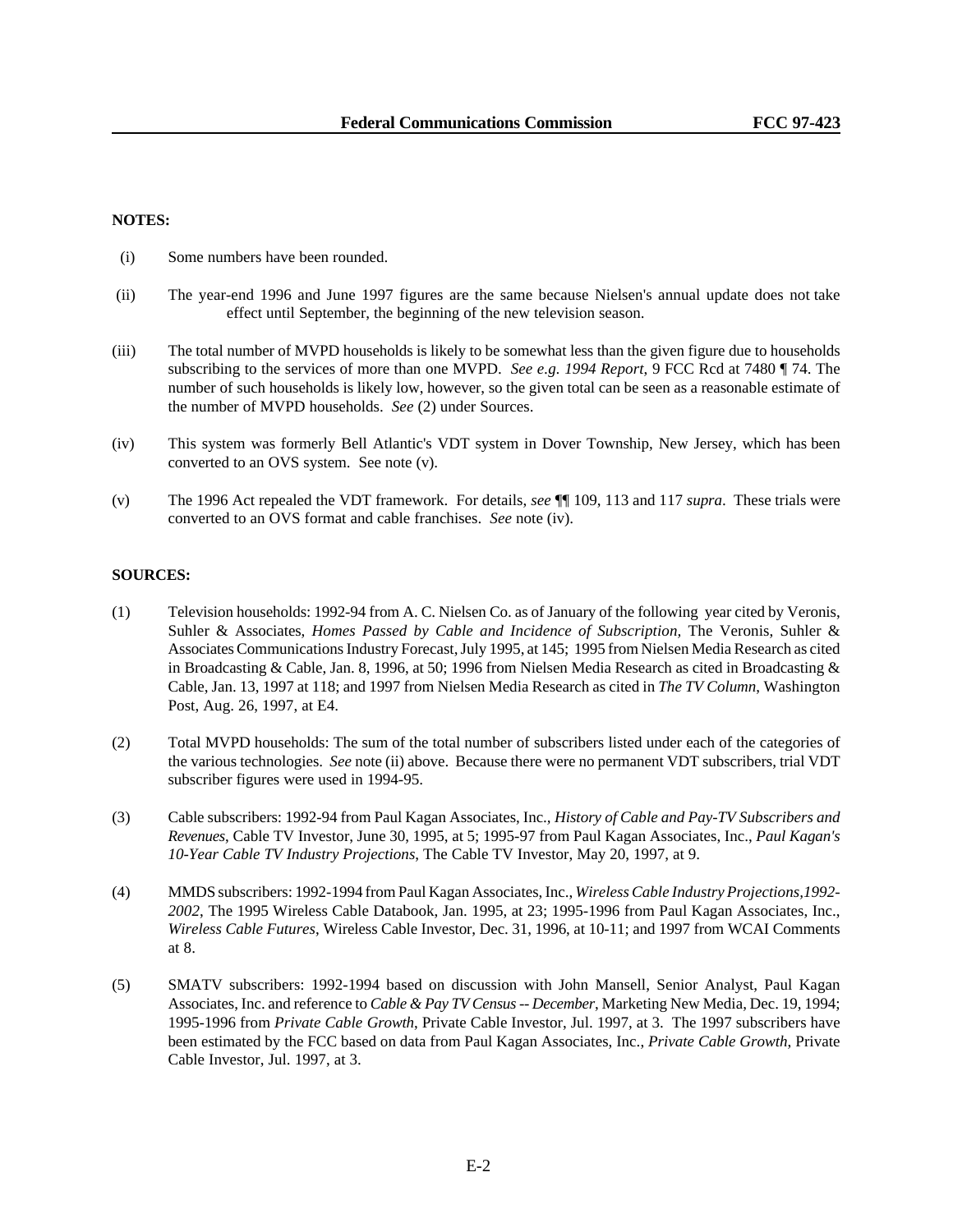**NOTES:**

(i) Some numbers have been rounded.

(ii) The year-end 1996 and June 1997 figures are the same because Nielsen's annual update does not take effect until September, the beginning of the new television season.

(iii) The total number of MVPD households is likely to be somewhat less than the given figure due to households subscribing to the services of more than one MVPD. *See e.g. 1994 Report*, 9 FCC Rcd at 7480 ¶ 74. The number of such households is likely low, however, so the given total can be seen as a reasonable estimate of the number of MVPD households. *See* (2) under Sources.

(iv) This system was formerly Bell Atlantic's VDT system in Dover Township, New Jersey, which has been converted to an OVS system. See note (v).

(v) The 1996 Act repealed the VDT framework. For details, *see* ¶¶ 109, 113 and 117 *supra*. These trials were converted to an OVS format and cable franchises. *See* note (iv).

**SOURCES:**

(1) Television households: 1992-94 from A. C. Nielsen Co. as of January of the following year cited by Veronis, Suhler & Associates, *Homes Passed by Cable and Incidence of Subscription*, The Veronis, Suhler & Associates Communications Industry Forecast, July 1995, at 145; 1995 from Nielsen Media Research as cited in Broadcasting & Cable, Jan. 8, 1996, at 50; 1996 from Nielsen Media Research as cited in Broadcasting & Cable, Jan. 13, 1997 at 118; and 1997 from Nielsen Media Research as cited in *The TV Column*, Washington Post, Aug. 26, 1997, at E4.

(2) Total MVPD households: The sum of the total number of subscribers listed under each of the categories of the various technologies. *See* note (ii) above. Because there were no permanent VDT subscribers, trial VDT subscriber figures were used in 1994-95.

(3) Cable subscribers: 1992-94 from Paul Kagan Associates, Inc., *History of Cable and Pay-TV Subscribers and Revenues*, Cable TV Investor, June 30, 1995, at 5; 1995-97 from Paul Kagan Associates, Inc., *Paul Kagan's 10-Year Cable TV Industry Projections*, The Cable TV Investor, May 20, 1997, at 9.

(4) MMDS subscribers: 1992-1994 from Paul Kagan Associates, Inc., *Wireless Cable Industry Projections,1992-2002*, The 1995 Wireless Cable Databook, Jan. 1995, at 23; 1995-1996 from Paul Kagan Associates, Inc., *Wireless Cable Futures*, Wireless Cable Investor, Dec. 31, 1996, at 10-11; and 1997 from WCAI Comments at 8.

(5) SMATV subscribers: 1992-1994 based on discussion with John Mansell, Senior Analyst, Paul Kagan Associates, Inc. and reference to *Cable & Pay TV Census -- December*, Marketing New Media, Dec. 19, 1994; 1995-1996 from *Private Cable Growth*, Private Cable Investor, Jul. 1997, at 3. The 1997 subscribers have been estimated by the FCC based on data from Paul Kagan Associates, Inc., *Private Cable Growth*, Private Cable Investor, Jul. 1997, at 3.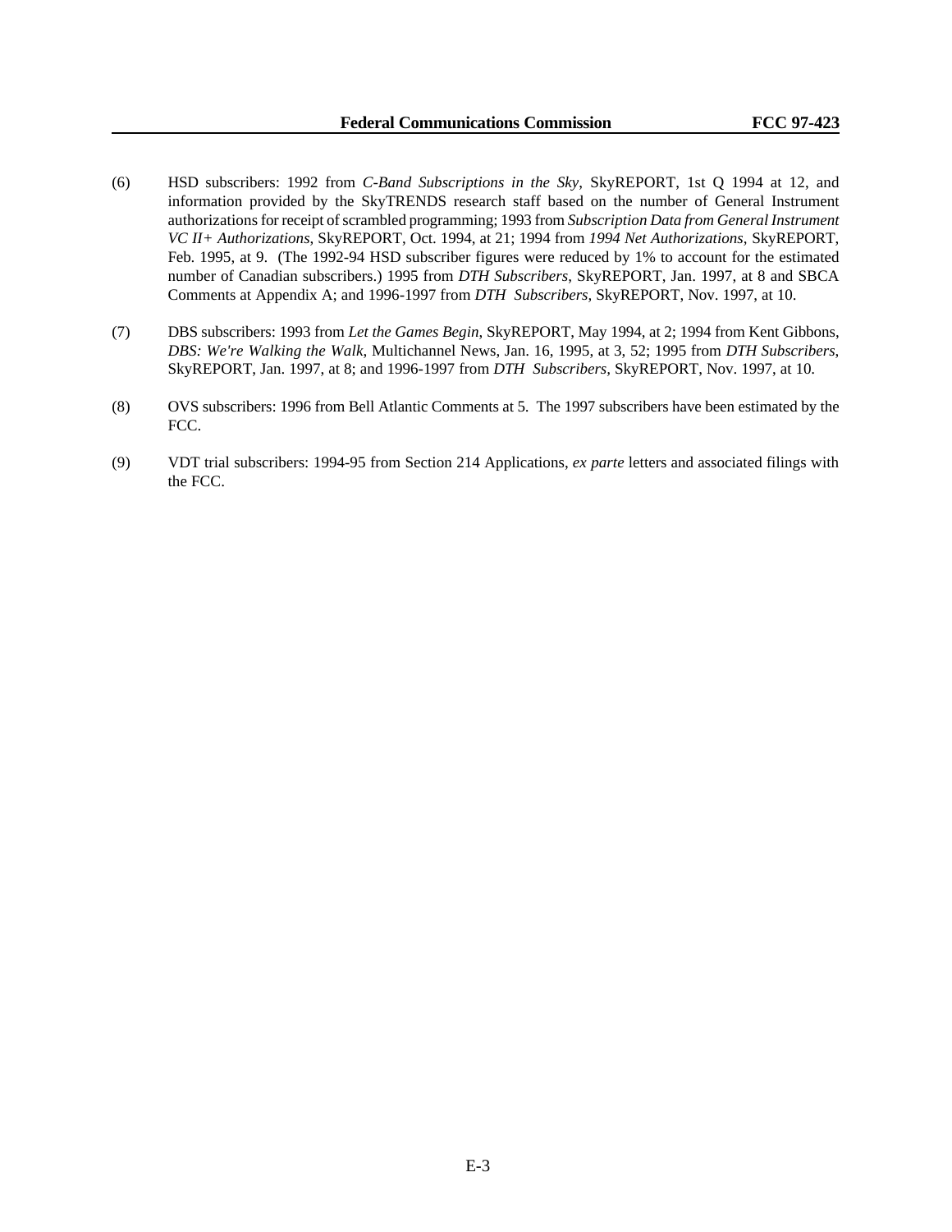(6) HSD subscribers: 1992 from *C-Band Subscriptions in the Sky*, SkyREPORT, 1st Q 1994 at 12, and information provided by the SkyTRENDS research staff based on the number of General Instrument authorizations for receipt of scrambled programming; 1993 from *Subscription Data from General Instrument VC II+ Authorizations*, SkyREPORT, Oct. 1994, at 21; 1994 from *1994 Net Authorizations*, SkyREPORT, Feb. 1995, at 9. (The 1992-94 HSD subscriber figures were reduced by 1% to account for the estimated number of Canadian subscribers.) 1995 from *DTH Subscribers*, SkyREPORT, Jan. 1997, at 8 and SBCA Comments at Appendix A; and 1996-1997 from *DTH Subscribers,* SkyREPORT, Nov. 1997, at 10.

(7) DBS subscribers: 1993 from *Let the Games Begin*, SkyREPORT, May 1994, at 2; 1994 from Kent Gibbons, *DBS: We're Walking the Walk*, Multichannel News, Jan. 16, 1995, at 3, 52; 1995 from *DTH Subscribers*, SkyREPORT, Jan. 1997, at 8; and 1996-1997 from *DTH Subscribers,* SkyREPORT, Nov. 1997, at 10.

(8) OVS subscribers: 1996 from Bell Atlantic Comments at 5. The 1997 subscribers have been estimated by the FCC.

(9) VDT trial subscribers: 1994-95 from Section 214 Applications, *ex parte* letters and associated filings with the FCC.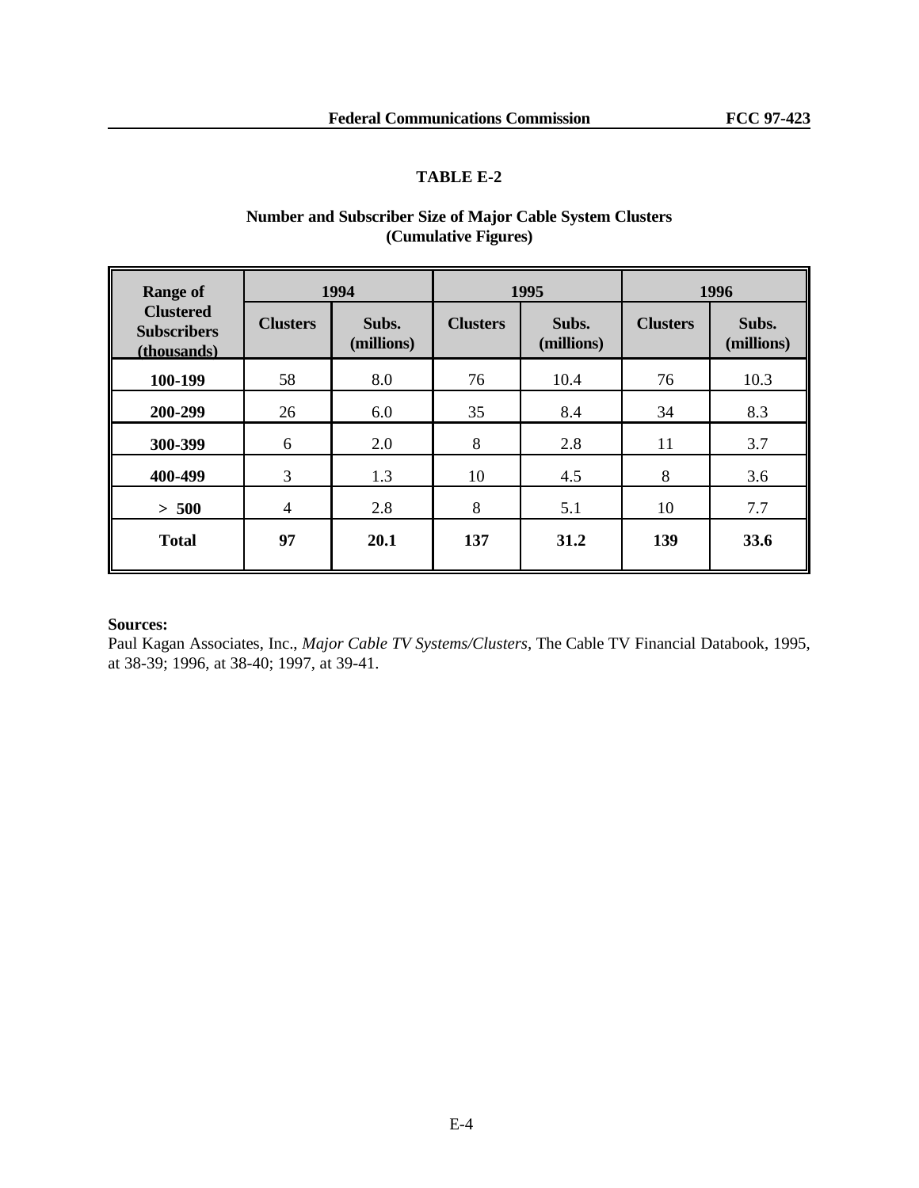## TABLE E-2

**Number and Subscriber Size of Major Cable System Clusters (Cumulative Figures)**

| Range of Clustered Subscribers (thousands) | 1994 | | 1995 | | 1996 | |
|---|---|---|---|---|---|---|
| | Clusters | Subs. (millions) | Clusters | Subs. (millions) | Clusters | Subs. (millions) |
| **100-199** | 58 | 8.0 | 76 | 10.4 | 76 | 10.3 |
| **200-299** | 26 | 6.0 | 35 | 8.4 | 34 | 8.3 |
| **300-399** | 6 | 2.0 | 8 | 2.8 | 11 | 3.7 |
| **400-499** | 3 | 1.3 | 10 | 4.5 | 8 | 3.6 |
| **> 500** | 4 | 2.8 | 8 | 5.1 | 10 | 7.7 |
| **Total** | **97** | **20.1** | **137** | **31.2** | **139** | **33.6** |

**Sources:**
Paul Kagan Associates, Inc., *Major Cable TV Systems/Clusters*, The Cable TV Financial Databook, 1995, at 38-39; 1996, at 38-40; 1997, at 39-41.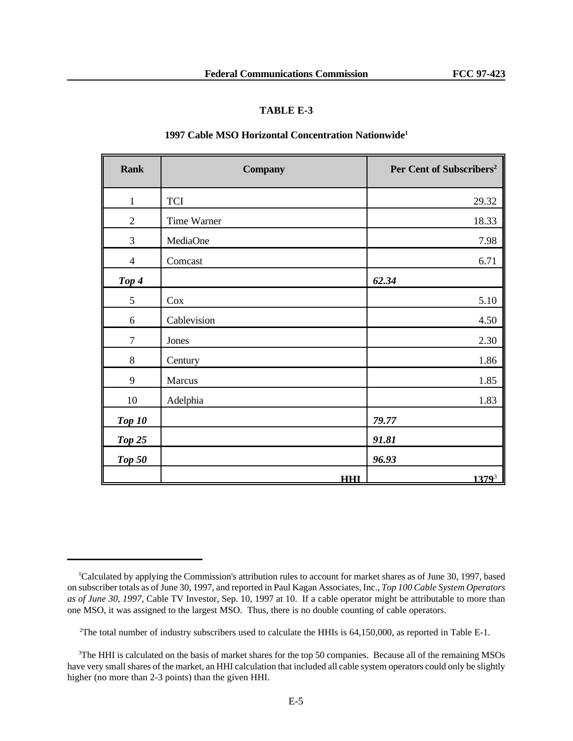# TABLE E-3

## 1997 Cable MSO Horizontal Concentration Nationwide[1]

| Rank | Company | Per Cent of Subscribers[2] |
|---|---|---|
| 1 | TCI | 29.32 |
| 2 | Time Warner | 18.33 |
| 3 | MediaOne | 7.98 |
| 4 | Comcast | 6.71 |
| ***Top 4*** | | ***62.34*** |
| 5 | Cox | 5.10 |
| 6 | Cablevision | 4.50 |
| 7 | Jones | 2.30 |
| 8 | Century | 1.86 |
| 9 | Marcus | 1.85 |
| 10 | Adelphia | 1.83 |
| ***Top 10*** | | ***79.77*** |
| ***Top 25*** | | ***91.81*** |
| ***Top 50*** | | ***96.93*** |
| | **HHI** | **1379**[3] |

[1] Calculated by applying the Commission's attribution rules to account for market shares as of June 30, 1997, based on subscriber totals as of June 30, 1997, and reported in Paul Kagan Associates, Inc., *Top 100 Cable System Operators as of June 30, 1997*, Cable TV Investor, Sep. 10, 1997 at 10. If a cable operator might be attributable to more than one MSO, it was assigned to the largest MSO. Thus, there is no double counting of cable operators.

[2] The total number of industry subscribers used to calculate the HHIs is 64,150,000, as reported in Table E-1.

[3] The HHI is calculated on the basis of market shares for the top 50 companies. Because all of the remaining MSOs have very small shares of the market, an HHI calculation that included all cable system operators could only be slightly higher (no more than 2-3 points) than the given HHI.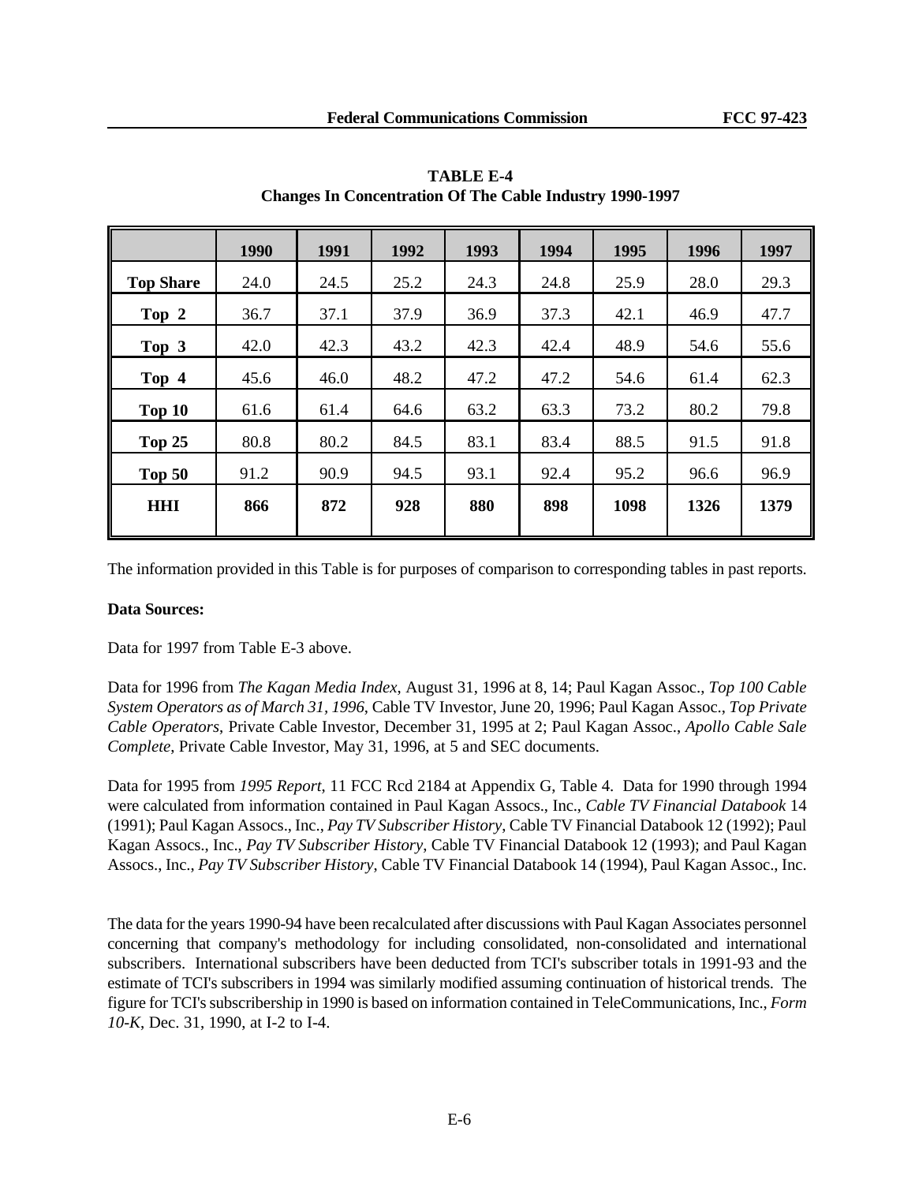**TABLE E-4**
**Changes In Concentration Of The Cable Industry 1990-1997**

| | 1990 | 1991 | 1992 | 1993 | 1994 | 1995 | 1996 | 1997 |
|---|---|---|---|---|---|---|---|---|
| **Top Share** | 24.0 | 24.5 | 25.2 | 24.3 | 24.8 | 25.9 | 28.0 | 29.3 |
| **Top 2** | 36.7 | 37.1 | 37.9 | 36.9 | 37.3 | 42.1 | 46.9 | 47.7 |
| **Top 3** | 42.0 | 42.3 | 43.2 | 42.3 | 42.4 | 48.9 | 54.6 | 55.6 |
| **Top 4** | 45.6 | 46.0 | 48.2 | 47.2 | 47.2 | 54.6 | 61.4 | 62.3 |
| **Top 10** | 61.6 | 61.4 | 64.6 | 63.2 | 63.3 | 73.2 | 80.2 | 79.8 |
| **Top 25** | 80.8 | 80.2 | 84.5 | 83.1 | 83.4 | 88.5 | 91.5 | 91.8 |
| **Top 50** | 91.2 | 90.9 | 94.5 | 93.1 | 92.4 | 95.2 | 96.6 | 96.9 |
| **HHI** | **866** | **872** | **928** | **880** | **898** | **1098** | **1326** | **1379** |

The information provided in this Table is for purposes of comparison to corresponding tables in past reports.

**Data Sources:**

Data for 1997 from Table E-3 above.

Data for 1996 from *The Kagan Media Index*, August 31, 1996 at 8, 14; Paul Kagan Assoc., *Top 100 Cable System Operators as of March 31, 1996*, Cable TV Investor, June 20, 1996; Paul Kagan Assoc., *Top Private Cable Operators*, Private Cable Investor, December 31, 1995 at 2; Paul Kagan Assoc., *Apollo Cable Sale Complete*, Private Cable Investor, May 31, 1996, at 5 and SEC documents.

Data for 1995 from *1995 Report*, 11 FCC Rcd 2184 at Appendix G, Table 4. Data for 1990 through 1994 were calculated from information contained in Paul Kagan Assocs., Inc., *Cable TV Financial Databook* 14 (1991); Paul Kagan Assocs., Inc., *Pay TV Subscriber History*, Cable TV Financial Databook 12 (1992); Paul Kagan Assocs., Inc., *Pay TV Subscriber History*, Cable TV Financial Databook 12 (1993); and Paul Kagan Assocs., Inc., *Pay TV Subscriber History*, Cable TV Financial Databook 14 (1994), Paul Kagan Assoc., Inc.

The data for the years 1990-94 have been recalculated after discussions with Paul Kagan Associates personnel concerning that company's methodology for including consolidated, non-consolidated and international subscribers. International subscribers have been deducted from TCI's subscriber totals in 1991-93 and the estimate of TCI's subscribers in 1994 was similarly modified assuming continuation of historical trends. The figure for TCI's subscribership in 1990 is based on information contained in TeleCommunications, Inc., *Form 10-K*, Dec. 31, 1990, at I-2 to I-4.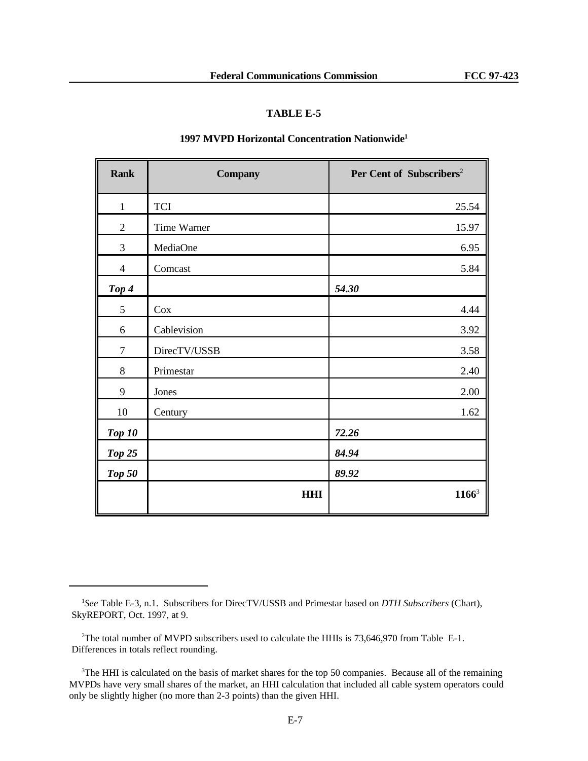**TABLE E-5**

**1997 MVPD Horizontal Concentration Nationwide[1]**

| Rank | Company | Per Cent of Subscribers[2] |
|---|---|---|
| 1 | TCI | 25.54 |
| 2 | Time Warner | 15.97 |
| 3 | MediaOne | 6.95 |
| 4 | Comcast | 5.84 |
| ***Top 4*** | | ***54.30*** |
| 5 | Cox | 4.44 |
| 6 | Cablevision | 3.92 |
| 7 | DirecTV/USSB | 3.58 |
| 8 | Primestar | 2.40 |
| 9 | Jones | 2.00 |
| 10 | Century | 1.62 |
| ***Top 10*** | | ***72.26*** |
| ***Top 25*** | | ***84.94*** |
| ***Top 50*** | | ***89.92*** |
| | **HHI** | **1166**[3] |

---

[1] *See* Table E-3, n.1. Subscribers for DirecTV/USSB and Primestar based on *DTH Subscribers* (Chart), SkyREPORT, Oct. 1997, at 9.

[2] The total number of MVPD subscribers used to calculate the HHIs is 73,646,970 from Table E-1. Differences in totals reflect rounding.

[3] The HHI is calculated on the basis of market shares for the top 50 companies. Because all of the remaining MVPDs have very small shares of the market, an HHI calculation that included all cable system operators could only be slightly higher (no more than 2-3 points) than the given HHI.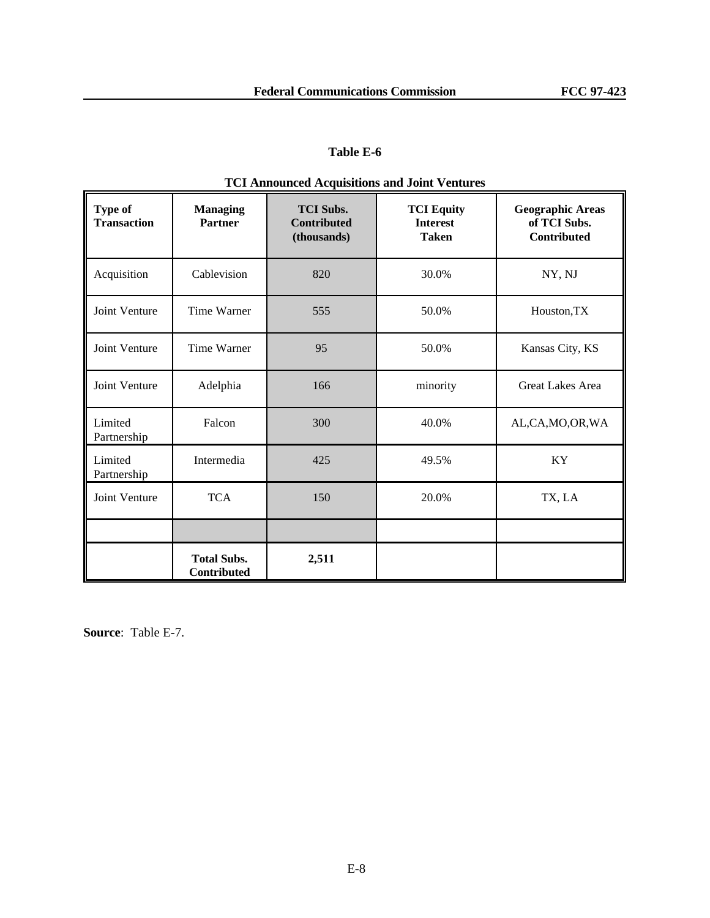## Table E-6

### TCI Announced Acquisitions and Joint Ventures

| Type of Transaction | Managing Partner | TCI Subs. Contributed (thousands) | TCI Equity Interest Taken | Geographic Areas of TCI Subs. Contributed |
|---|---|---|---|---|
| Acquisition | Cablevision | 820 | 30.0% | NY, NJ |
| Joint Venture | Time Warner | 555 | 50.0% | Houston,TX |
| Joint Venture | Time Warner | 95 | 50.0% | Kansas City, KS |
| Joint Venture | Adelphia | 166 | minority | Great Lakes Area |
| Limited Partnership | Falcon | 300 | 40.0% | AL,CA,MO,OR,WA |
| Limited Partnership | Intermedia | 425 | 49.5% | KY |
| Joint Venture | TCA | 150 | 20.0% | TX, LA |
| | | | | |
| | **Total Subs. Contributed** | **2,511** | | |

**Source**: Table E-7.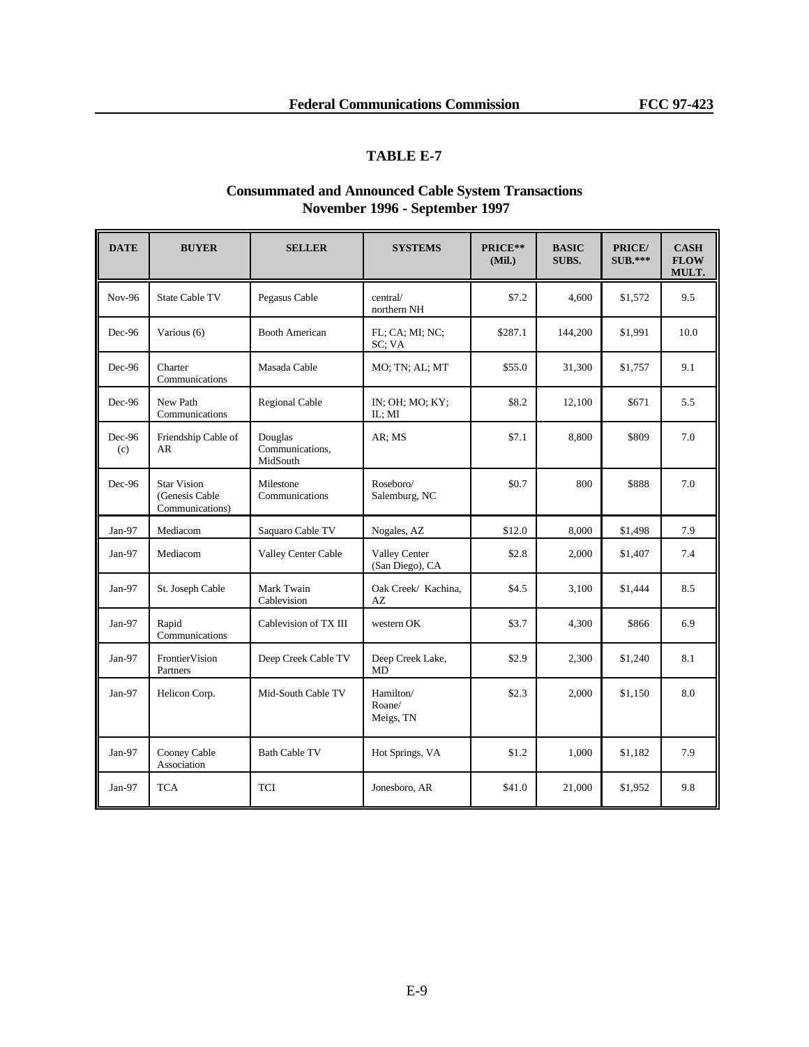## TABLE E-7

### Consummated and Announced Cable System Transactions
### November 1996 - September 1997

| DATE | BUYER | SELLER | SYSTEMS | PRICE** (Mil.) | BASIC SUBS. | PRICE/ SUB.*** | CASH FLOW MULT. |
|---|---|---|---|---|---|---|---|
| Nov-96 | State Cable TV | Pegasus Cable | central/ northern NH | $7.2 | 4,600 | $1,572 | 9.5 |
| Dec-96 | Various (6) | Booth American | FL; CA; MI; NC; SC; VA | $287.1 | 144,200 | $1,991 | 10.0 |
| Dec-96 | Charter Communications | Masada Cable | MO; TN; AL; MT | $55.0 | 31,300 | $1,757 | 9.1 |
| Dec-96 | New Path Communications | Regional Cable | IN; OH; MO; KY; IL; MI | $8.2 | 12,100 | $671 | 5.5 |
| Dec-96 (c) | Friendship Cable of AR | Douglas Communications, MidSouth | AR; MS | $7.1 | 8,800 | $809 | 7.0 |
| Dec-96 | Star Vision (Genesis Cable Communications) | Milestone Communications | Roseboro/ Salemburg, NC | $0.7 | 800 | $888 | 7.0 |
| Jan-97 | Mediacom | Saquaro Cable TV | Nogales, AZ | $12.0 | 8,000 | $1,498 | 7.9 |
| Jan-97 | Mediacom | Valley Center Cable | Valley Center (San Diego), CA | $2.8 | 2,000 | $1,407 | 7.4 |
| Jan-97 | St. Joseph Cable | Mark Twain Cablevision | Oak Creek/ Kachina, AZ | $4.5 | 3,100 | $1,444 | 8.5 |
| Jan-97 | Rapid Communications | Cablevision of TX III | western OK | $3.7 | 4,300 | $866 | 6.9 |
| Jan-97 | FrontierVision Partners | Deep Creek Cable TV | Deep Creek Lake, MD | $2.9 | 2,300 | $1,240 | 8.1 |
| Jan-97 | Helicon Corp. | Mid-South Cable TV | Hamilton/ Roane/ Meigs, TN | $2.3 | 2,000 | $1,150 | 8.0 |
| Jan-97 | Cooney Cable Association | Bath Cable TV | Hot Springs, VA | $1.2 | 1,000 | $1,182 | 7.9 |
| Jan-97 | TCA | TCI | Jonesboro, AR | $41.0 | 21,000 | $1,952 | 9.8 |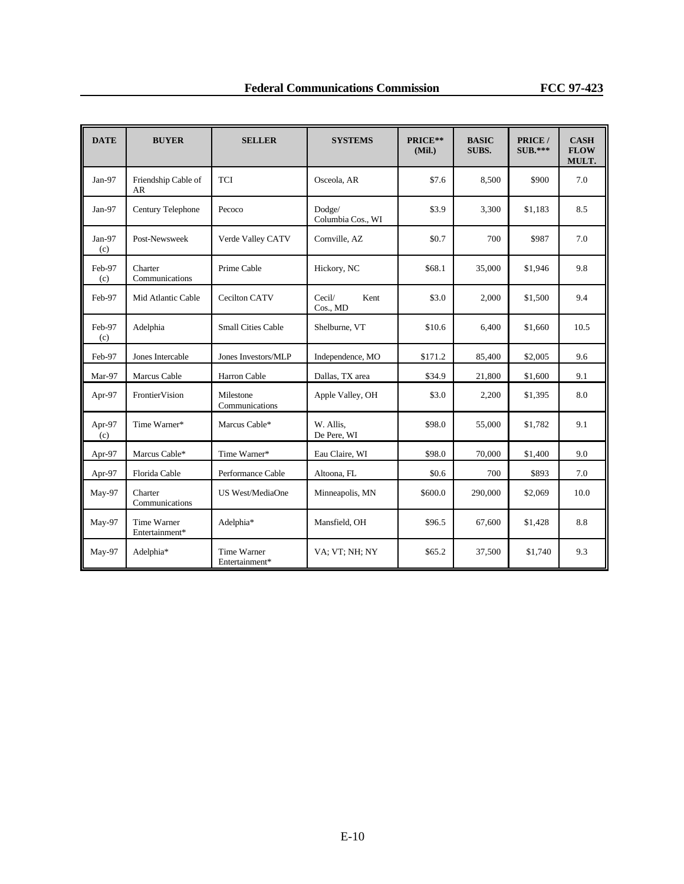| DATE | BUYER | SELLER | SYSTEMS | PRICE** (Mil.) | BASIC SUBS. | PRICE / SUB.*** | CASH FLOW MULT. |
|---|---|---|---|---|---|---|---|
| Jan-97 | Friendship Cable of AR | TCI | Osceola, AR | $7.6 | 8,500 | $900 | 7.0 |
| Jan-97 | Century Telephone | Pecoco | Dodge/ Columbia Cos., WI | $3.9 | 3,300 | $1,183 | 8.5 |
| Jan-97 (c) | Post-Newsweek | Verde Valley CATV | Cornville, AZ | $0.7 | 700 | $987 | 7.0 |
| Feb-97 (c) | Charter Communications | Prime Cable | Hickory, NC | $68.1 | 35,000 | $1,946 | 9.8 |
| Feb-97 | Mid Atlantic Cable | Cecilton CATV | Cecil/ Kent Cos., MD | $3.0 | 2,000 | $1,500 | 9.4 |
| Feb-97 (c) | Adelphia | Small Cities Cable | Shelburne, VT | $10.6 | 6,400 | $1,660 | 10.5 |
| Feb-97 | Jones Intercable | Jones Investors/MLP | Independence, MO | $171.2 | 85,400 | $2,005 | 9.6 |
| Mar-97 | Marcus Cable | Harron Cable | Dallas, TX area | $34.9 | 21,800 | $1,600 | 9.1 |
| Apr-97 | FrontierVision | Milestone Communications | Apple Valley, OH | $3.0 | 2,200 | $1,395 | 8.0 |
| Apr-97 (c) | Time Warner* | Marcus Cable* | W. Allis, De Pere, WI | $98.0 | 55,000 | $1,782 | 9.1 |
| Apr-97 | Marcus Cable* | Time Warner* | Eau Claire, WI | $98.0 | 70,000 | $1,400 | 9.0 |
| Apr-97 | Florida Cable | Performance Cable | Altoona, FL | $0.6 | 700 | $893 | 7.0 |
| May-97 | Charter Communications | US West/MediaOne | Minneapolis, MN | $600.0 | 290,000 | $2,069 | 10.0 |
| May-97 | Time Warner Entertainment* | Adelphia* | Mansfield, OH | $96.5 | 67,600 | $1,428 | 8.8 |
| May-97 | Adelphia* | Time Warner Entertainment* | VA; VT; NH; NY | $65.2 | 37,500 | $1,740 | 9.3 |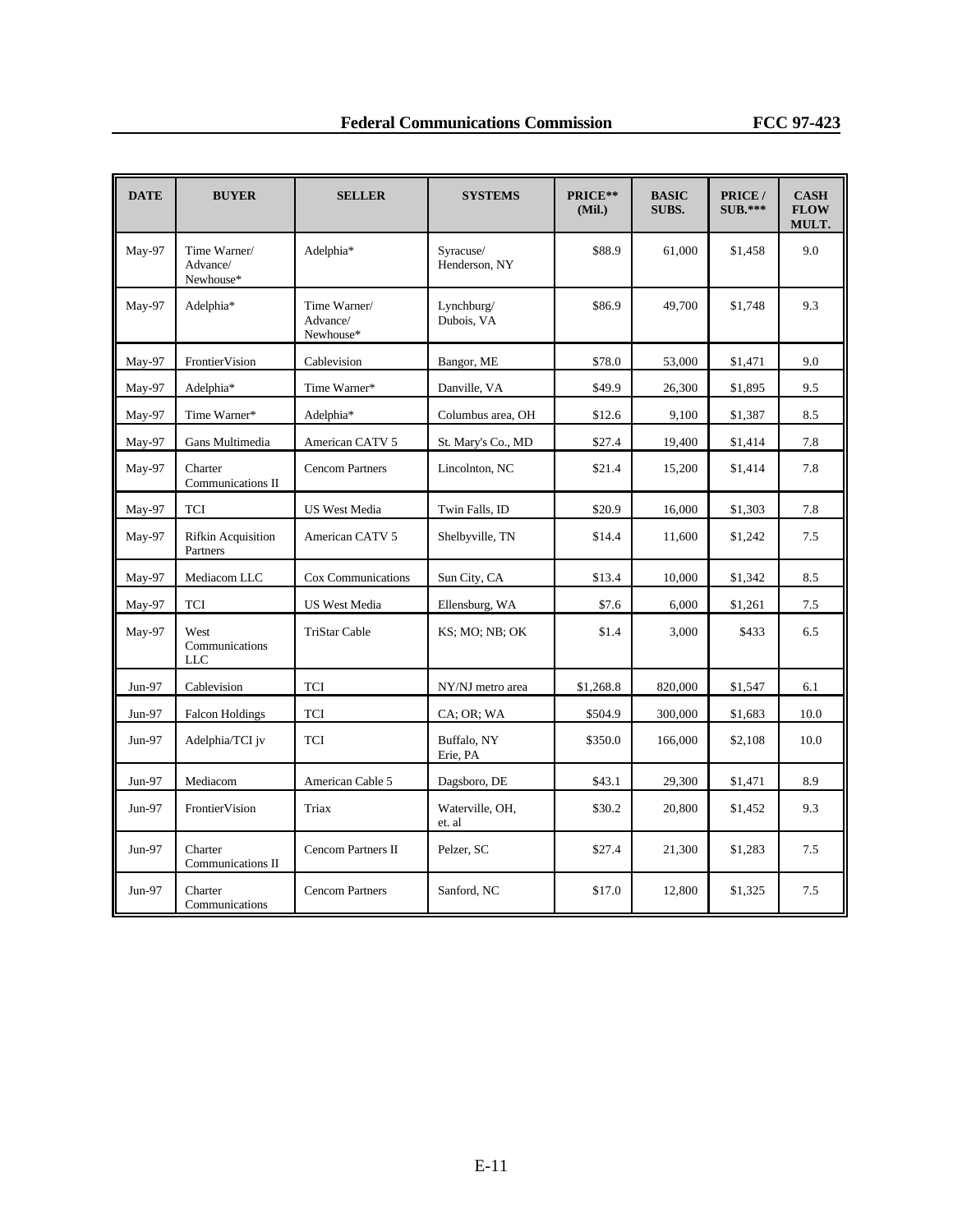| DATE | BUYER | SELLER | SYSTEMS | PRICE** (Mil.) | BASIC SUBS. | PRICE / SUB.*** | CASH FLOW MULT. |
|---|---|---|---|---|---|---|---|
| May-97 | Time Warner/ Advance/ Newhouse* | Adelphia* | Syracuse/ Henderson, NY | \$88.9 | 61,000 | \$1,458 | 9.0 |
| May-97 | Adelphia* | Time Warner/ Advance/ Newhouse* | Lynchburg/ Dubois, VA | \$86.9 | 49,700 | \$1,748 | 9.3 |
| May-97 | FrontierVision | Cablevision | Bangor, ME | \$78.0 | 53,000 | \$1,471 | 9.0 |
| May-97 | Adelphia* | Time Warner* | Danville, VA | \$49.9 | 26,300 | \$1,895 | 9.5 |
| May-97 | Time Warner* | Adelphia* | Columbus area, OH | \$12.6 | 9,100 | \$1,387 | 8.5 |
| May-97 | Gans Multimedia | American CATV 5 | St. Mary's Co., MD | \$27.4 | 19,400 | \$1,414 | 7.8 |
| May-97 | Charter Communications II | Cencom Partners | Lincolnton, NC | \$21.4 | 15,200 | \$1,414 | 7.8 |
| May-97 | TCI | US West Media | Twin Falls, ID | \$20.9 | 16,000 | \$1,303 | 7.8 |
| May-97 | Rifkin Acquisition Partners | American CATV 5 | Shelbyville, TN | \$14.4 | 11,600 | \$1,242 | 7.5 |
| May-97 | Mediacom LLC | Cox Communications | Sun City, CA | \$13.4 | 10,000 | \$1,342 | 8.5 |
| May-97 | TCI | US West Media | Ellensburg, WA | \$7.6 | 6,000 | \$1,261 | 7.5 |
| May-97 | West Communications LLC | TriStar Cable | KS; MO; NB; OK | \$1.4 | 3,000 | \$433 | 6.5 |
| Jun-97 | Cablevision | TCI | NY/NJ metro area | \$1,268.8 | 820,000 | \$1,547 | 6.1 |
| Jun-97 | Falcon Holdings | TCI | CA; OR; WA | \$504.9 | 300,000 | \$1,683 | 10.0 |
| Jun-97 | Adelphia/TCI jv | TCI | Buffalo, NY Erie, PA | \$350.0 | 166,000 | \$2,108 | 10.0 |
| Jun-97 | Mediacom | American Cable 5 | Dagsboro, DE | \$43.1 | 29,300 | \$1,471 | 8.9 |
| Jun-97 | FrontierVision | Triax | Waterville, OH, et. al | \$30.2 | 20,800 | \$1,452 | 9.3 |
| Jun-97 | Charter Communications II | Cencom Partners II | Pelzer, SC | \$27.4 | 21,300 | \$1,283 | 7.5 |
| Jun-97 | Charter Communications | Cencom Partners | Sanford, NC | \$17.0 | 12,800 | \$1,325 | 7.5 |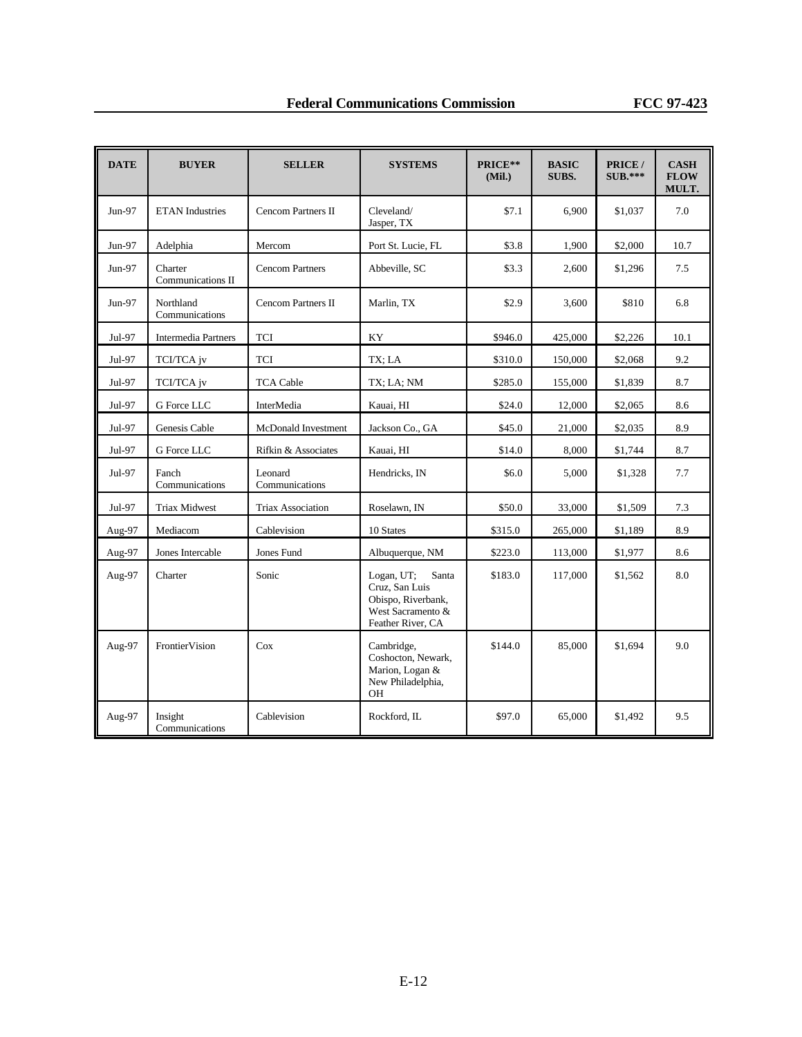| DATE | BUYER | SELLER | SYSTEMS | PRICE** (Mil.) | BASIC SUBS. | PRICE / SUB.*** | CASH FLOW MULT. |
|---|---|---|---|---|---|---|---|
| Jun-97 | ETAN Industries | Cencom Partners II | Cleveland/ Jasper, TX | $7.1 | 6,900 | $1,037 | 7.0 |
| Jun-97 | Adelphia | Mercom | Port St. Lucie, FL | $3.8 | 1,900 | $2,000 | 10.7 |
| Jun-97 | Charter Communications II | Cencom Partners | Abbeville, SC | $3.3 | 2,600 | $1,296 | 7.5 |
| Jun-97 | Northland Communications | Cencom Partners II | Marlin, TX | $2.9 | 3,600 | $810 | 6.8 |
| Jul-97 | Intermedia Partners | TCI | KY | $946.0 | 425,000 | $2,226 | 10.1 |
| Jul-97 | TCI/TCA jv | TCI | TX; LA | $310.0 | 150,000 | $2,068 | 9.2 |
| Jul-97 | TCI/TCA jv | TCA Cable | TX; LA; NM | $285.0 | 155,000 | $1,839 | 8.7 |
| Jul-97 | G Force LLC | InterMedia | Kauai, HI | $24.0 | 12,000 | $2,065 | 8.6 |
| Jul-97 | Genesis Cable | McDonald Investment | Jackson Co., GA | $45.0 | 21,000 | $2,035 | 8.9 |
| Jul-97 | G Force LLC | Rifkin & Associates | Kauai, HI | $14.0 | 8,000 | $1,744 | 8.7 |
| Jul-97 | Fanch Communications | Leonard Communications | Hendricks, IN | $6.0 | 5,000 | $1,328 | 7.7 |
| Jul-97 | Triax Midwest | Triax Association | Roselawn, IN | $50.0 | 33,000 | $1,509 | 7.3 |
| Aug-97 | Mediacom | Cablevision | 10 States | $315.0 | 265,000 | $1,189 | 8.9 |
| Aug-97 | Jones Intercable | Jones Fund | Albuquerque, NM | $223.0 | 113,000 | $1,977 | 8.6 |
| Aug-97 | Charter | Sonic | Logan, UT; Santa Cruz, San Luis Obispo, Riverbank, West Sacramento & Feather River, CA | $183.0 | 117,000 | $1,562 | 8.0 |
| Aug-97 | FrontierVision | Cox | Cambridge, Coshocton, Newark, Marion, Logan & New Philadelphia, OH | $144.0 | 85,000 | $1,694 | 9.0 |
| Aug-97 | Insight Communications | Cablevision | Rockford, IL | $97.0 | 65,000 | $1,492 | 9.5 |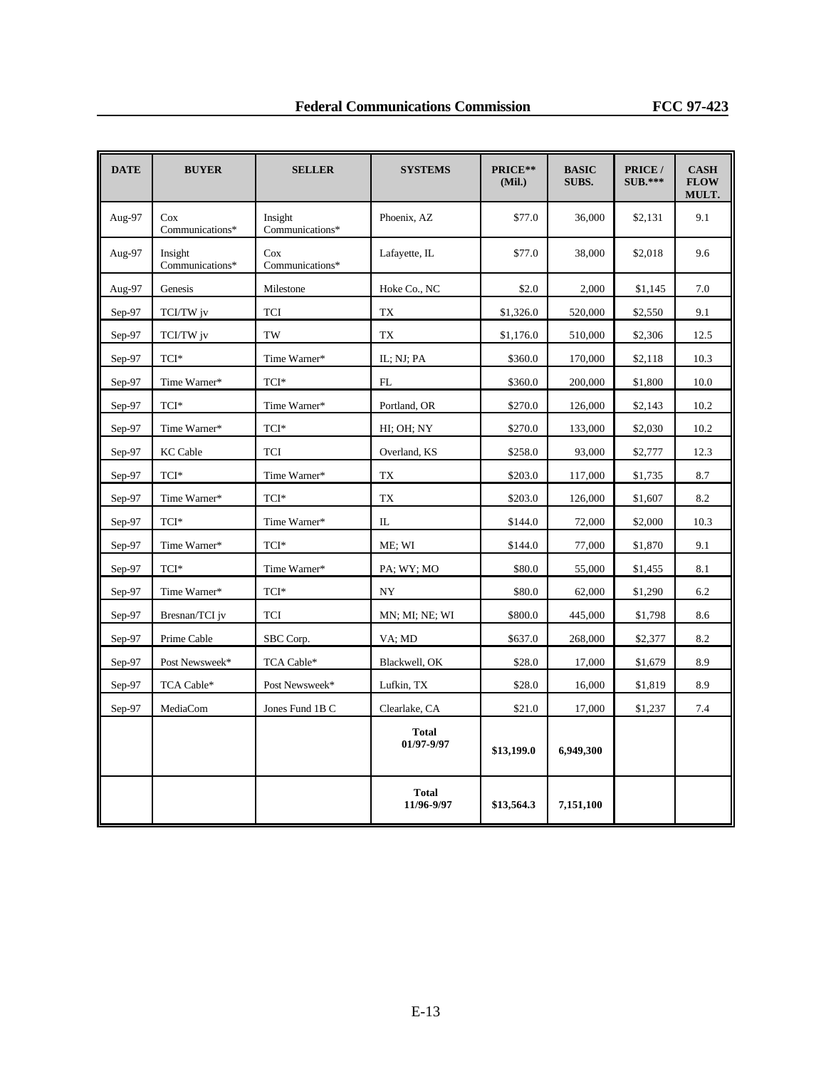| DATE | BUYER | SELLER | SYSTEMS | PRICE** (Mil.) | BASIC SUBS. | PRICE / SUB.*** | CASH FLOW MULT. |
|---|---|---|---|---|---|---|---|
| Aug-97 | Cox Communications* | Insight Communications* | Phoenix, AZ | $77.0 | 36,000 | $2,131 | 9.1 |
| Aug-97 | Insight Communications* | Cox Communications* | Lafayette, IL | $77.0 | 38,000 | $2,018 | 9.6 |
| Aug-97 | Genesis | Milestone | Hoke Co., NC | $2.0 | 2,000 | $1,145 | 7.0 |
| Sep-97 | TCI/TW jv | TCI | TX | $1,326.0 | 520,000 | $2,550 | 9.1 |
| Sep-97 | TCI/TW jv | TW | TX | $1,176.0 | 510,000 | $2,306 | 12.5 |
| Sep-97 | TCI* | Time Warner* | IL; NJ; PA | $360.0 | 170,000 | $2,118 | 10.3 |
| Sep-97 | Time Warner* | TCI* | FL | $360.0 | 200,000 | $1,800 | 10.0 |
| Sep-97 | TCI* | Time Warner* | Portland, OR | $270.0 | 126,000 | $2,143 | 10.2 |
| Sep-97 | Time Warner* | TCI* | HI; OH; NY | $270.0 | 133,000 | $2,030 | 10.2 |
| Sep-97 | KC Cable | TCI | Overland, KS | $258.0 | 93,000 | $2,777 | 12.3 |
| Sep-97 | TCI* | Time Warner* | TX | $203.0 | 117,000 | $1,735 | 8.7 |
| Sep-97 | Time Warner* | TCI* | TX | $203.0 | 126,000 | $1,607 | 8.2 |
| Sep-97 | TCI* | Time Warner* | IL | $144.0 | 72,000 | $2,000 | 10.3 |
| Sep-97 | Time Warner* | TCI* | ME; WI | $144.0 | 77,000 | $1,870 | 9.1 |
| Sep-97 | TCI* | Time Warner* | PA; WY; MO | $80.0 | 55,000 | $1,455 | 8.1 |
| Sep-97 | Time Warner* | TCI* | NY | $80.0 | 62,000 | $1,290 | 6.2 |
| Sep-97 | Bresnan/TCI jv | TCI | MN; MI; NE; WI | $800.0 | 445,000 | $1,798 | 8.6 |
| Sep-97 | Prime Cable | SBC Corp. | VA; MD | $637.0 | 268,000 | $2,377 | 8.2 |
| Sep-97 | Post Newsweek* | TCA Cable* | Blackwell, OK | $28.0 | 17,000 | $1,679 | 8.9 |
| Sep-97 | TCA Cable* | Post Newsweek* | Lufkin, TX | $28.0 | 16,000 | $1,819 | 8.9 |
| Sep-97 | MediaCom | Jones Fund 1B C | Clearlake, CA | $21.0 | 17,000 | $1,237 | 7.4 |
| | | | **Total 01/97-9/97** | **$13,199.0** | **6,949,300** | | |
| | | | **Total 11/96-9/97** | **$13,564.3** | **7,151,100** | | |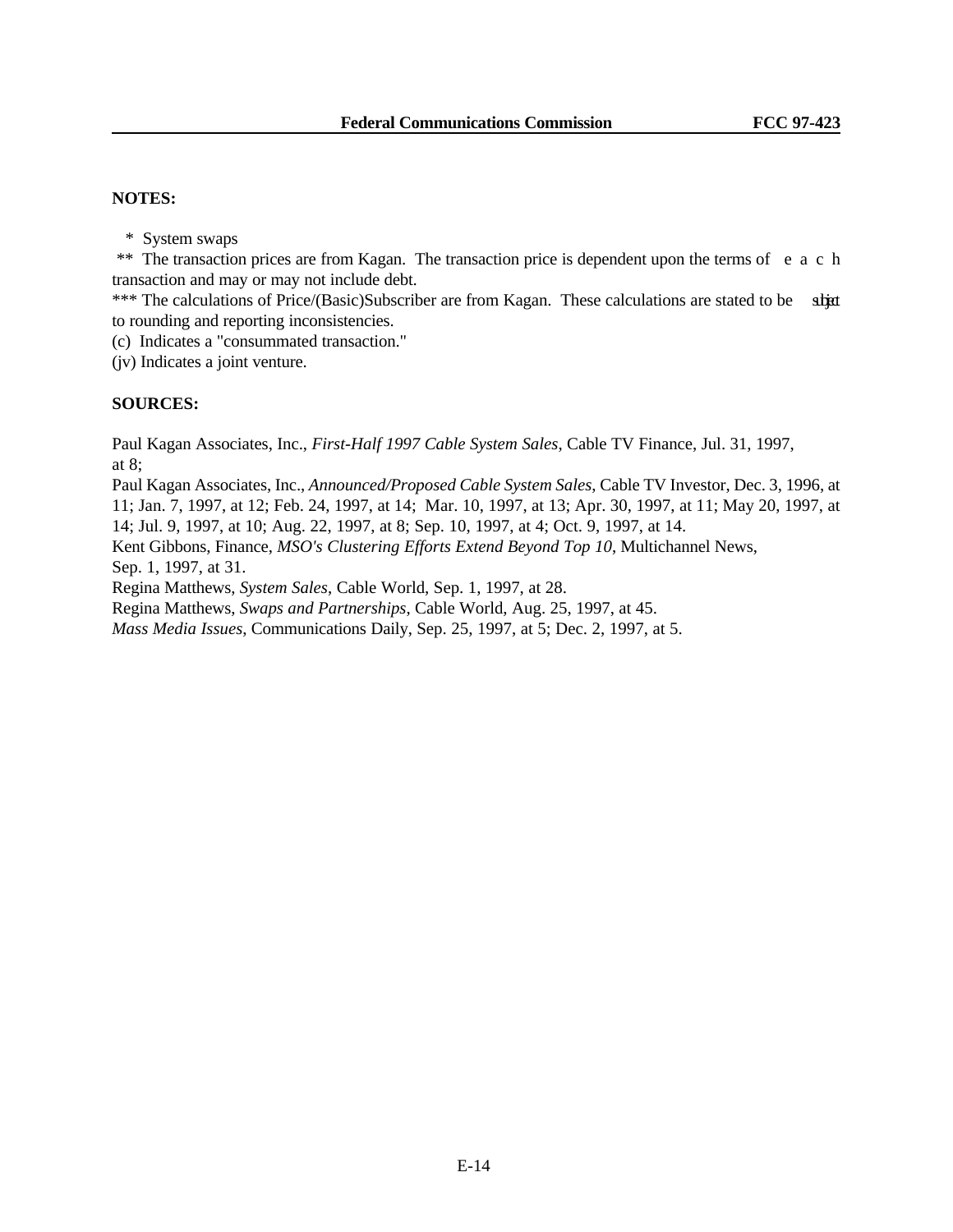**NOTES:**

\* System swaps

\*\* The transaction prices are from Kagan. The transaction price is dependent upon the terms of each transaction and may or may not include debt.

\*\*\* The calculations of Price/(Basic)Subscriber are from Kagan. These calculations are stated to be subject to rounding and reporting inconsistencies.

(c) Indicates a "consummated transaction."

(jv) Indicates a joint venture.

**SOURCES:**

Paul Kagan Associates, Inc., *First-Half 1997 Cable System Sales*, Cable TV Finance, Jul. 31, 1997, at 8;

Paul Kagan Associates, Inc., *Announced/Proposed Cable System Sales*, Cable TV Investor, Dec. 3, 1996, at 11; Jan. 7, 1997, at 12; Feb. 24, 1997, at 14; Mar. 10, 1997, at 13; Apr. 30, 1997, at 11; May 20, 1997, at 14; Jul. 9, 1997, at 10; Aug. 22, 1997, at 8; Sep. 10, 1997, at 4; Oct. 9, 1997, at 14.

Kent Gibbons, Finance, *MSO's Clustering Efforts Extend Beyond Top 10*, Multichannel News, Sep. 1, 1997, at 31.

Regina Matthews, *System Sales*, Cable World, Sep. 1, 1997, at 28.

Regina Matthews, *Swaps and Partnerships*, Cable World, Aug. 25, 1997, at 45.

*Mass Media Issues*, Communications Daily, Sep. 25, 1997, at 5; Dec. 2, 1997, at 5.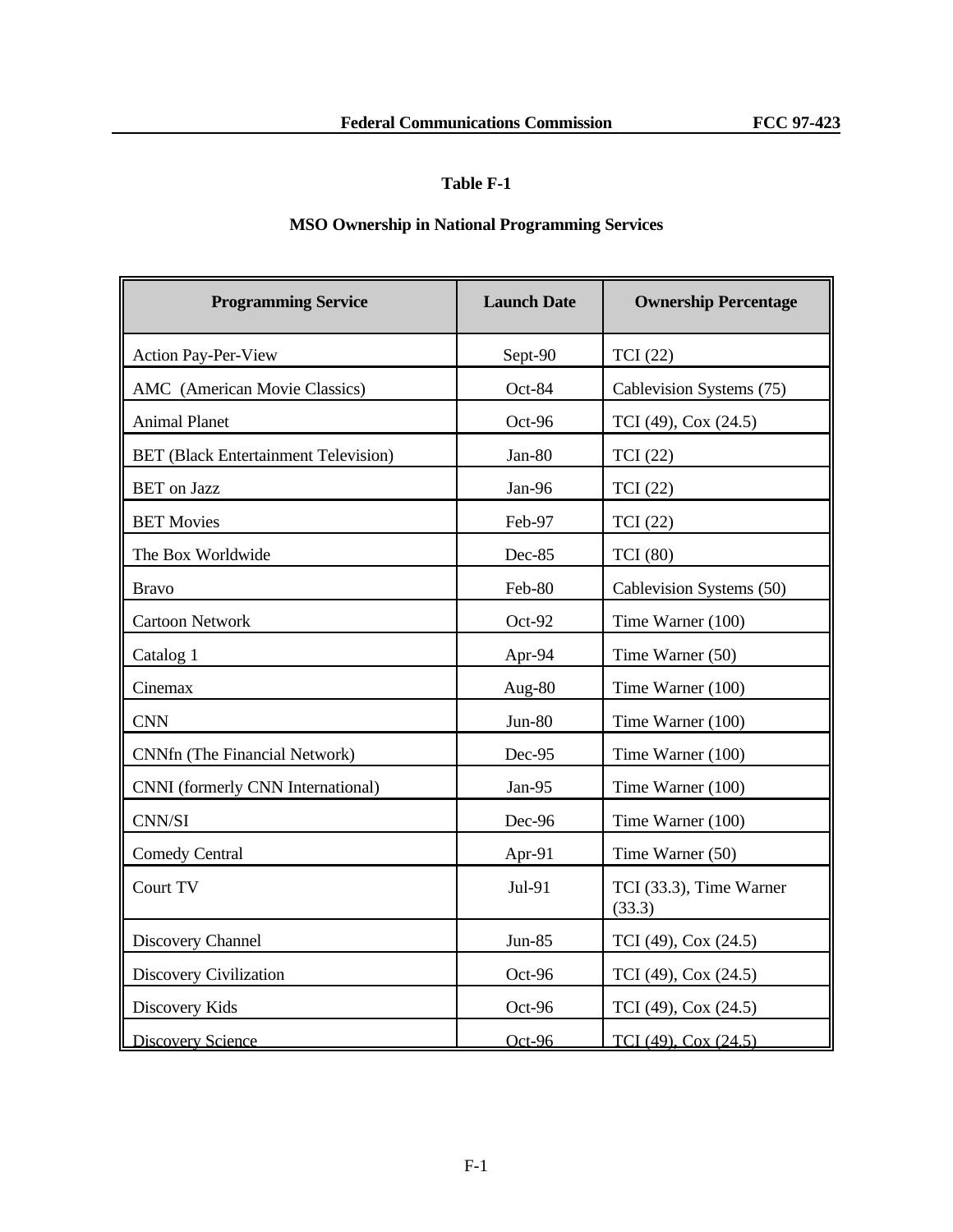## Table F-1

## MSO Ownership in National Programming Services

| Programming Service | Launch Date | Ownership Percentage |
|---|---|---|
| Action Pay-Per-View | Sept-90 | TCI (22) |
| AMC (American Movie Classics) | Oct-84 | Cablevision Systems (75) |
| Animal Planet | Oct-96 | TCI (49), Cox (24.5) |
| BET (Black Entertainment Television) | Jan-80 | TCI (22) |
| BET on Jazz | Jan-96 | TCI (22) |
| BET Movies | Feb-97 | TCI (22) |
| The Box Worldwide | Dec-85 | TCI (80) |
| Bravo | Feb-80 | Cablevision Systems (50) |
| Cartoon Network | Oct-92 | Time Warner (100) |
| Catalog 1 | Apr-94 | Time Warner (50) |
| Cinemax | Aug-80 | Time Warner (100) |
| CNN | Jun-80 | Time Warner (100) |
| CNNfn (The Financial Network) | Dec-95 | Time Warner (100) |
| CNNI (formerly CNN International) | Jan-95 | Time Warner (100) |
| CNN/SI | Dec-96 | Time Warner (100) |
| Comedy Central | Apr-91 | Time Warner (50) |
| Court TV | Jul-91 | TCI (33.3), Time Warner (33.3) |
| Discovery Channel | Jun-85 | TCI (49), Cox (24.5) |
| Discovery Civilization | Oct-96 | TCI (49), Cox (24.5) |
| Discovery Kids | Oct-96 | TCI (49), Cox (24.5) |
| Discovery Science | Oct-96 | TCI (49), Cox (24.5) |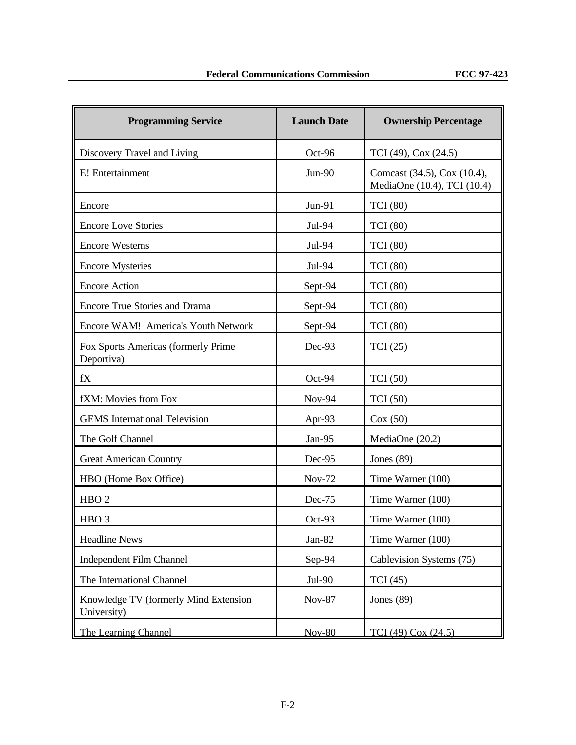| Programming Service | Launch Date | Ownership Percentage |
|---|---|---|
| Discovery Travel and Living | Oct-96 | TCI (49), Cox (24.5) |
| E! Entertainment | Jun-90 | Comcast (34.5), Cox (10.4), MediaOne (10.4), TCI (10.4) |
| Encore | Jun-91 | TCI (80) |
| Encore Love Stories | Jul-94 | TCI (80) |
| Encore Westerns | Jul-94 | TCI (80) |
| Encore Mysteries | Jul-94 | TCI (80) |
| Encore Action | Sept-94 | TCI (80) |
| Encore True Stories and Drama | Sept-94 | TCI (80) |
| Encore WAM! America's Youth Network | Sept-94 | TCI (80) |
| Fox Sports Americas (formerly Prime Deportiva) | Dec-93 | TCI (25) |
| fX | Oct-94 | TCI (50) |
| fXM: Movies from Fox | Nov-94 | TCI (50) |
| GEMS International Television | Apr-93 | Cox (50) |
| The Golf Channel | Jan-95 | MediaOne (20.2) |
| Great American Country | Dec-95 | Jones (89) |
| HBO (Home Box Office) | Nov-72 | Time Warner (100) |
| HBO 2 | Dec-75 | Time Warner (100) |
| HBO 3 | Oct-93 | Time Warner (100) |
| Headline News | Jan-82 | Time Warner (100) |
| Independent Film Channel | Sep-94 | Cablevision Systems (75) |
| The International Channel | Jul-90 | TCI (45) |
| Knowledge TV (formerly Mind Extension University) | Nov-87 | Jones (89) |
| The Learning Channel | Nov-80 | TCI (49) Cox (24.5) |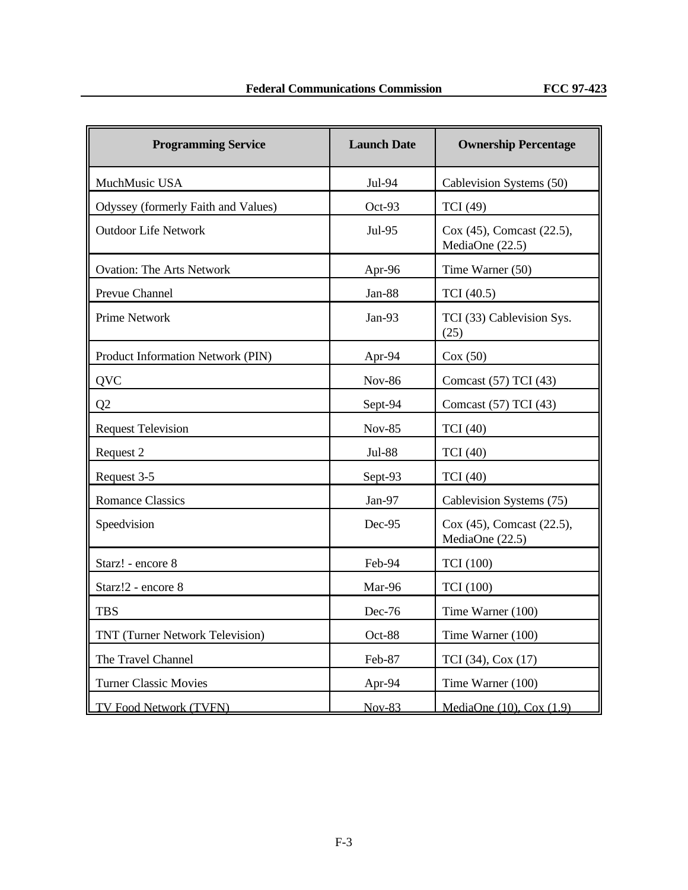| Programming Service | Launch Date | Ownership Percentage |
|---|---|---|
| MuchMusic USA | Jul-94 | Cablevision Systems (50) |
| Odyssey (formerly Faith and Values) | Oct-93 | TCI (49) |
| Outdoor Life Network | Jul-95 | Cox (45), Comcast (22.5), MediaOne (22.5) |
| Ovation: The Arts Network | Apr-96 | Time Warner (50) |
| Prevue Channel | Jan-88 | TCI (40.5) |
| Prime Network | Jan-93 | TCI (33) Cablevision Sys. (25) |
| Product Information Network (PIN) | Apr-94 | Cox (50) |
| QVC | Nov-86 | Comcast (57) TCI (43) |
| Q2 | Sept-94 | Comcast (57) TCI (43) |
| Request Television | Nov-85 | TCI (40) |
| Request 2 | Jul-88 | TCI (40) |
| Request 3-5 | Sept-93 | TCI (40) |
| Romance Classics | Jan-97 | Cablevision Systems (75) |
| Speedvision | Dec-95 | Cox (45), Comcast (22.5), MediaOne (22.5) |
| Starz! - encore 8 | Feb-94 | TCI (100) |
| Starz!2 - encore 8 | Mar-96 | TCI (100) |
| TBS | Dec-76 | Time Warner (100) |
| TNT (Turner Network Television) | Oct-88 | Time Warner (100) |
| The Travel Channel | Feb-87 | TCI (34), Cox (17) |
| Turner Classic Movies | Apr-94 | Time Warner (100) |
| TV Food Network (TVFN) | Nov-83 | MediaOne (10), Cox (1.9) |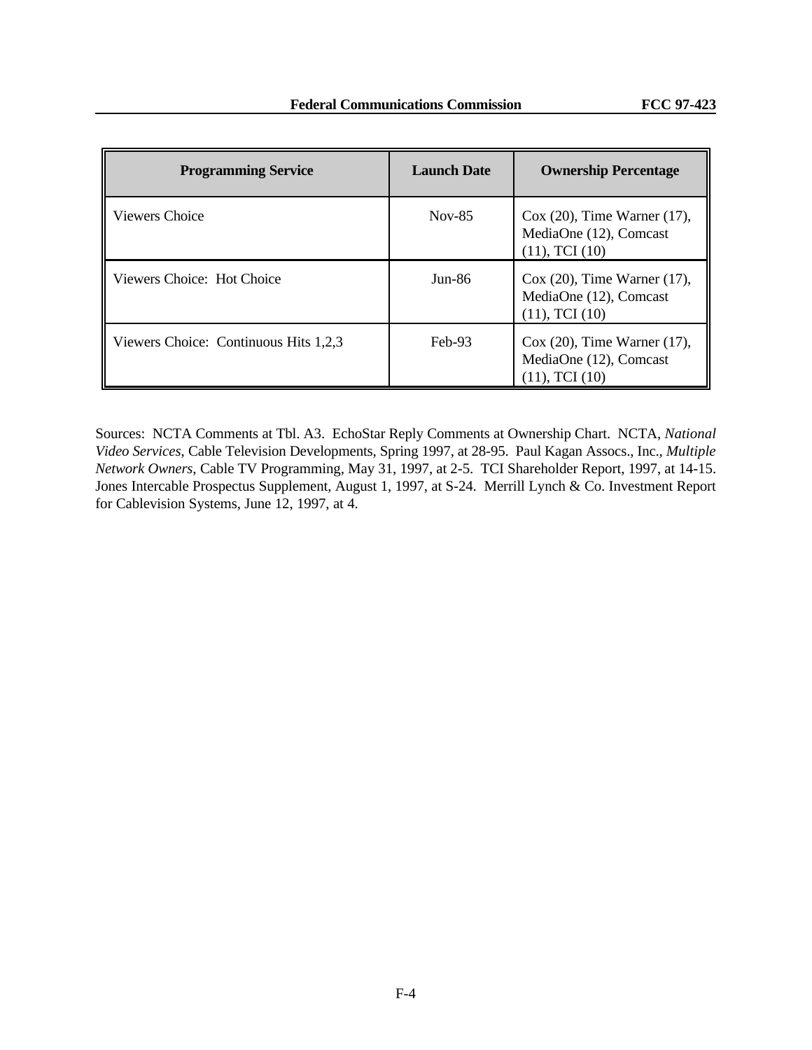| Programming Service | Launch Date | Ownership Percentage |
| --- | --- | --- |
| Viewers Choice | Nov-85 | Cox (20), Time Warner (17), MediaOne (12), Comcast (11), TCI (10) |
| Viewers Choice: Hot Choice | Jun-86 | Cox (20), Time Warner (17), MediaOne (12), Comcast (11), TCI (10) |
| Viewers Choice: Continuous Hits 1,2,3 | Feb-93 | Cox (20), Time Warner (17), MediaOne (12), Comcast (11), TCI (10) |

Sources: NCTA Comments at Tbl. A3. EchoStar Reply Comments at Ownership Chart. NCTA, *National Video Services*, Cable Television Developments, Spring 1997, at 28-95. Paul Kagan Assocs., Inc., *Multiple Network Owners*, Cable TV Programming, May 31, 1997, at 2-5. TCI Shareholder Report, 1997, at 14-15. Jones Intercable Prospectus Supplement, August 1, 1997, at S-24. Merrill Lynch & Co. Investment Report for Cablevision Systems, June 12, 1997, at 4.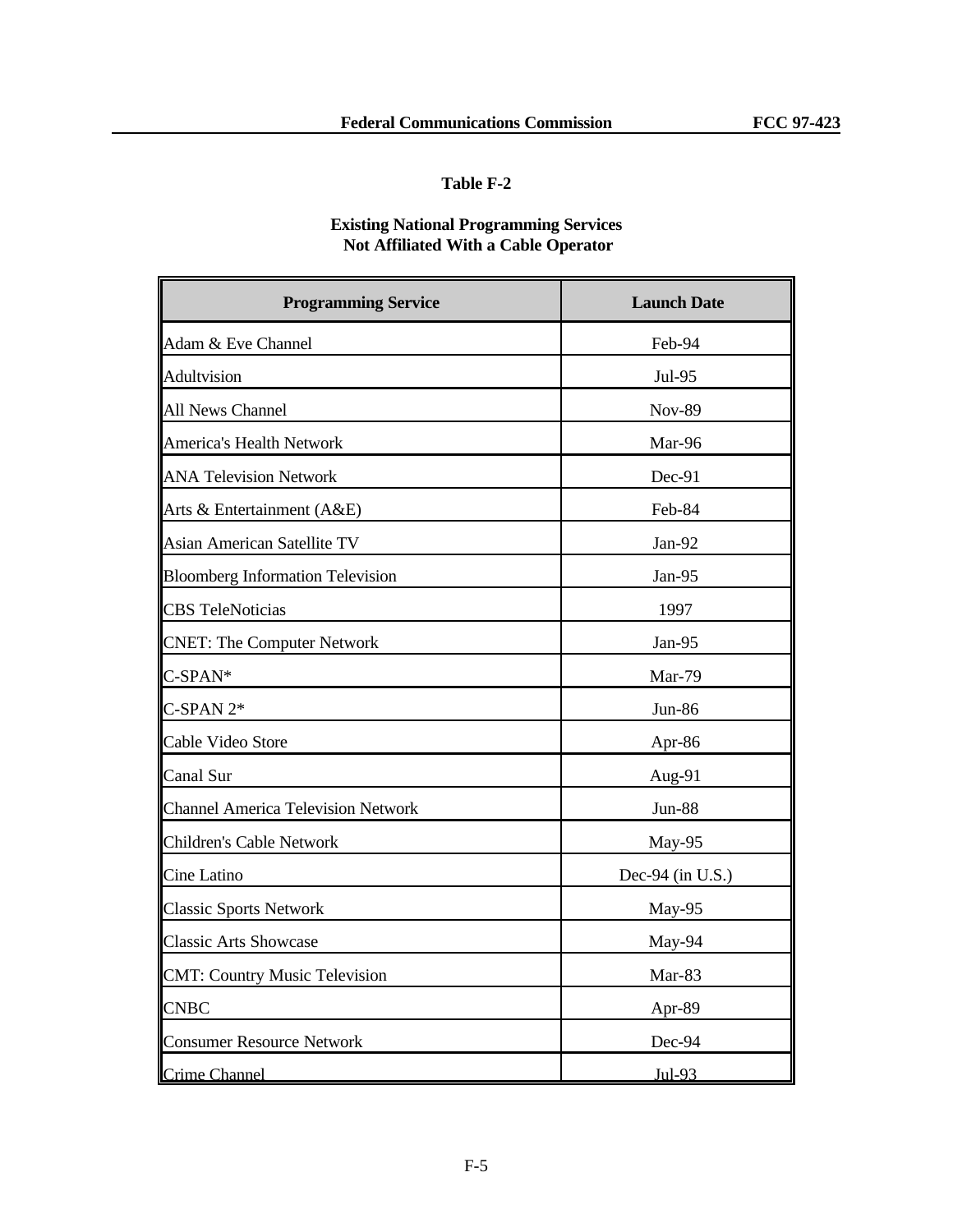## Table F-2

### Existing National Programming Services Not Affiliated With a Cable Operator

| Programming Service | Launch Date |
|---|---|
| Adam & Eve Channel | Feb-94 |
| Adultvision | Jul-95 |
| All News Channel | Nov-89 |
| America's Health Network | Mar-96 |
| ANA Television Network | Dec-91 |
| Arts & Entertainment (A&E) | Feb-84 |
| Asian American Satellite TV | Jan-92 |
| Bloomberg Information Television | Jan-95 |
| CBS TeleNoticias | 1997 |
| CNET: The Computer Network | Jan-95 |
| C-SPAN* | Mar-79 |
| C-SPAN 2* | Jun-86 |
| Cable Video Store | Apr-86 |
| Canal Sur | Aug-91 |
| Channel America Television Network | Jun-88 |
| Children's Cable Network | May-95 |
| Cine Latino | Dec-94 (in U.S.) |
| Classic Sports Network | May-95 |
| Classic Arts Showcase | May-94 |
| CMT: Country Music Television | Mar-83 |
| CNBC | Apr-89 |
| Consumer Resource Network | Dec-94 |
| Crime Channel | Jul-93 |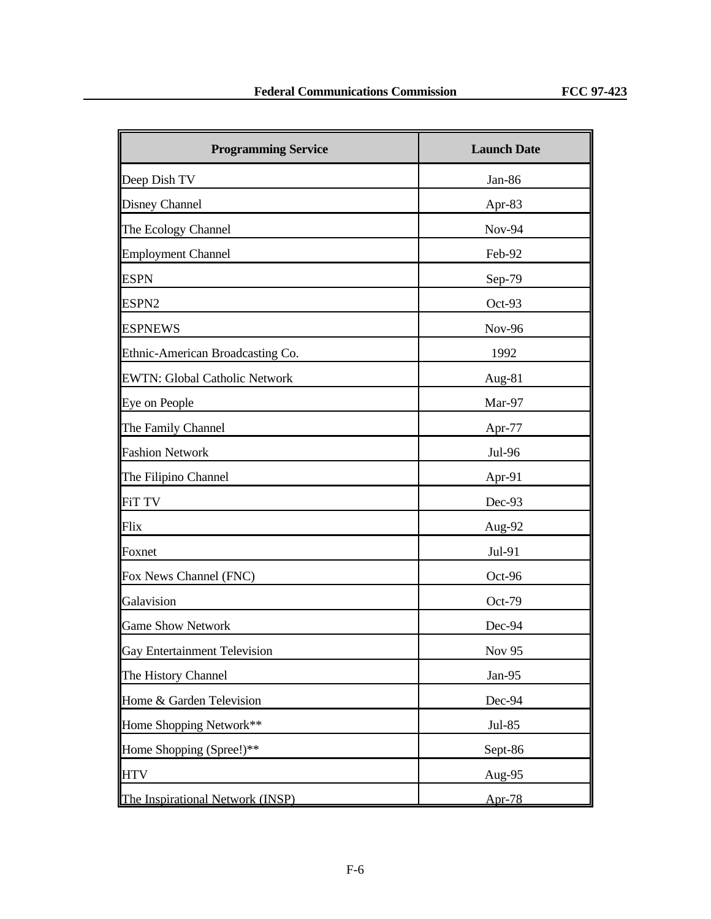| Programming Service | Launch Date |
|---|---|
| Deep Dish TV | Jan-86 |
| Disney Channel | Apr-83 |
| The Ecology Channel | Nov-94 |
| Employment Channel | Feb-92 |
| ESPN | Sep-79 |
| ESPN2 | Oct-93 |
| ESPNEWS | Nov-96 |
| Ethnic-American Broadcasting Co. | 1992 |
| EWTN: Global Catholic Network | Aug-81 |
| Eye on People | Mar-97 |
| The Family Channel | Apr-77 |
| Fashion Network | Jul-96 |
| The Filipino Channel | Apr-91 |
| FiT TV | Dec-93 |
| Flix | Aug-92 |
| Foxnet | Jul-91 |
| Fox News Channel (FNC) | Oct-96 |
| Galavision | Oct-79 |
| Game Show Network | Dec-94 |
| Gay Entertainment Television | Nov 95 |
| The History Channel | Jan-95 |
| Home & Garden Television | Dec-94 |
| Home Shopping Network** | Jul-85 |
| Home Shopping (Spree!)** | Sept-86 |
| HTV | Aug-95 |
| The Inspirational Network (INSP) | Apr-78 |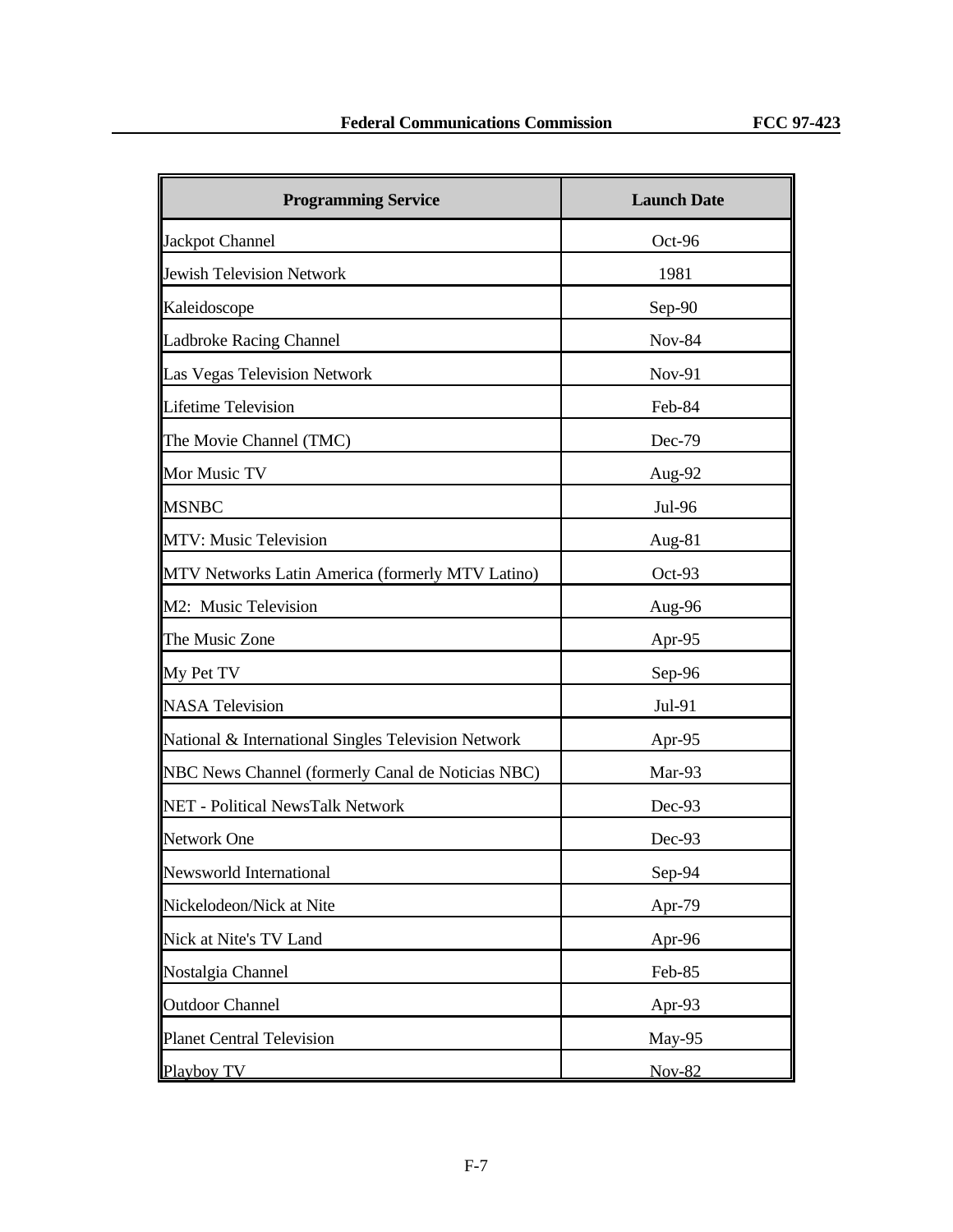| Programming Service | Launch Date |
|---|---|
| Jackpot Channel | Oct-96 |
| Jewish Television Network | 1981 |
| Kaleidoscope | Sep-90 |
| Ladbroke Racing Channel | Nov-84 |
| Las Vegas Television Network | Nov-91 |
| Lifetime Television | Feb-84 |
| The Movie Channel (TMC) | Dec-79 |
| Mor Music TV | Aug-92 |
| MSNBC | Jul-96 |
| MTV: Music Television | Aug-81 |
| MTV Networks Latin America (formerly MTV Latino) | Oct-93 |
| M2: Music Television | Aug-96 |
| The Music Zone | Apr-95 |
| My Pet TV | Sep-96 |
| NASA Television | Jul-91 |
| National & International Singles Television Network | Apr-95 |
| NBC News Channel (formerly Canal de Noticias NBC) | Mar-93 |
| NET - Political NewsTalk Network | Dec-93 |
| Network One | Dec-93 |
| Newsworld International | Sep-94 |
| Nickelodeon/Nick at Nite | Apr-79 |
| Nick at Nite's TV Land | Apr-96 |
| Nostalgia Channel | Feb-85 |
| Outdoor Channel | Apr-93 |
| Planet Central Television | May-95 |
| Playboy TV | Nov-82 |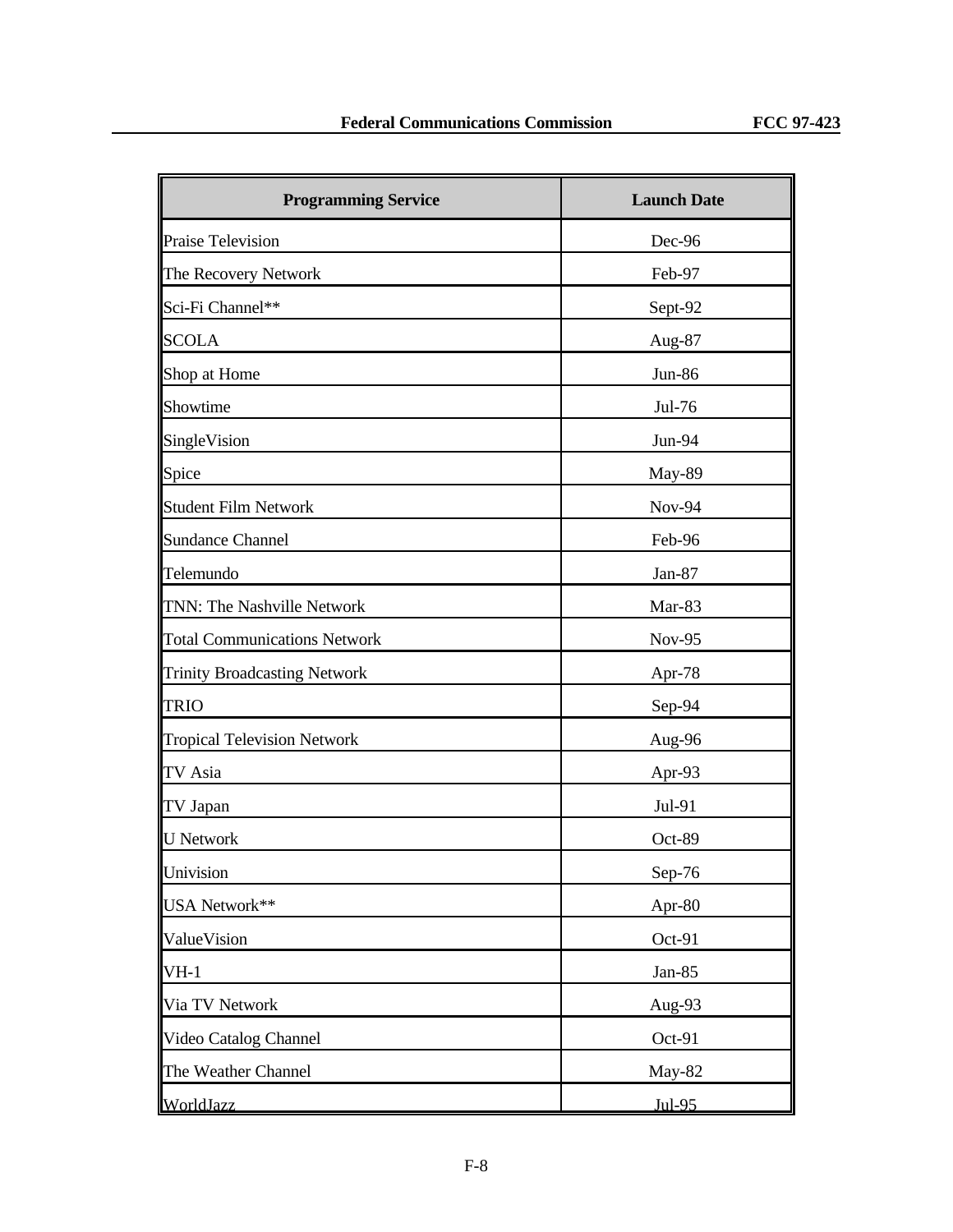| Programming Service | Launch Date |
|---|---|
| Praise Television | Dec-96 |
| The Recovery Network | Feb-97 |
| Sci-Fi Channel** | Sept-92 |
| SCOLA | Aug-87 |
| Shop at Home | Jun-86 |
| Showtime | Jul-76 |
| SingleVision | Jun-94 |
| Spice | May-89 |
| Student Film Network | Nov-94 |
| Sundance Channel | Feb-96 |
| Telemundo | Jan-87 |
| TNN: The Nashville Network | Mar-83 |
| Total Communications Network | Nov-95 |
| Trinity Broadcasting Network | Apr-78 |
| TRIO | Sep-94 |
| Tropical Television Network | Aug-96 |
| TV Asia | Apr-93 |
| TV Japan | Jul-91 |
| U Network | Oct-89 |
| Univision | Sep-76 |
| USA Network** | Apr-80 |
| ValueVision | Oct-91 |
| VH-1 | Jan-85 |
| Via TV Network | Aug-93 |
| Video Catalog Channel | Oct-91 |
| The Weather Channel | May-82 |
| WorldJazz | Jul-95 |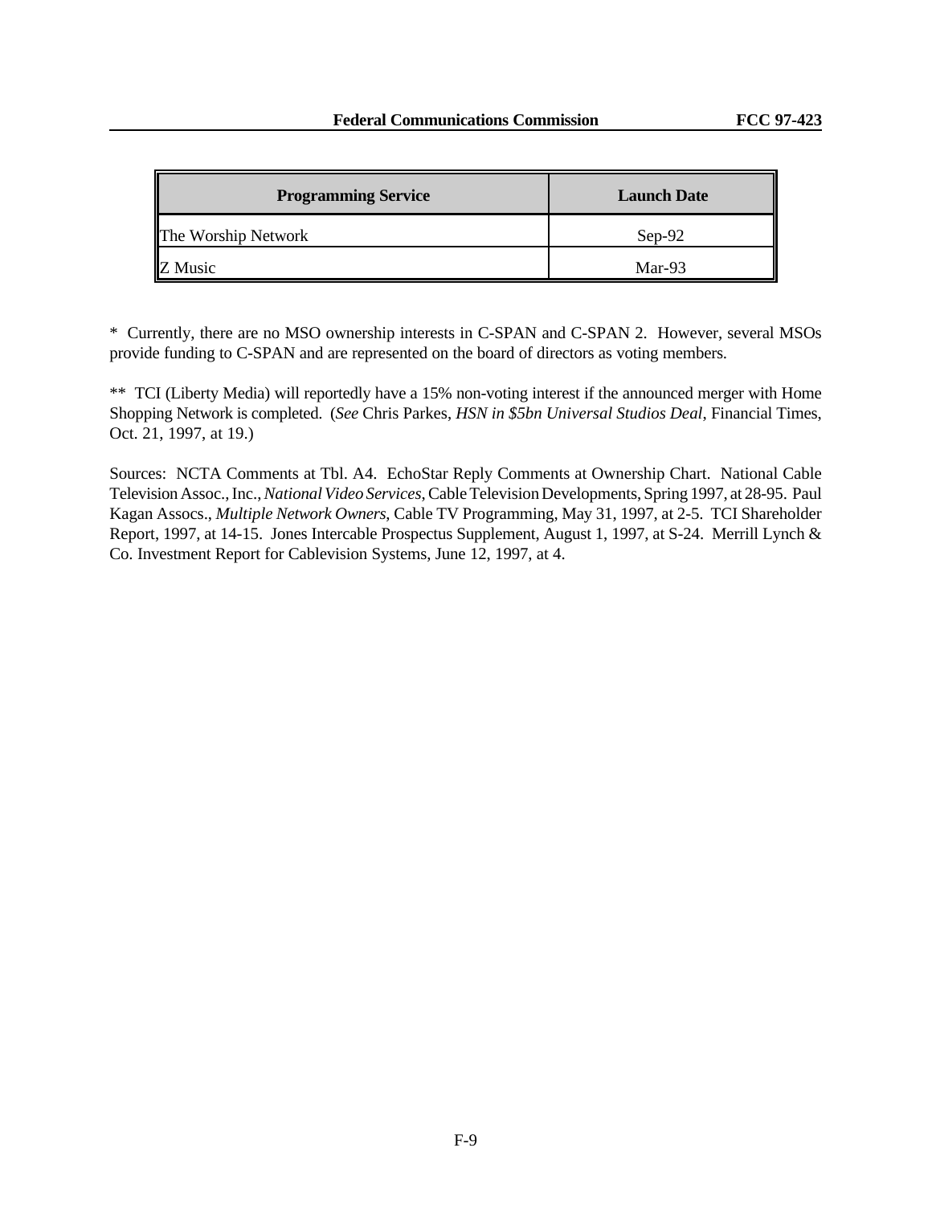| Programming Service | Launch Date |
|---|---|
| The Worship Network | Sep-92 |
| Z Music | Mar-93 |

\* Currently, there are no MSO ownership interests in C-SPAN and C-SPAN 2. However, several MSOs provide funding to C-SPAN and are represented on the board of directors as voting members.

\*\* TCI (Liberty Media) will reportedly have a 15% non-voting interest if the announced merger with Home Shopping Network is completed. (*See* Chris Parkes, *HSN in $5bn Universal Studios Deal*, Financial Times, Oct. 21, 1997, at 19.)

Sources: NCTA Comments at Tbl. A4. EchoStar Reply Comments at Ownership Chart. National Cable Television Assoc., Inc., *National Video Services*, Cable Television Developments, Spring 1997, at 28-95. Paul Kagan Assocs., *Multiple Network Owners*, Cable TV Programming, May 31, 1997, at 2-5. TCI Shareholder Report, 1997, at 14-15. Jones Intercable Prospectus Supplement, August 1, 1997, at S-24. Merrill Lynch & Co. Investment Report for Cablevision Systems, June 12, 1997, at 4.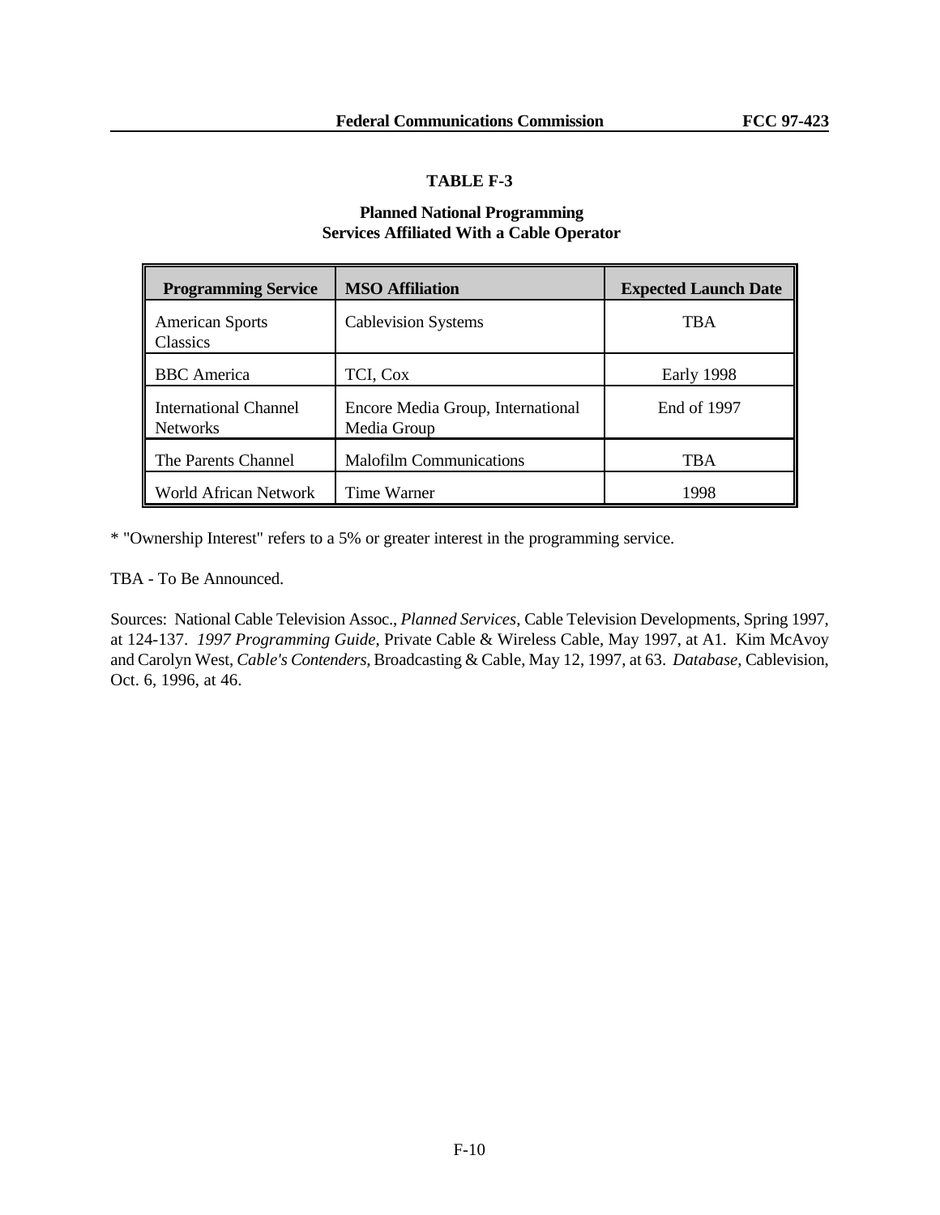**TABLE F-3**

**Planned National Programming Services Affiliated With a Cable Operator**

| Programming Service | MSO Affiliation | Expected Launch Date |
|---|---|---|
| American Sports Classics | Cablevision Systems | TBA |
| BBC America | TCI, Cox | Early 1998 |
| International Channel Networks | Encore Media Group, International Media Group | End of 1997 |
| The Parents Channel | Malofilm Communications | TBA |
| World African Network | Time Warner | 1998 |

* "Ownership Interest" refers to a 5% or greater interest in the programming service.

TBA - To Be Announced.

Sources: National Cable Television Assoc., *Planned Services*, Cable Television Developments, Spring 1997, at 124-137. *1997 Programming Guide*, Private Cable & Wireless Cable, May 1997, at A1. Kim McAvoy and Carolyn West, *Cable's Contenders*, Broadcasting & Cable, May 12, 1997, at 63. *Database*, Cablevision, Oct. 6, 1996, at 46.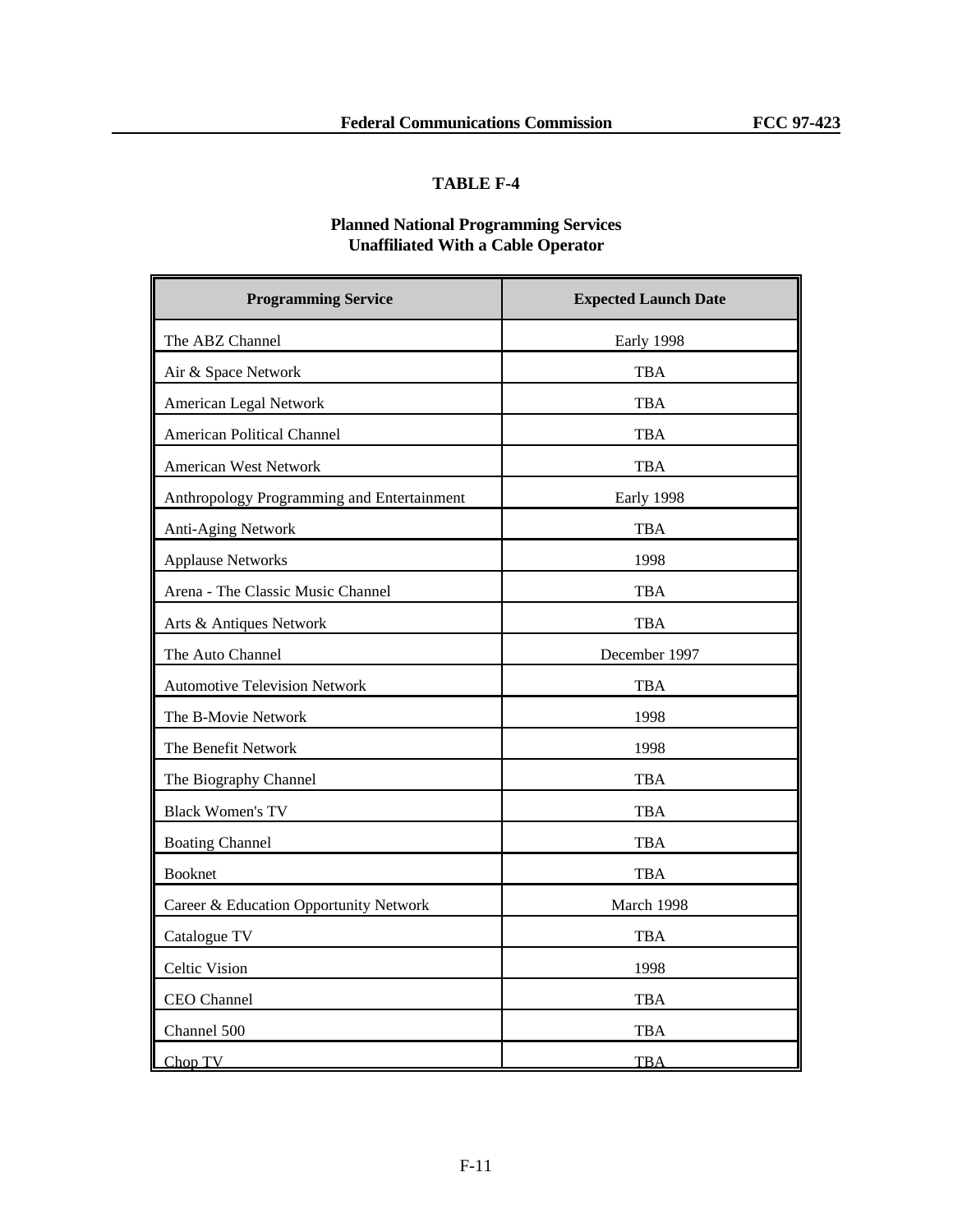**TABLE F-4**

**Planned National Programming Services Unaffiliated With a Cable Operator**

| Programming Service | Expected Launch Date |
|---|---|
| The ABZ Channel | Early 1998 |
| Air & Space Network | TBA |
| American Legal Network | TBA |
| American Political Channel | TBA |
| American West Network | TBA |
| Anthropology Programming and Entertainment | Early 1998 |
| Anti-Aging Network | TBA |
| Applause Networks | 1998 |
| Arena - The Classic Music Channel | TBA |
| Arts & Antiques Network | TBA |
| The Auto Channel | December 1997 |
| Automotive Television Network | TBA |
| The B-Movie Network | 1998 |
| The Benefit Network | 1998 |
| The Biography Channel | TBA |
| Black Women's TV | TBA |
| Boating Channel | TBA |
| Booknet | TBA |
| Career & Education Opportunity Network | March 1998 |
| Catalogue TV | TBA |
| Celtic Vision | 1998 |
| CEO Channel | TBA |
| Channel 500 | TBA |
| Chop TV | TBA |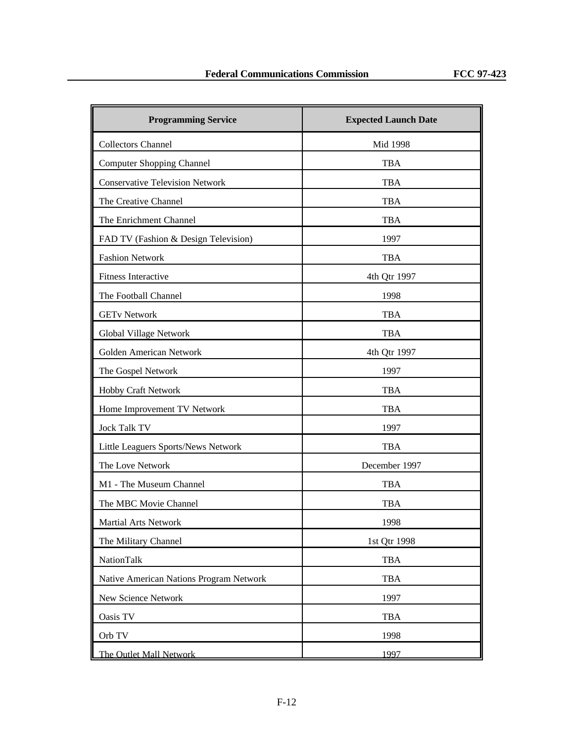| Programming Service | Expected Launch Date |
|---|---|
| Collectors Channel | Mid 1998 |
| Computer Shopping Channel | TBA |
| Conservative Television Network | TBA |
| The Creative Channel | TBA |
| The Enrichment Channel | TBA |
| FAD TV (Fashion & Design Television) | 1997 |
| Fashion Network | TBA |
| Fitness Interactive | 4th Qtr 1997 |
| The Football Channel | 1998 |
| GETv Network | TBA |
| Global Village Network | TBA |
| Golden American Network | 4th Qtr 1997 |
| The Gospel Network | 1997 |
| Hobby Craft Network | TBA |
| Home Improvement TV Network | TBA |
| Jock Talk TV | 1997 |
| Little Leaguers Sports/News Network | TBA |
| The Love Network | December 1997 |
| M1 - The Museum Channel | TBA |
| The MBC Movie Channel | TBA |
| Martial Arts Network | 1998 |
| The Military Channel | 1st Qtr 1998 |
| NationTalk | TBA |
| Native American Nations Program Network | TBA |
| New Science Network | 1997 |
| Oasis TV | TBA |
| Orb TV | 1998 |
| The Outlet Mall Network | 1997 |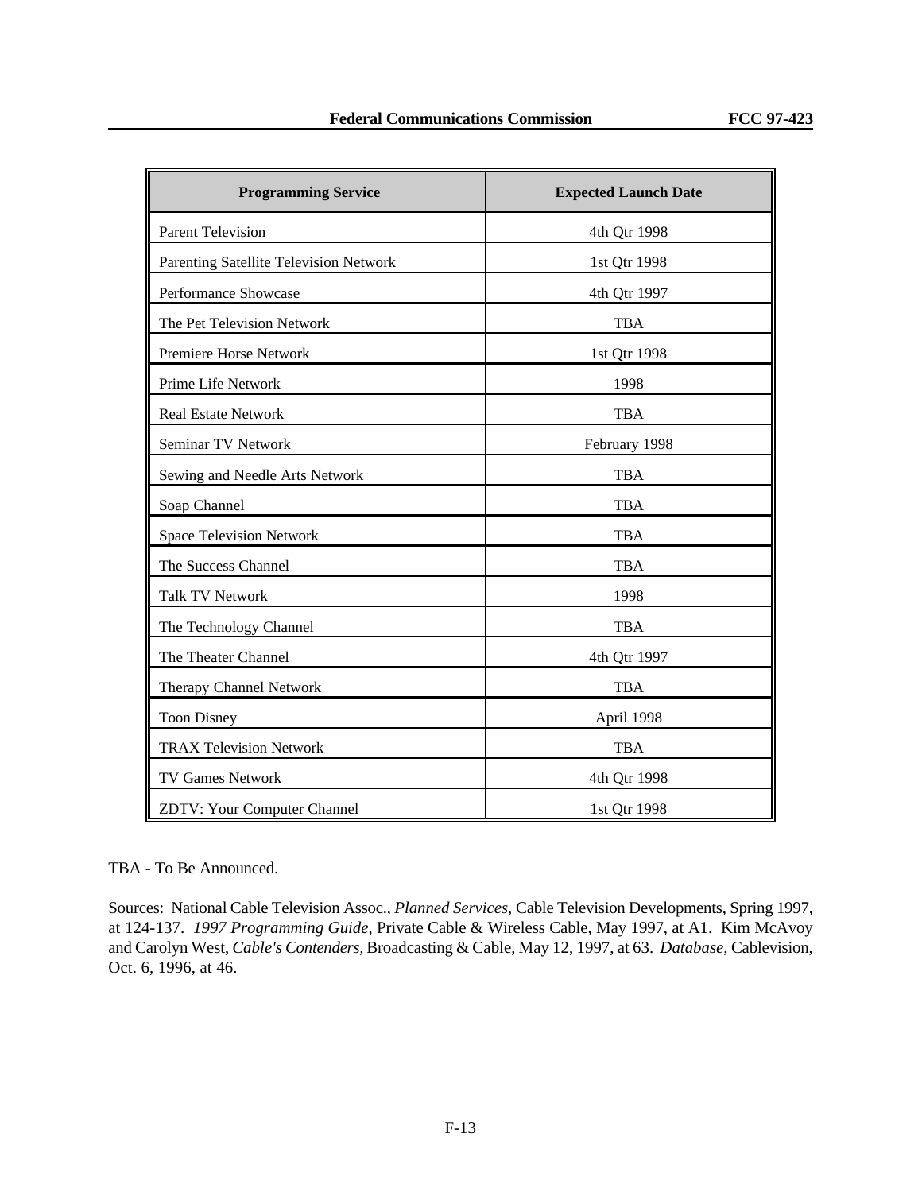| Programming Service | Expected Launch Date |
|---|---|
| Parent Television | 4th Qtr 1998 |
| Parenting Satellite Television Network | 1st Qtr 1998 |
| Performance Showcase | 4th Qtr 1997 |
| The Pet Television Network | TBA |
| Premiere Horse Network | 1st Qtr 1998 |
| Prime Life Network | 1998 |
| Real Estate Network | TBA |
| Seminar TV Network | February 1998 |
| Sewing and Needle Arts Network | TBA |
| Soap Channel | TBA |
| Space Television Network | TBA |
| The Success Channel | TBA |
| Talk TV Network | 1998 |
| The Technology Channel | TBA |
| The Theater Channel | 4th Qtr 1997 |
| Therapy Channel Network | TBA |
| Toon Disney | April 1998 |
| TRAX Television Network | TBA |
| TV Games Network | 4th Qtr 1998 |
| ZDTV: Your Computer Channel | 1st Qtr 1998 |

TBA - To Be Announced.

Sources: National Cable Television Assoc., *Planned Services*, Cable Television Developments, Spring 1997, at 124-137. *1997 Programming Guide*, Private Cable & Wireless Cable, May 1997, at A1. Kim McAvoy and Carolyn West, *Cable's Contenders,* Broadcasting & Cable, May 12, 1997, at 63. *Database*, Cablevision, Oct. 6, 1996, at 46.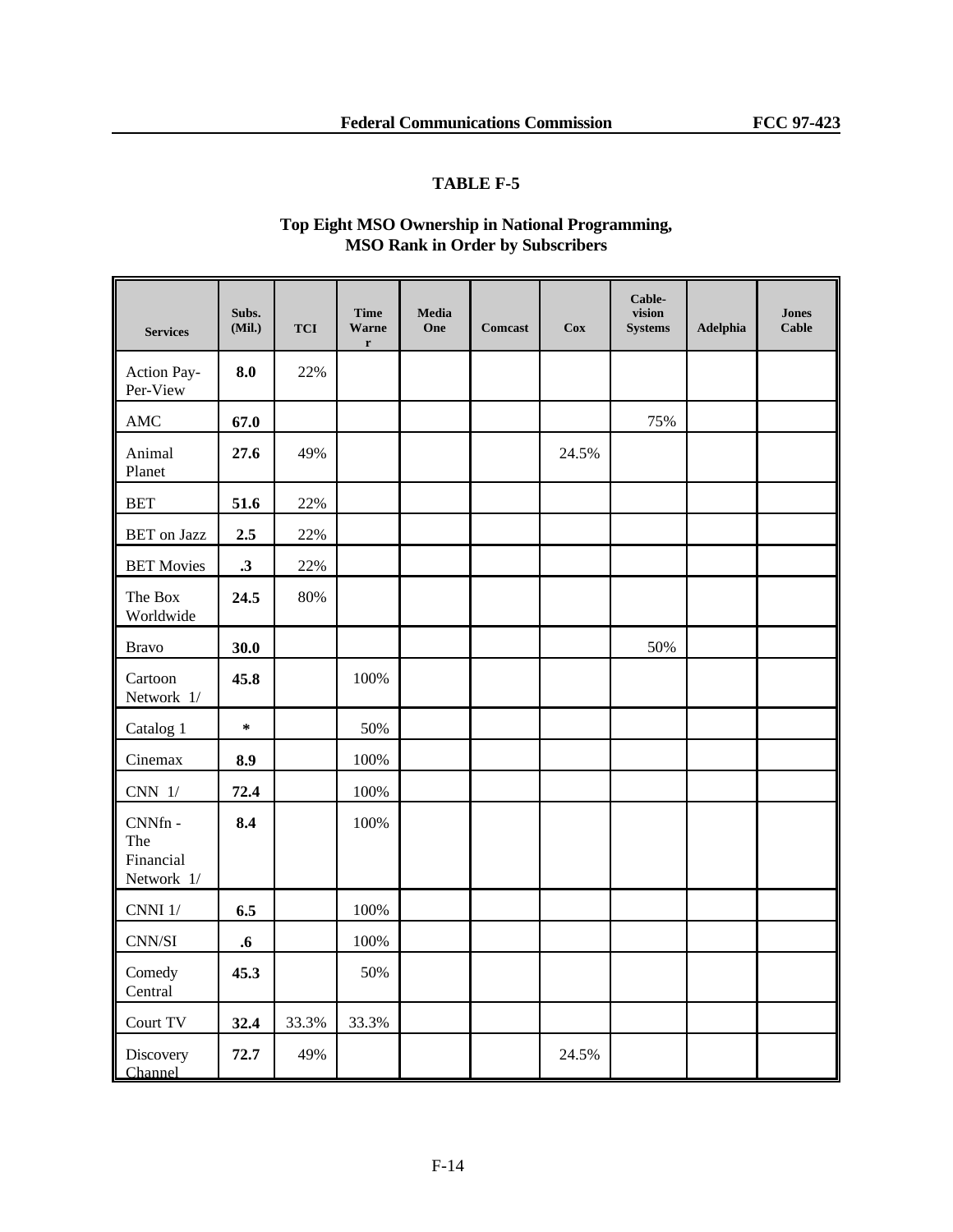## TABLE F-5

### Top Eight MSO Ownership in National Programming, MSO Rank in Order by Subscribers

| Services | Subs. (Mil.) | TCI | Time Warner | Media One | Comcast | Cox | Cable-vision Systems | Adelphia | Jones Cable |
|---|---|---|---|---|---|---|---|---|---|
| Action Pay-Per-View | **8.0** | 22% | | | | | | | |
| AMC | **67.0** | | | | | | 75% | | |
| Animal Planet | **27.6** | 49% | | | | 24.5% | | | |
| BET | **51.6** | 22% | | | | | | | |
| BET on Jazz | **2.5** | 22% | | | | | | | |
| BET Movies | **.3** | 22% | | | | | | | |
| The Box Worldwide | **24.5** | 80% | | | | | | | |
| Bravo | **30.0** | | | | | | 50% | | |
| Cartoon Network 1/ | **45.8** | | 100% | | | | | | |
| Catalog 1 | **\*** | | 50% | | | | | | |
| Cinemax | **8.9** | | 100% | | | | | | |
| CNN 1/ | **72.4** | | 100% | | | | | | |
| CNNfn - The Financial Network 1/ | **8.4** | | 100% | | | | | | |
| CNNI 1/ | **6.5** | | 100% | | | | | | |
| CNN/SI | **.6** | | 100% | | | | | | |
| Comedy Central | **45.3** | | 50% | | | | | | |
| Court TV | **32.4** | 33.3% | 33.3% | | | | | | |
| Discovery Channel | **72.7** | 49% | | | | 24.5% | | | |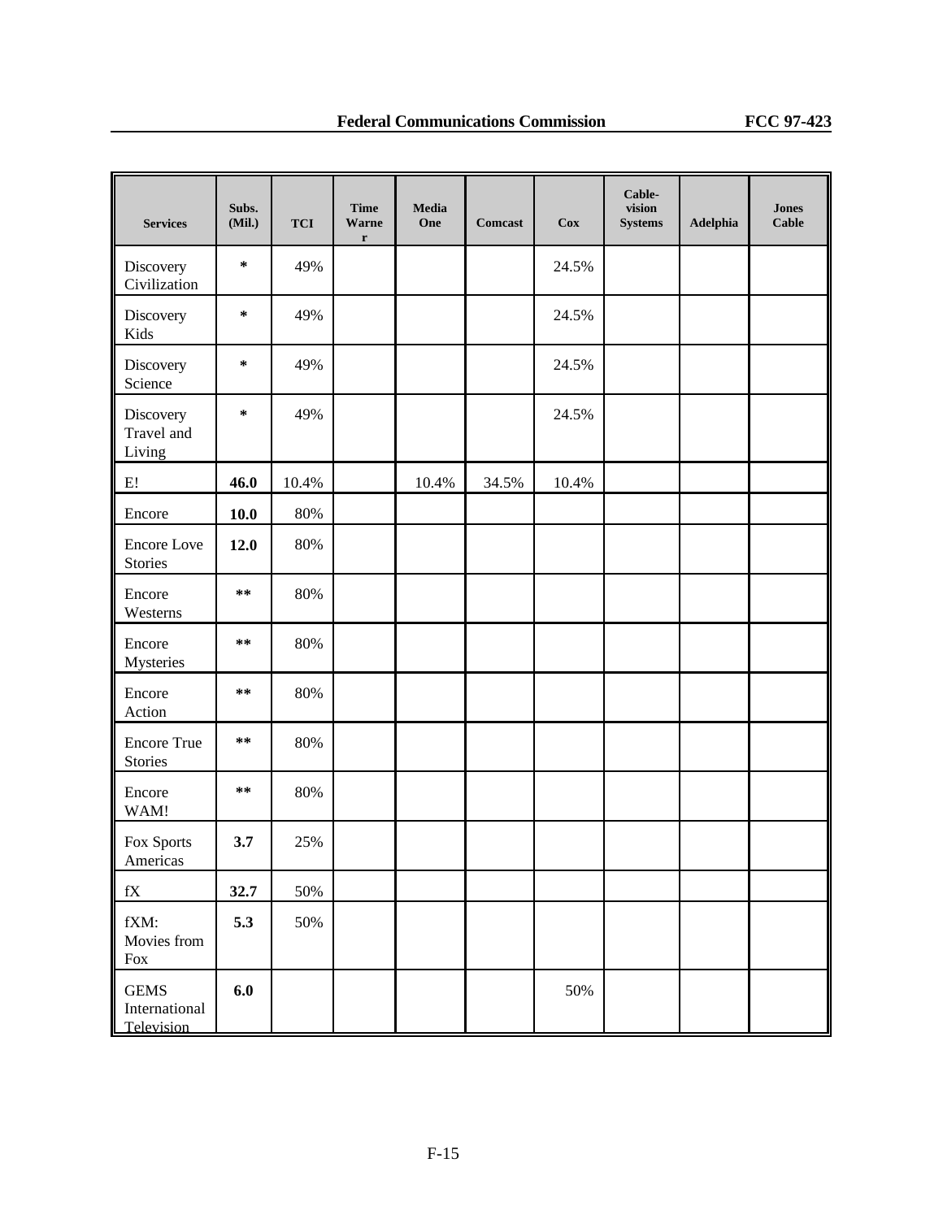| Services | Subs. (Mil.) | TCI | Time Warner | Media One | Comcast | Cox | Cable-vision Systems | Adelphia | Jones Cable |
|---|---|---|---|---|---|---|---|---|---|
| Discovery Civilization | * | 49% | | | | 24.5% | | | |
| Discovery Kids | * | 49% | | | | 24.5% | | | |
| Discovery Science | * | 49% | | | | 24.5% | | | |
| Discovery Travel and Living | * | 49% | | | | 24.5% | | | |
| E! | **46.0** | 10.4% | | 10.4% | 34.5% | 10.4% | | | |
| Encore | **10.0** | 80% | | | | | | | |
| Encore Love Stories | **12.0** | 80% | | | | | | | |
| Encore Westerns | ** | 80% | | | | | | | |
| Encore Mysteries | ** | 80% | | | | | | | |
| Encore Action | ** | 80% | | | | | | | |
| Encore True Stories | ** | 80% | | | | | | | |
| Encore WAM! | ** | 80% | | | | | | | |
| Fox Sports Americas | **3.7** | 25% | | | | | | | |
| fX | **32.7** | 50% | | | | | | | |
| fXM: Movies from Fox | **5.3** | 50% | | | | | | | |
| GEMS International Television | **6.0** | | | | | 50% | | | |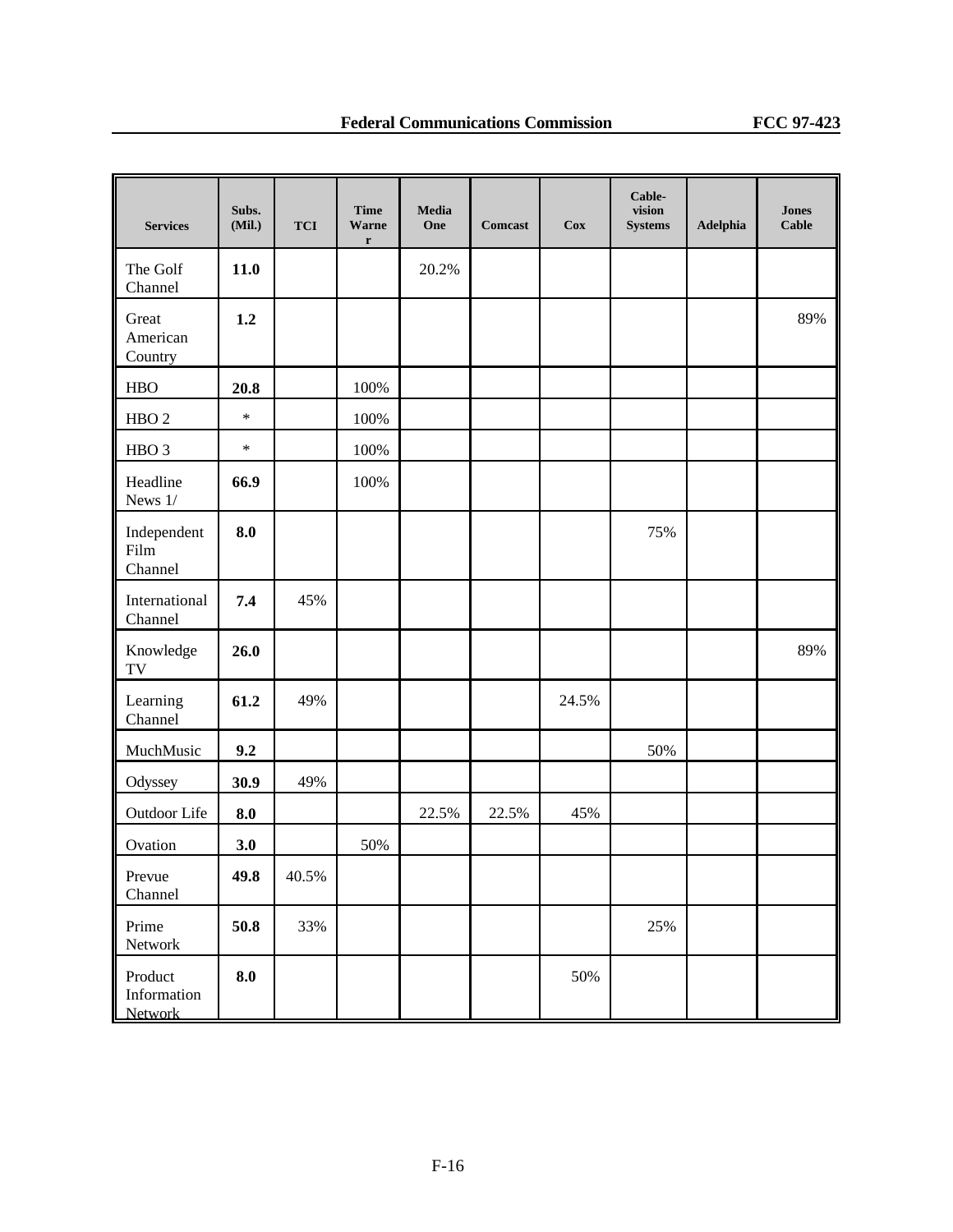| Services | Subs. (Mil.) | TCI | Time Warner | Media One | Comcast | Cox | Cable-vision Systems | Adelphia | Jones Cable |
|---|---|---|---|---|---|---|---|---|---|
| The Golf Channel | **11.0** | | | 20.2% | | | | | |
| Great American Country | **1.2** | | | | | | | | 89% |
| HBO | **20.8** | | 100% | | | | | | |
| HBO 2 | * | | 100% | | | | | | |
| HBO 3 | * | | 100% | | | | | | |
| Headline News 1/ | **66.9** | | 100% | | | | | | |
| Independent Film Channel | **8.0** | | | | | | 75% | | |
| International Channel | **7.4** | 45% | | | | | | | |
| Knowledge TV | **26.0** | | | | | | | | 89% |
| Learning Channel | **61.2** | 49% | | | | 24.5% | | | |
| MuchMusic | **9.2** | | | | | | 50% | | |
| Odyssey | **30.9** | 49% | | | | | | | |
| Outdoor Life | **8.0** | | | 22.5% | 22.5% | 45% | | | |
| Ovation | **3.0** | | 50% | | | | | | |
| Prevue Channel | **49.8** | 40.5% | | | | | | | |
| Prime Network | **50.8** | 33% | | | | | 25% | | |
| Product Information Network | **8.0** | | | | | 50% | | | |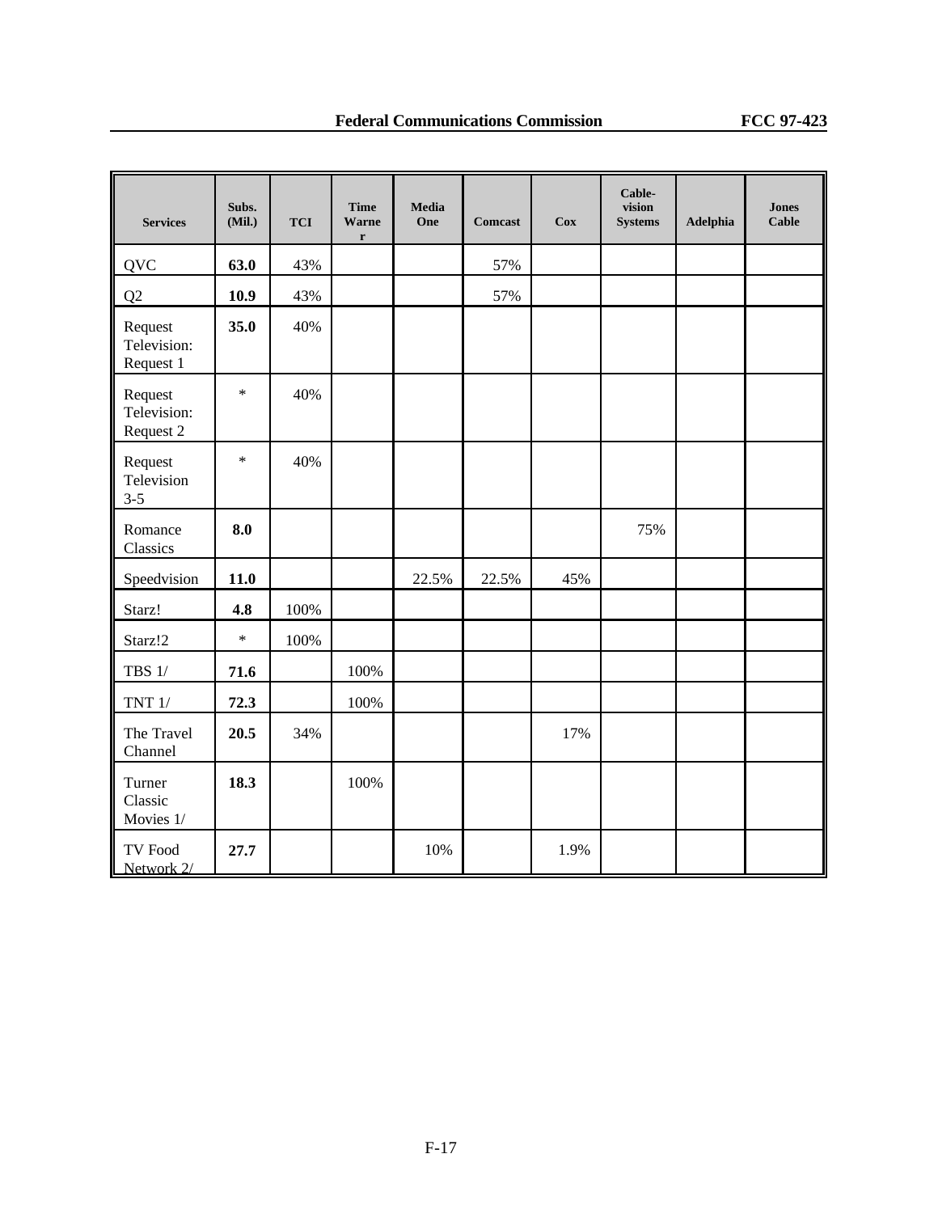| Services | Subs. (Mil.) | TCI | Time Warner | Media One | Comcast | Cox | Cable-vision Systems | Adelphia | Jones Cable |
|---|---|---|---|---|---|---|---|---|---|
| QVC | **63.0** | 43% | | | 57% | | | | |
| Q2 | **10.9** | 43% | | | 57% | | | | |
| Request Television: Request 1 | **35.0** | 40% | | | | | | | |
| Request Television: Request 2 | * | 40% | | | | | | | |
| Request Television 3-5 | * | 40% | | | | | | | |
| Romance Classics | **8.0** | | | | | | 75% | | |
| Speedvision | **11.0** | | | 22.5% | 22.5% | 45% | | | |
| Starz! | **4.8** | 100% | | | | | | | |
| Starz!2 | * | 100% | | | | | | | |
| TBS 1/ | **71.6** | | 100% | | | | | | |
| TNT 1/ | **72.3** | | 100% | | | | | | |
| The Travel Channel | **20.5** | 34% | | | | 17% | | | |
| Turner Classic Movies 1/ | **18.3** | | 100% | | | | | | |
| TV Food Network 2/ | **27.7** | | | 10% | | 1.9% | | | |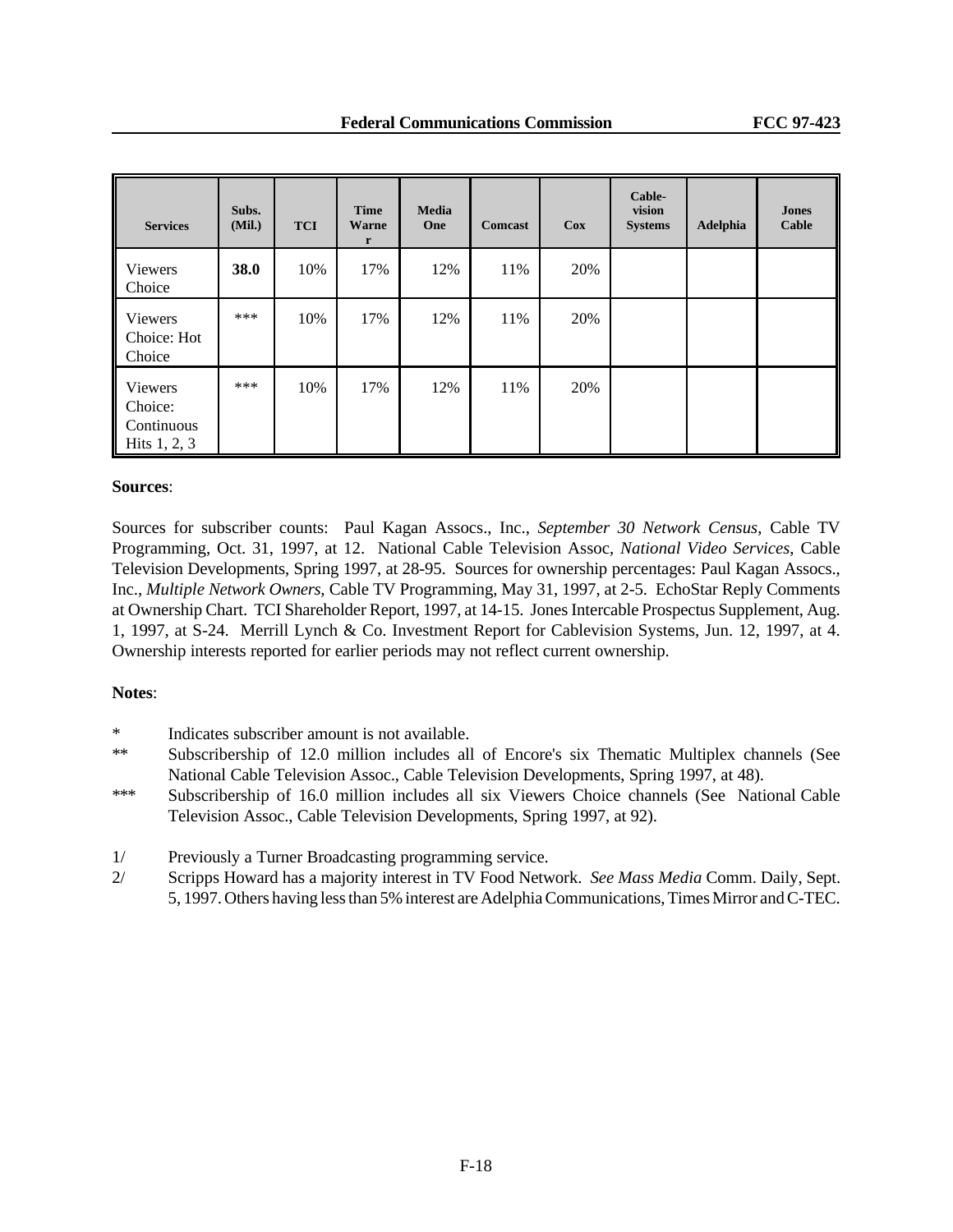| Services | Subs. (Mil.) | TCI | Time Warner | Media One | Comcast | Cox | Cable-vision Systems | Adelphia | Jones Cable |
|---|---|---|---|---|---|---|---|---|---|
| Viewers Choice | **38.0** | 10% | 17% | 12% | 11% | 20% | | | |
| Viewers Choice: Hot Choice | *** | 10% | 17% | 12% | 11% | 20% | | | |
| Viewers Choice: Continuous Hits 1, 2, 3 | *** | 10% | 17% | 12% | 11% | 20% | | | |

**Sources**:

Sources for subscriber counts: Paul Kagan Assocs., Inc., *September 30 Network Census*, Cable TV Programming, Oct. 31, 1997, at 12. National Cable Television Assoc, *National Video Services*, Cable Television Developments, Spring 1997, at 28-95. Sources for ownership percentages: Paul Kagan Assocs., Inc., *Multiple Network Owners*, Cable TV Programming, May 31, 1997, at 2-5. EchoStar Reply Comments at Ownership Chart. TCI Shareholder Report, 1997, at 14-15. Jones Intercable Prospectus Supplement, Aug. 1, 1997, at S-24. Merrill Lynch & Co. Investment Report for Cablevision Systems, Jun. 12, 1997, at 4. Ownership interests reported for earlier periods may not reflect current ownership.

**Notes**:

\* Indicates subscriber amount is not available.

\*\* Subscribership of 12.0 million includes all of Encore's six Thematic Multiplex channels (See National Cable Television Assoc., Cable Television Developments, Spring 1997, at 48).

\*\*\* Subscribership of 16.0 million includes all six Viewers Choice channels (See National Cable Television Assoc., Cable Television Developments, Spring 1997, at 92).

1/ Previously a Turner Broadcasting programming service.

2/ Scripps Howard has a majority interest in TV Food Network. *See Mass Media* Comm. Daily, Sept. 5, 1997. Others having less than 5% interest are Adelphia Communications, Times Mirror and C-TEC.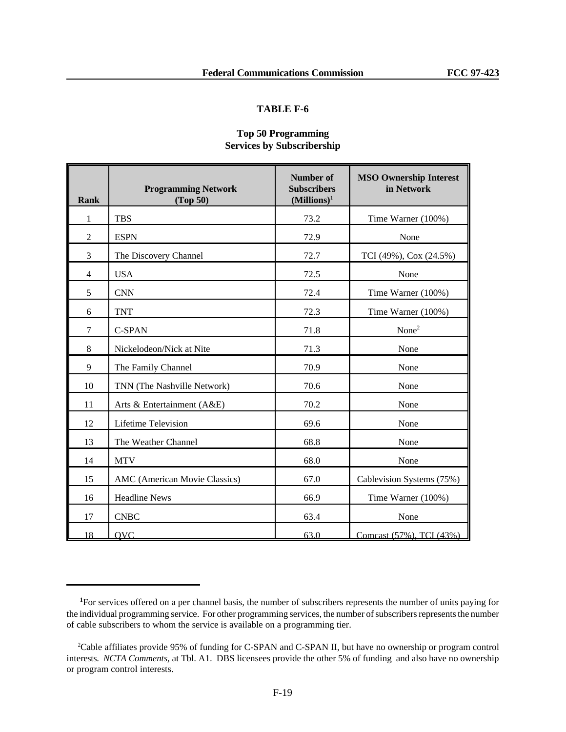## TABLE F-6

### Top 50 Programming Services by Subscribership

| Rank | Programming Network (Top 50) | Number of Subscribers (Millions)[1] | MSO Ownership Interest in Network |
|---|---|---|---|
| 1 | TBS | 73.2 | Time Warner (100%) |
| 2 | ESPN | 72.9 | None |
| 3 | The Discovery Channel | 72.7 | TCI (49%), Cox (24.5%) |
| 4 | USA | 72.5 | None |
| 5 | CNN | 72.4 | Time Warner (100%) |
| 6 | TNT | 72.3 | Time Warner (100%) |
| 7 | C-SPAN | 71.8 | None[2] |
| 8 | Nickelodeon/Nick at Nite | 71.3 | None |
| 9 | The Family Channel | 70.9 | None |
| 10 | TNN (The Nashville Network) | 70.6 | None |
| 11 | Arts & Entertainment (A&E) | 70.2 | None |
| 12 | Lifetime Television | 69.6 | None |
| 13 | The Weather Channel | 68.8 | None |
| 14 | MTV | 68.0 | None |
| 15 | AMC (American Movie Classics) | 67.0 | Cablevision Systems (75%) |
| 16 | Headline News | 66.9 | Time Warner (100%) |
| 17 | CNBC | 63.4 | None |
| 18 | QVC | 63.0 | Comcast (57%), TCI (43%) |

[1] For services offered on a per channel basis, the number of subscribers represents the number of units paying for the individual programming service. For other programming services, the number of subscribers represents the number of cable subscribers to whom the service is available on a programming tier.

[2] Cable affiliates provide 95% of funding for C-SPAN and C-SPAN II, but have no ownership or program control interests. *NCTA Comments*, at Tbl. A1. DBS licensees provide the other 5% of funding and also have no ownership or program control interests.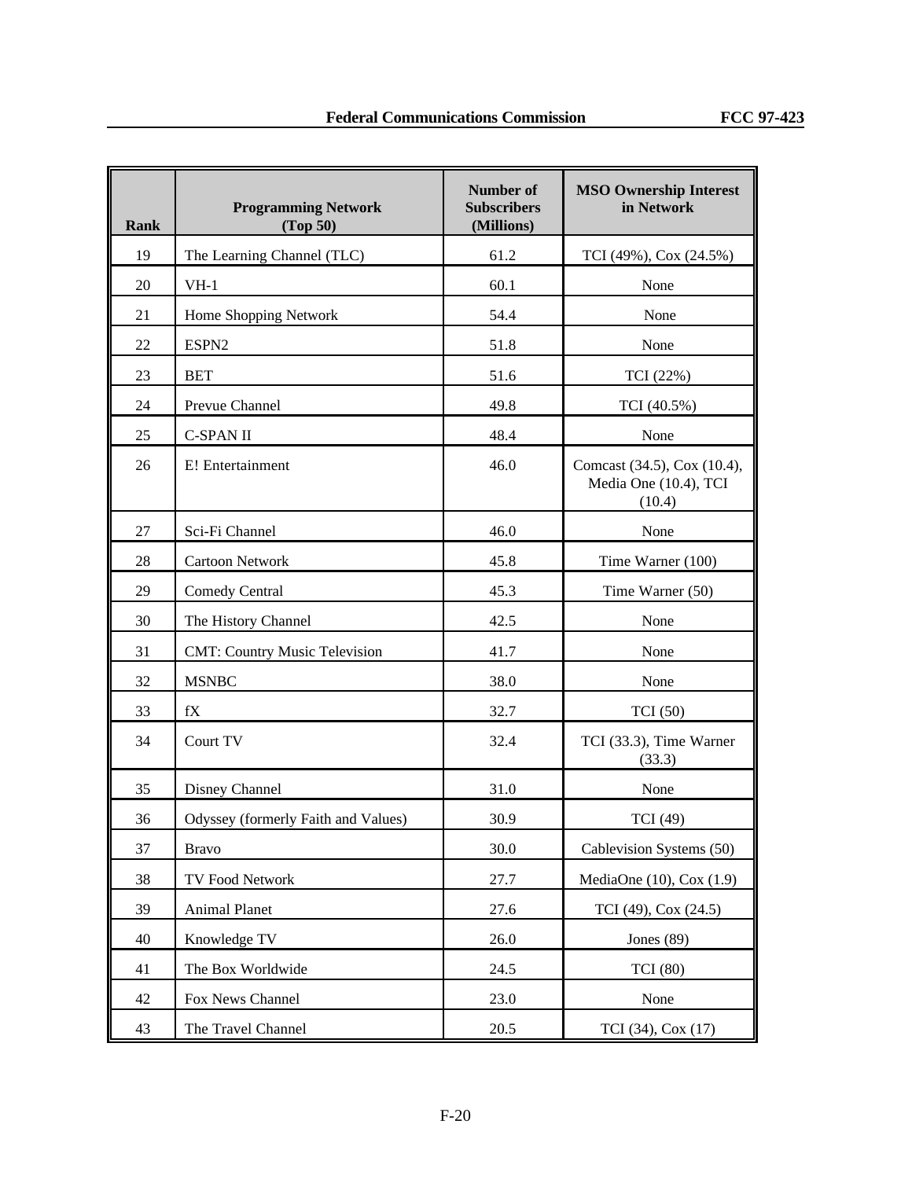| Rank | Programming Network (Top 50) | Number of Subscribers (Millions) | MSO Ownership Interest in Network |
|---|---|---|---|
| 19 | The Learning Channel (TLC) | 61.2 | TCI (49%), Cox (24.5%) |
| 20 | VH-1 | 60.1 | None |
| 21 | Home Shopping Network | 54.4 | None |
| 22 | ESPN2 | 51.8 | None |
| 23 | BET | 51.6 | TCI (22%) |
| 24 | Prevue Channel | 49.8 | TCI (40.5%) |
| 25 | C-SPAN II | 48.4 | None |
| 26 | E! Entertainment | 46.0 | Comcast (34.5), Cox (10.4), Media One (10.4), TCI (10.4) |
| 27 | Sci-Fi Channel | 46.0 | None |
| 28 | Cartoon Network | 45.8 | Time Warner (100) |
| 29 | Comedy Central | 45.3 | Time Warner (50) |
| 30 | The History Channel | 42.5 | None |
| 31 | CMT: Country Music Television | 41.7 | None |
| 32 | MSNBC | 38.0 | None |
| 33 | fX | 32.7 | TCI (50) |
| 34 | Court TV | 32.4 | TCI (33.3), Time Warner (33.3) |
| 35 | Disney Channel | 31.0 | None |
| 36 | Odyssey (formerly Faith and Values) | 30.9 | TCI (49) |
| 37 | Bravo | 30.0 | Cablevision Systems (50) |
| 38 | TV Food Network | 27.7 | MediaOne (10), Cox (1.9) |
| 39 | Animal Planet | 27.6 | TCI (49), Cox (24.5) |
| 40 | Knowledge TV | 26.0 | Jones (89) |
| 41 | The Box Worldwide | 24.5 | TCI (80) |
| 42 | Fox News Channel | 23.0 | None |
| 43 | The Travel Channel | 20.5 | TCI (34), Cox (17) |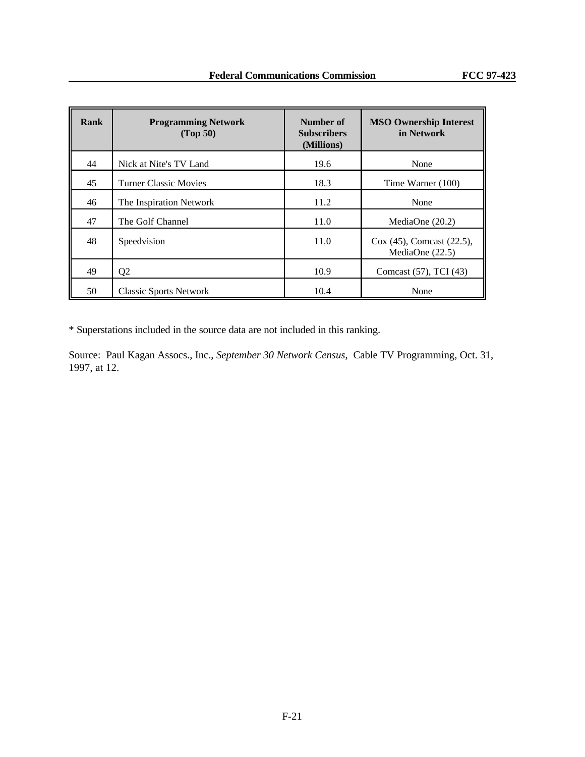| Rank | Programming Network (Top 50) | Number of Subscribers (Millions) | MSO Ownership Interest in Network |
|---|---|---|---|
| 44 | Nick at Nite's TV Land | 19.6 | None |
| 45 | Turner Classic Movies | 18.3 | Time Warner (100) |
| 46 | The Inspiration Network | 11.2 | None |
| 47 | The Golf Channel | 11.0 | MediaOne (20.2) |
| 48 | Speedvision | 11.0 | Cox (45), Comcast (22.5), MediaOne (22.5) |
| 49 | Q2 | 10.9 | Comcast (57), TCI (43) |
| 50 | Classic Sports Network | 10.4 | None |

* Superstations included in the source data are not included in this ranking.

Source: Paul Kagan Assocs., Inc., *September 30 Network Census*, Cable TV Programming, Oct. 31, 1997, at 12.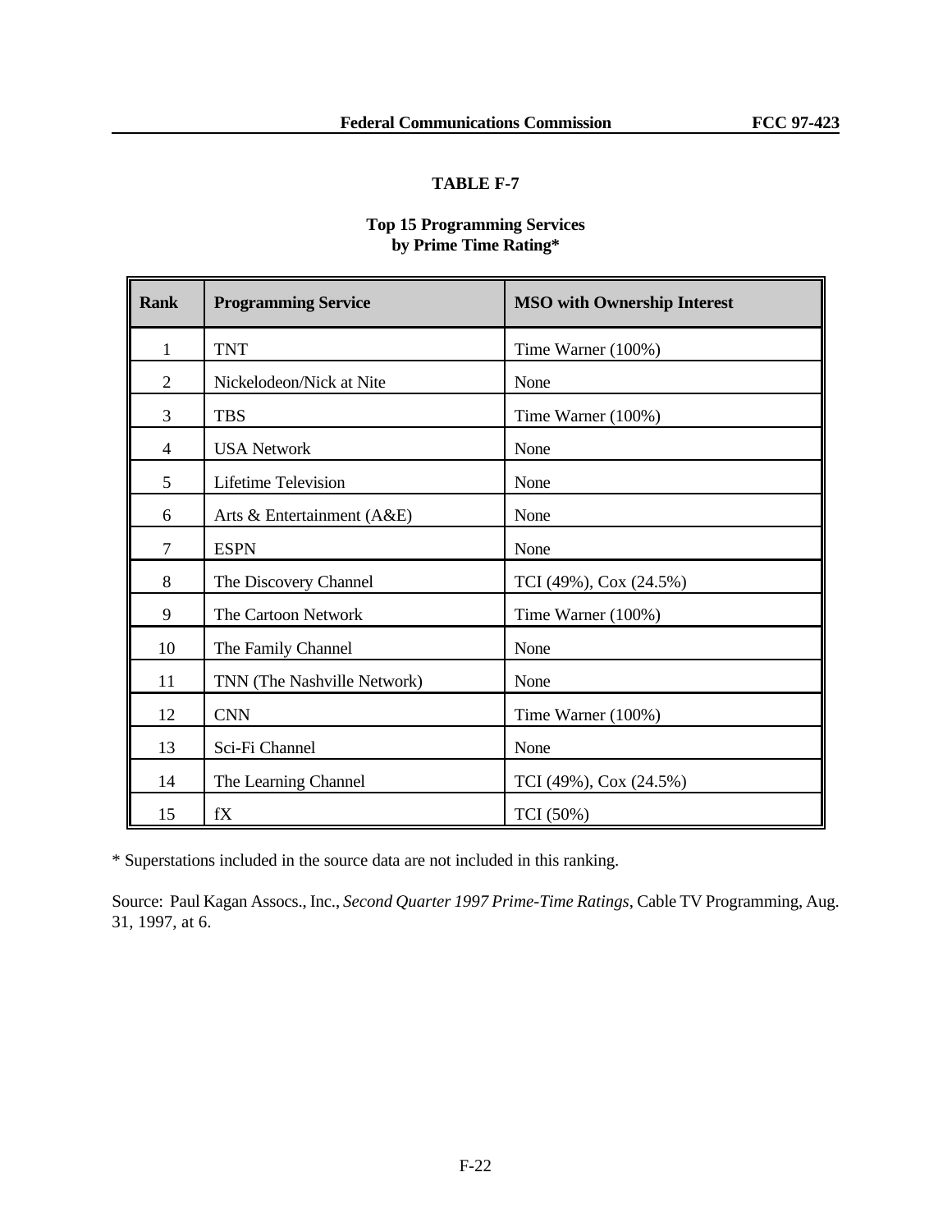## TABLE F-7

**Top 15 Programming Services by Prime Time Rating***

| Rank | Programming Service | MSO with Ownership Interest |
|---|---|---|
| 1 | TNT | Time Warner (100%) |
| 2 | Nickelodeon/Nick at Nite | None |
| 3 | TBS | Time Warner (100%) |
| 4 | USA Network | None |
| 5 | Lifetime Television | None |
| 6 | Arts & Entertainment (A&E) | None |
| 7 | ESPN | None |
| 8 | The Discovery Channel | TCI (49%), Cox (24.5%) |
| 9 | The Cartoon Network | Time Warner (100%) |
| 10 | The Family Channel | None |
| 11 | TNN (The Nashville Network) | None |
| 12 | CNN | Time Warner (100%) |
| 13 | Sci-Fi Channel | None |
| 14 | The Learning Channel | TCI (49%), Cox (24.5%) |
| 15 | fX | TCI (50%) |

* Superstations included in the source data are not included in this ranking.

Source: Paul Kagan Assocs., Inc., *Second Quarter 1997 Prime-Time Ratings*, Cable TV Programming, Aug. 31, 1997, at 6.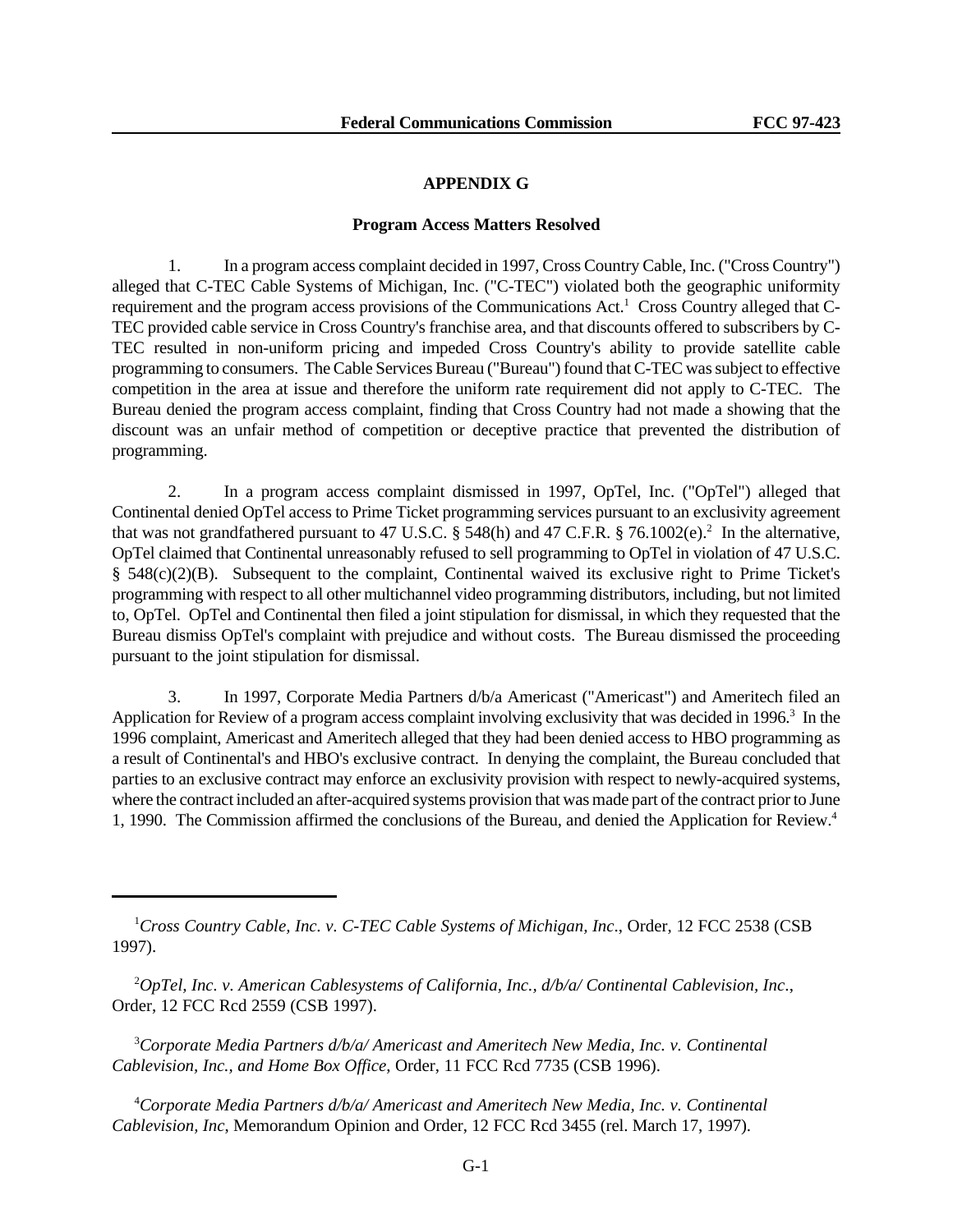## APPENDIX G

### Program Access Matters Resolved

1. In a program access complaint decided in 1997, Cross Country Cable, Inc. ("Cross Country") alleged that C-TEC Cable Systems of Michigan, Inc. ("C-TEC") violated both the geographic uniformity requirement and the program access provisions of the Communications Act.[1] Cross Country alleged that C-TEC provided cable service in Cross Country's franchise area, and that discounts offered to subscribers by C-TEC resulted in non-uniform pricing and impeded Cross Country's ability to provide satellite cable programming to consumers. The Cable Services Bureau ("Bureau") found that C-TEC was subject to effective competition in the area at issue and therefore the uniform rate requirement did not apply to C-TEC. The Bureau denied the program access complaint, finding that Cross Country had not made a showing that the discount was an unfair method of competition or deceptive practice that prevented the distribution of programming.

2. In a program access complaint dismissed in 1997, OpTel, Inc. ("OpTel") alleged that Continental denied OpTel access to Prime Ticket programming services pursuant to an exclusivity agreement that was not grandfathered pursuant to 47 U.S.C. § 548(h) and 47 C.F.R. § 76.1002(e).[2] In the alternative, OpTel claimed that Continental unreasonably refused to sell programming to OpTel in violation of 47 U.S.C. § 548(c)(2)(B). Subsequent to the complaint, Continental waived its exclusive right to Prime Ticket's programming with respect to all other multichannel video programming distributors, including, but not limited to, OpTel. OpTel and Continental then filed a joint stipulation for dismissal, in which they requested that the Bureau dismiss OpTel's complaint with prejudice and without costs. The Bureau dismissed the proceeding pursuant to the joint stipulation for dismissal.

3. In 1997, Corporate Media Partners d/b/a Americast ("Americast") and Ameritech filed an Application for Review of a program access complaint involving exclusivity that was decided in 1996.[3] In the 1996 complaint, Americast and Ameritech alleged that they had been denied access to HBO programming as a result of Continental's and HBO's exclusive contract. In denying the complaint, the Bureau concluded that parties to an exclusive contract may enforce an exclusivity provision with respect to newly-acquired systems, where the contract included an after-acquired systems provision that was made part of the contract prior to June 1, 1990. The Commission affirmed the conclusions of the Bureau, and denied the Application for Review.[4]

---

[1] *Cross Country Cable, Inc. v. C-TEC Cable Systems of Michigan, Inc*., Order, 12 FCC 2538 (CSB 1997).

[2] *OpTel, Inc. v. American Cablesystems of California, Inc., d/b/a/ Continental Cablevision, Inc*., Order, 12 FCC Rcd 2559 (CSB 1997).

[3] *Corporate Media Partners d/b/a/ Americast and Ameritech New Media, Inc. v. Continental Cablevision, Inc., and Home Box Office*, Order, 11 FCC Rcd 7735 (CSB 1996).

[4] *Corporate Media Partners d/b/a/ Americast and Ameritech New Media, Inc. v. Continental Cablevision, Inc*, Memorandum Opinion and Order, 12 FCC Rcd 3455 (rel. March 17, 1997).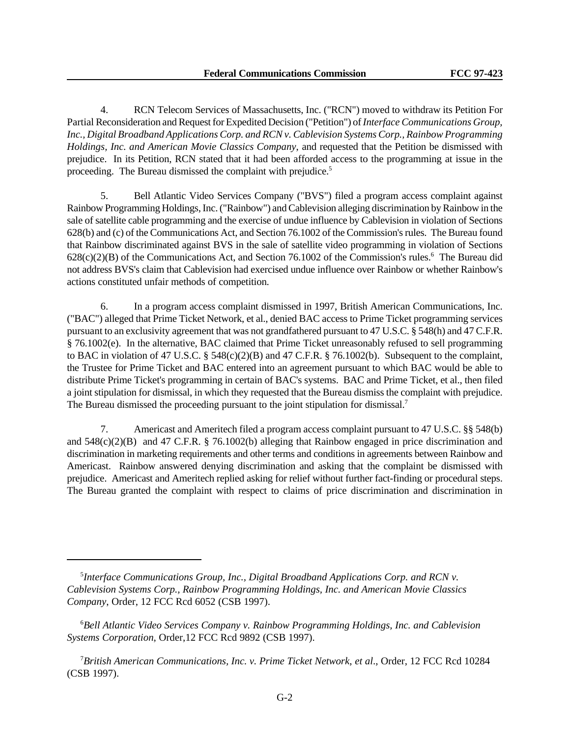4. RCN Telecom Services of Massachusetts, Inc. ("RCN") moved to withdraw its Petition For Partial Reconsideration and Request for Expedited Decision ("Petition") of *Interface Communications Group, Inc., Digital Broadband Applications Corp. and RCN v. Cablevision Systems Corp., Rainbow Programming Holdings, Inc. and American Movie Classics Company*, and requested that the Petition be dismissed with prejudice. In its Petition, RCN stated that it had been afforded access to the programming at issue in the proceeding. The Bureau dismissed the complaint with prejudice.[5]

5. Bell Atlantic Video Services Company ("BVS") filed a program access complaint against Rainbow Programming Holdings, Inc. ("Rainbow") and Cablevision alleging discrimination by Rainbow in the sale of satellite cable programming and the exercise of undue influence by Cablevision in violation of Sections 628(b) and (c) of the Communications Act, and Section 76.1002 of the Commission's rules. The Bureau found that Rainbow discriminated against BVS in the sale of satellite video programming in violation of Sections 628(c)(2)(B) of the Communications Act, and Section 76.1002 of the Commission's rules.[6] The Bureau did not address BVS's claim that Cablevision had exercised undue influence over Rainbow or whether Rainbow's actions constituted unfair methods of competition.

6. In a program access complaint dismissed in 1997, British American Communications, Inc. ("BAC") alleged that Prime Ticket Network, et al., denied BAC access to Prime Ticket programming services pursuant to an exclusivity agreement that was not grandfathered pursuant to 47 U.S.C. § 548(h) and 47 C.F.R. § 76.1002(e). In the alternative, BAC claimed that Prime Ticket unreasonably refused to sell programming to BAC in violation of 47 U.S.C. § 548(c)(2)(B) and 47 C.F.R. § 76.1002(b). Subsequent to the complaint, the Trustee for Prime Ticket and BAC entered into an agreement pursuant to which BAC would be able to distribute Prime Ticket's programming in certain of BAC's systems. BAC and Prime Ticket, et al., then filed a joint stipulation for dismissal, in which they requested that the Bureau dismiss the complaint with prejudice. The Bureau dismissed the proceeding pursuant to the joint stipulation for dismissal.[7]

7. Americast and Ameritech filed a program access complaint pursuant to 47 U.S.C. §§ 548(b) and 548(c)(2)(B) and 47 C.F.R. § 76.1002(b) alleging that Rainbow engaged in price discrimination and discrimination in marketing requirements and other terms and conditions in agreements between Rainbow and Americast. Rainbow answered denying discrimination and asking that the complaint be dismissed with prejudice. Americast and Ameritech replied asking for relief without further fact-finding or procedural steps. The Bureau granted the complaint with respect to claims of price discrimination and discrimination in

---

[5] *Interface Communications Group, Inc., Digital Broadband Applications Corp. and RCN v. Cablevision Systems Corp., Rainbow Programming Holdings, Inc. and American Movie Classics Company*, Order, 12 FCC Rcd 6052 (CSB 1997).

[6] *Bell Atlantic Video Services Company v. Rainbow Programming Holdings, Inc. and Cablevision Systems Corporation*, Order, 12 FCC Rcd 9892 (CSB 1997).

[7] *British American Communications, Inc. v. Prime Ticket Network, et al.*, Order, 12 FCC Rcd 10284 (CSB 1997).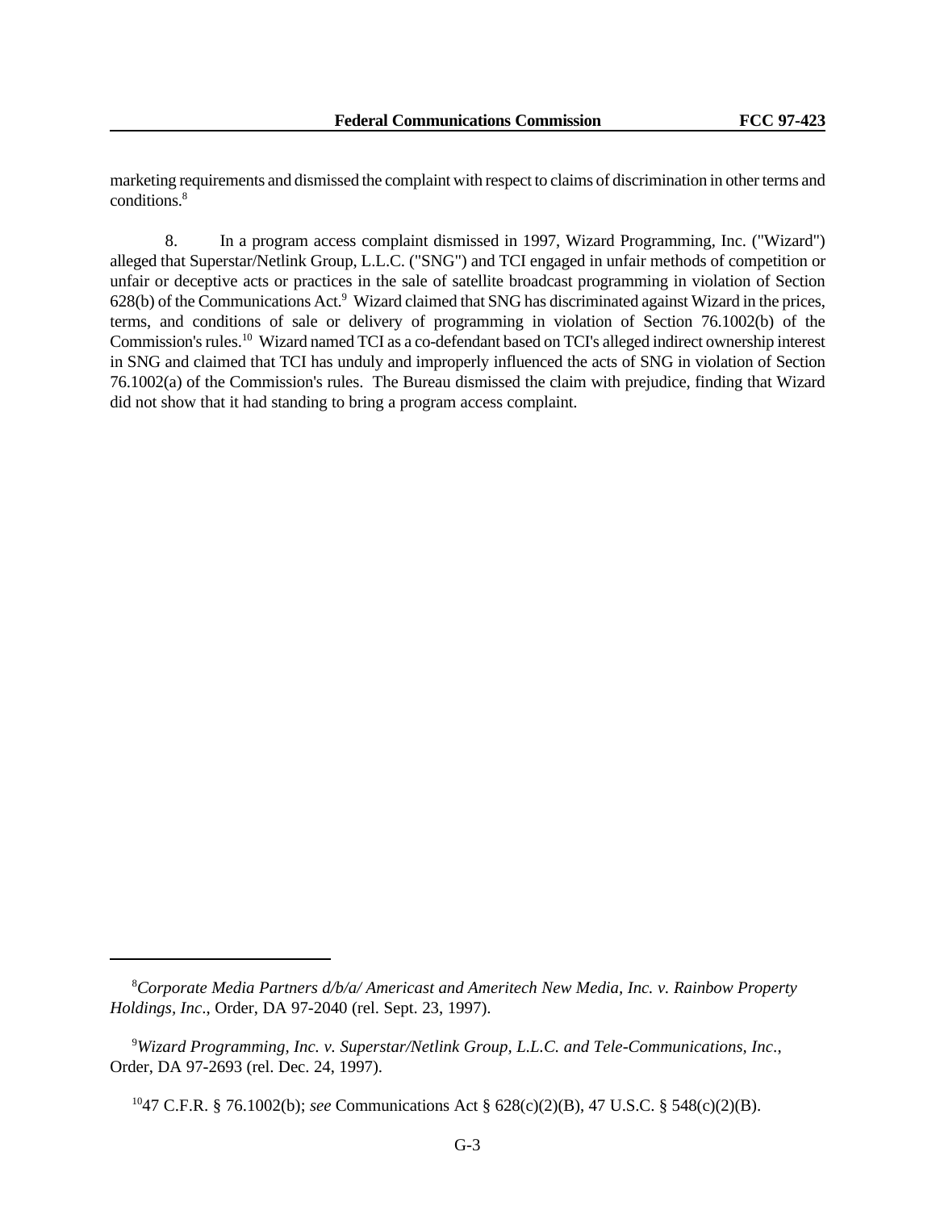marketing requirements and dismissed the complaint with respect to claims of discrimination in other terms and conditions.[8]

8. In a program access complaint dismissed in 1997, Wizard Programming, Inc. ("Wizard") alleged that Superstar/Netlink Group, L.L.C. ("SNG") and TCI engaged in unfair methods of competition or unfair or deceptive acts or practices in the sale of satellite broadcast programming in violation of Section 628(b) of the Communications Act.[9] Wizard claimed that SNG has discriminated against Wizard in the prices, terms, and conditions of sale or delivery of programming in violation of Section 76.1002(b) of the Commission's rules.[10] Wizard named TCI as a co-defendant based on TCI's alleged indirect ownership interest in SNG and claimed that TCI has unduly and improperly influenced the acts of SNG in violation of Section 76.1002(a) of the Commission's rules. The Bureau dismissed the claim with prejudice, finding that Wizard did not show that it had standing to bring a program access complaint.

---

[8] *Corporate Media Partners d/b/a/ Americast and Ameritech New Media, Inc. v. Rainbow Property Holdings, Inc*., Order, DA 97-2040 (rel. Sept. 23, 1997).

[9] *Wizard Programming, Inc. v. Superstar/Netlink Group, L.L.C. and Tele-Communications, Inc*., Order, DA 97-2693 (rel. Dec. 24, 1997).

[10] 47 C.F.R. § 76.1002(b); *see* Communications Act § 628(c)(2)(B), 47 U.S.C. § 548(c)(2)(B).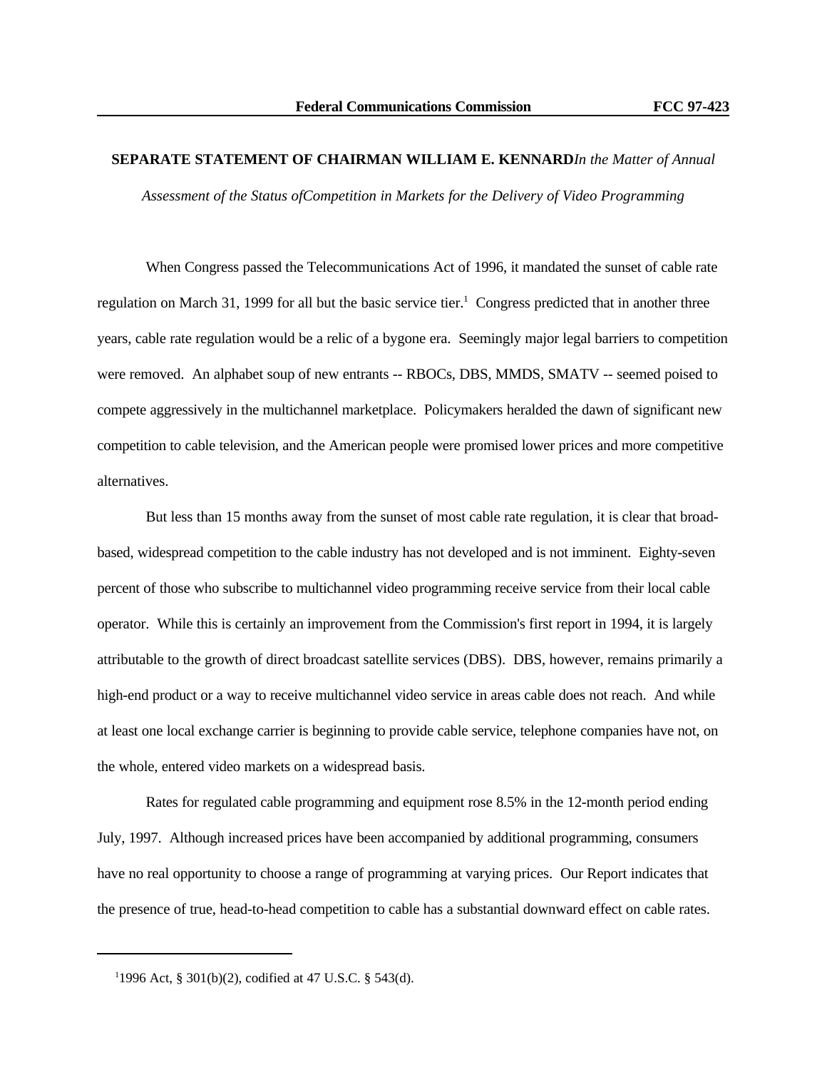**SEPARATE STATEMENT OF CHAIRMAN WILLIAM E. KENNARD** *In the Matter of Annual Assessment of the Status of Competition in Markets for the Delivery of Video Programming*

When Congress passed the Telecommunications Act of 1996, it mandated the sunset of cable rate regulation on March 31, 1999 for all but the basic service tier.[1] Congress predicted that in another three years, cable rate regulation would be a relic of a bygone era. Seemingly major legal barriers to competition were removed. An alphabet soup of new entrants -- RBOCs, DBS, MMDS, SMATV -- seemed poised to compete aggressively in the multichannel marketplace. Policymakers heralded the dawn of significant new competition to cable television, and the American people were promised lower prices and more competitive alternatives.

But less than 15 months away from the sunset of most cable rate regulation, it is clear that broad-based, widespread competition to the cable industry has not developed and is not imminent. Eighty-seven percent of those who subscribe to multichannel video programming receive service from their local cable operator. While this is certainly an improvement from the Commission's first report in 1994, it is largely attributable to the growth of direct broadcast satellite services (DBS). DBS, however, remains primarily a high-end product or a way to receive multichannel video service in areas cable does not reach. And while at least one local exchange carrier is beginning to provide cable service, telephone companies have not, on the whole, entered video markets on a widespread basis.

Rates for regulated cable programming and equipment rose 8.5% in the 12-month period ending July, 1997. Although increased prices have been accompanied by additional programming, consumers have no real opportunity to choose a range of programming at varying prices. Our Report indicates that the presence of true, head-to-head competition to cable has a substantial downward effect on cable rates.

---

[1] 1996 Act, § 301(b)(2), codified at 47 U.S.C. § 543(d).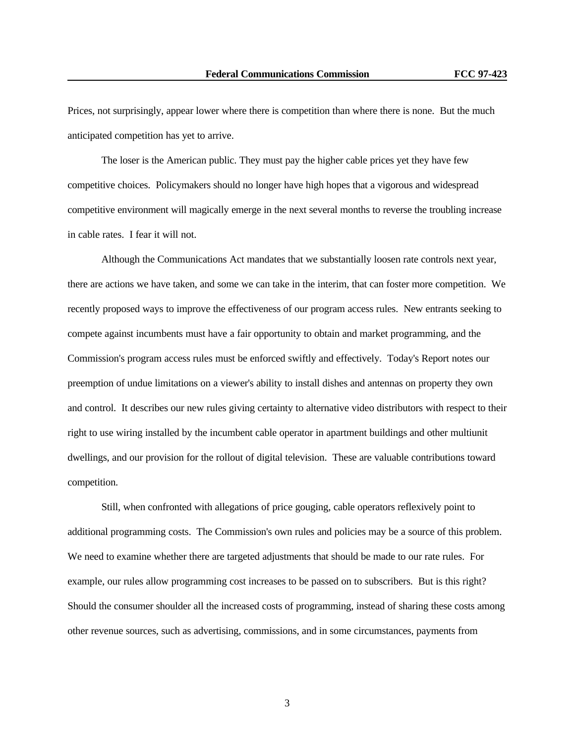Prices, not surprisingly, appear lower where there is competition than where there is none. But the much anticipated competition has yet to arrive.

The loser is the American public. They must pay the higher cable prices yet they have few competitive choices. Policymakers should no longer have high hopes that a vigorous and widespread competitive environment will magically emerge in the next several months to reverse the troubling increase in cable rates. I fear it will not.

Although the Communications Act mandates that we substantially loosen rate controls next year, there are actions we have taken, and some we can take in the interim, that can foster more competition. We recently proposed ways to improve the effectiveness of our program access rules. New entrants seeking to compete against incumbents must have a fair opportunity to obtain and market programming, and the Commission's program access rules must be enforced swiftly and effectively. Today's Report notes our preemption of undue limitations on a viewer's ability to install dishes and antennas on property they own and control. It describes our new rules giving certainty to alternative video distributors with respect to their right to use wiring installed by the incumbent cable operator in apartment buildings and other multiunit dwellings, and our provision for the rollout of digital television. These are valuable contributions toward competition.

Still, when confronted with allegations of price gouging, cable operators reflexively point to additional programming costs. The Commission's own rules and policies may be a source of this problem. We need to examine whether there are targeted adjustments that should be made to our rate rules. For example, our rules allow programming cost increases to be passed on to subscribers. But is this right? Should the consumer shoulder all the increased costs of programming, instead of sharing these costs among other revenue sources, such as advertising, commissions, and in some circumstances, payments from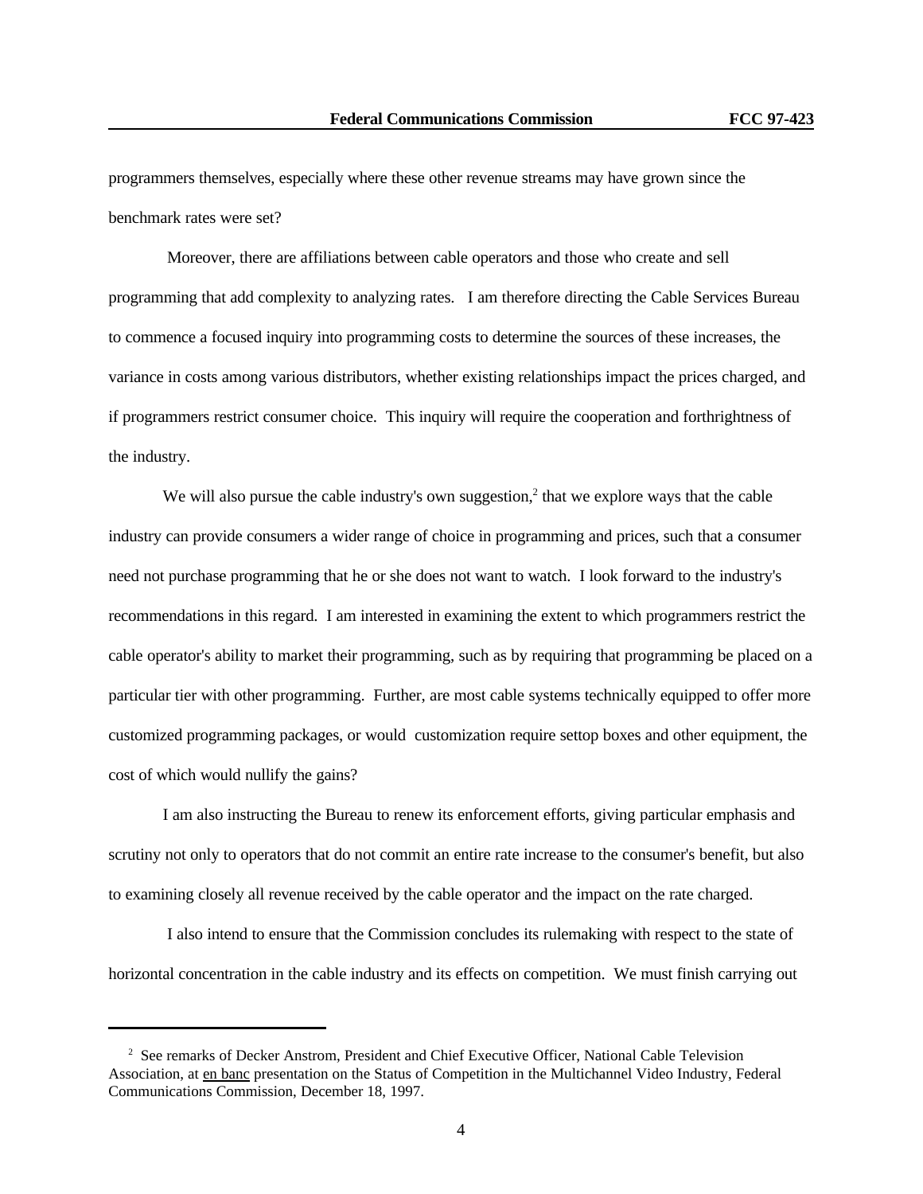programmers themselves, especially where these other revenue streams may have grown since the benchmark rates were set?

Moreover, there are affiliations between cable operators and those who create and sell programming that add complexity to analyzing rates. I am therefore directing the Cable Services Bureau to commence a focused inquiry into programming costs to determine the sources of these increases, the variance in costs among various distributors, whether existing relationships impact the prices charged, and if programmers restrict consumer choice. This inquiry will require the cooperation and forthrightness of the industry.

We will also pursue the cable industry's own suggestion,[2] that we explore ways that the cable industry can provide consumers a wider range of choice in programming and prices, such that a consumer need not purchase programming that he or she does not want to watch. I look forward to the industry's recommendations in this regard. I am interested in examining the extent to which programmers restrict the cable operator's ability to market their programming, such as by requiring that programming be placed on a particular tier with other programming. Further, are most cable systems technically equipped to offer more customized programming packages, or would customization require settop boxes and other equipment, the cost of which would nullify the gains?

I am also instructing the Bureau to renew its enforcement efforts, giving particular emphasis and scrutiny not only to operators that do not commit an entire rate increase to the consumer's benefit, but also to examining closely all revenue received by the cable operator and the impact on the rate charged.

I also intend to ensure that the Commission concludes its rulemaking with respect to the state of horizontal concentration in the cable industry and its effects on competition. We must finish carrying out

---

[2] See remarks of Decker Anstrom, President and Chief Executive Officer, National Cable Television Association, at en banc presentation on the Status of Competition in the Multichannel Video Industry, Federal Communications Commission, December 18, 1997.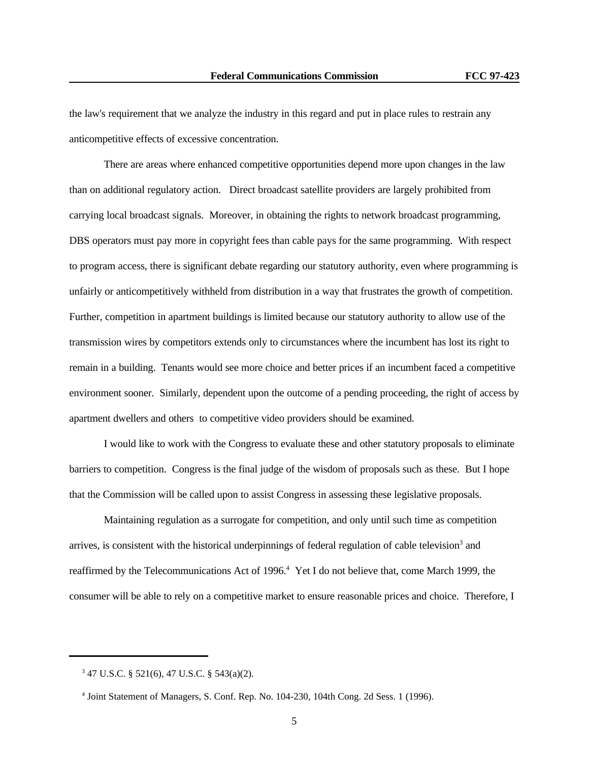the law's requirement that we analyze the industry in this regard and put in place rules to restrain any anticompetitive effects of excessive concentration.

There are areas where enhanced competitive opportunities depend more upon changes in the law than on additional regulatory action. Direct broadcast satellite providers are largely prohibited from carrying local broadcast signals. Moreover, in obtaining the rights to network broadcast programming, DBS operators must pay more in copyright fees than cable pays for the same programming. With respect to program access, there is significant debate regarding our statutory authority, even where programming is unfairly or anticompetitively withheld from distribution in a way that frustrates the growth of competition. Further, competition in apartment buildings is limited because our statutory authority to allow use of the transmission wires by competitors extends only to circumstances where the incumbent has lost its right to remain in a building. Tenants would see more choice and better prices if an incumbent faced a competitive environment sooner. Similarly, dependent upon the outcome of a pending proceeding, the right of access by apartment dwellers and others to competitive video providers should be examined.

I would like to work with the Congress to evaluate these and other statutory proposals to eliminate barriers to competition. Congress is the final judge of the wisdom of proposals such as these. But I hope that the Commission will be called upon to assist Congress in assessing these legislative proposals.

Maintaining regulation as a surrogate for competition, and only until such time as competition arrives, is consistent with the historical underpinnings of federal regulation of cable television[3] and reaffirmed by the Telecommunications Act of 1996.[4] Yet I do not believe that, come March 1999, the consumer will be able to rely on a competitive market to ensure reasonable prices and choice. Therefore, I

---

[3] 47 U.S.C. § 521(6), 47 U.S.C. § 543(a)(2).

[4] Joint Statement of Managers, S. Conf. Rep. No. 104-230, 104th Cong. 2d Sess. 1 (1996).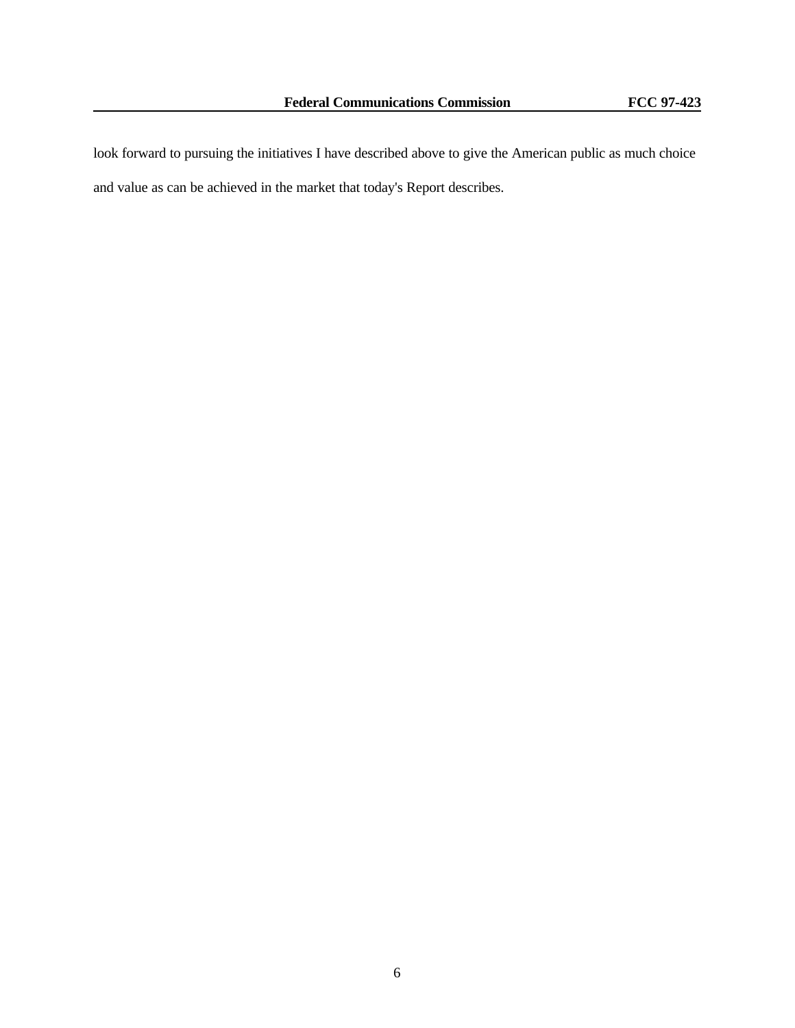look forward to pursuing the initiatives I have described above to give the American public as much choice and value as can be achieved in the market that today's Report describes.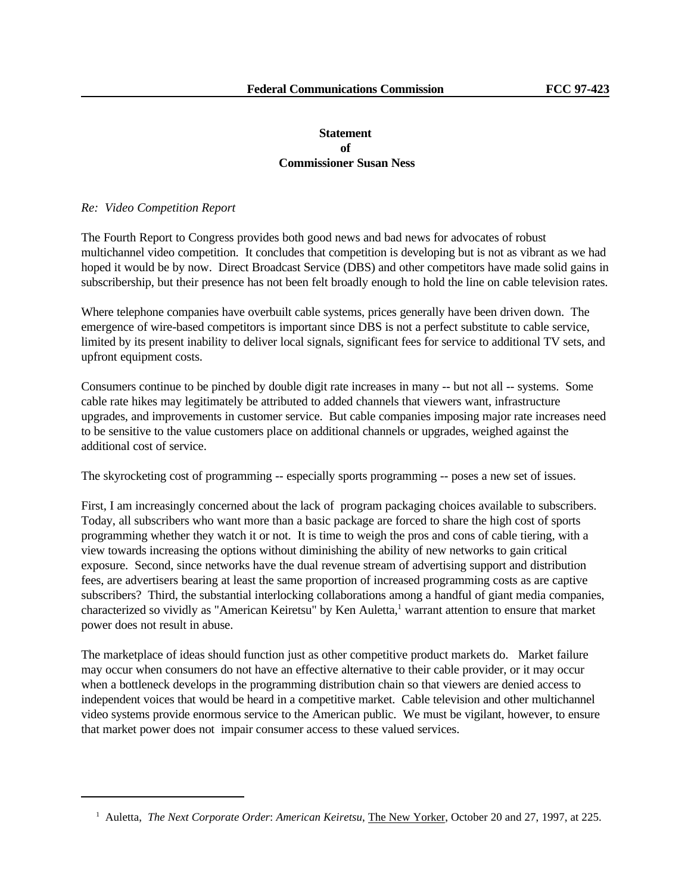**Statement**
**of**
**Commissioner Susan Ness**

*Re: Video Competition Report*

The Fourth Report to Congress provides both good news and bad news for advocates of robust multichannel video competition. It concludes that competition is developing but is not as vibrant as we had hoped it would be by now. Direct Broadcast Service (DBS) and other competitors have made solid gains in subscribership, but their presence has not been felt broadly enough to hold the line on cable television rates.

Where telephone companies have overbuilt cable systems, prices generally have been driven down. The emergence of wire-based competitors is important since DBS is not a perfect substitute to cable service, limited by its present inability to deliver local signals, significant fees for service to additional TV sets, and upfront equipment costs.

Consumers continue to be pinched by double digit rate increases in many -- but not all -- systems. Some cable rate hikes may legitimately be attributed to added channels that viewers want, infrastructure upgrades, and improvements in customer service. But cable companies imposing major rate increases need to be sensitive to the value customers place on additional channels or upgrades, weighed against the additional cost of service.

The skyrocketing cost of programming -- especially sports programming -- poses a new set of issues.

First, I am increasingly concerned about the lack of program packaging choices available to subscribers. Today, all subscribers who want more than a basic package are forced to share the high cost of sports programming whether they watch it or not. It is time to weigh the pros and cons of cable tiering, with a view towards increasing the options without diminishing the ability of new networks to gain critical exposure. Second, since networks have the dual revenue stream of advertising support and distribution fees, are advertisers bearing at least the same proportion of increased programming costs as are captive subscribers? Third, the substantial interlocking collaborations among a handful of giant media companies, characterized so vividly as "American Keiretsu" by Ken Auletta,[1] warrant attention to ensure that market power does not result in abuse.

The marketplace of ideas should function just as other competitive product markets do. Market failure may occur when consumers do not have an effective alternative to their cable provider, or it may occur when a bottleneck develops in the programming distribution chain so that viewers are denied access to independent voices that would be heard in a competitive market. Cable television and other multichannel video systems provide enormous service to the American public. We must be vigilant, however, to ensure that market power does not impair consumer access to these valued services.

---

[1] Auletta, *The Next Corporate Order*: *American Keiretsu*, The New Yorker, October 20 and 27, 1997, at 225.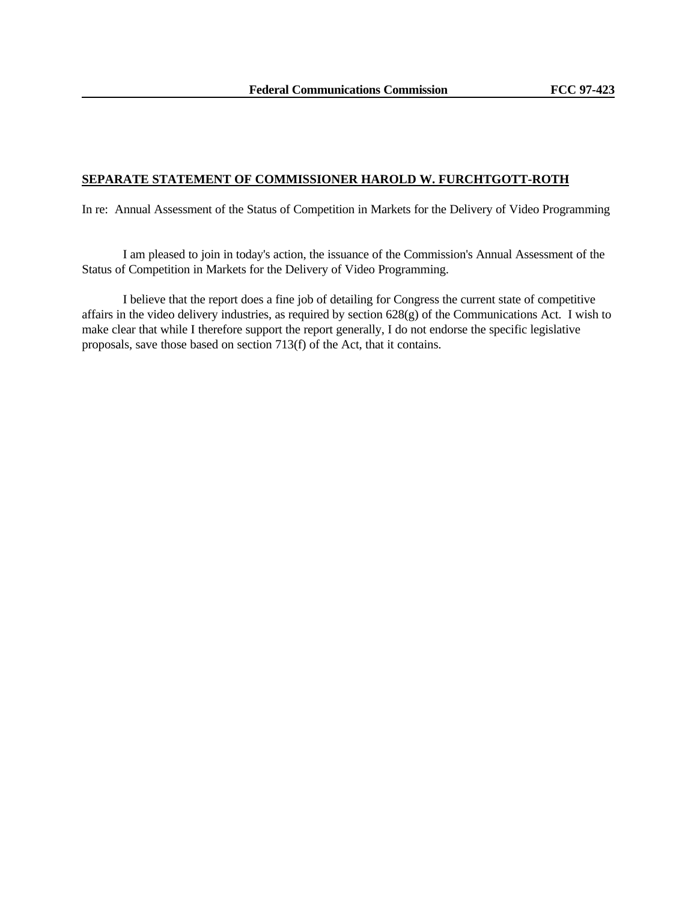**SEPARATE STATEMENT OF COMMISSIONER HAROLD W. FURCHTGOTT-ROTH**

In re: Annual Assessment of the Status of Competition in Markets for the Delivery of Video Programming

I am pleased to join in today's action, the issuance of the Commission's Annual Assessment of the Status of Competition in Markets for the Delivery of Video Programming.

I believe that the report does a fine job of detailing for Congress the current state of competitive affairs in the video delivery industries, as required by section 628(g) of the Communications Act. I wish to make clear that while I therefore support the report generally, I do not endorse the specific legislative proposals, save those based on section 713(f) of the Act, that it contains.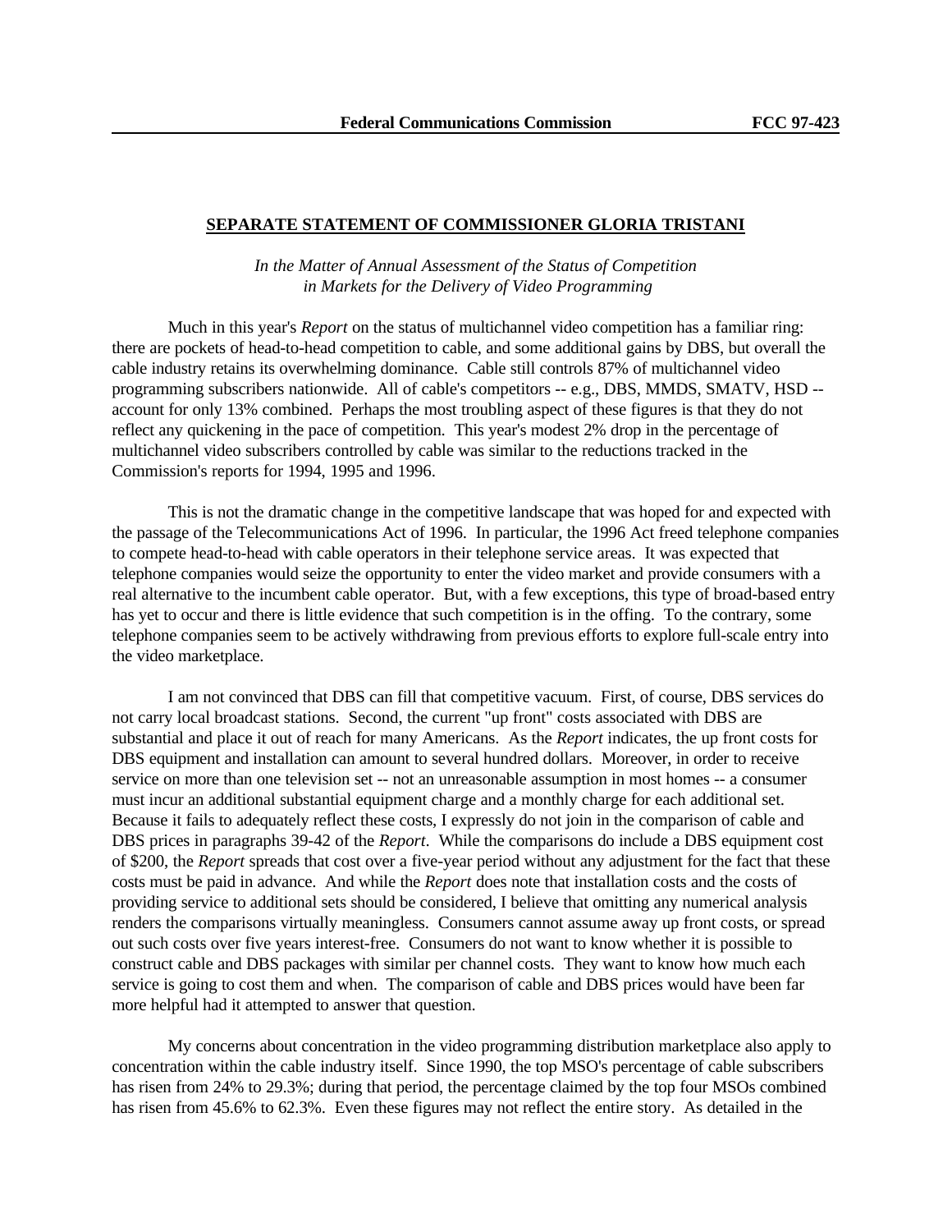## SEPARATE STATEMENT OF COMMISSIONER GLORIA TRISTANI

*In the Matter of Annual Assessment of the Status of Competition in Markets for the Delivery of Video Programming*

Much in this year's *Report* on the status of multichannel video competition has a familiar ring: there are pockets of head-to-head competition to cable, and some additional gains by DBS, but overall the cable industry retains its overwhelming dominance. Cable still controls 87% of multichannel video programming subscribers nationwide. All of cable's competitors -- e.g., DBS, MMDS, SMATV, HSD -- account for only 13% combined. Perhaps the most troubling aspect of these figures is that they do not reflect any quickening in the pace of competition. This year's modest 2% drop in the percentage of multichannel video subscribers controlled by cable was similar to the reductions tracked in the Commission's reports for 1994, 1995 and 1996.

This is not the dramatic change in the competitive landscape that was hoped for and expected with the passage of the Telecommunications Act of 1996. In particular, the 1996 Act freed telephone companies to compete head-to-head with cable operators in their telephone service areas. It was expected that telephone companies would seize the opportunity to enter the video market and provide consumers with a real alternative to the incumbent cable operator. But, with a few exceptions, this type of broad-based entry has yet to occur and there is little evidence that such competition is in the offing. To the contrary, some telephone companies seem to be actively withdrawing from previous efforts to explore full-scale entry into the video marketplace.

I am not convinced that DBS can fill that competitive vacuum. First, of course, DBS services do not carry local broadcast stations. Second, the current "up front" costs associated with DBS are substantial and place it out of reach for many Americans. As the *Report* indicates, the up front costs for DBS equipment and installation can amount to several hundred dollars. Moreover, in order to receive service on more than one television set -- not an unreasonable assumption in most homes -- a consumer must incur an additional substantial equipment charge and a monthly charge for each additional set. Because it fails to adequately reflect these costs, I expressly do not join in the comparison of cable and DBS prices in paragraphs 39-42 of the *Report*. While the comparisons do include a DBS equipment cost of $200, the *Report* spreads that cost over a five-year period without any adjustment for the fact that these costs must be paid in advance. And while the *Report* does note that installation costs and the costs of providing service to additional sets should be considered, I believe that omitting any numerical analysis renders the comparisons virtually meaningless. Consumers cannot assume away up front costs, or spread out such costs over five years interest-free. Consumers do not want to know whether it is possible to construct cable and DBS packages with similar per channel costs. They want to know how much each service is going to cost them and when. The comparison of cable and DBS prices would have been far more helpful had it attempted to answer that question.

My concerns about concentration in the video programming distribution marketplace also apply to concentration within the cable industry itself. Since 1990, the top MSO's percentage of cable subscribers has risen from 24% to 29.3%; during that period, the percentage claimed by the top four MSOs combined has risen from 45.6% to 62.3%. Even these figures may not reflect the entire story. As detailed in the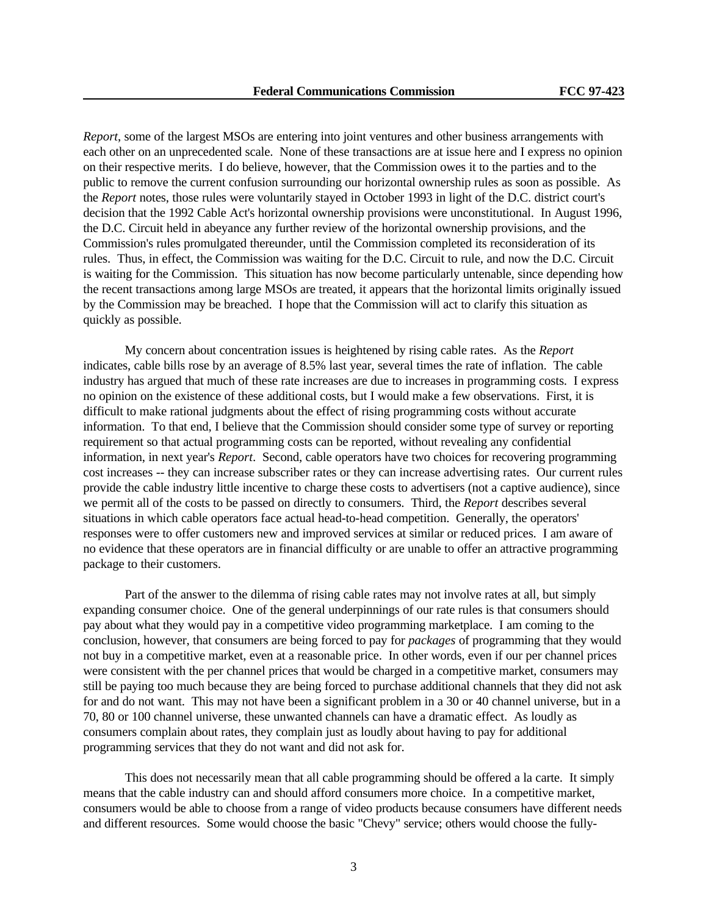*Report*, some of the largest MSOs are entering into joint ventures and other business arrangements with each other on an unprecedented scale. None of these transactions are at issue here and I express no opinion on their respective merits. I do believe, however, that the Commission owes it to the parties and to the public to remove the current confusion surrounding our horizontal ownership rules as soon as possible. As the *Report* notes, those rules were voluntarily stayed in October 1993 in light of the D.C. district court's decision that the 1992 Cable Act's horizontal ownership provisions were unconstitutional. In August 1996, the D.C. Circuit held in abeyance any further review of the horizontal ownership provisions, and the Commission's rules promulgated thereunder, until the Commission completed its reconsideration of its rules. Thus, in effect, the Commission was waiting for the D.C. Circuit to rule, and now the D.C. Circuit is waiting for the Commission. This situation has now become particularly untenable, since depending how the recent transactions among large MSOs are treated, it appears that the horizontal limits originally issued by the Commission may be breached. I hope that the Commission will act to clarify this situation as quickly as possible.

My concern about concentration issues is heightened by rising cable rates. As the *Report* indicates, cable bills rose by an average of 8.5% last year, several times the rate of inflation. The cable industry has argued that much of these rate increases are due to increases in programming costs. I express no opinion on the existence of these additional costs, but I would make a few observations. First, it is difficult to make rational judgments about the effect of rising programming costs without accurate information. To that end, I believe that the Commission should consider some type of survey or reporting requirement so that actual programming costs can be reported, without revealing any confidential information, in next year's *Report*. Second, cable operators have two choices for recovering programming cost increases -- they can increase subscriber rates or they can increase advertising rates. Our current rules provide the cable industry little incentive to charge these costs to advertisers (not a captive audience), since we permit all of the costs to be passed on directly to consumers. Third, the *Report* describes several situations in which cable operators face actual head-to-head competition. Generally, the operators' responses were to offer customers new and improved services at similar or reduced prices. I am aware of no evidence that these operators are in financial difficulty or are unable to offer an attractive programming package to their customers.

Part of the answer to the dilemma of rising cable rates may not involve rates at all, but simply expanding consumer choice. One of the general underpinnings of our rate rules is that consumers should pay about what they would pay in a competitive video programming marketplace. I am coming to the conclusion, however, that consumers are being forced to pay for *packages* of programming that they would not buy in a competitive market, even at a reasonable price. In other words, even if our per channel prices were consistent with the per channel prices that would be charged in a competitive market, consumers may still be paying too much because they are being forced to purchase additional channels that they did not ask for and do not want. This may not have been a significant problem in a 30 or 40 channel universe, but in a 70, 80 or 100 channel universe, these unwanted channels can have a dramatic effect. As loudly as consumers complain about rates, they complain just as loudly about having to pay for additional programming services that they do not want and did not ask for.

This does not necessarily mean that all cable programming should be offered a la carte. It simply means that the cable industry can and should afford consumers more choice. In a competitive market, consumers would be able to choose from a range of video products because consumers have different needs and different resources. Some would choose the basic "Chevy" service; others would choose the fully-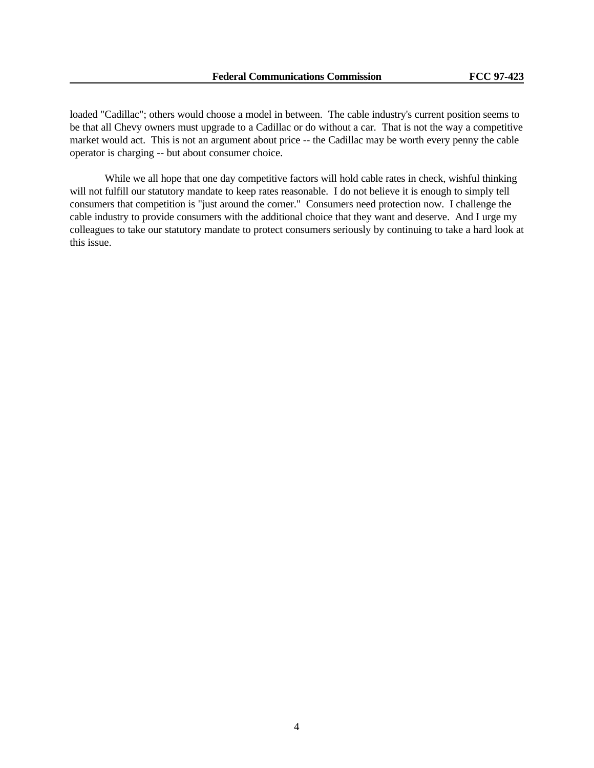loaded "Cadillac"; others would choose a model in between. The cable industry's current position seems to be that all Chevy owners must upgrade to a Cadillac or do without a car. That is not the way a competitive market would act. This is not an argument about price -- the Cadillac may be worth every penny the cable operator is charging -- but about consumer choice.

While we all hope that one day competitive factors will hold cable rates in check, wishful thinking will not fulfill our statutory mandate to keep rates reasonable. I do not believe it is enough to simply tell consumers that competition is "just around the corner." Consumers need protection now. I challenge the cable industry to provide consumers with the additional choice that they want and deserve. And I urge my colleagues to take our statutory mandate to protect consumers seriously by continuing to take a hard look at this issue.